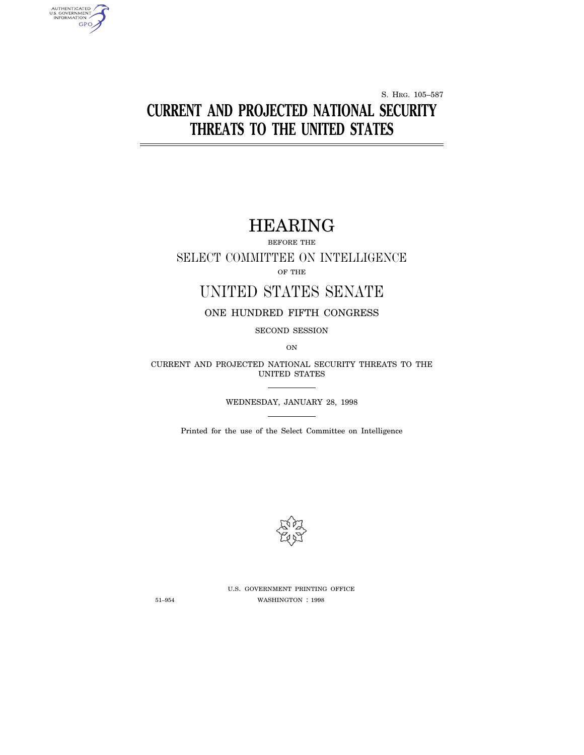S. Hrg. 105–587

# CURRENT AND PROJECTED NATIONAL SECURITY THREATS TO THE UNITED STATES

## HEARING

BEFORE THE

SELECT COMMITTEE ON INTELLIGENCE

OF THE

UNITED STATES SENATE

ONE HUNDRED FIFTH CONGRESS

SECOND SESSION

ON

CURRENT AND PROJECTED NATIONAL SECURITY THREATS TO THE UNITED STATES

WEDNESDAY, JANUARY 28, 1998

Printed for the use of the Select Committee on Intelligence

U.S. GOVERNMENT PRINTING OFFICE

51–954 WASHINGTON : 1998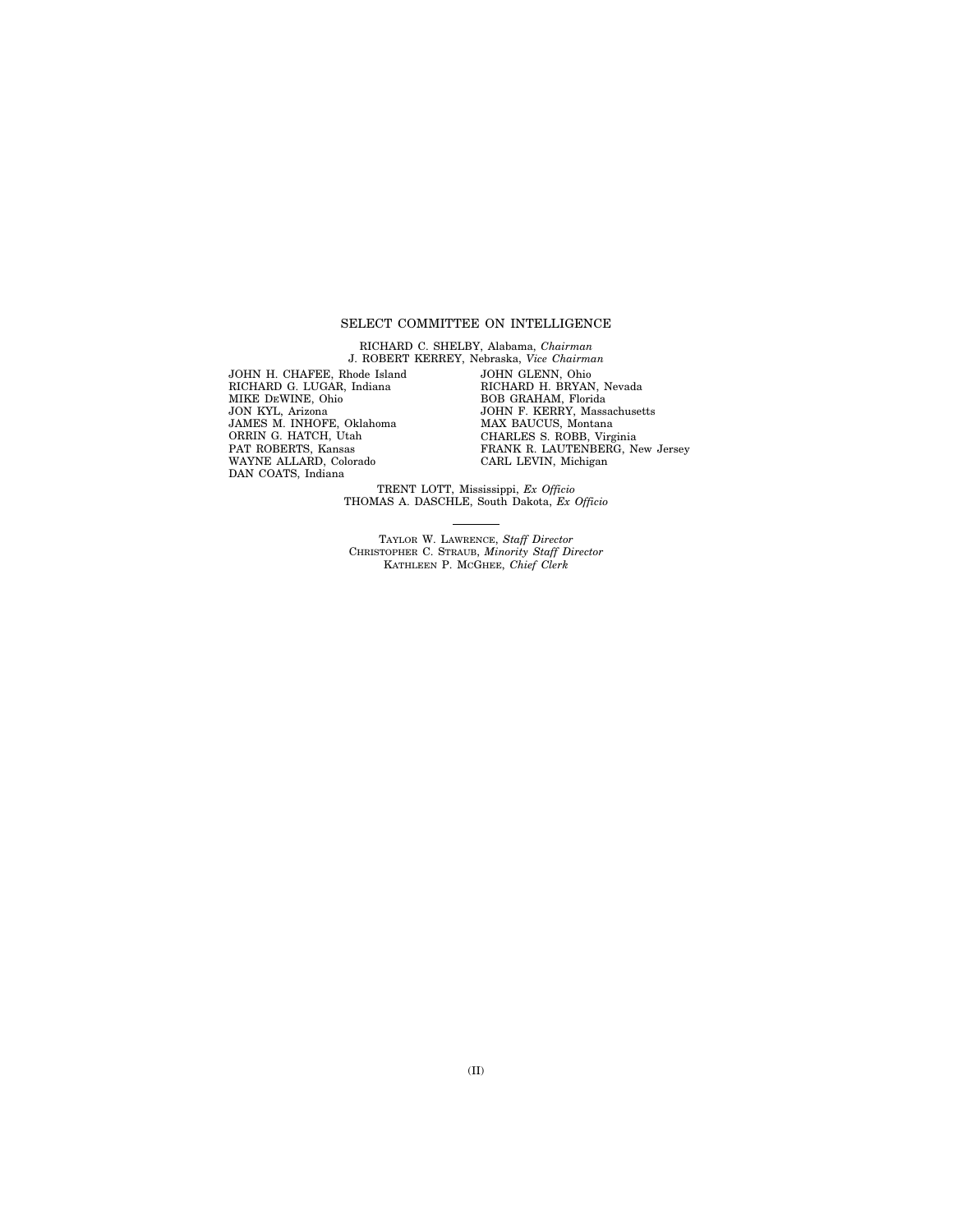SELECT COMMITTEE ON INTELLIGENCE

RICHARD C. SHELBY, Alabama, *Chairman*
J. ROBERT KERREY, Nebraska, *Vice Chairman*

JOHN H. CHAFEE, Rhode Island
RICHARD G. LUGAR, Indiana
MIKE DEWINE, Ohio
JON KYL, Arizona
JAMES M. INHOFE, Oklahoma
ORRIN G. HATCH, Utah
PAT ROBERTS, Kansas
WAYNE ALLARD, Colorado
DAN COATS, Indiana

JOHN GLENN, Ohio
RICHARD H. BRYAN, Nevada
BOB GRAHAM, Florida
JOHN F. KERRY, Massachusetts
MAX BAUCUS, Montana
CHARLES S. ROBB, Virginia
FRANK R. LAUTENBERG, New Jersey
CARL LEVIN, Michigan

TRENT LOTT, Mississippi, *Ex Officio*
THOMAS A. DASCHLE, South Dakota, *Ex Officio*

---

TAYLOR W. LAWRENCE, *Staff Director*
CHRISTOPHER C. STRAUB, *Minority Staff Director*
KATHLEEN P. MCGHEE, *Chief Clerk*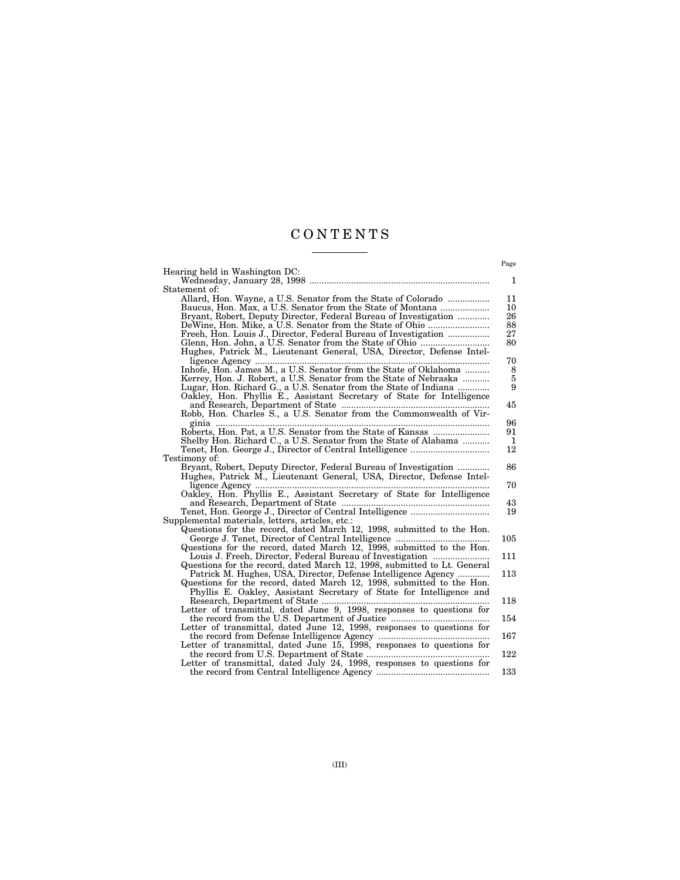# CONTENTS

| | Page |
|---|---|
| Hearing held in Washington DC: | |
| Wednesday, January 28, 1998 | 1 |
| Statement of: | |
| Allard, Hon. Wayne, a U.S. Senator from the State of Colorado | 11 |
| Baucus, Hon. Max, a U.S. Senator from the State of Montana | 10 |
| Bryant, Robert, Deputy Director, Federal Bureau of Investigation | 26 |
| DeWine, Hon. Mike, a U.S. Senator from the State of Ohio | 88 |
| Freeh, Hon. Louis J., Director, Federal Bureau of Investigation | 27 |
| Glenn, Hon. John, a U.S. Senator from the State of Ohio | 80 |
| Hughes, Patrick M., Lieutenant General, USA, Director, Defense Intelligence Agency | 70 |
| Inhofe, Hon. James M., a U.S. Senator from the State of Oklahoma | 8 |
| Kerrey, Hon. J. Robert, a U.S. Senator from the State of Nebraska | 5 |
| Lugar, Hon. Richard G., a U.S. Senator from the State of Indiana | 9 |
| Oakley, Hon. Phyllis E., Assistant Secretary of State for Intelligence and Research, Department of State | 45 |
| Robb, Hon. Charles S., a U.S. Senator from the Commonwealth of Virginia | 96 |
| Roberts, Hon. Pat, a U.S. Senator from the State of Kansas | 91 |
| Shelby Hon. Richard C., a U.S. Senator from the State of Alabama | 1 |
| Tenet, Hon. George J., Director of Central Intelligence | 12 |
| Testimony of: | |
| Bryant, Robert, Deputy Director, Federal Bureau of Investigation | 86 |
| Hughes, Patrick M., Lieutenant General, USA, Director, Defense Intelligence Agency | 70 |
| Oakley, Hon. Phyllis E., Assistant Secretary of State for Intelligence and Research, Department of State | 43 |
| Tenet, Hon. George J., Director of Central Intelligence | 19 |
| Supplemental materials, letters, articles, etc.: | |
| Questions for the record, dated March 12, 1998, submitted to the Hon. George J. Tenet, Director of Central Intelligence | 105 |
| Questions for the record, dated March 12, 1998, submitted to the Hon. Louis J. Freeh, Director, Federal Bureau of Investigation | 111 |
| Questions for the record, dated March 12, 1998, submitted to Lt. General Patrick M. Hughes, USA, Director, Defense Intelligence Agency | 113 |
| Questions for the record, dated March 12, 1998, submitted to the Hon. Phyllis E. Oakley, Assistant Secretary of State for Intelligence and Research, Department of State | 118 |
| Letter of transmittal, dated June 9, 1998, responses to questions for the record from the U.S. Department of Justice | 154 |
| Letter of transmittal, dated June 12, 1998, responses to questions for the record from Defense Intelligence Agency | 167 |
| Letter of transmittal, dated June 15, 1998, responses to questions for the record from U.S. Department of State | 122 |
| Letter of transmittal, dated July 24, 1998, responses to questions for the record from Central Intelligence Agency | 133 |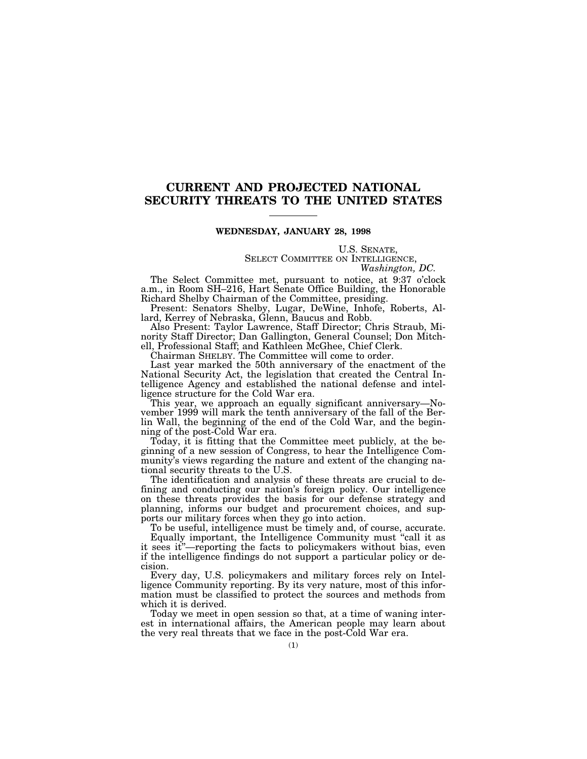# CURRENT AND PROJECTED NATIONAL SECURITY THREATS TO THE UNITED STATES

**WEDNESDAY, JANUARY 28, 1998**

U.S. SENATE,
SELECT COMMITTEE ON INTELLIGENCE,
*Washington, DC.*

The Select Committee met, pursuant to notice, at 9:37 o'clock a.m., in Room SH–216, Hart Senate Office Building, the Honorable Richard Shelby Chairman of the Committee, presiding.

Present: Senators Shelby, Lugar, DeWine, Inhofe, Roberts, Allard, Kerrey of Nebraska, Glenn, Baucus and Robb.

Also Present: Taylor Lawrence, Staff Director; Chris Straub, Minority Staff Director; Dan Gallington, General Counsel; Don Mitchell, Professional Staff; and Kathleen McGhee, Chief Clerk.

Chairman SHELBY. The Committee will come to order.

Last year marked the 50th anniversary of the enactment of the National Security Act, the legislation that created the Central Intelligence Agency and established the national defense and intelligence structure for the Cold War era.

This year, we approach an equally significant anniversary—November 1999 will mark the tenth anniversary of the fall of the Berlin Wall, the beginning of the end of the Cold War, and the beginning of the post-Cold War era.

Today, it is fitting that the Committee meet publicly, at the beginning of a new session of Congress, to hear the Intelligence Community's views regarding the nature and extent of the changing national security threats to the U.S.

The identification and analysis of these threats are crucial to defining and conducting our nation's foreign policy. Our intelligence on these threats provides the basis for our defense strategy and planning, informs our budget and procurement choices, and supports our military forces when they go into action.

To be useful, intelligence must be timely and, of course, accurate.

Equally important, the Intelligence Community must "call it as it sees it"—reporting the facts to policymakers without bias, even if the intelligence findings do not support a particular policy or decision.

Every day, U.S. policymakers and military forces rely on Intelligence Community reporting. By its very nature, most of this information must be classified to protect the sources and methods from which it is derived.

Today we meet in open session so that, at a time of waning interest in international affairs, the American people may learn about the very real threats that we face in the post-Cold War era.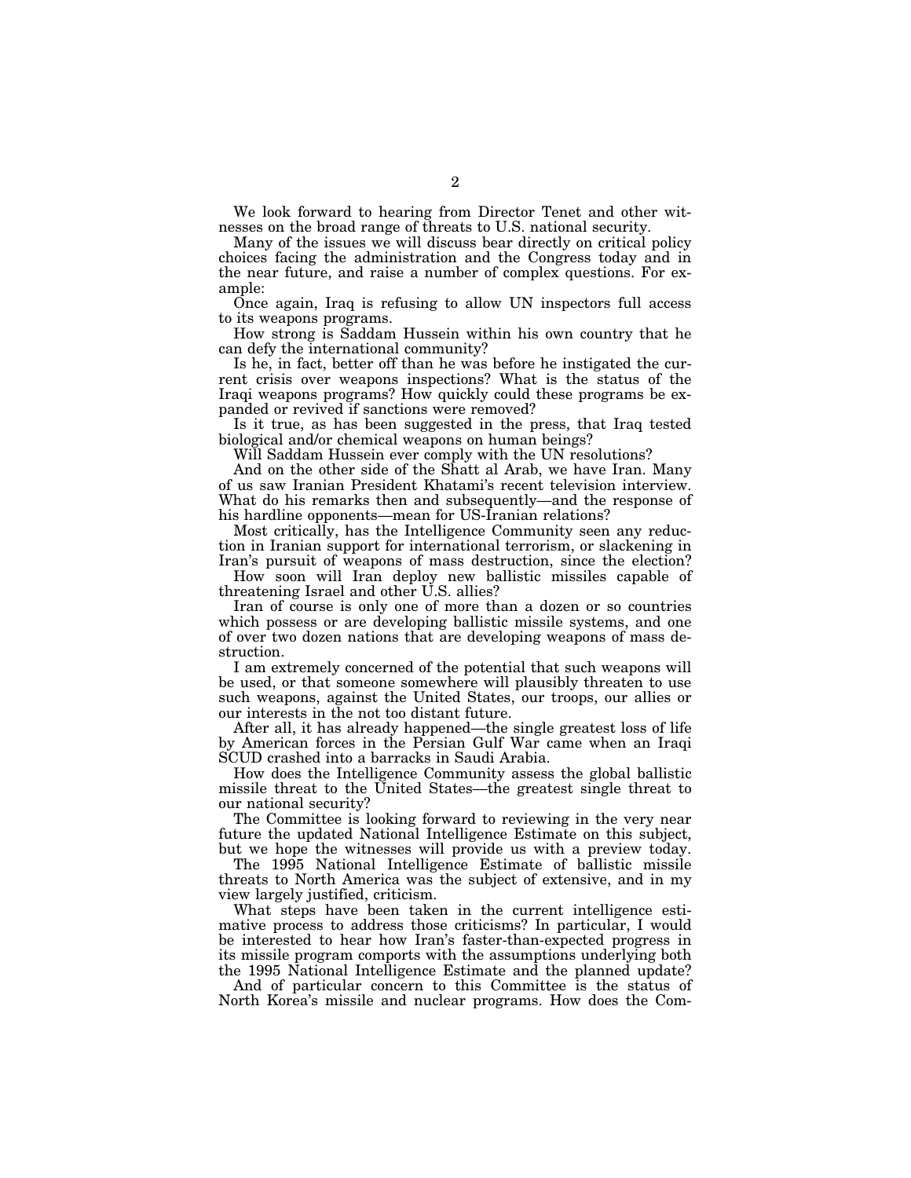We look forward to hearing from Director Tenet and other witnesses on the broad range of threats to U.S. national security.

Many of the issues we will discuss bear directly on critical policy choices facing the administration and the Congress today and in the near future, and raise a number of complex questions. For example:

Once again, Iraq is refusing to allow UN inspectors full access to its weapons programs.

How strong is Saddam Hussein within his own country that he can defy the international community?

Is he, in fact, better off than he was before he instigated the current crisis over weapons inspections? What is the status of the Iraqi weapons programs? How quickly could these programs be expanded or revived if sanctions were removed?

Is it true, as has been suggested in the press, that Iraq tested biological and/or chemical weapons on human beings?

Will Saddam Hussein ever comply with the UN resolutions?

And on the other side of the Shatt al Arab, we have Iran. Many of us saw Iranian President Khatami's recent television interview. What do his remarks then and subsequently—and the response of his hardline opponents—mean for US-Iranian relations?

Most critically, has the Intelligence Community seen any reduction in Iranian support for international terrorism, or slackening in Iran's pursuit of weapons of mass destruction, since the election?

How soon will Iran deploy new ballistic missiles capable of threatening Israel and other U.S. allies?

Iran of course is only one of more than a dozen or so countries which possess or are developing ballistic missile systems, and one of over two dozen nations that are developing weapons of mass destruction.

I am extremely concerned of the potential that such weapons will be used, or that someone somewhere will plausibly threaten to use such weapons, against the United States, our troops, our allies or our interests in the not too distant future.

After all, it has already happened—the single greatest loss of life by American forces in the Persian Gulf War came when an Iraqi SCUD crashed into a barracks in Saudi Arabia.

How does the Intelligence Community assess the global ballistic missile threat to the United States—the greatest single threat to our national security?

The Committee is looking forward to reviewing in the very near future the updated National Intelligence Estimate on this subject, but we hope the witnesses will provide us with a preview today.

The 1995 National Intelligence Estimate of ballistic missile threats to North America was the subject of extensive, and in my view largely justified, criticism.

What steps have been taken in the current intelligence estimative process to address those criticisms? In particular, I would be interested to hear how Iran's faster-than-expected progress in its missile program comports with the assumptions underlying both the 1995 National Intelligence Estimate and the planned update?

And of particular concern to this Committee is the status of North Korea's missile and nuclear programs. How does the Com-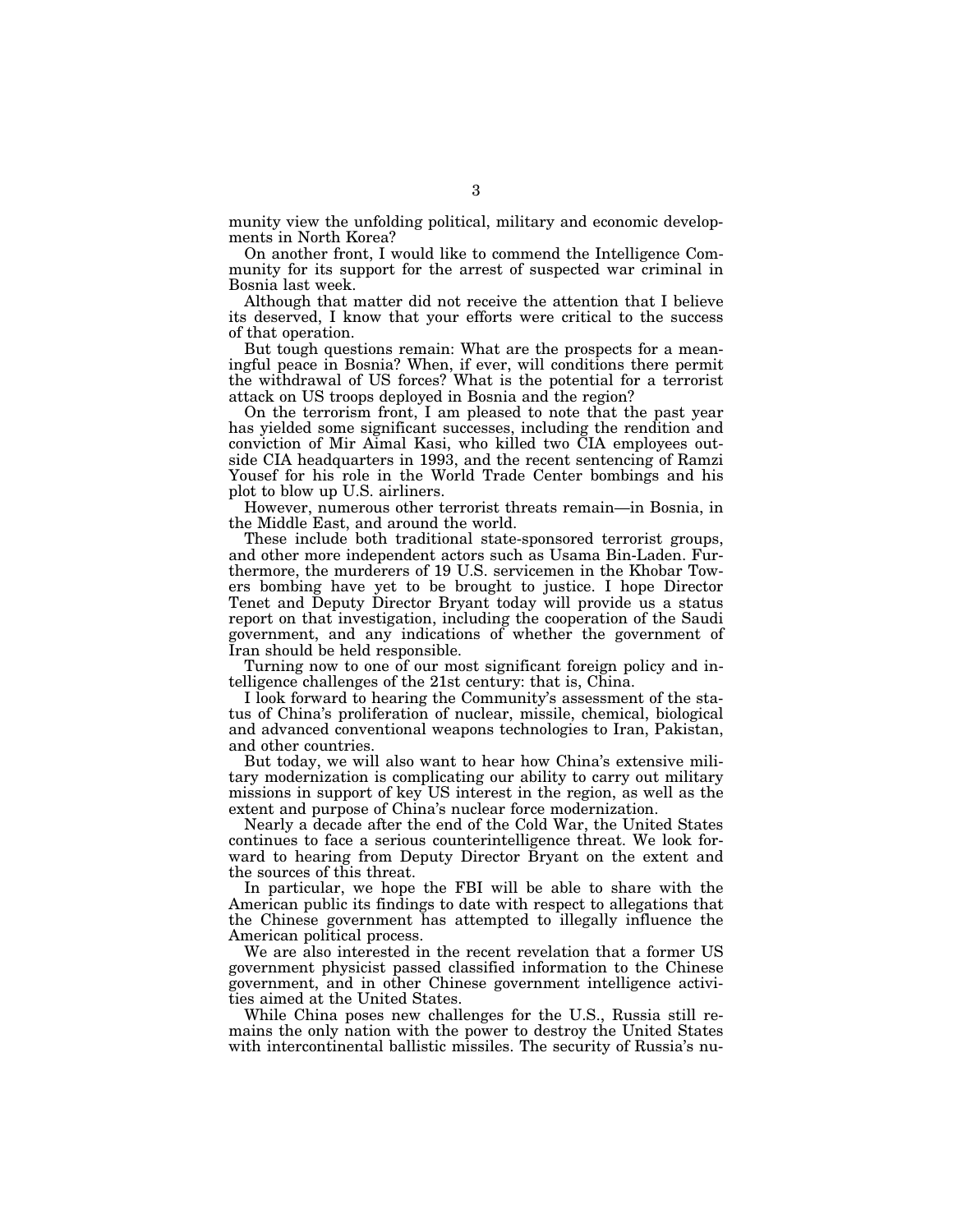munity view the unfolding political, military and economic developments in North Korea?

On another front, I would like to commend the Intelligence Community for its support for the arrest of suspected war criminal in Bosnia last week.

Although that matter did not receive the attention that I believe its deserved, I know that your efforts were critical to the success of that operation.

But tough questions remain: What are the prospects for a meaningful peace in Bosnia? When, if ever, will conditions there permit the withdrawal of US forces? What is the potential for a terrorist attack on US troops deployed in Bosnia and the region?

On the terrorism front, I am pleased to note that the past year has yielded some significant successes, including the rendition and conviction of Mir Aimal Kasi, who killed two CIA employees outside CIA headquarters in 1993, and the recent sentencing of Ramzi Yousef for his role in the World Trade Center bombings and his plot to blow up U.S. airliners.

However, numerous other terrorist threats remain—in Bosnia, in the Middle East, and around the world.

These include both traditional state-sponsored terrorist groups, and other more independent actors such as Usama Bin-Laden. Furthermore, the murderers of 19 U.S. servicemen in the Khobar Towers bombing have yet to be brought to justice. I hope Director Tenet and Deputy Director Bryant today will provide us a status report on that investigation, including the cooperation of the Saudi government, and any indications of whether the government of Iran should be held responsible.

Turning now to one of our most significant foreign policy and intelligence challenges of the 21st century: that is, China.

I look forward to hearing the Community's assessment of the status of China's proliferation of nuclear, missile, chemical, biological and advanced conventional weapons technologies to Iran, Pakistan, and other countries.

But today, we will also want to hear how China's extensive military modernization is complicating our ability to carry out military missions in support of key US interest in the region, as well as the extent and purpose of China's nuclear force modernization.

Nearly a decade after the end of the Cold War, the United States continues to face a serious counterintelligence threat. We look forward to hearing from Deputy Director Bryant on the extent and the sources of this threat.

In particular, we hope the FBI will be able to share with the American public its findings to date with respect to allegations that the Chinese government has attempted to illegally influence the American political process.

We are also interested in the recent revelation that a former US government physicist passed classified information to the Chinese government, and in other Chinese government intelligence activities aimed at the United States.

While China poses new challenges for the U.S., Russia still remains the only nation with the power to destroy the United States with intercontinental ballistic missiles. The security of Russia's nu-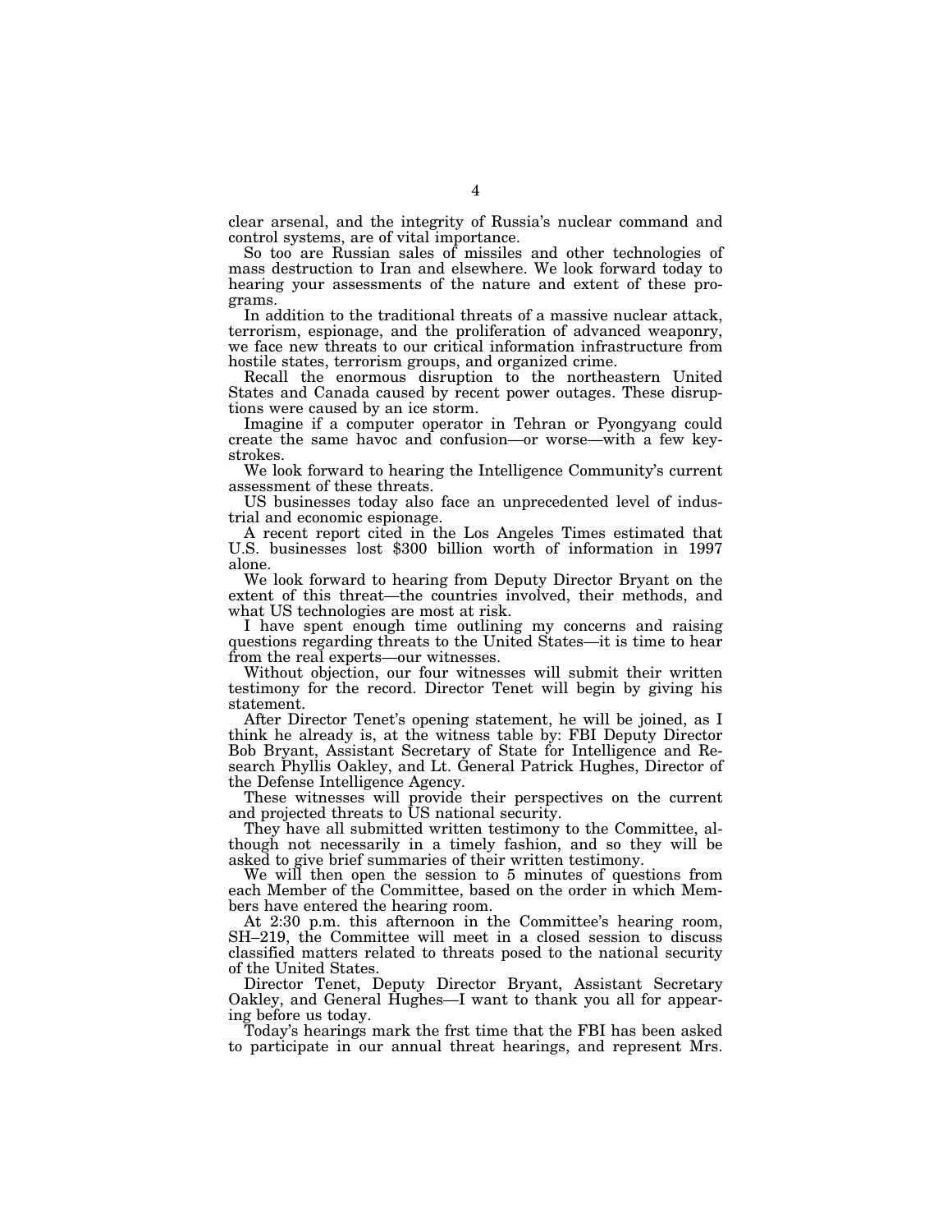clear arsenal, and the integrity of Russia's nuclear command and control systems, are of vital importance.

So too are Russian sales of missiles and other technologies of mass destruction to Iran and elsewhere. We look forward today to hearing your assessments of the nature and extent of these programs.

In addition to the traditional threats of a massive nuclear attack, terrorism, espionage, and the proliferation of advanced weaponry, we face new threats to our critical information infrastructure from hostile states, terrorism groups, and organized crime.

Recall the enormous disruption to the northeastern United States and Canada caused by recent power outages. These disruptions were caused by an ice storm.

Imagine if a computer operator in Tehran or Pyongyang could create the same havoc and confusion—or worse—with a few keystrokes.

We look forward to hearing the Intelligence Community's current assessment of these threats.

US businesses today also face an unprecedented level of industrial and economic espionage.

A recent report cited in the Los Angeles Times estimated that U.S. businesses lost $300 billion worth of information in 1997 alone.

We look forward to hearing from Deputy Director Bryant on the extent of this threat—the countries involved, their methods, and what US technologies are most at risk.

I have spent enough time outlining my concerns and raising questions regarding threats to the United States—it is time to hear from the real experts—our witnesses.

Without objection, our four witnesses will submit their written testimony for the record. Director Tenet will begin by giving his statement.

After Director Tenet's opening statement, he will be joined, as I think he already is, at the witness table by: FBI Deputy Director Bob Bryant, Assistant Secretary of State for Intelligence and Research Phyllis Oakley, and Lt. General Patrick Hughes, Director of the Defense Intelligence Agency.

These witnesses will provide their perspectives on the current and projected threats to US national security.

They have all submitted written testimony to the Committee, although not necessarily in a timely fashion, and so they will be asked to give brief summaries of their written testimony.

We will then open the session to 5 minutes of questions from each Member of the Committee, based on the order in which Members have entered the hearing room.

At 2:30 p.m. this afternoon in the Committee's hearing room, SH–219, the Committee will meet in a closed session to discuss classified matters related to threats posed to the national security of the United States.

Director Tenet, Deputy Director Bryant, Assistant Secretary Oakley, and General Hughes—I want to thank you all for appearing before us today.

Today's hearings mark the frst time that the FBI has been asked to participate in our annual threat hearings, and represent Mrs.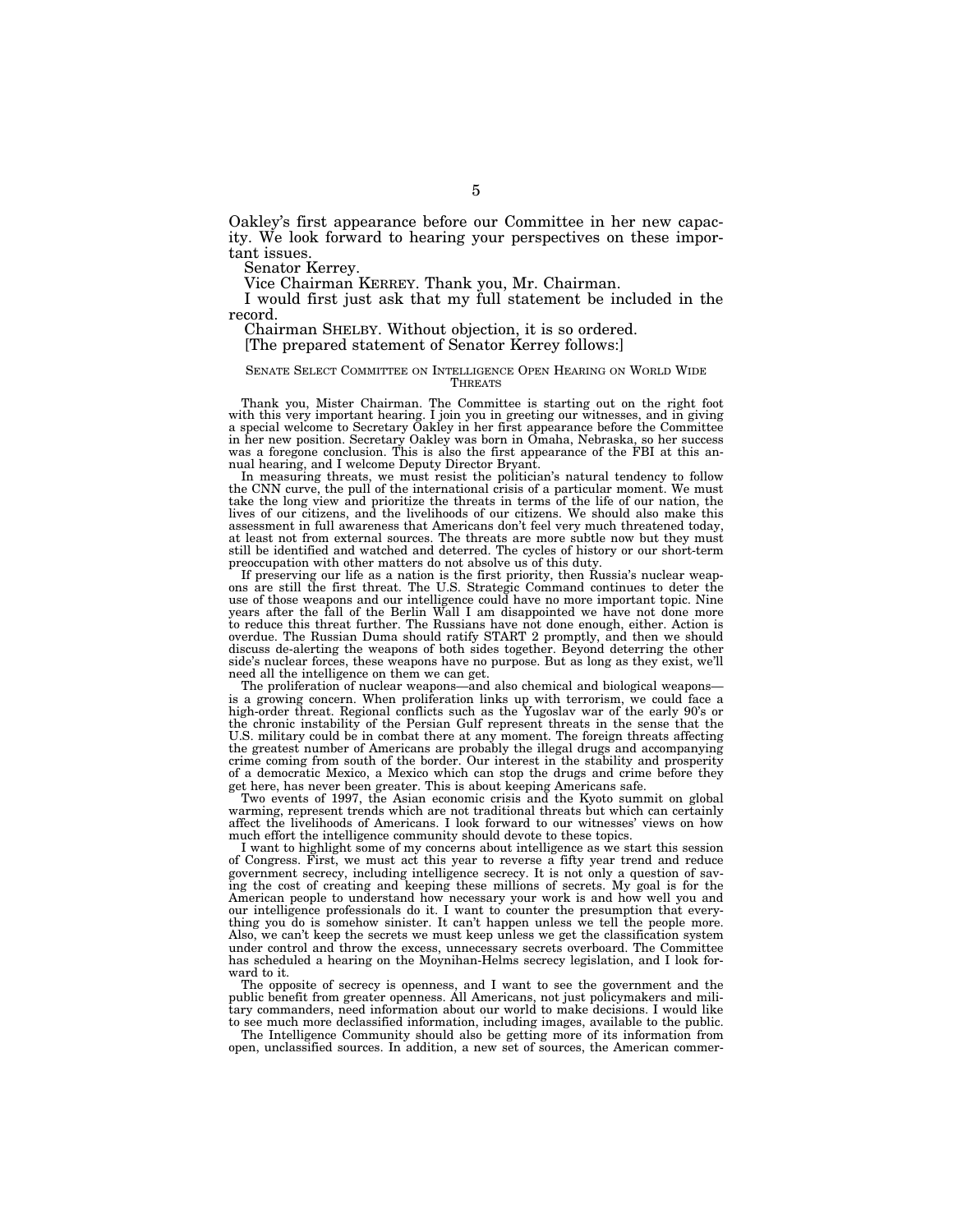Oakley's first appearance before our Committee in her new capacity. We look forward to hearing your perspectives on these important issues.

Senator Kerrey.

Vice Chairman KERREY. Thank you, Mr. Chairman.

I would first just ask that my full statement be included in the record.

Chairman SHELBY. Without objection, it is so ordered.

[The prepared statement of Senator Kerrey follows:]

SENATE SELECT COMMITTEE ON INTELLIGENCE OPEN HEARING ON WORLD WIDE THREATS

Thank you, Mister Chairman. The Committee is starting out on the right foot with this very important hearing. I join you in greeting our witnesses, and in giving a special welcome to Secretary Oakley in her first appearance before the Committee in her new position. Secretary Oakley was born in Omaha, Nebraska, so her success was a foregone conclusion. This is also the first appearance of the FBI at this annual hearing, and I welcome Deputy Director Bryant.

In measuring threats, we must resist the politician's natural tendency to follow the CNN curve, the pull of the international crisis of a particular moment. We must take the long view and prioritize the threats in terms of the life of our nation, the lives of our citizens, and the livelihoods of our citizens. We should also make this assessment in full awareness that Americans don't feel very much threatened today, at least not from external sources. The threats are more subtle now but they must still be identified and watched and deterred. The cycles of history or our short-term preoccupation with other matters do not absolve us of this duty.

If preserving our life as a nation is the first priority, then Russia's nuclear weapons are still the first threat. The U.S. Strategic Command continues to deter the use of those weapons and our intelligence could have no more important topic. Nine years after the fall of the Berlin Wall I am disappointed we have not done more to reduce this threat further. The Russians have not done enough, either. Action is overdue. The Russian Duma should ratify START 2 promptly, and then we should discuss de-alerting the weapons of both sides together. Beyond deterring the other side's nuclear forces, these weapons have no purpose. But as long as they exist, we'll need all the intelligence on them we can get.

The proliferation of nuclear weapons—and also chemical and biological weapons—is a growing concern. When proliferation links up with terrorism, we could face a high-order threat. Regional conflicts such as the Yugoslav war of the early 90's or the chronic instability of the Persian Gulf represent threats in the sense that the U.S. military could be in combat there at any moment. The foreign threats affecting the greatest number of Americans are probably the illegal drugs and accompanying crime coming from south of the border. Our interest in the stability and prosperity of a democratic Mexico, a Mexico which can stop the drugs and crime before they get here, has never been greater. This is about keeping Americans safe.

Two events of 1997, the Asian economic crisis and the Kyoto summit on global warming, represent trends which are not traditional threats but which can certainly affect the livelihoods of Americans. I look forward to our witnesses' views on how much effort the intelligence community should devote to these topics.

I want to highlight some of my concerns about intelligence as we start this session of Congress. First, we must act this year to reverse a fifty year trend and reduce government secrecy, including intelligence secrecy. It is not only a question of saving the cost of creating and keeping these millions of secrets. My goal is for the American people to understand how necessary your work is and how well you and our intelligence professionals do it. I want to counter the presumption that everything you do is somehow sinister. It can't happen unless we tell the people more. Also, we can't keep the secrets we must keep unless we get the classification system under control and throw the excess, unnecessary secrets overboard. The Committee has scheduled a hearing on the Moynihan-Helms secrecy legislation, and I look forward to it.

The opposite of secrecy is openness, and I want to see the government and the public benefit from greater openness. All Americans, not just policymakers and military commanders, need information about our world to make decisions. I would like to see much more declassified information, including images, available to the public.

The Intelligence Community should also be getting more of its information from open, unclassified sources. In addition, a new set of sources, the American commer-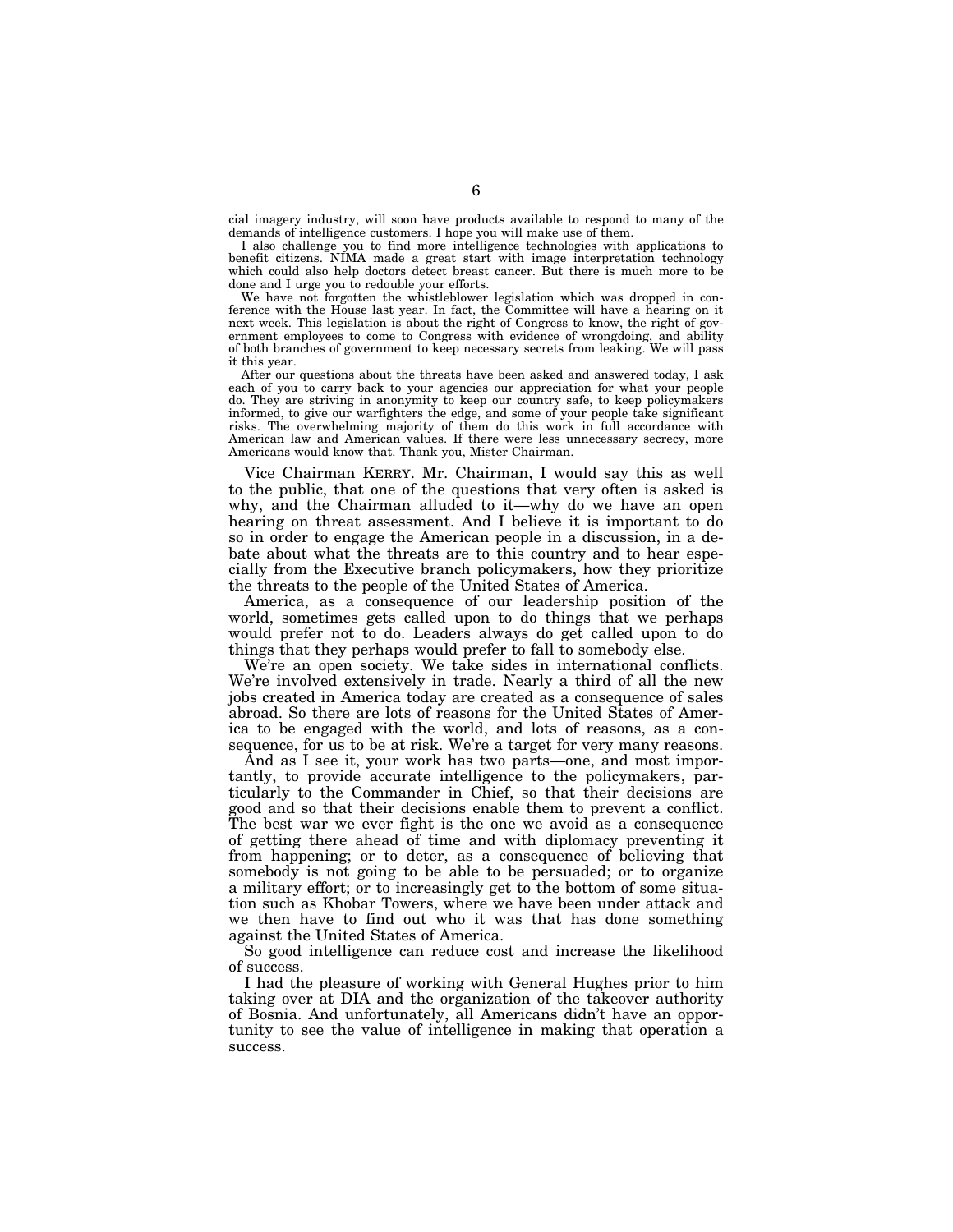cial imagery industry, will soon have products available to respond to many of the demands of intelligence customers. I hope you will make use of them.

I also challenge you to find more intelligence technologies with applications to benefit citizens. NIMA made a great start with image interpretation technology which could also help doctors detect breast cancer. But there is much more to be done and I urge you to redouble your efforts.

We have not forgotten the whistleblower legislation which was dropped in conference with the House last year. In fact, the Committee will have a hearing on it next week. This legislation is about the right of Congress to know, the right of government employees to come to Congress with evidence of wrongdoing, and ability of both branches of government to keep necessary secrets from leaking. We will pass it this year.

After our questions about the threats have been asked and answered today, I ask each of you to carry back to your agencies our appreciation for what your people do. They are striving in anonymity to keep our country safe, to keep policymakers informed, to give our warfighters the edge, and some of your people take significant risks. The overwhelming majority of them do this work in full accordance with American law and American values. If there were less unnecessary secrecy, more Americans would know that. Thank you, Mister Chairman.

Vice Chairman KERRY. Mr. Chairman, I would say this as well to the public, that one of the questions that very often is asked is why, and the Chairman alluded to it—why do we have an open hearing on threat assessment. And I believe it is important to do so in order to engage the American people in a discussion, in a debate about what the threats are to this country and to hear especially from the Executive branch policymakers, how they prioritize the threats to the people of the United States of America.

America, as a consequence of our leadership position of the world, sometimes gets called upon to do things that we perhaps would prefer not to do. Leaders always do get called upon to do things that they perhaps would prefer to fall to somebody else.

We're an open society. We take sides in international conflicts. We're involved extensively in trade. Nearly a third of all the new jobs created in America today are created as a consequence of sales abroad. So there are lots of reasons for the United States of America to be engaged with the world, and lots of reasons, as a consequence, for us to be at risk. We're a target for very many reasons.

And as I see it, your work has two parts—one, and most importantly, to provide accurate intelligence to the policymakers, particularly to the Commander in Chief, so that their decisions are good and so that their decisions enable them to prevent a conflict. The best war we ever fight is the one we avoid as a consequence of getting there ahead of time and with diplomacy preventing it from happening; or to deter, as a consequence of believing that somebody is not going to be able to be persuaded; or to organize a military effort; or to increasingly get to the bottom of some situation such as Khobar Towers, where we have been under attack and we then have to find out who it was that has done something against the United States of America.

So good intelligence can reduce cost and increase the likelihood of success.

I had the pleasure of working with General Hughes prior to him taking over at DIA and the organization of the takeover authority of Bosnia. And unfortunately, all Americans didn't have an opportunity to see the value of intelligence in making that operation a success.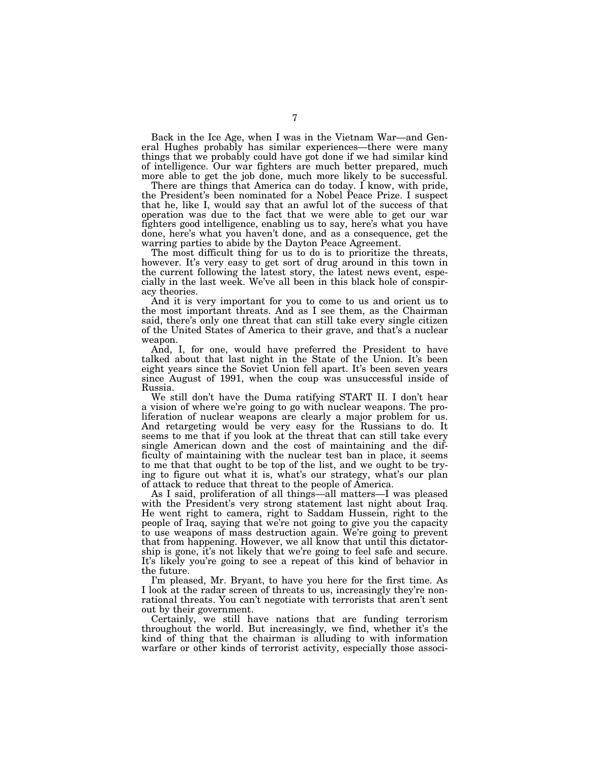Back in the Ice Age, when I was in the Vietnam War—and General Hughes probably has similar experiences—there were many things that we probably could have got done if we had similar kind of intelligence. Our war fighters are much better prepared, much more able to get the job done, much more likely to be successful.

There are things that America can do today. I know, with pride, the President's been nominated for a Nobel Peace Prize. I suspect that he, like I, would say that an awful lot of the success of that operation was due to the fact that we were able to get our war fighters good intelligence, enabling us to say, here's what you have done, here's what you haven't done, and as a consequence, get the warring parties to abide by the Dayton Peace Agreement.

The most difficult thing for us to do is to prioritize the threats, however. It's very easy to get sort of drug around in this town in the current following the latest story, the latest news event, especially in the last week. We've all been in this black hole of conspiracy theories.

And it is very important for you to come to us and orient us to the most important threats. And as I see them, as the Chairman said, there's only one threat that can still take every single citizen of the United States of America to their grave, and that's a nuclear weapon.

And, I, for one, would have preferred the President to have talked about that last night in the State of the Union. It's been eight years since the Soviet Union fell apart. It's been seven years since August of 1991, when the coup was unsuccessful inside of Russia.

We still don't have the Duma ratifying START II. I don't hear a vision of where we're going to go with nuclear weapons. The proliferation of nuclear weapons are clearly a major problem for us. And retargeting would be very easy for the Russians to do. It seems to me that if you look at the threat that can still take every single American down and the cost of maintaining and the difficulty of maintaining with the nuclear test ban in place, it seems to me that that ought to be top of the list, and we ought to be trying to figure out what it is, what's our strategy, what's our plan of attack to reduce that threat to the people of America.

As I said, proliferation of all things—all matters—I was pleased with the President's very strong statement last night about Iraq. He went right to camera, right to Saddam Hussein, right to the people of Iraq, saying that we're not going to give you the capacity to use weapons of mass destruction again. We're going to prevent that from happening. However, we all know that until this dictatorship is gone, it's not likely that we're going to feel safe and secure. It's likely you're going to see a repeat of this kind of behavior in the future.

I'm pleased, Mr. Bryant, to have you here for the first time. As I look at the radar screen of threats to us, increasingly they're nonrational threats. You can't negotiate with terrorists that aren't sent out by their government.

Certainly, we still have nations that are funding terrorism throughout the world. But increasingly, we find, whether it's the kind of thing that the chairman is alluding to with information warfare or other kinds of terrorist activity, especially those associ-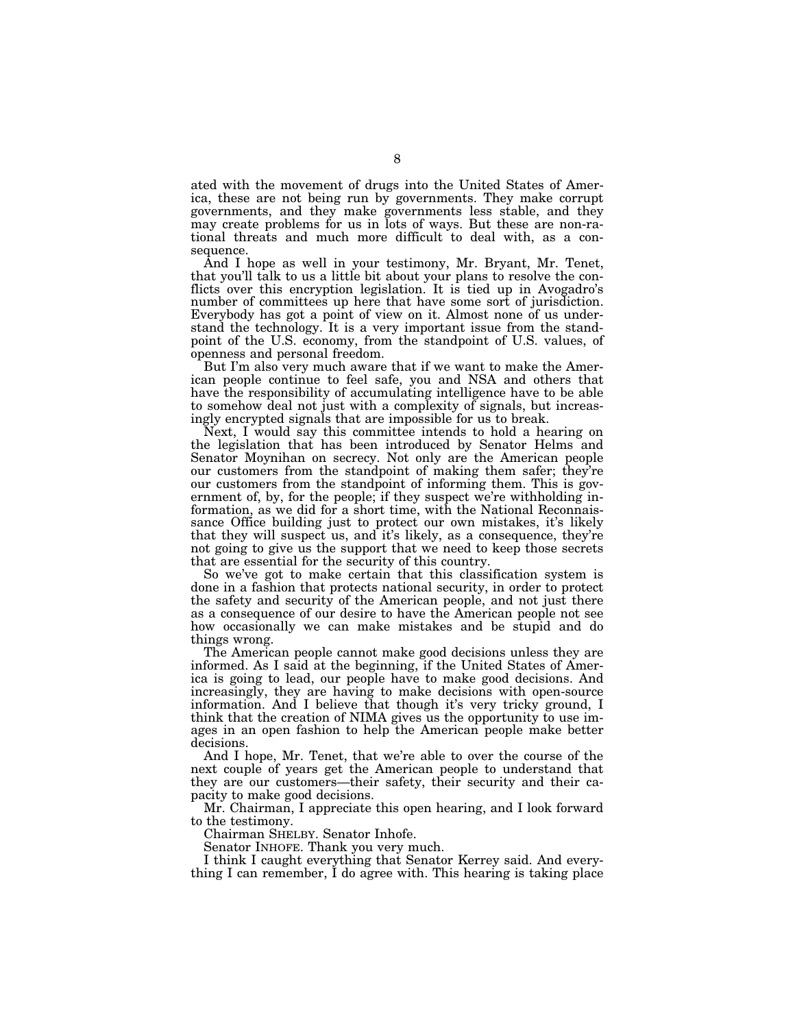ated with the movement of drugs into the United States of America, these are not being run by governments. They make corrupt governments, and they make governments less stable, and they may create problems for us in lots of ways. But these are non-rational threats and much more difficult to deal with, as a consequence.

And I hope as well in your testimony, Mr. Bryant, Mr. Tenet, that you'll talk to us a little bit about your plans to resolve the conflicts over this encryption legislation. It is tied up in Avogadro's number of committees up here that have some sort of jurisdiction. Everybody has got a point of view on it. Almost none of us understand the technology. It is a very important issue from the standpoint of the U.S. economy, from the standpoint of U.S. values, of openness and personal freedom.

But I'm also very much aware that if we want to make the American people continue to feel safe, you and NSA and others that have the responsibility of accumulating intelligence have to be able to somehow deal not just with a complexity of signals, but increasingly encrypted signals that are impossible for us to break.

Next, I would say this committee intends to hold a hearing on the legislation that has been introduced by Senator Helms and Senator Moynihan on secrecy. Not only are the American people our customers from the standpoint of making them safer; they're our customers from the standpoint of informing them. This is government of, by, for the people; if they suspect we're withholding information, as we did for a short time, with the National Reconnaissance Office building just to protect our own mistakes, it's likely that they will suspect us, and it's likely, as a consequence, they're not going to give us the support that we need to keep those secrets that are essential for the security of this country.

So we've got to make certain that this classification system is done in a fashion that protects national security, in order to protect the safety and security of the American people, and not just there as a consequence of our desire to have the American people not see how occasionally we can make mistakes and be stupid and do things wrong.

The American people cannot make good decisions unless they are informed. As I said at the beginning, if the United States of America is going to lead, our people have to make good decisions. And increasingly, they are having to make decisions with open-source information. And I believe that though it's very tricky ground, I think that the creation of NIMA gives us the opportunity to use images in an open fashion to help the American people make better decisions.

And I hope, Mr. Tenet, that we're able to over the course of the next couple of years get the American people to understand that they are our customers—their safety, their security and their capacity to make good decisions.

Mr. Chairman, I appreciate this open hearing, and I look forward to the testimony.

Chairman SHELBY. Senator Inhofe.

Senator INHOFE. Thank you very much.

I think I caught everything that Senator Kerrey said. And everything I can remember, I do agree with. This hearing is taking place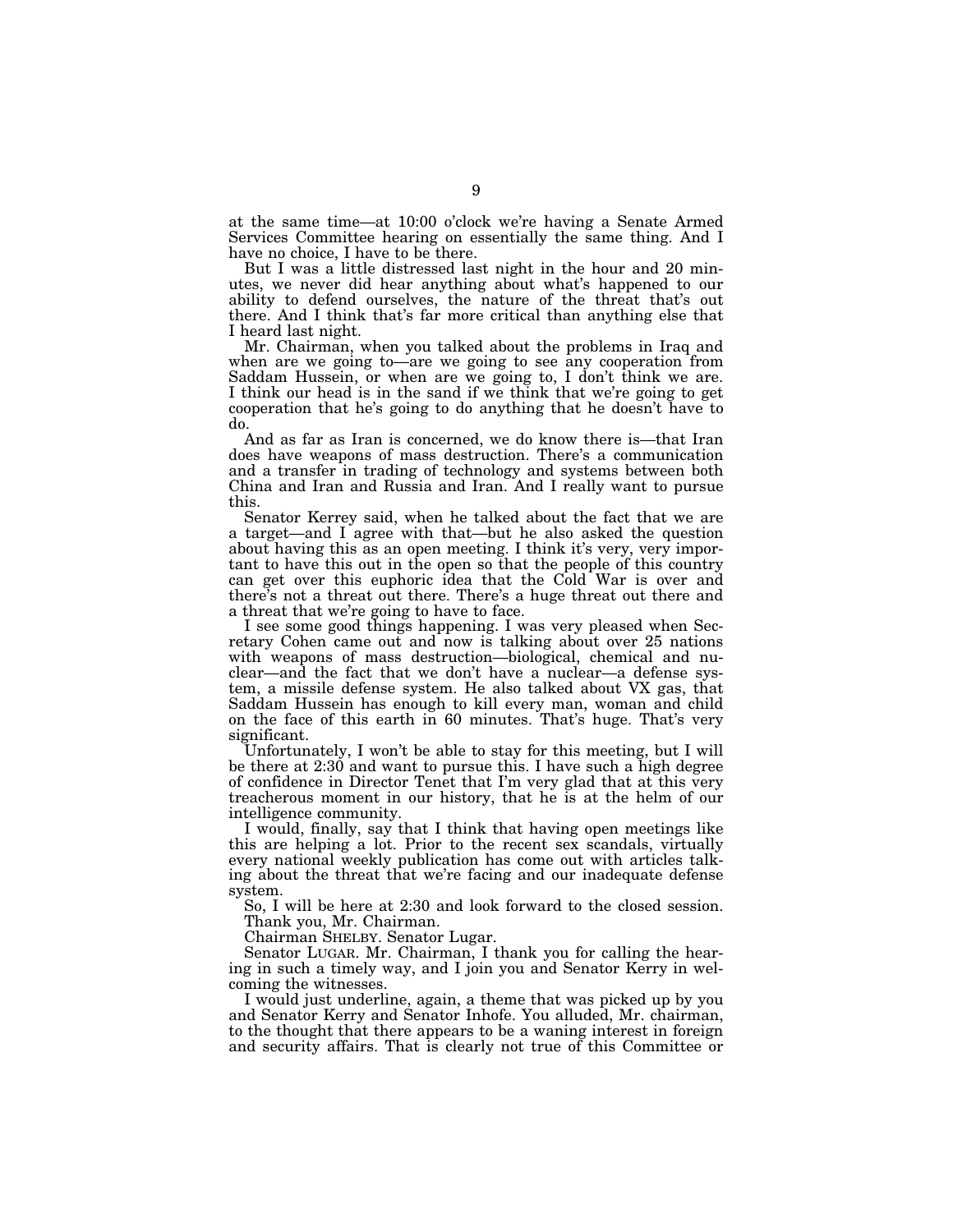at the same time—at 10:00 o'clock we're having a Senate Armed Services Committee hearing on essentially the same thing. And I have no choice, I have to be there.

But I was a little distressed last night in the hour and 20 minutes, we never did hear anything about what's happened to our ability to defend ourselves, the nature of the threat that's out there. And I think that's far more critical than anything else that I heard last night.

Mr. Chairman, when you talked about the problems in Iraq and when are we going to—are we going to see any cooperation from Saddam Hussein, or when are we going to, I don't think we are. I think our head is in the sand if we think that we're going to get cooperation that he's going to do anything that he doesn't have to do.

And as far as Iran is concerned, we do know there is—that Iran does have weapons of mass destruction. There's a communication and a transfer in trading of technology and systems between both China and Iran and Russia and Iran. And I really want to pursue this.

Senator Kerrey said, when he talked about the fact that we are a target—and I agree with that—but he also asked the question about having this as an open meeting. I think it's very, very important to have this out in the open so that the people of this country can get over this euphoric idea that the Cold War is over and there's not a threat out there. There's a huge threat out there and a threat that we're going to have to face.

I see some good things happening. I was very pleased when Secretary Cohen came out and now is talking about over 25 nations with weapons of mass destruction—biological, chemical and nuclear—and the fact that we don't have a nuclear—a defense system, a missile defense system. He also talked about VX gas, that Saddam Hussein has enough to kill every man, woman and child on the face of this earth in 60 minutes. That's huge. That's very significant.

Unfortunately, I won't be able to stay for this meeting, but I will be there at 2:30 and want to pursue this. I have such a high degree of confidence in Director Tenet that I'm very glad that at this very treacherous moment in our history, that he is at the helm of our intelligence community.

I would, finally, say that I think that having open meetings like this are helping a lot. Prior to the recent sex scandals, virtually every national weekly publication has come out with articles talking about the threat that we're facing and our inadequate defense system.

So, I will be here at 2:30 and look forward to the closed session. Thank you, Mr. Chairman.

Chairman SHELBY. Senator Lugar.

Senator LUGAR. Mr. Chairman, I thank you for calling the hearing in such a timely way, and I join you and Senator Kerry in welcoming the witnesses.

I would just underline, again, a theme that was picked up by you and Senator Kerry and Senator Inhofe. You alluded, Mr. chairman, to the thought that there appears to be a waning interest in foreign and security affairs. That is clearly not true of this Committee or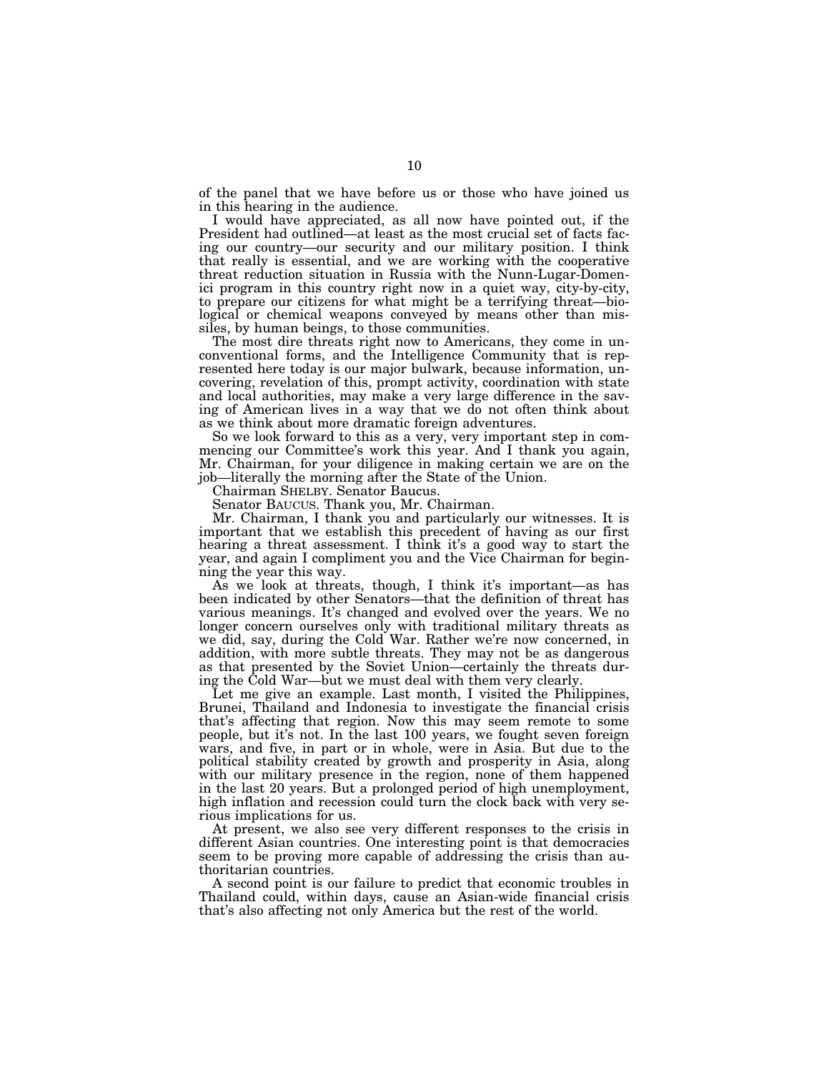of the panel that we have before us or those who have joined us in this hearing in the audience.

I would have appreciated, as all now have pointed out, if the President had outlined—at least as the most crucial set of facts facing our country—our security and our military position. I think that really is essential, and we are working with the cooperative threat reduction situation in Russia with the Nunn-Lugar-Domenici program in this country right now in a quiet way, city-by-city, to prepare our citizens for what might be a terrifying threat—biological or chemical weapons conveyed by means other than missiles, by human beings, to those communities.

The most dire threats right now to Americans, they come in unconventional forms, and the Intelligence Community that is represented here today is our major bulwark, because information, uncovering, revelation of this, prompt activity, coordination with state and local authorities, may make a very large difference in the saving of American lives in a way that we do not often think about as we think about more dramatic foreign adventures.

So we look forward to this as a very, very important step in commencing our Committee's work this year. And I thank you again, Mr. Chairman, for your diligence in making certain we are on the job—literally the morning after the State of the Union.

Chairman SHELBY. Senator Baucus.

Senator BAUCUS. Thank you, Mr. Chairman.

Mr. Chairman, I thank you and particularly our witnesses. It is important that we establish this precedent of having as our first hearing a threat assessment. I think it's a good way to start the year, and again I compliment you and the Vice Chairman for beginning the year this way.

As we look at threats, though, I think it's important—as has been indicated by other Senators—that the definition of threat has various meanings. It's changed and evolved over the years. We no longer concern ourselves only with traditional military threats as we did, say, during the Cold War. Rather we're now concerned, in addition, with more subtle threats. They may not be as dangerous as that presented by the Soviet Union—certainly the threats during the Cold War—but we must deal with them very clearly.

Let me give an example. Last month, I visited the Philippines, Brunei, Thailand and Indonesia to investigate the financial crisis that's affecting that region. Now this may seem remote to some people, but it's not. In the last 100 years, we fought seven foreign wars, and five, in part or in whole, were in Asia. But due to the political stability created by growth and prosperity in Asia, along with our military presence in the region, none of them happened in the last 20 years. But a prolonged period of high unemployment, high inflation and recession could turn the clock back with very serious implications for us.

At present, we also see very different responses to the crisis in different Asian countries. One interesting point is that democracies seem to be proving more capable of addressing the crisis than authoritarian countries.

A second point is our failure to predict that economic troubles in Thailand could, within days, cause an Asian-wide financial crisis that's also affecting not only America but the rest of the world.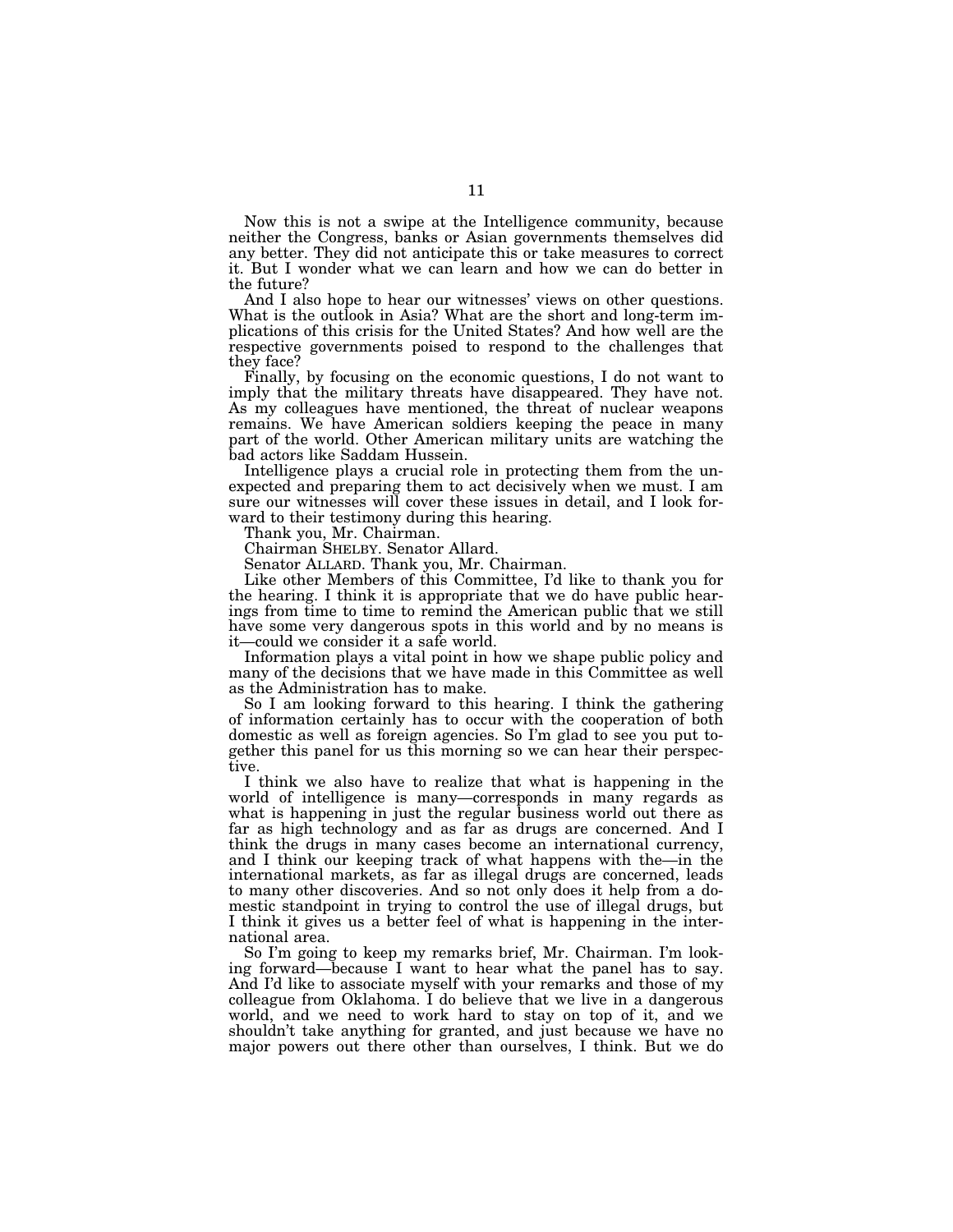Now this is not a swipe at the Intelligence community, because neither the Congress, banks or Asian governments themselves did any better. They did not anticipate this or take measures to correct it. But I wonder what we can learn and how we can do better in the future?

And I also hope to hear our witnesses' views on other questions. What is the outlook in Asia? What are the short and long-term implications of this crisis for the United States? And how well are the respective governments poised to respond to the challenges that they face?

Finally, by focusing on the economic questions, I do not want to imply that the military threats have disappeared. They have not. As my colleagues have mentioned, the threat of nuclear weapons remains. We have American soldiers keeping the peace in many part of the world. Other American military units are watching the bad actors like Saddam Hussein.

Intelligence plays a crucial role in protecting them from the unexpected and preparing them to act decisively when we must. I am sure our witnesses will cover these issues in detail, and I look forward to their testimony during this hearing.

Thank you, Mr. Chairman.

Chairman SHELBY. Senator Allard.

Senator ALLARD. Thank you, Mr. Chairman.

Like other Members of this Committee, I'd like to thank you for the hearing. I think it is appropriate that we do have public hearings from time to time to remind the American public that we still have some very dangerous spots in this world and by no means is it—could we consider it a safe world.

Information plays a vital point in how we shape public policy and many of the decisions that we have made in this Committee as well as the Administration has to make.

So I am looking forward to this hearing. I think the gathering of information certainly has to occur with the cooperation of both domestic as well as foreign agencies. So I'm glad to see you put together this panel for us this morning so we can hear their perspective.

I think we also have to realize that what is happening in the world of intelligence is many—corresponds in many regards as what is happening in just the regular business world out there as far as high technology and as far as drugs are concerned. And I think the drugs in many cases become an international currency, and I think our keeping track of what happens with the—in the international markets, as far as illegal drugs are concerned, leads to many other discoveries. And so not only does it help from a domestic standpoint in trying to control the use of illegal drugs, but I think it gives us a better feel of what is happening in the international area.

So I'm going to keep my remarks brief, Mr. Chairman. I'm looking forward—because I want to hear what the panel has to say. And I'd like to associate myself with your remarks and those of my colleague from Oklahoma. I do believe that we live in a dangerous world, and we need to work hard to stay on top of it, and we shouldn't take anything for granted, and just because we have no major powers out there other than ourselves, I think. But we do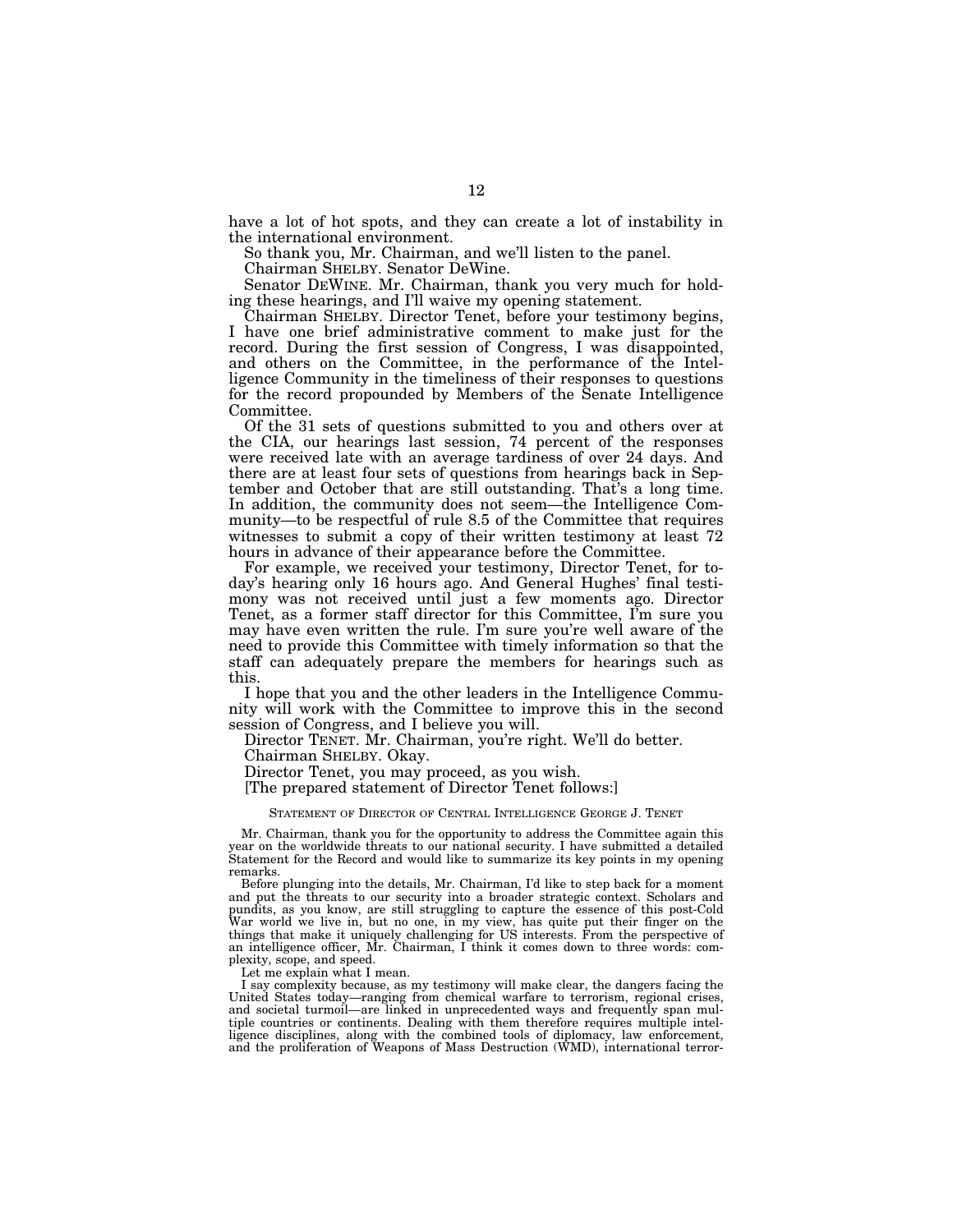have a lot of hot spots, and they can create a lot of instability in the international environment.

So thank you, Mr. Chairman, and we'll listen to the panel.

Chairman SHELBY. Senator DeWine.

Senator DEWINE. Mr. Chairman, thank you very much for holding these hearings, and I'll waive my opening statement.

Chairman SHELBY. Director Tenet, before your testimony begins, I have one brief administrative comment to make just for the record. During the first session of Congress, I was disappointed, and others on the Committee, in the performance of the Intelligence Community in the timeliness of their responses to questions for the record propounded by Members of the Senate Intelligence Committee.

Of the 31 sets of questions submitted to you and others over at the CIA, our hearings last session, 74 percent of the responses were received late with an average tardiness of over 24 days. And there are at least four sets of questions from hearings back in September and October that are still outstanding. That's a long time. In addition, the community does not seem—the Intelligence Community—to be respectful of rule 8.5 of the Committee that requires witnesses to submit a copy of their written testimony at least 72 hours in advance of their appearance before the Committee.

For example, we received your testimony, Director Tenet, for today's hearing only 16 hours ago. And General Hughes' final testimony was not received until just a few moments ago. Director Tenet, as a former staff director for this Committee, I'm sure you may have even written the rule. I'm sure you're well aware of the need to provide this Committee with timely information so that the staff can adequately prepare the members for hearings such as this.

I hope that you and the other leaders in the Intelligence Community will work with the Committee to improve this in the second session of Congress, and I believe you will.

Director TENET. Mr. Chairman, you're right. We'll do better.

Chairman SHELBY. Okay.

Director Tenet, you may proceed, as you wish.

[The prepared statement of Director Tenet follows:]

STATEMENT OF DIRECTOR OF CENTRAL INTELLIGENCE GEORGE J. TENET

Mr. Chairman, thank you for the opportunity to address the Committee again this year on the worldwide threats to our national security. I have submitted a detailed Statement for the Record and would like to summarize its key points in my opening remarks.

Before plunging into the details, Mr. Chairman, I'd like to step back for a moment and put the threats to our security into a broader strategic context. Scholars and pundits, as you know, are still struggling to capture the essence of this post-Cold War world we live in, but no one, in my view, has quite put their finger on the things that make it uniquely challenging for US interests. From the perspective of an intelligence officer, Mr. Chairman, I think it comes down to three words: complexity, scope, and speed.

Let me explain what I mean.

I say complexity because, as my testimony will make clear, the dangers facing the United States today—ranging from chemical warfare to terrorism, regional crises, and societal turmoil—are linked in unprecedented ways and frequently span multiple countries or continents. Dealing with them therefore requires multiple intelligence disciplines, along with the combined tools of diplomacy, law enforcement, and the proliferation of Weapons of Mass Destruction (WMD), international terror-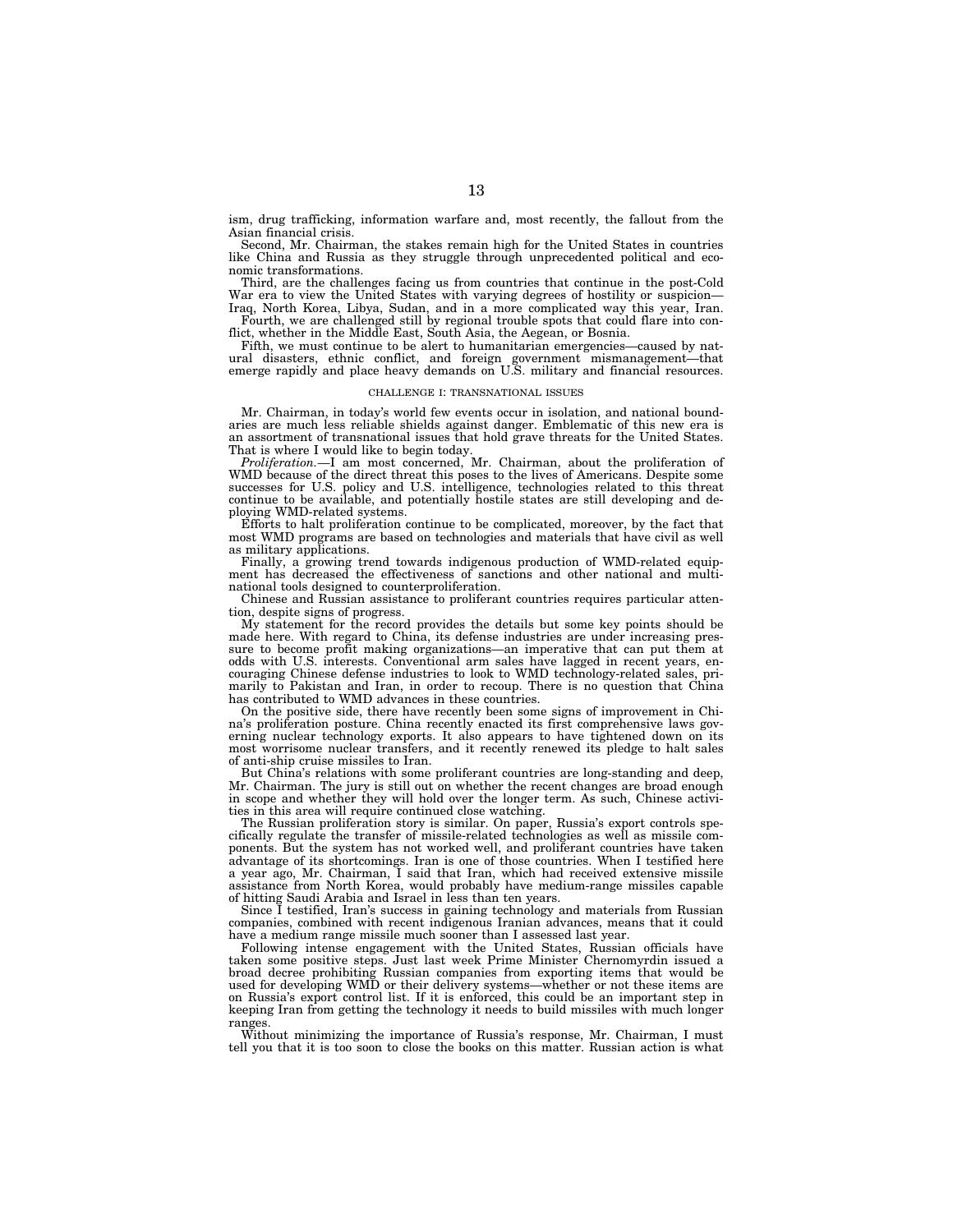ism, drug trafficking, information warfare and, most recently, the fallout from the Asian financial crisis.

Second, Mr. Chairman, the stakes remain high for the United States in countries like China and Russia as they struggle through unprecedented political and economic transformations.

Third, are the challenges facing us from countries that continue in the post-Cold War era to view the United States with varying degrees of hostility or suspicion—Iraq, North Korea, Libya, Sudan, and in a more complicated way this year, Iran.

Fourth, we are challenged still by regional trouble spots that could flare into conflict, whether in the Middle East, South Asia, the Aegean, or Bosnia.

Fifth, we must continue to be alert to humanitarian emergencies—caused by natural disasters, ethnic conflict, and foreign government mismanagement—that emerge rapidly and place heavy demands on U.S. military and financial resources.

### CHALLENGE I: TRANSNATIONAL ISSUES

Mr. Chairman, in today's world few events occur in isolation, and national boundaries are much less reliable shields against danger. Emblematic of this new era is an assortment of transnational issues that hold grave threats for the United States. That is where I would like to begin today.

*Proliferation.*—I am most concerned, Mr. Chairman, about the proliferation of WMD because of the direct threat this poses to the lives of Americans. Despite some successes for U.S. policy and U.S. intelligence, technologies related to this threat continue to be available, and potentially hostile states are still developing and deploying WMD-related systems.

Efforts to halt proliferation continue to be complicated, moreover, by the fact that most WMD programs are based on technologies and materials that have civil as well as military applications.

Finally, a growing trend towards indigenous production of WMD-related equipment has decreased the effectiveness of sanctions and other national and multinational tools designed to counterproliferation.

Chinese and Russian assistance to proliferant countries requires particular attention, despite signs of progress.

My statement for the record provides the details but some key points should be made here. With regard to China, its defense industries are under increasing pressure to become profit making organizations—an imperative that can put them at odds with U.S. interests. Conventional arm sales have lagged in recent years, encouraging Chinese defense industries to look to WMD technology-related sales, primarily to Pakistan and Iran, in order to recoup. There is no question that China has contributed to WMD advances in these countries.

On the positive side, there have recently been some signs of improvement in China's proliferation posture. China recently enacted its first comprehensive laws governing nuclear technology exports. It also appears to have tightened down on its most worrisome nuclear transfers, and it recently renewed its pledge to halt sales of anti-ship cruise missiles to Iran.

But China's relations with some proliferant countries are long-standing and deep, Mr. Chairman. The jury is still out on whether the recent changes are broad enough in scope and whether they will hold over the longer term. As such, Chinese activities in this area will require continued close watching.

The Russian proliferation story is similar. On paper, Russia's export controls specifically regulate the transfer of missile-related technologies as well as missile components. But the system has not worked well, and proliferant countries have taken advantage of its shortcomings. Iran is one of those countries. When I testified here a year ago, Mr. Chairman, I said that Iran, which had received extensive missile assistance from North Korea, would probably have medium-range missiles capable of hitting Saudi Arabia and Israel in less than ten years.

Since I testified, Iran's success in gaining technology and materials from Russian companies, combined with recent indigenous Iranian advances, means that it could have a medium range missile much sooner than I assessed last year.

Following intense engagement with the United States, Russian officials have taken some positive steps. Just last week Prime Minister Chernomyrdin issued a broad decree prohibiting Russian companies from exporting items that would be used for developing WMD or their delivery systems—whether or not these items are on Russia's export control list. If it is enforced, this could be an important step in keeping Iran from getting the technology it needs to build missiles with much longer ranges.

Without minimizing the importance of Russia's response, Mr. Chairman, I must tell you that it is too soon to close the books on this matter. Russian action is what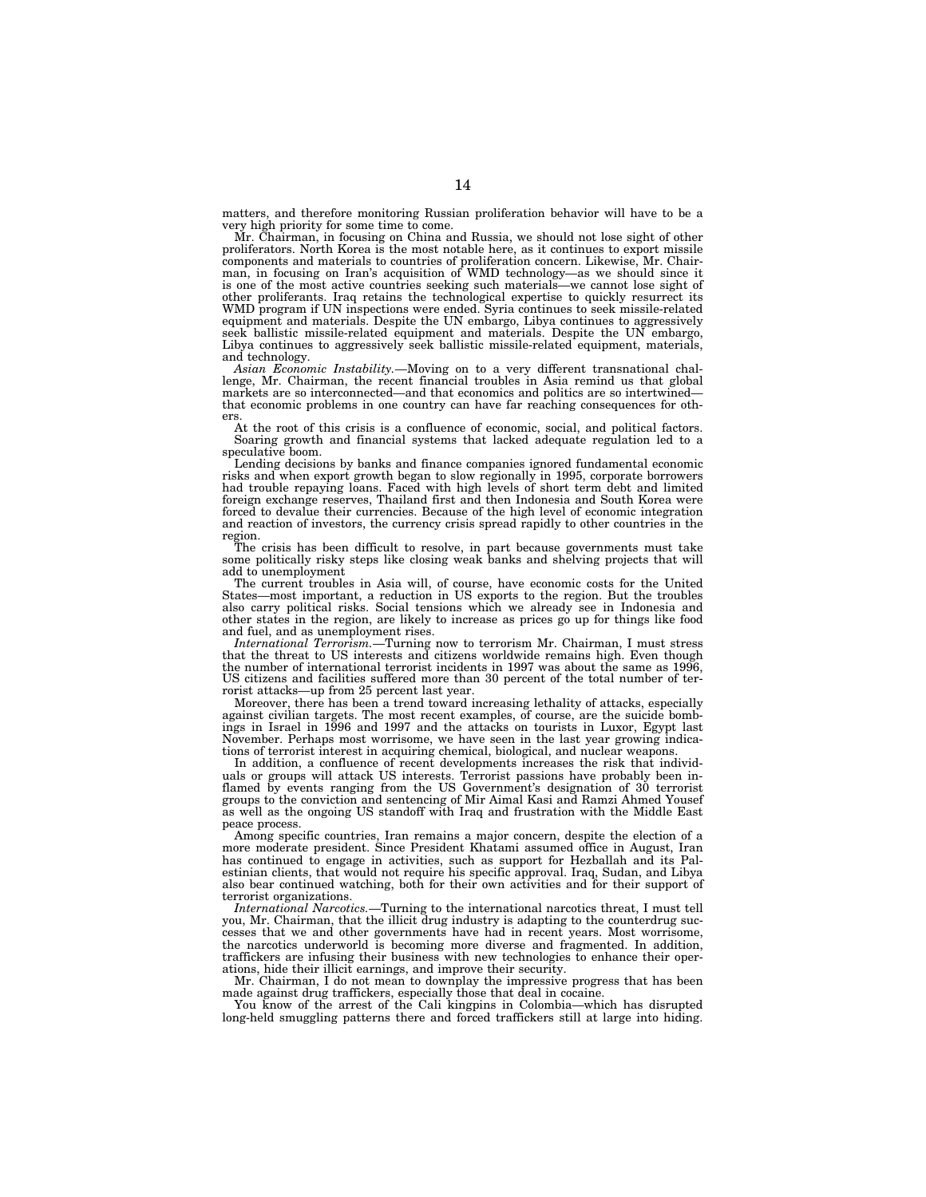matters, and therefore monitoring Russian proliferation behavior will have to be a very high priority for some time to come.

Mr. Chairman, in focusing on China and Russia, we should not lose sight of other proliferators. North Korea is the most notable here, as it continues to export missile components and materials to countries of proliferation concern. Likewise, Mr. Chairman, in focusing on Iran's acquisition of WMD technology—as we should since it is one of the most active countries seeking such materials—we cannot lose sight of other proliferants. Iraq retains the technological expertise to quickly resurrect its WMD program if UN inspections were ended. Syria continues to seek missile-related equipment and materials. Despite the UN embargo, Libya continues to aggressively seek ballistic missile-related equipment and materials. Despite the UN embargo, Libya continues to aggressively seek ballistic missile-related equipment, materials, and technology.

*Asian Economic Instability.*—Moving on to a very different transnational challenge, Mr. Chairman, the recent financial troubles in Asia remind us that global markets are so interconnected—and that economics and politics are so intertwined—that economic problems in one country can have far reaching consequences for others.

At the root of this crisis is a confluence of economic, social, and political factors. Soaring growth and financial systems that lacked adequate regulation led to a speculative boom.

Lending decisions by banks and finance companies ignored fundamental economic risks and when export growth began to slow regionally in 1995, corporate borrowers had trouble repaying loans. Faced with high levels of short term debt and limited foreign exchange reserves, Thailand first and then Indonesia and South Korea were forced to devalue their currencies. Because of the high level of economic integration and reaction of investors, the currency crisis spread rapidly to other countries in the region.

The crisis has been difficult to resolve, in part because governments must take some politically risky steps like closing weak banks and shelving projects that will add to unemployment

The current troubles in Asia will, of course, have economic costs for the United States—most important, a reduction in US exports to the region. But the troubles also carry political risks. Social tensions which we already see in Indonesia and other states in the region, are likely to increase as prices go up for things like food and fuel, and as unemployment rises.

*International Terrorism.*—Turning now to terrorism Mr. Chairman, I must stress that the threat to US interests and citizens worldwide remains high. Even though the number of international terrorist incidents in 1997 was about the same as 1996, US citizens and facilities suffered more than 30 percent of the total number of terrorist attacks—up from 25 percent last year.

Moreover, there has been a trend toward increasing lethality of attacks, especially against civilian targets. The most recent examples, of course, are the suicide bombings in Israel in 1996 and 1997 and the attacks on tourists in Luxor, Egypt last November. Perhaps most worrisome, we have seen in the last year growing indications of terrorist interest in acquiring chemical, biological, and nuclear weapons.

In addition, a confluence of recent developments increases the risk that individuals or groups will attack US interests. Terrorist passions have probably been inflamed by events ranging from the US Government's designation of 30 terrorist groups to the conviction and sentencing of Mir Aimal Kasi and Ramzi Ahmed Yousef as well as the ongoing US standoff with Iraq and frustration with the Middle East peace process.

Among specific countries, Iran remains a major concern, despite the election of a more moderate president. Since President Khatami assumed office in August, Iran has continued to engage in activities, such as support for Hezballah and its Palestinian clients, that would not require his specific approval. Iraq, Sudan, and Libya also bear continued watching, both for their own activities and for their support of terrorist organizations.

*International Narcotics.*—Turning to the international narcotics threat, I must tell you, Mr. Chairman, that the illicit drug industry is adapting to the counterdrug successes that we and other governments have had in recent years. Most worrisome, the narcotics underworld is becoming more diverse and fragmented. In addition, traffickers are infusing their business with new technologies to enhance their operations, hide their illicit earnings, and improve their security.

Mr. Chairman, I do not mean to downplay the impressive progress that has been made against drug traffickers, especially those that deal in cocaine.

You know of the arrest of the Cali kingpins in Colombia—which has disrupted long-held smuggling patterns there and forced traffickers still at large into hiding.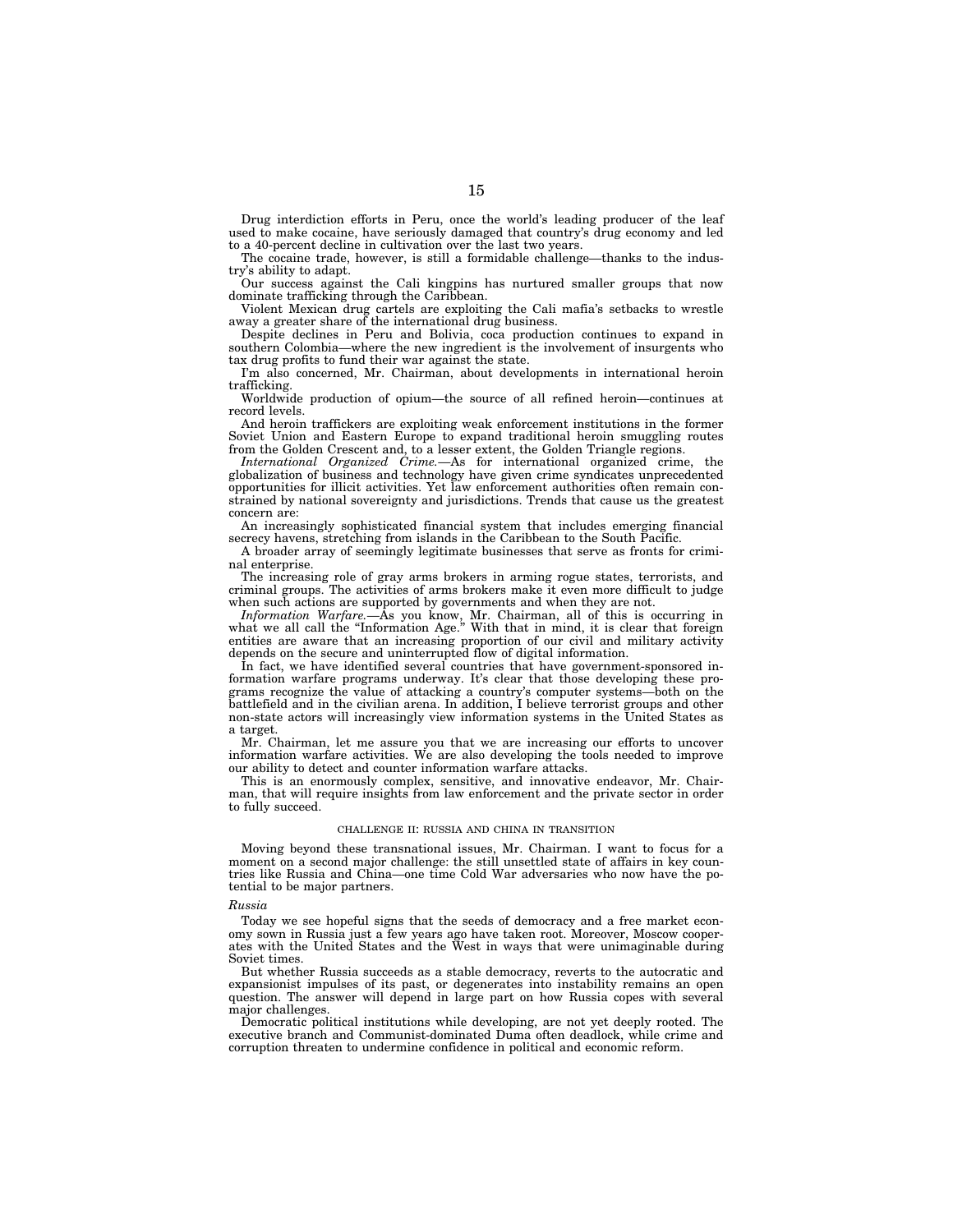Drug interdiction efforts in Peru, once the world's leading producer of the leaf used to make cocaine, have seriously damaged that country's drug economy and led to a 40-percent decline in cultivation over the last two years.

The cocaine trade, however, is still a formidable challenge—thanks to the industry's ability to adapt.

Our success against the Cali kingpins has nurtured smaller groups that now dominate trafficking through the Caribbean.

Violent Mexican drug cartels are exploiting the Cali mafia's setbacks to wrestle away a greater share of the international drug business.

Despite declines in Peru and Bolivia, coca production continues to expand in southern Colombia—where the new ingredient is the involvement of insurgents who tax drug profits to fund their war against the state.

I'm also concerned, Mr. Chairman, about developments in international heroin trafficking.

Worldwide production of opium—the source of all refined heroin—continues at record levels.

And heroin traffickers are exploiting weak enforcement institutions in the former Soviet Union and Eastern Europe to expand traditional heroin smuggling routes from the Golden Crescent and, to a lesser extent, the Golden Triangle regions.

*International Organized Crime.*—As for international organized crime, the globalization of business and technology have given crime syndicates unprecedented opportunities for illicit activities. Yet law enforcement authorities often remain constrained by national sovereignty and jurisdictions. Trends that cause us the greatest concern are:

An increasingly sophisticated financial system that includes emerging financial secrecy havens, stretching from islands in the Caribbean to the South Pacific.

A broader array of seemingly legitimate businesses that serve as fronts for criminal enterprise.

The increasing role of gray arms brokers in arming rogue states, terrorists, and criminal groups. The activities of arms brokers make it even more difficult to judge when such actions are supported by governments and when they are not.

*Information Warfare.*—As you know, Mr. Chairman, all of this is occurring in what we all call the "Information Age." With that in mind, it is clear that foreign entities are aware that an increasing proportion of our civil and military activity depends on the secure and uninterrupted flow of digital information.

In fact, we have identified several countries that have government-sponsored information warfare programs underway. It's clear that those developing these programs recognize the value of attacking a country's computer systems—both on the battlefield and in the civilian arena. In addition, I believe terrorist groups and other non-state actors will increasingly view information systems in the United States as a target.

Mr. Chairman, let me assure you that we are increasing our efforts to uncover information warfare activities. We are also developing the tools needed to improve our ability to detect and counter information warfare attacks.

This is an enormously complex, sensitive, and innovative endeavor, Mr. Chairman, that will require insights from law enforcement and the private sector in order to fully succeed.

## CHALLENGE II: RUSSIA AND CHINA IN TRANSITION

Moving beyond these transnational issues, Mr. Chairman. I want to focus for a moment on a second major challenge: the still unsettled state of affairs in key countries like Russia and China—one time Cold War adversaries who now have the potential to be major partners.

### *Russia*

Today we see hopeful signs that the seeds of democracy and a free market economy sown in Russia just a few years ago have taken root. Moreover, Moscow cooperates with the United States and the West in ways that were unimaginable during Soviet times.

But whether Russia succeeds as a stable democracy, reverts to the autocratic and expansionist impulses of its past, or degenerates into instability remains an open question. The answer will depend in large part on how Russia copes with several major challenges.

Democratic political institutions while developing, are not yet deeply rooted. The executive branch and Communist-dominated Duma often deadlock, while crime and corruption threaten to undermine confidence in political and economic reform.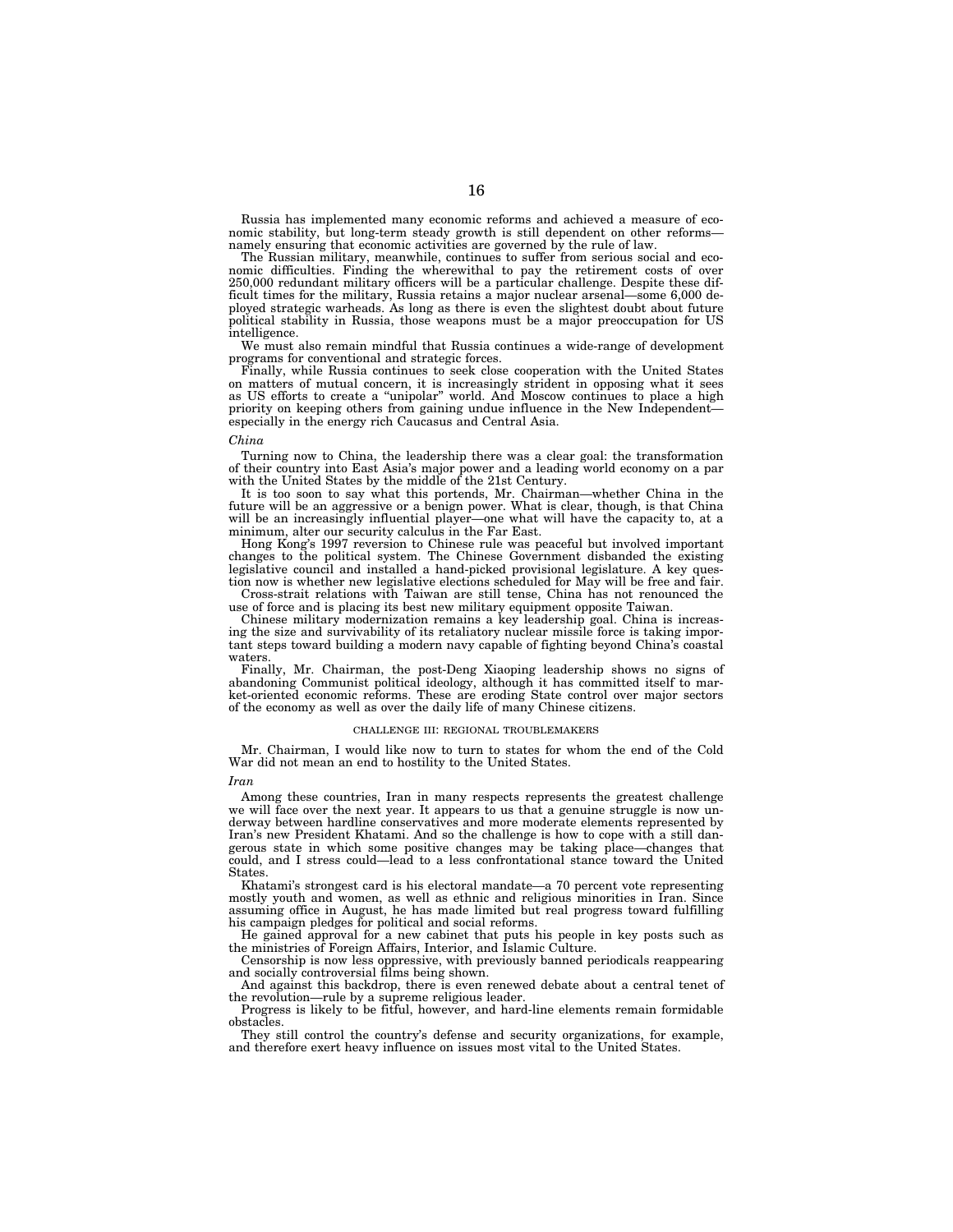Russia has implemented many economic reforms and achieved a measure of economic stability, but long-term steady growth is still dependent on other reforms—namely ensuring that economic activities are governed by the rule of law.

The Russian military, meanwhile, continues to suffer from serious social and economic difficulties. Finding the wherewithal to pay the retirement costs of over 250,000 redundant military officers will be a particular challenge. Despite these difficult times for the military, Russia retains a major nuclear arsenal—some 6,000 deployed strategic warheads. As long as there is even the slightest doubt about future political stability in Russia, those weapons must be a major preoccupation for US intelligence.

We must also remain mindful that Russia continues a wide-range of development programs for conventional and strategic forces.

Finally, while Russia continues to seek close cooperation with the United States on matters of mutual concern, it is increasingly strident in opposing what it sees as US efforts to create a "unipolar" world. And Moscow continues to place a high priority on keeping others from gaining undue influence in the New Independent—especially in the energy rich Caucasus and Central Asia.

*China*

Turning now to China, the leadership there was a clear goal: the transformation of their country into East Asia's major power and a leading world economy on a par with the United States by the middle of the 21st Century.

It is too soon to say what this portends, Mr. Chairman—whether China in the future will be an aggressive or a benign power. What is clear, though, is that China will be an increasingly influential player—one what will have the capacity to, at a minimum, alter our security calculus in the Far East.

Hong Kong's 1997 reversion to Chinese rule was peaceful but involved important changes to the political system. The Chinese Government disbanded the existing legislative council and installed a hand-picked provisional legislature. A key question now is whether new legislative elections scheduled for May will be free and fair.

Cross-strait relations with Taiwan are still tense, China has not renounced the use of force and is placing its best new military equipment opposite Taiwan.

Chinese military modernization remains a key leadership goal. China is increasing the size and survivability of its retaliatory nuclear missile force is taking important steps toward building a modern navy capable of fighting beyond China's coastal waters.

Finally, Mr. Chairman, the post-Deng Xiaoping leadership shows no signs of abandoning Communist political ideology, although it has committed itself to market-oriented economic reforms. These are eroding State control over major sectors of the economy as well as over the daily life of many Chinese citizens.

### CHALLENGE III: REGIONAL TROUBLEMAKERS

Mr. Chairman, I would like now to turn to states for whom the end of the Cold War did not mean an end to hostility to the United States.

*Iran*

Among these countries, Iran in many respects represents the greatest challenge we will face over the next year. It appears to us that a genuine struggle is now underway between hardline conservatives and more moderate elements represented by Iran's new President Khatami. And so the challenge is how to cope with a still dangerous state in which some positive changes may be taking place—changes that could, and I stress could—lead to a less confrontational stance toward the United States.

Khatami's strongest card is his electoral mandate—a 70 percent vote representing mostly youth and women, as well as ethnic and religious minorities in Iran. Since assuming office in August, he has made limited but real progress toward fulfilling his campaign pledges for political and social reforms.

He gained approval for a new cabinet that puts his people in key posts such as the ministries of Foreign Affairs, Interior, and Islamic Culture.

Censorship is now less oppressive, with previously banned periodicals reappearing and socially controversial films being shown.

And against this backdrop, there is even renewed debate about a central tenet of the revolution—rule by a supreme religious leader.

Progress is likely to be fitful, however, and hard-line elements remain formidable obstacles.

They still control the country's defense and security organizations, for example, and therefore exert heavy influence on issues most vital to the United States.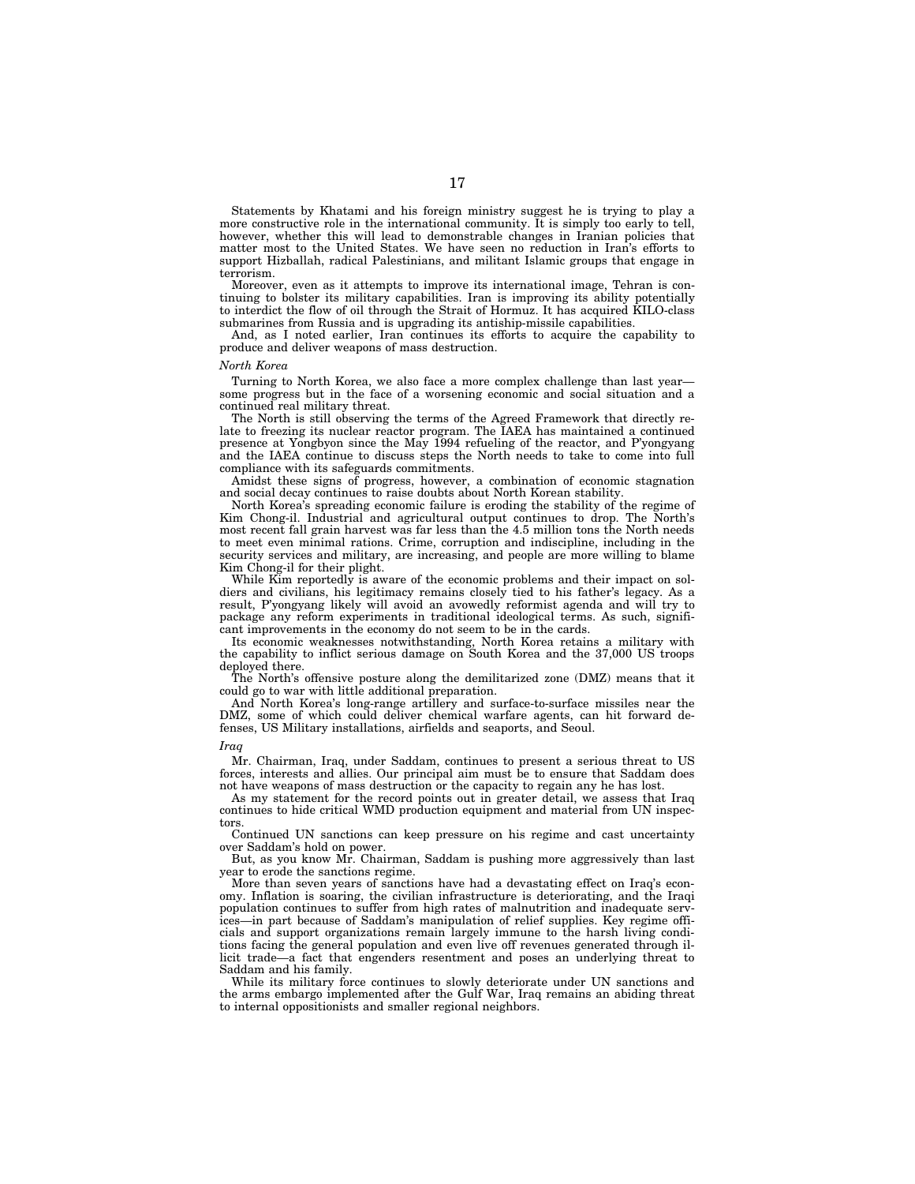Statements by Khatami and his foreign ministry suggest he is trying to play a more constructive role in the international community. It is simply too early to tell, however, whether this will lead to demonstrable changes in Iranian policies that matter most to the United States. We have seen no reduction in Iran's efforts to support Hizballah, radical Palestinians, and militant Islamic groups that engage in terrorism.

Moreover, even as it attempts to improve its international image, Tehran is continuing to bolster its military capabilities. Iran is improving its ability potentially to interdict the flow of oil through the Strait of Hormuz. It has acquired KILO-class submarines from Russia and is upgrading its antiship-missile capabilities.

And, as I noted earlier, Iran continues its efforts to acquire the capability to produce and deliver weapons of mass destruction.

*North Korea*

Turning to North Korea, we also face a more complex challenge than last year—some progress but in the face of a worsening economic and social situation and a continued real military threat.

The North is still observing the terms of the Agreed Framework that directly relate to freezing its nuclear reactor program. The IAEA has maintained a continued presence at Yongbyon since the May 1994 refueling of the reactor, and P'yongyang and the IAEA continue to discuss steps the North needs to take to come into full compliance with its safeguards commitments.

Amidst these signs of progress, however, a combination of economic stagnation and social decay continues to raise doubts about North Korean stability.

North Korea's spreading economic failure is eroding the stability of the regime of Kim Chong-il. Industrial and agricultural output continues to drop. The North's most recent fall grain harvest was far less than the 4.5 million tons the North needs to meet even minimal rations. Crime, corruption and indiscipline, including in the security services and military, are increasing, and people are more willing to blame Kim Chong-il for their plight.

While Kim reportedly is aware of the economic problems and their impact on soldiers and civilians, his legitimacy remains closely tied to his father's legacy. As a result, P'yongyang likely will avoid an avowedly reformist agenda and will try to package any reform experiments in traditional ideological terms. As such, significant improvements in the economy do not seem to be in the cards.

Its economic weaknesses notwithstanding, North Korea retains a military with the capability to inflict serious damage on South Korea and the 37,000 US troops deployed there.

The North's offensive posture along the demilitarized zone (DMZ) means that it could go to war with little additional preparation.

And North Korea's long-range artillery and surface-to-surface missiles near the DMZ, some of which could deliver chemical warfare agents, can hit forward defenses, US Military installations, airfields and seaports, and Seoul.

*Iraq*

Mr. Chairman, Iraq, under Saddam, continues to present a serious threat to US forces, interests and allies. Our principal aim must be to ensure that Saddam does not have weapons of mass destruction or the capacity to regain any he has lost.

As my statement for the record points out in greater detail, we assess that Iraq continues to hide critical WMD production equipment and material from UN inspectors.

Continued UN sanctions can keep pressure on his regime and cast uncertainty over Saddam's hold on power.

But, as you know Mr. Chairman, Saddam is pushing more aggressively than last year to erode the sanctions regime.

More than seven years of sanctions have had a devastating effect on Iraq's economy. Inflation is soaring, the civilian infrastructure is deteriorating, and the Iraqi population continues to suffer from high rates of malnutrition and inadequate services—in part because of Saddam's manipulation of relief supplies. Key regime officials and support organizations remain largely immune to the harsh living conditions facing the general population and even live off revenues generated through illicit trade—a fact that engenders resentment and poses an underlying threat to Saddam and his family.

While its military force continues to slowly deteriorate under UN sanctions and the arms embargo implemented after the Gulf War, Iraq remains an abiding threat to internal oppositionists and smaller regional neighbors.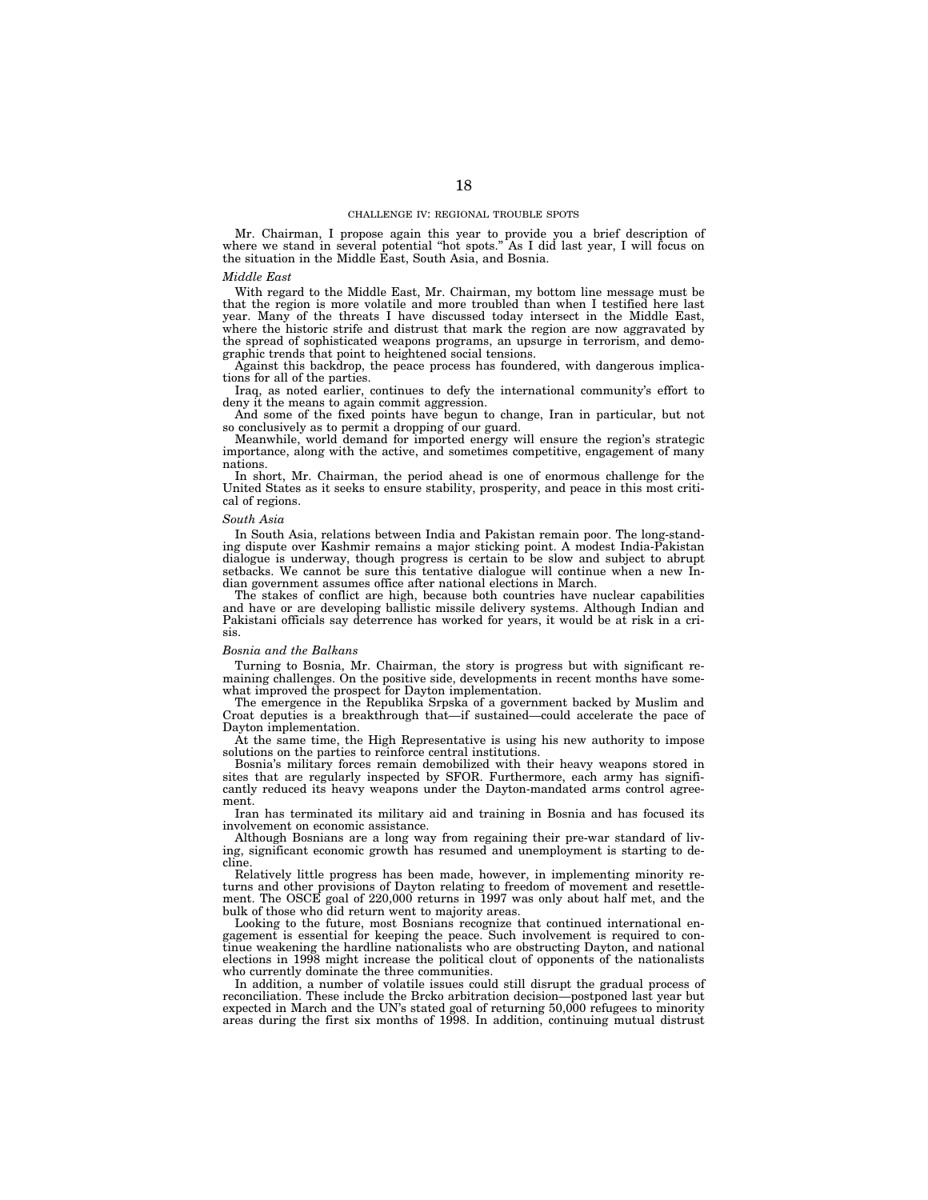## CHALLENGE IV: REGIONAL TROUBLE SPOTS

Mr. Chairman, I propose again this year to provide you a brief description of where we stand in several potential "hot spots." As I did last year, I will focus on the situation in the Middle East, South Asia, and Bosnia.

### *Middle East*

With regard to the Middle East, Mr. Chairman, my bottom line message must be that the region is more volatile and more troubled than when I testified here last year. Many of the threats I have discussed today intersect in the Middle East, where the historic strife and distrust that mark the region are now aggravated by the spread of sophisticated weapons programs, an upsurge in terrorism, and demographic trends that point to heightened social tensions.

Against this backdrop, the peace process has foundered, with dangerous implications for all of the parties.

Iraq, as noted earlier, continues to defy the international community's effort to deny it the means to again commit aggression.

And some of the fixed points have begun to change, Iran in particular, but not so conclusively as to permit a dropping of our guard.

Meanwhile, world demand for imported energy will ensure the region's strategic importance, along with the active, and sometimes competitive, engagement of many nations.

In short, Mr. Chairman, the period ahead is one of enormous challenge for the United States as it seeks to ensure stability, prosperity, and peace in this most critical of regions.

### *South Asia*

In South Asia, relations between India and Pakistan remain poor. The long-standing dispute over Kashmir remains a major sticking point. A modest India-Pakistan dialogue is underway, though progress is certain to be slow and subject to abrupt setbacks. We cannot be sure this tentative dialogue will continue when a new Indian government assumes office after national elections in March.

The stakes of conflict are high, because both countries have nuclear capabilities and have or are developing ballistic missile delivery systems. Although Indian and Pakistani officials say deterrence has worked for years, it would be at risk in a crisis.

### *Bosnia and the Balkans*

Turning to Bosnia, Mr. Chairman, the story is progress but with significant remaining challenges. On the positive side, developments in recent months have somewhat improved the prospect for Dayton implementation.

The emergence in the Republika Srpska of a government backed by Muslim and Croat deputies is a breakthrough that—if sustained—could accelerate the pace of Dayton implementation.

At the same time, the High Representative is using his new authority to impose solutions on the parties to reinforce central institutions.

Bosnia's military forces remain demobilized with their heavy weapons stored in sites that are regularly inspected by SFOR. Furthermore, each army has significantly reduced its heavy weapons under the Dayton-mandated arms control agreement.

Iran has terminated its military aid and training in Bosnia and has focused its involvement on economic assistance.

Although Bosnians are a long way from regaining their pre-war standard of living, significant economic growth has resumed and unemployment is starting to decline.

Relatively little progress has been made, however, in implementing minority returns and other provisions of Dayton relating to freedom of movement and resettlement. The OSCE goal of 220,000 returns in 1997 was only about half met, and the bulk of those who did return went to majority areas.

Looking to the future, most Bosnians recognize that continued international engagement is essential for keeping the peace. Such involvement is required to continue weakening the hardline nationalists who are obstructing Dayton, and national elections in 1998 might increase the political clout of opponents of the nationalists who currently dominate the three communities.

In addition, a number of volatile issues could still disrupt the gradual process of reconciliation. These include the Brcko arbitration decision—postponed last year but expected in March and the UN's stated goal of returning 50,000 refugees to minority areas during the first six months of 1998. In addition, continuing mutual distrust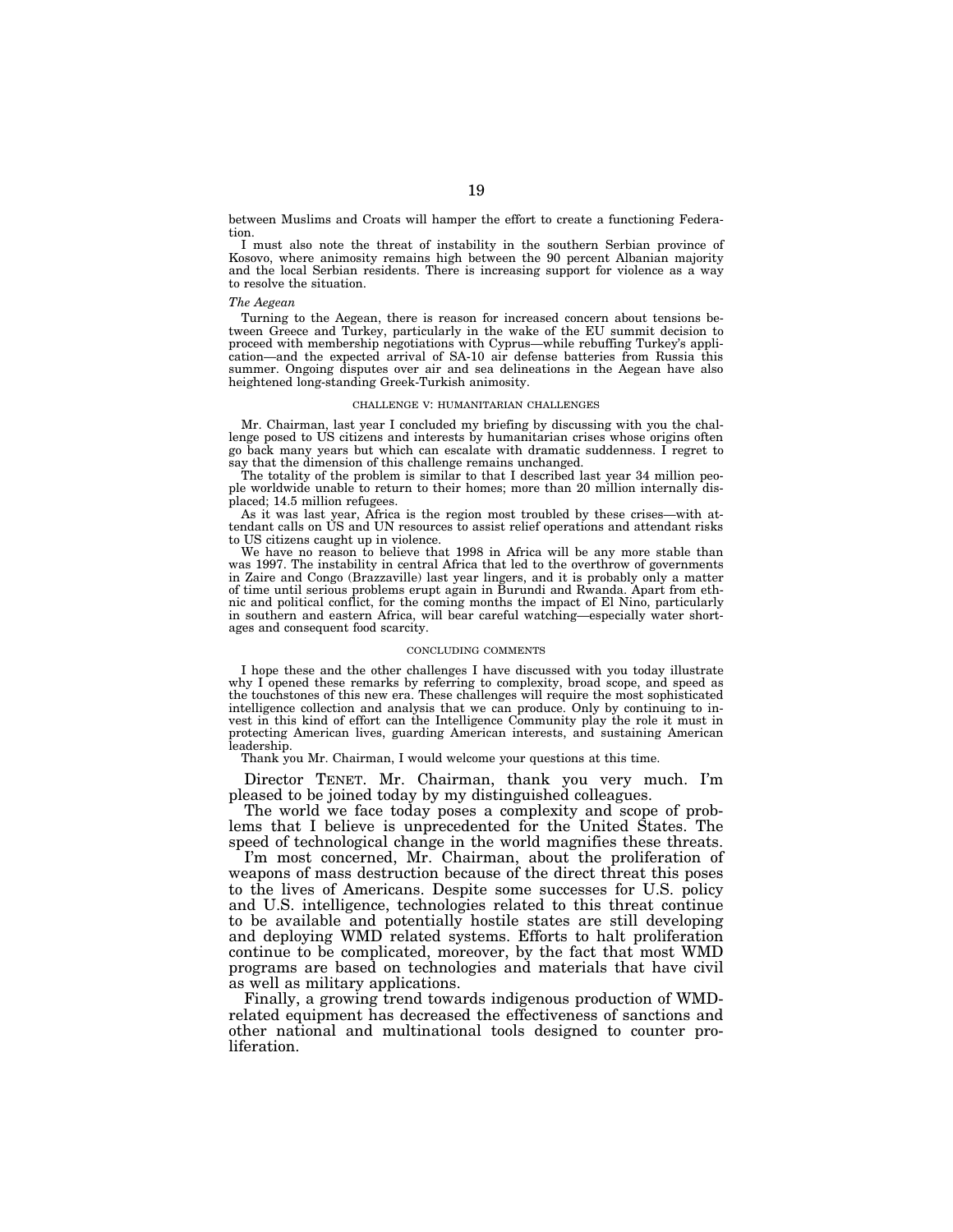between Muslims and Croats will hamper the effort to create a functioning Federation.

I must also note the threat of instability in the southern Serbian province of Kosovo, where animosity remains high between the 90 percent Albanian majority and the local Serbian residents. There is increasing support for violence as a way to resolve the situation.

*The Aegean*

Turning to the Aegean, there is reason for increased concern about tensions between Greece and Turkey, particularly in the wake of the EU summit decision to proceed with membership negotiations with Cyprus—while rebuffing Turkey's application—and the expected arrival of SA-10 air defense batteries from Russia this summer. Ongoing disputes over air and sea delineations in the Aegean have also heightened long-standing Greek-Turkish animosity.

## CHALLENGE V: HUMANITARIAN CHALLENGES

Mr. Chairman, last year I concluded my briefing by discussing with you the challenge posed to US citizens and interests by humanitarian crises whose origins often go back many years but which can escalate with dramatic suddenness. I regret to say that the dimension of this challenge remains unchanged.

The totality of the problem is similar to that I described last year 34 million people worldwide unable to return to their homes; more than 20 million internally displaced; 14.5 million refugees.

As it was last year, Africa is the region most troubled by these crises—with attendant calls on US and UN resources to assist relief operations and attendant risks to US citizens caught up in violence.

We have no reason to believe that 1998 in Africa will be any more stable than was 1997. The instability in central Africa that led to the overthrow of governments in Zaire and Congo (Brazzaville) last year lingers, and it is probably only a matter of time until serious problems erupt again in Burundi and Rwanda. Apart from ethnic and political conflict, for the coming months the impact of El Nino, particularly in southern and eastern Africa, will bear careful watching—especially water shortages and consequent food scarcity.

## CONCLUDING COMMENTS

I hope these and the other challenges I have discussed with you today illustrate why I opened these remarks by referring to complexity, broad scope, and speed as the touchstones of this new era. These challenges will require the most sophisticated intelligence collection and analysis that we can produce. Only by continuing to invest in this kind of effort can the Intelligence Community play the role it must in protecting American lives, guarding American interests, and sustaining American leadership.

Thank you Mr. Chairman, I would welcome your questions at this time.

Director TENET. Mr. Chairman, thank you very much. I'm pleased to be joined today by my distinguished colleagues.

The world we face today poses a complexity and scope of problems that I believe is unprecedented for the United States. The speed of technological change in the world magnifies these threats.

I'm most concerned, Mr. Chairman, about the proliferation of weapons of mass destruction because of the direct threat this poses to the lives of Americans. Despite some successes for U.S. policy and U.S. intelligence, technologies related to this threat continue to be available and potentially hostile states are still developing and deploying WMD related systems. Efforts to halt proliferation continue to be complicated, moreover, by the fact that most WMD programs are based on technologies and materials that have civil as well as military applications.

Finally, a growing trend towards indigenous production of WMD-related equipment has decreased the effectiveness of sanctions and other national and multinational tools designed to counter proliferation.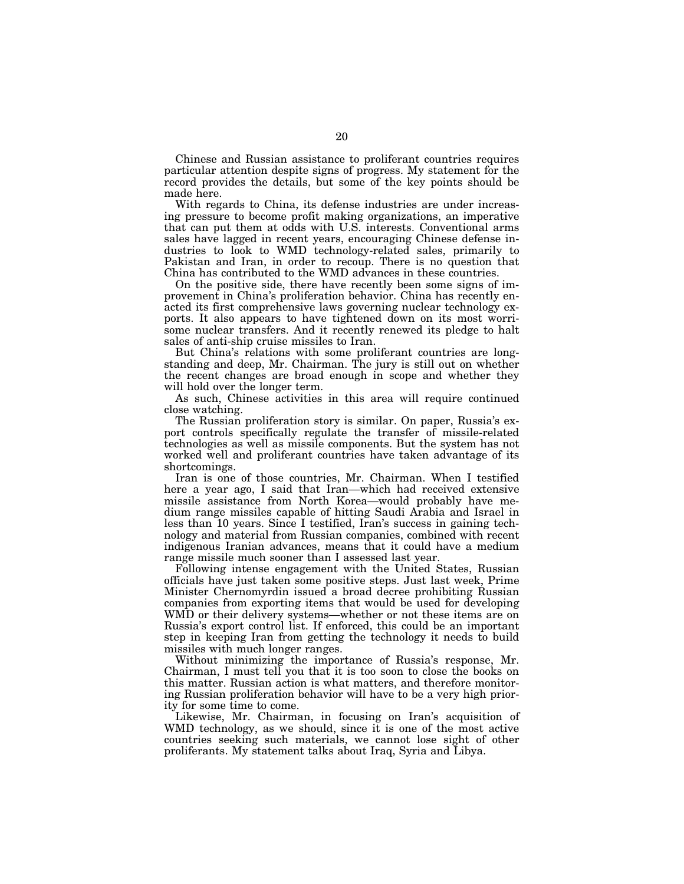Chinese and Russian assistance to proliferant countries requires particular attention despite signs of progress. My statement for the record provides the details, but some of the key points should be made here.

With regards to China, its defense industries are under increasing pressure to become profit making organizations, an imperative that can put them at odds with U.S. interests. Conventional arms sales have lagged in recent years, encouraging Chinese defense industries to look to WMD technology-related sales, primarily to Pakistan and Iran, in order to recoup. There is no question that China has contributed to the WMD advances in these countries.

On the positive side, there have recently been some signs of improvement in China's proliferation behavior. China has recently enacted its first comprehensive laws governing nuclear technology exports. It also appears to have tightened down on its most worrisome nuclear transfers. And it recently renewed its pledge to halt sales of anti-ship cruise missiles to Iran.

But China's relations with some proliferant countries are long-standing and deep, Mr. Chairman. The jury is still out on whether the recent changes are broad enough in scope and whether they will hold over the longer term.

As such, Chinese activities in this area will require continued close watching.

The Russian proliferation story is similar. On paper, Russia's export controls specifically regulate the transfer of missile-related technologies as well as missile components. But the system has not worked well and proliferant countries have taken advantage of its shortcomings.

Iran is one of those countries, Mr. Chairman. When I testified here a year ago, I said that Iran—which had received extensive missile assistance from North Korea—would probably have medium range missiles capable of hitting Saudi Arabia and Israel in less than 10 years. Since I testified, Iran's success in gaining technology and material from Russian companies, combined with recent indigenous Iranian advances, means that it could have a medium range missile much sooner than I assessed last year.

Following intense engagement with the United States, Russian officials have just taken some positive steps. Just last week, Prime Minister Chernomyrdin issued a broad decree prohibiting Russian companies from exporting items that would be used for developing WMD or their delivery systems—whether or not these items are on Russia's export control list. If enforced, this could be an important step in keeping Iran from getting the technology it needs to build missiles with much longer ranges.

Without minimizing the importance of Russia's response, Mr. Chairman, I must tell you that it is too soon to close the books on this matter. Russian action is what matters, and therefore monitoring Russian proliferation behavior will have to be a very high priority for some time to come.

Likewise, Mr. Chairman, in focusing on Iran's acquisition of WMD technology, as we should, since it is one of the most active countries seeking such materials, we cannot lose sight of other proliferants. My statement talks about Iraq, Syria and Libya.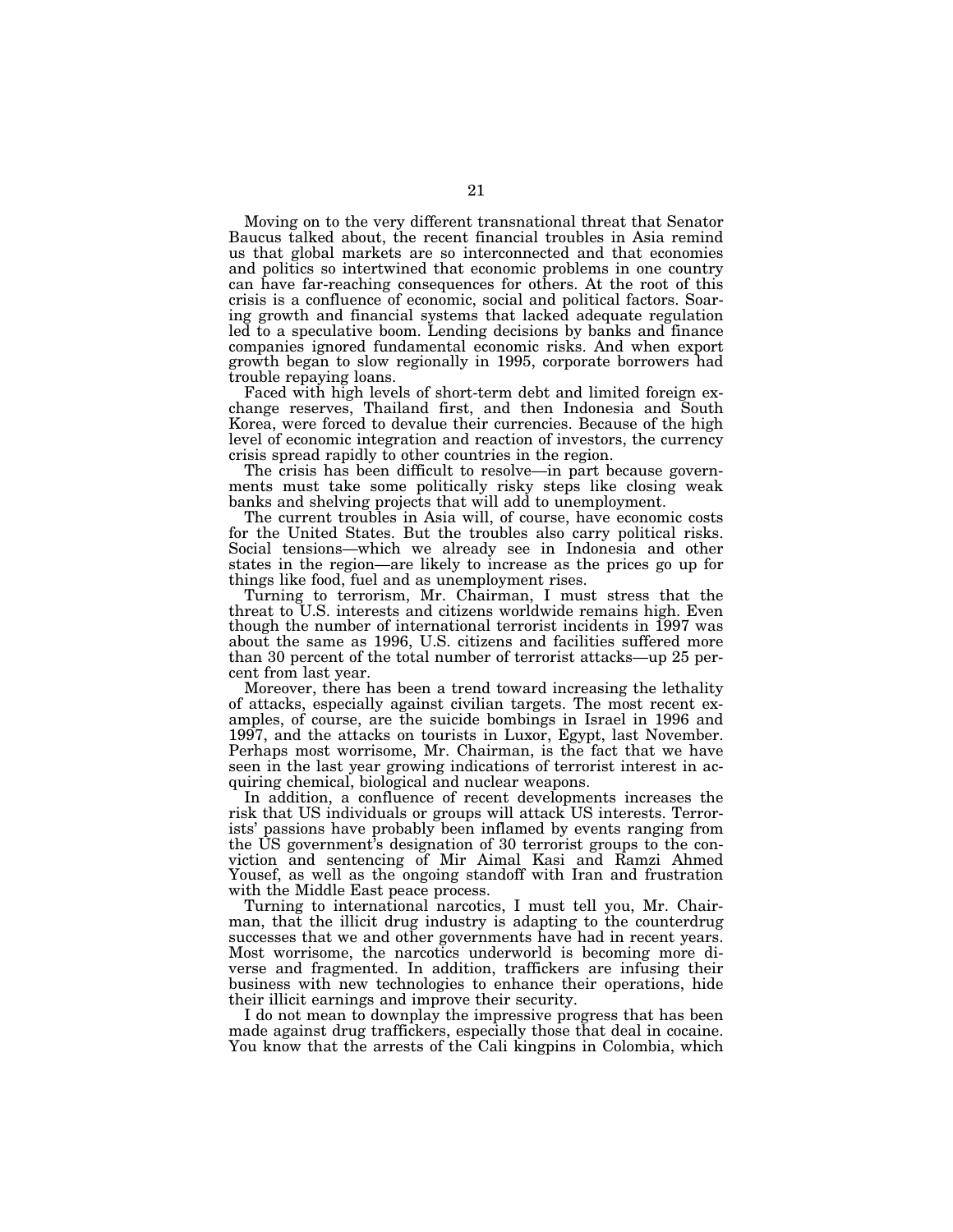Moving on to the very different transnational threat that Senator Baucus talked about, the recent financial troubles in Asia remind us that global markets are so interconnected and that economies and politics so intertwined that economic problems in one country can have far-reaching consequences for others. At the root of this crisis is a confluence of economic, social and political factors. Soaring growth and financial systems that lacked adequate regulation led to a speculative boom. Lending decisions by banks and finance companies ignored fundamental economic risks. And when export growth began to slow regionally in 1995, corporate borrowers had trouble repaying loans.

Faced with high levels of short-term debt and limited foreign exchange reserves, Thailand first, and then Indonesia and South Korea, were forced to devalue their currencies. Because of the high level of economic integration and reaction of investors, the currency crisis spread rapidly to other countries in the region.

The crisis has been difficult to resolve—in part because governments must take some politically risky steps like closing weak banks and shelving projects that will add to unemployment.

The current troubles in Asia will, of course, have economic costs for the United States. But the troubles also carry political risks. Social tensions—which we already see in Indonesia and other states in the region—are likely to increase as the prices go up for things like food, fuel and as unemployment rises.

Turning to terrorism, Mr. Chairman, I must stress that the threat to U.S. interests and citizens worldwide remains high. Even though the number of international terrorist incidents in 1997 was about the same as 1996, U.S. citizens and facilities suffered more than 30 percent of the total number of terrorist attacks—up 25 percent from last year.

Moreover, there has been a trend toward increasing the lethality of attacks, especially against civilian targets. The most recent examples, of course, are the suicide bombings in Israel in 1996 and 1997, and the attacks on tourists in Luxor, Egypt, last November. Perhaps most worrisome, Mr. Chairman, is the fact that we have seen in the last year growing indications of terrorist interest in acquiring chemical, biological and nuclear weapons.

In addition, a confluence of recent developments increases the risk that US individuals or groups will attack US interests. Terrorists' passions have probably been inflamed by events ranging from the US government's designation of 30 terrorist groups to the conviction and sentencing of Mir Aimal Kasi and Ramzi Ahmed Yousef, as well as the ongoing standoff with Iran and frustration with the Middle East peace process.

Turning to international narcotics, I must tell you, Mr. Chairman, that the illicit drug industry is adapting to the counterdrug successes that we and other governments have had in recent years. Most worrisome, the narcotics underworld is becoming more diverse and fragmented. In addition, traffickers are infusing their business with new technologies to enhance their operations, hide their illicit earnings and improve their security.

I do not mean to downplay the impressive progress that has been made against drug traffickers, especially those that deal in cocaine. You know that the arrests of the Cali kingpins in Colombia, which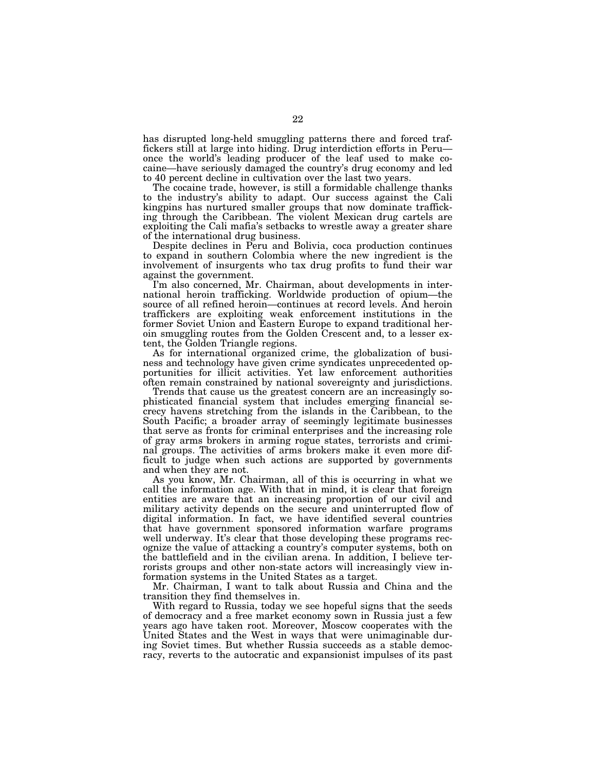has disrupted long-held smuggling patterns there and forced traffickers still at large into hiding. Drug interdiction efforts in Peru—once the world's leading producer of the leaf used to make cocaine—have seriously damaged the country's drug economy and led to 40 percent decline in cultivation over the last two years.

The cocaine trade, however, is still a formidable challenge thanks to the industry's ability to adapt. Our success against the Cali kingpins has nurtured smaller groups that now dominate trafficking through the Caribbean. The violent Mexican drug cartels are exploiting the Cali mafia's setbacks to wrestle away a greater share of the international drug business.

Despite declines in Peru and Bolivia, coca production continues to expand in southern Colombia where the new ingredient is the involvement of insurgents who tax drug profits to fund their war against the government.

I'm also concerned, Mr. Chairman, about developments in international heroin trafficking. Worldwide production of opium—the source of all refined heroin—continues at record levels. And heroin traffickers are exploiting weak enforcement institutions in the former Soviet Union and Eastern Europe to expand traditional heroin smuggling routes from the Golden Crescent and, to a lesser extent, the Golden Triangle regions.

As for international organized crime, the globalization of business and technology have given crime syndicates unprecedented opportunities for illicit activities. Yet law enforcement authorities often remain constrained by national sovereignty and jurisdictions.

Trends that cause us the greatest concern are an increasingly sophisticated financial system that includes emerging financial secrecy havens stretching from the islands in the Caribbean, to the South Pacific; a broader array of seemingly legitimate businesses that serve as fronts for criminal enterprises and the increasing role of gray arms brokers in arming rogue states, terrorists and criminal groups. The activities of arms brokers make it even more difficult to judge when such actions are supported by governments and when they are not.

As you know, Mr. Chairman, all of this is occurring in what we call the information age. With that in mind, it is clear that foreign entities are aware that an increasing proportion of our civil and military activity depends on the secure and uninterrupted flow of digital information. In fact, we have identified several countries that have government sponsored information warfare programs well underway. It's clear that those developing these programs recognize the value of attacking a country's computer systems, both on the battlefield and in the civilian arena. In addition, I believe terrorists groups and other non-state actors will increasingly view information systems in the United States as a target.

Mr. Chairman, I want to talk about Russia and China and the transition they find themselves in.

With regard to Russia, today we see hopeful signs that the seeds of democracy and a free market economy sown in Russia just a few years ago have taken root. Moreover, Moscow cooperates with the United States and the West in ways that were unimaginable during Soviet times. But whether Russia succeeds as a stable democracy, reverts to the autocratic and expansionist impulses of its past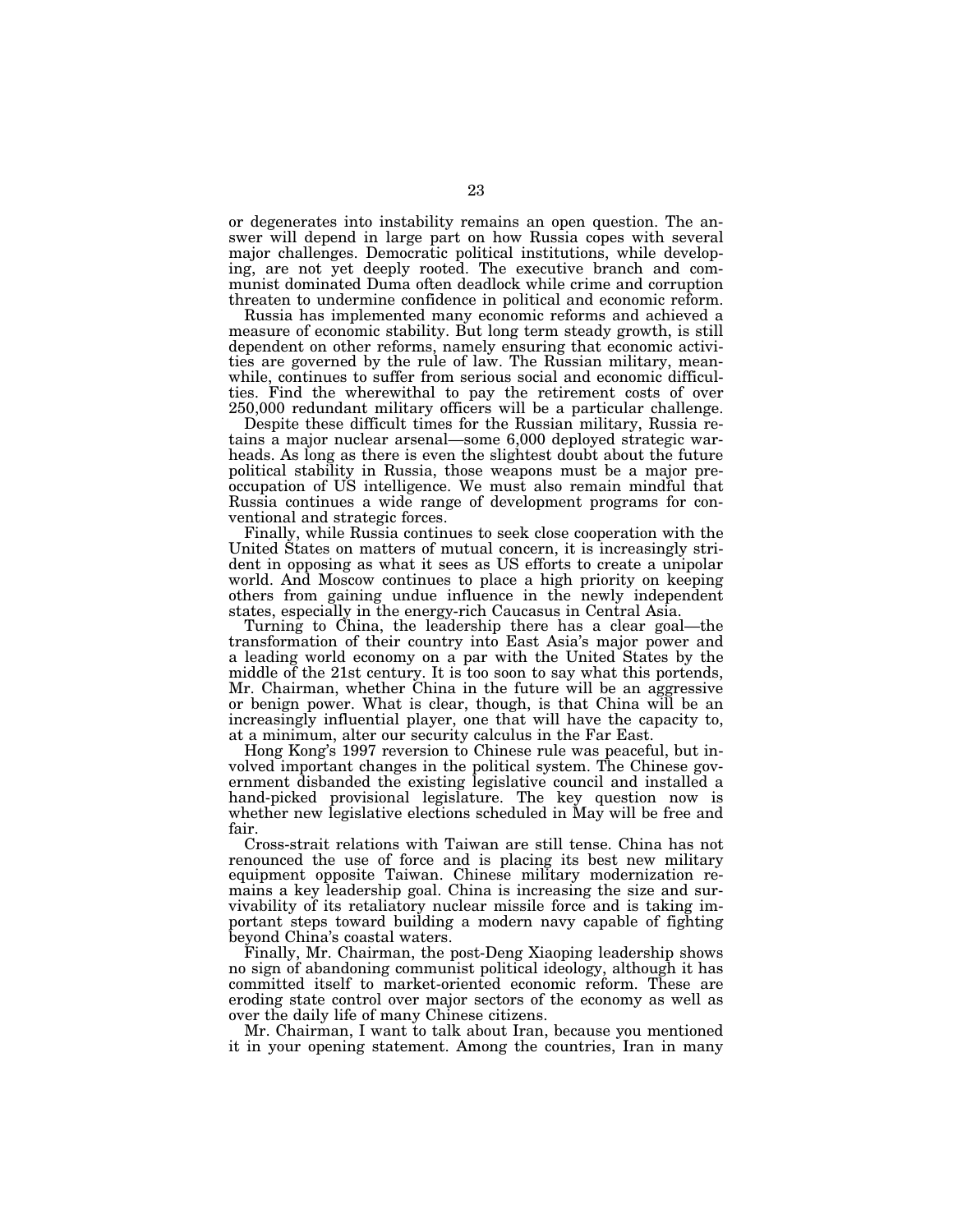or degenerates into instability remains an open question. The answer will depend in large part on how Russia copes with several major challenges. Democratic political institutions, while developing, are not yet deeply rooted. The executive branch and communist dominated Duma often deadlock while crime and corruption threaten to undermine confidence in political and economic reform.

Russia has implemented many economic reforms and achieved a measure of economic stability. But long term steady growth, is still dependent on other reforms, namely ensuring that economic activities are governed by the rule of law. The Russian military, meanwhile, continues to suffer from serious social and economic difficulties. Find the wherewithal to pay the retirement costs of over 250,000 redundant military officers will be a particular challenge.

Despite these difficult times for the Russian military, Russia retains a major nuclear arsenal—some 6,000 deployed strategic warheads. As long as there is even the slightest doubt about the future political stability in Russia, those weapons must be a major preoccupation of US intelligence. We must also remain mindful that Russia continues a wide range of development programs for conventional and strategic forces.

Finally, while Russia continues to seek close cooperation with the United States on matters of mutual concern, it is increasingly strident in opposing as what it sees as US efforts to create a unipolar world. And Moscow continues to place a high priority on keeping others from gaining undue influence in the newly independent states, especially in the energy-rich Caucasus in Central Asia.

Turning to China, the leadership there has a clear goal—the transformation of their country into East Asia's major power and a leading world economy on a par with the United States by the middle of the 21st century. It is too soon to say what this portends, Mr. Chairman, whether China in the future will be an aggressive or benign power. What is clear, though, is that China will be an increasingly influential player, one that will have the capacity to, at a minimum, alter our security calculus in the Far East.

Hong Kong's 1997 reversion to Chinese rule was peaceful, but involved important changes in the political system. The Chinese government disbanded the existing legislative council and installed a hand-picked provisional legislature. The key question now is whether new legislative elections scheduled in May will be free and fair.

Cross-strait relations with Taiwan are still tense. China has not renounced the use of force and is placing its best new military equipment opposite Taiwan. Chinese military modernization remains a key leadership goal. China is increasing the size and survivability of its retaliatory nuclear missile force and is taking important steps toward building a modern navy capable of fighting beyond China's coastal waters.

Finally, Mr. Chairman, the post-Deng Xiaoping leadership shows no sign of abandoning communist political ideology, although it has committed itself to market-oriented economic reform. These are eroding state control over major sectors of the economy as well as over the daily life of many Chinese citizens.

Mr. Chairman, I want to talk about Iran, because you mentioned it in your opening statement. Among the countries, Iran in many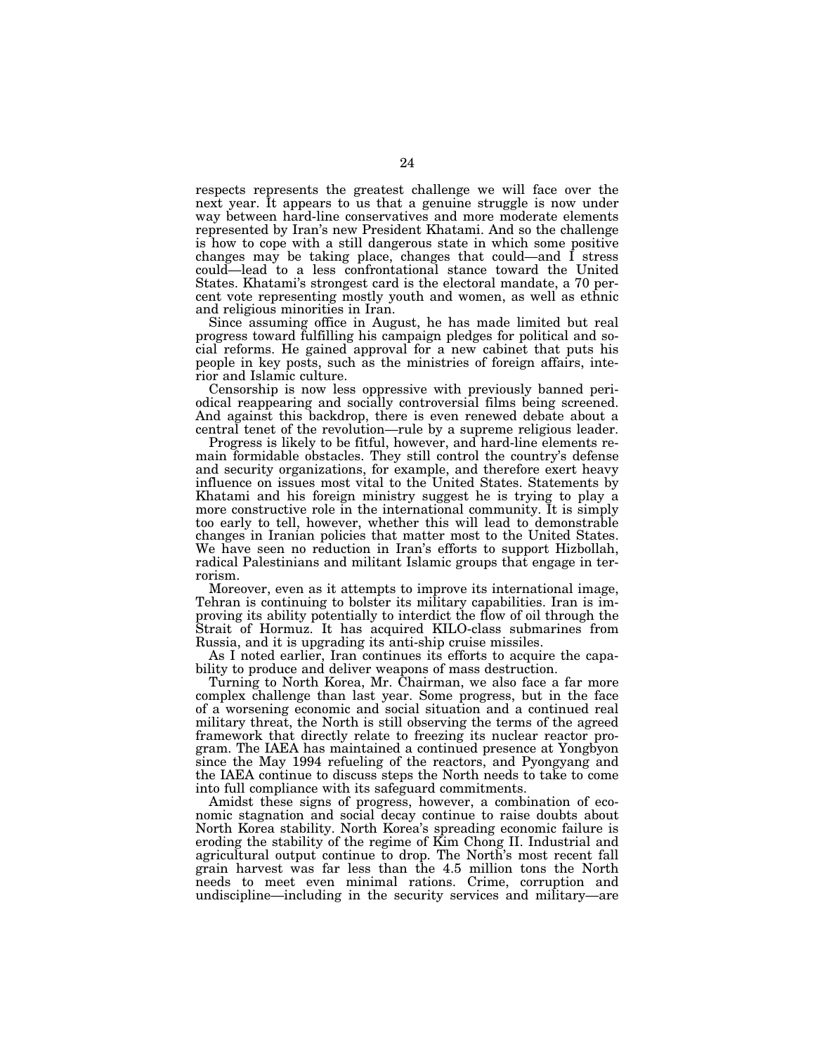respects represents the greatest challenge we will face over the next year. It appears to us that a genuine struggle is now under way between hard-line conservatives and more moderate elements represented by Iran's new President Khatami. And so the challenge is how to cope with a still dangerous state in which some positive changes may be taking place, changes that could—and I stress could—lead to a less confrontational stance toward the United States. Khatami's strongest card is the electoral mandate, a 70 percent vote representing mostly youth and women, as well as ethnic and religious minorities in Iran.

Since assuming office in August, he has made limited but real progress toward fulfilling his campaign pledges for political and social reforms. He gained approval for a new cabinet that puts his people in key posts, such as the ministries of foreign affairs, interior and Islamic culture.

Censorship is now less oppressive with previously banned periodical reappearing and socially controversial films being screened. And against this backdrop, there is even renewed debate about a central tenet of the revolution—rule by a supreme religious leader.

Progress is likely to be fitful, however, and hard-line elements remain formidable obstacles. They still control the country's defense and security organizations, for example, and therefore exert heavy influence on issues most vital to the United States. Statements by Khatami and his foreign ministry suggest he is trying to play a more constructive role in the international community. It is simply too early to tell, however, whether this will lead to demonstrable changes in Iranian policies that matter most to the United States. We have seen no reduction in Iran's efforts to support Hizbollah, radical Palestinians and militant Islamic groups that engage in terrorism.

Moreover, even as it attempts to improve its international image, Tehran is continuing to bolster its military capabilities. Iran is improving its ability potentially to interdict the flow of oil through the Strait of Hormuz. It has acquired KILO-class submarines from Russia, and it is upgrading its anti-ship cruise missiles.

As I noted earlier, Iran continues its efforts to acquire the capability to produce and deliver weapons of mass destruction.

Turning to North Korea, Mr. Chairman, we also face a far more complex challenge than last year. Some progress, but in the face of a worsening economic and social situation and a continued real military threat, the North is still observing the terms of the agreed framework that directly relate to freezing its nuclear reactor program. The IAEA has maintained a continued presence at Yongbyon since the May 1994 refueling of the reactors, and Pyongyang and the IAEA continue to discuss steps the North needs to take to come into full compliance with its safeguard commitments.

Amidst these signs of progress, however, a combination of economic stagnation and social decay continue to raise doubts about North Korea stability. North Korea's spreading economic failure is eroding the stability of the regime of Kim Chong Il. Industrial and agricultural output continue to drop. The North's most recent fall grain harvest was far less than the 4.5 million tons the North needs to meet even minimal rations. Crime, corruption and undiscipline—including in the security services and military—are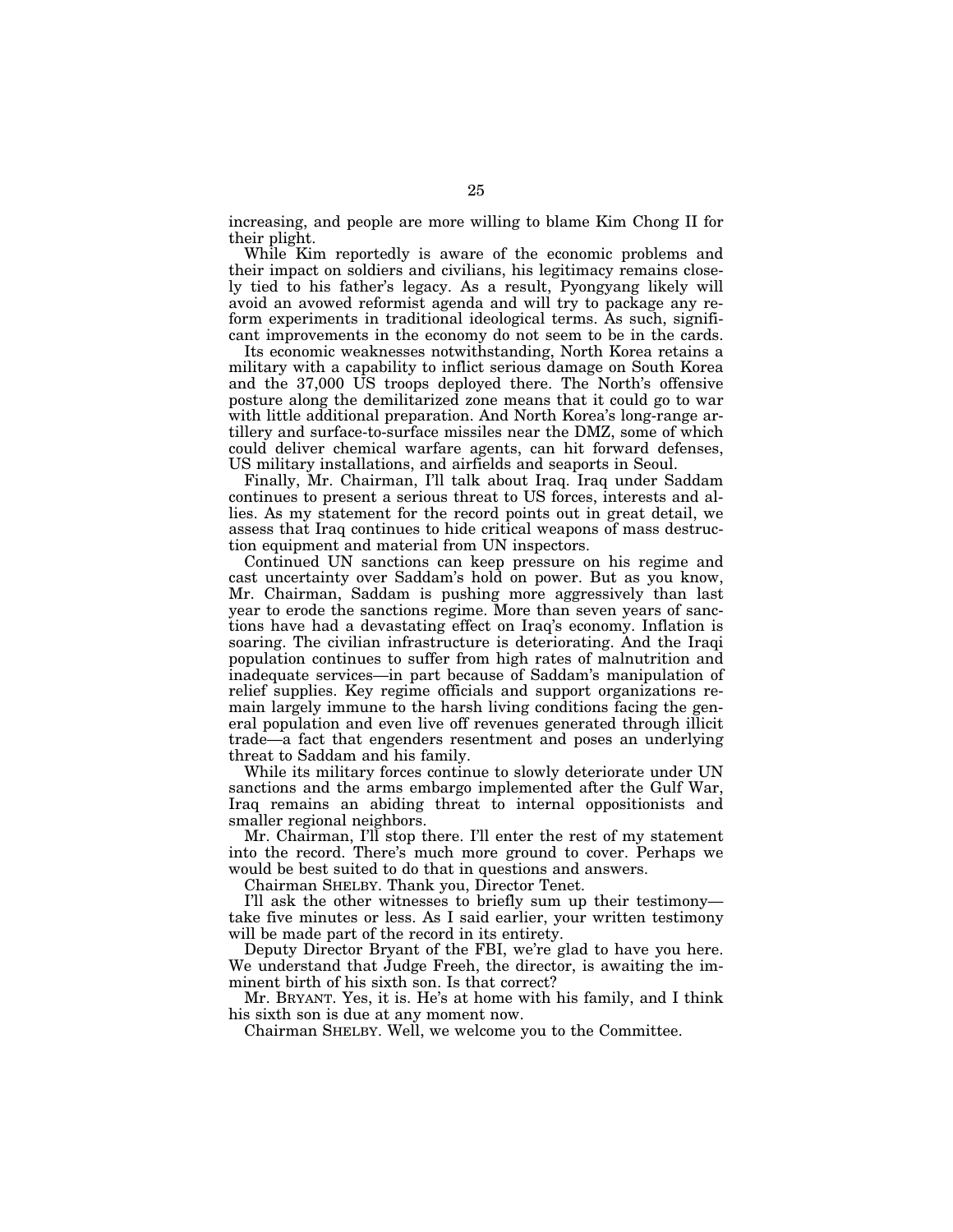increasing, and people are more willing to blame Kim Chong Il for their plight.

While Kim reportedly is aware of the economic problems and their impact on soldiers and civilians, his legitimacy remains closely tied to his father's legacy. As a result, Pyongyang likely will avoid an avowed reformist agenda and will try to package any reform experiments in traditional ideological terms. As such, significant improvements in the economy do not seem to be in the cards.

Its economic weaknesses notwithstanding, North Korea retains a military with a capability to inflict serious damage on South Korea and the 37,000 US troops deployed there. The North's offensive posture along the demilitarized zone means that it could go to war with little additional preparation. And North Korea's long-range artillery and surface-to-surface missiles near the DMZ, some of which could deliver chemical warfare agents, can hit forward defenses, US military installations, and airfields and seaports in Seoul.

Finally, Mr. Chairman, I'll talk about Iraq. Iraq under Saddam continues to present a serious threat to US forces, interests and allies. As my statement for the record points out in great detail, we assess that Iraq continues to hide critical weapons of mass destruction equipment and material from UN inspectors.

Continued UN sanctions can keep pressure on his regime and cast uncertainty over Saddam's hold on power. But as you know, Mr. Chairman, Saddam is pushing more aggressively than last year to erode the sanctions regime. More than seven years of sanctions have had a devastating effect on Iraq's economy. Inflation is soaring. The civilian infrastructure is deteriorating. And the Iraqi population continues to suffer from high rates of malnutrition and inadequate services—in part because of Saddam's manipulation of relief supplies. Key regime officials and support organizations remain largely immune to the harsh living conditions facing the general population and even live off revenues generated through illicit trade—a fact that engenders resentment and poses an underlying threat to Saddam and his family.

While its military forces continue to slowly deteriorate under UN sanctions and the arms embargo implemented after the Gulf War, Iraq remains an abiding threat to internal oppositionists and smaller regional neighbors.

Mr. Chairman, I'll stop there. I'll enter the rest of my statement into the record. There's much more ground to cover. Perhaps we would be best suited to do that in questions and answers.

Chairman SHELBY. Thank you, Director Tenet.

I'll ask the other witnesses to briefly sum up their testimony—take five minutes or less. As I said earlier, your written testimony will be made part of the record in its entirety.

Deputy Director Bryant of the FBI, we're glad to have you here. We understand that Judge Freeh, the director, is awaiting the imminent birth of his sixth son. Is that correct?

Mr. BRYANT. Yes, it is. He's at home with his family, and I think his sixth son is due at any moment now.

Chairman SHELBY. Well, we welcome you to the Committee.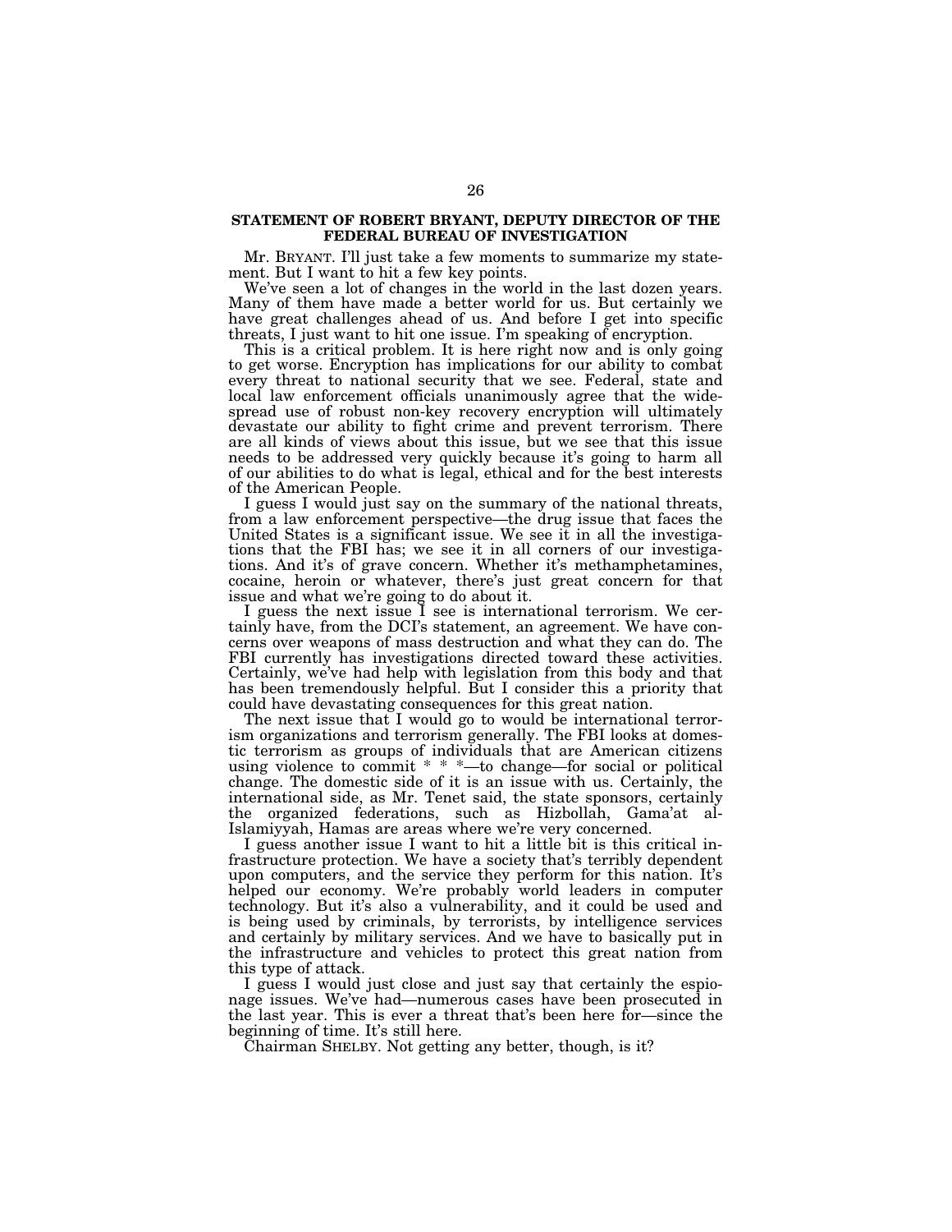## STATEMENT OF ROBERT BRYANT, DEPUTY DIRECTOR OF THE FEDERAL BUREAU OF INVESTIGATION

Mr. BRYANT. I'll just take a few moments to summarize my statement. But I want to hit a few key points.

We've seen a lot of changes in the world in the last dozen years. Many of them have made a better world for us. But certainly we have great challenges ahead of us. And before I get into specific threats, I just want to hit one issue. I'm speaking of encryption.

This is a critical problem. It is here right now and is only going to get worse. Encryption has implications for our ability to combat every threat to national security that we see. Federal, state and local law enforcement officials unanimously agree that the widespread use of robust non-key recovery encryption will ultimately devastate our ability to fight crime and prevent terrorism. There are all kinds of views about this issue, but we see that this issue needs to be addressed very quickly because it's going to harm all of our abilities to do what is legal, ethical and for the best interests of the American People.

I guess I would just say on the summary of the national threats, from a law enforcement perspective—the drug issue that faces the United States is a significant issue. We see it in all the investigations that the FBI has; we see it in all corners of our investigations. And it's of grave concern. Whether it's methamphetamines, cocaine, heroin or whatever, there's just great concern for that issue and what we're going to do about it.

I guess the next issue I see is international terrorism. We certainly have, from the DCI's statement, an agreement. We have concerns over weapons of mass destruction and what they can do. The FBI currently has investigations directed toward these activities. Certainly, we've had help with legislation from this body and that has been tremendously helpful. But I consider this a priority that could have devastating consequences for this great nation.

The next issue that I would go to would be international terrorism organizations and terrorism generally. The FBI looks at domestic terrorism as groups of individuals that are American citizens using violence to commit * * *—to change—for social or political change. The domestic side of it is an issue with us. Certainly, the international side, as Mr. Tenet said, the state sponsors, certainly the organized federations, such as Hizbollah, Gama'at al-Islamiyyah, Hamas are areas where we're very concerned.

I guess another issue I want to hit a little bit is this critical infrastructure protection. We have a society that's terribly dependent upon computers, and the service they perform for this nation. It's helped our economy. We're probably world leaders in computer technology. But it's also a vulnerability, and it could be used and is being used by criminals, by terrorists, by intelligence services and certainly by military services. And we have to basically put in the infrastructure and vehicles to protect this great nation from this type of attack.

I guess I would just close and just say that certainly the espionage issues. We've had—numerous cases have been prosecuted in the last year. This is ever a threat that's been here for—since the beginning of time. It's still here.

Chairman SHELBY. Not getting any better, though, is it?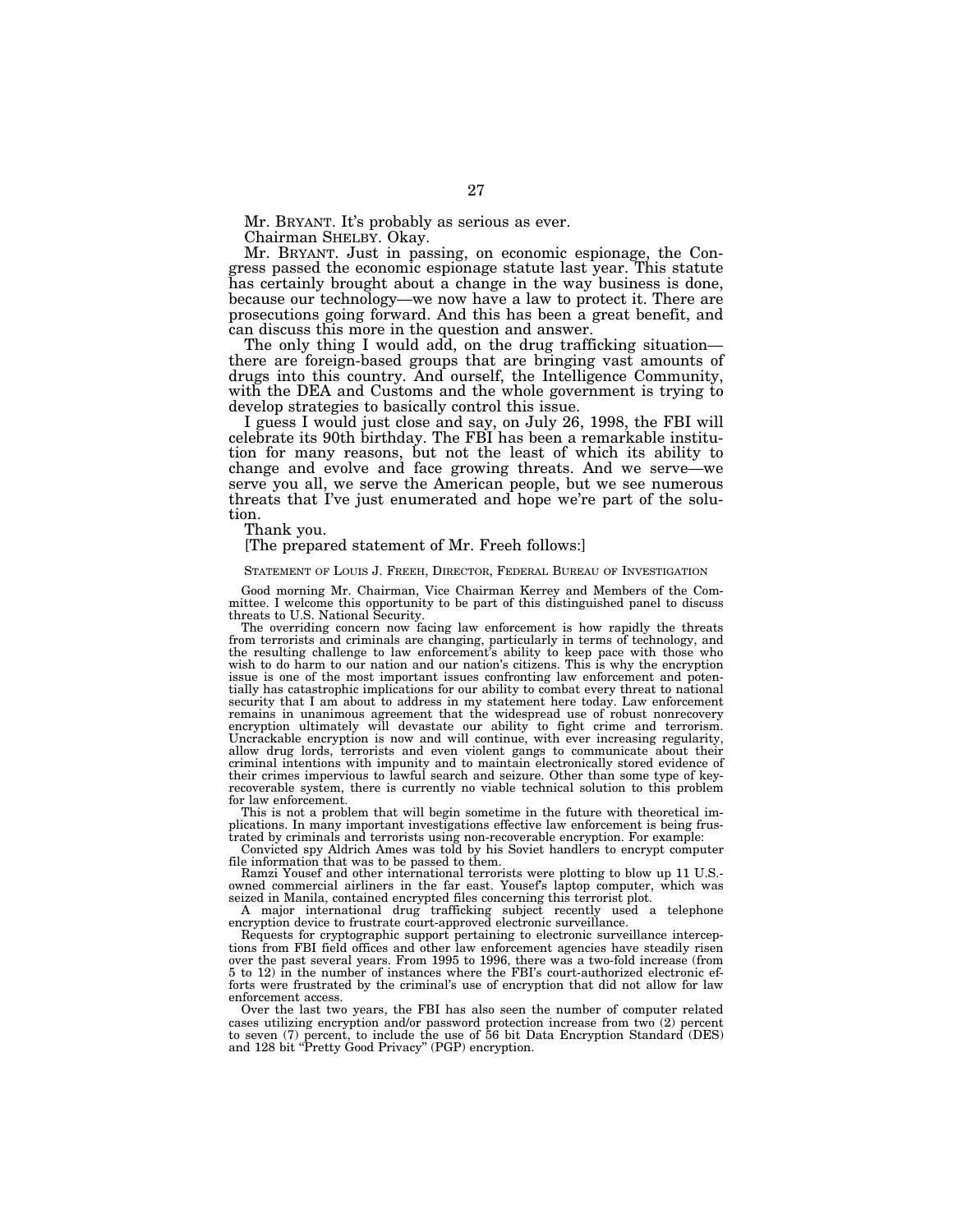Mr. BRYANT. It's probably as serious as ever.

Chairman SHELBY. Okay.

Mr. BRYANT. Just in passing, on economic espionage, the Congress passed the economic espionage statute last year. This statute has certainly brought about a change in the way business is done, because our technology—we now have a law to protect it. There are prosecutions going forward. And this has been a great benefit, and can discuss this more in the question and answer.

The only thing I would add, on the drug trafficking situation—there are foreign-based groups that are bringing vast amounts of drugs into this country. And ourself, the Intelligence Community, with the DEA and Customs and the whole government is trying to develop strategies to basically control this issue.

I guess I would just close and say, on July 26, 1998, the FBI will celebrate its 90th birthday. The FBI has been a remarkable institution for many reasons, but not the least of which its ability to change and evolve and face growing threats. And we serve—we serve you all, we serve the American people, but we see numerous threats that I've just enumerated and hope we're part of the solution.

Thank you.

[The prepared statement of Mr. Freeh follows:]

STATEMENT OF LOUIS J. FREEH, DIRECTOR, FEDERAL BUREAU OF INVESTIGATION

Good morning Mr. Chairman, Vice Chairman Kerrey and Members of the Committee. I welcome this opportunity to be part of this distinguished panel to discuss threats to U.S. National Security.

The overriding concern now facing law enforcement is how rapidly the threats from terrorists and criminals are changing, particularly in terms of technology, and the resulting challenge to law enforcement's ability to keep pace with those who wish to do harm to our nation and our nation's citizens. This is why the encryption issue is one of the most important issues confronting law enforcement and potentially has catastrophic implications for our ability to combat every threat to national security that I am about to address in my statement here today. Law enforcement remains in unanimous agreement that the widespread use of robust nonrecovery encryption ultimately will devastate our ability to fight crime and terrorism. Uncrackable encryption is now and will continue, with ever increasing regularity, allow drug lords, terrorists and even violent gangs to communicate about their criminal intentions with impunity and to maintain electronically stored evidence of their crimes impervious to lawful search and seizure. Other than some type of key-recoverable system, there is currently no viable technical solution to this problem for law enforcement.

This is not a problem that will begin sometime in the future with theoretical implications. In many important investigations effective law enforcement is being frustrated by criminals and terrorists using non-recoverable encryption. For example:

Convicted spy Aldrich Ames was told by his Soviet handlers to encrypt computer file information that was to be passed to them.

Ramzi Yousef and other international terrorists were plotting to blow up 11 U.S.-owned commercial airliners in the far east. Yousef's laptop computer, which was seized in Manila, contained encrypted files concerning this terrorist plot.

A major international drug trafficking subject recently used a telephone encryption device to frustrate court-approved electronic surveillance.

Requests for cryptographic support pertaining to electronic surveillance interceptions from FBI field offices and other law enforcement agencies have steadily risen over the past several years. From 1995 to 1996, there was a two-fold increase (from 5 to 12) in the number of instances where the FBI's court-authorized electronic efforts were frustrated by the criminal's use of encryption that did not allow for law enforcement access.

Over the last two years, the FBI has also seen the number of computer related cases utilizing encryption and/or password protection increase from two (2) percent to seven (7) percent, to include the use of 56 bit Data Encryption Standard (DES) and 128 bit "Pretty Good Privacy" (PGP) encryption.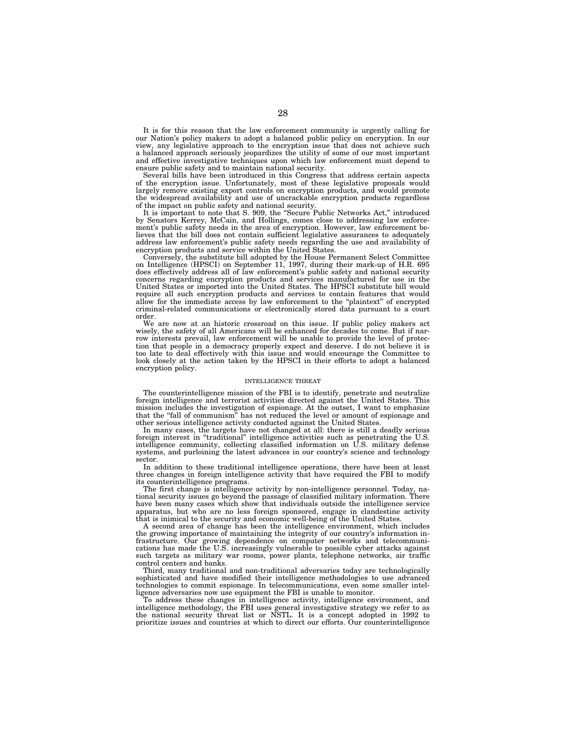It is for this reason that the law enforcement community is urgently calling for our Nation's policy makers to adopt a balanced public policy on encryption. In our view, any legislative approach to the encryption issue that does not achieve such a balanced approach seriously jeopardizes the utility of some of our most important and effective investigative techniques upon which law enforcement must depend to ensure public safety and to maintain national security.

Several bills have been introduced in this Congress that address certain aspects of the encryption issue. Unfortunately, most of these legislative proposals would largely remove existing export controls on encryption products, and would promote the widespread availability and use of uncrackable encryption products regardless of the impact on public safety and national security.

It is important to note that S. 909, the "Secure Public Networks Act," introduced by Senators Kerrey, McCain, and Hollings, comes close to addressing law enforcement's public safety needs in the area of encryption. However, law enforcement believes that the bill does not contain sufficient legislative assurances to adequately address law enforcement's public safety needs regarding the use and availability of encryption products and service within the United States.

Conversely, the substitute bill adopted by the House Permanent Select Committee on Intelligence (HPSCI) on September 11, 1997, during their mark-up of H.R. 695 does effectively address all of law enforcement's public safety and national security concerns regarding encryption products and services manufactured for use in the United States or imported into the United States. The HPSCI substitute bill would require all such encryption products and services to contain features that would allow for the immediate access by law enforcement to the "plaintext" of encrypted criminal-related communications or electronically stored data pursuant to a court order.

We are now at an historic crossroad on this issue. If public policy makers act wisely, the safety of all Americans will be enhanced for decades to come. But if narrow interests prevail, law enforcement will be unable to provide the level of protection that people in a democracy properly expect and deserve. I do not believe it is too late to deal effectively with this issue and would encourage the Committee to look closely at the action taken by the HPSCI in their efforts to adopt a balanced encryption policy.

## INTELLIGENCE THREAT

The counterintelligence mission of the FBI is to identify, penetrate and neutralize foreign intelligence and terrorist activities directed against the United States. This mission includes the investigation of espionage. At the outset, I want to emphasize that the "fall of communism" has not reduced the level or amount of espionage and other serious intelligence activity conducted against the United States.

In many cases, the targets have not changed at all: there is still a deadly serious foreign interest in "traditional" intelligence activities such as penetrating the U.S. intelligence community, collecting classified information on U.S. military defense systems, and purloining the latest advances in our country's science and technology sector.

In addition to these traditional intelligence operations, there have been at least three changes in foreign intelligence activity that have required the FBI to modify its counterintelligence programs.

The first change is intelligence activity by non-intelligence personnel. Today, national security issues go beyond the passage of classified military information. There have been many cases which show that individuals outside the intelligence service apparatus, but who are no less foreign sponsored, engage in clandestine activity that is inimical to the security and economic well-being of the United States.

A second area of change has been the intelligence environment, which includes the growing importance of maintaining the integrity of our country's information infrastructure. Our growing dependence on computer networks and telecommunications has made the U.S. increasingly vulnerable to possible cyber attacks against such targets as military war rooms, power plants, telephone networks, air traffic control centers and banks.

Third, many traditional and non-traditional adversaries today are technologically sophisticated and have modified their intelligence methodologies to use advanced technologies to commit espionage. In telecommunications, even some smaller intelligence adversaries now use equipment the FBI is unable to monitor.

To address these changes in intelligence activity, intelligence environment, and intelligence methodology, the FBI uses general investigative strategy we refer to as the national security threat list or NSTL. It is a concept adopted in 1992 to prioritize issues and countries at which to direct our efforts. Our counterintelligence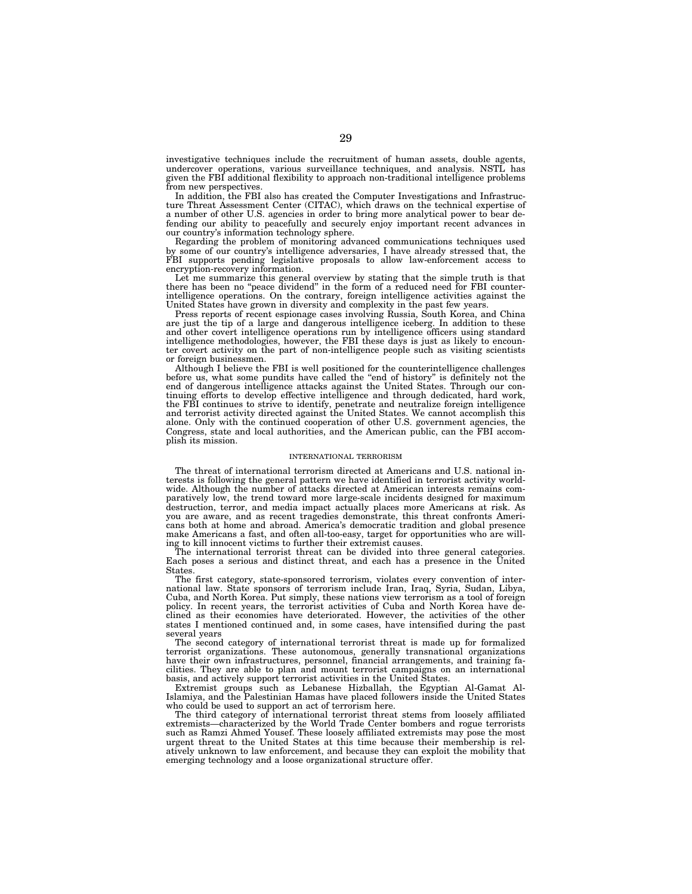investigative techniques include the recruitment of human assets, double agents, undercover operations, various surveillance techniques, and analysis. NSTL has given the FBI additional flexibility to approach non-traditional intelligence problems from new perspectives.

In addition, the FBI also has created the Computer Investigations and Infrastructure Threat Assessment Center (CITAC), which draws on the technical expertise of a number of other U.S. agencies in order to bring more analytical power to bear defending our ability to peacefully and securely enjoy important recent advances in our country's information technology sphere.

Regarding the problem of monitoring advanced communications techniques used by some of our country's intelligence adversaries, I have already stressed that, the FBI supports pending legislative proposals to allow law-enforcement access to encryption-recovery information.

Let me summarize this general overview by stating that the simple truth is that there has been no "peace dividend" in the form of a reduced need for FBI counterintelligence operations. On the contrary, foreign intelligence activities against the United States have grown in diversity and complexity in the past few years.

Press reports of recent espionage cases involving Russia, South Korea, and China are just the tip of a large and dangerous intelligence iceberg. In addition to these and other covert intelligence operations run by intelligence officers using standard intelligence methodologies, however, the FBI these days is just as likely to encounter covert activity on the part of non-intelligence people such as visiting scientists or foreign businessmen.

Although I believe the FBI is well positioned for the counterintelligence challenges before us, what some pundits have called the "end of history" is definitely not the end of dangerous intelligence attacks against the United States. Through our continuing efforts to develop effective intelligence and through dedicated, hard work, the FBI continues to strive to identify, penetrate and neutralize foreign intelligence and terrorist activity directed against the United States. We cannot accomplish this alone. Only with the continued cooperation of other U.S. government agencies, the Congress, state and local authorities, and the American public, can the FBI accomplish its mission.

## INTERNATIONAL TERRORISM

The threat of international terrorism directed at Americans and U.S. national interests is following the general pattern we have identified in terrorist activity worldwide. Although the number of attacks directed at American interests remains comparatively low, the trend toward more large-scale incidents designed for maximum destruction, terror, and media impact actually places more Americans at risk. As you are aware, and as recent tragedies demonstrate, this threat confronts Americans both at home and abroad. America's democratic tradition and global presence make Americans a fast, and often all-too-easy, target for opportunities who are willing to kill innocent victims to further their extremist causes.

The international terrorist threat can be divided into three general categories. Each poses a serious and distinct threat, and each has a presence in the United States.

The first category, state-sponsored terrorism, violates every convention of international law. State sponsors of terrorism include Iran, Iraq, Syria, Sudan, Libya, Cuba, and North Korea. Put simply, these nations view terrorism as a tool of foreign policy. In recent years, the terrorist activities of Cuba and North Korea have declined as their economies have deteriorated. However, the activities of the other states I mentioned continued and, in some cases, have intensified during the past several years

The second category of international terrorist threat is made up for formalized terrorist organizations. These autonomous, generally transnational organizations have their own infrastructures, personnel, financial arrangements, and training facilities. They are able to plan and mount terrorist campaigns on an international basis, and actively support terrorist activities in the United States.

Extremist groups such as Lebanese Hizballah, the Egyptian Al-Gamat Al-Islamiya, and the Palestinian Hamas have placed followers inside the United States who could be used to support an act of terrorism here.

The third category of international terrorist threat stems from loosely affiliated extremists—characterized by the World Trade Center bombers and rogue terrorists such as Ramzi Ahmed Yousef. These loosely affiliated extremists may pose the most urgent threat to the United States at this time because their membership is relatively unknown to law enforcement, and because they can exploit the mobility that emerging technology and a loose organizational structure offer.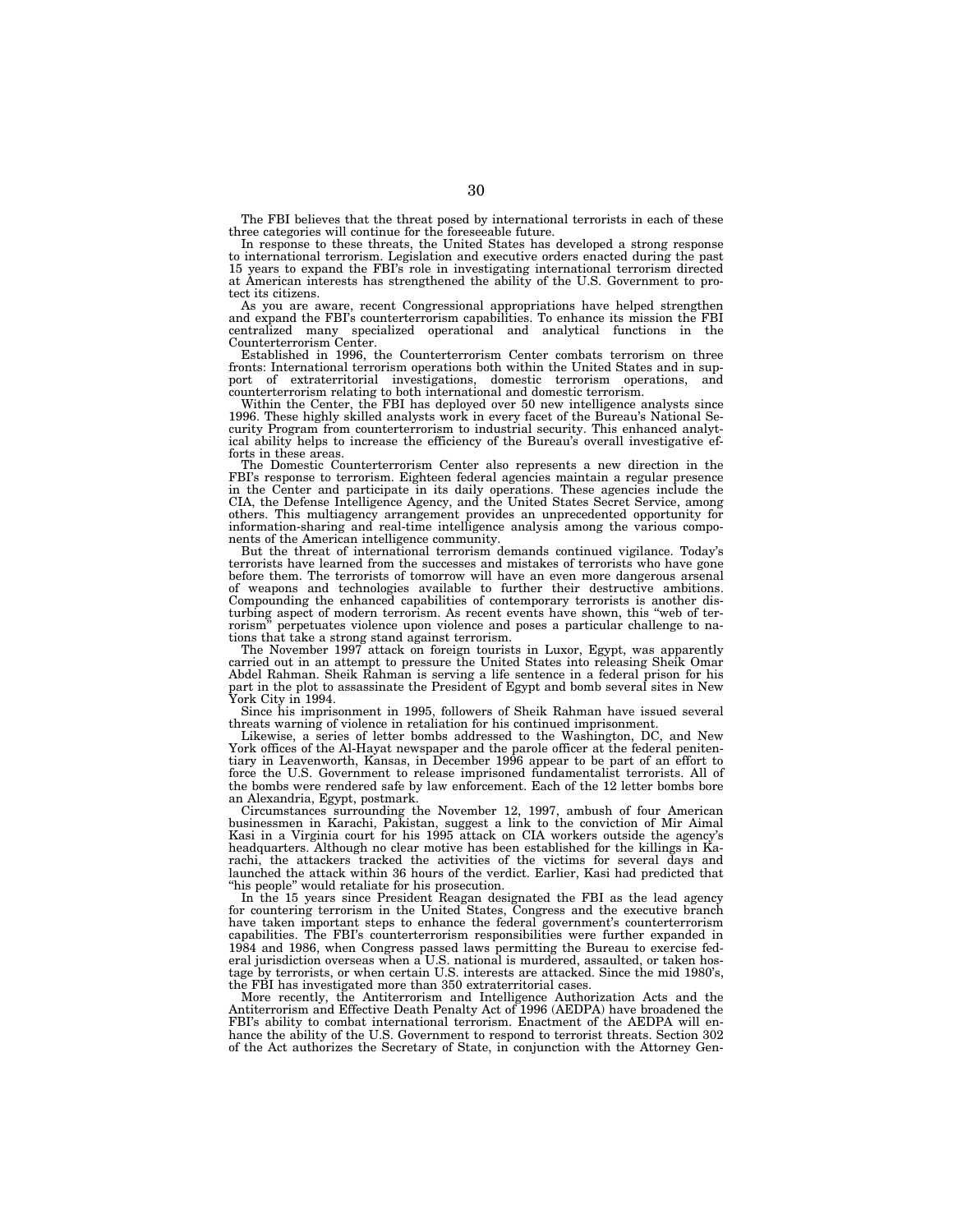The FBI believes that the threat posed by international terrorists in each of these three categories will continue for the foreseeable future.

In response to these threats, the United States has developed a strong response to international terrorism. Legislation and executive orders enacted during the past 15 years to expand the FBI's role in investigating international terrorism directed at American interests has strengthened the ability of the U.S. Government to protect its citizens.

As you are aware, recent Congressional appropriations have helped strengthen and expand the FBI's counterterrorism capabilities. To enhance its mission the FBI centralized many specialized operational and analytical functions in the Counterterrorism Center.

Established in 1996, the Counterterrorism Center combats terrorism on three fronts: International terrorism operations both within the United States and in support of extraterritorial investigations, domestic terrorism operations, and counterterrorism relating to both international and domestic terrorism.

Within the Center, the FBI has deployed over 50 new intelligence analysts since 1996. These highly skilled analysts work in every facet of the Bureau's National Security Program from counterterrorism to industrial security. This enhanced analytical ability helps to increase the efficiency of the Bureau's overall investigative efforts in these areas.

The Domestic Counterterrorism Center also represents a new direction in the FBI's response to terrorism. Eighteen federal agencies maintain a regular presence in the Center and participate in its daily operations. These agencies include the CIA, the Defense Intelligence Agency, and the United States Secret Service, among others. This multiagency arrangement provides an unprecedented opportunity for information-sharing and real-time intelligence analysis among the various components of the American intelligence community.

But the threat of international terrorism demands continued vigilance. Today's terrorists have learned from the successes and mistakes of terrorists who have gone before them. The terrorists of tomorrow will have an even more dangerous arsenal of weapons and technologies available to further their destructive ambitions. Compounding the enhanced capabilities of contemporary terrorists is another disturbing aspect of modern terrorism. As recent events have shown, this "web of terrorism" perpetuates violence upon violence and poses a particular challenge to nations that take a strong stand against terrorism.

The November 1997 attack on foreign tourists in Luxor, Egypt, was apparently carried out in an attempt to pressure the United States into releasing Sheik Omar Abdel Rahman. Sheik Rahman is serving a life sentence in a federal prison for his part in the plot to assassinate the President of Egypt and bomb several sites in New York City in 1994.

Since his imprisonment in 1995, followers of Sheik Rahman have issued several threats warning of violence in retaliation for his continued imprisonment.

Likewise, a series of letter bombs addressed to the Washington, DC, and New York offices of the Al-Hayat newspaper and the parole officer at the federal penitentiary in Leavenworth, Kansas, in December 1996 appear to be part of an effort to force the U.S. Government to release imprisoned fundamentalist terrorists. All of the bombs were rendered safe by law enforcement. Each of the 12 letter bombs bore an Alexandria, Egypt, postmark.

Circumstances surrounding the November 12, 1997, ambush of four American businessmen in Karachi, Pakistan, suggest a link to the conviction of Mir Aimal Kasi in a Virginia court for his 1995 attack on CIA workers outside the agency's headquarters. Although no clear motive has been established for the killings in Karachi, the attackers tracked the activities of the victims for several days and launched the attack within 36 hours of the verdict. Earlier, Kasi had predicted that "his people" would retaliate for his prosecution.

In the 15 years since President Reagan designated the FBI as the lead agency for countering terrorism in the United States, Congress and the executive branch have taken important steps to enhance the federal government's counterterrorism capabilities. The FBI's counterterrorism responsibilities were further expanded in 1984 and 1986, when Congress passed laws permitting the Bureau to exercise federal jurisdiction overseas when a U.S. national is murdered, assaulted, or taken hostage by terrorists, or when certain U.S. interests are attacked. Since the mid 1980's, the FBI has investigated more than 350 extraterritorial cases.

More recently, the Antiterrorism and Intelligence Authorization Acts and the Antiterrorism and Effective Death Penalty Act of 1996 (AEDPA) have broadened the FBI's ability to combat international terrorism. Enactment of the AEDPA will enhance the ability of the U.S. Government to respond to terrorist threats. Section 302 of the Act authorizes the Secretary of State, in conjunction with the Attorney Gen-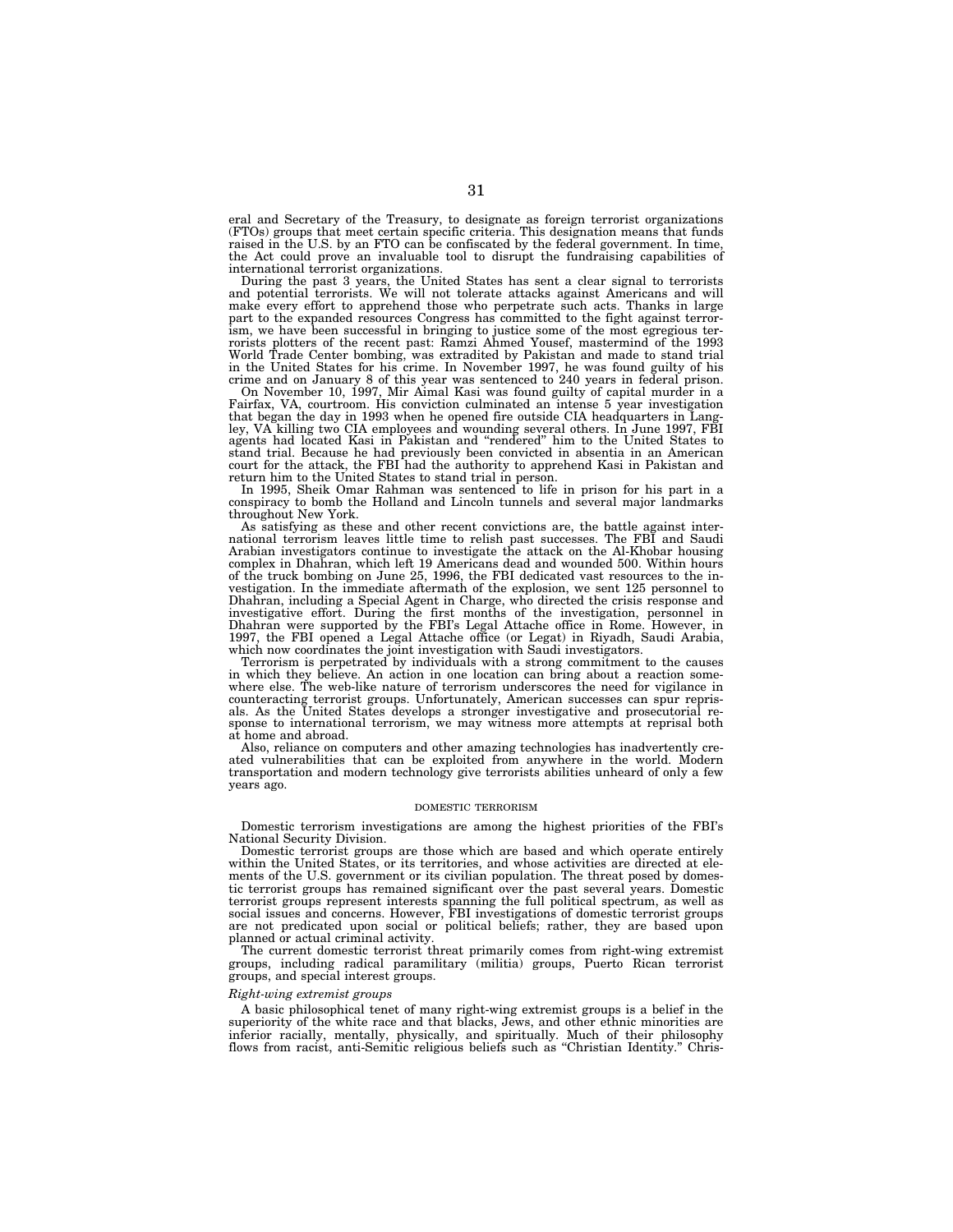eral and Secretary of the Treasury, to designate as foreign terrorist organizations (FTOs) groups that meet certain specific criteria. This designation means that funds raised in the U.S. by an FTO can be confiscated by the federal government. In time, the Act could prove an invaluable tool to disrupt the fundraising capabilities of international terrorist organizations.

During the past 3 years, the United States has sent a clear signal to terrorists and potential terrorists. We will not tolerate attacks against Americans and will make every effort to apprehend those who perpetrate such acts. Thanks in large part to the expanded resources Congress has committed to the fight against terrorism, we have been successful in bringing to justice some of the most egregious terrorists plotters of the recent past: Ramzi Ahmed Yousef, mastermind of the 1993 World Trade Center bombing, was extradited by Pakistan and made to stand trial in the United States for his crime. In November 1997, he was found guilty of his crime and on January 8 of this year was sentenced to 240 years in federal prison.

On November 10, 1997, Mir Aimal Kasi was found guilty of capital murder in a Fairfax, VA, courtroom. His conviction culminated an intense 5 year investigation that began the day in 1993 when he opened fire outside CIA headquarters in Langley, VA killing two CIA employees and wounding several others. In June 1997, FBI agents had located Kasi in Pakistan and "rendered" him to the United States to stand trial. Because he had previously been convicted in absentia in an American court for the attack, the FBI had the authority to apprehend Kasi in Pakistan and return him to the United States to stand trial in person.

In 1995, Sheik Omar Rahman was sentenced to life in prison for his part in a conspiracy to bomb the Holland and Lincoln tunnels and several major landmarks throughout New York.

As satisfying as these and other recent convictions are, the battle against international terrorism leaves little time to relish past successes. The FBI and Saudi Arabian investigators continue to investigate the attack on the Al-Khobar housing complex in Dhahran, which left 19 Americans dead and wounded 500. Within hours of the truck bombing on June 25, 1996, the FBI dedicated vast resources to the investigation. In the immediate aftermath of the explosion, we sent 125 personnel to Dhahran, including a Special Agent in Charge, who directed the crisis response and investigative effort. During the first months of the investigation, personnel in Dhahran were supported by the FBI's Legal Attache office in Rome. However, in 1997, the FBI opened a Legal Attache office (or Legat) in Riyadh, Saudi Arabia, which now coordinates the joint investigation with Saudi investigators.

Terrorism is perpetrated by individuals with a strong commitment to the causes in which they believe. An action in one location can bring about a reaction somewhere else. The web-like nature of terrorism underscores the need for vigilance in counteracting terrorist groups. Unfortunately, American successes can spur reprisals. As the United States develops a stronger investigative and prosecutorial response to international terrorism, we may witness more attempts at reprisal both at home and abroad.

Also, reliance on computers and other amazing technologies has inadvertently created vulnerabilities that can be exploited from anywhere in the world. Modern transportation and modern technology give terrorists abilities unheard of only a few years ago.

## DOMESTIC TERRORISM

Domestic terrorism investigations are among the highest priorities of the FBI's National Security Division.

Domestic terrorist groups are those which are based and which operate entirely within the United States, or its territories, and whose activities are directed at elements of the U.S. government or its civilian population. The threat posed by domestic terrorist groups has remained significant over the past several years. Domestic terrorist groups represent interests spanning the full political spectrum, as well as social issues and concerns. However, FBI investigations of domestic terrorist groups are not predicated upon social or political beliefs; rather, they are based upon planned or actual criminal activity.

The current domestic terrorist threat primarily comes from right-wing extremist groups, including radical paramilitary (militia) groups, Puerto Rican terrorist groups, and special interest groups.

### *Right-wing extremist groups*

A basic philosophical tenet of many right-wing extremist groups is a belief in the superiority of the white race and that blacks, Jews, and other ethnic minorities are inferior racially, mentally, physically, and spiritually. Much of their philosophy flows from racist, anti-Semitic religious beliefs such as "Christian Identity." Chris-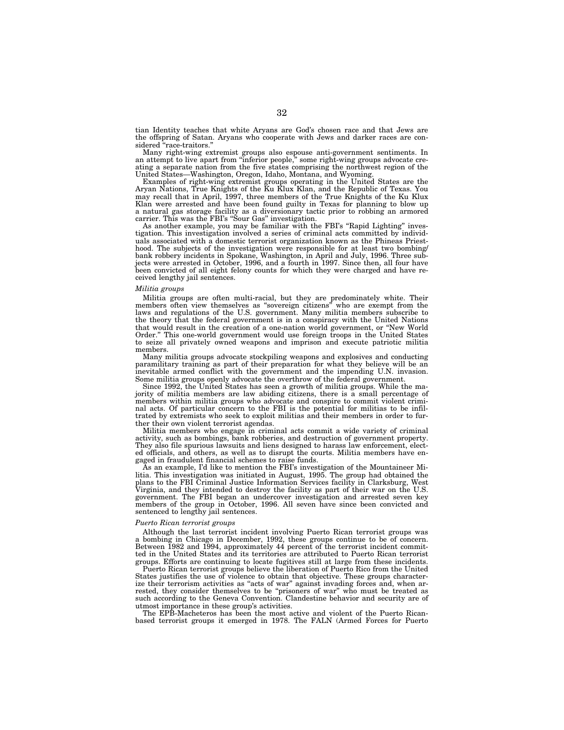tian Identity teaches that white Aryans are God's chosen race and that Jews are the offspring of Satan. Aryans who cooperate with Jews and darker races are considered "race-traitors."

Many right-wing extremist groups also espouse anti-government sentiments. In an attempt to live apart from "inferior people," some right-wing groups advocate creating a separate nation from the five states comprising the northwest region of the United States—Washington, Oregon, Idaho, Montana, and Wyoming.

Examples of right-wing extremist groups operating in the United States are the Aryan Nations, True Knights of the Ku Klux Klan, and the Republic of Texas. You may recall that in April, 1997, three members of the True Knights of the Ku Klux Klan were arrested and have been found guilty in Texas for planning to blow up a natural gas storage facility as a diversionary tactic prior to robbing an armored carrier. This was the FBI's "Sour Gas" investigation.

As another example, you may be familiar with the FBI's "Rapid Lighting" investigation. This investigation involved a series of criminal acts committed by individuals associated with a domestic terrorist organization known as the Phineas Priesthood. The subjects of the investigation were responsible for at least two bombing/bank robbery incidents in Spokane, Washington, in April and July, 1996. Three subjects were arrested in October, 1996, and a fourth in 1997. Since then, all four have been convicted of all eight felony counts for which they were charged and have received lengthy jail sentences.

*Militia groups*

Militia groups are often multi-racial, but they are predominately white. Their members often view themselves as "sovereign citizens" who are exempt from the laws and regulations of the U.S. government. Many militia members subscribe to the theory that the federal government is in a conspiracy with the United Nations that would result in the creation of a one-nation world government, or "New World Order." This one-world government would use foreign troops in the United States to seize all privately owned weapons and imprison and execute patriotic militia members.

Many militia groups advocate stockpiling weapons and explosives and conducting paramilitary training as part of their preparation for what they believe will be an inevitable armed conflict with the government and the impending U.N. invasion. Some militia groups openly advocate the overthrow of the federal government.

Since 1992, the United States has seen a growth of militia groups. While the majority of militia members are law abiding citizens, there is a small percentage of members within militia groups who advocate and conspire to commit violent criminal acts. Of particular concern to the FBI is the potential for militias to be infiltrated by extremists who seek to exploit militias and their members in order to further their own violent terrorist agendas.

Militia members who engage in criminal acts commit a wide variety of criminal activity, such as bombings, bank robberies, and destruction of government property. They also file spurious lawsuits and liens designed to harass law enforcement, elected officials, and others, as well as to disrupt the courts. Militia members have engaged in fraudulent financial schemes to raise funds.

As an example, I'd like to mention the FBI's investigation of the Mountaineer Militia. This investigation was initiated in August, 1995. The group had obtained the plans to the FBI Criminal Justice Information Services facility in Clarksburg, West Virginia, and they intended to destroy the facility as part of their war on the U.S. government. The FBI began an undercover investigation and arrested seven key members of the group in October, 1996. All seven have since been convicted and sentenced to lengthy jail sentences.

*Puerto Rican terrorist groups*

Although the last terrorist incident involving Puerto Rican terrorist groups was a bombing in Chicago in December, 1992, these groups continue to be of concern. Between 1982 and 1994, approximately 44 percent of the terrorist incident committed in the United States and its territories are attributed to Puerto Rican terrorist groups. Efforts are continuing to locate fugitives still at large from these incidents.

Puerto Rican terrorist groups believe the liberation of Puerto Rico from the United States justifies the use of violence to obtain that objective. These groups characterize their terrorism activities as "acts of war" against invading forces and, when arrested, they consider themselves to be "prisoners of war" who must be treated as such according to the Geneva Convention. Clandestine behavior and security are of utmost importance in these group's activities.

The EPB-Macheteros has been the most active and violent of the Puerto Rican-based terrorist groups it emerged in 1978. The FALN (Armed Forces for Puerto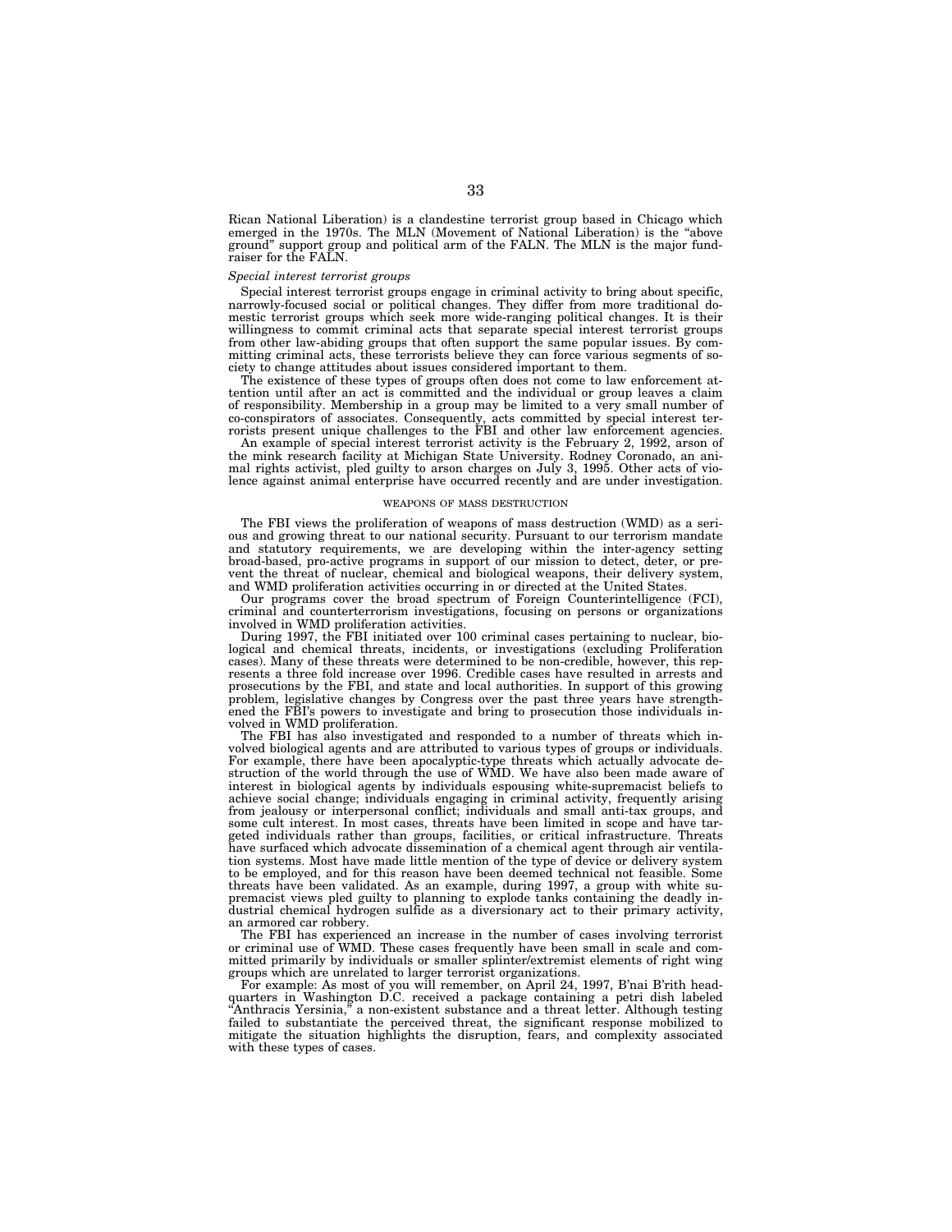Rican National Liberation) is a clandestine terrorist group based in Chicago which emerged in the 1970s. The MLN (Movement of National Liberation) is the "above ground" support group and political arm of the FALN. The MLN is the major fund-raiser for the FALN.

*Special interest terrorist groups*

Special interest terrorist groups engage in criminal activity to bring about specific, narrowly-focused social or political changes. They differ from more traditional domestic terrorist groups which seek more wide-ranging political changes. It is their willingness to commit criminal acts that separate special interest terrorist groups from other law-abiding groups that often support the same popular issues. By committing criminal acts, these terrorists believe they can force various segments of society to change attitudes about issues considered important to them.

The existence of these types of groups often does not come to law enforcement attention until after an act is committed and the individual or group leaves a claim of responsibility. Membership in a group may be limited to a very small number of co-conspirators of associates. Consequently, acts committed by special interest terrorists present unique challenges to the FBI and other law enforcement agencies.

An example of special interest terrorist activity is the February 2, 1992, arson of the mink research facility at Michigan State University. Rodney Coronado, an animal rights activist, pled guilty to arson charges on July 3, 1995. Other acts of violence against animal enterprise have occurred recently and are under investigation.

## WEAPONS OF MASS DESTRUCTION

The FBI views the proliferation of weapons of mass destruction (WMD) as a serious and growing threat to our national security. Pursuant to our terrorism mandate and statutory requirements, we are developing within the inter-agency setting broad-based, pro-active programs in support of our mission to detect, deter, or prevent the threat of nuclear, chemical and biological weapons, their delivery system, and WMD proliferation activities occurring in or directed at the United States.

Our programs cover the broad spectrum of Foreign Counterintelligence (FCI), criminal and counterterrorism investigations, focusing on persons or organizations involved in WMD proliferation activities.

During 1997, the FBI initiated over 100 criminal cases pertaining to nuclear, biological and chemical threats, incidents, or investigations (excluding Proliferation cases). Many of these threats were determined to be non-credible, however, this represents a three fold increase over 1996. Credible cases have resulted in arrests and prosecutions by the FBI, and state and local authorities. In support of this growing problem, legislative changes by Congress over the past three years have strengthened the FBI's powers to investigate and bring to prosecution those individuals involved in WMD proliferation.

The FBI has also investigated and responded to a number of threats which involved biological agents and are attributed to various types of groups or individuals. For example, there have been apocalyptic-type threats which actually advocate destruction of the world through the use of WMD. We have also been made aware of interest in biological agents by individuals espousing white-supremacist beliefs to achieve social change; individuals engaging in criminal activity, frequently arising from jealousy or interpersonal conflict; individuals and small anti-tax groups, and some cult interest. In most cases, threats have been limited in scope and have targeted individuals rather than groups, facilities, or critical infrastructure. Threats have surfaced which advocate dissemination of a chemical agent through air ventilation systems. Most have made little mention of the type of device or delivery system to be employed, and for this reason have been deemed technical not feasible. Some threats have been validated. As an example, during 1997, a group with white supremacist views pled guilty to planning to explode tanks containing the deadly industrial chemical hydrogen sulfide as a diversionary act to their primary activity, an armored car robbery.

The FBI has experienced an increase in the number of cases involving terrorist or criminal use of WMD. These cases frequently have been small in scale and committed primarily by individuals or smaller splinter/extremist elements of right wing groups which are unrelated to larger terrorist organizations.

For example: As most of you will remember, on April 24, 1997, B'nai B'rith headquarters in Washington D.C. received a package containing a petri dish labeled "Anthracis Yersinia," a non-existent substance and a threat letter. Although testing failed to substantiate the perceived threat, the significant response mobilized to mitigate the situation highlights the disruption, fears, and complexity associated with these types of cases.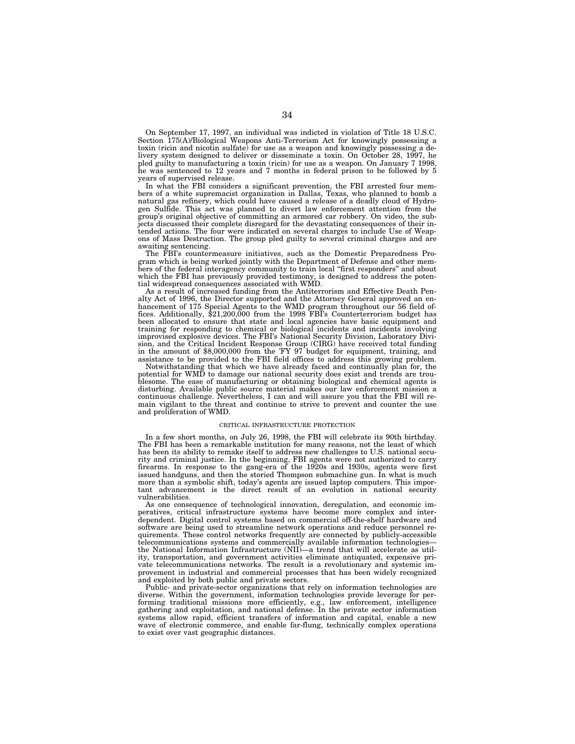On September 17, 1997, an individual was indicted in violation of Title 18 U.S.C. Section 175(A)/Biological Weapons Anti-Terrorism Act for knowingly possessing a toxin (ricin and nicotin sulfate) for use as a weapon and knowingly possessing a delivery system designed to deliver or disseminate a toxin. On October 28, 1997, he pled guilty to manufacturing a toxin (ricin) for use as a weapon. On January 7 1998, he was sentenced to 12 years and 7 months in federal prison to be followed by 5 years of supervised release.

In what the FBI considers a significant prevention, the FBI arrested four members of a white supremacist organization in Dallas, Texas, who planned to bomb a natural gas refinery, which could have caused a release of a deadly cloud of Hydrogen Sulfide. This act was planned to divert law enforcement attention from the group's original objective of committing an armored car robbery. On video, the subjects discussed their complete disregard for the devastating consequences of their intended actions. The four were indicated on several charges to include Use of Weapons of Mass Destruction. The group pled guilty to several criminal charges and are awaiting sentencing.

The FBI's countermeasure initiatives, such as the Domestic Preparedness Program which is being worked jointly with the Department of Defense and other members of the federal interagency community to train local "first responders" and about which the FBI has previously provided testimony, is designed to address the potential widespread consequences associated with WMD.

As a result of increased funding from the Antiterrorism and Effective Death Penalty Act of 1996, the Director supported and the Attorney General approved an enhancement of 175 Special Agents to the WMD program throughout our 56 field offices. Additionally, $21,200,000 from the 1998 FBI's Counterterrorism budget has been allocated to ensure that state and local agencies have basic equipment and training for responding to chemical or biological incidents and incidents involving improvised explosive devices. The FBI's National Security Division, Laboratory Division, and the Critical Incident Response Group (CIRG) have received total funding in the amount of $8,000,000 from the 'FY 97 budget for equipment, training, and assistance to be provided to the FBI field offices to address this growing problem.

Notwithstanding that which we have already faced and continually plan for, the potential for WMD to damage our national security does exist and trends are troublesome. The ease of manufacturing or obtaining biological and chemical agents is disturbing. Available public source material makes our law enforcement mission a continuous challenge. Nevertheless, I can and will assure you that the FBI will remain vigilant to the threat and continue to strive to prevent and counter the use and proliferation of WMD.

## CRITICAL INFRASTRUCTURE PROTECTION

In a few short months, on July 26, 1998, the FBI will celebrate its 90th birthday. The FBI has been a remarkable institution for many reasons, not the least of which has been its ability to remake itself to address new challenges to U.S. national security and criminal justice. In the beginning, FBI agents were not authorized to carry firearms. In response to the gang-era of the 1920s and 1930s, agents were first issued handguns, and then the storied Thompson submachine gun. In what is much more than a symbolic shift, today's agents are issued laptop computers. This important advancement is the direct result of an evolution in national security vulnerabilities.

As one consequence of technological innovation, deregulation, and economic imperatives, critical infrastructure systems have become more complex and interdependent. Digital control systems based on commercial off-the-shelf hardware and software are being used to streamline network operations and reduce personnel requirements. These control networks frequently are connected by publicly-accessible telecommunications systems and commercially available information technologies—the National Information Infrastructure (NII)—a trend that will accelerate as utility, transportation, and government activities eliminate antiquated, expensive private telecommunications networks. The result is a revolutionary and systemic improvement in industrial and commercial processes that has been widely recognized and exploited by both public and private sectors.

Public- and private-sector organizations that rely on information technologies are diverse. Within the government, information technologies provide leverage for performing traditional missions more efficiently, e.g., law enforcement, intelligence gathering and exploitation, and national defense. In the private sector information systems allow rapid, efficient transfers of information and capital, enable a new wave of electronic commerce, and enable far-flung, technically complex operations to exist over vast geographic distances.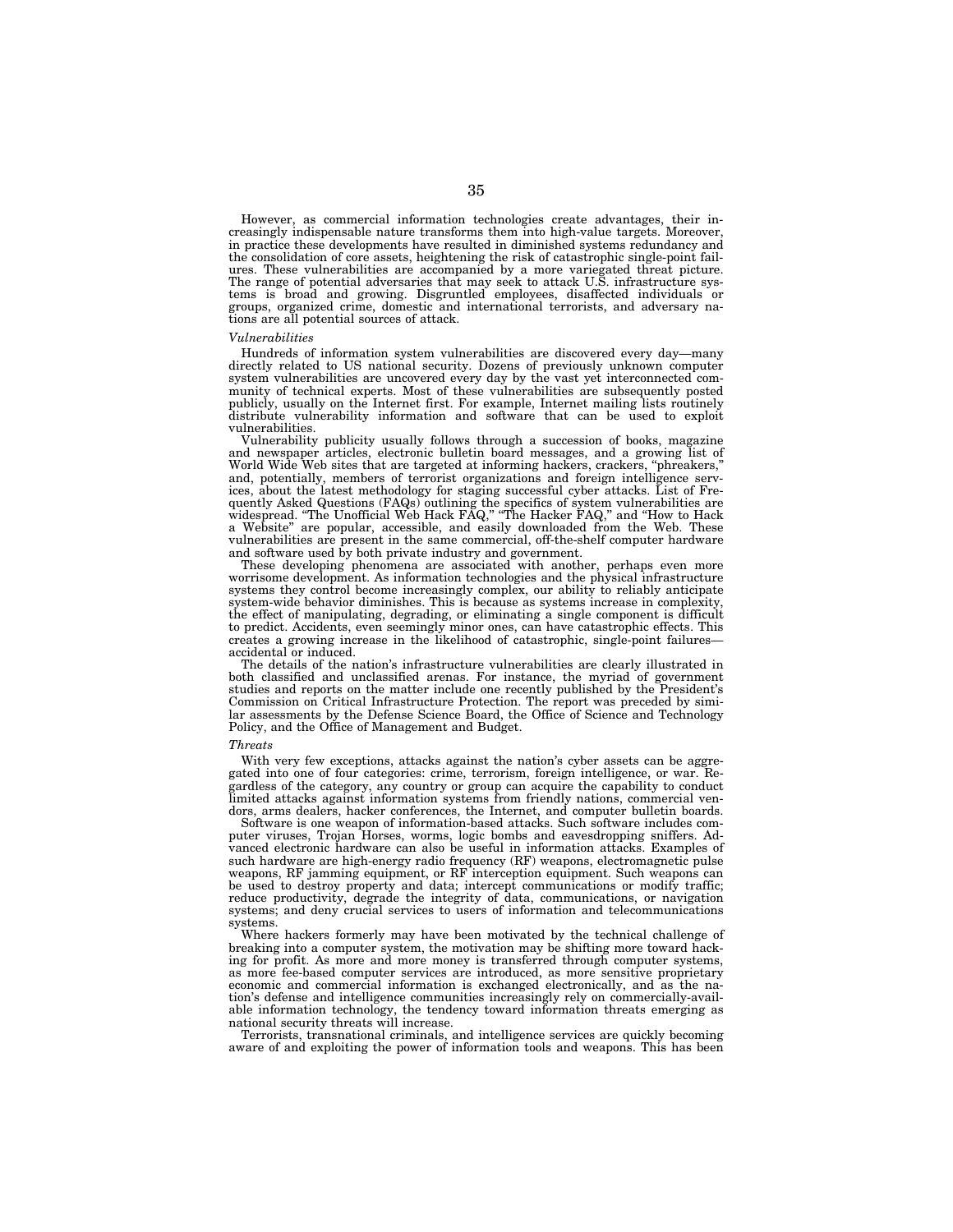However, as commercial information technologies create advantages, their increasingly indispensable nature transforms them into high-value targets. Moreover, in practice these developments have resulted in diminished systems redundancy and the consolidation of core assets, heightening the risk of catastrophic single-point failures. These vulnerabilities are accompanied by a more variegated threat picture. The range of potential adversaries that may seek to attack U.S. infrastructure systems is broad and growing. Disgruntled employees, disaffected individuals or groups, organized crime, domestic and international terrorists, and adversary nations are all potential sources of attack.

*Vulnerabilities*

Hundreds of information system vulnerabilities are discovered every day—many directly related to US national security. Dozens of previously unknown computer system vulnerabilities are uncovered every day by the vast yet interconnected community of technical experts. Most of these vulnerabilities are subsequently posted publicly, usually on the Internet first. For example, Internet mailing lists routinely distribute vulnerability information and software that can be used to exploit vulnerabilities.

Vulnerability publicity usually follows through a succession of books, magazine and newspaper articles, electronic bulletin board messages, and a growing list of World Wide Web sites that are targeted at informing hackers, crackers, "phreakers," and, potentially, members of terrorist organizations and foreign intelligence services, about the latest methodology for staging successful cyber attacks. List of Frequently Asked Questions (FAQs) outlining the specifics of system vulnerabilities are widespread. "The Unofficial Web Hack FAQ," "The Hacker FAQ," and "How to Hack a Website" are popular, accessible, and easily downloaded from the Web. These vulnerabilities are present in the same commercial, off-the-shelf computer hardware and software used by both private industry and government.

These developing phenomena are associated with another, perhaps even more worrisome development. As information technologies and the physical infrastructure systems they control become increasingly complex, our ability to reliably anticipate system-wide behavior diminishes. This is because as systems increase in complexity, the effect of manipulating, degrading, or eliminating a single component is difficult to predict. Accidents, even seemingly minor ones, can have catastrophic effects. This creates a growing increase in the likelihood of catastrophic, single-point failures—accidental or induced.

The details of the nation's infrastructure vulnerabilities are clearly illustrated in both classified and unclassified arenas. For instance, the myriad of government studies and reports on the matter include one recently published by the President's Commission on Critical Infrastructure Protection. The report was preceded by similar assessments by the Defense Science Board, the Office of Science and Technology Policy, and the Office of Management and Budget.

*Threats*

With very few exceptions, attacks against the nation's cyber assets can be aggregated into one of four categories: crime, terrorism, foreign intelligence, or war. Regardless of the category, any country or group can acquire the capability to conduct limited attacks against information systems from friendly nations, commercial vendors, arms dealers, hacker conferences, the Internet, and computer bulletin boards.

Software is one weapon of information-based attacks. Such software includes computer viruses, Trojan Horses, worms, logic bombs and eavesdropping sniffers. Advanced electronic hardware can also be useful in information attacks. Examples of such hardware are high-energy radio frequency (RF) weapons, electromagnetic pulse weapons, RF jamming equipment, or RF interception equipment. Such weapons can be used to destroy property and data; intercept communications or modify traffic; reduce productivity, degrade the integrity of data, communications, or navigation systems; and deny crucial services to users of information and telecommunications systems.

Where hackers formerly may have been motivated by the technical challenge of breaking into a computer system, the motivation may be shifting more toward hacking for profit. As more and more money is transferred through computer systems, as more fee-based computer services are introduced, as more sensitive proprietary economic and commercial information is exchanged electronically, and as the nation's defense and intelligence communities increasingly rely on commercially-available information technology, the tendency toward information threats emerging as national security threats will increase.

Terrorists, transnational criminals, and intelligence services are quickly becoming aware of and exploiting the power of information tools and weapons. This has been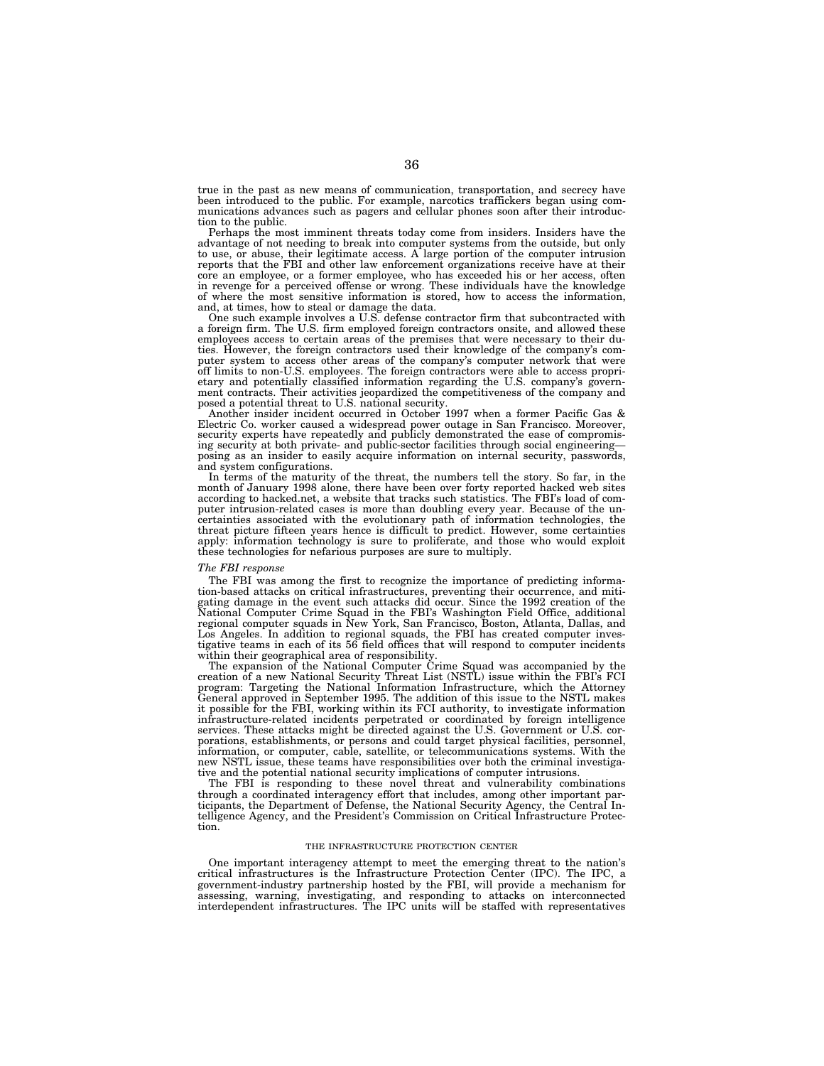true in the past as new means of communication, transportation, and secrecy have been introduced to the public. For example, narcotics traffickers began using communications advances such as pagers and cellular phones soon after their introduction to the public.

Perhaps the most imminent threats today come from insiders. Insiders have the advantage of not needing to break into computer systems from the outside, but only to use, or abuse, their legitimate access. A large portion of the computer intrusion reports that the FBI and other law enforcement organizations receive have at their core an employee, or a former employee, who has exceeded his or her access, often in revenge for a perceived offense or wrong. These individuals have the knowledge of where the most sensitive information is stored, how to access the information, and, at times, how to steal or damage the data.

One such example involves a U.S. defense contractor firm that subcontracted with a foreign firm. The U.S. firm employed foreign contractors onsite, and allowed these employees access to certain areas of the premises that were necessary to their duties. However, the foreign contractors used their knowledge of the company's computer system to access other areas of the company's computer network that were off limits to non-U.S. employees. The foreign contractors were able to access proprietary and potentially classified information regarding the U.S. company's government contracts. Their activities jeopardized the competitiveness of the company and posed a potential threat to U.S. national security.

Another insider incident occurred in October 1997 when a former Pacific Gas & Electric Co. worker caused a widespread power outage in San Francisco. Moreover, security experts have repeatedly and publicly demonstrated the ease of compromising security at both private- and public-sector facilities through social engineering—posing as an insider to easily acquire information on internal security, passwords, and system configurations.

In terms of the maturity of the threat, the numbers tell the story. So far, in the month of January 1998 alone, there have been over forty reported hacked web sites according to hacked.net, a website that tracks such statistics. The FBI's load of computer intrusion-related cases is more than doubling every year. Because of the uncertainties associated with the evolutionary path of information technologies, the threat picture fifteen years hence is difficult to predict. However, some certainties apply: information technology is sure to proliferate, and those who would exploit these technologies for nefarious purposes are sure to multiply.

*The FBI response*

The FBI was among the first to recognize the importance of predicting information-based attacks on critical infrastructures, preventing their occurrence, and mitigating damage in the event such attacks did occur. Since the 1992 creation of the National Computer Crime Squad in the FBI's Washington Field Office, additional regional computer squads in New York, San Francisco, Boston, Atlanta, Dallas, and Los Angeles. In addition to regional squads, the FBI has created computer investigative teams in each of its 56 field offices that will respond to computer incidents within their geographical area of responsibility.

The expansion of the National Computer Crime Squad was accompanied by the creation of a new National Security Threat List (NSTL) issue within the FBI's FCI program: Targeting the National Information Infrastructure, which the Attorney General approved in September 1995. The addition of this issue to the NSTL makes it possible for the FBI, working within its FCI authority, to investigate information infrastructure-related incidents perpetrated or coordinated by foreign intelligence services. These attacks might be directed against the U.S. Government or U.S. corporations, establishments, or persons and could target physical facilities, personnel, information, or computer, cable, satellite, or telecommunications systems. With the new NSTL issue, these teams have responsibilities over both the criminal investigative and the potential national security implications of computer intrusions.

The FBI is responding to these novel threat and vulnerability combinations through a coordinated interagency effort that includes, among other important participants, the Department of Defense, the National Security Agency, the Central Intelligence Agency, and the President's Commission on Critical Infrastructure Protection.

## THE INFRASTRUCTURE PROTECTION CENTER

One important interagency attempt to meet the emerging threat to the nation's critical infrastructures is the Infrastructure Protection Center (IPC). The IPC, a government-industry partnership hosted by the FBI, will provide a mechanism for assessing, warning, investigating, and responding to attacks on interconnected interdependent infrastructures. The IPC units will be staffed with representatives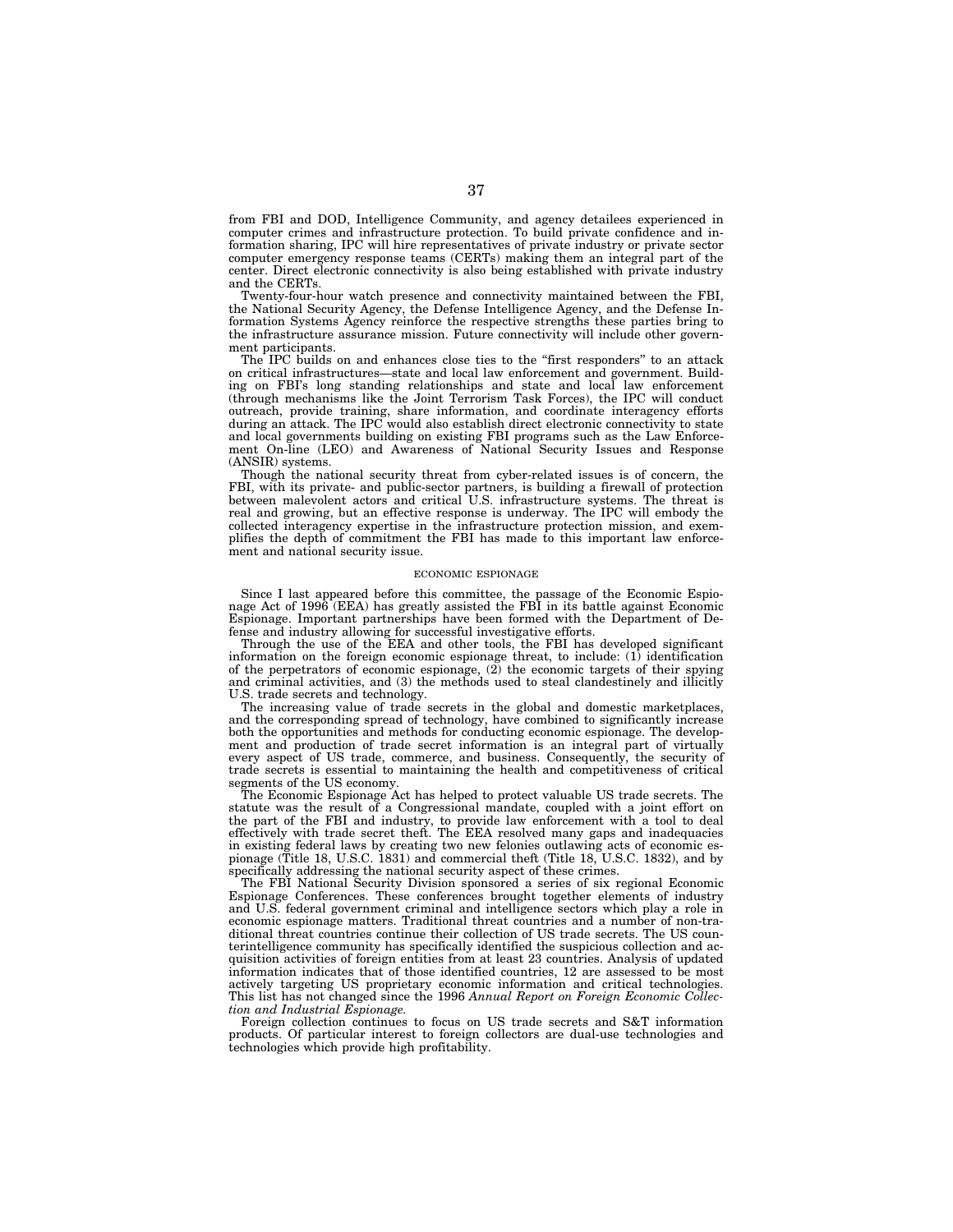from FBI and DOD, Intelligence Community, and agency detailees experienced in computer crimes and infrastructure protection. To build private confidence and information sharing, IPC will hire representatives of private industry or private sector computer emergency response teams (CERTs) making them an integral part of the center. Direct electronic connectivity is also being established with private industry and the CERTs.

Twenty-four-hour watch presence and connectivity maintained between the FBI, the National Security Agency, the Defense Intelligence Agency, and the Defense Information Systems Agency reinforce the respective strengths these parties bring to the infrastructure assurance mission. Future connectivity will include other government participants.

The IPC builds on and enhances close ties to the "first responders" to an attack on critical infrastructures—state and local law enforcement and government. Building on FBI's long standing relationships and state and local law enforcement (through mechanisms like the Joint Terrorism Task Forces), the IPC will conduct outreach, provide training, share information, and coordinate interagency efforts during an attack. The IPC would also establish direct electronic connectivity to state and local governments building on existing FBI programs such as the Law Enforcement On-line (LEO) and Awareness of National Security Issues and Response (ANSIR) systems.

Though the national security threat from cyber-related issues is of concern, the FBI, with its private- and public-sector partners, is building a firewall of protection between malevolent actors and critical U.S. infrastructure systems. The threat is real and growing, but an effective response is underway. The IPC will embody the collected interagency expertise in the infrastructure protection mission, and exemplifies the depth of commitment the FBI has made to this important law enforcement and national security issue.

## ECONOMIC ESPIONAGE

Since I last appeared before this committee, the passage of the Economic Espionage Act of 1996 (EEA) has greatly assisted the FBI in its battle against Economic Espionage. Important partnerships have been formed with the Department of Defense and industry allowing for successful investigative efforts.

Through the use of the EEA and other tools, the FBI has developed significant information on the foreign economic espionage threat, to include: (1) identification of the perpetrators of economic espionage, (2) the economic targets of their spying and criminal activities, and (3) the methods used to steal clandestinely and illicitly U.S. trade secrets and technology.

The increasing value of trade secrets in the global and domestic marketplaces, and the corresponding spread of technology, have combined to significantly increase both the opportunities and methods for conducting economic espionage. The development and production of trade secret information is an integral part of virtually every aspect of US trade, commerce, and business. Consequently, the security of trade secrets is essential to maintaining the health and competitiveness of critical segments of the US economy.

The Economic Espionage Act has helped to protect valuable US trade secrets. The statute was the result of a Congressional mandate, coupled with a joint effort on the part of the FBI and industry, to provide law enforcement with a tool to deal effectively with trade secret theft. The EEA resolved many gaps and inadequacies in existing federal laws by creating two new felonies outlawing acts of economic espionage (Title 18, U.S.C. 1831) and commercial theft (Title 18, U.S.C. 1832), and by specifically addressing the national security aspect of these crimes.

The FBI National Security Division sponsored a series of six regional Economic Espionage Conferences. These conferences brought together elements of industry and U.S. federal government criminal and intelligence sectors which play a role in economic espionage matters. Traditional threat countries and a number of non-traditional threat countries continue their collection of US trade secrets. The US counterintelligence community has specifically identified the suspicious collection and acquisition activities of foreign entities from at least 23 countries. Analysis of updated information indicates that of those identified countries, 12 are assessed to be most actively targeting US proprietary economic information and critical technologies. This list has not changed since the 1996 *Annual Report on Foreign Economic Collection and Industrial Espionage.*

Foreign collection continues to focus on US trade secrets and S&T information products. Of particular interest to foreign collectors are dual-use technologies and technologies which provide high profitability.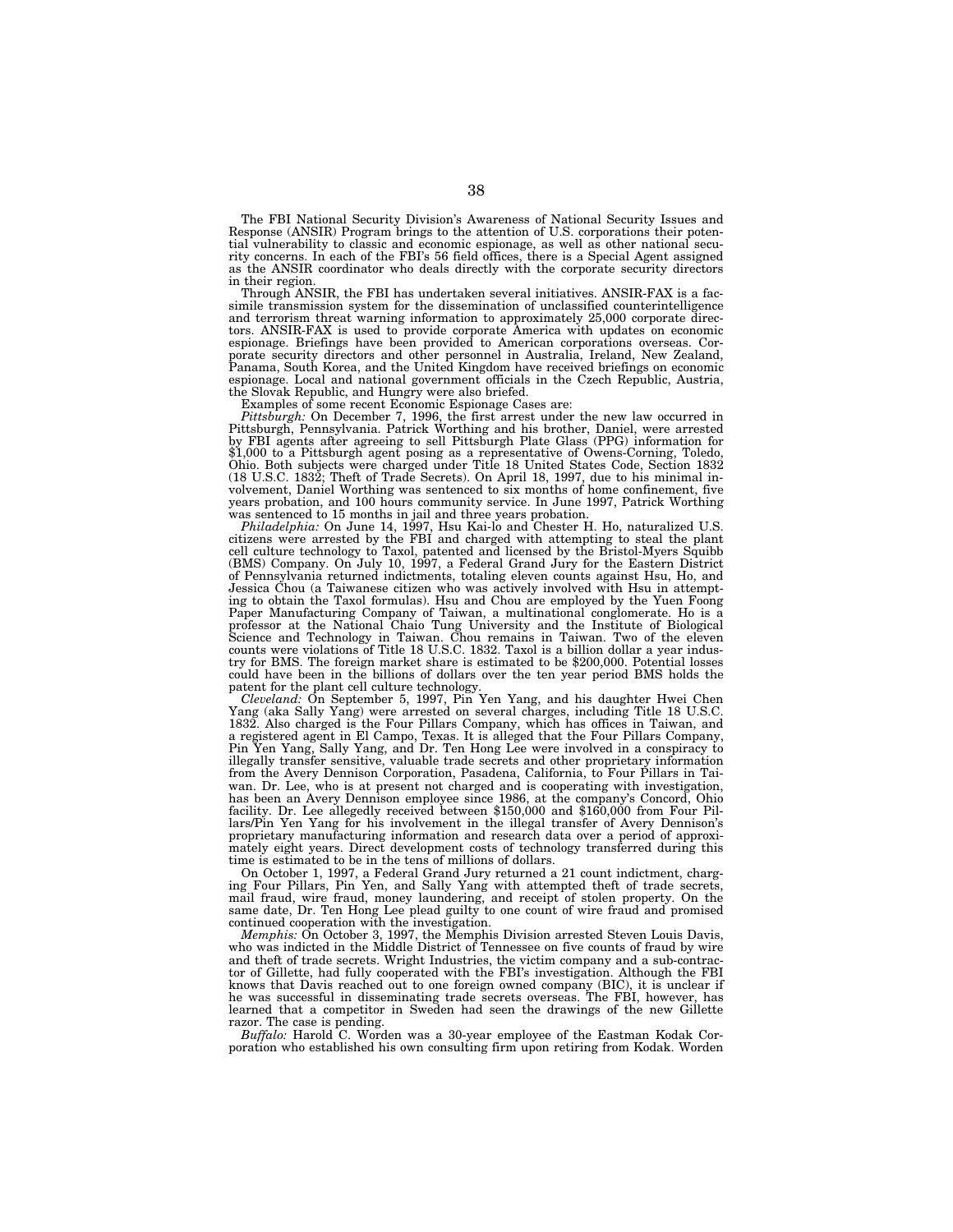The FBI National Security Division's Awareness of National Security Issues and Response (ANSIR) Program brings to the attention of U.S. corporations their potential vulnerability to classic and economic espionage, as well as other national security concerns. In each of the FBI's 56 field offices, there is a Special Agent assigned as the ANSIR coordinator who deals directly with the corporate security directors in their region.

Through ANSIR, the FBI has undertaken several initiatives. ANSIR-FAX is a facsimile transmission system for the dissemination of unclassified counterintelligence and terrorism threat warning information to approximately 25,000 corporate directors. ANSIR-FAX is used to provide corporate America with updates on economic espionage. Briefings have been provided to American corporations overseas. Corporate security directors and other personnel in Australia, Ireland, New Zealand, Panama, South Korea, and the United Kingdom have received briefings on economic espionage. Local and national government officials in the Czech Republic, Austria, the Slovak Republic, and Hungry were also briefed.

Examples of some recent Economic Espionage Cases are:

*Pittsburgh:* On December 7, 1996, the first arrest under the new law occurred in Pittsburgh, Pennsylvania. Patrick Worthing and his brother, Daniel, were arrested by FBI agents after agreeing to sell Pittsburgh Plate Glass (PPG) information for $1,000 to a Pittsburgh agent posing as a representative of Owens-Corning, Toledo, Ohio. Both subjects were charged under Title 18 United States Code, Section 1832 (18 U.S.C. 1832; Theft of Trade Secrets). On April 18, 1997, due to his minimal involvement, Daniel Worthing was sentenced to six months of home confinement, five years probation, and 100 hours community service. In June 1997, Patrick Worthing was sentenced to 15 months in jail and three years probation.

*Philadelphia:* On June 14, 1997, Hsu Kai-lo and Chester H. Ho, naturalized U.S. citizens were arrested by the FBI and charged with attempting to steal the plant cell culture technology to Taxol, patented and licensed by the Bristol-Myers Squibb (BMS) Company. On July 10, 1997, a Federal Grand Jury for the Eastern District of Pennsylvania returned indictments, totaling eleven counts against Hsu, Ho, and Jessica Chou (a Taiwanese citizen who was actively involved with Hsu in attempting to obtain the Taxol formulas). Hsu and Chou are employed by the Yuen Foong Paper Manufacturing Company of Taiwan, a multinational conglomerate. Ho is a professor at the National Chaio Tung University and the Institute of Biological Science and Technology in Taiwan. Chou remains in Taiwan. Two of the eleven counts were violations of Title 18 U.S.C. 1832. Taxol is a billion dollar a year industry for BMS. The foreign market share is estimated to be $200,000. Potential losses could have been in the billions of dollars over the ten year period BMS holds the patent for the plant cell culture technology.

*Cleveland:* On September 5, 1997, Pin Yen Yang, and his daughter Hwei Chen Yang (aka Sally Yang) were arrested on several charges, including Title 18 U.S.C. 1832. Also charged is the Four Pillars Company, which has offices in Taiwan, and a registered agent in El Campo, Texas. It is alleged that the Four Pillars Company, Pin Yen Yang, Sally Yang, and Dr. Ten Hong Lee were involved in a conspiracy to illegally transfer sensitive, valuable trade secrets and other proprietary information from the Avery Dennison Corporation, Pasadena, California, to Four Pillars in Taiwan. Dr. Lee, who is at present not charged and is cooperating with investigation, has been an Avery Dennison employee since 1986, at the company's Concord, Ohio facility. Dr. Lee allegedly received between $150,000 and $160,000 from Four Pillars/Pin Yen Yang for his involvement in the illegal transfer of Avery Dennison's proprietary manufacturing information and research data over a period of approximately eight years. Direct development costs of technology transferred during this time is estimated to be in the tens of millions of dollars.

On October 1, 1997, a Federal Grand Jury returned a 21 count indictment, charging Four Pillars, Pin Yen, and Sally Yang with attempted theft of trade secrets, mail fraud, wire fraud, money laundering, and receipt of stolen property. On the same date, Dr. Ten Hong Lee plead guilty to one count of wire fraud and promised continued cooperation with the investigation.

*Memphis:* On October 3, 1997, the Memphis Division arrested Steven Louis Davis, who was indicted in the Middle District of Tennessee on five counts of fraud by wire and theft of trade secrets. Wright Industries, the victim company and a sub-contractor of Gillette, had fully cooperated with the FBI's investigation. Although the FBI knows that Davis reached out to one foreign owned company (BIC), it is unclear if he was successful in disseminating trade secrets overseas. The FBI, however, has learned that a competitor in Sweden had seen the drawings of the new Gillette razor. The case is pending.

*Buffalo:* Harold C. Worden was a 30-year employee of the Eastman Kodak Corporation who established his own consulting firm upon retiring from Kodak. Worden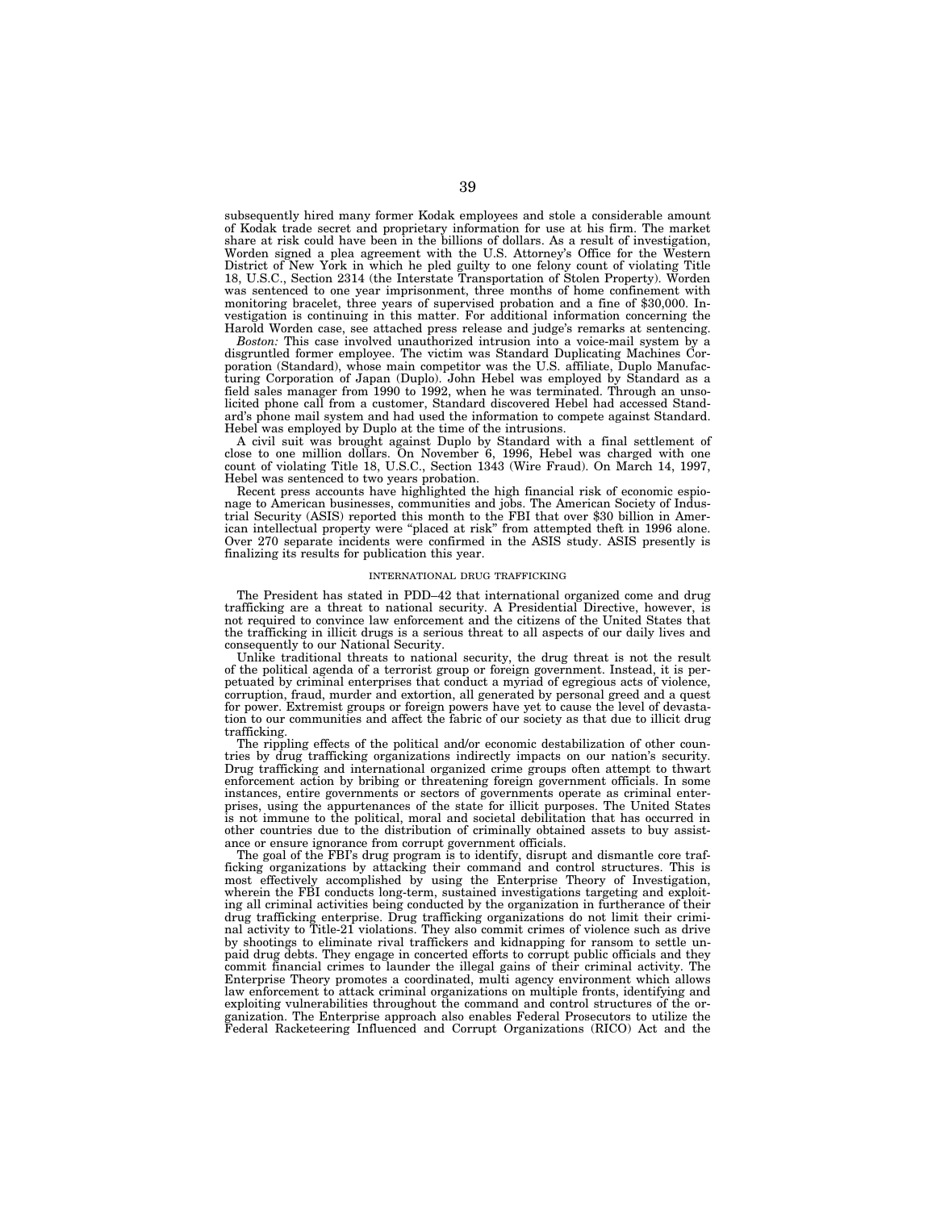subsequently hired many former Kodak employees and stole a considerable amount of Kodak trade secret and proprietary information for use at his firm. The market share at risk could have been in the billions of dollars. As a result of investigation, Worden signed a plea agreement with the U.S. Attorney's Office for the Western District of New York in which he pled guilty to one felony count of violating Title 18, U.S.C., Section 2314 (the Interstate Transportation of Stolen Property). Worden was sentenced to one year imprisonment, three months of home confinement with monitoring bracelet, three years of supervised probation and a fine of $30,000. Investigation is continuing in this matter. For additional information concerning the Harold Worden case, see attached press release and judge's remarks at sentencing.

*Boston:* This case involved unauthorized intrusion into a voice-mail system by a disgruntled former employee. The victim was Standard Duplicating Machines Corporation (Standard), whose main competitor was the U.S. affiliate, Duplo Manufacturing Corporation of Japan (Duplo). John Hebel was employed by Standard as a field sales manager from 1990 to 1992, when he was terminated. Through an unsolicited phone call from a customer, Standard discovered Hebel had accessed Standard's phone mail system and had used the information to compete against Standard. Hebel was employed by Duplo at the time of the intrusions.

A civil suit was brought against Duplo by Standard with a final settlement of close to one million dollars. On November 6, 1996, Hebel was charged with one count of violating Title 18, U.S.C., Section 1343 (Wire Fraud). On March 14, 1997, Hebel was sentenced to two years probation.

Recent press accounts have highlighted the high financial risk of economic espionage to American businesses, communities and jobs. The American Society of Industrial Security (ASIS) reported this month to the FBI that over $30 billion in American intellectual property were "placed at risk" from attempted theft in 1996 alone. Over 270 separate incidents were confirmed in the ASIS study. ASIS presently is finalizing its results for publication this year.

## INTERNATIONAL DRUG TRAFFICKING

The President has stated in PDD–42 that international organized come and drug trafficking are a threat to national security. A Presidential Directive, however, is not required to convince law enforcement and the citizens of the United States that the trafficking in illicit drugs is a serious threat to all aspects of our daily lives and consequently to our National Security.

Unlike traditional threats to national security, the drug threat is not the result of the political agenda of a terrorist group or foreign government. Instead, it is perpetuated by criminal enterprises that conduct a myriad of egregious acts of violence, corruption, fraud, murder and extortion, all generated by personal greed and a quest for power. Extremist groups or foreign powers have yet to cause the level of devastation to our communities and affect the fabric of our society as that due to illicit drug trafficking.

The rippling effects of the political and/or economic destabilization of other countries by drug trafficking organizations indirectly impacts on our nation's security. Drug trafficking and international organized crime groups often attempt to thwart enforcement action by bribing or threatening foreign government officials. In some instances, entire governments or sectors of governments operate as criminal enterprises, using the appurtenances of the state for illicit purposes. The United States is not immune to the political, moral and societal debilitation that has occurred in other countries due to the distribution of criminally obtained assets to buy assistance or ensure ignorance from corrupt government officials.

The goal of the FBI's drug program is to identify, disrupt and dismantle core trafficking organizations by attacking their command and control structures. This is most effectively accomplished by using the Enterprise Theory of Investigation, wherein the FBI conducts long-term, sustained investigations targeting and exploiting all criminal activities being conducted by the organization in furtherance of their drug trafficking enterprise. Drug trafficking organizations do not limit their criminal activity to Title-21 violations. They also commit crimes of violence such as drive by shootings to eliminate rival traffickers and kidnapping for ransom to settle unpaid drug debts. They engage in concerted efforts to corrupt public officials and they commit financial crimes to launder the illegal gains of their criminal activity. The Enterprise Theory promotes a coordinated, multi agency environment which allows law enforcement to attack criminal organizations on multiple fronts, identifying and exploiting vulnerabilities throughout the command and control structures of the organization. The Enterprise approach also enables Federal Prosecutors to utilize the Federal Racketeering Influenced and Corrupt Organizations (RICO) Act and the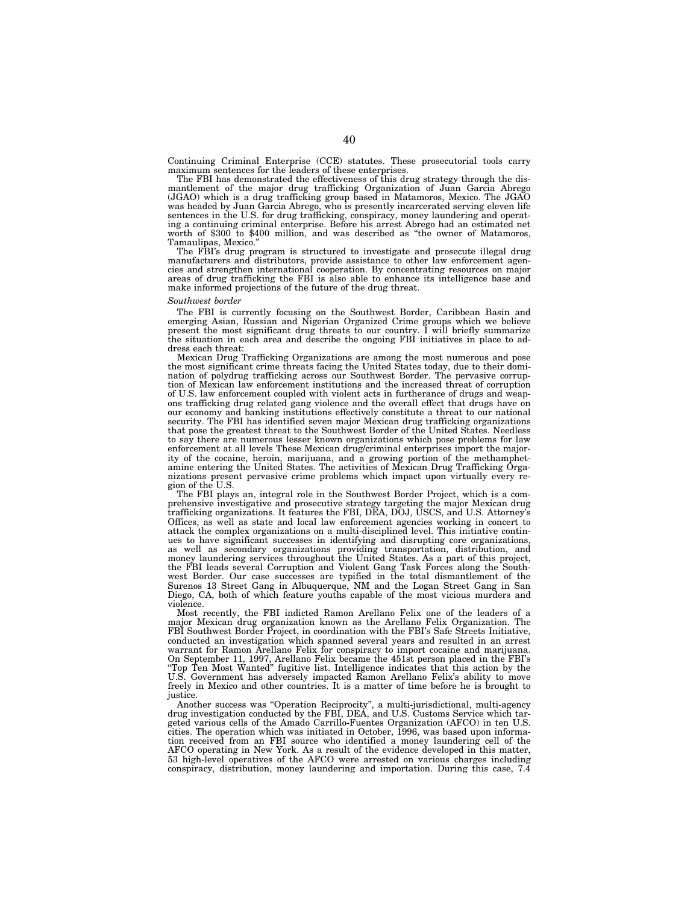Continuing Criminal Enterprise (CCE) statutes. These prosecutorial tools carry maximum sentences for the leaders of these enterprises.

The FBI has demonstrated the effectiveness of this drug strategy through the dismantlement of the major drug trafficking Organization of Juan Garcia Abrego (JGAO) which is a drug trafficking group based in Matamoros, Mexico. The JGAO was headed by Juan Garcia Abrego, who is presently incarcerated serving eleven life sentences in the U.S. for drug trafficking, conspiracy, money laundering and operating a continuing criminal enterprise. Before his arrest Abrego had an estimated net worth of $300 to $400 million, and was described as "the owner of Matamoros, Tamaulipas, Mexico."

The FBI's drug program is structured to investigate and prosecute illegal drug manufacturers and distributors, provide assistance to other law enforcement agencies and strengthen international cooperation. By concentrating resources on major areas of drug trafficking the FBI is also able to enhance its intelligence base and make informed projections of the future of the drug threat.

*Southwest border*

The FBI is currently focusing on the Southwest Border, Caribbean Basin and emerging Asian, Russian and Nigerian Organized Crime groups which we believe present the most significant drug threats to our country. I will briefly summarize the situation in each area and describe the ongoing FBI initiatives in place to address each threat:

Mexican Drug Trafficking Organizations are among the most numerous and pose the most significant crime threats facing the United States today, due to their domination of polydrug trafficking across our Southwest Border. The pervasive corruption of Mexican law enforcement institutions and the increased threat of corruption of U.S. law enforcement coupled with violent acts in furtherance of drugs and weapons trafficking drug related gang violence and the overall effect that drugs have on our economy and banking institutions effectively constitute a threat to our national security. The FBI has identified seven major Mexican drug trafficking organizations that pose the greatest threat to the Southwest Border of the United States. Needless to say there are numerous lesser known organizations which pose problems for law enforcement at all levels These Mexican drug/criminal enterprises import the majority of the cocaine, heroin, marijuana, and a growing portion of the methamphetamine entering the United States. The activities of Mexican Drug Trafficking Organizations present pervasive crime problems which impact upon virtually every region of the U.S.

The FBI plays an, integral role in the Southwest Border Project, which is a comprehensive investigative and prosecutive strategy targeting the major Mexican drug trafficking organizations. It features the FBI, DEA, DOJ, USCS, and U.S. Attorney's Offices, as well as state and local law enforcement agencies working in concert to attack the complex organizations on a multi-disciplined level. This initiative continues to have significant successes in identifying and disrupting core organizations, as well as secondary organizations providing transportation, distribution, and money laundering services throughout the United States. As a part of this project, the FBI leads several Corruption and Violent Gang Task Forces along the Southwest Border. Our case successes are typified in the total dismantlement of the Surenos 13 Street Gang in Albuquerque, NM and the Logan Street Gang in San Diego, CA, both of which feature youths capable of the most vicious murders and violence.

Most recently, the FBI indicted Ramon Arellano Felix one of the leaders of a major Mexican drug organization known as the Arellano Felix Organization. The FBI Southwest Border Project, in coordination with the FBI's Safe Streets Initiative, conducted an investigation which spanned several years and resulted in an arrest warrant for Ramon Arellano Felix for conspiracy to import cocaine and marijuana. On September 11, 1997, Arellano Felix became the 451st person placed in the FBI's "Top Ten Most Wanted" fugitive list. Intelligence indicates that this action by the U.S. Government has adversely impacted Ramon Arellano Felix's ability to move freely in Mexico and other countries. It is a matter of time before he is brought to justice.

Another success was "Operation Reciprocity", a multi-jurisdictional, multi-agency drug investigation conducted by the FBI, DEA, and U.S. Customs Service which targeted various cells of the Amado Carrillo-Fuentes Organization (AFCO) in ten U.S. cities. The operation which was initiated in October, 1996, was based upon information received from an FBI source who identified a money laundering cell of the AFCO operating in New York. As a result of the evidence developed in this matter, 53 high-level operatives of the AFCO were arrested on various charges including conspiracy, distribution, money laundering and importation. During this case, 7.4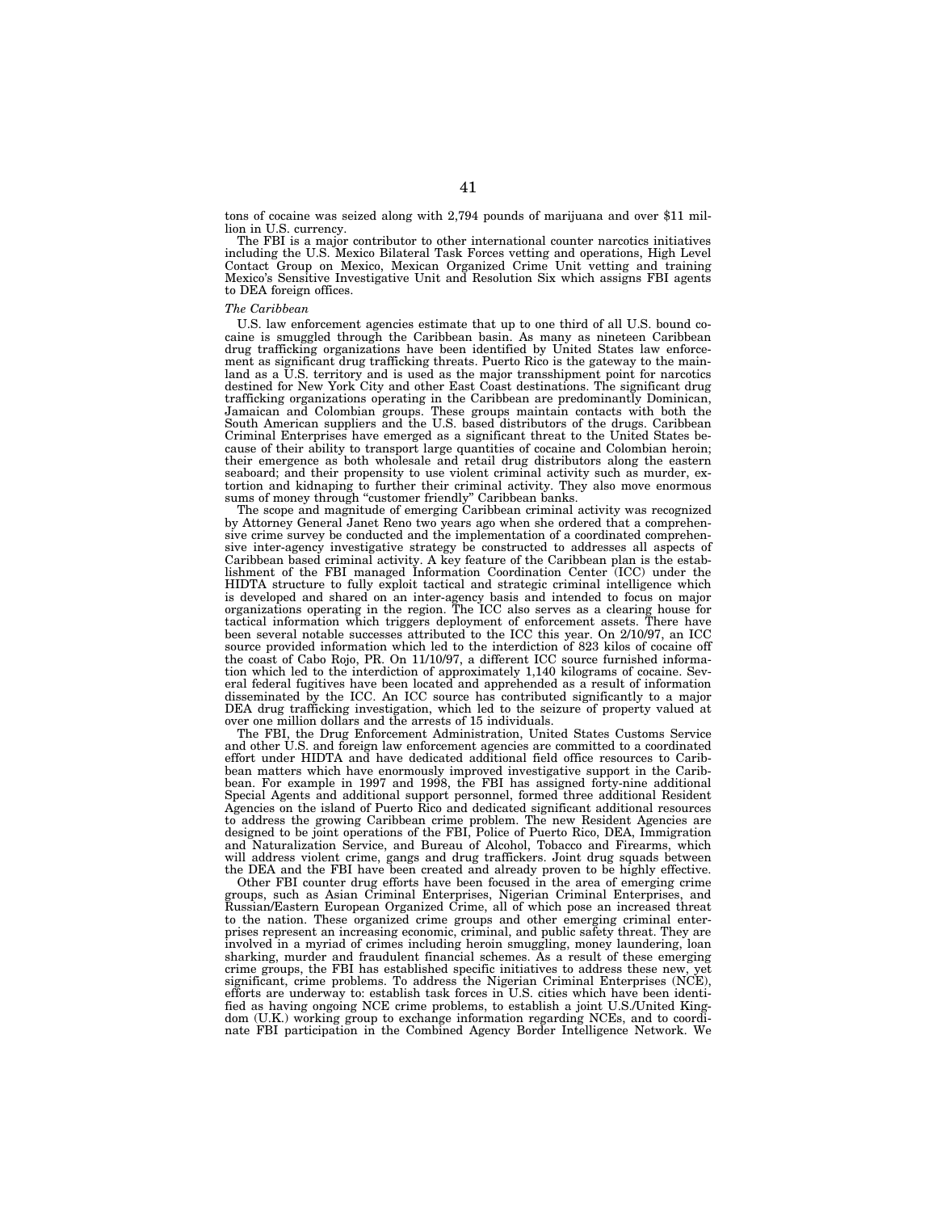tons of cocaine was seized along with 2,794 pounds of marijuana and over $11 million in U.S. currency.

The FBI is a major contributor to other international counter narcotics initiatives including the U.S. Mexico Bilateral Task Forces vetting and operations, High Level Contact Group on Mexico, Mexican Organized Crime Unit vetting and training Mexico's Sensitive Investigative Unit and Resolution Six which assigns FBI agents to DEA foreign offices.

*The Caribbean*

U.S. law enforcement agencies estimate that up to one third of all U.S. bound cocaine is smuggled through the Caribbean basin. As many as nineteen Caribbean drug trafficking organizations have been identified by United States law enforcement as significant drug trafficking threats. Puerto Rico is the gateway to the mainland as a U.S. territory and is used as the major transshipment point for narcotics destined for New York City and other East Coast destinations. The significant drug trafficking organizations operating in the Caribbean are predominantly Dominican, Jamaican and Colombian groups. These groups maintain contacts with both the South American suppliers and the U.S. based distributors of the drugs. Caribbean Criminal Enterprises have emerged as a significant threat to the United States because of their ability to transport large quantities of cocaine and Colombian heroin; their emergence as both wholesale and retail drug distributors along the eastern seaboard; and their propensity to use violent criminal activity such as murder, extortion and kidnaping to further their criminal activity. They also move enormous sums of money through "customer friendly" Caribbean banks.

The scope and magnitude of emerging Caribbean criminal activity was recognized by Attorney General Janet Reno two years ago when she ordered that a comprehensive crime survey be conducted and the implementation of a coordinated comprehensive inter-agency investigative strategy be constructed to addresses all aspects of Caribbean based criminal activity. A key feature of the Caribbean plan is the establishment of the FBI managed Information Coordination Center (ICC) under the HIDTA structure to fully exploit tactical and strategic criminal intelligence which is developed and shared on an inter-agency basis and intended to focus on major organizations operating in the region. The ICC also serves as a clearing house for tactical information which triggers deployment of enforcement assets. There have been several notable successes attributed to the ICC this year. On 2/10/97, an ICC source provided information which led to the interdiction of 823 kilos of cocaine off the coast of Cabo Rojo, PR. On 11/10/97, a different ICC source furnished information which led to the interdiction of approximately 1,140 kilograms of cocaine. Several federal fugitives have been located and apprehended as a result of information disseminated by the ICC. An ICC source has contributed significantly to a major DEA drug trafficking investigation, which led to the seizure of property valued at over one million dollars and the arrests of 15 individuals.

The FBI, the Drug Enforcement Administration, United States Customs Service and other U.S. and foreign law enforcement agencies are committed to a coordinated effort under HIDTA and have dedicated additional field office resources to Caribbean matters which have enormously improved investigative support in the Caribbean. For example in 1997 and 1998, the FBI has assigned forty-nine additional Special Agents and additional support personnel, formed three additional Resident Agencies on the island of Puerto Rico and dedicated significant additional resources to address the growing Caribbean crime problem. The new Resident Agencies are designed to be joint operations of the FBI, Police of Puerto Rico, DEA, Immigration and Naturalization Service, and Bureau of Alcohol, Tobacco and Firearms, which will address violent crime, gangs and drug traffickers. Joint drug squads between the DEA and the FBI have been created and already proven to be highly effective.

Other FBI counter drug efforts have been focused in the area of emerging crime groups, such as Asian Criminal Enterprises, Nigerian Criminal Enterprises, and Russian/Eastern European Organized Crime, all of which pose an increased threat to the nation. These organized crime groups and other emerging criminal enterprises represent an increasing economic, criminal, and public safety threat. They are involved in a myriad of crimes including heroin smuggling, money laundering, loan sharking, murder and fraudulent financial schemes. As a result of these emerging crime groups, the FBI has established specific initiatives to address these new, yet significant, crime problems. To address the Nigerian Criminal Enterprises (NCE), efforts are underway to: establish task forces in U.S. cities which have been identified as having ongoing NCE crime problems, to establish a joint U.S./United Kingdom (U.K.) working group to exchange information regarding NCEs, and to coordinate FBI participation in the Combined Agency Border Intelligence Network. We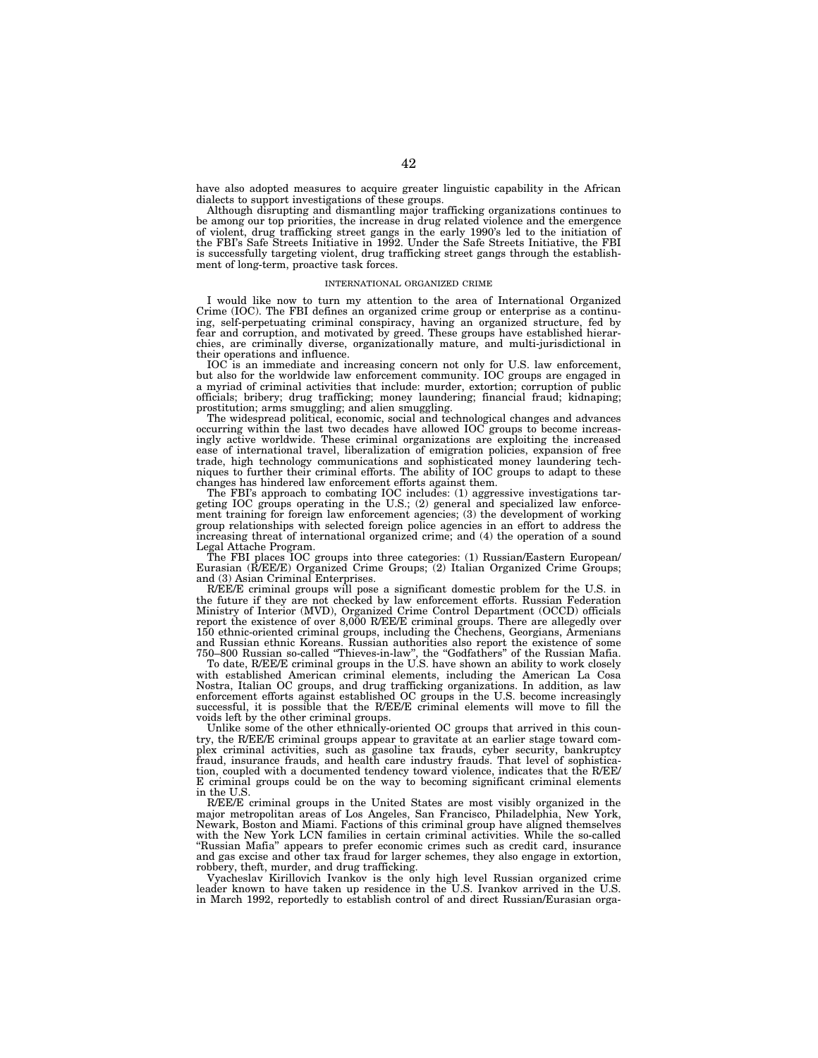have also adopted measures to acquire greater linguistic capability in the African dialects to support investigations of these groups.

Although disrupting and dismantling major trafficking organizations continues to be among our top priorities, the increase in drug related violence and the emergence of violent, drug trafficking street gangs in the early 1990's led to the initiation of the FBI's Safe Streets Initiative in 1992. Under the Safe Streets Initiative, the FBI is successfully targeting violent, drug trafficking street gangs through the establishment of long-term, proactive task forces.

## INTERNATIONAL ORGANIZED CRIME

I would like now to turn my attention to the area of International Organized Crime (IOC). The FBI defines an organized crime group or enterprise as a continuing, self-perpetuating criminal conspiracy, having an organized structure, fed by fear and corruption, and motivated by greed. These groups have established hierarchies, are criminally diverse, organizationally mature, and multi-jurisdictional in their operations and influence.

IOC is an immediate and increasing concern not only for U.S. law enforcement, but also for the worldwide law enforcement community. IOC groups are engaged in a myriad of criminal activities that include: murder, extortion; corruption of public officials; bribery; drug trafficking; money laundering; financial fraud; kidnaping; prostitution; arms smuggling; and alien smuggling.

The widespread political, economic, social and technological changes and advances occurring within the last two decades have allowed IOC groups to become increasingly active worldwide. These criminal organizations are exploiting the increased ease of international travel, liberalization of emigration policies, expansion of free trade, high technology communications and sophisticated money laundering techniques to further their criminal efforts. The ability of IOC groups to adapt to these changes has hindered law enforcement efforts against them.

The FBI's approach to combating IOC includes: (1) aggressive investigations targeting IOC groups operating in the U.S.; (2) general and specialized law enforcement training for foreign law enforcement agencies; (3) the development of working group relationships with selected foreign police agencies in an effort to address the increasing threat of international organized crime; and (4) the operation of a sound Legal Attache Program.

The FBI places IOC groups into three categories: (1) Russian/Eastern European/Eurasian (R/EE/E) Organized Crime Groups; (2) Italian Organized Crime Groups; and (3) Asian Criminal Enterprises.

R/EE/E criminal groups will pose a significant domestic problem for the U.S. in the future if they are not checked by law enforcement efforts. Russian Federation Ministry of Interior (MVD), Organized Crime Control Department (OCCD) officials report the existence of over 8,000 R/EE/E criminal groups. There are allegedly over 150 ethnic-oriented criminal groups, including the Chechens, Georgians, Armenians and Russian ethnic Koreans. Russian authorities also report the existence of some 750–800 Russian so-called "Thieves-in-law", the "Godfathers" of the Russian Mafia.

To date, R/EE/E criminal groups in the U.S. have shown an ability to work closely with established American criminal elements, including the American La Cosa Nostra, Italian OC groups, and drug trafficking organizations. In addition, as law enforcement efforts against established OC groups in the U.S. become increasingly successful, it is possible that the R/EE/E criminal elements will move to fill the voids left by the other criminal groups.

Unlike some of the other ethnically-oriented OC groups that arrived in this country, the R/EE/E criminal groups appear to gravitate at an earlier stage toward complex criminal activities, such as gasoline tax frauds, cyber security, bankruptcy fraud, insurance frauds, and health care industry frauds. That level of sophistication, coupled with a documented tendency toward violence, indicates that the R/EE/E criminal groups could be on the way to becoming significant criminal elements in the U.S.

R/EE/E criminal groups in the United States are most visibly organized in the major metropolitan areas of Los Angeles, San Francisco, Philadelphia, New York, Newark, Boston and Miami. Factions of this criminal group have aligned themselves with the New York LCN families in certain criminal activities. While the so-called "Russian Mafia" appears to prefer economic crimes such as credit card, insurance and gas excise and other tax fraud for larger schemes, they also engage in extortion, robbery, theft, murder, and drug trafficking.

Vyacheslav Kirillovich Ivankov is the only high level Russian organized crime leader known to have taken up residence in the U.S. Ivankov arrived in the U.S. in March 1992, reportedly to establish control of and direct Russian/Eurasian orga-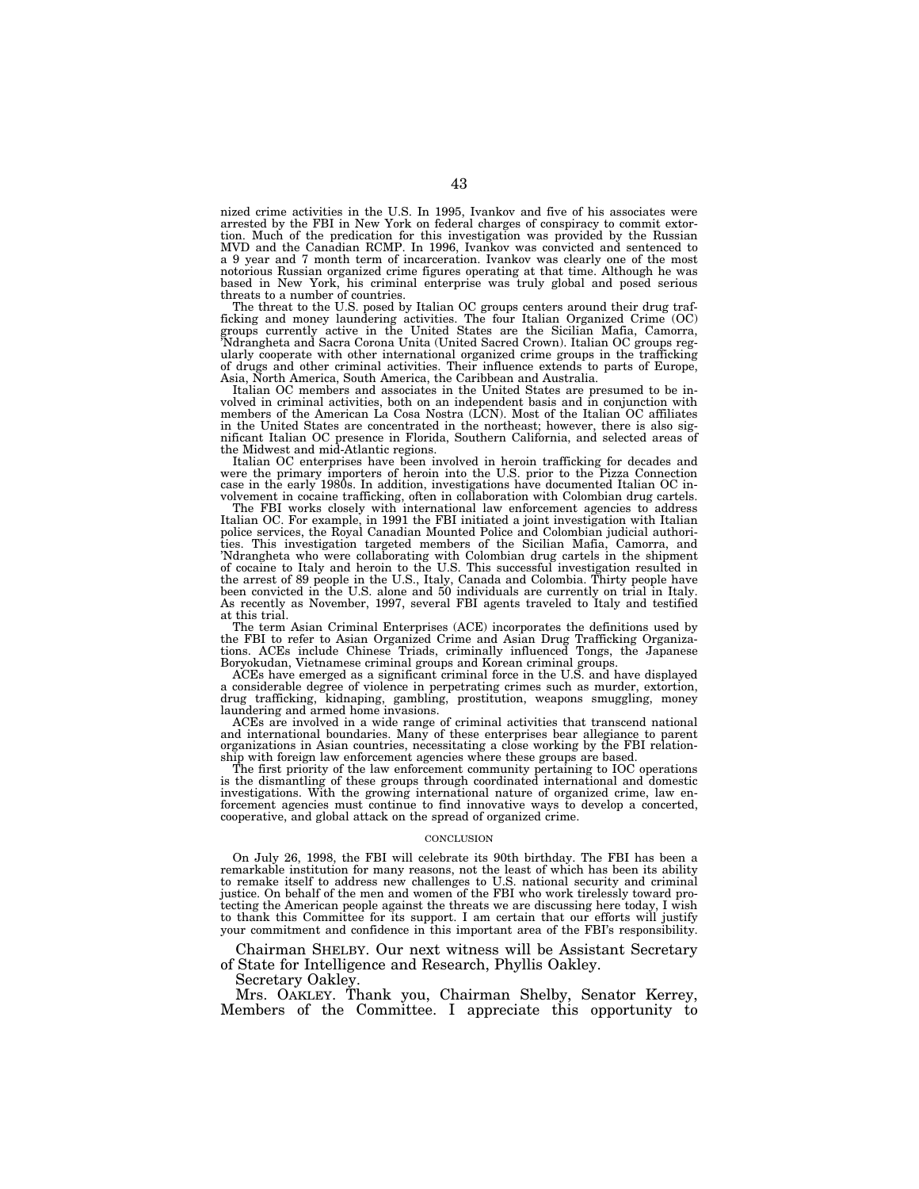nized crime activities in the U.S. In 1995, Ivankov and five of his associates were arrested by the FBI in New York on federal charges of conspiracy to commit extortion. Much of the predication for this investigation was provided by the Russian MVD and the Canadian RCMP. In 1996, Ivankov was convicted and sentenced to a 9 year and 7 month term of incarceration. Ivankov was clearly one of the most notorious Russian organized crime figures operating at that time. Although he was based in New York, his criminal enterprise was truly global and posed serious threats to a number of countries.

The threat to the U.S. posed by Italian OC groups centers around their drug trafficking and money laundering activities. The four Italian Organized Crime (OC) groups currently active in the United States are the Sicilian Mafia, Camorra, 'Ndrangheta and Sacra Corona Unita (United Sacred Crown). Italian OC groups regularly cooperate with other international organized crime groups in the trafficking of drugs and other criminal activities. Their influence extends to parts of Europe, Asia, North America, South America, the Caribbean and Australia.

Italian OC members and associates in the United States are presumed to be involved in criminal activities, both on an independent basis and in conjunction with members of the American La Cosa Nostra (LCN). Most of the Italian OC affiliates in the United States are concentrated in the northeast; however, there is also significant Italian OC presence in Florida, Southern California, and selected areas of the Midwest and mid-Atlantic regions.

Italian OC enterprises have been involved in heroin trafficking for decades and were the primary importers of heroin into the U.S. prior to the Pizza Connection case in the early 1980s. In addition, investigations have documented Italian OC involvement in cocaine trafficking, often in collaboration with Colombian drug cartels.

The FBI works closely with international law enforcement agencies to address Italian OC. For example, in 1991 the FBI initiated a joint investigation with Italian police services, the Royal Canadian Mounted Police and Colombian judicial authorities. This investigation targeted members of the Sicilian Mafia, Camorra, and 'Ndrangheta who were collaborating with Colombian drug cartels in the shipment of cocaine to Italy and heroin to the U.S. This successful investigation resulted in the arrest of 89 people in the U.S., Italy, Canada and Colombia. Thirty people have been convicted in the U.S. alone and 50 individuals are currently on trial in Italy. As recently as November, 1997, several FBI agents traveled to Italy and testified at this trial.

The term Asian Criminal Enterprises (ACE) incorporates the definitions used by the FBI to refer to Asian Organized Crime and Asian Drug Trafficking Organizations. ACEs include Chinese Triads, criminally influenced Tongs, the Japanese Boryokudan, Vietnamese criminal groups and Korean criminal groups.

ACEs have emerged as a significant criminal force in the U.S. and have displayed a considerable degree of violence in perpetrating crimes such as murder, extortion, drug trafficking, kidnaping, gambling, prostitution, weapons smuggling, money laundering and armed home invasions.

ACEs are involved in a wide range of criminal activities that transcend national and international boundaries. Many of these enterprises bear allegiance to parent organizations in Asian countries, necessitating a close working by the FBI relationship with foreign law enforcement agencies where these groups are based.

The first priority of the law enforcement community pertaining to IOC operations is the dismantling of these groups through coordinated international and domestic investigations. With the growing international nature of organized crime, law enforcement agencies must continue to find innovative ways to develop a concerted, cooperative, and global attack on the spread of organized crime.

## CONCLUSION

On July 26, 1998, the FBI will celebrate its 90th birthday. The FBI has been a remarkable institution for many reasons, not the least of which has been its ability to remake itself to address new challenges to U.S. national security and criminal justice. On behalf of the men and women of the FBI who work tirelessly toward protecting the American people against the threats we are discussing here today, I wish to thank this Committee for its support. I am certain that our efforts will justify your commitment and confidence in this important area of the FBI's responsibility.

Chairman SHELBY. Our next witness will be Assistant Secretary of State for Intelligence and Research, Phyllis Oakley.

Secretary Oakley.

Mrs. OAKLEY. Thank you, Chairman Shelby, Senator Kerrey, Members of the Committee. I appreciate this opportunity to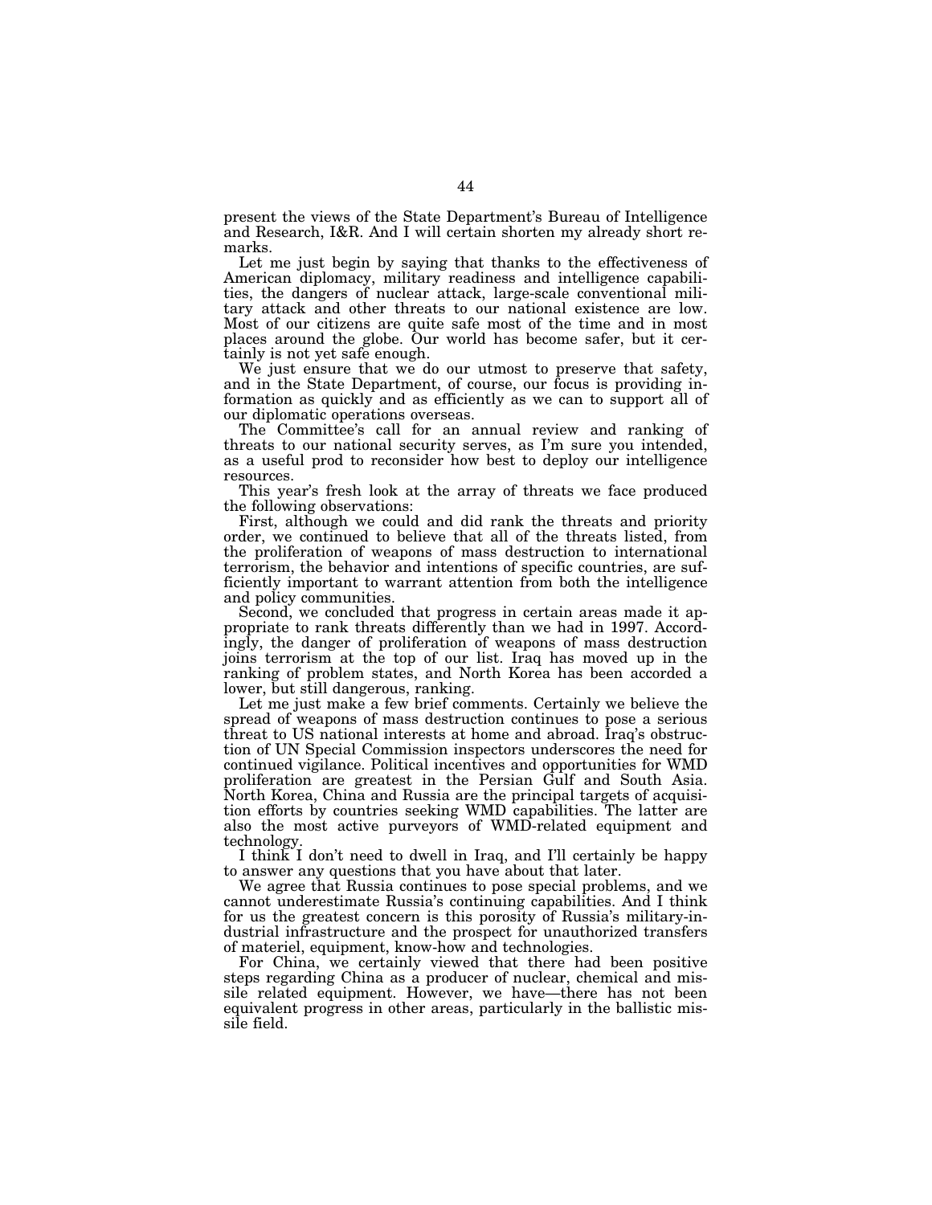present the views of the State Department's Bureau of Intelligence and Research, I&R. And I will certain shorten my already short remarks.

Let me just begin by saying that thanks to the effectiveness of American diplomacy, military readiness and intelligence capabilities, the dangers of nuclear attack, large-scale conventional military attack and other threats to our national existence are low. Most of our citizens are quite safe most of the time and in most places around the globe. Our world has become safer, but it certainly is not yet safe enough.

We just ensure that we do our utmost to preserve that safety, and in the State Department, of course, our focus is providing information as quickly and as efficiently as we can to support all of our diplomatic operations overseas.

The Committee's call for an annual review and ranking of threats to our national security serves, as I'm sure you intended, as a useful prod to reconsider how best to deploy our intelligence resources.

This year's fresh look at the array of threats we face produced the following observations:

First, although we could and did rank the threats and priority order, we continued to believe that all of the threats listed, from the proliferation of weapons of mass destruction to international terrorism, the behavior and intentions of specific countries, are sufficiently important to warrant attention from both the intelligence and policy communities.

Second, we concluded that progress in certain areas made it appropriate to rank threats differently than we had in 1997. Accordingly, the danger of proliferation of weapons of mass destruction joins terrorism at the top of our list. Iraq has moved up in the ranking of problem states, and North Korea has been accorded a lower, but still dangerous, ranking.

Let me just make a few brief comments. Certainly we believe the spread of weapons of mass destruction continues to pose a serious threat to US national interests at home and abroad. Iraq's obstruction of UN Special Commission inspectors underscores the need for continued vigilance. Political incentives and opportunities for WMD proliferation are greatest in the Persian Gulf and South Asia. North Korea, China and Russia are the principal targets of acquisition efforts by countries seeking WMD capabilities. The latter are also the most active purveyors of WMD-related equipment and technology.

I think I don't need to dwell in Iraq, and I'll certainly be happy to answer any questions that you have about that later.

We agree that Russia continues to pose special problems, and we cannot underestimate Russia's continuing capabilities. And I think for us the greatest concern is this porosity of Russia's military-industrial infrastructure and the prospect for unauthorized transfers of materiel, equipment, know-how and technologies.

For China, we certainly viewed that there had been positive steps regarding China as a producer of nuclear, chemical and missile related equipment. However, we have—there has not been equivalent progress in other areas, particularly in the ballistic missile field.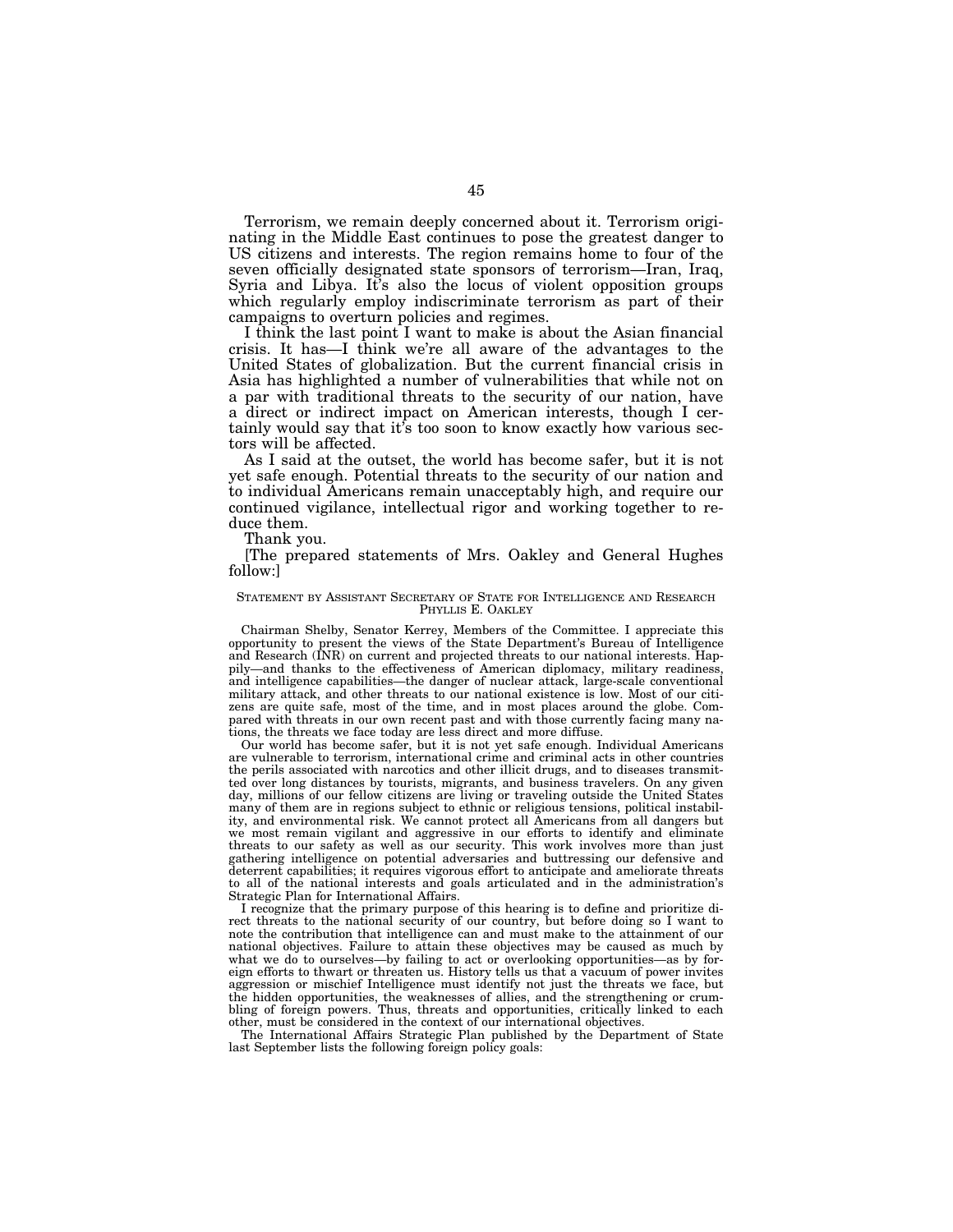Terrorism, we remain deeply concerned about it. Terrorism originating in the Middle East continues to pose the greatest danger to US citizens and interests. The region remains home to four of the seven officially designated state sponsors of terrorism—Iran, Iraq, Syria and Libya. It's also the locus of violent opposition groups which regularly employ indiscriminate terrorism as part of their campaigns to overturn policies and regimes.

I think the last point I want to make is about the Asian financial crisis. It has—I think we're all aware of the advantages to the United States of globalization. But the current financial crisis in Asia has highlighted a number of vulnerabilities that while not on a par with traditional threats to the security of our nation, have a direct or indirect impact on American interests, though I certainly would say that it's too soon to know exactly how various sectors will be affected.

As I said at the outset, the world has become safer, but it is not yet safe enough. Potential threats to the security of our nation and to individual Americans remain unacceptably high, and require our continued vigilance, intellectual rigor and working together to reduce them.

Thank you.

[The prepared statements of Mrs. Oakley and General Hughes follow:]

STATEMENT BY ASSISTANT SECRETARY OF STATE FOR INTELLIGENCE AND RESEARCH PHYLLIS E. OAKLEY

Chairman Shelby, Senator Kerrey, Members of the Committee. I appreciate this opportunity to present the views of the State Department's Bureau of Intelligence and Research (INR) on current and projected threats to our national interests. Happily—and thanks to the effectiveness of American diplomacy, military readiness, and intelligence capabilities—the danger of nuclear attack, large-scale conventional military attack, and other threats to our national existence is low. Most of our citizens are quite safe, most of the time, and in most places around the globe. Compared with threats in our own recent past and with those currently facing many nations, the threats we face today are less direct and more diffuse.

Our world has become safer, but it is not yet safe enough. Individual Americans are vulnerable to terrorism, international crime and criminal acts in other countries the perils associated with narcotics and other illicit drugs, and to diseases transmitted over long distances by tourists, migrants, and business travelers. On any given day, millions of our fellow citizens are living or traveling outside the United States many of them are in regions subject to ethnic or religious tensions, political instability, and environmental risk. We cannot protect all Americans from all dangers but we most remain vigilant and aggressive in our efforts to identify and eliminate threats to our safety as well as our security. This work involves more than just gathering intelligence on potential adversaries and buttressing our defensive and deterrent capabilities; it requires vigorous effort to anticipate and ameliorate threats to all of the national interests and goals articulated and in the administration's Strategic Plan for International Affairs.

I recognize that the primary purpose of this hearing is to define and prioritize direct threats to the national security of our country, but before doing so I want to note the contribution that intelligence can and must make to the attainment of our national objectives. Failure to attain these objectives may be caused as much by what we do to ourselves—by failing to act or overlooking opportunities—as by foreign efforts to thwart or threaten us. History tells us that a vacuum of power invites aggression or mischief Intelligence must identify not just the threats we face, but the hidden opportunities, the weaknesses of allies, and the strengthening or crumbling of foreign powers. Thus, threats and opportunities, critically linked to each other, must be considered in the context of our international objectives.

The International Affairs Strategic Plan published by the Department of State last September lists the following foreign policy goals: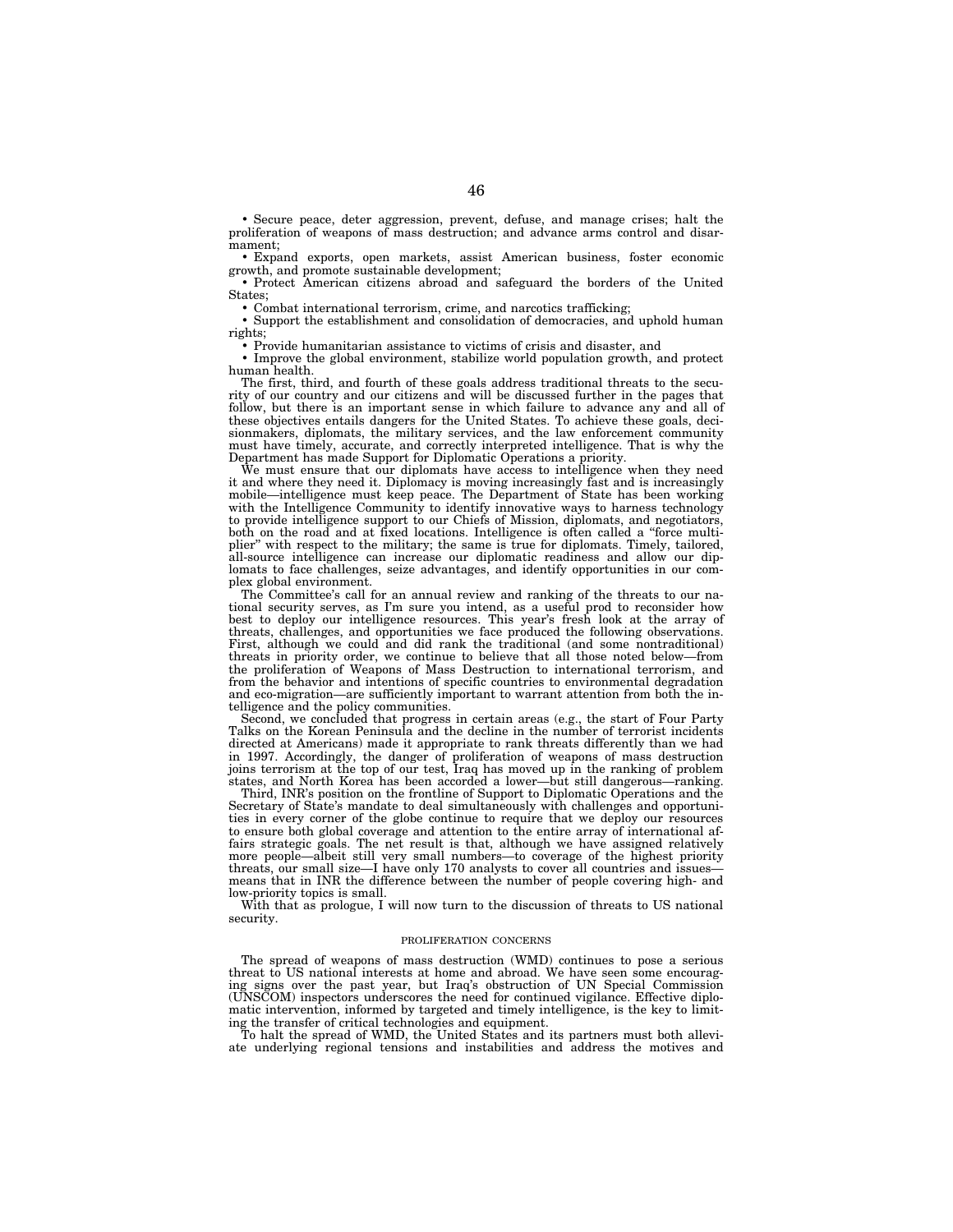• Secure peace, deter aggression, prevent, defuse, and manage crises; halt the proliferation of weapons of mass destruction; and advance arms control and disarmament;

• Expand exports, open markets, assist American business, foster economic growth, and promote sustainable development;

• Protect American citizens abroad and safeguard the borders of the United States;

• Combat international terrorism, crime, and narcotics trafficking;

• Support the establishment and consolidation of democracies, and uphold human rights;

• Provide humanitarian assistance to victims of crisis and disaster, and

• Improve the global environment, stabilize world population growth, and protect human health.

The first, third, and fourth of these goals address traditional threats to the security of our country and our citizens and will be discussed further in the pages that follow, but there is an important sense in which failure to advance any and all of these objectives entails dangers for the United States. To achieve these goals, decisionmakers, diplomats, the military services, and the law enforcement community must have timely, accurate, and correctly interpreted intelligence. That is why the Department has made Support for Diplomatic Operations a priority.

We must ensure that our diplomats have access to intelligence when they need it and where they need it. Diplomacy is moving increasingly fast and is increasingly mobile—intelligence must keep peace. The Department of State has been working with the Intelligence Community to identify innovative ways to harness technology to provide intelligence support to our Chiefs of Mission, diplomats, and negotiators, both on the road and at fixed locations. Intelligence is often called a "force multiplier" with respect to the military; the same is true for diplomats. Timely, tailored, all-source intelligence can increase our diplomatic readiness and allow our diplomats to face challenges, seize advantages, and identify opportunities in our complex global environment.

The Committee's call for an annual review and ranking of the threats to our national security serves, as I'm sure you intend, as a useful prod to reconsider how best to deploy our intelligence resources. This year's fresh look at the array of threats, challenges, and opportunities we face produced the following observations. First, although we could and did rank the traditional (and some nontraditional) threats in priority order, we continue to believe that all those noted below—from the proliferation of Weapons of Mass Destruction to international terrorism, and from the behavior and intentions of specific countries to environmental degradation and eco-migration—are sufficiently important to warrant attention from both the intelligence and the policy communities.

Second, we concluded that progress in certain areas (e.g., the start of Four Party Talks on the Korean Peninsula and the decline in the number of terrorist incidents directed at Americans) made it appropriate to rank threats differently than we had in 1997. Accordingly, the danger of proliferation of weapons of mass destruction joins terrorism at the top of our test, Iraq has moved up in the ranking of problem states, and North Korea has been accorded a lower—but still dangerous—ranking.

Third, INR's position on the frontline of Support to Diplomatic Operations and the Secretary of State's mandate to deal simultaneously with challenges and opportunities in every corner of the globe continue to require that we deploy our resources to ensure both global coverage and attention to the entire array of international affairs strategic goals. The net result is that, although we have assigned relatively more people—albeit still very small numbers—to coverage of the highest priority threats, our small size—I have only 170 analysts to cover all countries and issues—means that in INR the difference between the number of people covering high- and low-priority topics is small.

With that as prologue, I will now turn to the discussion of threats to US national security.

## PROLIFERATION CONCERNS

The spread of weapons of mass destruction (WMD) continues to pose a serious threat to US national interests at home and abroad. We have seen some encouraging signs over the past year, but Iraq's obstruction of UN Special Commission (UNSCOM) inspectors underscores the need for continued vigilance. Effective diplomatic intervention, informed by targeted and timely intelligence, is the key to limiting the transfer of critical technologies and equipment.

To halt the spread of WMD, the United States and its partners must both alleviate underlying regional tensions and instabilities and address the motives and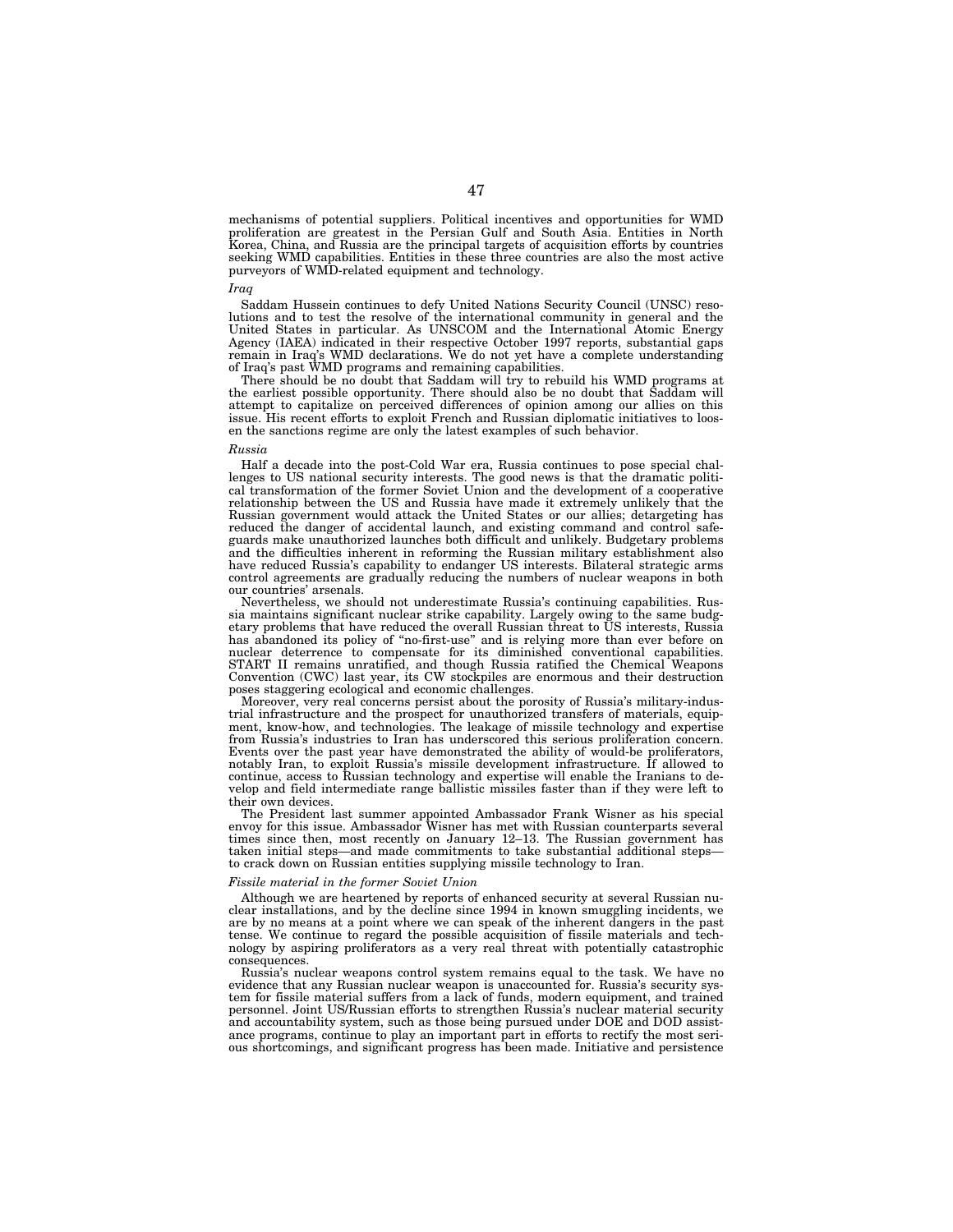mechanisms of potential suppliers. Political incentives and opportunities for WMD proliferation are greatest in the Persian Gulf and South Asia. Entities in North Korea, China, and Russia are the principal targets of acquisition efforts by countries seeking WMD capabilities. Entities in these three countries are also the most active purveyors of WMD-related equipment and technology.

*Iraq*

Saddam Hussein continues to defy United Nations Security Council (UNSC) resolutions and to test the resolve of the international community in general and the United States in particular. As UNSCOM and the International Atomic Energy Agency (IAEA) indicated in their respective October 1997 reports, substantial gaps remain in Iraq's WMD declarations. We do not yet have a complete understanding of Iraq's past WMD programs and remaining capabilities.

There should be no doubt that Saddam will try to rebuild his WMD programs at the earliest possible opportunity. There should also be no doubt that Saddam will attempt to capitalize on perceived differences of opinion among our allies on this issue. His recent efforts to exploit French and Russian diplomatic initiatives to loosen the sanctions regime are only the latest examples of such behavior.

*Russia*

Half a decade into the post-Cold War era, Russia continues to pose special challenges to US national security interests. The good news is that the dramatic political transformation of the former Soviet Union and the development of a cooperative relationship between the US and Russia have made it extremely unlikely that the Russian government would attack the United States or our allies; detargeting has reduced the danger of accidental launch, and existing command and control safeguards make unauthorized launches both difficult and unlikely. Budgetary problems and the difficulties inherent in reforming the Russian military establishment also have reduced Russia's capability to endanger US interests. Bilateral strategic arms control agreements are gradually reducing the numbers of nuclear weapons in both our countries' arsenals.

Nevertheless, we should not underestimate Russia's continuing capabilities. Russia maintains significant nuclear strike capability. Largely owing to the same budgetary problems that have reduced the overall Russian threat to US interests, Russia has abandoned its policy of "no-first-use" and is relying more than ever before on nuclear deterrence to compensate for its diminished conventional capabilities. START II remains unratified, and though Russia ratified the Chemical Weapons Convention (CWC) last year, its CW stockpiles are enormous and their destruction poses staggering ecological and economic challenges.

Moreover, very real concerns persist about the porosity of Russia's military-industrial infrastructure and the prospect for unauthorized transfers of materials, equipment, know-how, and technologies. The leakage of missile technology and expertise from Russia's industries to Iran has underscored this serious proliferation concern. Events over the past year have demonstrated the ability of would-be proliferators, notably Iran, to exploit Russia's missile development infrastructure. If allowed to continue, access to Russian technology and expertise will enable the Iranians to develop and field intermediate range ballistic missiles faster than if they were left to their own devices.

The President last summer appointed Ambassador Frank Wisner as his special envoy for this issue. Ambassador Wisner has met with Russian counterparts several times since then, most recently on January 12–13. The Russian government has taken initial steps—and made commitments to take substantial additional steps—to crack down on Russian entities supplying missile technology to Iran.

*Fissile material in the former Soviet Union*

Although we are heartened by reports of enhanced security at several Russian nuclear installations, and by the decline since 1994 in known smuggling incidents, we are by no means at a point where we can speak of the inherent dangers in the past tense. We continue to regard the possible acquisition of fissile materials and technology by aspiring proliferators as a very real threat with potentially catastrophic consequences.

Russia's nuclear weapons control system remains equal to the task. We have no evidence that any Russian nuclear weapon is unaccounted for. Russia's security system for fissile material suffers from a lack of funds, modern equipment, and trained personnel. Joint US/Russian efforts to strengthen Russia's nuclear material security and accountability system, such as those being pursued under DOE and DOD assistance programs, continue to play an important part in efforts to rectify the most serious shortcomings, and significant progress has been made. Initiative and persistence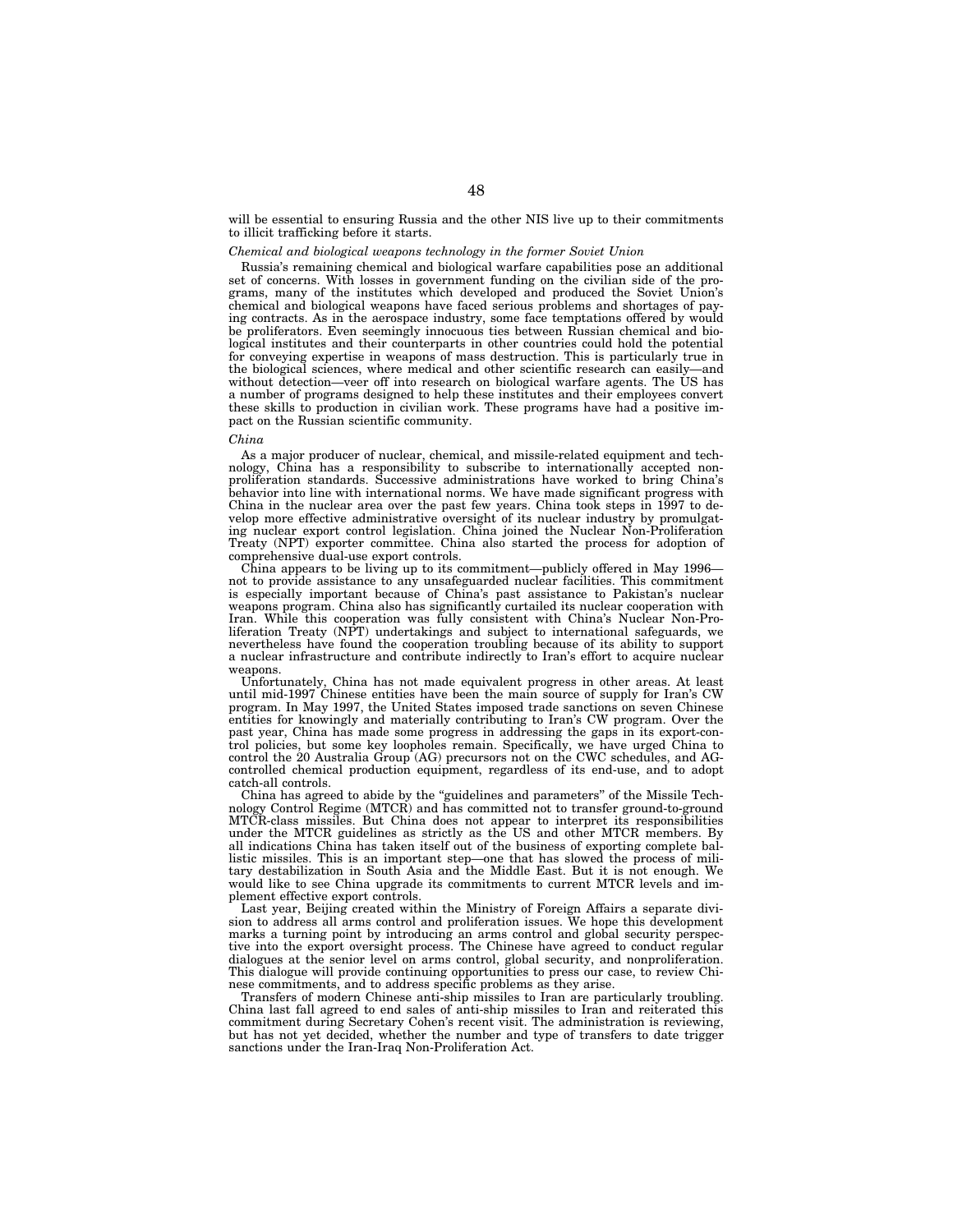will be essential to ensuring Russia and the other NIS live up to their commitments to illicit trafficking before it starts.

*Chemical and biological weapons technology in the former Soviet Union*

Russia's remaining chemical and biological warfare capabilities pose an additional set of concerns. With losses in government funding on the civilian side of the programs, many of the institutes which developed and produced the Soviet Union's chemical and biological weapons have faced serious problems and shortages of paying contracts. As in the aerospace industry, some face temptations offered by would be proliferators. Even seemingly innocuous ties between Russian chemical and biological institutes and their counterparts in other countries could hold the potential for conveying expertise in weapons of mass destruction. This is particularly true in the biological sciences, where medical and other scientific research can easily—and without detection—veer off into research on biological warfare agents. The US has a number of programs designed to help these institutes and their employees convert these skills to production in civilian work. These programs have had a positive impact on the Russian scientific community.

*China*

As a major producer of nuclear, chemical, and missile-related equipment and technology, China has a responsibility to subscribe to internationally accepted nonproliferation standards. Successive administrations have worked to bring China's behavior into line with international norms. We have made significant progress with China in the nuclear area over the past few years. China took steps in 1997 to develop more effective administrative oversight of its nuclear industry by promulgating nuclear export control legislation. China joined the Nuclear Non-Proliferation Treaty (NPT) exporter committee. China also started the process for adoption of comprehensive dual-use export controls.

China appears to be living up to its commitment—publicly offered in May 1996—not to provide assistance to any unsafeguarded nuclear facilities. This commitment is especially important because of China's past assistance to Pakistan's nuclear weapons program. China also has significantly curtailed its nuclear cooperation with Iran. While this cooperation was fully consistent with China's Nuclear Non-Proliferation Treaty (NPT) undertakings and subject to international safeguards, we nevertheless have found the cooperation troubling because of its ability to support a nuclear infrastructure and contribute indirectly to Iran's effort to acquire nuclear weapons.

Unfortunately, China has not made equivalent progress in other areas. At least until mid-1997 Chinese entities have been the main source of supply for Iran's CW program. In May 1997, the United States imposed trade sanctions on seven Chinese entities for knowingly and materially contributing to Iran's CW program. Over the past year, China has made some progress in addressing the gaps in its export-control policies, but some key loopholes remain. Specifically, we have urged China to control the 20 Australia Group (AG) precursors not on the CWC schedules, and AG-controlled chemical production equipment, regardless of its end-use, and to adopt catch-all controls.

China has agreed to abide by the "guidelines and parameters" of the Missile Technology Control Regime (MTCR) and has committed not to transfer ground-to-ground MTCR-class missiles. But China does not appear to interpret its responsibilities under the MTCR guidelines as strictly as the US and other MTCR members. By all indications China has taken itself out of the business of exporting complete ballistic missiles. This is an important step—one that has slowed the process of military destabilization in South Asia and the Middle East. But it is not enough. We would like to see China upgrade its commitments to current MTCR levels and implement effective export controls.

Last year, Beijing created within the Ministry of Foreign Affairs a separate division to address all arms control and proliferation issues. We hope this development marks a turning point by introducing an arms control and global security perspective into the export oversight process. The Chinese have agreed to conduct regular dialogues at the senior level on arms control, global security, and nonproliferation. This dialogue will provide continuing opportunities to press our case, to review Chinese commitments, and to address specific problems as they arise.

Transfers of modern Chinese anti-ship missiles to Iran are particularly troubling. China last fall agreed to end sales of anti-ship missiles to Iran and reiterated this commitment during Secretary Cohen's recent visit. The administration is reviewing, but has not yet decided, whether the number and type of transfers to date trigger sanctions under the Iran-Iraq Non-Proliferation Act.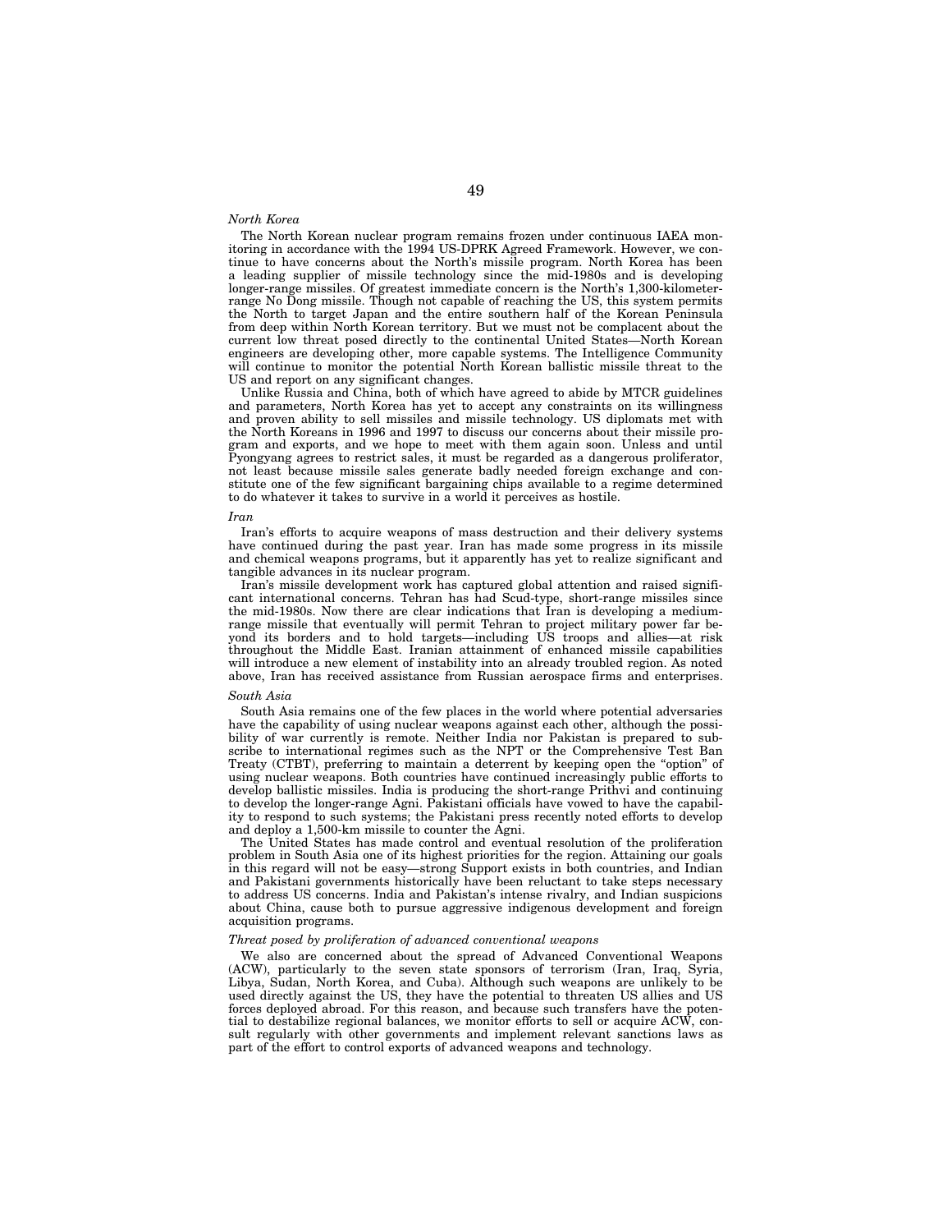*North Korea*

The North Korean nuclear program remains frozen under continuous IAEA monitoring in accordance with the 1994 US-DPRK Agreed Framework. However, we continue to have concerns about the North's missile program. North Korea has been a leading supplier of missile technology since the mid-1980s and is developing longer-range missiles. Of greatest immediate concern is the North's 1,300-kilometer-range No Dong missile. Though not capable of reaching the US, this system permits the North to target Japan and the entire southern half of the Korean Peninsula from deep within North Korean territory. But we must not be complacent about the current low threat posed directly to the continental United States—North Korean engineers are developing other, more capable systems. The Intelligence Community will continue to monitor the potential North Korean ballistic missile threat to the US and report on any significant changes.

Unlike Russia and China, both of which have agreed to abide by MTCR guidelines and parameters, North Korea has yet to accept any constraints on its willingness and proven ability to sell missiles and missile technology. US diplomats met with the North Koreans in 1996 and 1997 to discuss our concerns about their missile program and exports, and we hope to meet with them again soon. Unless and until Pyongyang agrees to restrict sales, it must be regarded as a dangerous proliferator, not least because missile sales generate badly needed foreign exchange and constitute one of the few significant bargaining chips available to a regime determined to do whatever it takes to survive in a world it perceives as hostile.

*Iran*

Iran's efforts to acquire weapons of mass destruction and their delivery systems have continued during the past year. Iran has made some progress in its missile and chemical weapons programs, but it apparently has yet to realize significant and tangible advances in its nuclear program.

Iran's missile development work has captured global attention and raised significant international concerns. Tehran has had Scud-type, short-range missiles since the mid-1980s. Now there are clear indications that Iran is developing a medium-range missile that eventually will permit Tehran to project military power far beyond its borders and to hold targets—including US troops and allies—at risk throughout the Middle East. Iranian attainment of enhanced missile capabilities will introduce a new element of instability into an already troubled region. As noted above, Iran has received assistance from Russian aerospace firms and enterprises.

*South Asia*

South Asia remains one of the few places in the world where potential adversaries have the capability of using nuclear weapons against each other, although the possibility of war currently is remote. Neither India nor Pakistan is prepared to subscribe to international regimes such as the NPT or the Comprehensive Test Ban Treaty (CTBT), preferring to maintain a deterrent by keeping open the "option" of using nuclear weapons. Both countries have continued increasingly public efforts to develop ballistic missiles. India is producing the short-range Prithvi and continuing to develop the longer-range Agni. Pakistani officials have vowed to have the capability to respond to such systems; the Pakistani press recently noted efforts to develop and deploy a 1,500-km missile to counter the Agni.

The United States has made control and eventual resolution of the proliferation problem in South Asia one of its highest priorities for the region. Attaining our goals in this regard will not be easy—strong Support exists in both countries, and Indian and Pakistani governments historically have been reluctant to take steps necessary to address US concerns. India and Pakistan's intense rivalry, and Indian suspicions about China, cause both to pursue aggressive indigenous development and foreign acquisition programs.

*Threat posed by proliferation of advanced conventional weapons*

We also are concerned about the spread of Advanced Conventional Weapons (ACW), particularly to the seven state sponsors of terrorism (Iran, Iraq, Syria, Libya, Sudan, North Korea, and Cuba). Although such weapons are unlikely to be used directly against the US, they have the potential to threaten US allies and US forces deployed abroad. For this reason, and because such transfers have the potential to destabilize regional balances, we monitor efforts to sell or acquire ACW, consult regularly with other governments and implement relevant sanctions laws as part of the effort to control exports of advanced weapons and technology.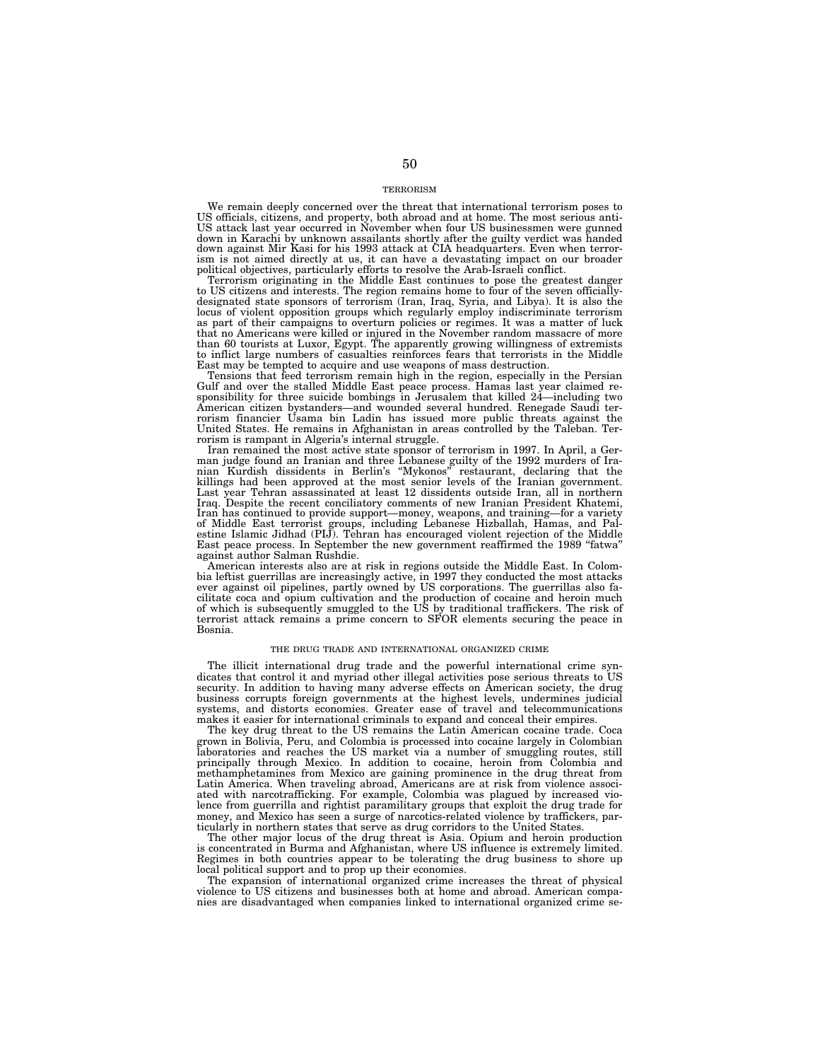## TERRORISM

We remain deeply concerned over the threat that international terrorism poses to US officials, citizens, and property, both abroad and at home. The most serious anti-US attack last year occurred in November when four US businessmen were gunned down in Karachi by unknown assailants shortly after the guilty verdict was handed down against Mir Kasi for his 1993 attack at CIA headquarters. Even when terrorism is not aimed directly at us, it can have a devastating impact on our broader political objectives, particularly efforts to resolve the Arab-Israeli conflict.

Terrorism originating in the Middle East continues to pose the greatest danger to US citizens and interests. The region remains home to four of the seven officially-designated state sponsors of terrorism (Iran, Iraq, Syria, and Libya). It is also the locus of violent opposition groups which regularly employ indiscriminate terrorism as part of their campaigns to overturn policies or regimes. It was a matter of luck that no Americans were killed or injured in the November random massacre of more than 60 tourists at Luxor, Egypt. The apparently growing willingness of extremists to inflict large numbers of casualties reinforces fears that terrorists in the Middle East may be tempted to acquire and use weapons of mass destruction.

Tensions that feed terrorism remain high in the region, especially in the Persian Gulf and over the stalled Middle East peace process. Hamas last year claimed responsibility for three suicide bombings in Jerusalem that killed 24—including two American citizen bystanders—and wounded several hundred. Renegade Saudi terrorism financier Usama bin Ladin has issued more public threats against the United States. He remains in Afghanistan in areas controlled by the Taleban. Terrorism is rampant in Algeria's internal struggle.

Iran remained the most active state sponsor of terrorism in 1997. In April, a German judge found an Iranian and three Lebanese guilty of the 1992 murders of Iranian Kurdish dissidents in Berlin's "Mykonos" restaurant, declaring that the killings had been approved at the most senior levels of the Iranian government. Last year Tehran assassinated at least 12 dissidents outside Iran, all in northern Iraq. Despite the recent conciliatory comments of new Iranian President Khatemi, Iran has continued to provide support—money, weapons, and training—for a variety of Middle East terrorist groups, including Lebanese Hizballah, Hamas, and Palestine Islamic Jihdad (PIJ). Tehran has encouraged violent rejection of the Middle East peace process. In September the new government reaffirmed the 1989 "fatwa" against author Salman Rushdie.

American interests also are at risk in regions outside the Middle East. In Colombia leftist guerrillas are increasingly active, in 1997 they conducted the most attacks ever against oil pipelines, partly owned by US corporations. The guerrillas also facilitate coca and opium cultivation and the production of cocaine and heroin much of which is subsequently smuggled to the US by traditional traffickers. The risk of terrorist attack remains a prime concern to SFOR elements securing the peace in Bosnia.

## THE DRUG TRADE AND INTERNATIONAL ORGANIZED CRIME

The illicit international drug trade and the powerful international crime syndicates that control it and myriad other illegal activities pose serious threats to US security. In addition to having many adverse effects on American society, the drug business corrupts foreign governments at the highest levels, undermines judicial systems, and distorts economies. Greater ease of travel and telecommunications makes it easier for international criminals to expand and conceal their empires.

The key drug threat to the US remains the Latin American cocaine trade. Coca grown in Bolivia, Peru, and Colombia is processed into cocaine largely in Colombian laboratories and reaches the US market via a number of smuggling routes, still principally through Mexico. In addition to cocaine, heroin from Colombia and methamphetamines from Mexico are gaining prominence in the drug threat from Latin America. When traveling abroad, Americans are at risk from violence associated with narcotrafficking. For example, Colombia was plagued by increased violence from guerrilla and rightist paramilitary groups that exploit the drug trade for money, and Mexico has seen a surge of narcotics-related violence by traffickers, particularly in northern states that serve as drug corridors to the United States.

The other major locus of the drug threat is Asia. Opium and heroin production is concentrated in Burma and Afghanistan, where US influence is extremely limited. Regimes in both countries appear to be tolerating the drug business to shore up local political support and to prop up their economies.

The expansion of international organized crime increases the threat of physical violence to US citizens and businesses both at home and abroad. American companies are disadvantaged when companies linked to international organized crime se-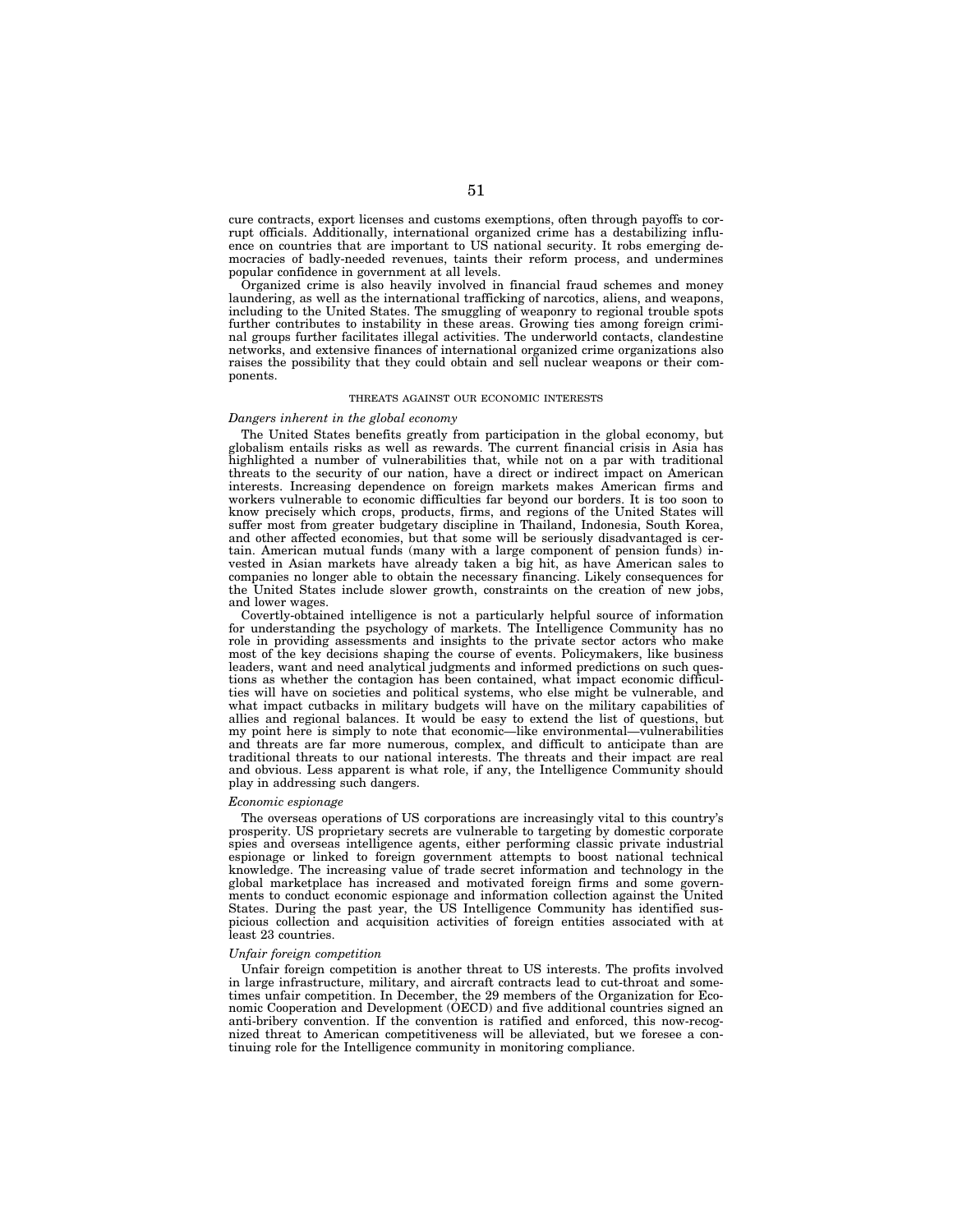cure contracts, export licenses and customs exemptions, often through payoffs to corrupt officials. Additionally, international organized crime has a destabilizing influence on countries that are important to US national security. It robs emerging democracies of badly-needed revenues, taints their reform process, and undermines popular confidence in government at all levels.

Organized crime is also heavily involved in financial fraud schemes and money laundering, as well as the international trafficking of narcotics, aliens, and weapons, including to the United States. The smuggling of weaponry to regional trouble spots further contributes to instability in these areas. Growing ties among foreign criminal groups further facilitates illegal activities. The underworld contacts, clandestine networks, and extensive finances of international organized crime organizations also raises the possibility that they could obtain and sell nuclear weapons or their components.

## THREATS AGAINST OUR ECONOMIC INTERESTS

*Dangers inherent in the global economy*

The United States benefits greatly from participation in the global economy, but globalism entails risks as well as rewards. The current financial crisis in Asia has highlighted a number of vulnerabilities that, while not on a par with traditional threats to the security of our nation, have a direct or indirect impact on American interests. Increasing dependence on foreign markets makes American firms and workers vulnerable to economic difficulties far beyond our borders. It is too soon to know precisely which crops, products, firms, and regions of the United States will suffer most from greater budgetary discipline in Thailand, Indonesia, South Korea, and other affected economies, but that some will be seriously disadvantaged is certain. American mutual funds (many with a large component of pension funds) invested in Asian markets have already taken a big hit, as have American sales to companies no longer able to obtain the necessary financing. Likely consequences for the United States include slower growth, constraints on the creation of new jobs, and lower wages.

Covertly-obtained intelligence is not a particularly helpful source of information for understanding the psychology of markets. The Intelligence Community has no role in providing assessments and insights to the private sector actors who make most of the key decisions shaping the course of events. Policymakers, like business leaders, want and need analytical judgments and informed predictions on such questions as whether the contagion has been contained, what impact economic difficulties will have on societies and political systems, who else might be vulnerable, and what impact cutbacks in military budgets will have on the military capabilities of allies and regional balances. It would be easy to extend the list of questions, but my point here is simply to note that economic—like environmental—vulnerabilities and threats are far more numerous, complex, and difficult to anticipate than are traditional threats to our national interests. The threats and their impact are real and obvious. Less apparent is what role, if any, the Intelligence Community should play in addressing such dangers.

*Economic espionage*

The overseas operations of US corporations are increasingly vital to this country's prosperity. US proprietary secrets are vulnerable to targeting by domestic corporate spies and overseas intelligence agents, either performing classic private industrial espionage or linked to foreign government attempts to boost national technical knowledge. The increasing value of trade secret information and technology in the global marketplace has increased and motivated foreign firms and some governments to conduct economic espionage and information collection against the United States. During the past year, the US Intelligence Community has identified suspicious collection and acquisition activities of foreign entities associated with at least 23 countries.

*Unfair foreign competition*

Unfair foreign competition is another threat to US interests. The profits involved in large infrastructure, military, and aircraft contracts lead to cut-throat and sometimes unfair competition. In December, the 29 members of the Organization for Economic Cooperation and Development (OECD) and five additional countries signed an anti-bribery convention. If the convention is ratified and enforced, this now-recognized threat to American competitiveness will be alleviated, but we foresee a continuing role for the Intelligence community in monitoring compliance.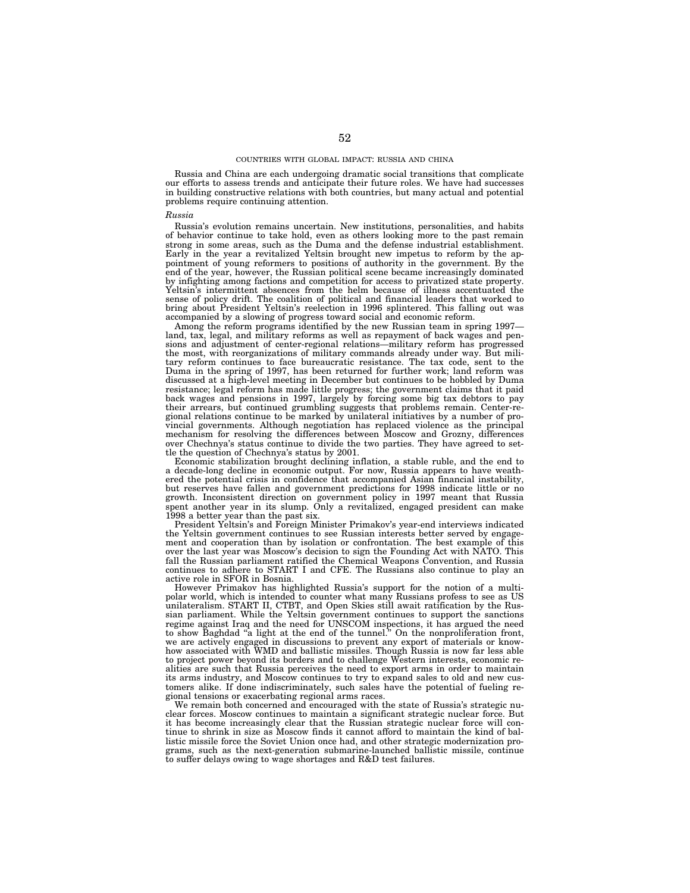## COUNTRIES WITH GLOBAL IMPACT: RUSSIA AND CHINA

Russia and China are each undergoing dramatic social transitions that complicate our efforts to assess trends and anticipate their future roles. We have had successes in building constructive relations with both countries, but many actual and potential problems require continuing attention.

### *Russia*

Russia's evolution remains uncertain. New institutions, personalities, and habits of behavior continue to take hold, even as others looking more to the past remain strong in some areas, such as the Duma and the defense industrial establishment. Early in the year a revitalized Yeltsin brought new impetus to reform by the appointment of young reformers to positions of authority in the government. By the end of the year, however, the Russian political scene became increasingly dominated by infighting among factions and competition for access to privatized state property. Yeltsin's intermittent absences from the helm because of illness accentuated the sense of policy drift. The coalition of political and financial leaders that worked to bring about President Yeltsin's reelection in 1996 splintered. This falling out was accompanied by a slowing of progress toward social and economic reform.

Among the reform programs identified by the new Russian team in spring 1997—land, tax, legal, and military reforms as well as repayment of back wages and pensions and adjustment of center-regional relations—military reform has progressed the most, with reorganizations of military commands already under way. But military reform continues to face bureaucratic resistance. The tax code, sent to the Duma in the spring of 1997, has been returned for further work; land reform was discussed at a high-level meeting in December but continues to be hobbled by Duma resistance; legal reform has made little progress; the government claims that it paid back wages and pensions in 1997, largely by forcing some big tax debtors to pay their arrears, but continued grumbling suggests that problems remain. Center-regional relations continue to be marked by unilateral initiatives by a number of provincial governments. Although negotiation has replaced violence as the principal mechanism for resolving the differences between Moscow and Grozny, differences over Chechnya's status continue to divide the two parties. They have agreed to settle the question of Chechnya's status by 2001.

Economic stabilization brought declining inflation, a stable ruble, and the end to a decade-long decline in economic output. For now, Russia appears to have weathered the potential crisis in confidence that accompanied Asian financial instability, but reserves have fallen and government predictions for 1998 indicate little or no growth. Inconsistent direction on government policy in 1997 meant that Russia spent another year in its slump. Only a revitalized, engaged president can make 1998 a better year than the past six.

President Yeltsin's and Foreign Minister Primakov's year-end interviews indicated the Yeltsin government continues to see Russian interests better served by engagement and cooperation than by isolation or confrontation. The best example of this over the last year was Moscow's decision to sign the Founding Act with NATO. This fall the Russian parliament ratified the Chemical Weapons Convention, and Russia continues to adhere to START I and CFE. The Russians also continue to play an active role in SFOR in Bosnia.

However Primakov has highlighted Russia's support for the notion of a multipolar world, which is intended to counter what many Russians profess to see as US unilateralism. START II, CTBT, and Open Skies still await ratification by the Russian parliament. While the Yeltsin government continues to support the sanctions regime against Iraq and the need for UNSCOM inspections, it has argued the need to show Baghdad "a light at the end of the tunnel." On the nonproliferation front, we are actively engaged in discussions to prevent any export of materials or know-how associated with WMD and ballistic missiles. Though Russia is now far less able to project power beyond its borders and to challenge Western interests, economic realities are such that Russia perceives the need to export arms in order to maintain its arms industry, and Moscow continues to try to expand sales to old and new customers alike. If done indiscriminately, such sales have the potential of fueling regional tensions or exacerbating regional arms races.

We remain both concerned and encouraged with the state of Russia's strategic nuclear forces. Moscow continues to maintain a significant strategic nuclear force. But it has become increasingly clear that the Russian strategic nuclear force will continue to shrink in size as Moscow finds it cannot afford to maintain the kind of ballistic missile force the Soviet Union once had, and other strategic modernization programs, such as the next-generation submarine-launched ballistic missile, continue to suffer delays owing to wage shortages and R&D test failures.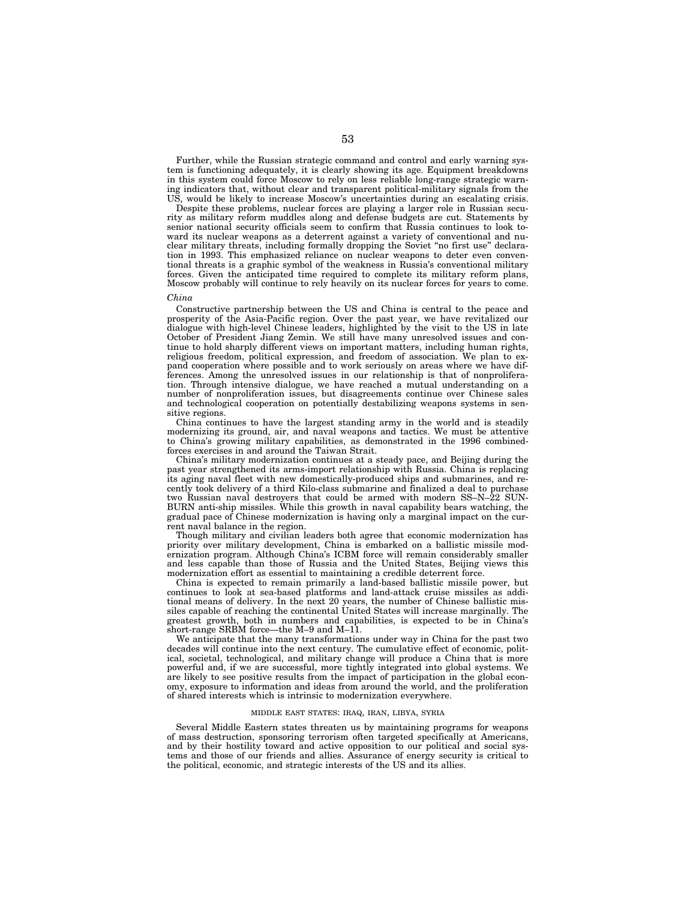Further, while the Russian strategic command and control and early warning system is functioning adequately, it is clearly showing its age. Equipment breakdowns in this system could force Moscow to rely on less reliable long-range strategic warning indicators that, without clear and transparent political-military signals from the US, would be likely to increase Moscow's uncertainties during an escalating crisis.

Despite these problems, nuclear forces are playing a larger role in Russian security as military reform muddles along and defense budgets are cut. Statements by senior national security officials seem to confirm that Russia continues to look toward its nuclear weapons as a deterrent against a variety of conventional and nuclear military threats, including formally dropping the Soviet "no first use" declaration in 1993. This emphasized reliance on nuclear weapons to deter even conventional threats is a graphic symbol of the weakness in Russia's conventional military forces. Given the anticipated time required to complete its military reform plans, Moscow probably will continue to rely heavily on its nuclear forces for years to come.

*China*

Constructive partnership between the US and China is central to the peace and prosperity of the Asia-Pacific region. Over the past year, we have revitalized our dialogue with high-level Chinese leaders, highlighted by the visit to the US in late October of President Jiang Zemin. We still have many unresolved issues and continue to hold sharply different views on important matters, including human rights, religious freedom, political expression, and freedom of association. We plan to expand cooperation where possible and to work seriously on areas where we have differences. Among the unresolved issues in our relationship is that of nonproliferation. Through intensive dialogue, we have reached a mutual understanding on a number of nonproliferation issues, but disagreements continue over Chinese sales and technological cooperation on potentially destabilizing weapons systems in sensitive regions.

China continues to have the largest standing army in the world and is steadily modernizing its ground, air, and naval weapons and tactics. We must be attentive to China's growing military capabilities, as demonstrated in the 1996 combined-forces exercises in and around the Taiwan Strait.

China's military modernization continues at a steady pace, and Beijing during the past year strengthened its arms-import relationship with Russia. China is replacing its aging naval fleet with new domestically-produced ships and submarines, and recently took delivery of a third Kilo-class submarine and finalized a deal to purchase two Russian naval destroyers that could be armed with modern SS–N–22 SUNBURN anti-ship missiles. While this growth in naval capability bears watching, the gradual pace of Chinese modernization is having only a marginal impact on the current naval balance in the region.

Though military and civilian leaders both agree that economic modernization has priority over military development, China is embarked on a ballistic missile modernization program. Although China's ICBM force will remain considerably smaller and less capable than those of Russia and the United States, Beijing views this modernization effort as essential to maintaining a credible deterrent force.

China is expected to remain primarily a land-based ballistic missile power, but continues to look at sea-based platforms and land-attack cruise missiles as additional means of delivery. In the next 20 years, the number of Chinese ballistic missiles capable of reaching the continental United States will increase marginally. The greatest growth, both in numbers and capabilities, is expected to be in China's short-range SRBM force—the M–9 and M–11.

We anticipate that the many transformations under way in China for the past two decades will continue into the next century. The cumulative effect of economic, political, societal, technological, and military change will produce a China that is more powerful and, if we are successful, more tightly integrated into global systems. We are likely to see positive results from the impact of participation in the global economy, exposure to information and ideas from around the world, and the proliferation of shared interests which is intrinsic to modernization everywhere.

MIDDLE EAST STATES: IRAQ, IRAN, LIBYA, SYRIA

Several Middle Eastern states threaten us by maintaining programs for weapons of mass destruction, sponsoring terrorism often targeted specifically at Americans, and by their hostility toward and active opposition to our political and social systems and those of our friends and allies. Assurance of energy security is critical to the political, economic, and strategic interests of the US and its allies.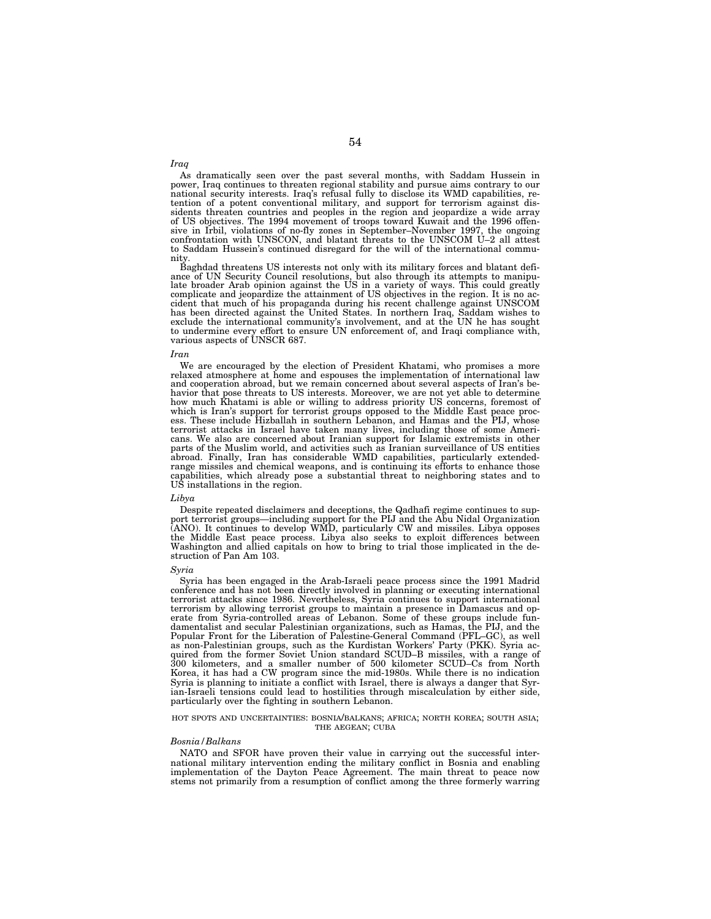*Iraq*

As dramatically seen over the past several months, with Saddam Hussein in power, Iraq continues to threaten regional stability and pursue aims contrary to our national security interests. Iraq's refusal fully to disclose its WMD capabilities, retention of a potent conventional military, and support for terrorism against dissidents threaten countries and peoples in the region and jeopardize a wide array of US objectives. The 1994 movement of troops toward Kuwait and the 1996 offensive in Irbil, violations of no-fly zones in September–November 1997, the ongoing confrontation with UNSCON, and blatant threats to the UNSCOM U–2 all attest to Saddam Hussein's continued disregard for the will of the international community.

Baghdad threatens US interests not only with its military forces and blatant defiance of UN Security Council resolutions, but also through its attempts to manipulate broader Arab opinion against the US in a variety of ways. This could greatly complicate and jeopardize the attainment of US objectives in the region. It is no accident that much of his propaganda during his recent challenge against UNSCOM has been directed against the United States. In northern Iraq, Saddam wishes to exclude the international community's involvement, and at the UN he has sought to undermine every effort to ensure UN enforcement of, and Iraqi compliance with, various aspects of UNSCR 687.

*Iran*

We are encouraged by the election of President Khatami, who promises a more relaxed atmosphere at home and espouses the implementation of international law and cooperation abroad, but we remain concerned about several aspects of Iran's behavior that pose threats to US interests. Moreover, we are not yet able to determine how much Khatami is able or willing to address priority US concerns, foremost of which is Iran's support for terrorist groups opposed to the Middle East peace process. These include Hizballah in southern Lebanon, and Hamas and the PIJ, whose terrorist attacks in Israel have taken many lives, including those of some Americans. We also are concerned about Iranian support for Islamic extremists in other parts of the Muslim world, and activities such as Iranian surveillance of US entities abroad. Finally, Iran has considerable WMD capabilities, particularly extended-range missiles and chemical weapons, and is continuing its efforts to enhance those capabilities, which already pose a substantial threat to neighboring states and to US installations in the region.

*Libya*

Despite repeated disclaimers and deceptions, the Qadhafi regime continues to support terrorist groups—including support for the PIJ and the Abu Nidal Organization (ANO). It continues to develop WMD, particularly CW and missiles. Libya opposes the Middle East peace process. Libya also seeks to exploit differences between Washington and allied capitals on how to bring to trial those implicated in the destruction of Pan Am 103.

*Syria*

Syria has been engaged in the Arab-Israeli peace process since the 1991 Madrid conference and has not been directly involved in planning or executing international terrorist attacks since 1986. Nevertheless, Syria continues to support international terrorism by allowing terrorist groups to maintain a presence in Damascus and operate from Syria-controlled areas of Lebanon. Some of these groups include fundamentalist and secular Palestinian organizations, such as Hamas, the PIJ, and the Popular Front for the Liberation of Palestine-General Command (PFL–GC), as well as non-Palestinian groups, such as the Kurdistan Workers' Party (PKK). Syria acquired from the former Soviet Union standard SCUD–B missiles, with a range of 300 kilometers, and a smaller number of 500 kilometer SCUD–Cs from North Korea, it has had a CW program since the mid-1980s. While there is no indication Syria is planning to initiate a conflict with Israel, there is always a danger that Syrian-Israeli tensions could lead to hostilities through miscalculation by either side, particularly over the fighting in southern Lebanon.

## HOT SPOTS AND UNCERTAINTIES: BOSNIA/BALKANS; AFRICA; NORTH KOREA; SOUTH ASIA; THE AEGEAN; CUBA

*Bosnia/Balkans*

NATO and SFOR have proven their value in carrying out the successful international military intervention ending the military conflict in Bosnia and enabling implementation of the Dayton Peace Agreement. The main threat to peace now stems not primarily from a resumption of conflict among the three formerly warring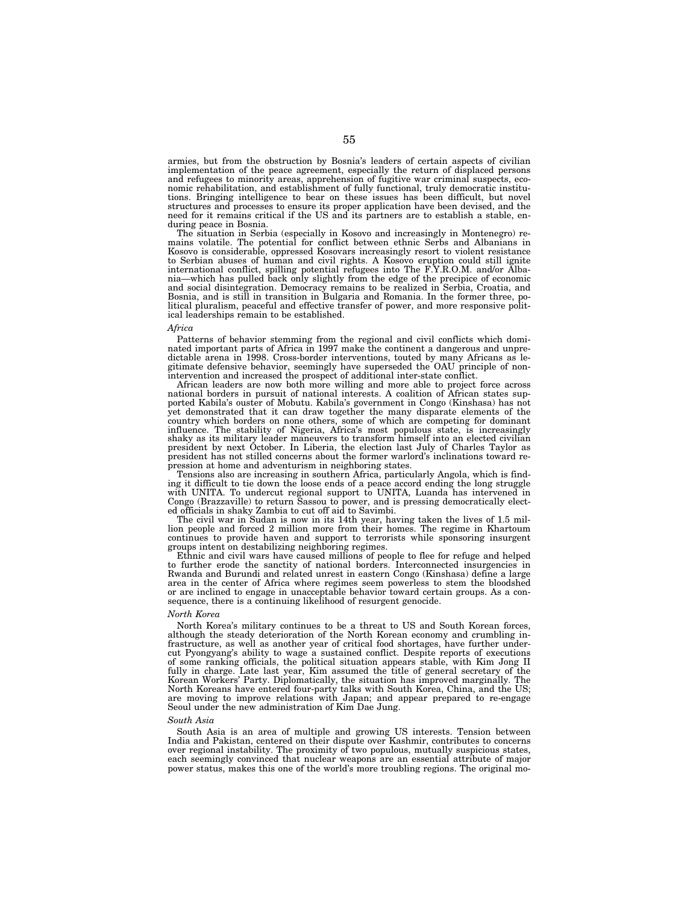armies, but from the obstruction by Bosnia's leaders of certain aspects of civilian implementation of the peace agreement, especially the return of displaced persons and refugees to minority areas, apprehension of fugitive war criminal suspects, economic rehabilitation, and establishment of fully functional, truly democratic institutions. Bringing intelligence to bear on these issues has been difficult, but novel structures and processes to ensure its proper application have been devised, and the need for it remains critical if the US and its partners are to establish a stable, enduring peace in Bosnia.

The situation in Serbia (especially in Kosovo and increasingly in Montenegro) remains volatile. The potential for conflict between ethnic Serbs and Albanians in Kosovo is considerable, oppressed Kosovars increasingly resort to violent resistance to Serbian abuses of human and civil rights. A Kosovo eruption could still ignite international conflict, spilling potential refugees into The F.Y.R.O.M. and/or Albania—which has pulled back only slightly from the edge of the precipice of economic and social disintegration. Democracy remains to be realized in Serbia, Croatia, and Bosnia, and is still in transition in Bulgaria and Romania. In the former three, political pluralism, peaceful and effective transfer of power, and more responsive political leaderships remain to be established.

*Africa*

Patterns of behavior stemming from the regional and civil conflicts which dominated important parts of Africa in 1997 make the continent a dangerous and unpredictable arena in 1998. Cross-border interventions, touted by many Africans as legitimate defensive behavior, seemingly have superseded the OAU principle of non-intervention and increased the prospect of additional inter-state conflict.

African leaders are now both more willing and more able to project force across national borders in pursuit of national interests. A coalition of African states supported Kabila's ouster of Mobutu. Kabila's government in Congo (Kinshasa) has not yet demonstrated that it can draw together the many disparate elements of the country which borders on none others, some of which are competing for dominant influence. The stability of Nigeria, Africa's most populous state, is increasingly shaky as its military leader maneuvers to transform himself into an elected civilian president by next October. In Liberia, the election last July of Charles Taylor as president has not stilled concerns about the former warlord's inclinations toward repression at home and adventurism in neighboring states.

Tensions also are increasing in southern Africa, particularly Angola, which is finding it difficult to tie down the loose ends of a peace accord ending the long struggle with UNITA. To undercut regional support to UNITA, Luanda has intervened in Congo (Brazzaville) to return Sassou to power, and is pressing democratically elected officials in shaky Zambia to cut off aid to Savimbi.

The civil war in Sudan is now in its 14th year, having taken the lives of 1.5 million people and forced 2 million more from their homes. The regime in Khartoum continues to provide haven and support to terrorists while sponsoring insurgent groups intent on destabilizing neighboring regimes.

Ethnic and civil wars have caused millions of people to flee for refuge and helped to further erode the sanctity of national borders. Interconnected insurgencies in Rwanda and Burundi and related unrest in eastern Congo (Kinshasa) define a large area in the center of Africa where regimes seem powerless to stem the bloodshed or are inclined to engage in unacceptable behavior toward certain groups. As a consequence, there is a continuing likelihood of resurgent genocide.

*North Korea*

North Korea's military continues to be a threat to US and South Korean forces, although the steady deterioration of the North Korean economy and crumbling infrastructure, as well as another year of critical food shortages, have further undercut Pyongyang's ability to wage a sustained conflict. Despite reports of executions of some ranking officials, the political situation appears stable, with Kim Jong II fully in charge. Late last year, Kim assumed the title of general secretary of the Korean Workers' Party. Diplomatically, the situation has improved marginally. The North Koreans have entered four-party talks with South Korea, China, and the US; are moving to improve relations with Japan; and appear prepared to re-engage Seoul under the new administration of Kim Dae Jung.

*South Asia*

South Asia is an area of multiple and growing US interests. Tension between India and Pakistan, centered on their dispute over Kashmir, contributes to concerns over regional instability. The proximity of two populous, mutually suspicious states, each seemingly convinced that nuclear weapons are an essential attribute of major power status, makes this one of the world's more troubling regions. The original mo-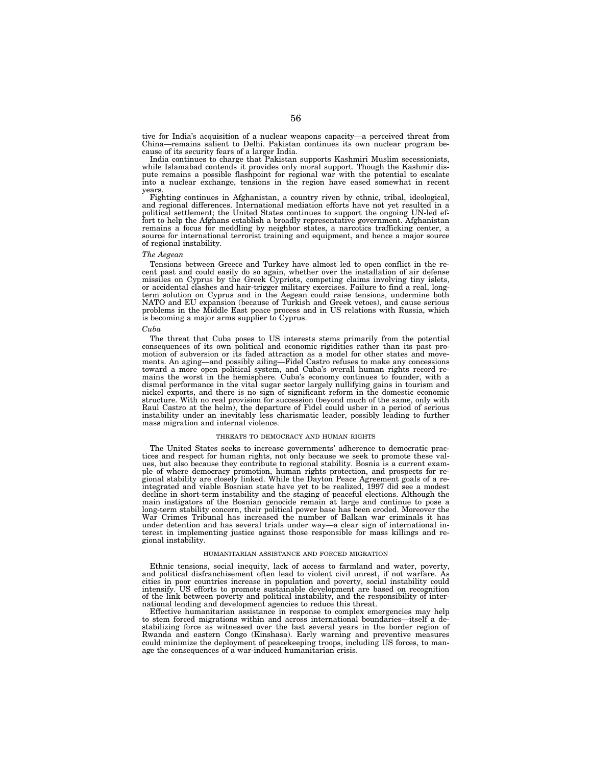tive for India's acquisition of a nuclear weapons capacity—a perceived threat from China—remains salient to Delhi. Pakistan continues its own nuclear program because of its security fears of a larger India.

India continues to charge that Pakistan supports Kashmiri Muslim secessionists, while Islamabad contends it provides only moral support. Though the Kashmir dispute remains a possible flashpoint for regional war with the potential to escalate into a nuclear exchange, tensions in the region have eased somewhat in recent years.

Fighting continues in Afghanistan, a country riven by ethnic, tribal, ideological, and regional differences. International mediation efforts have not yet resulted in a political settlement; the United States continues to support the ongoing UN-led effort to help the Afghans establish a broadly representative government. Afghanistan remains a focus for meddling by neighbor states, a narcotics trafficking center, a source for international terrorist training and equipment, and hence a major source of regional instability.

*The Aegean*

Tensions between Greece and Turkey have almost led to open conflict in the recent past and could easily do so again, whether over the installation of air defense missiles on Cyprus by the Greek Cypriots, competing claims involving tiny islets, or accidental clashes and hair-trigger military exercises. Failure to find a real, long-term solution on Cyprus and in the Aegean could raise tensions, undermine both NATO and EU expansion (because of Turkish and Greek vetoes), and cause serious problems in the Middle East peace process and in US relations with Russia, which is becoming a major arms supplier to Cyprus.

*Cuba*

The threat that Cuba poses to US interests stems primarily from the potential consequences of its own political and economic rigidities rather than its past promotion of subversion or its faded attraction as a model for other states and movements. An aging—and possibly ailing—Fidel Castro refuses to make any concessions toward a more open political system, and Cuba's overall human rights record remains the worst in the hemisphere. Cuba's economy continues to founder, with a dismal performance in the vital sugar sector largely nullifying gains in tourism and nickel exports, and there is no sign of significant reform in the domestic economic structure. With no real provision for succession (beyond much of the same, only with Raul Castro at the helm), the departure of Fidel could usher in a period of serious instability under an inevitably less charismatic leader, possibly leading to further mass migration and internal violence.

## THREATS TO DEMOCRACY AND HUMAN RIGHTS

The United States seeks to increase governments' adherence to democratic practices and respect for human rights, not only because we seek to promote these values, but also because they contribute to regional stability. Bosnia is a current example of where democracy promotion, human rights protection, and prospects for regional stability are closely linked. While the Dayton Peace Agreement goals of a reintegrated and viable Bosnian state have yet to be realized, 1997 did see a modest decline in short-term instability and the staging of peaceful elections. Although the main instigators of the Bosnian genocide remain at large and continue to pose a long-term stability concern, their political power base has been eroded. Moreover the War Crimes Tribunal has increased the number of Balkan war criminals it has under detention and has several trials under way—a clear sign of international interest in implementing justice against those responsible for mass killings and regional instability.

## HUMANITARIAN ASSISTANCE AND FORCED MIGRATION

Ethnic tensions, social inequity, lack of access to farmland and water, poverty, and political disfranchisement often lead to violent civil unrest, if not warfare. As cities in poor countries increase in population and poverty, social instability could intensify. US efforts to promote sustainable development are based on recognition of the link between poverty and political instability, and the responsibility of international lending and development agencies to reduce this threat.

Effective humanitarian assistance in response to complex emergencies may help to stem forced migrations within and across international boundaries—itself a destabilizing force as witnessed over the last several years in the border region of Rwanda and eastern Congo (Kinshasa). Early warning and preventive measures could minimize the deployment of peacekeeping troops, including US forces, to manage the consequences of a war-induced humanitarian crisis.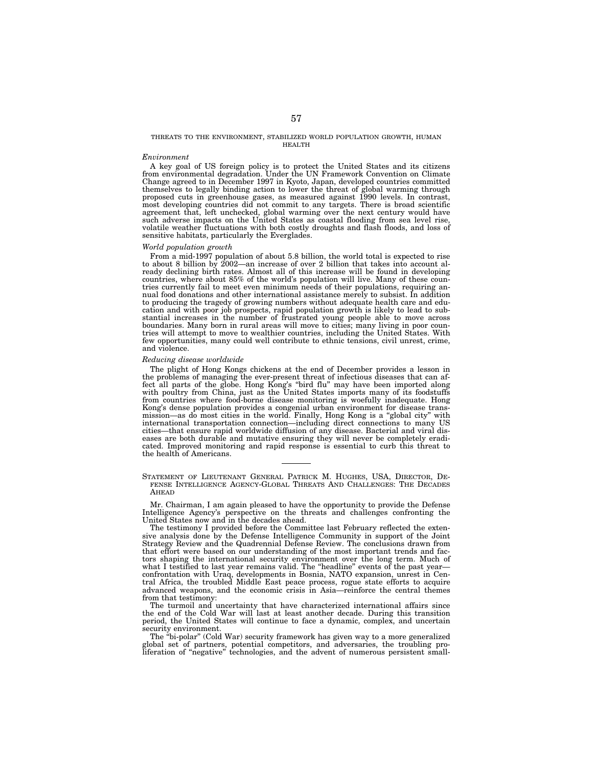THREATS TO THE ENVIRONMENT, STABILIZED WORLD POPULATION GROWTH, HUMAN HEALTH

*Environment*

A key goal of US foreign policy is to protect the United States and its citizens from environmental degradation. Under the UN Framework Convention on Climate Change agreed to in December 1997 in Kyoto, Japan, developed countries committed themselves to legally binding action to lower the threat of global warming through proposed cuts in greenhouse gases, as measured against 1990 levels. In contrast, most developing countries did not commit to any targets. There is broad scientific agreement that, left unchecked, global warming over the next century would have such adverse impacts on the United States as coastal flooding from sea level rise, volatile weather fluctuations with both costly droughts and flash floods, and loss of sensitive habitats, particularly the Everglades.

*World population growth*

From a mid-1997 population of about 5.8 billion, the world total is expected to rise to about 8 billion by 2002—an increase of over 2 billion that takes into account already declining birth rates. Almost all of this increase will be found in developing countries, where about 85% of the world's population will live. Many of these countries currently fail to meet even minimum needs of their populations, requiring annual food donations and other international assistance merely to subsist. In addition to producing the tragedy of growing numbers without adequate health care and education and with poor job prospects, rapid population growth is likely to lead to substantial increases in the number of frustrated young people able to move across boundaries. Many born in rural areas will move to cities; many living in poor countries will attempt to move to wealthier countries, including the United States. With few opportunities, many could well contribute to ethnic tensions, civil unrest, crime, and violence.

*Reducing disease worldwide*

The plight of Hong Kongs chickens at the end of December provides a lesson in the problems of managing the ever-present threat of infectious diseases that can affect all parts of the globe. Hong Kong's "bird flu" may have been imported along with poultry from China, just as the United States imports many of its foodstuffs from countries where food-borne disease monitoring is woefully inadequate. Hong Kong's dense population provides a congenial urban environment for disease transmission—as do most cities in the world. Finally, Hong Kong is a "global city" with international transportation connection—including direct connections to many US cities—that ensure rapid worldwide diffusion of any disease. Bacterial and viral diseases are both durable and mutative ensuring they will never be completely eradicated. Improved monitoring and rapid response is essential to curb this threat to the health of Americans.

---

STATEMENT OF LIEUTENANT GENERAL PATRICK M. HUGHES, USA, DIRECTOR, DEFENSE INTELLIGENCE AGENCY-GLOBAL THREATS AND CHALLENGES: THE DECADES AHEAD

Mr. Chairman, I am again pleased to have the opportunity to provide the Defense Intelligence Agency's perspective on the threats and challenges confronting the United States now and in the decades ahead.

The testimony I provided before the Committee last February reflected the extensive analysis done by the Defense Intelligence Community in support of the Joint Strategy Review and the Quadrennial Defense Review. The conclusions drawn from that effort were based on our understanding of the most important trends and factors shaping the international security environment over the long term. Much of what I testified to last year remains valid. The "headline" events of the past year—confrontation with Uraq, developments in Bosnia, NATO expansion, unrest in Central Africa, the troubled Middle East peace process, rogue state efforts to acquire advanced weapons, and the economic crisis in Asia—reinforce the central themes from that testimony:

The turmoil and uncertainty that have characterized international affairs since the end of the Cold War will last at least another decade. During this transition period, the United States will continue to face a dynamic, complex, and uncertain security environment.

The "bi-polar" (Cold War) security framework has given way to a more generalized global set of partners, potential competitors, and adversaries, the troubling proliferation of "negative" technologies, and the advent of numerous persistent small-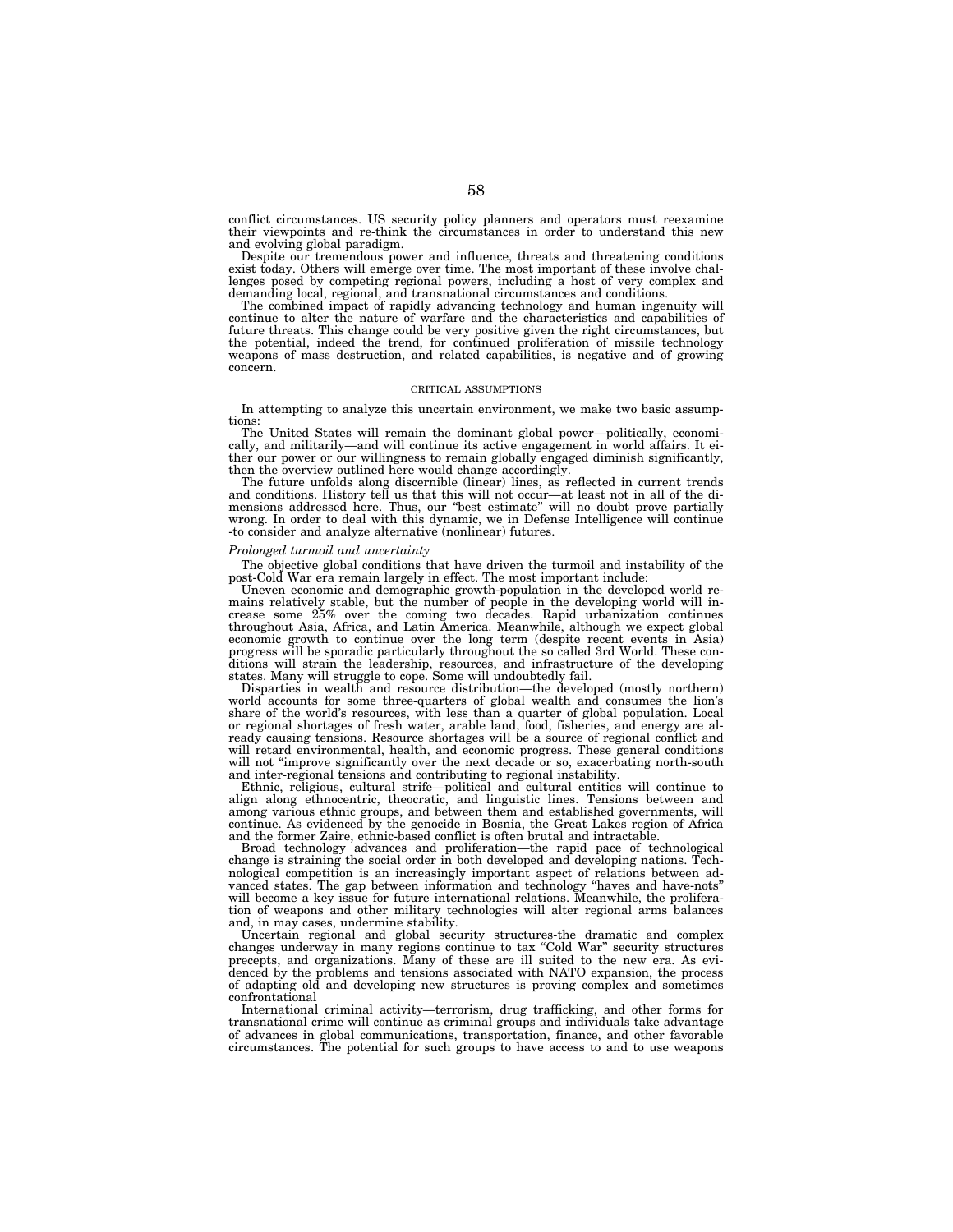conflict circumstances. US security policy planners and operators must reexamine their viewpoints and re-think the circumstances in order to understand this new and evolving global paradigm.

Despite our tremendous power and influence, threats and threatening conditions exist today. Others will emerge over time. The most important of these involve challenges posed by competing regional powers, including a host of very complex and demanding local, regional, and transnational circumstances and conditions.

The combined impact of rapidly advancing technology and human ingenuity will continue to alter the nature of warfare and the characteristics and capabilities of future threats. This change could be very positive given the right circumstances, but the potential, indeed the trend, for continued proliferation of missile technology weapons of mass destruction, and related capabilities, is negative and of growing concern.

CRITICAL ASSUMPTIONS

In attempting to analyze this uncertain environment, we make two basic assumptions:

The United States will remain the dominant global power—politically, economically, and militarily—and will continue its active engagement in world affairs. It either our power or our willingness to remain globally engaged diminish significantly, then the overview outlined here would change accordingly.

The future unfolds along discernible (linear) lines, as reflected in current trends and conditions. History tell us that this will not occur—at least not in all of the dimensions addressed here. Thus, our "best estimate" will no doubt prove partially wrong. In order to deal with this dynamic, we in Defense Intelligence will continue -to consider and analyze alternative (nonlinear) futures.

*Prolonged turmoil and uncertainty*

The objective global conditions that have driven the turmoil and instability of the post-Cold War era remain largely in effect. The most important include:

Uneven economic and demographic growth-population in the developed world remains relatively stable, but the number of people in the developing world will increase some 25% over the coming two decades. Rapid urbanization continues throughout Asia, Africa, and Latin America. Meanwhile, although we expect global economic growth to continue over the long term (despite recent events in Asia) progress will be sporadic particularly throughout the so called 3rd World. These conditions will strain the leadership, resources, and infrastructure of the developing states. Many will struggle to cope. Some will undoubtedly fail.

Disparties in wealth and resource distribution—the developed (mostly northern) world accounts for some three-quarters of global wealth and consumes the lion's share of the world's resources, with less than a quarter of global population. Local or regional shortages of fresh water, arable land, food, fisheries, and energy are already causing tensions. Resource shortages will be a source of regional conflict and will retard environmental, health, and economic progress. These general conditions will not "improve significantly over the next decade or so, exacerbating north-south and inter-regional tensions and contributing to regional instability.

Ethnic, religious, cultural strife—political and cultural entities will continue to align along ethnocentric, theocratic, and linguistic lines. Tensions between and among various ethnic groups, and between them and established governments, will continue. As evidenced by the genocide in Bosnia, the Great Lakes region of Africa and the former Zaire, ethnic-based conflict is often brutal and intractable.

Broad technology advances and proliferation—the rapid pace of technological change is straining the social order in both developed and developing nations. Technological competition is an increasingly important aspect of relations between advanced states. The gap between information and technology "haves and have-nots" will become a key issue for future international relations. Meanwhile, the proliferation of weapons and other military technologies will alter regional arms balances and, in may cases, undermine stability.

Uncertain regional and global security structures-the dramatic and complex changes underway in many regions continue to tax "Cold War" security structures precepts, and organizations. Many of these are ill suited to the new era. As evidenced by the problems and tensions associated with NATO expansion, the process of adapting old and developing new structures is proving complex and sometimes confrontational

International criminal activity—terrorism, drug trafficking, and other forms for transnational crime will continue as criminal groups and individuals take advantage of advances in global communications, transportation, finance, and other favorable circumstances. The potential for such groups to have access to and to use weapons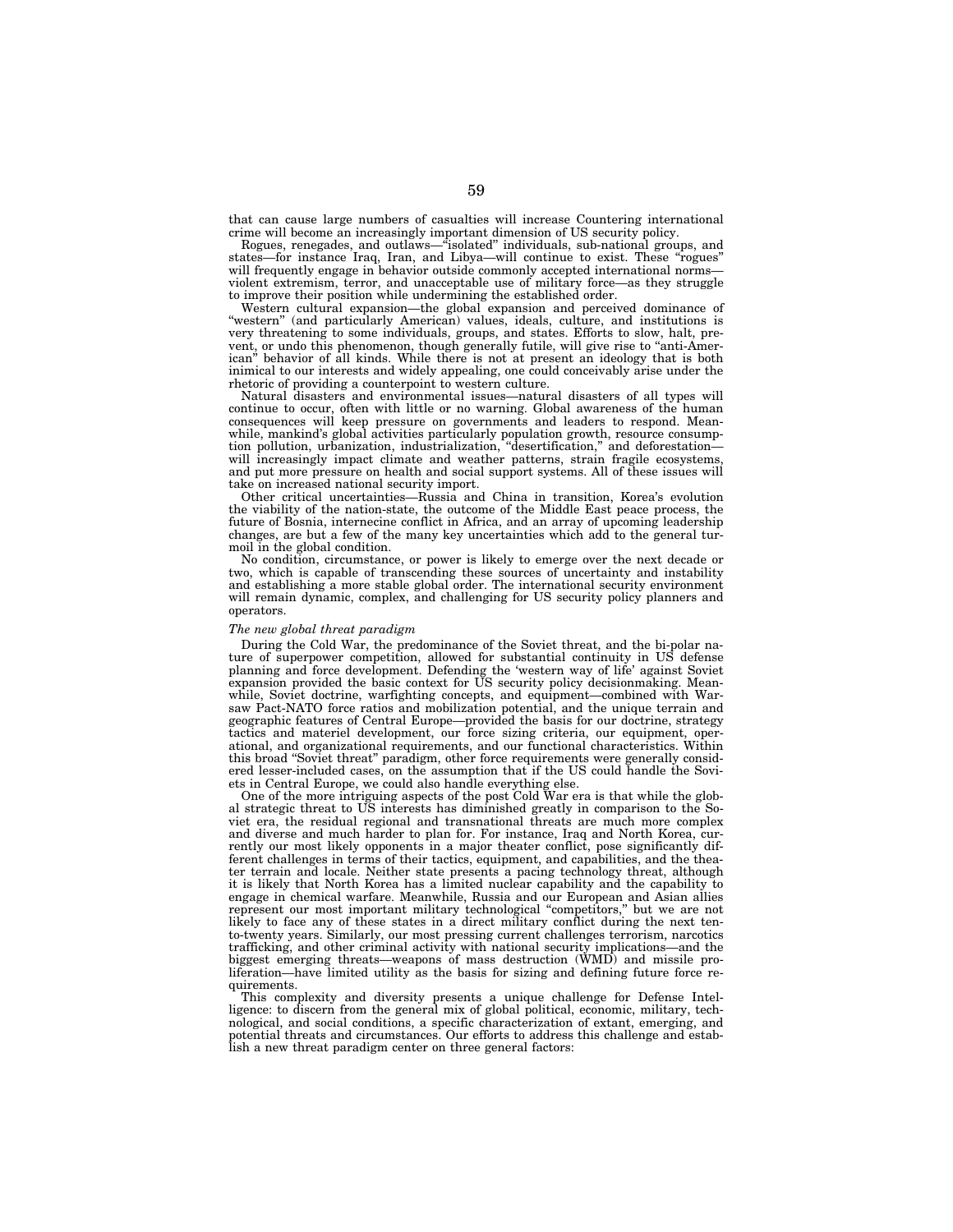that can cause large numbers of casualties will increase Countering international crime will become an increasingly important dimension of US security policy.

Rogues, renegades, and outlaws—"isolated" individuals, sub-national groups, and states—for instance Iraq, Iran, and Libya—will continue to exist. These "rogues" will frequently engage in behavior outside commonly accepted international norms—violent extremism, terror, and unacceptable use of military force—as they struggle to improve their position while undermining the established order.

Western cultural expansion—the global expansion and perceived dominance of "western" (and particularly American) values, ideals, culture, and institutions is very threatening to some individuals, groups, and states. Efforts to slow, halt, prevent, or undo this phenomenon, though generally futile, will give rise to "anti-American" behavior of all kinds. While there is not at present an ideology that is both inimical to our interests and widely appealing, one could conceivably arise under the rhetoric of providing a counterpoint to western culture.

Natural disasters and environmental issues—natural disasters of all types will continue to occur, often with little or no warning. Global awareness of the human consequences will keep pressure on governments and leaders to respond. Meanwhile, mankind's global activities particularly population growth, resource consumption pollution, urbanization, industrialization, "desertification," and deforestation—will increasingly impact climate and weather patterns, strain fragile ecosystems, and put more pressure on health and social support systems. All of these issues will take on increased national security import.

Other critical uncertainties—Russia and China in transition, Korea's evolution the viability of the nation-state, the outcome of the Middle East peace process, the future of Bosnia, internecine conflict in Africa, and an array of upcoming leadership changes, are but a few of the many key uncertainties which add to the general turmoil in the global condition.

No condition, circumstance, or power is likely to emerge over the next decade or two, which is capable of transcending these sources of uncertainty and instability and establishing a more stable global order. The international security environment will remain dynamic, complex, and challenging for US security policy planners and operators.

*The new global threat paradigm*

During the Cold War, the predominance of the Soviet threat, and the bi-polar nature of superpower competition, allowed for substantial continuity in US defense planning and force development. Defending the 'western way of life' against Soviet expansion provided the basic context for US security policy decisionmaking. Meanwhile, Soviet doctrine, warfighting concepts, and equipment—combined with Warsaw Pact-NATO force ratios and mobilization potential, and the unique terrain and geographic features of Central Europe—provided the basis for our doctrine, strategy tactics and materiel development, our force sizing criteria, our equipment, operational, and organizational requirements, and our functional characteristics. Within this broad "Soviet threat" paradigm, other force requirements were generally considered lesser-included cases, on the assumption that if the US could handle the Soviets in Central Europe, we could also handle everything else.

One of the more intriguing aspects of the post Cold War era is that while the global strategic threat to US interests has diminished greatly in comparison to the Soviet era, the residual regional and transnational threats are much more complex and diverse and much harder to plan for. For instance, Iraq and North Korea, currently our most likely opponents in a major theater conflict, pose significantly different challenges in terms of their tactics, equipment, and capabilities, and the theater terrain and locale. Neither state presents a pacing technology threat, although it is likely that North Korea has a limited nuclear capability and the capability to engage in chemical warfare. Meanwhile, Russia and our European and Asian allies represent our most important military technological "competitors," but we are not likely to face any of these states in a direct military conflict during the next ten-to-twenty years. Similarly, our most pressing current challenges terrorism, narcotics trafficking, and other criminal activity with national security implications—and the biggest emerging threats—weapons of mass destruction (WMD) and missile proliferation—have limited utility as the basis for sizing and defining future force requirements.

This complexity and diversity presents a unique challenge for Defense Intelligence: to discern from the general mix of global political, economic, military, technological, and social conditions, a specific characterization of extant, emerging, and potential threats and circumstances. Our efforts to address this challenge and establish a new threat paradigm center on three general factors: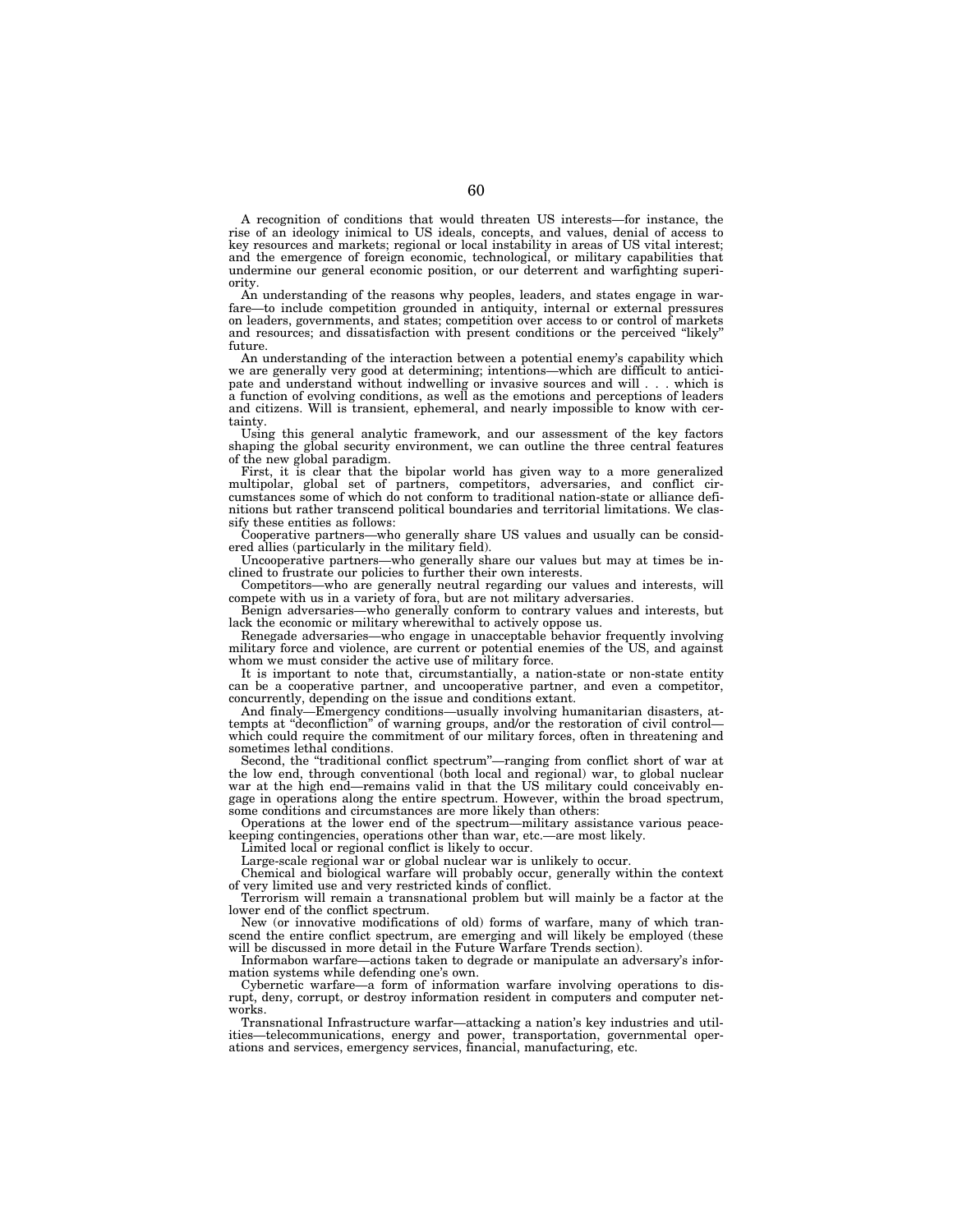A recognition of conditions that would threaten US interests—for instance, the rise of an ideology inimical to US ideals, concepts, and values, denial of access to key resources and markets; regional or local instability in areas of US vital interest; and the emergence of foreign economic, technological, or military capabilities that undermine our general economic position, or our deterrent and warfighting superiority.

An understanding of the reasons why peoples, leaders, and states engage in warfare—to include competition grounded in antiquity, internal or external pressures on leaders, governments, and states; competition over access to or control of markets and resources; and dissatisfaction with present conditions or the perceived "likely" future.

An understanding of the interaction between a potential enemy's capability which we are generally very good at determining; intentions—which are difficult to anticipate and understand without indwelling or invasive sources and will . . . which is a function of evolving conditions, as well as the emotions and perceptions of leaders and citizens. Will is transient, ephemeral, and nearly impossible to know with certainty.

Using this general analytic framework, and our assessment of the key factors shaping the global security environment, we can outline the three central features of the new global paradigm.

First, it is clear that the bipolar world has given way to a more generalized multipolar, global set of partners, competitors, adversaries, and conflict circumstances some of which do not conform to traditional nation-state or alliance definitions but rather transcend political boundaries and territorial limitations. We classify these entities as follows:

Cooperative partners—who generally share US values and usually can be considered allies (particularly in the military field).

Uncooperative partners—who generally share our values but may at times be inclined to frustrate our policies to further their own interests.

Competitors—who are generally neutral regarding our values and interests, will compete with us in a variety of fora, but are not military adversaries.

Benign adversaries—who generally conform to contrary values and interests, but lack the economic or military wherewithal to actively oppose us.

Renegade adversaries—who engage in unacceptable behavior frequently involving military force and violence, are current or potential enemies of the US, and against whom we must consider the active use of military force.

It is important to note that, circumstantially, a nation-state or non-state entity can be a cooperative partner, and uncooperative partner, and even a competitor, concurrently, depending on the issue and conditions extant.

And finaly—Emergency conditions—usually involving humanitarian disasters, attempts at "deconfliction" of warning groups, and/or the restoration of civil control—which could require the commitment of our military forces, often in threatening and sometimes lethal conditions.

Second, the "traditional conflict spectrum"—ranging from conflict short of war at the low end, through conventional (both local and regional) war, to global nuclear war at the high end—remains valid in that the US military could conceivably engage in operations along the entire spectrum. However, within the broad spectrum, some conditions and circumstances are more likely than others:

Operations at the lower end of the spectrum—military assistance various peacekeeping contingencies, operations other than war, etc.—are most likely.

Limited local or regional conflict is likely to occur.

Large-scale regional war or global nuclear war is unlikely to occur.

Chemical and biological warfare will probably occur, generally within the context of very limited use and very restricted kinds of conflict.

Terrorism will remain a transnational problem but will mainly be a factor at the lower end of the conflict spectrum.

New (or innovative modifications of old) forms of warfare, many of which transcend the entire conflict spectrum, are emerging and will likely be employed (these will be discussed in more detail in the Future Warfare Trends section).

Informabon warfare—actions taken to degrade or manipulate an adversary's information systems while defending one's own.

Cybernetic warfare—a form of information warfare involving operations to disrupt, deny, corrupt, or destroy information resident in computers and computer networks.

Transnational Infrastructure warfar—attacking a nation's key industries and utilities—telecommunications, energy and power, transportation, governmental operations and services, emergency services, financial, manufacturing, etc.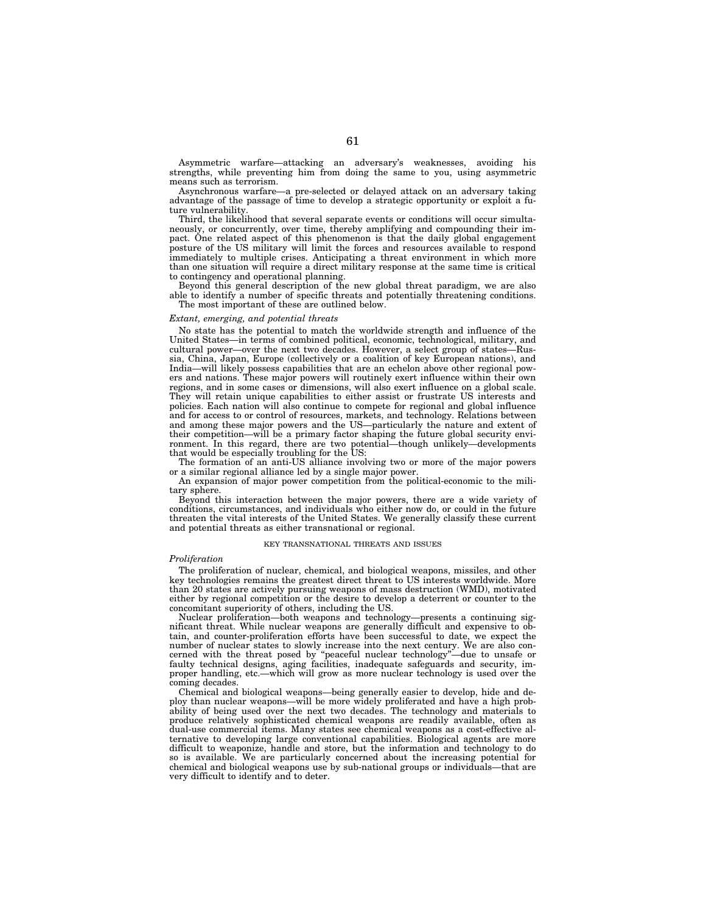Asymmetric warfare—attacking an adversary's weaknesses, avoiding his strengths, while preventing him from doing the same to you, using asymmetric means such as terrorism.

Asynchronous warfare—a pre-selected or delayed attack on an adversary taking advantage of the passage of time to develop a strategic opportunity or exploit a future vulnerability.

Third, the likelihood that several separate events or conditions will occur simultaneously, or concurrently, over time, thereby amplifying and compounding their impact. One related aspect of this phenomenon is that the daily global engagement posture of the US military will limit the forces and resources available to respond immediately to multiple crises. Anticipating a threat environment in which more than one situation will require a direct military response at the same time is critical to contingency and operational planning.

Beyond this general description of the new global threat paradigm, we are also able to identify a number of specific threats and potentially threatening conditions. The most important of these are outlined below.

*Extant, emerging, and potential threats*

No state has the potential to match the worldwide strength and influence of the United States—in terms of combined political, economic, technological, military, and cultural power—over the next two decades. However, a select group of states—Russia, China, Japan, Europe (collectively or a coalition of key European nations), and India—will likely possess capabilities that are an echelon above other regional powers and nations. These major powers will routinely exert influence within their own regions, and in some cases or dimensions, will also exert influence on a global scale. They will retain unique capabilities to either assist or frustrate US interests and policies. Each nation will also continue to compete for regional and global influence and for access to or control of resources, markets, and technology. Relations between and among these major powers and the US—particularly the nature and extent of their competition—will be a primary factor shaping the future global security environment. In this regard, there are two potential—though unlikely—developments that would be especially troubling for the US:

The formation of an anti-US alliance involving two or more of the major powers or a similar regional alliance led by a single major power.

An expansion of major power competition from the political-economic to the military sphere.

Beyond this interaction between the major powers, there are a wide variety of conditions, circumstances, and individuals who either now do, or could in the future threaten the vital interests of the United States. We generally classify these current and potential threats as either transnational or regional.

KEY TRANSNATIONAL THREATS AND ISSUES

*Proliferation*

The proliferation of nuclear, chemical, and biological weapons, missiles, and other key technologies remains the greatest direct threat to US interests worldwide. More than 20 states are actively pursuing weapons of mass destruction (WMD), motivated either by regional competition or the desire to develop a deterrent or counter to the concomitant superiority of others, including the US.

Nuclear proliferation—both weapons and technology—presents a continuing significant threat. While nuclear weapons are generally difficult and expensive to obtain, and counter-proliferation efforts have been successful to date, we expect the number of nuclear states to slowly increase into the next century. We are also concerned with the threat posed by "peaceful nuclear technology"—due to unsafe or faulty technical designs, aging facilities, inadequate safeguards and security, improper handling, etc.—which will grow as more nuclear technology is used over the coming decades.

Chemical and biological weapons—being generally easier to develop, hide and deploy than nuclear weapons—will be more widely proliferated and have a high probability of being used over the next two decades. The technology and materials to produce relatively sophisticated chemical weapons are readily available, often as dual-use commercial items. Many states see chemical weapons as a cost-effective alternative to developing large conventional capabilities. Biological agents are more difficult to weaponize, handle and store, but the information and technology to do so is available. We are particularly concerned about the increasing potential for chemical and biological weapons use by sub-national groups or individuals—that are very difficult to identify and to deter.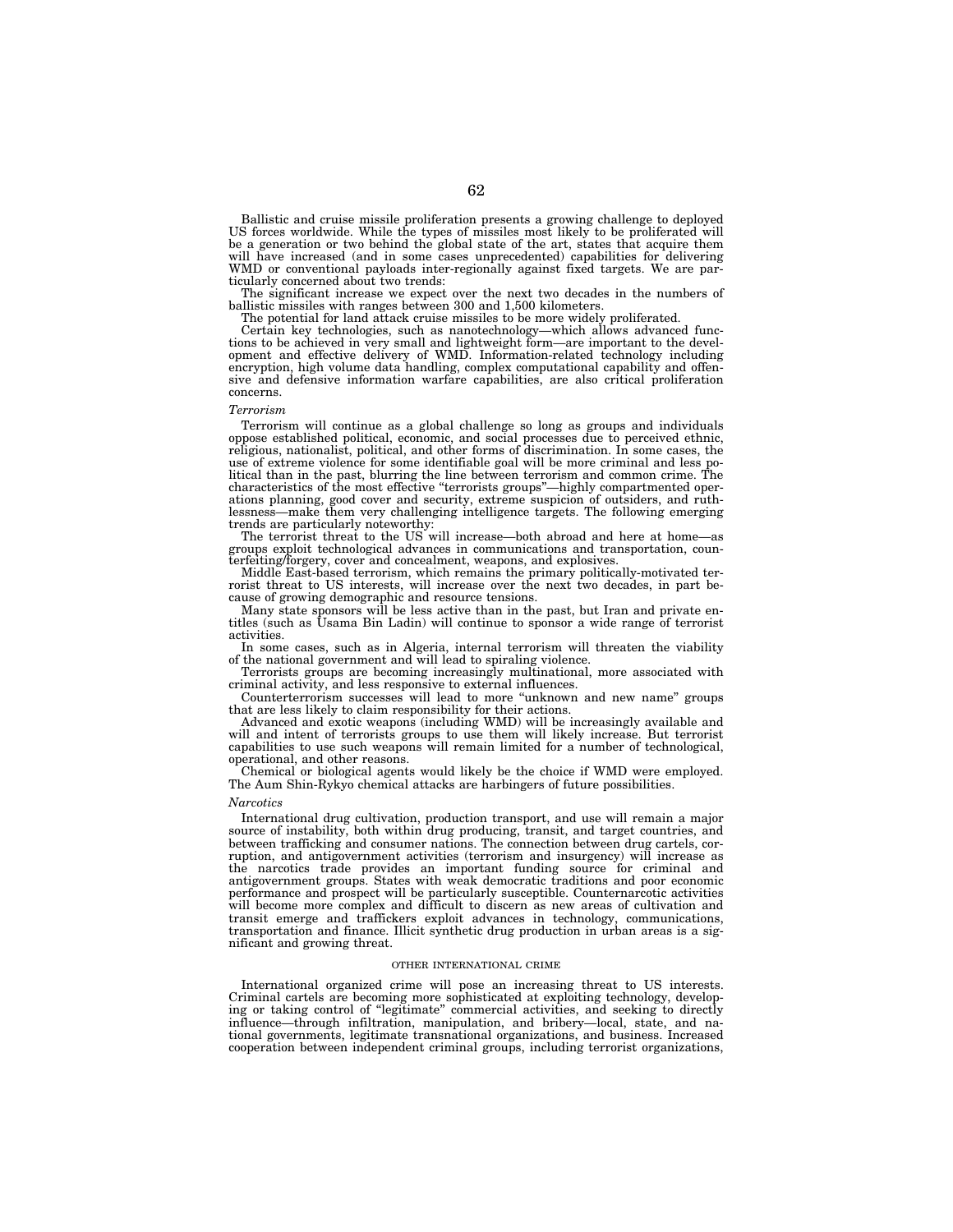Ballistic and cruise missile proliferation presents a growing challenge to deployed US forces worldwide. While the types of missiles most likely to be proliferated will be a generation or two behind the global state of the art, states that acquire them will have increased (and in some cases unprecedented) capabilities for delivering WMD or conventional payloads inter-regionally against fixed targets. We are particularly concerned about two trends:

The significant increase we expect over the next two decades in the numbers of ballistic missiles with ranges between 300 and 1,500 kilometers.

The potential for land attack cruise missiles to be more widely proliferated.

Certain key technologies, such as nanotechnology—which allows advanced functions to be achieved in very small and lightweight form—are important to the development and effective delivery of WMD. Information-related technology including encryption, high volume data handling, complex computational capability and offensive and defensive information warfare capabilities, are also critical proliferation concerns.

*Terrorism*

Terrorism will continue as a global challenge so long as groups and individuals oppose established political, economic, and social processes due to perceived ethnic, religious, nationalist, political, and other forms of discrimination. In some cases, the use of extreme violence for some identifiable goal will be more criminal and less political than in the past, blurring the line between terrorism and common crime. The characteristics of the most effective "terrorists groups"—highly compartmented operations planning, good cover and security, extreme suspicion of outsiders, and ruthlessness—make them very challenging intelligence targets. The following emerging trends are particularly noteworthy:

The terrorist threat to the US will increase—both abroad and here at home—as groups exploit technological advances in communications and transportation, counterfeiting/forgery, cover and concealment, weapons, and explosives.

Middle East-based terrorism, which remains the primary politically-motivated terrorist threat to US interests, will increase over the next two decades, in part because of growing demographic and resource tensions.

Many state sponsors will be less active than in the past, but Iran and private entitles (such as Usama Bin Ladin) will continue to sponsor a wide range of terrorist activities.

In some cases, such as in Algeria, internal terrorism will threaten the viability of the national government and will lead to spiraling violence.

Terrorists groups are becoming increasingly multinational, more associated with criminal activity, and less responsive to external influences.

Counterterrorism successes will lead to more "unknown and new name" groups that are less likely to claim responsibility for their actions.

Advanced and exotic weapons (including WMD) will be increasingly available and will and intent of terrorists groups to use them will likely increase. But terrorist capabilities to use such weapons will remain limited for a number of technological, operational, and other reasons.

Chemical or biological agents would likely be the choice if WMD were employed. The Aum Shin-Rykyo chemical attacks are harbingers of future possibilities.

*Narcotics*

International drug cultivation, production transport, and use will remain a major source of instability, both within drug producing, transit, and target countries, and between trafficking and consumer nations. The connection between drug cartels, corruption, and antigovernment activities (terrorism and insurgency) will increase as the narcotics trade provides an important funding source for criminal and antigovernment groups. States with weak democratic traditions and poor economic performance and prospect will be particularly susceptible. Counternarcotic activities will become more complex and difficult to discern as new areas of cultivation and transit emerge and traffickers exploit advances in technology, communications, transportation and finance. Illicit synthetic drug production in urban areas is a significant and growing threat.

## OTHER INTERNATIONAL CRIME

International organized crime will pose an increasing threat to US interests. Criminal cartels are becoming more sophisticated at exploiting technology, developing or taking control of "legitimate" commercial activities, and seeking to directly influence—through infiltration, manipulation, and bribery—local, state, and national governments, legitimate transnational organizations, and business. Increased cooperation between independent criminal groups, including terrorist organizations,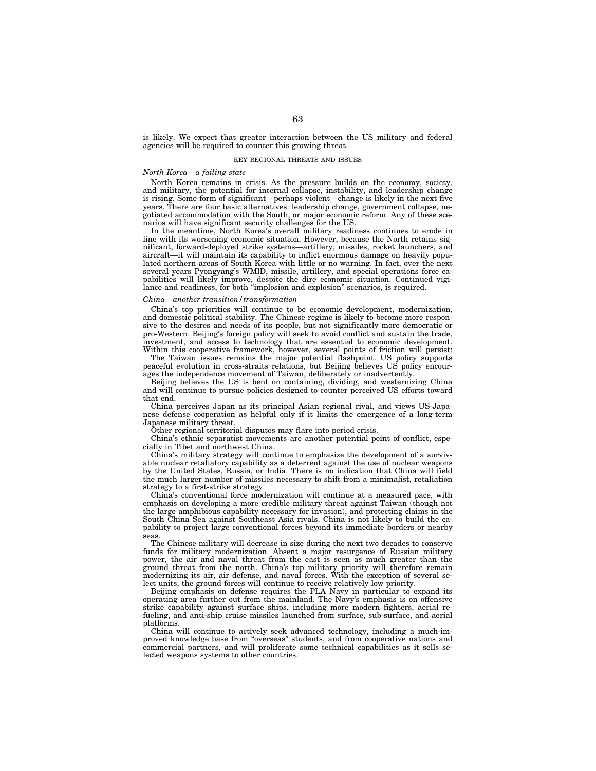is likely. We expect that greater interaction between the US military and federal agencies will be required to counter this growing threat.

KEY REGIONAL THREATS AND ISSUES

*North Korea—a failing state*

North Korea remains in crisis. As the pressure builds on the economy, society, and military, the potential for internal collapse, instability, and leadership change is rising. Some form of significant—perhaps violent—change is likely in the next five years. There are four basic alternatives: leadership change, government collapse, negotiated accommodation with the South, or major economic reform. Any of these scenarios will have significant security challenges for the US.

In the meantime, North Korea's overall military readiness continues to erode in line with its worsening economic situation. However, because the North retains significant, forward-deployed strike systems—artillery, missiles, rocket launchers, and aircraft—it will maintain its capability to inflict enormous damage on heavily populated northern areas of South Korea with little or no warning. In fact, over the next several years Pyongyang's WMlD, missile, artillery, and special operations force capabilities will likely improve, despite the dire economic situation. Continued vigilance and readiness, for both "implosion and explosion" scenarios, is required.

*China—another transition/transformation*

China's top priorities will continue to be economic development, modernization, and domestic political stability. The Chinese regime is likely to become more responsive to the desires and needs of its people, but not significantly more democratic or pro-Western. Beijing's foreign policy will seek to avoid conflict and sustain the trade, investment, and access to technology that are essential to economic development. Within this cooperative framework, however, several points of friction will persist:

The Taiwan issues remains the major potential flashpoint. US policy supports peaceful evolution in cross-straits relations, but Beijing believes US policy encourages the independence movement of Taiwan, deliberately or inadvertently.

Beijing believes the US is bent on containing, dividing, and westernizing China and will continue to pursue policies designed to counter perceived US efforts toward that end.

China perceives Japan as its principal Asian regional rival, and views US-Japanese defense cooperation as helpful only if it limits the emergence of a long-term Japanese military threat.

Other regional territorial disputes may flare into period crisis.

China's ethnic separatist movements are another potential point of conflict, especially in Tibet and northwest China.

China's military strategy will continue to emphasize the development of a survivable nuclear retaliatory capability as a deterrent against the use of nuclear weapons by the United States, Russia, or India. There is no indication that China will field the much larger number of missiles necessary to shift from a minimalist, retaliation strategy to a first-strike strategy.

China's conventional force modernization will continue at a measured pace, with emphasis on developing a more credible military threat against Taiwan (though not the large amphibious capability necessary for invasion), and protecting claims in the South China Sea against Southeast Asia rivals. China is not likely to build the capability to project large conventional forces beyond its immediate borders or nearby seas.

The Chinese military will decrease in size during the next two decades to conserve funds for military modernization. Absent a major resurgence of Russian military power, the air and naval threat from the east is seen as much greater than the ground threat from the north. China's top military priority will therefore remain modernizing its air, air defense, and naval forces. With the exception of several select units, the ground forces will continue to receive relatively low priority.

Beijing emphasis on defense requires the PLA Navy in particular to expand its operating area further out from the mainland. The Navy's emphasis is on offensive strike capability against surface ships, including more modern fighters, aerial refueling, and anti-ship cruise missiles launched from surface, sub-surface, and aerial platforms.

China will continue to actively seek advanced technology, including a much-improved knowledge base from "overseas" students, and from cooperative nations and commercial partners, and will proliferate some technical capabilities as it sells selected weapons systems to other countries.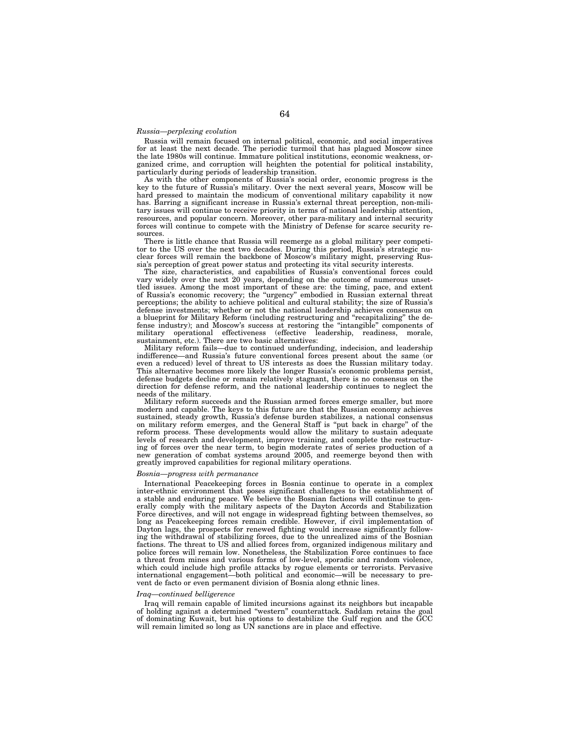*Russia—perplexing evolution*

Russia will remain focused on internal political, economic, and social imperatives for at least the next decade. The periodic turmoil that has plagued Moscow since the late 1980s will continue. Immature political institutions, economic weakness, organized crime, and corruption will heighten the potential for political instability, particularly during periods of leadership transition.

As with the other components of Russia's social order, economic progress is the key to the future of Russia's military. Over the next several years, Moscow will be hard pressed to maintain the modicum of conventional military capability it now has. Barring a significant increase in Russia's external threat perception, non-military issues will continue to receive priority in terms of national leadership attention, resources, and popular concern. Moreover, other para-military and internal security forces will continue to compete with the Ministry of Defense for scarce security resources.

There is little chance that Russia will reemerge as a global military peer competitor to the US over the next two decades. During this period, Russia's strategic nuclear forces will remain the backbone of Moscow's military might, preserving Russia's perception of great power status and protecting its vital security interests.

The size, characteristics, and capabilities of Russia's conventional forces could vary widely over the next 20 years, depending on the outcome of numerous unsettled issues. Among the most important of these are: the timing, pace, and extent of Russia's economic recovery; the "urgency" embodied in Russian external threat perceptions; the ability to achieve political and cultural stability; the size of Russia's defense investments; whether or not the national leadership achieves consensus on a blueprint for Military Reform (including restructuring and "recapitalizing" the defense industry); and Moscow's success at restoring the "intangible" components of military operational effectiveness (effective leadership, readiness, morale, sustainment, etc.). There are two basic alternatives:

Military reform fails—due to continued underfunding, indecision, and leadership indifference—and Russia's future conventional forces present about the same (or even a reduced) level of threat to US interests as does the Russian military today. This alternative becomes more likely the longer Russia's economic problems persist, defense budgets decline or remain relatively stagnant, there is no consensus on the direction for defense reform, and the national leadership continues to neglect the needs of the military.

Military reform succeeds and the Russian armed forces emerge smaller, but more modern and capable. The keys to this future are that the Russian economy achieves sustained, steady growth, Russia's defense burden stabilizes, a national consensus on military reform emerges, and the General Staff is "put back in charge" of the reform process. These developments would allow the military to sustain adequate levels of research and development, improve training, and complete the restructuring of forces over the near term, to begin moderate rates of series production of a new generation of combat systems around 2005, and reemerge beyond then with greatly improved capabilities for regional military operations.

*Bosnia—progress with permanance*

International Peacekeeping forces in Bosnia continue to operate in a complex inter-ethnic environment that poses significant challenges to the establishment of a stable and enduring peace. We believe the Bosnian factions will continue to generally comply with the military aspects of the Dayton Accords and Stabilization Force directives, and will not engage in widespread fighting between themselves, so long as Peacekeeping forces remain credible. However, if civil implementation of Dayton lags, the prospects for renewed fighting would increase significantly following the withdrawal of stabilizing forces, due to the unrealized aims of the Bosnian factions. The threat to US and allied forces from, organized indigenous military and police forces will remain low. Nonetheless, the Stabilization Force continues to face a threat from mines and various forms of low-level, sporadic and random violence, which could include high profile attacks by rogue elements or terrorists. Pervasive international engagement—both political and economic—will be necessary to prevent de facto or even permanent division of Bosnia along ethnic lines.

*Iraq—continued belligerence*

Iraq will remain capable of limited incursions against its neighbors but incapable of holding against a determined "western" counterattack. Saddam retains the goal of dominating Kuwait, but his options to destabilize the Gulf region and the GCC will remain limited so long as UN sanctions are in place and effective.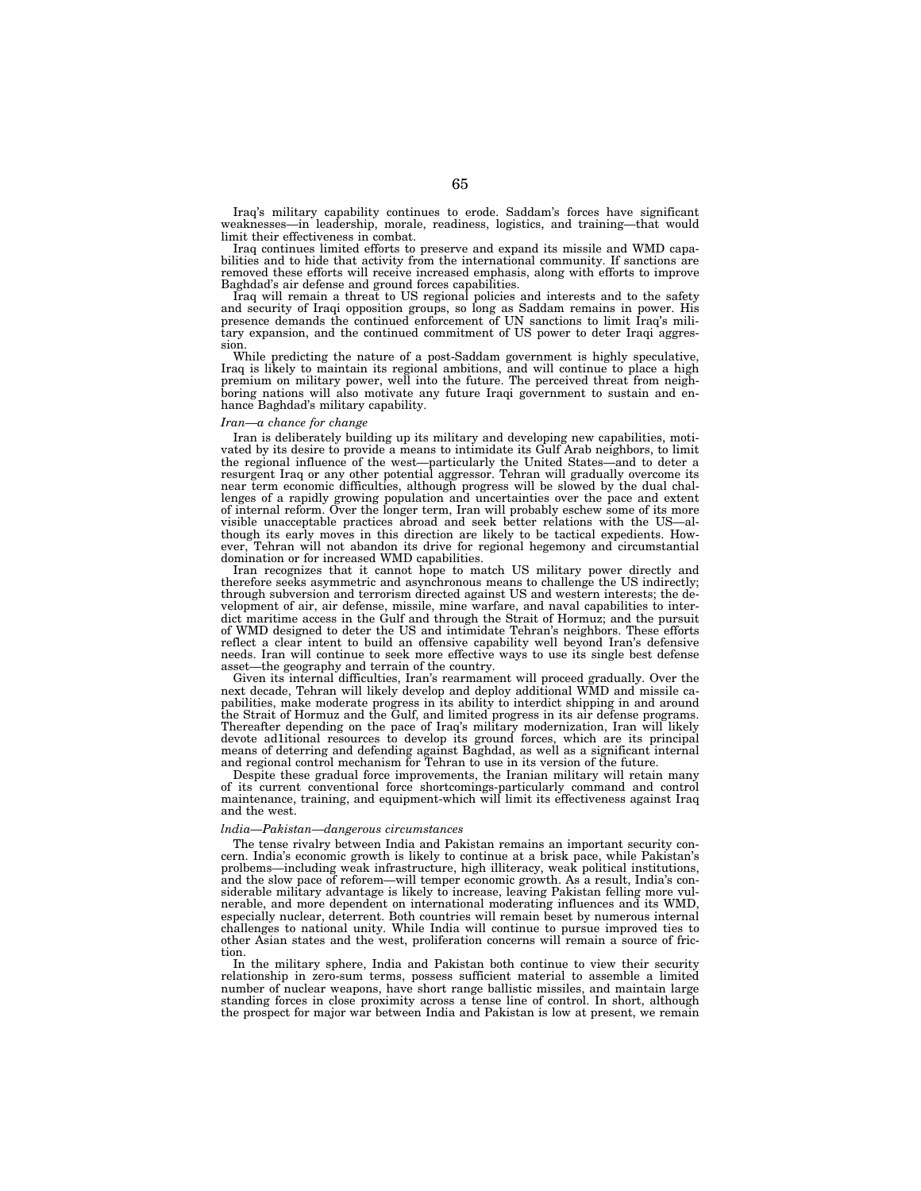Iraq's military capability continues to erode. Saddam's forces have significant weaknesses—in leadership, morale, readiness, logistics, and training—that would limit their effectiveness in combat.

Iraq continues limited efforts to preserve and expand its missile and WMD capabilities and to hide that activity from the international community. If sanctions are removed these efforts will receive increased emphasis, along with efforts to improve Baghdad's air defense and ground forces capabilities.

Iraq will remain a threat to US regional policies and interests and to the safety and security of Iraqi opposition groups, so long as Saddam remains in power. His presence demands the continued enforcement of UN sanctions to limit Iraq's military expansion, and the continued commitment of US power to deter Iraqi aggression.

While predicting the nature of a post-Saddam government is highly speculative, Iraq is likely to maintain its regional ambitions, and will continue to place a high premium on military power, well into the future. The perceived threat from neighboring nations will also motivate any future Iraqi government to sustain and enhance Baghdad's military capability.

*Iran—a chance for change*

Iran is deliberately building up its military and developing new capabilities, motivated by its desire to provide a means to intimidate its Gulf Arab neighbors, to limit the regional influence of the west—particularly the United States—and to deter a resurgent Iraq or any other potential aggressor. Tehran will gradually overcome its near term economic difficulties, although progress will be slowed by the dual challenges of a rapidly growing population and uncertainties over the pace and extent of internal reform. Over the longer term, Iran will probably eschew some of its more visible unacceptable practices abroad and seek better relations with the US—although its early moves in this direction are likely to be tactical expedients. However, Tehran will not abandon its drive for regional hegemony and circumstantial domination or for increased WMD capabilities.

Iran recognizes that it cannot hope to match US military power directly and therefore seeks asymmetric and asynchronous means to challenge the US indirectly; through subversion and terrorism directed against US and western interests; the development of air, air defense, missile, mine warfare, and naval capabilities to interdict maritime access in the Gulf and through the Strait of Hormuz; and the pursuit of WMD designed to deter the US and intimidate Tehran's neighbors. These efforts reflect a clear intent to build an offensive capability well beyond Iran's defensive needs. Iran will continue to seek more effective ways to use its single best defense asset—the geography and terrain of the country.

Given its internal difficulties, Iran's rearmament will proceed gradually. Over the next decade, Tehran will likely develop and deploy additional WMD and missile capabilities, make moderate progress in its ability to interdict shipping in and around the Strait of Hormuz and the Gulf, and limited progress in its air defense programs. Thereafter depending on the pace of Iraq's military modernization, Iran will likely devote ad1itional resources to develop its ground forces, which are its principal means of deterring and defending against Baghdad, as well as a significant internal and regional control mechanism for Tehran to use in its version of the future.

Despite these gradual force improvements, the Iranian military will retain many of its current conventional force shortcomings-particularly command and control maintenance, training, and equipment-which will limit its effectiveness against Iraq and the west.

*lndia—Pakistan—dangerous circumstances*

The tense rivalry between India and Pakistan remains an important security concern. India's economic growth is likely to continue at a brisk pace, while Pakistan's prolbems—including weak infrastructure, high illiteracy, weak political institutions, and the slow pace of reforem—will temper economic growth. As a result, India's considerable military advantage is likely to increase, leaving Pakistan felling more vulnerable, and more dependent on international moderating influences and its WMD, especially nuclear, deterrent. Both countries will remain beset by numerous internal challenges to national unity. While India will continue to pursue improved ties to other Asian states and the west, proliferation concerns will remain a source of friction.

In the military sphere, India and Pakistan both continue to view their security relationship in zero-sum terms, possess sufficient material to assemble a limited number of nuclear weapons, have short range ballistic missiles, and maintain large standing forces in close proximity across a tense line of control. In short, although the prospect for major war between India and Pakistan is low at present, we remain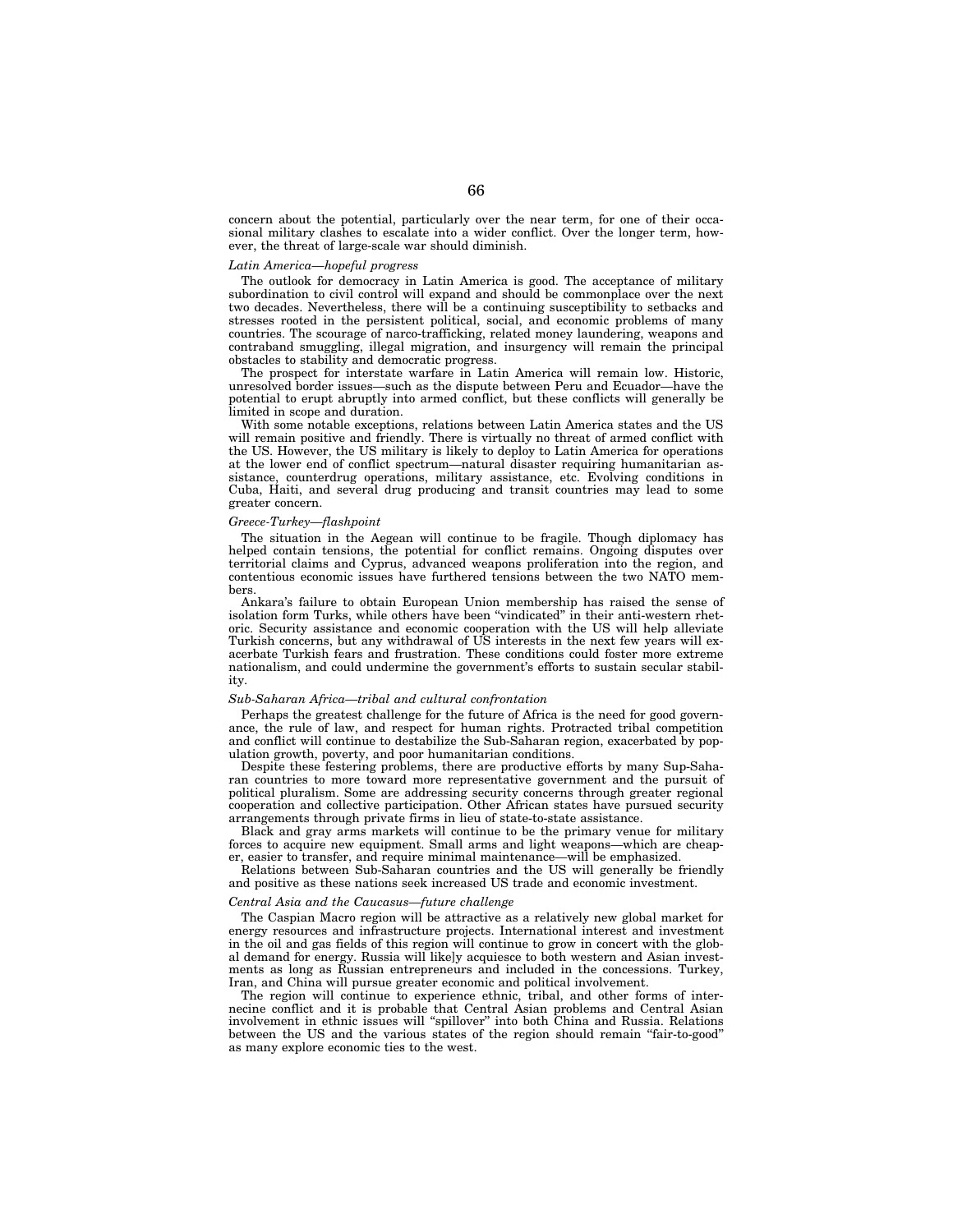concern about the potential, particularly over the near term, for one of their occasional military clashes to escalate into a wider conflict. Over the longer term, however, the threat of large-scale war should diminish.

*Latin America—hopeful progress*

The outlook for democracy in Latin America is good. The acceptance of military subordination to civil control will expand and should be commonplace over the next two decades. Nevertheless, there will be a continuing susceptibility to setbacks and stresses rooted in the persistent political, social, and economic problems of many countries. The scourage of narco-trafficking, related money laundering, weapons and contraband smuggling, illegal migration, and insurgency will remain the principal obstacles to stability and democratic progress.

The prospect for interstate warfare in Latin America will remain low. Historic, unresolved border issues—such as the dispute between Peru and Ecuador—have the potential to erupt abruptly into armed conflict, but these conflicts will generally be limited in scope and duration.

With some notable exceptions, relations between Latin America states and the US will remain positive and friendly. There is virtually no threat of armed conflict with the US. However, the US military is likely to deploy to Latin America for operations at the lower end of conflict spectrum—natural disaster requiring humanitarian assistance, counterdrug operations, military assistance, etc. Evolving conditions in Cuba, Haiti, and several drug producing and transit countries may lead to some greater concern.

*Greece-Turkey—flashpoint*

The situation in the Aegean will continue to be fragile. Though diplomacy has helped contain tensions, the potential for conflict remains. Ongoing disputes over territorial claims and Cyprus, advanced weapons proliferation into the region, and contentious economic issues have furthered tensions between the two NATO members.

Ankara's failure to obtain European Union membership has raised the sense of isolation form Turks, while others have been "vindicated" in their anti-western rhetoric. Security assistance and economic cooperation with the US will help alleviate Turkish concerns, but any withdrawal of US interests in the next few years will exacerbate Turkish fears and frustration. These conditions could foster more extreme nationalism, and could undermine the government's efforts to sustain secular stability.

*Sub-Saharan Africa—tribal and cultural confrontation*

Perhaps the greatest challenge for the future of Africa is the need for good governance, the rule of law, and respect for human rights. Protracted tribal competition and conflict will continue to destabilize the Sub-Saharan region, exacerbated by population growth, poverty, and poor humanitarian conditions.

Despite these festering problems, there are productive efforts by many Sup-Saharan countries to more toward more representative government and the pursuit of political pluralism. Some are addressing security concerns through greater regional cooperation and collective participation. Other African states have pursued security arrangements through private firms in lieu of state-to-state assistance.

Black and gray arms markets will continue to be the primary venue for military forces to acquire new equipment. Small arms and light weapons—which are cheaper, easier to transfer, and require minimal maintenance—will be emphasized.

Relations between Sub-Saharan countries and the US will generally be friendly and positive as these nations seek increased US trade and economic investment.

*Central Asia and the Caucasus—future challenge*

The Caspian Macro region will be attractive as a relatively new global market for energy resources and infrastructure projects. International interest and investment in the oil and gas fields of this region will continue to grow in concert with the global demand for energy. Russia will likely acquiesce to both western and Asian investments as long as Russian entrepreneurs and included in the concessions. Turkey, Iran, and China will pursue greater economic and political involvement.

The region will continue to experience ethnic, tribal, and other forms of internecine conflict and it is probable that Central Asian problems and Central Asian involvement in ethnic issues will "spillover" into both China and Russia. Relations between the US and the various states of the region should remain "fair-to-good" as many explore economic ties to the west.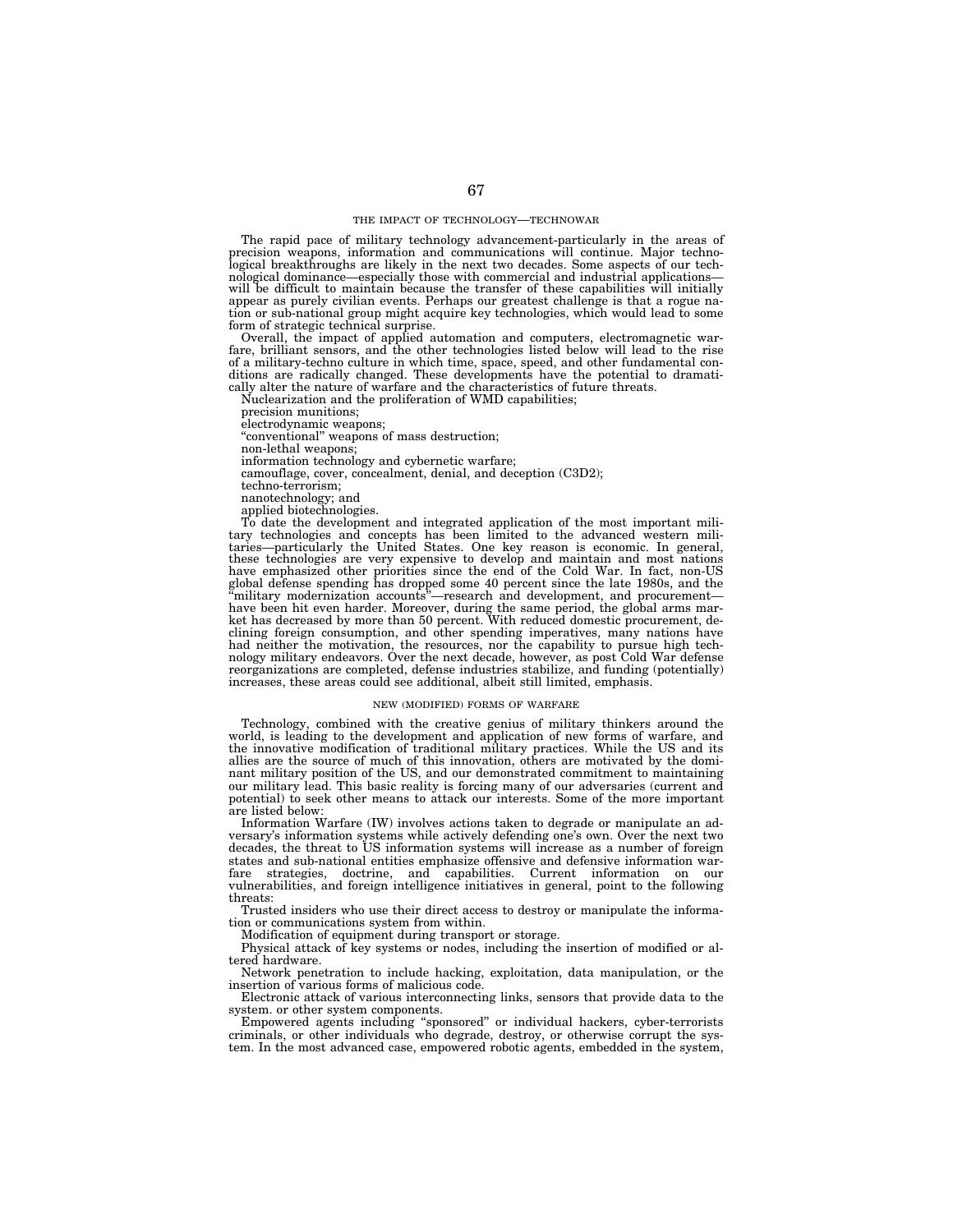### THE IMPACT OF TECHNOLOGY—TECHNOWAR

The rapid pace of military technology advancement-particularly in the areas of precision weapons, information and communications will continue. Major technological breakthroughs are likely in the next two decades. Some aspects of our technological dominance—especially those with commercial and industrial applications—will be difficult to maintain because the transfer of these capabilities will initially appear as purely civilian events. Perhaps our greatest challenge is that a rogue nation or sub-national group might acquire key technologies, which would lead to some form of strategic technical surprise.

Overall, the impact of applied automation and computers, electromagnetic warfare, brilliant sensors, and the other technologies listed below will lead to the rise of a military-techno culture in which time, space, speed, and other fundamental conditions are radically changed. These developments have the potential to dramatically alter the nature of warfare and the characteristics of future threats.

Nuclearization and the proliferation of WMD capabilities;

precision munitions;

electrodynamic weapons;

"conventional" weapons of mass destruction;

non-lethal weapons;

information technology and cybernetic warfare;

camouflage, cover, concealment, denial, and deception (C3D2);

techno-terrorism;

nanotechnology; and

applied biotechnologies.

To date the development and integrated application of the most important military technologies and concepts has been limited to the advanced western militaries—particularly the United States. One key reason is economic. In general, these technologies are very expensive to develop and maintain and most nations have emphasized other priorities since the end of the Cold War. In fact, non-US global defense spending has dropped some 40 percent since the late 1980s, and the "military modernization accounts"—research and development, and procurement—have been hit even harder. Moreover, during the same period, the global arms market has decreased by more than 50 percent. With reduced domestic procurement, declining foreign consumption, and other spending imperatives, many nations have had neither the motivation, the resources, nor the capability to pursue high technology military endeavors. Over the next decade, however, as post Cold War defense reorganizations are completed, defense industries stabilize, and funding (potentially) increases, these areas could see additional, albeit still limited, emphasis.

### NEW (MODIFIED) FORMS OF WARFARE

Technology, combined with the creative genius of military thinkers around the world, is leading to the development and application of new forms of warfare, and the innovative modification of traditional military practices. While the US and its allies are the source of much of this innovation, others are motivated by the dominant military position of the US, and our demonstrated commitment to maintaining our military lead. This basic reality is forcing many of our adversaries (current and potential) to seek other means to attack our interests. Some of the more important are listed below:

Information Warfare (IW) involves actions taken to degrade or manipulate an adversary's information systems while actively defending one's own. Over the next two decades, the threat to US information systems will increase as a number of foreign states and sub-national entities emphasize offensive and defensive information warfare strategies, doctrine, and capabilities. Current information on our vulnerabilities, and foreign intelligence initiatives in general, point to the following threats:

Trusted insiders who use their direct access to destroy or manipulate the information or communications system from within.

Modification of equipment during transport or storage.

Physical attack of key systems or nodes, including the insertion of modified or altered hardware.

Network penetration to include hacking, exploitation, data manipulation, or the insertion of various forms of malicious code.

Electronic attack of various interconnecting links, sensors that provide data to the system. or other system components.

Empowered agents including "sponsored" or individual hackers, cyber-terrorists criminals, or other individuals who degrade, destroy, or otherwise corrupt the system. In the most advanced case, empowered robotic agents, embedded in the system,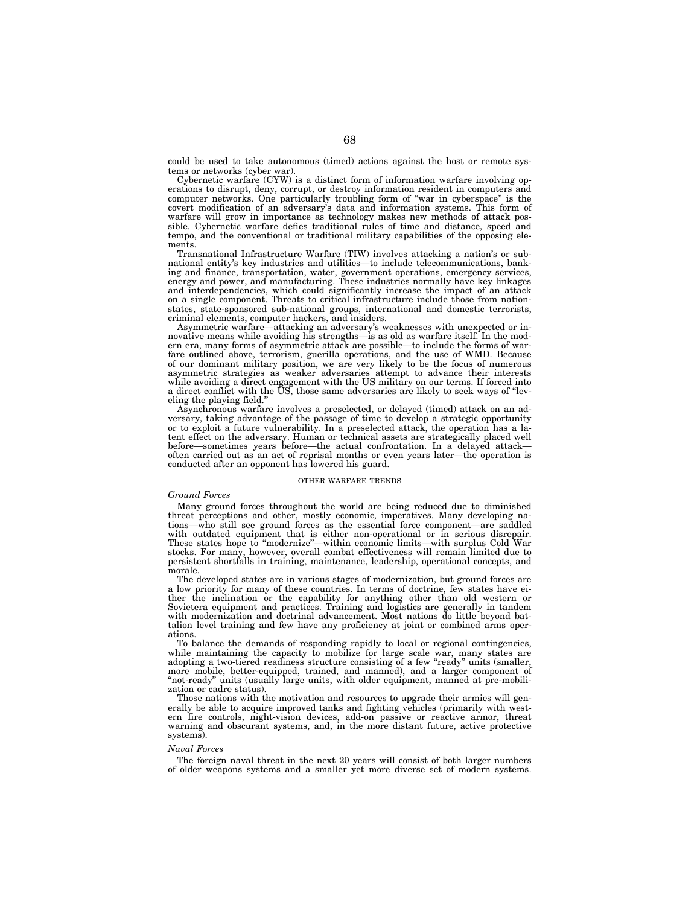could be used to take autonomous (timed) actions against the host or remote systems or networks (cyber war).

Cybernetic warfare (CYW) is a distinct form of information warfare involving operations to disrupt, deny, corrupt, or destroy information resident in computers and computer networks. One particularly troubling form of "war in cyberspace" is the covert modification of an adversary's data and information systems. This form of warfare will grow in importance as technology makes new methods of attack possible. Cybernetic warfare defies traditional rules of time and distance, speed and tempo, and the conventional or traditional military capabilities of the opposing elements.

Transnational Infrastructure Warfare (TIW) involves attacking a nation's or subnational entity's key industries and utilities—to include telecommunications, banking and finance, transportation, water, government operations, emergency services, energy and power, and manufacturing. These industries normally have key linkages and interdependencies, which could significantly increase the impact of an attack on a single component. Threats to critical infrastructure include those from nation-states, state-sponsored sub-national groups, international and domestic terrorists, criminal elements, computer hackers, and insiders.

Asymmetric warfare—attacking an adversary's weaknesses with unexpected or innovative means while avoiding his strengths—is as old as warfare itself. In the modern era, many forms of asymmetric attack are possible—to include the forms of warfare outlined above, terrorism, guerilla operations, and the use of WMD. Because of our dominant military position, we are very likely to be the focus of numerous asymmetric strategies as weaker adversaries attempt to advance their interests while avoiding a direct engagement with the US military on our terms. If forced into a direct conflict with the US, those same adversaries are likely to seek ways of "leveling the playing field."

Asynchronous warfare involves a preselected, or delayed (timed) attack on an adversary, taking advantage of the passage of time to develop a strategic opportunity or to exploit a future vulnerability. In a preselected attack, the operation has a latent effect on the adversary. Human or technical assets are strategically placed well before—sometimes years before—the actual confrontation. In a delayed attack—often carried out as an act of reprisal months or even years later—the operation is conducted after an opponent has lowered his guard.

## OTHER WARFARE TRENDS

### *Ground Forces*

Many ground forces throughout the world are being reduced due to diminished threat perceptions and other, mostly economic, imperatives. Many developing nations—who still see ground forces as the essential force component—are saddled with outdated equipment that is either non-operational or in serious disrepair. These states hope to "modernize"—within economic limits—with surplus Cold War stocks. For many, however, overall combat effectiveness will remain limited due to persistent shortfalls in training, maintenance, leadership, operational concepts, and morale.

The developed states are in various stages of modernization, but ground forces are a low priority for many of these countries. In terms of doctrine, few states have either the inclination or the capability for anything other than old western or Sovietera equipment and practices. Training and logistics are generally in tandem with modernization and doctrinal advancement. Most nations do little beyond battalion level training and few have any proficiency at joint or combined arms operations.

To balance the demands of responding rapidly to local or regional contingencies, while maintaining the capacity to mobilize for large scale war, many states are adopting a two-tiered readiness structure consisting of a few "ready" units (smaller, more mobile, better-equipped, trained, and manned), and a larger component of "not-ready" units (usually large units, with older equipment, manned at pre-mobilization or cadre status).

Those nations with the motivation and resources to upgrade their armies will generally be able to acquire improved tanks and fighting vehicles (primarily with western fire controls, night-vision devices, add-on passive or reactive armor, threat warning and obscurant systems, and, in the more distant future, active protective systems).

### *Naval Forces*

The foreign naval threat in the next 20 years will consist of both larger numbers of older weapons systems and a smaller yet more diverse set of modern systems.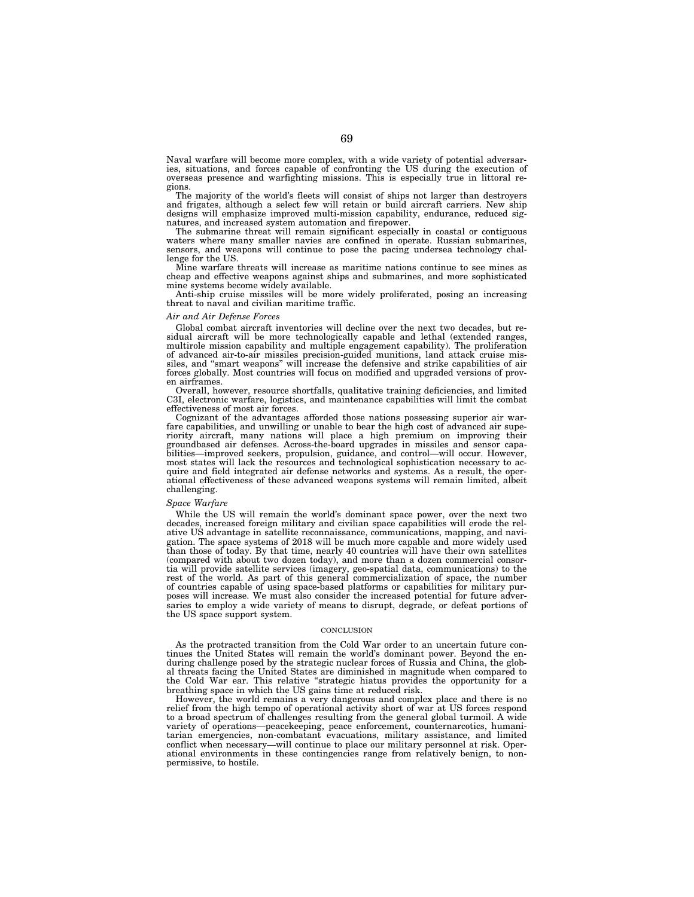Naval warfare will become more complex, with a wide variety of potential adversaries, situations, and forces capable of confronting the US during the execution of overseas presence and warfighting missions. This is especially true in littoral regions.

The majority of the world's fleets will consist of ships not larger than destroyers and frigates, although a select few will retain or build aircraft carriers. New ship designs will emphasize improved multi-mission capability, endurance, reduced signatures, and increased system automation and firepower.

The submarine threat will remain significant especially in coastal or contiguous waters where many smaller navies are confined in operate. Russian submarines, sensors, and weapons will continue to pose the pacing undersea technology challenge for the US.

Mine warfare threats will increase as maritime nations continue to see mines as cheap and effective weapons against ships and submarines, and more sophisticated mine systems become widely available.

Anti-ship cruise missiles will be more widely proliferated, posing an increasing threat to naval and civilian maritime traffic.

*Air and Air Defense Forces*

Global combat aircraft inventories will decline over the next two decades, but residual aircraft will be more technologically capable and lethal (extended ranges, multirole mission capability and multiple engagement capability). The proliferation of advanced air-to-air missiles precision-guided munitions, land attack cruise missiles, and "smart weapons" will increase the defensive and strike capabilities of air forces globally. Most countries will focus on modified and upgraded versions of proven airframes.

Overall, however, resource shortfalls, qualitative training deficiencies, and limited C3I, electronic warfare, logistics, and maintenance capabilities will limit the combat effectiveness of most air forces.

Cognizant of the advantages afforded those nations possessing superior air warfare capabilities, and unwilling or unable to bear the high cost of advanced air superiority aircraft, many nations will place a high premium on improving their groundbased air defenses. Across-the-board upgrades in missiles and sensor capabilities—improved seekers, propulsion, guidance, and control—will occur. However, most states will lack the resources and technological sophistication necessary to acquire and field integrated air defense networks and systems. As a result, the operational effectiveness of these advanced weapons systems will remain limited, albeit challenging.

*Space Warfare*

While the US will remain the world's dominant space power, over the next two decades, increased foreign military and civilian space capabilities will erode the relative US advantage in satellite reconnaissance, communications, mapping, and navigation. The space systems of 2018 will be much more capable and more widely used than those of today. By that time, nearly 40 countries will have their own satellites (compared with about two dozen today), and more than a dozen commercial consortia will provide satellite services (imagery, geo-spatial data, communications) to the rest of the world. As part of this general commercialization of space, the number of countries capable of using space-based platforms or capabilities for military purposes will increase. We must also consider the increased potential for future adversaries to employ a wide variety of means to disrupt, degrade, or defeat portions of the US space support system.

## CONCLUSION

As the protracted transition from the Cold War order to an uncertain future continues the United States will remain the world's dominant power. Beyond the enduring challenge posed by the strategic nuclear forces of Russia and China, the global threats facing the United States are diminished in magnitude when compared to the Cold War ear. This relative "strategic hiatus provides the opportunity for a breathing space in which the US gains time at reduced risk.

However, the world remains a very dangerous and complex place and there is no relief from the high tempo of operational activity short of war at US forces respond to a broad spectrum of challenges resulting from the general global turmoil. A wide variety of operations—peacekeeping, peace enforcement, counternarcotics, humanitarian emergencies, non-combatant evacuations, military assistance, and limited conflict when necessary—will continue to place our military personnel at risk. Operational environments in these contingencies range from relatively benign, to nonpermissive, to hostile.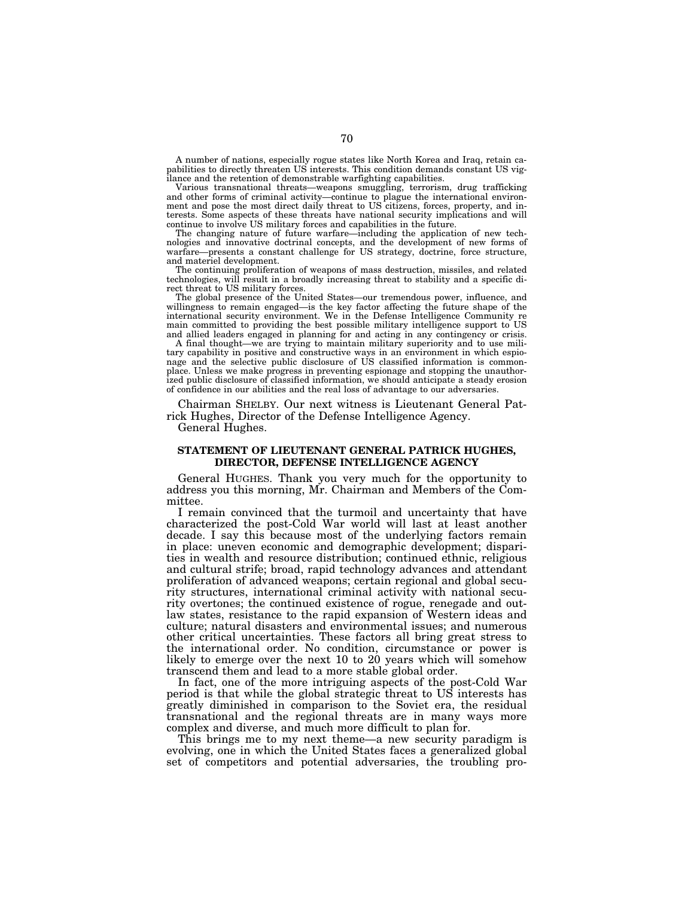A number of nations, especially rogue states like North Korea and Iraq, retain capabilities to directly threaten US interests. This condition demands constant US vigilance and the retention of demonstrable warfighting capabilities.

Various transnational threats—weapons smuggling, terrorism, drug trafficking and other forms of criminal activity—continue to plague the international environment and pose the most direct daily threat to US citizens, forces, property, and interests. Some aspects of these threats have national security implications and will continue to involve US military forces and capabilities in the future.

The changing nature of future warfare—including the application of new technologies and innovative doctrinal concepts, and the development of new forms of warfare—presents a constant challenge for US strategy, doctrine, force structure, and materiel development.

The continuing proliferation of weapons of mass destruction, missiles, and related technologies, will result in a broadly increasing threat to stability and a specific direct threat to US military forces.

The global presence of the United States—our tremendous power, influence, and willingness to remain engaged—is the key factor affecting the future shape of the international security environment. We in the Defense Intelligence Community remain committed to providing the best possible military intelligence support to US and allied leaders engaged in planning for and acting in any contingency or crisis.

A final thought—we are trying to maintain military superiority and to use military capability in positive and constructive ways in an environment in which espionage and the selective public disclosure of US classified information is commonplace. Unless we make progress in preventing espionage and stopping the unauthorized public disclosure of classified information, we should anticipate a steady erosion of confidence in our abilities and the real loss of advantage to our adversaries.

Chairman SHELBY. Our next witness is Lieutenant General Patrick Hughes, Director of the Defense Intelligence Agency.

General Hughes.

## STATEMENT OF LIEUTENANT GENERAL PATRICK HUGHES, DIRECTOR, DEFENSE INTELLIGENCE AGENCY

General HUGHES. Thank you very much for the opportunity to address you this morning, Mr. Chairman and Members of the Committee.

I remain convinced that the turmoil and uncertainty that have characterized the post-Cold War world will last at least another decade. I say this because most of the underlying factors remain in place: uneven economic and demographic development; disparities in wealth and resource distribution; continued ethnic, religious and cultural strife; broad, rapid technology advances and attendant proliferation of advanced weapons; certain regional and global security structures, international criminal activity with national security overtones; the continued existence of rogue, renegade and outlaw states, resistance to the rapid expansion of Western ideas and culture; natural disasters and environmental issues; and numerous other critical uncertainties. These factors all bring great stress to the international order. No condition, circumstance or power is likely to emerge over the next 10 to 20 years which will somehow transcend them and lead to a more stable global order.

In fact, one of the more intriguing aspects of the post-Cold War period is that while the global strategic threat to US interests has greatly diminished in comparison to the Soviet era, the residual transnational and the regional threats are in many ways more complex and diverse, and much more difficult to plan for.

This brings me to my next theme—a new security paradigm is evolving, one in which the United States faces a generalized global set of competitors and potential adversaries, the troubling pro-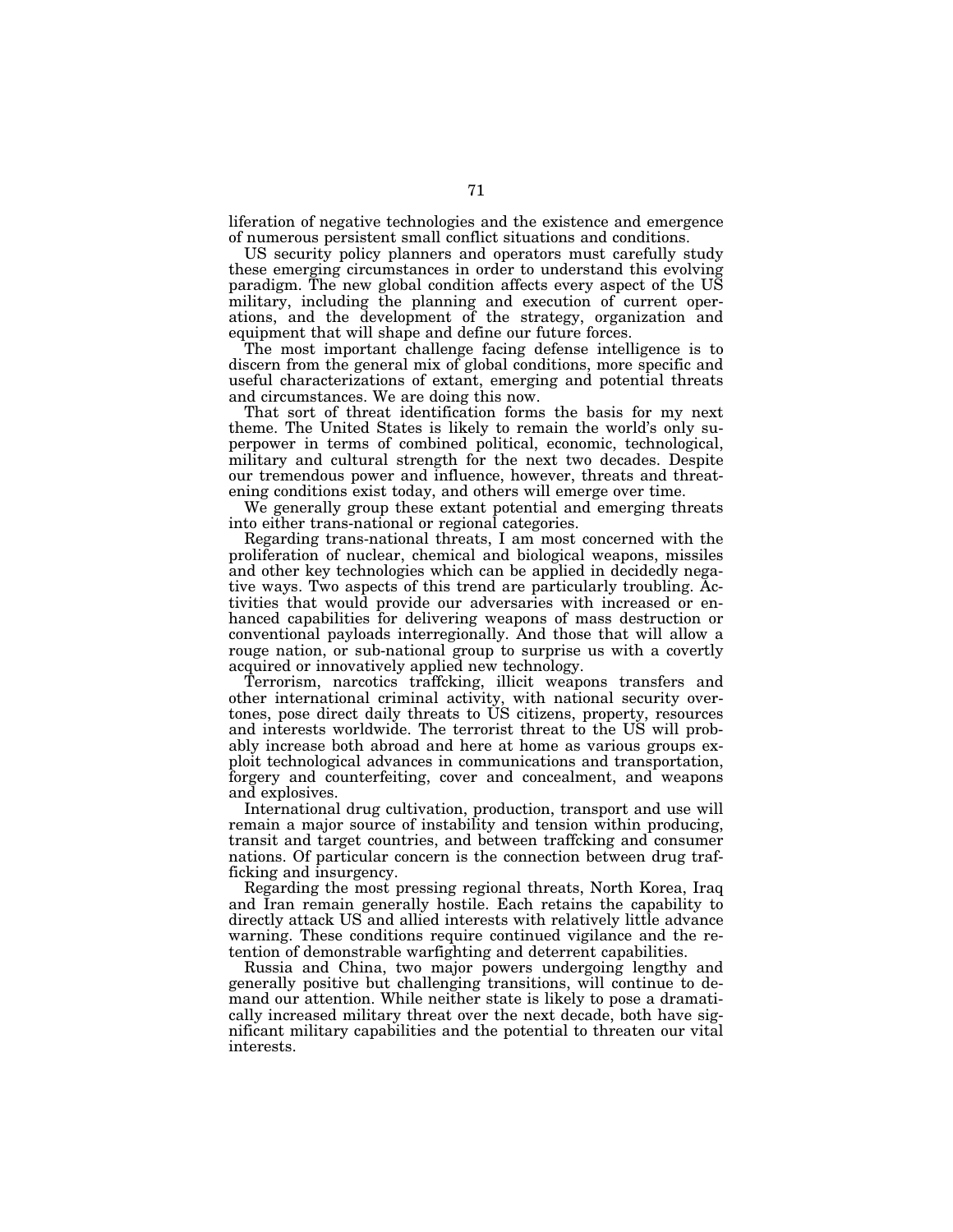liferation of negative technologies and the existence and emergence of numerous persistent small conflict situations and conditions.

US security policy planners and operators must carefully study these emerging circumstances in order to understand this evolving paradigm. The new global condition affects every aspect of the US military, including the planning and execution of current operations, and the development of the strategy, organization and equipment that will shape and define our future forces.

The most important challenge facing defense intelligence is to discern from the general mix of global conditions, more specific and useful characterizations of extant, emerging and potential threats and circumstances. We are doing this now.

That sort of threat identification forms the basis for my next theme. The United States is likely to remain the world's only superpower in terms of combined political, economic, technological, military and cultural strength for the next two decades. Despite our tremendous power and influence, however, threats and threatening conditions exist today, and others will emerge over time.

We generally group these extant potential and emerging threats into either trans-national or regional categories.

Regarding trans-national threats, I am most concerned with the proliferation of nuclear, chemical and biological weapons, missiles and other key technologies which can be applied in decidedly negative ways. Two aspects of this trend are particularly troubling. Activities that would provide our adversaries with increased or enhanced capabilities for delivering weapons of mass destruction or conventional payloads interregionally. And those that will allow a rouge nation, or sub-national group to surprise us with a covertly acquired or innovatively applied new technology.

Terrorism, narcotics traffcking, illicit weapons transfers and other international criminal activity, with national security overtones, pose direct daily threats to US citizens, property, resources and interests worldwide. The terrorist threat to the US will probably increase both abroad and here at home as various groups exploit technological advances in communications and transportation, forgery and counterfeiting, cover and concealment, and weapons and explosives.

International drug cultivation, production, transport and use will remain a major source of instability and tension within producing, transit and target countries, and between traffcking and consumer nations. Of particular concern is the connection between drug trafficking and insurgency.

Regarding the most pressing regional threats, North Korea, Iraq and Iran remain generally hostile. Each retains the capability to directly attack US and allied interests with relatively little advance warning. These conditions require continued vigilance and the retention of demonstrable warfighting and deterrent capabilities.

Russia and China, two major powers undergoing lengthy and generally positive but challenging transitions, will continue to demand our attention. While neither state is likely to pose a dramatically increased military threat over the next decade, both have significant military capabilities and the potential to threaten our vital interests.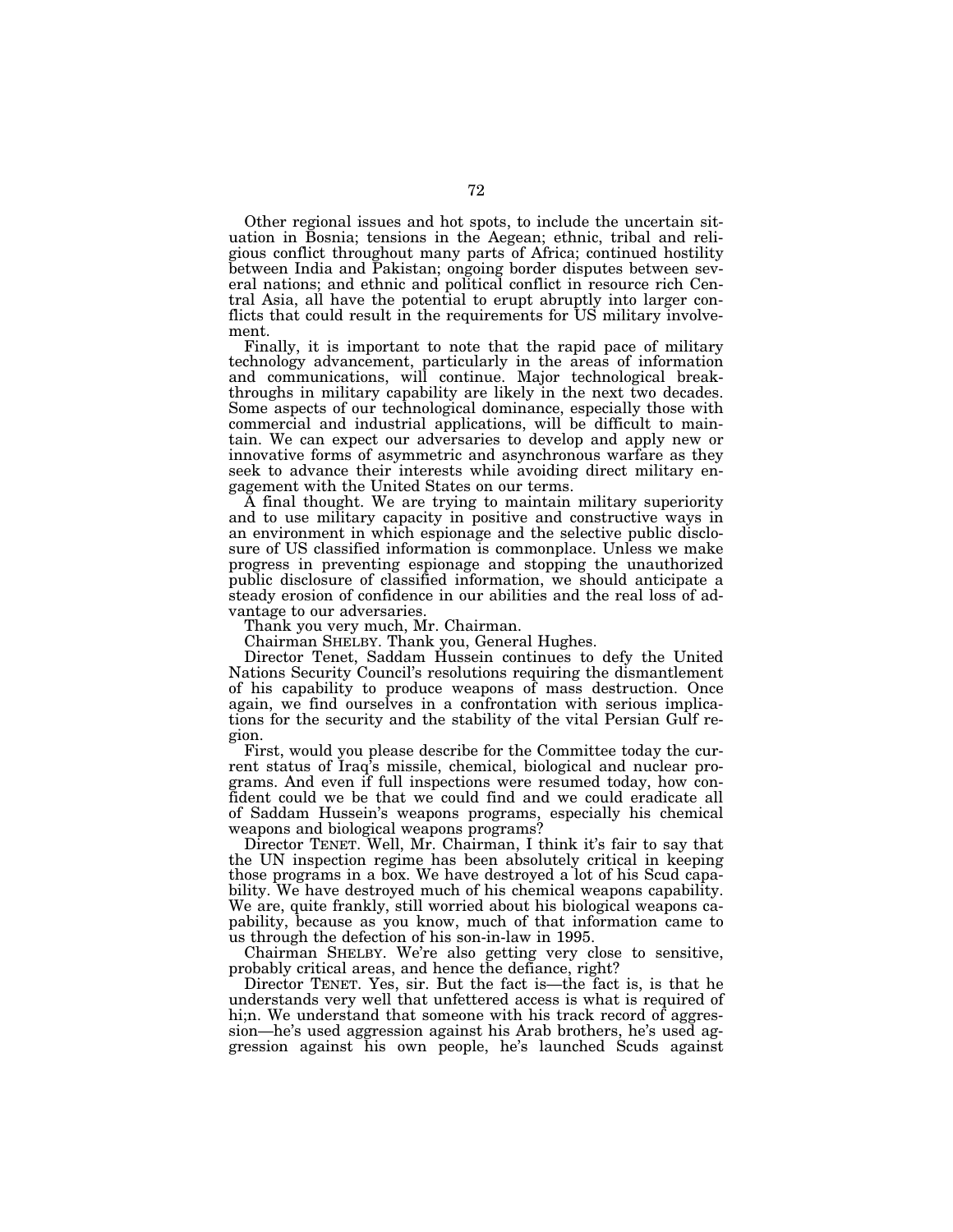Other regional issues and hot spots, to include the uncertain situation in Bosnia; tensions in the Aegean; ethnic, tribal and religious conflict throughout many parts of Africa; continued hostility between India and Pakistan; ongoing border disputes between several nations; and ethnic and political conflict in resource rich Central Asia, all have the potential to erupt abruptly into larger conflicts that could result in the requirements for US military involvement.

Finally, it is important to note that the rapid pace of military technology advancement, particularly in the areas of information and communications, will continue. Major technological breakthroughs in military capability are likely in the next two decades. Some aspects of our technological dominance, especially those with commercial and industrial applications, will be difficult to maintain. We can expect our adversaries to develop and apply new or innovative forms of asymmetric and asynchronous warfare as they seek to advance their interests while avoiding direct military engagement with the United States on our terms.

A final thought. We are trying to maintain military superiority and to use military capacity in positive and constructive ways in an environment in which espionage and the selective public disclosure of US classified information is commonplace. Unless we make progress in preventing espionage and stopping the unauthorized public disclosure of classified information, we should anticipate a steady erosion of confidence in our abilities and the real loss of advantage to our adversaries.

Thank you very much, Mr. Chairman.

Chairman SHELBY. Thank you, General Hughes.

Director Tenet, Saddam Hussein continues to defy the United Nations Security Council's resolutions requiring the dismantlement of his capability to produce weapons of mass destruction. Once again, we find ourselves in a confrontation with serious implications for the security and the stability of the vital Persian Gulf region.

First, would you please describe for the Committee today the current status of Iraq's missile, chemical, biological and nuclear programs. And even if full inspections were resumed today, how confident could we be that we could find and we could eradicate all of Saddam Hussein's weapons programs, especially his chemical weapons and biological weapons programs?

Director TENET. Well, Mr. Chairman, I think it's fair to say that the UN inspection regime has been absolutely critical in keeping those programs in a box. We have destroyed a lot of his Scud capability. We have destroyed much of his chemical weapons capability. We are, quite frankly, still worried about his biological weapons capability, because as you know, much of that information came to us through the defection of his son-in-law in 1995.

Chairman SHELBY. We're also getting very close to sensitive, probably critical areas, and hence the defiance, right?

Director TENET. Yes, sir. But the fact is—the fact is, is that he understands very well that unfettered access is what is required of hi;n. We understand that someone with his track record of aggression—he's used aggression against his Arab brothers, he's used aggression against his own people, he's launched Scuds against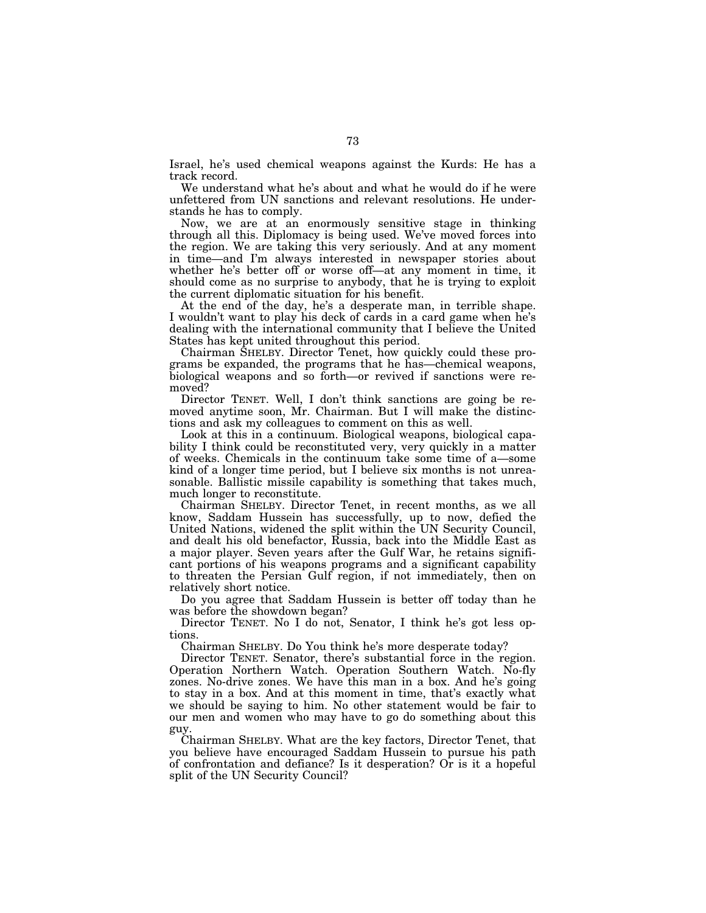Israel, he's used chemical weapons against the Kurds: He has a track record.

We understand what he's about and what he would do if he were unfettered from UN sanctions and relevant resolutions. He understands he has to comply.

Now, we are at an enormously sensitive stage in thinking through all this. Diplomacy is being used. We've moved forces into the region. We are taking this very seriously. And at any moment in time—and I'm always interested in newspaper stories about whether he's better off or worse off—at any moment in time, it should come as no surprise to anybody, that he is trying to exploit the current diplomatic situation for his benefit.

At the end of the day, he's a desperate man, in terrible shape. I wouldn't want to play his deck of cards in a card game when he's dealing with the international community that I believe the United States has kept united throughout this period.

Chairman SHELBY. Director Tenet, how quickly could these programs be expanded, the programs that he has—chemical weapons, biological weapons and so forth—or revived if sanctions were removed?

Director TENET. Well, I don't think sanctions are going be removed anytime soon, Mr. Chairman. But I will make the distinctions and ask my colleagues to comment on this as well.

Look at this in a continuum. Biological weapons, biological capability I think could be reconstituted very, very quickly in a matter of weeks. Chemicals in the continuum take some time of a—some kind of a longer time period, but I believe six months is not unreasonable. Ballistic missile capability is something that takes much, much longer to reconstitute.

Chairman SHELBY. Director Tenet, in recent months, as we all know, Saddam Hussein has successfully, up to now, defied the United Nations, widened the split within the UN Security Council, and dealt his old benefactor, Russia, back into the Middle East as a major player. Seven years after the Gulf War, he retains significant portions of his weapons programs and a significant capability to threaten the Persian Gulf region, if not immediately, then on relatively short notice.

Do you agree that Saddam Hussein is better off today than he was before the showdown began?

Director TENET. No I do not, Senator, I think he's got less options.

Chairman SHELBY. Do You think he's more desperate today?

Director TENET. Senator, there's substantial force in the region. Operation Northern Watch. Operation Southern Watch. No-fly zones. No-drive zones. We have this man in a box. And he's going to stay in a box. And at this moment in time, that's exactly what we should be saying to him. No other statement would be fair to our men and women who may have to go do something about this guy.

Chairman SHELBY. What are the key factors, Director Tenet, that you believe have encouraged Saddam Hussein to pursue his path of confrontation and defiance? Is it desperation? Or is it a hopeful split of the UN Security Council?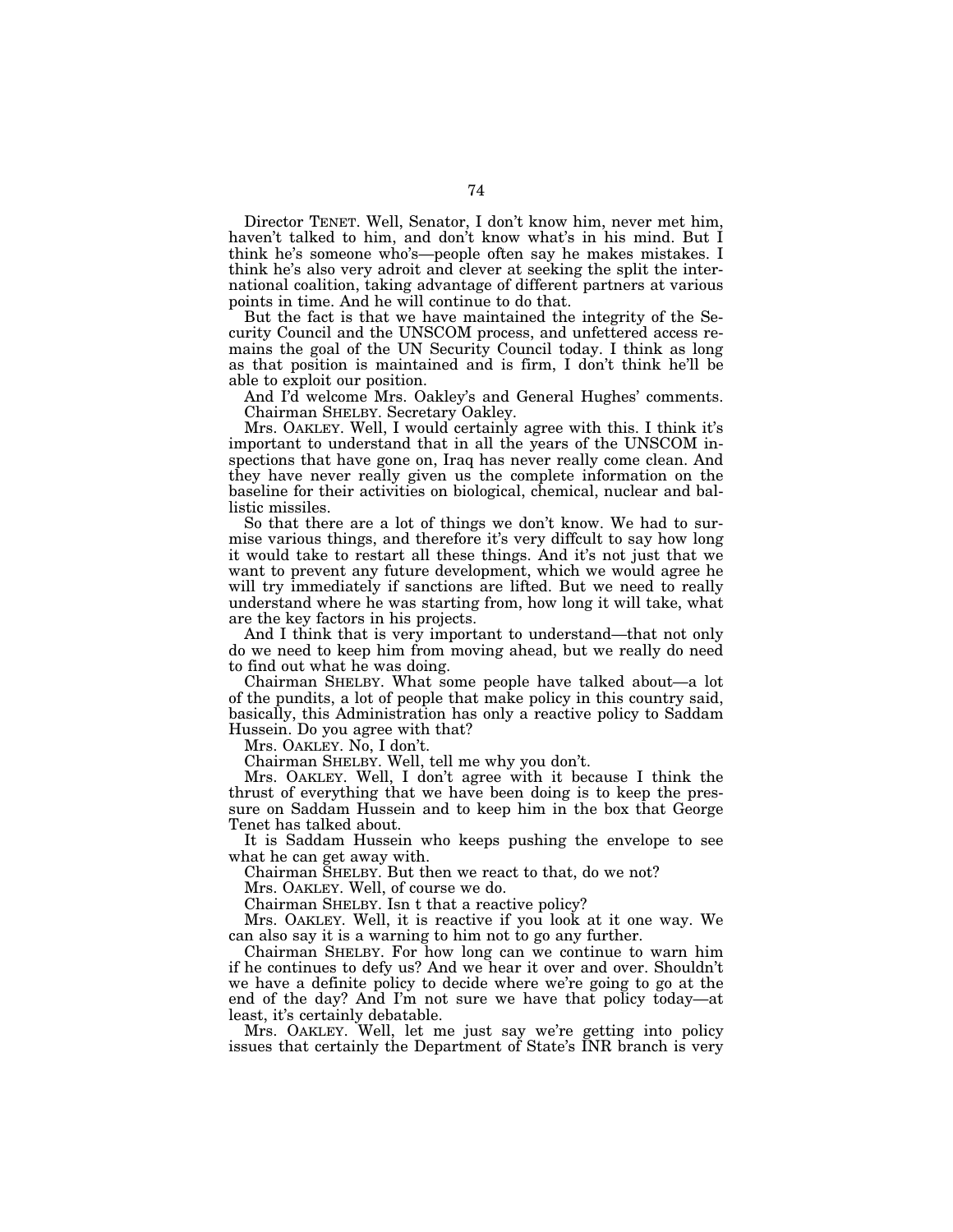Director TENET. Well, Senator, I don't know him, never met him, haven't talked to him, and don't know what's in his mind. But I think he's someone who's—people often say he makes mistakes. I think he's also very adroit and clever at seeking the split the international coalition, taking advantage of different partners at various points in time. And he will continue to do that.

But the fact is that we have maintained the integrity of the Security Council and the UNSCOM process, and unfettered access remains the goal of the UN Security Council today. I think as long as that position is maintained and is firm, I don't think he'll be able to exploit our position.

And I'd welcome Mrs. Oakley's and General Hughes' comments.

Chairman SHELBY. Secretary Oakley.

Mrs. OAKLEY. Well, I would certainly agree with this. I think it's important to understand that in all the years of the UNSCOM inspections that have gone on, Iraq has never really come clean. And they have never really given us the complete information on the baseline for their activities on biological, chemical, nuclear and ballistic missiles.

So that there are a lot of things we don't know. We had to surmise various things, and therefore it's very diffcult to say how long it would take to restart all these things. And it's not just that we want to prevent any future development, which we would agree he will try immediately if sanctions are lifted. But we need to really understand where he was starting from, how long it will take, what are the key factors in his projects.

And I think that is very important to understand—that not only do we need to keep him from moving ahead, but we really do need to find out what he was doing.

Chairman SHELBY. What some people have talked about—a lot of the pundits, a lot of people that make policy in this country said, basically, this Administration has only a reactive policy to Saddam Hussein. Do you agree with that?

Mrs. OAKLEY. No, I don't.

Chairman SHELBY. Well, tell me why you don't.

Mrs. OAKLEY. Well, I don't agree with it because I think the thrust of everything that we have been doing is to keep the pressure on Saddam Hussein and to keep him in the box that George Tenet has talked about.

It is Saddam Hussein who keeps pushing the envelope to see what he can get away with.

Chairman SHELBY. But then we react to that, do we not?

Mrs. OAKLEY. Well, of course we do.

Chairman SHELBY. Isn t that a reactive policy?

Mrs. OAKLEY. Well, it is reactive if you look at it one way. We can also say it is a warning to him not to go any further.

Chairman SHELBY. For how long can we continue to warn him if he continues to defy us? And we hear it over and over. Shouldn't we have a definite policy to decide where we're going to go at the end of the day? And I'm not sure we have that policy today—at least, it's certainly debatable.

Mrs. OAKLEY. Well, let me just say we're getting into policy issues that certainly the Department of State's INR branch is very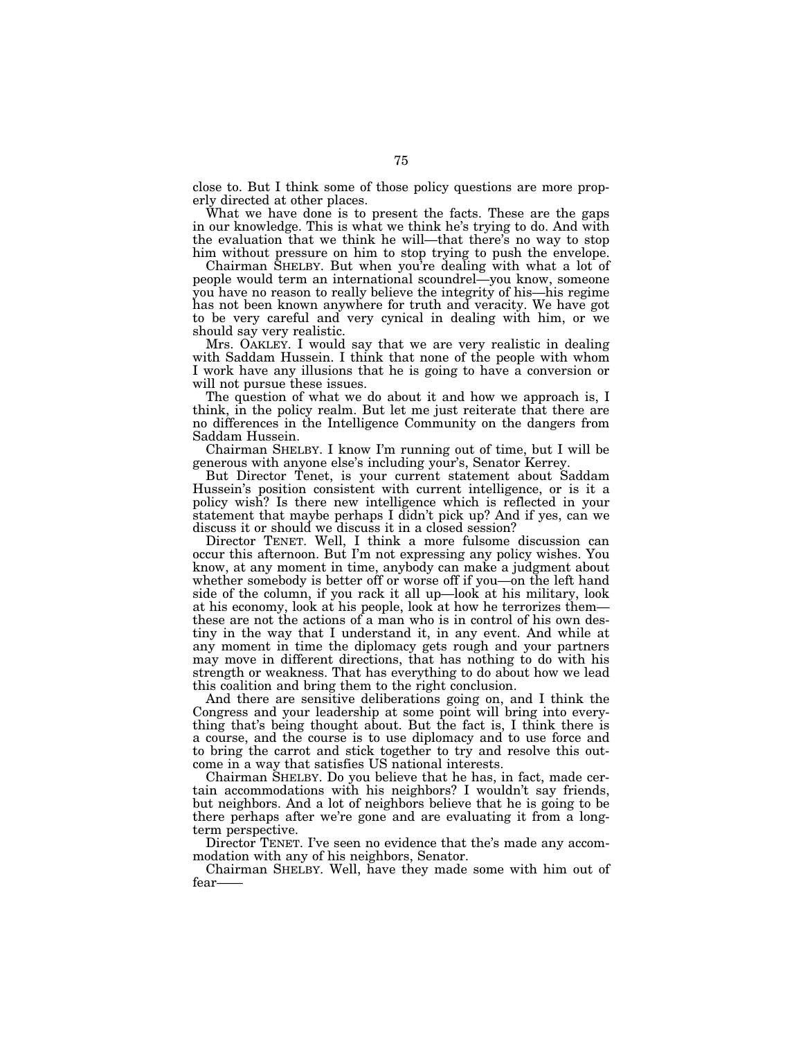close to. But I think some of those policy questions are more properly directed at other places.

What we have done is to present the facts. These are the gaps in our knowledge. This is what we think he's trying to do. And with the evaluation that we think he will—that there's no way to stop him without pressure on him to stop trying to push the envelope.

Chairman SHELBY. But when you're dealing with what a lot of people would term an international scoundrel—you know, someone you have no reason to really believe the integrity of his—his regime has not been known anywhere for truth and veracity. We have got to be very careful and very cynical in dealing with him, or we should say very realistic.

Mrs. OAKLEY. I would say that we are very realistic in dealing with Saddam Hussein. I think that none of the people with whom I work have any illusions that he is going to have a conversion or will not pursue these issues.

The question of what we do about it and how we approach is, I think, in the policy realm. But let me just reiterate that there are no differences in the Intelligence Community on the dangers from Saddam Hussein.

Chairman SHELBY. I know I'm running out of time, but I will be generous with anyone else's including your's, Senator Kerrey.

But Director Tenet, is your current statement about Saddam Hussein's position consistent with current intelligence, or is it a policy wish? Is there new intelligence which is reflected in your statement that maybe perhaps I didn't pick up? And if yes, can we discuss it or should we discuss it in a closed session?

Director TENET. Well, I think a more fulsome discussion can occur this afternoon. But I'm not expressing any policy wishes. You know, at any moment in time, anybody can make a judgment about whether somebody is better off or worse off if you—on the left hand side of the column, if you rack it all up—look at his military, look at his economy, look at his people, look at how he terrorizes them—these are not the actions of a man who is in control of his own destiny in the way that I understand it, in any event. And while at any moment in time the diplomacy gets rough and your partners may move in different directions, that has nothing to do with his strength or weakness. That has everything to do about how we lead this coalition and bring them to the right conclusion.

And there are sensitive deliberations going on, and I think the Congress and your leadership at some point will bring into everything that's being thought about. But the fact is, I think there is a course, and the course is to use diplomacy and to use force and to bring the carrot and stick together to try and resolve this outcome in a way that satisfies US national interests.

Chairman SHELBY. Do you believe that he has, in fact, made certain accommodations with his neighbors? I wouldn't say friends, but neighbors. And a lot of neighbors believe that he is going to be there perhaps after we're gone and are evaluating it from a long-term perspective.

Director TENET. I've seen no evidence that the's made any accommodation with any of his neighbors, Senator.

Chairman SHELBY. Well, have they made some with him out of fear——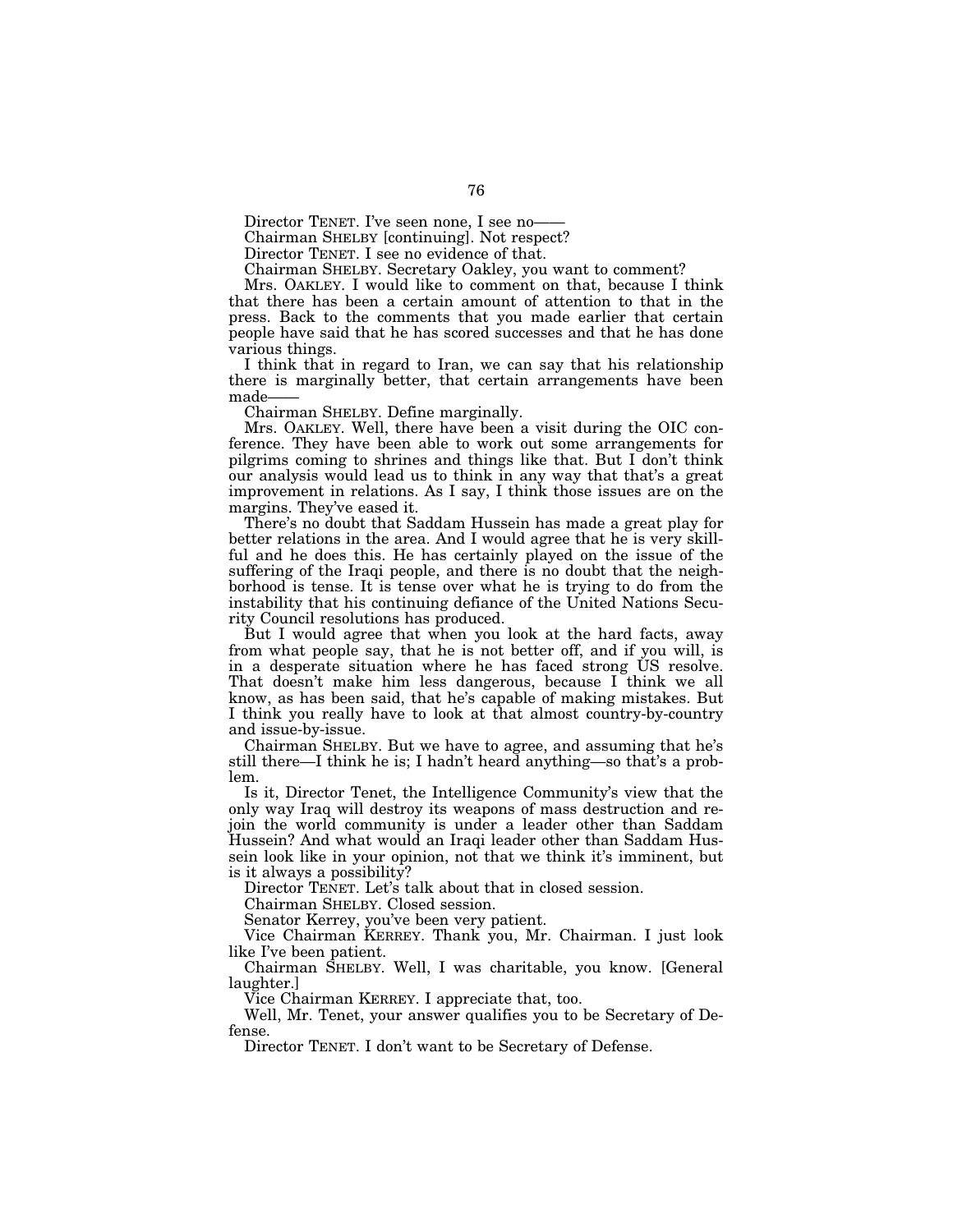Director TENET. I've seen none, I see no——

Chairman SHELBY [continuing]. Not respect?

Director TENET. I see no evidence of that.

Chairman SHELBY. Secretary Oakley, you want to comment?

Mrs. OAKLEY. I would like to comment on that, because I think that there has been a certain amount of attention to that in the press. Back to the comments that you made earlier that certain people have said that he has scored successes and that he has done various things.

I think that in regard to Iran, we can say that his relationship there is marginally better, that certain arrangements have been made——

Chairman SHELBY. Define marginally.

Mrs. OAKLEY. Well, there have been a visit during the OIC conference. They have been able to work out some arrangements for pilgrims coming to shrines and things like that. But I don't think our analysis would lead us to think in any way that that's a great improvement in relations. As I say, I think those issues are on the margins. They've eased it.

There's no doubt that Saddam Hussein has made a great play for better relations in the area. And I would agree that he is very skillful and he does this. He has certainly played on the issue of the suffering of the Iraqi people, and there is no doubt that the neighborhood is tense. It is tense over what he is trying to do from the instability that his continuing defiance of the United Nations Security Council resolutions has produced.

But I would agree that when you look at the hard facts, away from what people say, that he is not better off, and if you will, is in a desperate situation where he has faced strong US resolve. That doesn't make him less dangerous, because I think we all know, as has been said, that he's capable of making mistakes. But I think you really have to look at that almost country-by-country and issue-by-issue.

Chairman SHELBY. But we have to agree, and assuming that he's still there—I think he is; I hadn't heard anything—so that's a problem.

Is it, Director Tenet, the Intelligence Community's view that the only way Iraq will destroy its weapons of mass destruction and rejoin the world community is under a leader other than Saddam Hussein? And what would an Iraqi leader other than Saddam Hussein look like in your opinion, not that we think it's imminent, but is it always a possibility?

Director TENET. Let's talk about that in closed session.

Chairman SHELBY. Closed session.

Senator Kerrey, you've been very patient.

Vice Chairman KERREY. Thank you, Mr. Chairman. I just look like I've been patient.

Chairman SHELBY. Well, I was charitable, you know. [General laughter.]

Vice Chairman KERREY. I appreciate that, too.

Well, Mr. Tenet, your answer qualifies you to be Secretary of Defense.

Director TENET. I don't want to be Secretary of Defense.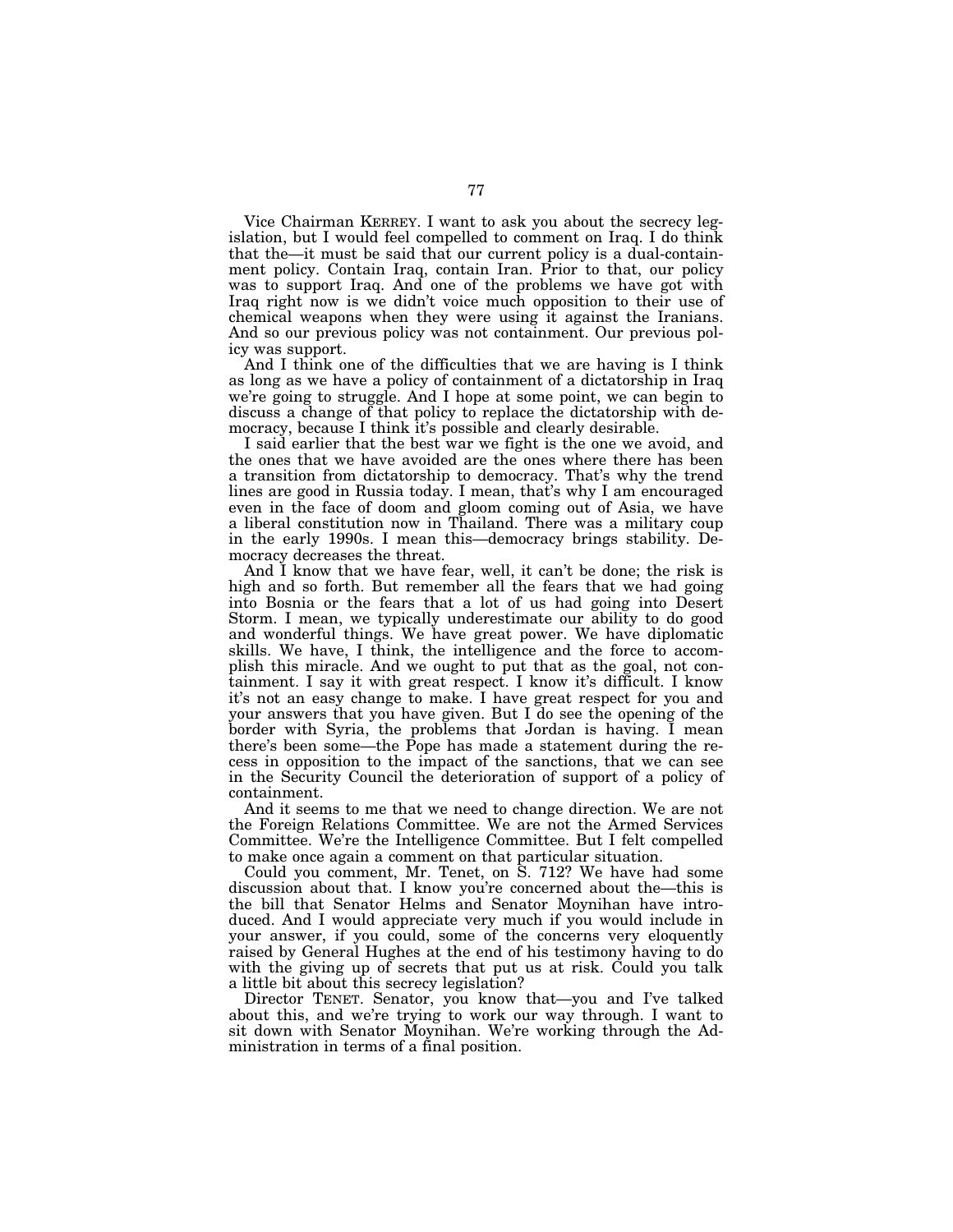Vice Chairman KERREY. I want to ask you about the secrecy legislation, but I would feel compelled to comment on Iraq. I do think that the—it must be said that our current policy is a dual-containment policy. Contain Iraq, contain Iran. Prior to that, our policy was to support Iraq. And one of the problems we have got with Iraq right now is we didn't voice much opposition to their use of chemical weapons when they were using it against the Iranians. And so our previous policy was not containment. Our previous policy was support.

And I think one of the difficulties that we are having is I think as long as we have a policy of containment of a dictatorship in Iraq we're going to struggle. And I hope at some point, we can begin to discuss a change of that policy to replace the dictatorship with democracy, because I think it's possible and clearly desirable.

I said earlier that the best war we fight is the one we avoid, and the ones that we have avoided are the ones where there has been a transition from dictatorship to democracy. That's why the trend lines are good in Russia today. I mean, that's why I am encouraged even in the face of doom and gloom coming out of Asia, we have a liberal constitution now in Thailand. There was a military coup in the early 1990s. I mean this—democracy brings stability. Democracy decreases the threat.

And I know that we have fear, well, it can't be done; the risk is high and so forth. But remember all the fears that we had going into Bosnia or the fears that a lot of us had going into Desert Storm. I mean, we typically underestimate our ability to do good and wonderful things. We have great power. We have diplomatic skills. We have, I think, the intelligence and the force to accomplish this miracle. And we ought to put that as the goal, not containment. I say it with great respect. I know it's difficult. I know it's not an easy change to make. I have great respect for you and your answers that you have given. But I do see the opening of the border with Syria, the problems that Jordan is having. I mean there's been some—the Pope has made a statement during the recess in opposition to the impact of the sanctions, that we can see in the Security Council the deterioration of support of a policy of containment.

And it seems to me that we need to change direction. We are not the Foreign Relations Committee. We are not the Armed Services Committee. We're the Intelligence Committee. But I felt compelled to make once again a comment on that particular situation.

Could you comment, Mr. Tenet, on S. 712? We have had some discussion about that. I know you're concerned about the—this is the bill that Senator Helms and Senator Moynihan have introduced. And I would appreciate very much if you would include in your answer, if you could, some of the concerns very eloquently raised by General Hughes at the end of his testimony having to do with the giving up of secrets that put us at risk. Could you talk a little bit about this secrecy legislation?

Director TENET. Senator, you know that—you and I've talked about this, and we're trying to work our way through. I want to sit down with Senator Moynihan. We're working through the Administration in terms of a final position.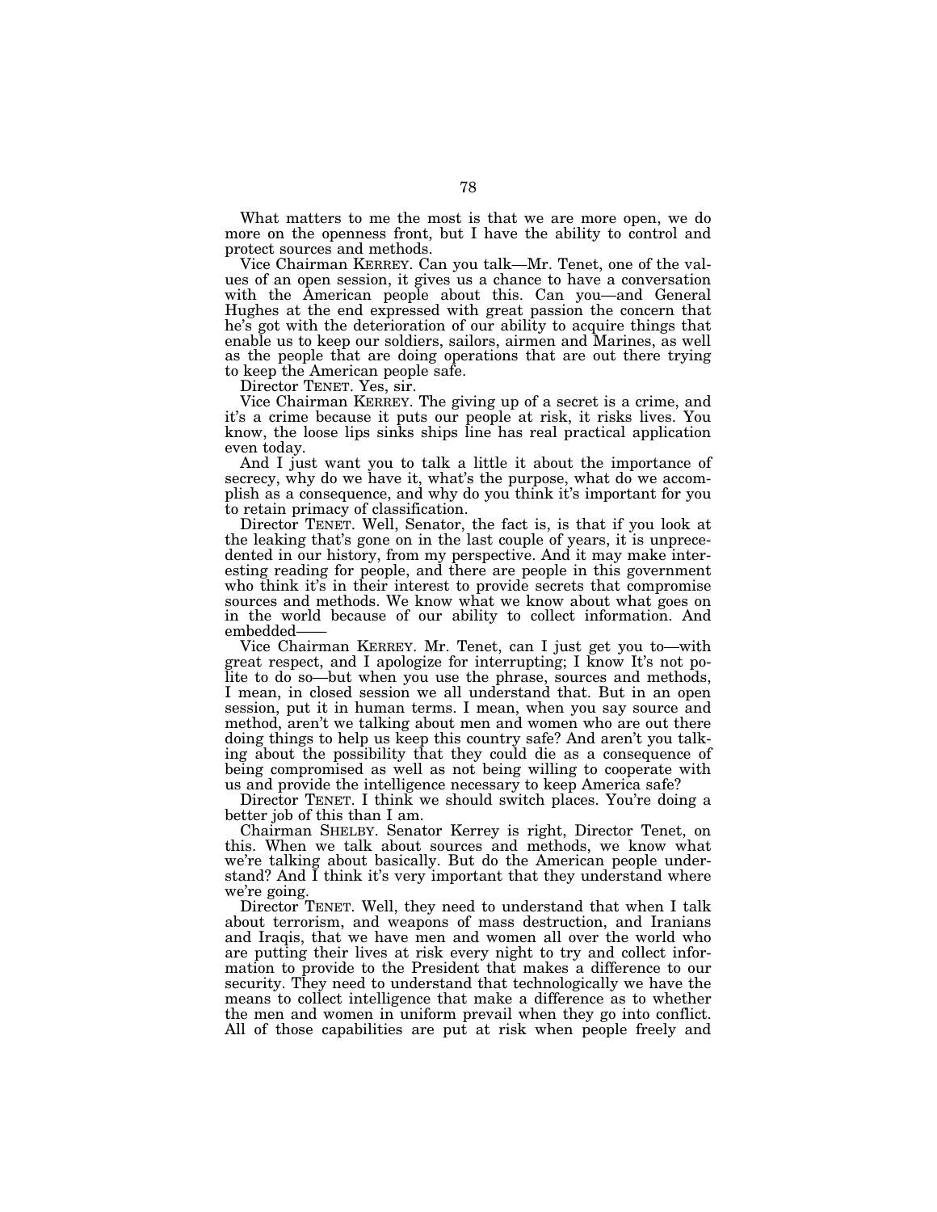What matters to me the most is that we are more open, we do more on the openness front, but I have the ability to control and protect sources and methods.

Vice Chairman KERREY. Can you talk—Mr. Tenet, one of the values of an open session, it gives us a chance to have a conversation with the American people about this. Can you—and General Hughes at the end expressed with great passion the concern that he's got with the deterioration of our ability to acquire things that enable us to keep our soldiers, sailors, airmen and Marines, as well as the people that are doing operations that are out there trying to keep the American people safe.

Director TENET. Yes, sir.

Vice Chairman KERREY. The giving up of a secret is a crime, and it's a crime because it puts our people at risk, it risks lives. You know, the loose lips sinks ships line has real practical application even today.

And I just want you to talk a little it about the importance of secrecy, why do we have it, what's the purpose, what do we accomplish as a consequence, and why do you think it's important for you to retain primacy of classification.

Director TENET. Well, Senator, the fact is, is that if you look at the leaking that's gone on in the last couple of years, it is unprecedented in our history, from my perspective. And it may make interesting reading for people, and there are people in this government who think it's in their interest to provide secrets that compromise sources and methods. We know what we know about what goes on in the world because of our ability to collect information. And embedded——

Vice Chairman KERREY. Mr. Tenet, can I just get you to—with great respect, and I apologize for interrupting; I know It's not polite to do so—but when you use the phrase, sources and methods, I mean, in closed session we all understand that. But in an open session, put it in human terms. I mean, when you say source and method, aren't we talking about men and women who are out there doing things to help us keep this country safe? And aren't you talking about the possibility that they could die as a consequence of being compromised as well as not being willing to cooperate with us and provide the intelligence necessary to keep America safe?

Director TENET. I think we should switch places. You're doing a better job of this than I am.

Chairman SHELBY. Senator Kerrey is right, Director Tenet, on this. When we talk about sources and methods, we know what we're talking about basically. But do the American people understand? And I think it's very important that they understand where we're going.

Director TENET. Well, they need to understand that when I talk about terrorism, and weapons of mass destruction, and Iranians and Iraqis, that we have men and women all over the world who are putting their lives at risk every night to try and collect information to provide to the President that makes a difference to our security. They need to understand that technologically we have the means to collect intelligence that make a difference as to whether the men and women in uniform prevail when they go into conflict. All of those capabilities are put at risk when people freely and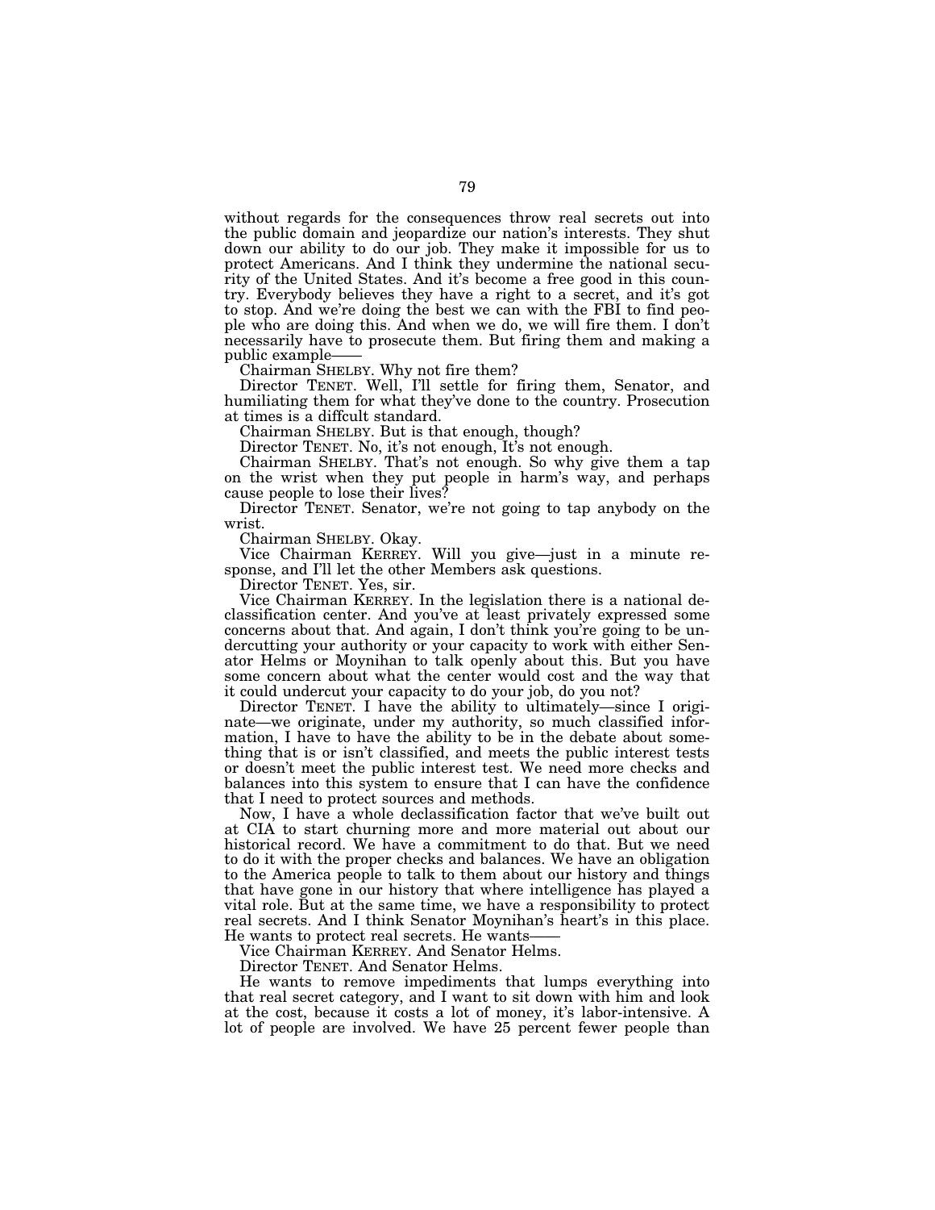without regards for the consequences throw real secrets out into the public domain and jeopardize our nation's interests. They shut down our ability to do our job. They make it impossible for us to protect Americans. And I think they undermine the national security of the United States. And it's become a free good in this country. Everybody believes they have a right to a secret, and it's got to stop. And we're doing the best we can with the FBI to find people who are doing this. And when we do, we will fire them. I don't necessarily have to prosecute them. But firing them and making a public example——

Chairman SHELBY. Why not fire them?

Director TENET. Well, I'll settle for firing them, Senator, and humiliating them for what they've done to the country. Prosecution at times is a diffcult standard.

Chairman SHELBY. But is that enough, though?

Director TENET. No, it's not enough, It's not enough.

Chairman SHELBY. That's not enough. So why give them a tap on the wrist when they put people in harm's way, and perhaps cause people to lose their lives?

Director TENET. Senator, we're not going to tap anybody on the wrist.

Chairman SHELBY. Okay.

Vice Chairman KERREY. Will you give—just in a minute response, and I'll let the other Members ask questions.

Director TENET. Yes, sir.

Vice Chairman KERREY. In the legislation there is a national declassification center. And you've at least privately expressed some concerns about that. And again, I don't think you're going to be undercutting your authority or your capacity to work with either Senator Helms or Moynihan to talk openly about this. But you have some concern about what the center would cost and the way that it could undercut your capacity to do your job, do you not?

Director TENET. I have the ability to ultimately—since I originate—we originate, under my authority, so much classified information, I have to have the ability to be in the debate about something that is or isn't classified, and meets the public interest tests or doesn't meet the public interest test. We need more checks and balances into this system to ensure that I can have the confidence that I need to protect sources and methods.

Now, I have a whole declassification factor that we've built out at CIA to start churning more and more material out about our historical record. We have a commitment to do that. But we need to do it with the proper checks and balances. We have an obligation to the America people to talk to them about our history and things that have gone in our history that where intelligence has played a vital role. But at the same time, we have a responsibility to protect real secrets. And I think Senator Moynihan's heart's in this place. He wants to protect real secrets. He wants——

Vice Chairman KERREY. And Senator Helms.

Director TENET. And Senator Helms.

He wants to remove impediments that lumps everything into that real secret category, and I want to sit down with him and look at the cost, because it costs a lot of money, it's labor-intensive. A lot of people are involved. We have 25 percent fewer people than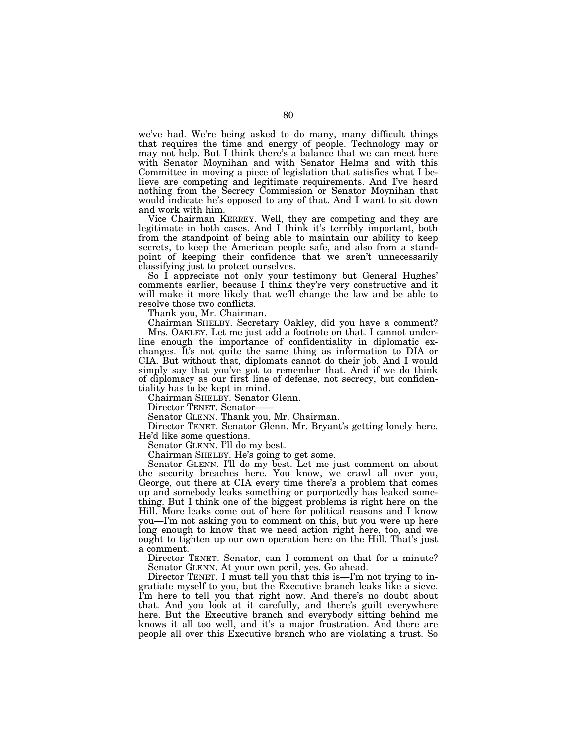we've had. We're being asked to do many, many difficult things that requires the time and energy of people. Technology may or may not help. But I think there's a balance that we can meet here with Senator Moynihan and with Senator Helms and with this Committee in moving a piece of legislation that satisfies what I believe are competing and legitimate requirements. And I've heard nothing from the Secrecy Commission or Senator Moynihan that would indicate he's opposed to any of that. And I want to sit down and work with him.

Vice Chairman KERREY. Well, they are competing and they are legitimate in both cases. And I think it's terribly important, both from the standpoint of being able to maintain our ability to keep secrets, to keep the American people safe, and also from a standpoint of keeping their confidence that we aren't unnecessarily classifying just to protect ourselves.

So I appreciate not only your testimony but General Hughes' comments earlier, because I think they're very constructive and it will make it more likely that we'll change the law and be able to resolve those two conflicts.

Thank you, Mr. Chairman.

Chairman SHELBY. Secretary Oakley, did you have a comment?

Mrs. OAKLEY. Let me just add a footnote on that. I cannot underline enough the importance of confidentiality in diplomatic exchanges. It's not quite the same thing as information to DIA or CIA. But without that, diplomats cannot do their job. And I would simply say that you've got to remember that. And if we do think of diplomacy as our first line of defense, not secrecy, but confidentiality has to be kept in mind.

Chairman SHELBY. Senator Glenn.

Director TENET. Senator——

Senator GLENN. Thank you, Mr. Chairman.

Director TENET. Senator Glenn. Mr. Bryant's getting lonely here. He'd like some questions.

Senator GLENN. I'll do my best.

Chairman SHELBY. He's going to get some.

Senator GLENN. I'll do my best. Let me just comment on about the security breaches here. You know, we crawl all over you, George, out there at CIA every time there's a problem that comes up and somebody leaks something or purportedly has leaked something. But I think one of the biggest problems is right here on the Hill. More leaks come out of here for political reasons and I know you—I'm not asking you to comment on this, but you were up here long enough to know that we need action right here, too, and we ought to tighten up our own operation here on the Hill. That's just a comment.

Director TENET. Senator, can I comment on that for a minute?

Senator GLENN. At your own peril, yes. Go ahead.

Director TENET. I must tell you that this is—I'm not trying to ingratiate myself to you, but the Executive branch leaks like a sieve. I'm here to tell you that right now. And there's no doubt about that. And you look at it carefully, and there's guilt everywhere here. But the Executive branch and everybody sitting behind me knows it all too well, and it's a major frustration. And there are people all over this Executive branch who are violating a trust. So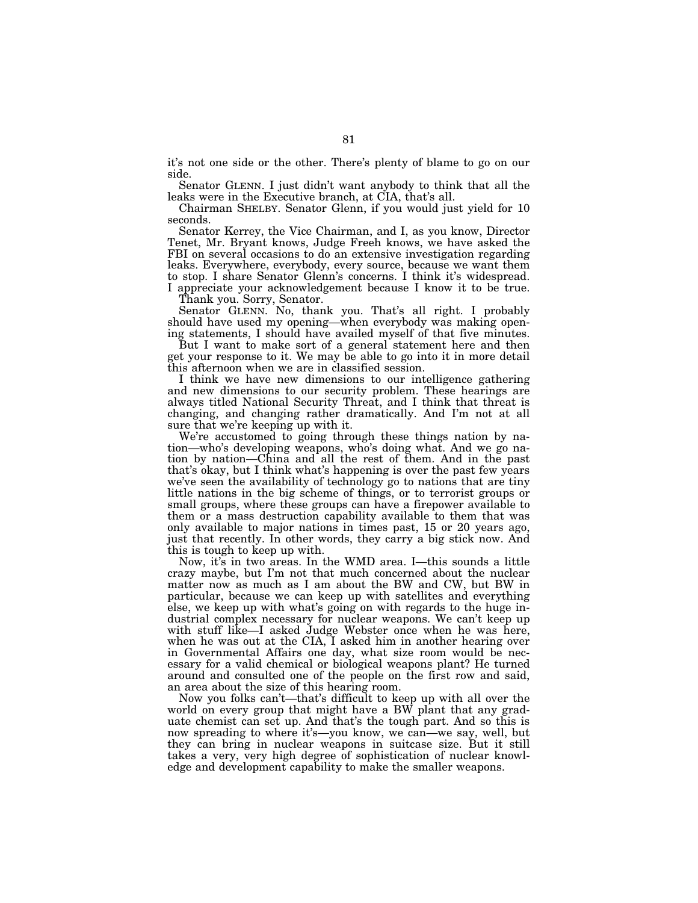it's not one side or the other. There's plenty of blame to go on our side.

Senator GLENN. I just didn't want anybody to think that all the leaks were in the Executive branch, at CIA, that's all.

Chairman SHELBY. Senator Glenn, if you would just yield for 10 seconds.

Senator Kerrey, the Vice Chairman, and I, as you know, Director Tenet, Mr. Bryant knows, Judge Freeh knows, we have asked the FBI on several occasions to do an extensive investigation regarding leaks. Everywhere, everybody, every source, because we want them to stop. I share Senator Glenn's concerns. I think it's widespread. I appreciate your acknowledgement because I know it to be true.

Thank you. Sorry, Senator.

Senator GLENN. No, thank you. That's all right. I probably should have used my opening—when everybody was making opening statements, I should have availed myself of that five minutes.

But I want to make sort of a general statement here and then get your response to it. We may be able to go into it in more detail this afternoon when we are in classified session.

I think we have new dimensions to our intelligence gathering and new dimensions to our security problem. These hearings are always titled National Security Threat, and I think that threat is changing, and changing rather dramatically. And I'm not at all sure that we're keeping up with it.

We're accustomed to going through these things nation by nation—who's developing weapons, who's doing what. And we go nation by nation—China and all the rest of them. And in the past that's okay, but I think what's happening is over the past few years we've seen the availability of technology go to nations that are tiny little nations in the big scheme of things, or to terrorist groups or small groups, where these groups can have a firepower available to them or a mass destruction capability available to them that was only available to major nations in times past, 15 or 20 years ago, just that recently. In other words, they carry a big stick now. And this is tough to keep up with.

Now, it's in two areas. In the WMD area. I—this sounds a little crazy maybe, but I'm not that much concerned about the nuclear matter now as much as I am about the BW and CW, but BW in particular, because we can keep up with satellites and everything else, we keep up with what's going on with regards to the huge industrial complex necessary for nuclear weapons. We can't keep up with stuff like—I asked Judge Webster once when he was here, when he was out at the CIA, I asked him in another hearing over in Governmental Affairs one day, what size room would be necessary for a valid chemical or biological weapons plant? He turned around and consulted one of the people on the first row and said, an area about the size of this hearing room.

Now you folks can't—that's difficult to keep up with all over the world on every group that might have a BW plant that any graduate chemist can set up. And that's the tough part. And so this is now spreading to where it's—you know, we can—we say, well, but they can bring in nuclear weapons in suitcase size. But it still takes a very, very high degree of sophistication of nuclear knowledge and development capability to make the smaller weapons.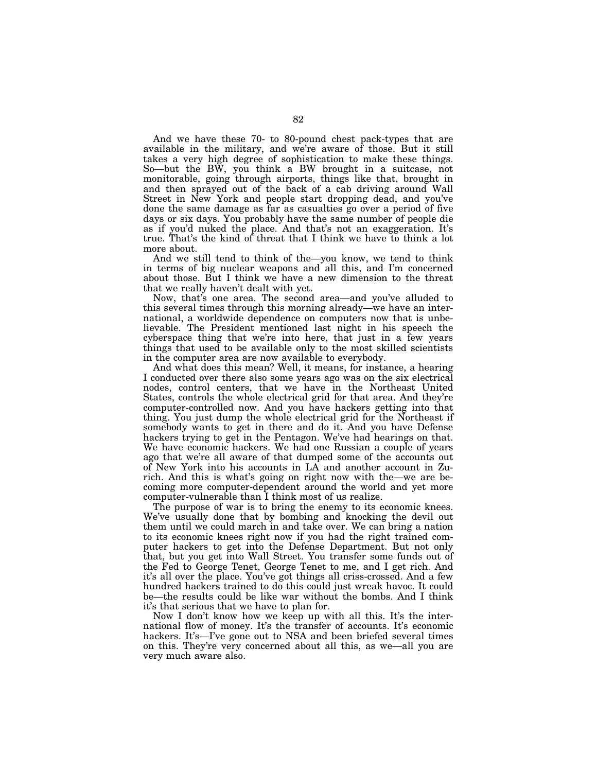And we have these 70- to 80-pound chest pack-types that are available in the military, and we're aware of those. But it still takes a very high degree of sophistication to make these things. So—but the BW, you think a BW brought in a suitcase, not monitorable, going through airports, things like that, brought in and then sprayed out of the back of a cab driving around Wall Street in New York and people start dropping dead, and you've done the same damage as far as casualties go over a period of five days or six days. You probably have the same number of people die as if you'd nuked the place. And that's not an exaggeration. It's true. That's the kind of threat that I think we have to think a lot more about.

And we still tend to think of the—you know, we tend to think in terms of big nuclear weapons and all this, and I'm concerned about those. But I think we have a new dimension to the threat that we really haven't dealt with yet.

Now, that's one area. The second area—and you've alluded to this several times through this morning already—we have an international, a worldwide dependence on computers now that is unbelievable. The President mentioned last night in his speech the cyberspace thing that we're into here, that just in a few years things that used to be available only to the most skilled scientists in the computer area are now available to everybody.

And what does this mean? Well, it means, for instance, a hearing I conducted over there also some years ago was on the six electrical nodes, control centers, that we have in the Northeast United States, controls the whole electrical grid for that area. And they're computer-controlled now. And you have hackers getting into that thing. You just dump the whole electrical grid for the Northeast if somebody wants to get in there and do it. And you have Defense hackers trying to get in the Pentagon. We've had hearings on that. We have economic hackers. We had one Russian a couple of years ago that we're all aware of that dumped some of the accounts out of New York into his accounts in LA and another account in Zurich. And this is what's going on right now with the—we are becoming more computer-dependent around the world and yet more computer-vulnerable than I think most of us realize.

The purpose of war is to bring the enemy to its economic knees. We've usually done that by bombing and knocking the devil out them until we could march in and take over. We can bring a nation to its economic knees right now if you had the right trained computer hackers to get into the Defense Department. But not only that, but you get into Wall Street. You transfer some funds out of the Fed to George Tenet, George Tenet to me, and I get rich. And it's all over the place. You've got things all criss-crossed. And a few hundred hackers trained to do this could just wreak havoc. It could be—the results could be like war without the bombs. And I think it's that serious that we have to plan for.

Now I don't know how we keep up with all this. It's the international flow of money. It's the transfer of accounts. It's economic hackers. It's—I've gone out to NSA and been briefed several times on this. They're very concerned about all this, as we—all you are very much aware also.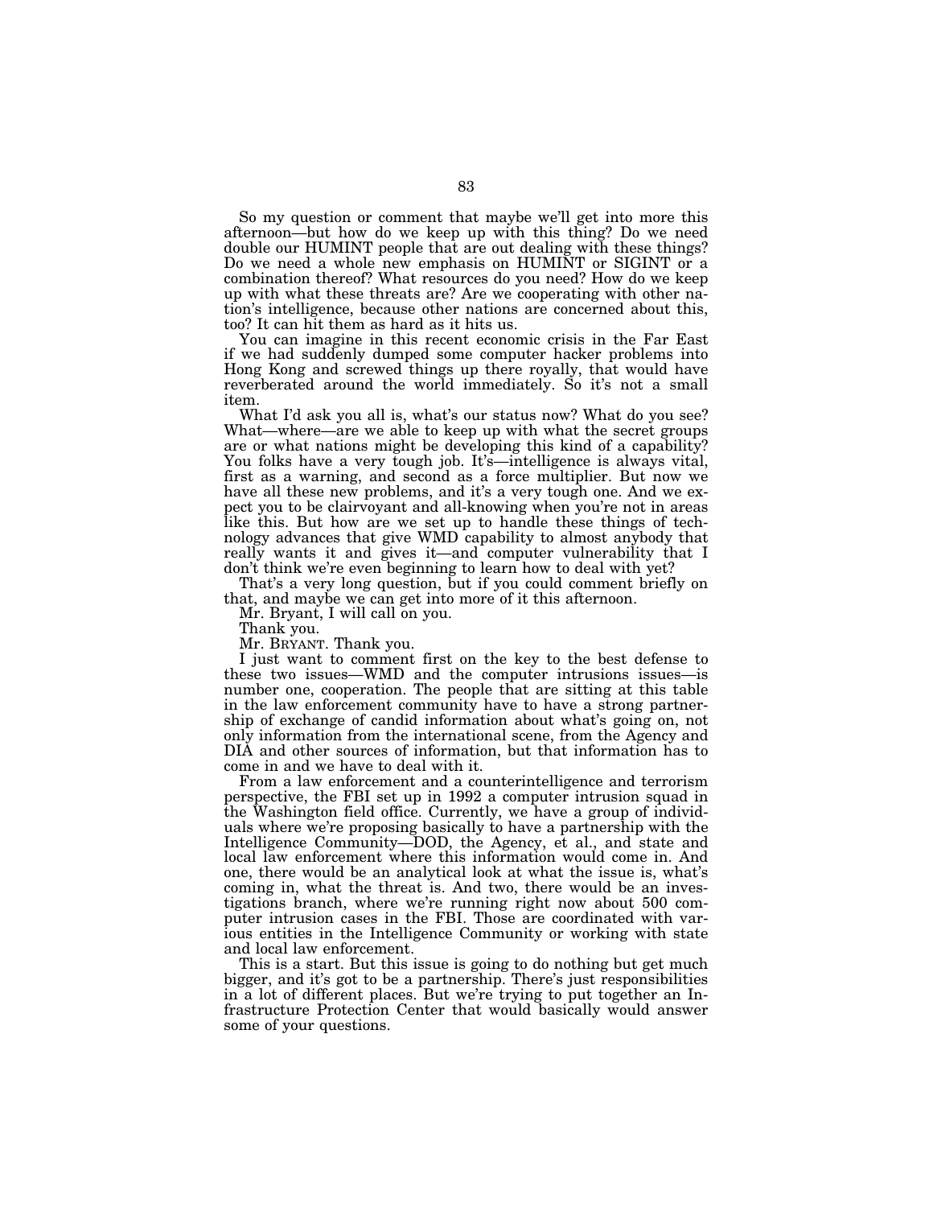So my question or comment that maybe we'll get into more this afternoon—but how do we keep up with this thing? Do we need double our HUMINT people that are out dealing with these things? Do we need a whole new emphasis on HUMINT or SIGINT or a combination thereof? What resources do you need? How do we keep up with what these threats are? Are we cooperating with other nation's intelligence, because other nations are concerned about this, too? It can hit them as hard as it hits us.

You can imagine in this recent economic crisis in the Far East if we had suddenly dumped some computer hacker problems into Hong Kong and screwed things up there royally, that would have reverberated around the world immediately. So it's not a small item.

What I'd ask you all is, what's our status now? What do you see? What—where—are we able to keep up with what the secret groups are or what nations might be developing this kind of a capability? You folks have a very tough job. It's—intelligence is always vital, first as a warning, and second as a force multiplier. But now we have all these new problems, and it's a very tough one. And we expect you to be clairvoyant and all-knowing when you're not in areas like this. But how are we set up to handle these things of technology advances that give WMD capability to almost anybody that really wants it and gives it—and computer vulnerability that I don't think we're even beginning to learn how to deal with yet?

That's a very long question, but if you could comment briefly on that, and maybe we can get into more of it this afternoon.

Mr. Bryant, I will call on you.

Thank you.

Mr. BRYANT. Thank you.

I just want to comment first on the key to the best defense to these two issues—WMD and the computer intrusions issues—is number one, cooperation. The people that are sitting at this table in the law enforcement community have to have a strong partnership of exchange of candid information about what's going on, not only information from the international scene, from the Agency and DIA and other sources of information, but that information has to come in and we have to deal with it.

From a law enforcement and a counterintelligence and terrorism perspective, the FBI set up in 1992 a computer intrusion squad in the Washington field office. Currently, we have a group of individuals where we're proposing basically to have a partnership with the Intelligence Community—DOD, the Agency, et al., and state and local law enforcement where this information would come in. And one, there would be an analytical look at what the issue is, what's coming in, what the threat is. And two, there would be an investigations branch, where we're running right now about 500 computer intrusion cases in the FBI. Those are coordinated with various entities in the Intelligence Community or working with state and local law enforcement.

This is a start. But this issue is going to do nothing but get much bigger, and it's got to be a partnership. There's just responsibilities in a lot of different places. But we're trying to put together an Infrastructure Protection Center that would basically would answer some of your questions.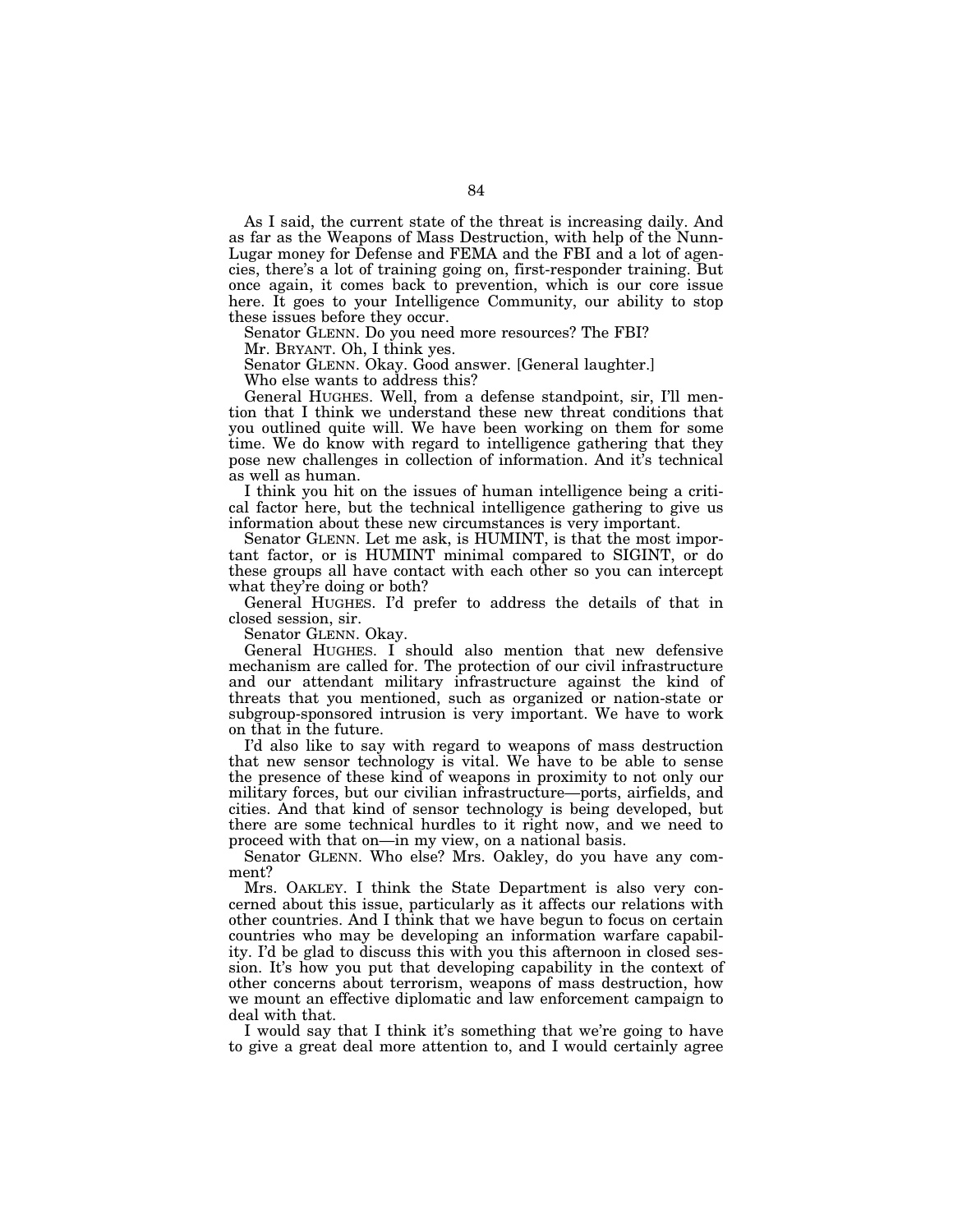As I said, the current state of the threat is increasing daily. And as far as the Weapons of Mass Destruction, with help of the Nunn-Lugar money for Defense and FEMA and the FBI and a lot of agencies, there's a lot of training going on, first-responder training. But once again, it comes back to prevention, which is our core issue here. It goes to your Intelligence Community, our ability to stop these issues before they occur.

Senator GLENN. Do you need more resources? The FBI?

Mr. BRYANT. Oh, I think yes.

Senator GLENN. Okay. Good answer. [General laughter.]

Who else wants to address this?

General HUGHES. Well, from a defense standpoint, sir, I'll mention that I think we understand these new threat conditions that you outlined quite will. We have been working on them for some time. We do know with regard to intelligence gathering that they pose new challenges in collection of information. And it's technical as well as human.

I think you hit on the issues of human intelligence being a critical factor here, but the technical intelligence gathering to give us information about these new circumstances is very important.

Senator GLENN. Let me ask, is HUMINT, is that the most important factor, or is HUMINT minimal compared to SIGINT, or do these groups all have contact with each other so you can intercept what they're doing or both?

General HUGHES. I'd prefer to address the details of that in closed session, sir.

Senator GLENN. Okay.

General HUGHES. I should also mention that new defensive mechanism are called for. The protection of our civil infrastructure and our attendant military infrastructure against the kind of threats that you mentioned, such as organized or nation-state or subgroup-sponsored intrusion is very important. We have to work on that in the future.

I'd also like to say with regard to weapons of mass destruction that new sensor technology is vital. We have to be able to sense the presence of these kind of weapons in proximity to not only our military forces, but our civilian infrastructure—ports, airfields, and cities. And that kind of sensor technology is being developed, but there are some technical hurdles to it right now, and we need to proceed with that on—in my view, on a national basis.

Senator GLENN. Who else? Mrs. Oakley, do you have any comment?

Mrs. OAKLEY. I think the State Department is also very concerned about this issue, particularly as it affects our relations with other countries. And I think that we have begun to focus on certain countries who may be developing an information warfare capability. I'd be glad to discuss this with you this afternoon in closed session. It's how you put that developing capability in the context of other concerns about terrorism, weapons of mass destruction, how we mount an effective diplomatic and law enforcement campaign to deal with that.

I would say that I think it's something that we're going to have to give a great deal more attention to, and I would certainly agree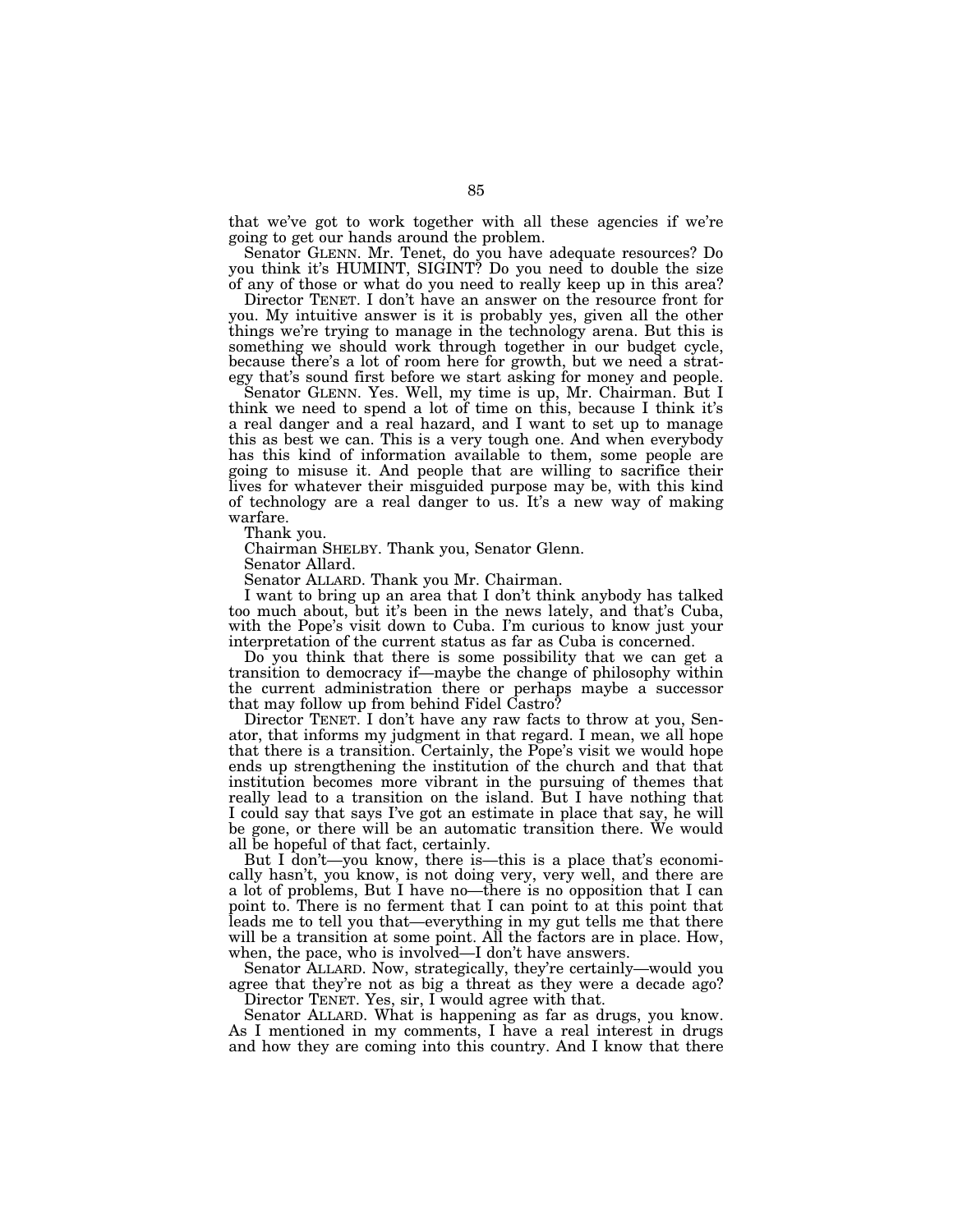that we've got to work together with all these agencies if we're going to get our hands around the problem.

Senator GLENN. Mr. Tenet, do you have adequate resources? Do you think it's HUMINT, SIGINT? Do you need to double the size of any of those or what do you need to really keep up in this area?

Director TENET. I don't have an answer on the resource front for you. My intuitive answer is it is probably yes, given all the other things we're trying to manage in the technology arena. But this is something we should work through together in our budget cycle, because there's a lot of room here for growth, but we need a strategy that's sound first before we start asking for money and people.

Senator GLENN. Yes. Well, my time is up, Mr. Chairman. But I think we need to spend a lot of time on this, because I think it's a real danger and a real hazard, and I want to set up to manage this as best we can. This is a very tough one. And when everybody has this kind of information available to them, some people are going to misuse it. And people that are willing to sacrifice their lives for whatever their misguided purpose may be, with this kind of technology are a real danger to us. It's a new way of making warfare.

Thank you.

Chairman SHELBY. Thank you, Senator Glenn.

Senator Allard.

Senator ALLARD. Thank you Mr. Chairman.

I want to bring up an area that I don't think anybody has talked too much about, but it's been in the news lately, and that's Cuba, with the Pope's visit down to Cuba. I'm curious to know just your interpretation of the current status as far as Cuba is concerned.

Do you think that there is some possibility that we can get a transition to democracy if—maybe the change of philosophy within the current administration there or perhaps maybe a successor that may follow up from behind Fidel Castro?

Director TENET. I don't have any raw facts to throw at you, Senator, that informs my judgment in that regard. I mean, we all hope that there is a transition. Certainly, the Pope's visit we would hope ends up strengthening the institution of the church and that that institution becomes more vibrant in the pursuing of themes that really lead to a transition on the island. But I have nothing that I could say that says I've got an estimate in place that say, he will be gone, or there will be an automatic transition there. We would all be hopeful of that fact, certainly.

But I don't—you know, there is—this is a place that's economically hasn't, you know, is not doing very, very well, and there are a lot of problems, But I have no—there is no opposition that I can point to. There is no ferment that I can point to at this point that leads me to tell you that—everything in my gut tells me that there will be a transition at some point. All the factors are in place. How, when, the pace, who is involved—I don't have answers.

Senator ALLARD. Now, strategically, they're certainly—would you agree that they're not as big a threat as they were a decade ago?

Director TENET. Yes, sir, I would agree with that.

Senator ALLARD. What is happening as far as drugs, you know. As I mentioned in my comments, I have a real interest in drugs and how they are coming into this country. And I know that there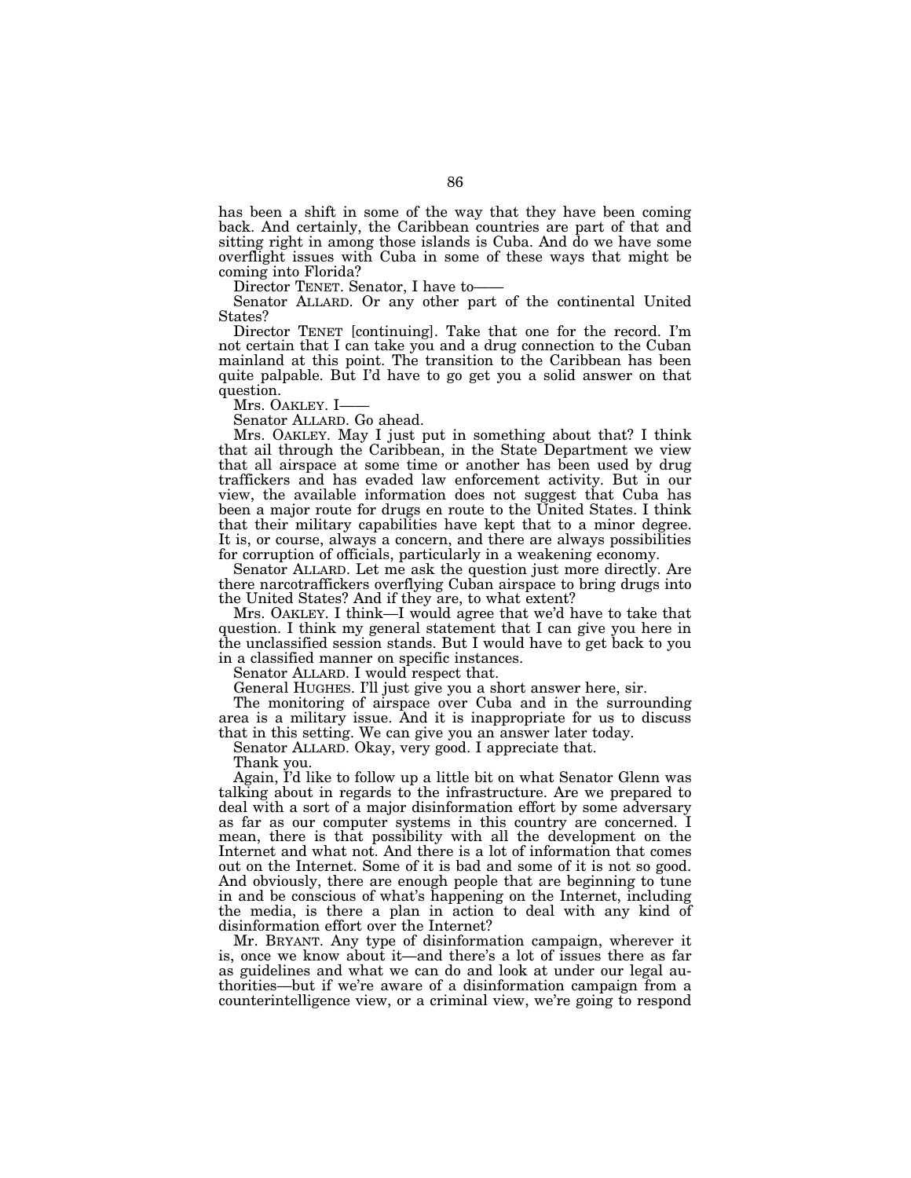has been a shift in some of the way that they have been coming back. And certainly, the Caribbean countries are part of that and sitting right in among those islands is Cuba. And do we have some overflight issues with Cuba in some of these ways that might be coming into Florida?

Director TENET. Senator, I have to——

Senator ALLARD. Or any other part of the continental United States?

Director TENET [continuing]. Take that one for the record. I'm not certain that I can take you and a drug connection to the Cuban mainland at this point. The transition to the Caribbean has been quite palpable. But I'd have to go get you a solid answer on that question.

Mrs. OAKLEY. I——

Senator ALLARD. Go ahead.

Mrs. OAKLEY. May I just put in something about that? I think that ail through the Caribbean, in the State Department we view that all airspace at some time or another has been used by drug traffickers and has evaded law enforcement activity. But in our view, the available information does not suggest that Cuba has been a major route for drugs en route to the United States. I think that their military capabilities have kept that to a minor degree. It is, or course, always a concern, and there are always possibilities for corruption of officials, particularly in a weakening economy.

Senator ALLARD. Let me ask the question just more directly. Are there narcotraffickers overflying Cuban airspace to bring drugs into the United States? And if they are, to what extent?

Mrs. OAKLEY. I think—I would agree that we'd have to take that question. I think my general statement that I can give you here in the unclassified session stands. But I would have to get back to you in a classified manner on specific instances.

Senator ALLARD. I would respect that.

General HUGHES. I'll just give you a short answer here, sir.

The monitoring of airspace over Cuba and in the surrounding area is a military issue. And it is inappropriate for us to discuss that in this setting. We can give you an answer later today.

Senator ALLARD. Okay, very good. I appreciate that.

Thank you.

Again, I'd like to follow up a little bit on what Senator Glenn was talking about in regards to the infrastructure. Are we prepared to deal with a sort of a major disinformation effort by some adversary as far as our computer systems in this country are concerned. I mean, there is that possibility with all the development on the Internet and what not. And there is a lot of information that comes out on the Internet. Some of it is bad and some of it is not so good. And obviously, there are enough people that are beginning to tune in and be conscious of what's happening on the Internet, including the media, is there a plan in action to deal with any kind of disinformation effort over the Internet?

Mr. BRYANT. Any type of disinformation campaign, wherever it is, once we know about it—and there's a lot of issues there as far as guidelines and what we can do and look at under our legal authorities—but if we're aware of a disinformation campaign from a counterintelligence view, or a criminal view, we're going to respond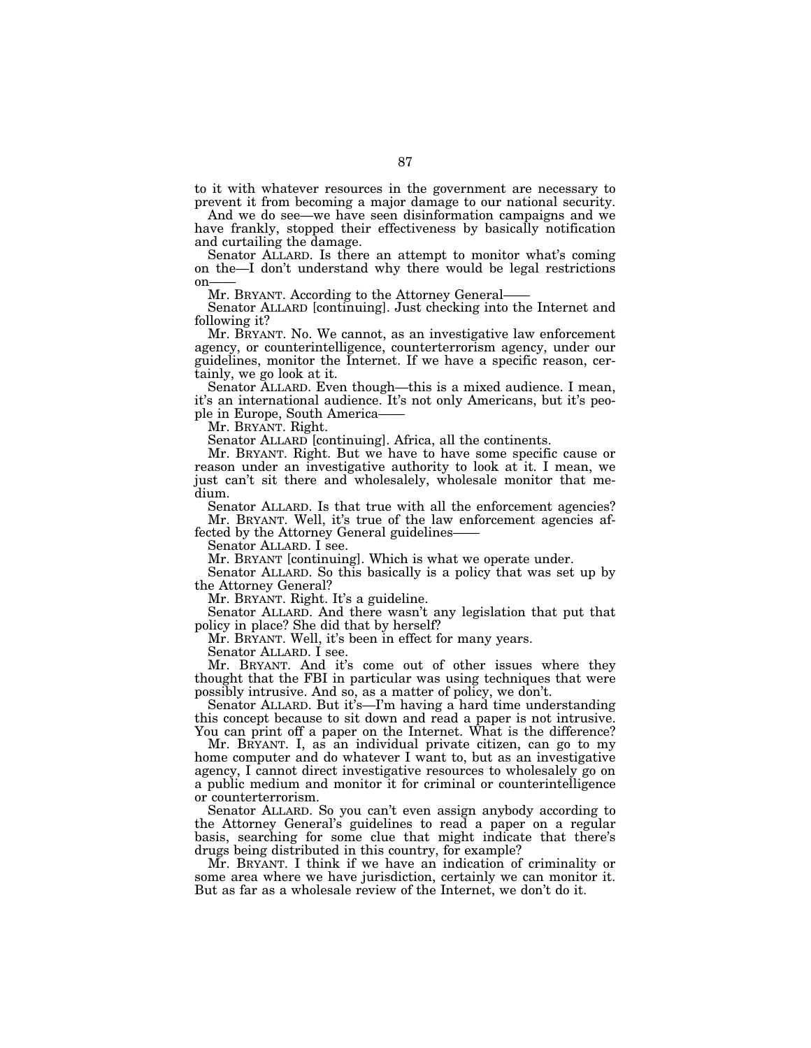to it with whatever resources in the government are necessary to prevent it from becoming a major damage to our national security.

And we do see—we have seen disinformation campaigns and we have frankly, stopped their effectiveness by basically notification and curtailing the damage.

Senator ALLARD. Is there an attempt to monitor what's coming on the—I don't understand why there would be legal restrictions on——

Mr. BRYANT. According to the Attorney General——

Senator ALLARD [continuing]. Just checking into the Internet and following it?

Mr. BRYANT. No. We cannot, as an investigative law enforcement agency, or counterintelligence, counterterrorism agency, under our guidelines, monitor the Internet. If we have a specific reason, certainly, we go look at it.

Senator ALLARD. Even though—this is a mixed audience. I mean, it's an international audience. It's not only Americans, but it's people in Europe, South America——

Mr. BRYANT. Right.

Senator ALLARD [continuing]. Africa, all the continents.

Mr. BRYANT. Right. But we have to have some specific cause or reason under an investigative authority to look at it. I mean, we just can't sit there and wholesalely, wholesale monitor that medium.

Senator ALLARD. Is that true with all the enforcement agencies?

Mr. BRYANT. Well, it's true of the law enforcement agencies affected by the Attorney General guidelines——

Senator ALLARD. I see.

Mr. BRYANT [continuing]. Which is what we operate under.

Senator ALLARD. So this basically is a policy that was set up by the Attorney General?

Mr. BRYANT. Right. It's a guideline.

Senator ALLARD. And there wasn't any legislation that put that policy in place? She did that by herself?

Mr. BRYANT. Well, it's been in effect for many years.

Senator ALLARD. I see.

Mr. BRYANT. And it's come out of other issues where they thought that the FBI in particular was using techniques that were possibly intrusive. And so, as a matter of policy, we don't.

Senator ALLARD. But it's—I'm having a hard time understanding this concept because to sit down and read a paper is not intrusive. You can print off a paper on the Internet. What is the difference?

Mr. BRYANT. I, as an individual private citizen, can go to my home computer and do whatever I want to, but as an investigative agency, I cannot direct investigative resources to wholesalely go on a public medium and monitor it for criminal or counterintelligence or counterterrorism.

Senator ALLARD. So you can't even assign anybody according to the Attorney General's guidelines to read a paper on a regular basis, searching for some clue that might indicate that there's drugs being distributed in this country, for example?

Mr. BRYANT. I think if we have an indication of criminality or some area where we have jurisdiction, certainly we can monitor it. But as far as a wholesale review of the Internet, we don't do it.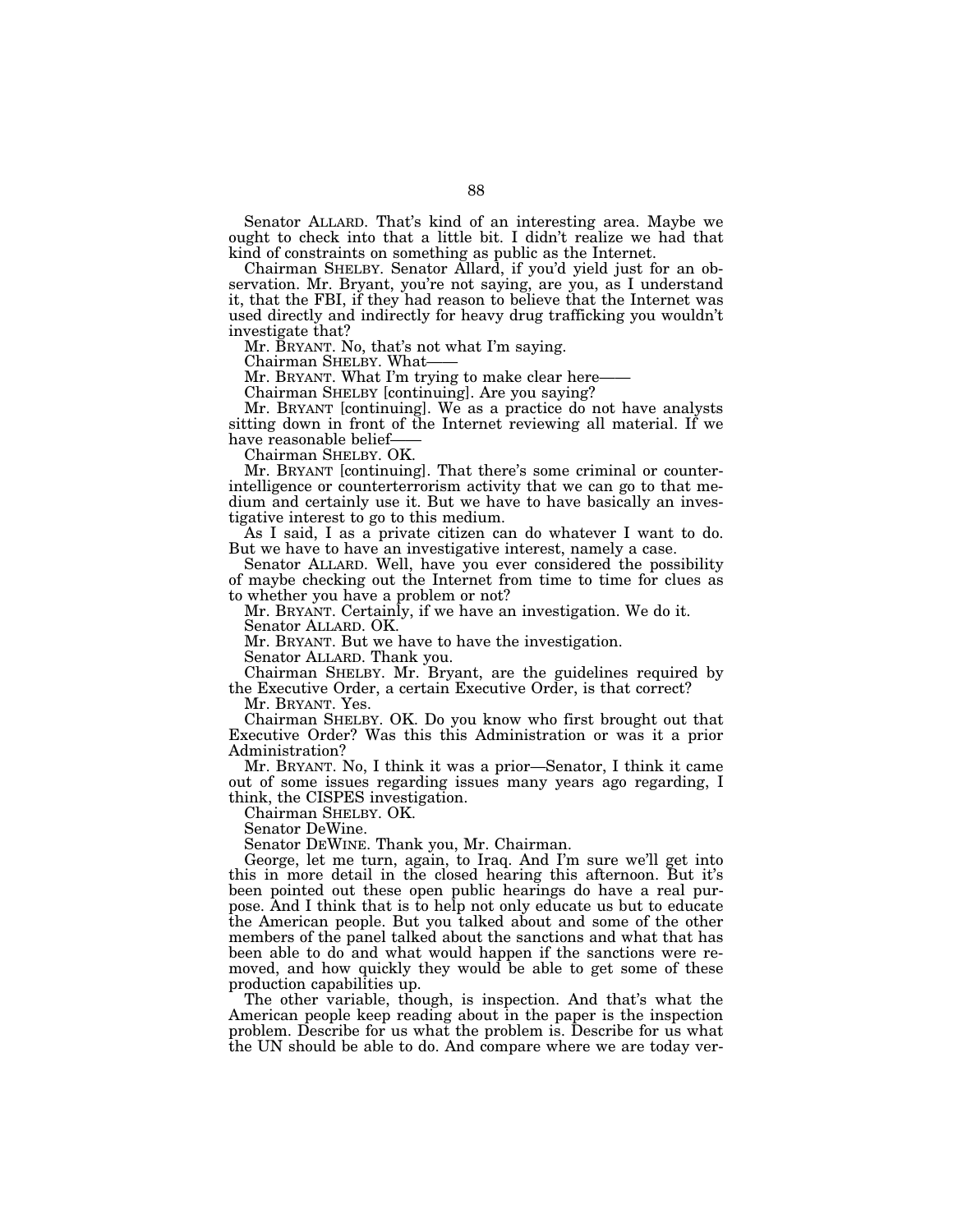Senator ALLARD. That's kind of an interesting area. Maybe we ought to check into that a little bit. I didn't realize we had that kind of constraints on something as public as the Internet.

Chairman SHELBY. Senator Allard, if you'd yield just for an observation. Mr. Bryant, you're not saying, are you, as I understand it, that the FBI, if they had reason to believe that the Internet was used directly and indirectly for heavy drug trafficking you wouldn't investigate that?

Mr. BRYANT. No, that's not what I'm saying.

Chairman SHELBY. What——

Mr. BRYANT. What I'm trying to make clear here——

Chairman SHELBY [continuing]. Are you saying?

Mr. BRYANT [continuing]. We as a practice do not have analysts sitting down in front of the Internet reviewing all material. If we have reasonable belief——

Chairman SHELBY. OK.

Mr. BRYANT [continuing]. That there's some criminal or counterintelligence or counterterrorism activity that we can go to that medium and certainly use it. But we have to have basically an investigative interest to go to this medium.

As I said, I as a private citizen can do whatever I want to do. But we have to have an investigative interest, namely a case.

Senator ALLARD. Well, have you ever considered the possibility of maybe checking out the Internet from time to time for clues as to whether you have a problem or not?

Mr. BRYANT. Certainly, if we have an investigation. We do it.

Senator ALLARD. OK.

Mr. BRYANT. But we have to have the investigation.

Senator ALLARD. Thank you.

Chairman SHELBY. Mr. Bryant, are the guidelines required by the Executive Order, a certain Executive Order, is that correct?

Mr. BRYANT. Yes.

Chairman SHELBY. OK. Do you know who first brought out that Executive Order? Was this this Administration or was it a prior Administration?

Mr. BRYANT. No, I think it was a prior—Senator, I think it came out of some issues regarding issues many years ago regarding, I think, the CISPES investigation.

Chairman SHELBY. OK.

Senator DeWine.

Senator DEWINE. Thank you, Mr. Chairman.

George, let me turn, again, to Iraq. And I'm sure we'll get into this in more detail in the closed hearing this afternoon. But it's been pointed out these open public hearings do have a real purpose. And I think that is to help not only educate us but to educate the American people. But you talked about and some of the other members of the panel talked about the sanctions and what that has been able to do and what would happen if the sanctions were removed, and how quickly they would be able to get some of these production capabilities up.

The other variable, though, is inspection. And that's what the American people keep reading about in the paper is the inspection problem. Describe for us what the problem is. Describe for us what the UN should be able to do. And compare where we are today ver-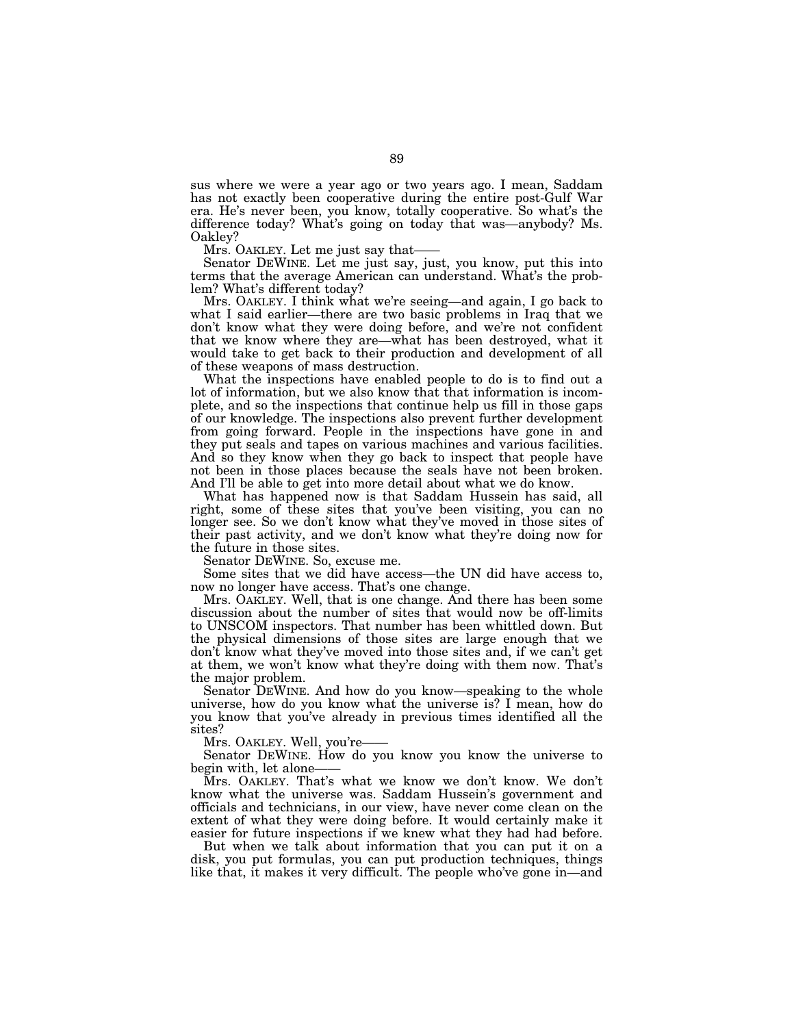sus where we were a year ago or two years ago. I mean, Saddam has not exactly been cooperative during the entire post-Gulf War era. He's never been, you know, totally cooperative. So what's the difference today? What's going on today that was—anybody? Ms. Oakley?

Mrs. OAKLEY. Let me just say that——

Senator DEWINE. Let me just say, just, you know, put this into terms that the average American can understand. What's the problem? What's different today?

Mrs. OAKLEY. I think what we're seeing—and again, I go back to what I said earlier—there are two basic problems in Iraq that we don't know what they were doing before, and we're not confident that we know where they are—what has been destroyed, what it would take to get back to their production and development of all of these weapons of mass destruction.

What the inspections have enabled people to do is to find out a lot of information, but we also know that that information is incomplete, and so the inspections that continue help us fill in those gaps of our knowledge. The inspections also prevent further development from going forward. People in the inspections have gone in and they put seals and tapes on various machines and various facilities. And so they know when they go back to inspect that people have not been in those places because the seals have not been broken. And I'll be able to get into more detail about what we do know.

What has happened now is that Saddam Hussein has said, all right, some of these sites that you've been visiting, you can no longer see. So we don't know what they've moved in those sites of their past activity, and we don't know what they're doing now for the future in those sites.

Senator DEWINE. So, excuse me.

Some sites that we did have access—the UN did have access to, now no longer have access. That's one change.

Mrs. OAKLEY. Well, that is one change. And there has been some discussion about the number of sites that would now be off-limits to UNSCOM inspectors. That number has been whittled down. But the physical dimensions of those sites are large enough that we don't know what they've moved into those sites and, if we can't get at them, we won't know what they're doing with them now. That's the major problem.

Senator DEWINE. And how do you know—speaking to the whole universe, how do you know what the universe is? I mean, how do you know that you've already in previous times identified all the sites?

Mrs. OAKLEY. Well, you're——

Senator DEWINE. How do you know you know the universe to begin with, let alone——

Mrs. OAKLEY. That's what we know we don't know. We don't know what the universe was. Saddam Hussein's government and officials and technicians, in our view, have never come clean on the extent of what they were doing before. It would certainly make it easier for future inspections if we knew what they had had before.

But when we talk about information that you can put it on a disk, you put formulas, you can put production techniques, things like that, it makes it very difficult. The people who've gone in—and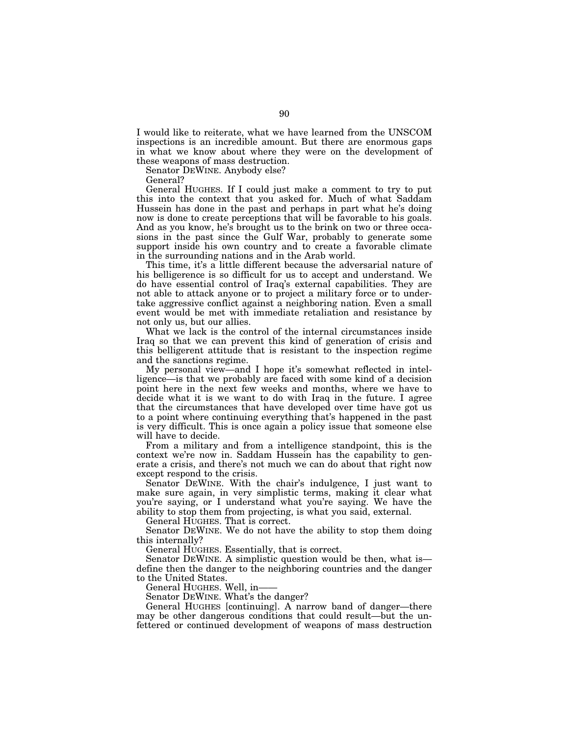I would like to reiterate, what we have learned from the UNSCOM inspections is an incredible amount. But there are enormous gaps in what we know about where they were on the development of these weapons of mass destruction.

Senator DEWINE. Anybody else?

General?

General HUGHES. If I could just make a comment to try to put this into the context that you asked for. Much of what Saddam Hussein has done in the past and perhaps in part what he's doing now is done to create perceptions that will be favorable to his goals. And as you know, he's brought us to the brink on two or three occasions in the past since the Gulf War, probably to generate some support inside his own country and to create a favorable climate in the surrounding nations and in the Arab world.

This time, it's a little different because the adversarial nature of his belligerence is so difficult for us to accept and understand. We do have essential control of Iraq's external capabilities. They are not able to attack anyone or to project a military force or to undertake aggressive conflict against a neighboring nation. Even a small event would be met with immediate retaliation and resistance by not only us, but our allies.

What we lack is the control of the internal circumstances inside Iraq so that we can prevent this kind of generation of crisis and this belligerent attitude that is resistant to the inspection regime and the sanctions regime.

My personal view—and I hope it's somewhat reflected in intelligence—is that we probably are faced with some kind of a decision point here in the next few weeks and months, where we have to decide what it is we want to do with Iraq in the future. I agree that the circumstances that have developed over time have got us to a point where continuing everything that's happened in the past is very difficult. This is once again a policy issue that someone else will have to decide.

From a military and from a intelligence standpoint, this is the context we're now in. Saddam Hussein has the capability to generate a crisis, and there's not much we can do about that right now except respond to the crisis.

Senator DEWINE. With the chair's indulgence, I just want to make sure again, in very simplistic terms, making it clear what you're saying, or I understand what you're saying. We have the ability to stop them from projecting, is what you said, external.

General HUGHES. That is correct.

Senator DEWINE. We do not have the ability to stop them doing this internally?

General HUGHES. Essentially, that is correct.

Senator DEWINE. A simplistic question would be then, what is—define then the danger to the neighboring countries and the danger to the United States.

General HUGHES. Well, in——

Senator DEWINE. What's the danger?

General HUGHES [continuing]. A narrow band of danger—there may be other dangerous conditions that could result—but the unfettered or continued development of weapons of mass destruction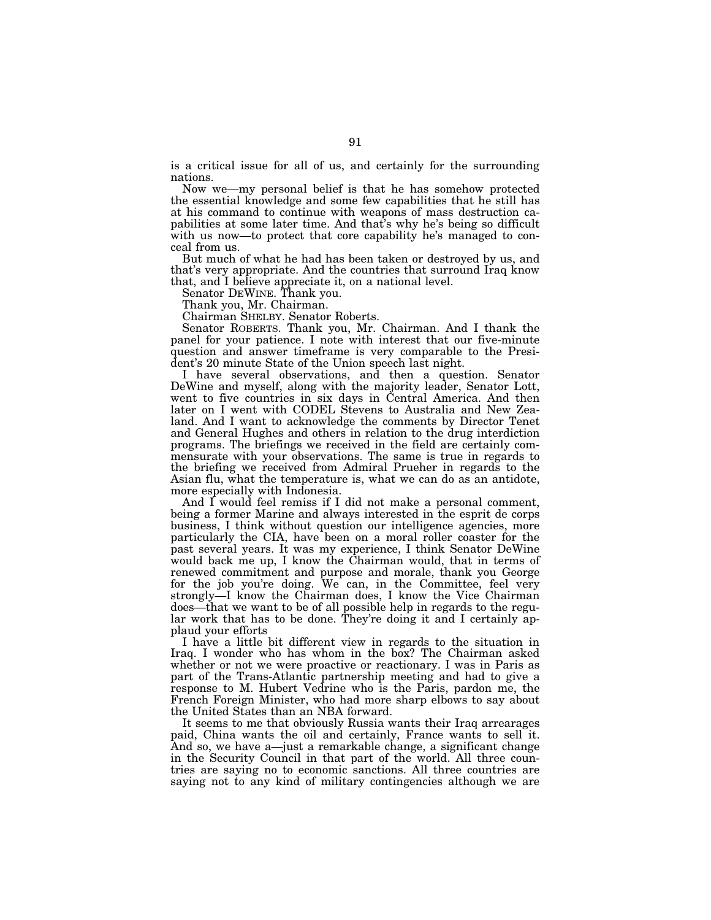is a critical issue for all of us, and certainly for the surrounding nations.

Now we—my personal belief is that he has somehow protected the essential knowledge and some few capabilities that he still has at his command to continue with weapons of mass destruction capabilities at some later time. And that's why he's being so difficult with us now—to protect that core capability he's managed to conceal from us.

But much of what he had has been taken or destroyed by us, and that's very appropriate. And the countries that surround Iraq know that, and I believe appreciate it, on a national level.

Senator DEWINE. Thank you.

Thank you, Mr. Chairman.

Chairman SHELBY. Senator Roberts.

Senator ROBERTS. Thank you, Mr. Chairman. And I thank the panel for your patience. I note with interest that our five-minute question and answer timeframe is very comparable to the President's 20 minute State of the Union speech last night.

I have several observations, and then a question. Senator DeWine and myself, along with the majority leader, Senator Lott, went to five countries in six days in Central America. And then later on I went with CODEL Stevens to Australia and New Zealand. And I want to acknowledge the comments by Director Tenet and General Hughes and others in relation to the drug interdiction programs. The briefings we received in the field are certainly commensurate with your observations. The same is true in regards to the briefing we received from Admiral Prueher in regards to the Asian flu, what the temperature is, what we can do as an antidote, more especially with Indonesia.

And I would feel remiss if I did not make a personal comment, being a former Marine and always interested in the esprit de corps business, I think without question our intelligence agencies, more particularly the CIA, have been on a moral roller coaster for the past several years. It was my experience, I think Senator DeWine would back me up, I know the Chairman would, that in terms of renewed commitment and purpose and morale, thank you George for the job you're doing. We can, in the Committee, feel very strongly—I know the Chairman does, I know the Vice Chairman does—that we want to be of all possible help in regards to the regular work that has to be done. They're doing it and I certainly applaud your efforts

I have a little bit different view in regards to the situation in Iraq. I wonder who has whom in the box? The Chairman asked whether or not we were proactive or reactionary. I was in Paris as part of the Trans-Atlantic partnership meeting and had to give a response to M. Hubert Vedrine who is the Paris, pardon me, the French Foreign Minister, who had more sharp elbows to say about the United States than an NBA forward.

It seems to me that obviously Russia wants their Iraq arrearages paid, China wants the oil and certainly, France wants to sell it. And so, we have a—just a remarkable change, a significant change in the Security Council in that part of the world. All three countries are saying no to economic sanctions. All three countries are saying not to any kind of military contingencies although we are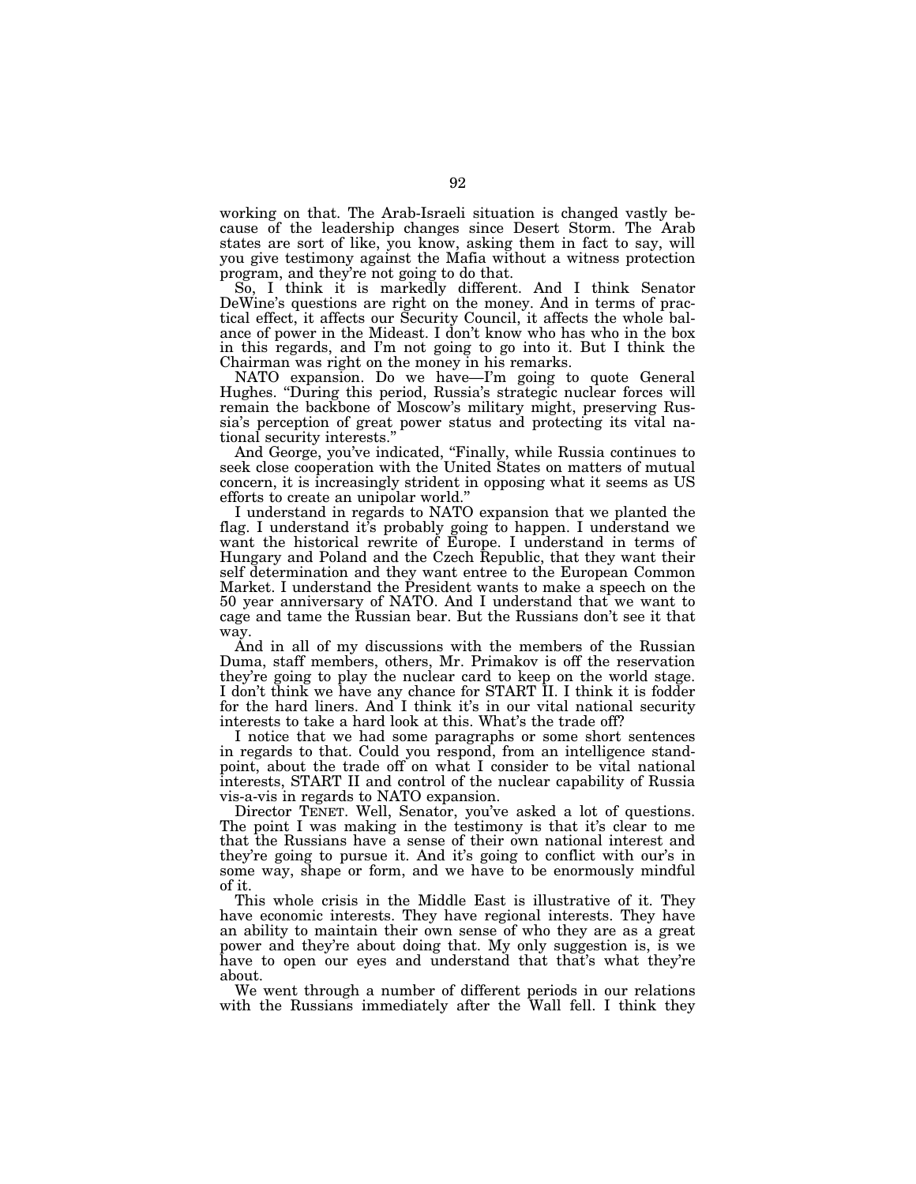working on that. The Arab-Israeli situation is changed vastly because of the leadership changes since Desert Storm. The Arab states are sort of like, you know, asking them in fact to say, will you give testimony against the Mafia without a witness protection program, and they're not going to do that.

So, I think it is markedly different. And I think Senator DeWine's questions are right on the money. And in terms of practical effect, it affects our Security Council, it affects the whole balance of power in the Mideast. I don't know who has who in the box in this regards, and I'm not going to go into it. But I think the Chairman was right on the money in his remarks.

NATO expansion. Do we have—I'm going to quote General Hughes. "During this period, Russia's strategic nuclear forces will remain the backbone of Moscow's military might, preserving Russia's perception of great power status and protecting its vital national security interests."

And George, you've indicated, "Finally, while Russia continues to seek close cooperation with the United States on matters of mutual concern, it is increasingly strident in opposing what it seems as US efforts to create an unipolar world."

I understand in regards to NATO expansion that we planted the flag. I understand it's probably going to happen. I understand we want the historical rewrite of Europe. I understand in terms of Hungary and Poland and the Czech Republic, that they want their self determination and they want entree to the European Common Market. I understand the President wants to make a speech on the 50 year anniversary of NATO. And I understand that we want to cage and tame the Russian bear. But the Russians don't see it that way.

And in all of my discussions with the members of the Russian Duma, staff members, others, Mr. Primakov is off the reservation they're going to play the nuclear card to keep on the world stage. I don't think we have any chance for START II. I think it is fodder for the hard liners. And I think it's in our vital national security interests to take a hard look at this. What's the trade off?

I notice that we had some paragraphs or some short sentences in regards to that. Could you respond, from an intelligence standpoint, about the trade off on what I consider to be vital national interests, START II and control of the nuclear capability of Russia vis-a-vis in regards to NATO expansion.

Director TENET. Well, Senator, you've asked a lot of questions. The point I was making in the testimony is that it's clear to me that the Russians have a sense of their own national interest and they're going to pursue it. And it's going to conflict with our's in some way, shape or form, and we have to be enormously mindful of it.

This whole crisis in the Middle East is illustrative of it. They have economic interests. They have regional interests. They have an ability to maintain their own sense of who they are as a great power and they're about doing that. My only suggestion is, is we have to open our eyes and understand that that's what they're about.

We went through a number of different periods in our relations with the Russians immediately after the Wall fell. I think they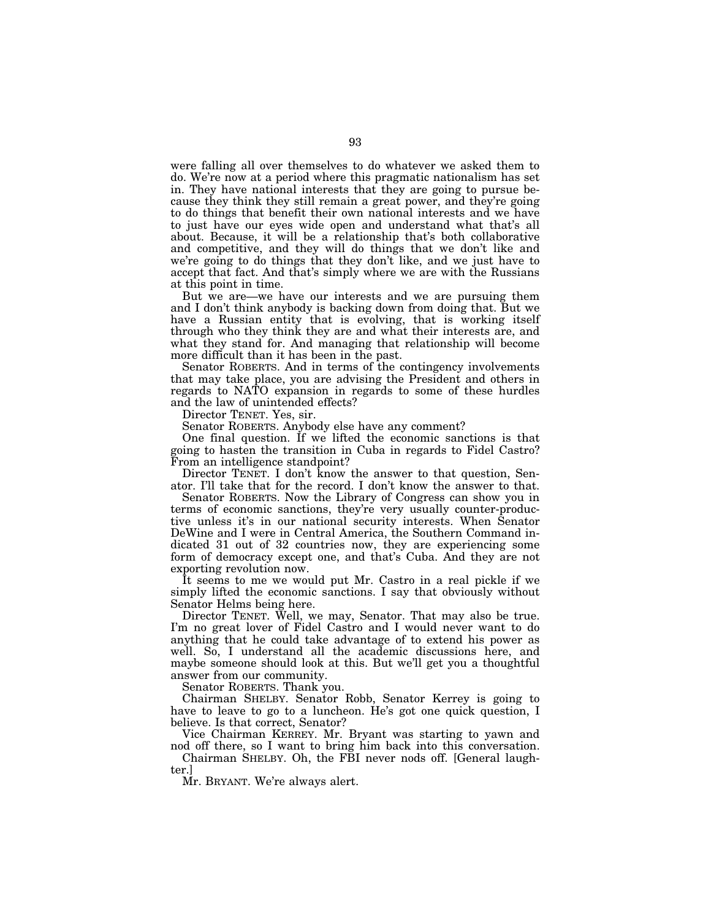were falling all over themselves to do whatever we asked them to do. We're now at a period where this pragmatic nationalism has set in. They have national interests that they are going to pursue because they think they still remain a great power, and they're going to do things that benefit their own national interests and we have to just have our eyes wide open and understand what that's all about. Because, it will be a relationship that's both collaborative and competitive, and they will do things that we don't like and we're going to do things that they don't like, and we just have to accept that fact. And that's simply where we are with the Russians at this point in time.

But we are—we have our interests and we are pursuing them and I don't think anybody is backing down from doing that. But we have a Russian entity that is evolving, that is working itself through who they think they are and what their interests are, and what they stand for. And managing that relationship will become more difficult than it has been in the past.

Senator ROBERTS. And in terms of the contingency involvements that may take place, you are advising the President and others in regards to NATO expansion in regards to some of these hurdles and the law of unintended effects?

Director TENET. Yes, sir.

Senator ROBERTS. Anybody else have any comment?

One final question. If we lifted the economic sanctions is that going to hasten the transition in Cuba in regards to Fidel Castro? From an intelligence standpoint?

Director TENET. I don't know the answer to that question, Senator. I'll take that for the record. I don't know the answer to that.

Senator ROBERTS. Now the Library of Congress can show you in terms of economic sanctions, they're very usually counter-productive unless it's in our national security interests. When Senator DeWine and I were in Central America, the Southern Command indicated 31 out of 32 countries now, they are experiencing some form of democracy except one, and that's Cuba. And they are not exporting revolution now.

It seems to me we would put Mr. Castro in a real pickle if we simply lifted the economic sanctions. I say that obviously without Senator Helms being here.

Director TENET. Well, we may, Senator. That may also be true. I'm no great lover of Fidel Castro and I would never want to do anything that he could take advantage of to extend his power as well. So, I understand all the academic discussions here, and maybe someone should look at this. But we'll get you a thoughtful answer from our community.

Senator ROBERTS. Thank you.

Chairman SHELBY. Senator Robb, Senator Kerrey is going to have to leave to go to a luncheon. He's got one quick question, I believe. Is that correct, Senator?

Vice Chairman KERREY. Mr. Bryant was starting to yawn and nod off there, so I want to bring him back into this conversation.

Chairman SHELBY. Oh, the FBI never nods off. [General laughter.]

Mr. BRYANT. We're always alert.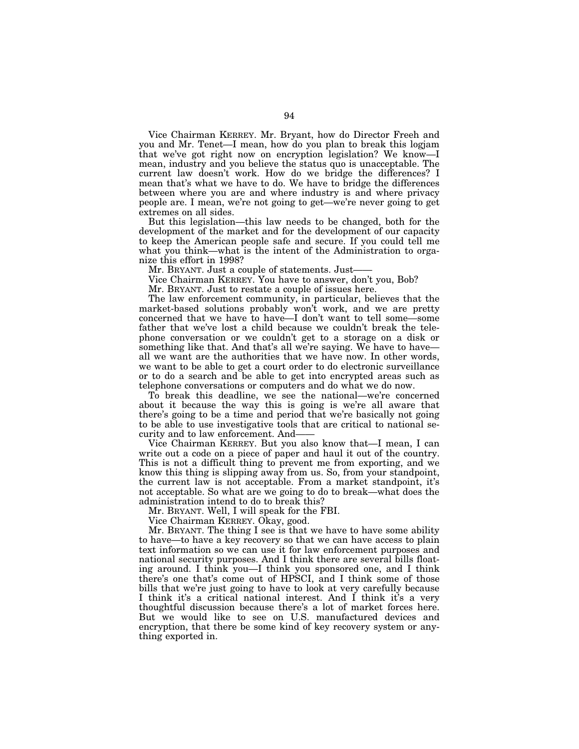Vice Chairman KERREY. Mr. Bryant, how do Director Freeh and you and Mr. Tenet—I mean, how do you plan to break this logjam that we've got right now on encryption legislation? We know—I mean, industry and you believe the status quo is unacceptable. The current law doesn't work. How do we bridge the differences? I mean that's what we have to do. We have to bridge the differences between where you are and where industry is and where privacy people are. I mean, we're not going to get—we're never going to get extremes on all sides.

But this legislation—this law needs to be changed, both for the development of the market and for the development of our capacity to keep the American people safe and secure. If you could tell me what you think—what is the intent of the Administration to organize this effort in 1998?

Mr. BRYANT. Just a couple of statements. Just——

Vice Chairman KERREY. You have to answer, don't you, Bob?

Mr. BRYANT. Just to restate a couple of issues here.

The law enforcement community, in particular, believes that the market-based solutions probably won't work, and we are pretty concerned that we have to have—I don't want to tell some—some father that we've lost a child because we couldn't break the telephone conversation or we couldn't get to a storage on a disk or something like that. And that's all we're saying. We have to have—all we want are the authorities that we have now. In other words, we want to be able to get a court order to do electronic surveillance or to do a search and be able to get into encrypted areas such as telephone conversations or computers and do what we do now.

To break this deadline, we see the national—we're concerned about it because the way this is going is we're all aware that there's going to be a time and period that we're basically not going to be able to use investigative tools that are critical to national security and to law enforcement. And——

Vice Chairman KERREY. But you also know that—I mean, I can write out a code on a piece of paper and haul it out of the country. This is not a difficult thing to prevent me from exporting, and we know this thing is slipping away from us. So, from your standpoint, the current law is not acceptable. From a market standpoint, it's not acceptable. So what are we going to do to break—what does the administration intend to do to break this?

Mr. BRYANT. Well, I will speak for the FBI.

Vice Chairman KERREY. Okay, good.

Mr. BRYANT. The thing I see is that we have to have some ability to have—to have a key recovery so that we can have access to plain text information so we can use it for law enforcement purposes and national security purposes. And I think there are several bills floating around. I think you—I think you sponsored one, and I think there's one that's come out of HPSCI, and I think some of those bills that we're just going to have to look at very carefully because I think it's a critical national interest. And I think it's a very thoughtful discussion because there's a lot of market forces here. But we would like to see on U.S. manufactured devices and encryption, that there be some kind of key recovery system or anything exported in.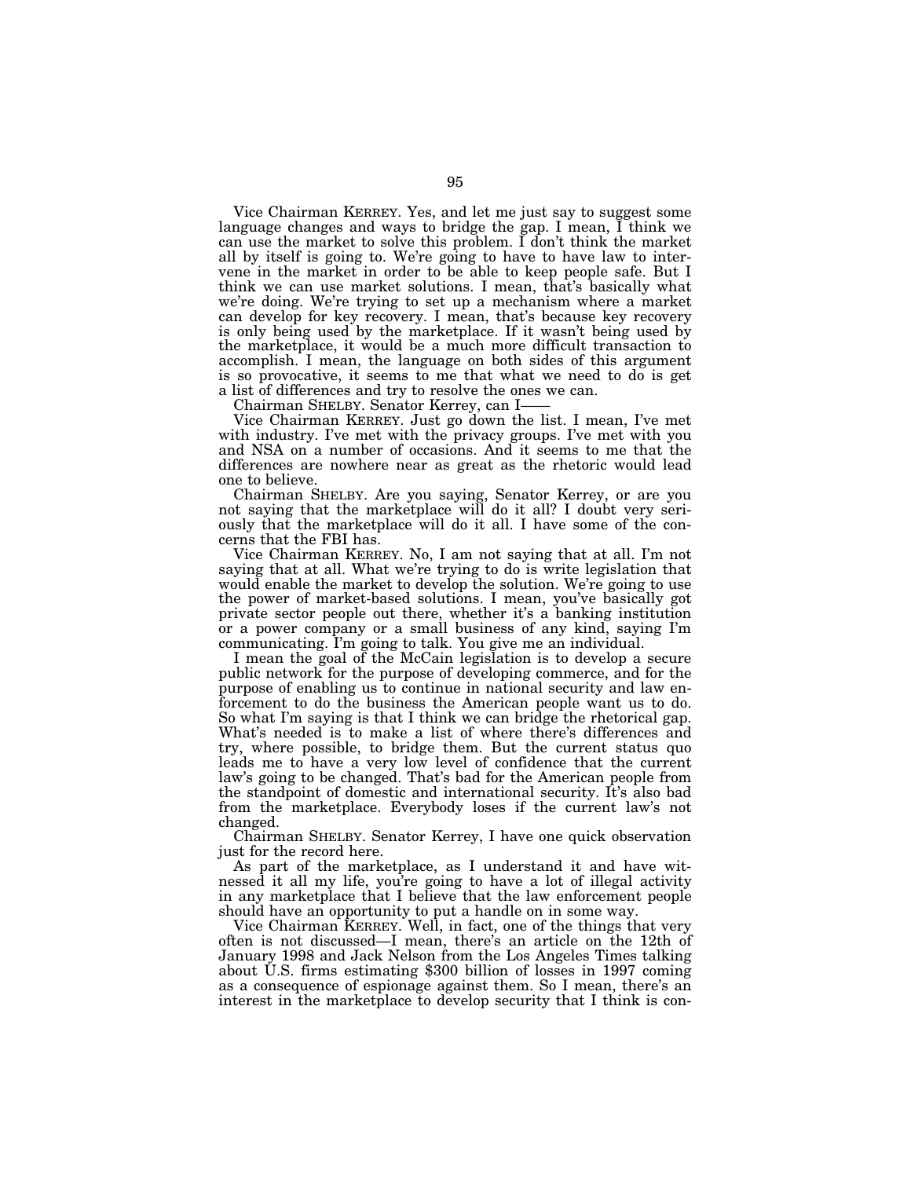Vice Chairman KERREY. Yes, and let me just say to suggest some language changes and ways to bridge the gap. I mean, I think we can use the market to solve this problem. I don't think the market all by itself is going to. We're going to have to have law to intervene in the market in order to be able to keep people safe. But I think we can use market solutions. I mean, that's basically what we're doing. We're trying to set up a mechanism where a market can develop for key recovery. I mean, that's because key recovery is only being used by the marketplace. If it wasn't being used by the marketplace, it would be a much more difficult transaction to accomplish. I mean, the language on both sides of this argument is so provocative, it seems to me that what we need to do is get a list of differences and try to resolve the ones we can.

Chairman SHELBY. Senator Kerrey, can I——

Vice Chairman KERREY. Just go down the list. I mean, I've met with industry. I've met with the privacy groups. I've met with you and NSA on a number of occasions. And it seems to me that the differences are nowhere near as great as the rhetoric would lead one to believe.

Chairman SHELBY. Are you saying, Senator Kerrey, or are you not saying that the marketplace will do it all? I doubt very seriously that the marketplace will do it all. I have some of the concerns that the FBI has.

Vice Chairman KERREY. No, I am not saying that at all. I'm not saying that at all. What we're trying to do is write legislation that would enable the market to develop the solution. We're going to use the power of market-based solutions. I mean, you've basically got private sector people out there, whether it's a banking institution or a power company or a small business of any kind, saying I'm communicating. I'm going to talk. You give me an individual.

I mean the goal of the McCain legislation is to develop a secure public network for the purpose of developing commerce, and for the purpose of enabling us to continue in national security and law enforcement to do the business the American people want us to do. So what I'm saying is that I think we can bridge the rhetorical gap. What's needed is to make a list of where there's differences and try, where possible, to bridge them. But the current status quo leads me to have a very low level of confidence that the current law's going to be changed. That's bad for the American people from the standpoint of domestic and international security. It's also bad from the marketplace. Everybody loses if the current law's not changed.

Chairman SHELBY. Senator Kerrey, I have one quick observation just for the record here.

As part of the marketplace, as I understand it and have witnessed it all my life, you're going to have a lot of illegal activity in any marketplace that I believe that the law enforcement people should have an opportunity to put a handle on in some way.

Vice Chairman KERREY. Well, in fact, one of the things that very often is not discussed—I mean, there's an article on the 12th of January 1998 and Jack Nelson from the Los Angeles Times talking about U.S. firms estimating $300 billion of losses in 1997 coming as a consequence of espionage against them. So I mean, there's an interest in the marketplace to develop security that I think is con-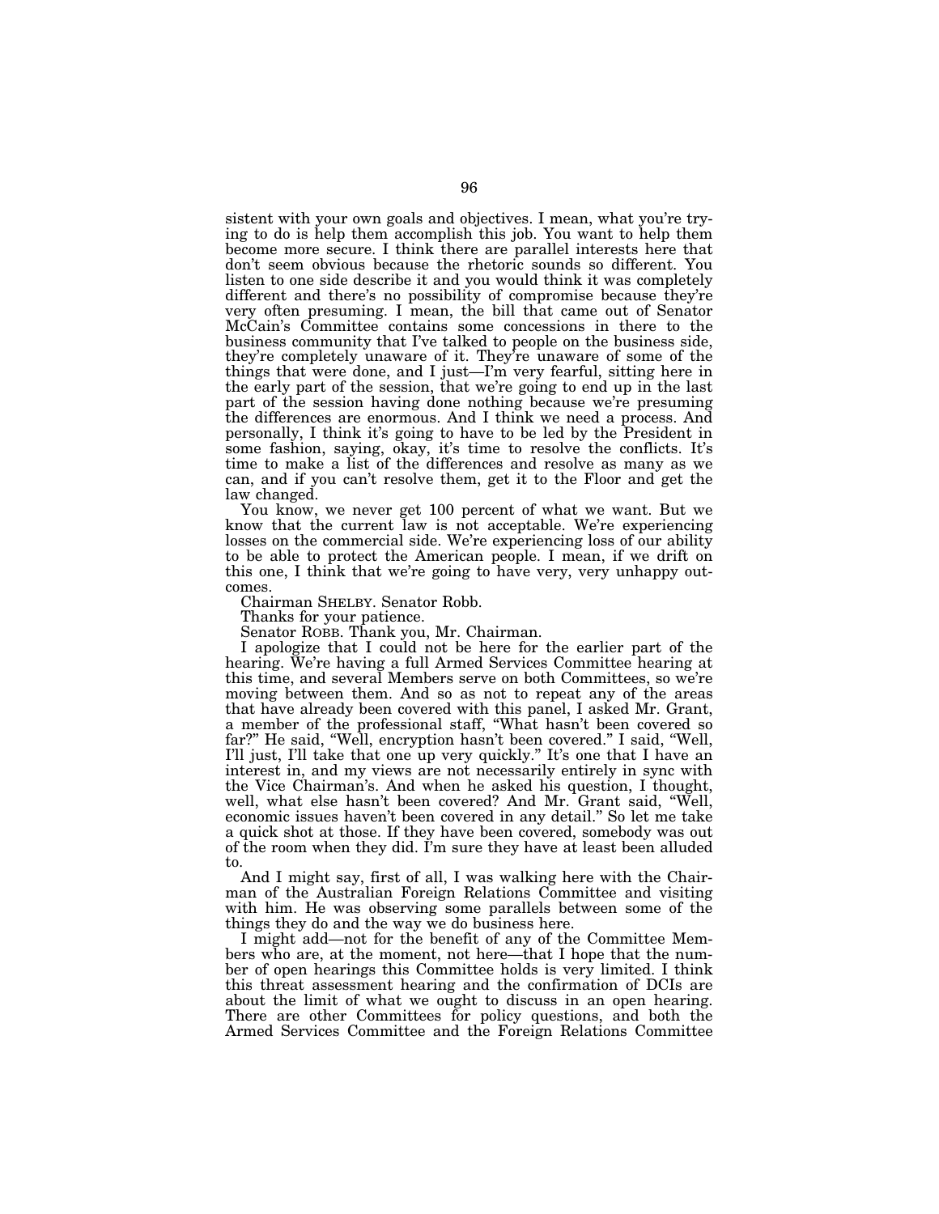sistent with your own goals and objectives. I mean, what you're trying to do is help them accomplish this job. You want to help them become more secure. I think there are parallel interests here that don't seem obvious because the rhetoric sounds so different. You listen to one side describe it and you would think it was completely different and there's no possibility of compromise because they're very often presuming. I mean, the bill that came out of Senator McCain's Committee contains some concessions in there to the business community that I've talked to people on the business side, they're completely unaware of it. They're unaware of some of the things that were done, and I just—I'm very fearful, sitting here in the early part of the session, that we're going to end up in the last part of the session having done nothing because we're presuming the differences are enormous. And I think we need a process. And personally, I think it's going to have to be led by the President in some fashion, saying, okay, it's time to resolve the conflicts. It's time to make a list of the differences and resolve as many as we can, and if you can't resolve them, get it to the Floor and get the law changed.

You know, we never get 100 percent of what we want. But we know that the current law is not acceptable. We're experiencing losses on the commercial side. We're experiencing loss of our ability to be able to protect the American people. I mean, if we drift on this one, I think that we're going to have very, very unhappy outcomes.

Chairman SHELBY. Senator Robb.

Thanks for your patience.

Senator ROBB. Thank you, Mr. Chairman.

I apologize that I could not be here for the earlier part of the hearing. We're having a full Armed Services Committee hearing at this time, and several Members serve on both Committees, so we're moving between them. And so as not to repeat any of the areas that have already been covered with this panel, I asked Mr. Grant, a member of the professional staff, "What hasn't been covered so far?" He said, "Well, encryption hasn't been covered." I said, "Well, I'll just, I'll take that one up very quickly." It's one that I have an interest in, and my views are not necessarily entirely in sync with the Vice Chairman's. And when he asked his question, I thought, well, what else hasn't been covered? And Mr. Grant said, "Well, economic issues haven't been covered in any detail." So let me take a quick shot at those. If they have been covered, somebody was out of the room when they did. I'm sure they have at least been alluded to.

And I might say, first of all, I was walking here with the Chairman of the Australian Foreign Relations Committee and visiting with him. He was observing some parallels between some of the things they do and the way we do business here.

I might add—not for the benefit of any of the Committee Members who are, at the moment, not here—that I hope that the number of open hearings this Committee holds is very limited. I think this threat assessment hearing and the confirmation of DCIs are about the limit of what we ought to discuss in an open hearing. There are other Committees for policy questions, and both the Armed Services Committee and the Foreign Relations Committee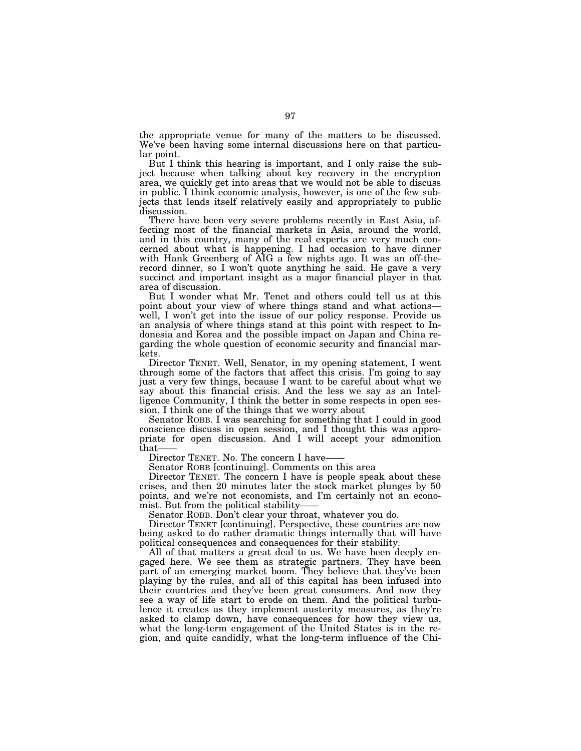the appropriate venue for many of the matters to be discussed. We've been having some internal discussions here on that particular point.

But I think this hearing is important, and I only raise the subject because when talking about key recovery in the encryption area, we quickly get into areas that we would not be able to discuss in public. I think economic analysis, however, is one of the few subjects that lends itself relatively easily and appropriately to public discussion.

There have been very severe problems recently in East Asia, affecting most of the financial markets in Asia, around the world, and in this country, many of the real experts are very much concerned about what is happening. I had occasion to have dinner with Hank Greenberg of AIG a few nights ago. It was an off-the-record dinner, so I won't quote anything he said. He gave a very succinct and important insight as a major financial player in that area of discussion.

But I wonder what Mr. Tenet and others could tell us at this point about your view of where things stand and what actions— well, I won't get into the issue of our policy response. Provide us an analysis of where things stand at this point with respect to Indonesia and Korea and the possible impact on Japan and China regarding the whole question of economic security and financial markets.

Director TENET. Well, Senator, in my opening statement, I went through some of the factors that affect this crisis. I'm going to say just a very few things, because I want to be careful about what we say about this financial crisis. And the less we say as an Intelligence Community, I think the better in some respects in open session. I think one of the things that we worry about

Senator ROBB. I was searching for something that I could in good conscience discuss in open session, and I thought this was appropriate for open discussion. And I will accept your admonition that——

Director TENET. No. The concern I have——

Senator ROBB [continuing]. Comments on this area

Director TENET. The concern I have is people speak about these crises, and then 20 minutes later the stock market plunges by 50 points, and we're not economists, and I'm certainly not an economist. But from the political stability——

Senator ROBB. Don't clear your throat, whatever you do.

Director TENET [continuing]. Perspective, these countries are now being asked to do rather dramatic things internally that will have political consequences and consequences for their stability.

All of that matters a great deal to us. We have been deeply engaged here. We see them as strategic partners. They have been part of an emerging market boom. They believe that they've been playing by the rules, and all of this capital has been infused into their countries and they've been great consumers. And now they see a way of life start to erode on them. And the political turbulence it creates as they implement austerity measures, as they're asked to clamp down, have consequences for how they view us, what the long-term engagement of the United States is in the region, and quite candidly, what the long-term influence of the Chi-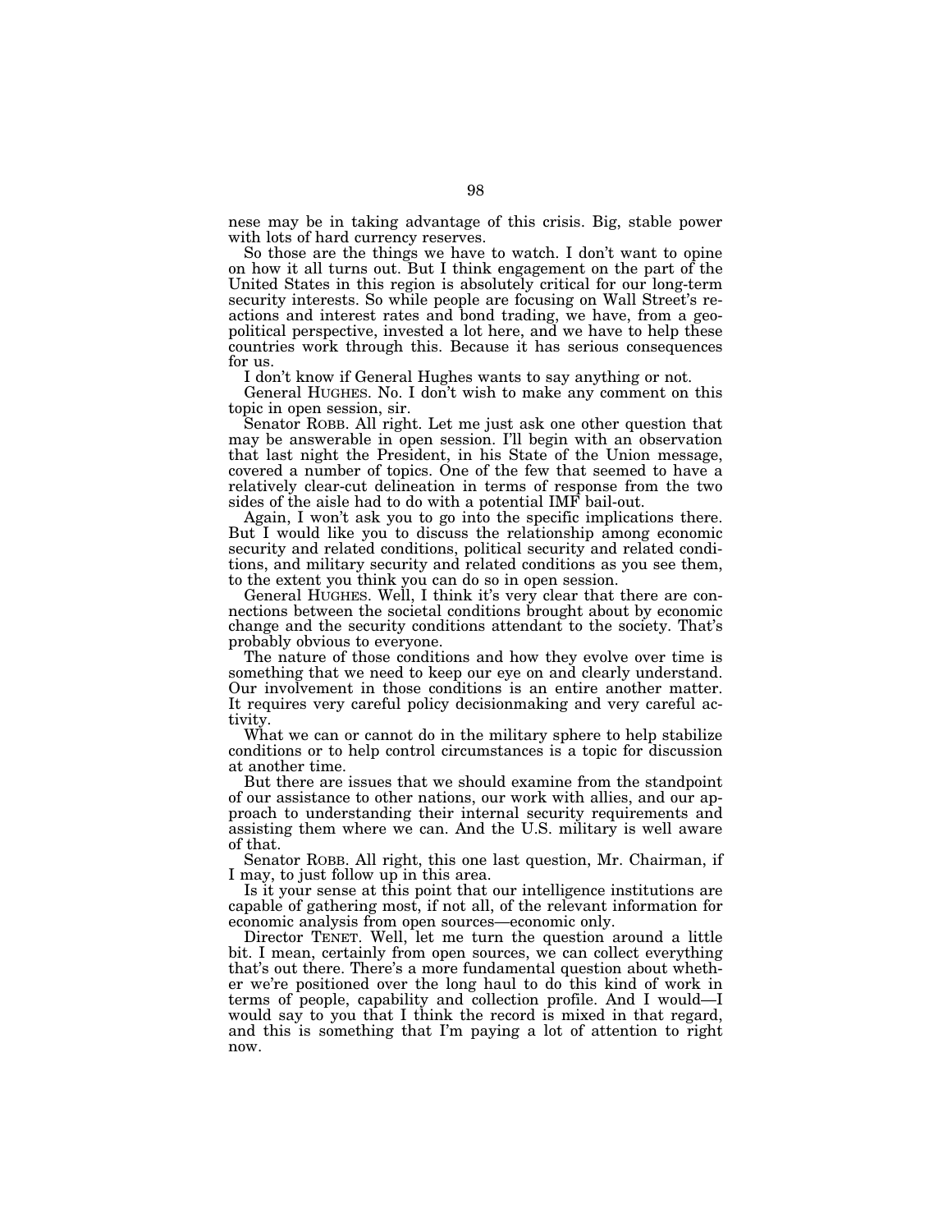nese may be in taking advantage of this crisis. Big, stable power with lots of hard currency reserves.

So those are the things we have to watch. I don't want to opine on how it all turns out. But I think engagement on the part of the United States in this region is absolutely critical for our long-term security interests. So while people are focusing on Wall Street's reactions and interest rates and bond trading, we have, from a geopolitical perspective, invested a lot here, and we have to help these countries work through this. Because it has serious consequences for us.

I don't know if General Hughes wants to say anything or not.

General HUGHES. No. I don't wish to make any comment on this topic in open session, sir.

Senator ROBB. All right. Let me just ask one other question that may be answerable in open session. I'll begin with an observation that last night the President, in his State of the Union message, covered a number of topics. One of the few that seemed to have a relatively clear-cut delineation in terms of response from the two sides of the aisle had to do with a potential IMF bail-out.

Again, I won't ask you to go into the specific implications there. But I would like you to discuss the relationship among economic security and related conditions, political security and related conditions, and military security and related conditions as you see them, to the extent you think you can do so in open session.

General HUGHES. Well, I think it's very clear that there are connections between the societal conditions brought about by economic change and the security conditions attendant to the society. That's probably obvious to everyone.

The nature of those conditions and how they evolve over time is something that we need to keep our eye on and clearly understand. Our involvement in those conditions is an entire another matter. It requires very careful policy decisionmaking and very careful activity.

What we can or cannot do in the military sphere to help stabilize conditions or to help control circumstances is a topic for discussion at another time.

But there are issues that we should examine from the standpoint of our assistance to other nations, our work with allies, and our approach to understanding their internal security requirements and assisting them where we can. And the U.S. military is well aware of that.

Senator ROBB. All right, this one last question, Mr. Chairman, if I may, to just follow up in this area.

Is it your sense at this point that our intelligence institutions are capable of gathering most, if not all, of the relevant information for economic analysis from open sources—economic only.

Director TENET. Well, let me turn the question around a little bit. I mean, certainly from open sources, we can collect everything that's out there. There's a more fundamental question about whether we're positioned over the long haul to do this kind of work in terms of people, capability and collection profile. And I would—I would say to you that I think the record is mixed in that regard, and this is something that I'm paying a lot of attention to right now.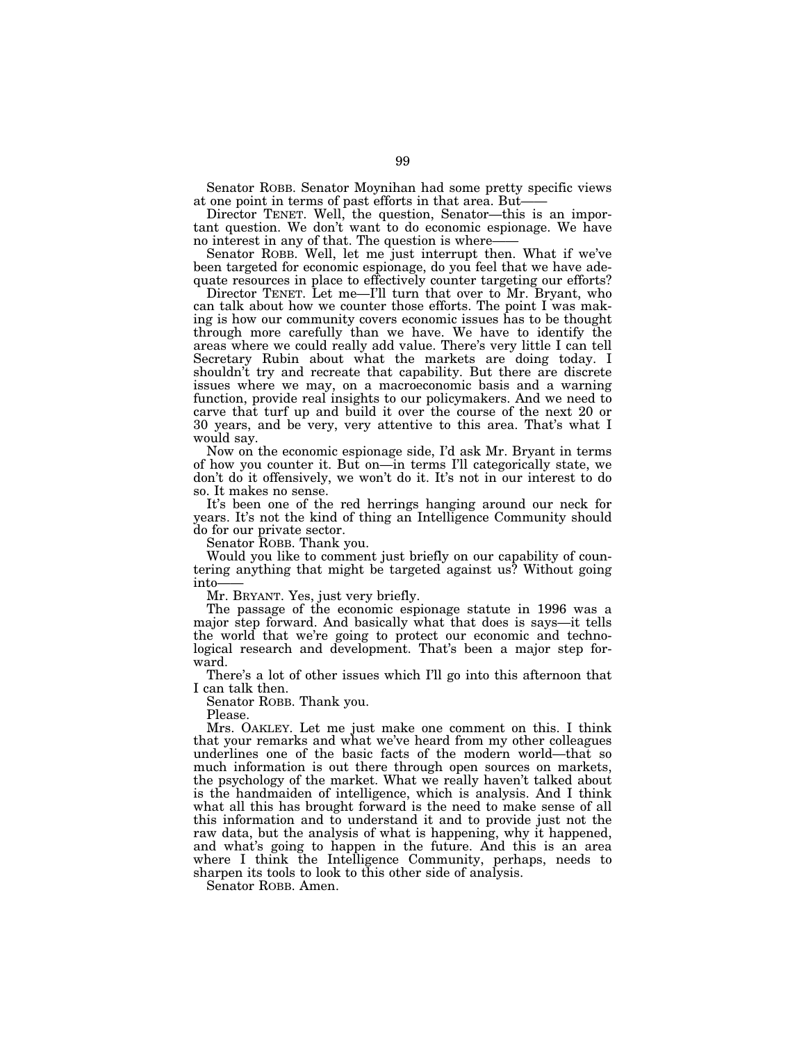Senator ROBB. Senator Moynihan had some pretty specific views at one point in terms of past efforts in that area. But——

Director TENET. Well, the question, Senator—this is an important question. We don't want to do economic espionage. We have no interest in any of that. The question is where——

Senator ROBB. Well, let me just interrupt then. What if we've been targeted for economic espionage, do you feel that we have adequate resources in place to effectively counter targeting our efforts?

Director TENET. Let me—I'll turn that over to Mr. Bryant, who can talk about how we counter those efforts. The point I was making is how our community covers economic issues has to be thought through more carefully than we have. We have to identify the areas where we could really add value. There's very little I can tell Secretary Rubin about what the markets are doing today. I shouldn't try and recreate that capability. But there are discrete issues where we may, on a macroeconomic basis and a warning function, provide real insights to our policymakers. And we need to carve that turf up and build it over the course of the next 20 or 30 years, and be very, very attentive to this area. That's what I would say.

Now on the economic espionage side, I'd ask Mr. Bryant in terms of how you counter it. But on—in terms I'll categorically state, we don't do it offensively, we won't do it. It's not in our interest to do so. It makes no sense.

It's been one of the red herrings hanging around our neck for years. It's not the kind of thing an Intelligence Community should do for our private sector.

Senator ROBB. Thank you.

Would you like to comment just briefly on our capability of countering anything that might be targeted against us? Without going into——

Mr. BRYANT. Yes, just very briefly.

The passage of the economic espionage statute in 1996 was a major step forward. And basically what that does is says—it tells the world that we're going to protect our economic and technological research and development. That's been a major step forward.

There's a lot of other issues which I'll go into this afternoon that I can talk then.

Senator ROBB. Thank you.

Please.

Mrs. OAKLEY. Let me just make one comment on this. I think that your remarks and what we've heard from my other colleagues underlines one of the basic facts of the modern world—that so much information is out there through open sources on markets, the psychology of the market. What we really haven't talked about is the handmaiden of intelligence, which is analysis. And I think what all this has brought forward is the need to make sense of all this information and to understand it and to provide just not the raw data, but the analysis of what is happening, why it happened, and what's going to happen in the future. And this is an area where I think the Intelligence Community, perhaps, needs to sharpen its tools to look to this other side of analysis.

Senator ROBB. Amen.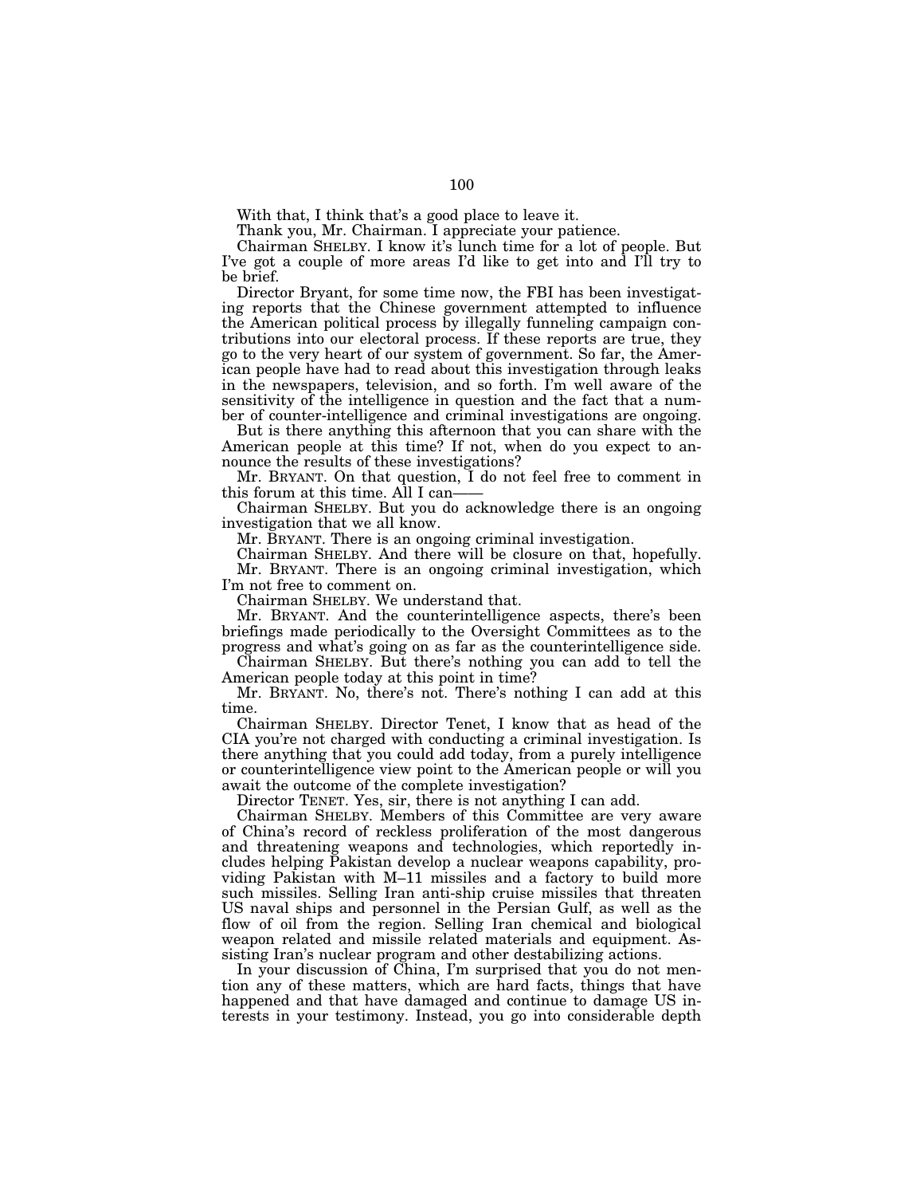With that, I think that's a good place to leave it.

Thank you, Mr. Chairman. I appreciate your patience.

Chairman SHELBY. I know it's lunch time for a lot of people. But I've got a couple of more areas I'd like to get into and I'll try to be brief.

Director Bryant, for some time now, the FBI has been investigating reports that the Chinese government attempted to influence the American political process by illegally funneling campaign contributions into our electoral process. If these reports are true, they go to the very heart of our system of government. So far, the American people have had to read about this investigation through leaks in the newspapers, television, and so forth. I'm well aware of the sensitivity of the intelligence in question and the fact that a number of counter-intelligence and criminal investigations are ongoing.

But is there anything this afternoon that you can share with the American people at this time? If not, when do you expect to announce the results of these investigations?

Mr. BRYANT. On that question, I do not feel free to comment in this forum at this time. All I can——

Chairman SHELBY. But you do acknowledge there is an ongoing investigation that we all know.

Mr. BRYANT. There is an ongoing criminal investigation.

Chairman SHELBY. And there will be closure on that, hopefully.

Mr. BRYANT. There is an ongoing criminal investigation, which I'm not free to comment on.

Chairman SHELBY. We understand that.

Mr. BRYANT. And the counterintelligence aspects, there's been briefings made periodically to the Oversight Committees as to the progress and what's going on as far as the counterintelligence side.

Chairman SHELBY. But there's nothing you can add to tell the American people today at this point in time?

Mr. BRYANT. No, there's not. There's nothing I can add at this time.

Chairman SHELBY. Director Tenet, I know that as head of the CIA you're not charged with conducting a criminal investigation. Is there anything that you could add today, from a purely intelligence or counterintelligence view point to the American people or will you await the outcome of the complete investigation?

Director TENET. Yes, sir, there is not anything I can add.

Chairman SHELBY. Members of this Committee are very aware of China's record of reckless proliferation of the most dangerous and threatening weapons and technologies, which reportedly includes helping Pakistan develop a nuclear weapons capability, providing Pakistan with M–11 missiles and a factory to build more such missiles. Selling Iran anti-ship cruise missiles that threaten US naval ships and personnel in the Persian Gulf, as well as the flow of oil from the region. Selling Iran chemical and biological weapon related and missile related materials and equipment. Assisting Iran's nuclear program and other destabilizing actions.

In your discussion of China, I'm surprised that you do not mention any of these matters, which are hard facts, things that have happened and that have damaged and continue to damage US interests in your testimony. Instead, you go into considerable depth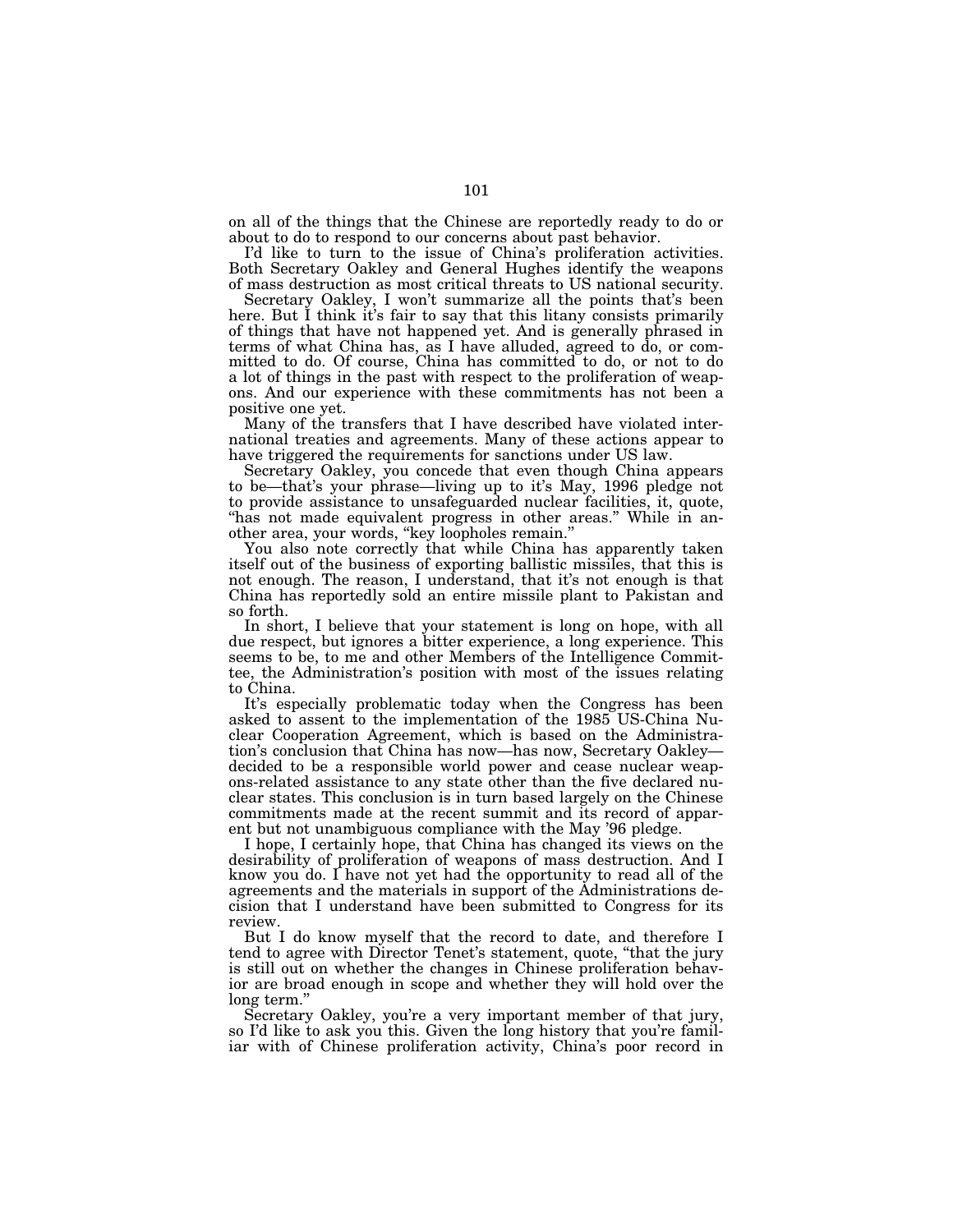on all of the things that the Chinese are reportedly ready to do or about to do to respond to our concerns about past behavior.

I'd like to turn to the issue of China's proliferation activities. Both Secretary Oakley and General Hughes identify the weapons of mass destruction as most critical threats to US national security.

Secretary Oakley, I won't summarize all the points that's been here. But I think it's fair to say that this litany consists primarily of things that have not happened yet. And is generally phrased in terms of what China has, as I have alluded, agreed to do, or committed to do. Of course, China has committed to do, or not to do a lot of things in the past with respect to the proliferation of weapons. And our experience with these commitments has not been a positive one yet.

Many of the transfers that I have described have violated international treaties and agreements. Many of these actions appear to have triggered the requirements for sanctions under US law.

Secretary Oakley, you concede that even though China appears to be—that's your phrase—living up to it's May, 1996 pledge not to provide assistance to unsafeguarded nuclear facilities, it, quote, "has not made equivalent progress in other areas." While in another area, your words, "key loopholes remain."

You also note correctly that while China has apparently taken itself out of the business of exporting ballistic missiles, that this is not enough. The reason, I understand, that it's not enough is that China has reportedly sold an entire missile plant to Pakistan and so forth.

In short, I believe that your statement is long on hope, with all due respect, but ignores a bitter experience, a long experience. This seems to be, to me and other Members of the Intelligence Committee, the Administration's position with most of the issues relating to China.

It's especially problematic today when the Congress has been asked to assent to the implementation of the 1985 US-China Nuclear Cooperation Agreement, which is based on the Administration's conclusion that China has now—has now, Secretary Oakley—decided to be a responsible world power and cease nuclear weapons-related assistance to any state other than the five declared nuclear states. This conclusion is in turn based largely on the Chinese commitments made at the recent summit and its record of apparent but not unambiguous compliance with the May '96 pledge.

I hope, I certainly hope, that China has changed its views on the desirability of proliferation of weapons of mass destruction. And I know you do. I have not yet had the opportunity to read all of the agreements and the materials in support of the Administrations decision that I understand have been submitted to Congress for its review.

But I do know myself that the record to date, and therefore I tend to agree with Director Tenet's statement, quote, "that the jury is still out on whether the changes in Chinese proliferation behavior are broad enough in scope and whether they will hold over the long term."

Secretary Oakley, you're a very important member of that jury, so I'd like to ask you this. Given the long history that you're familiar with of Chinese proliferation activity, China's poor record in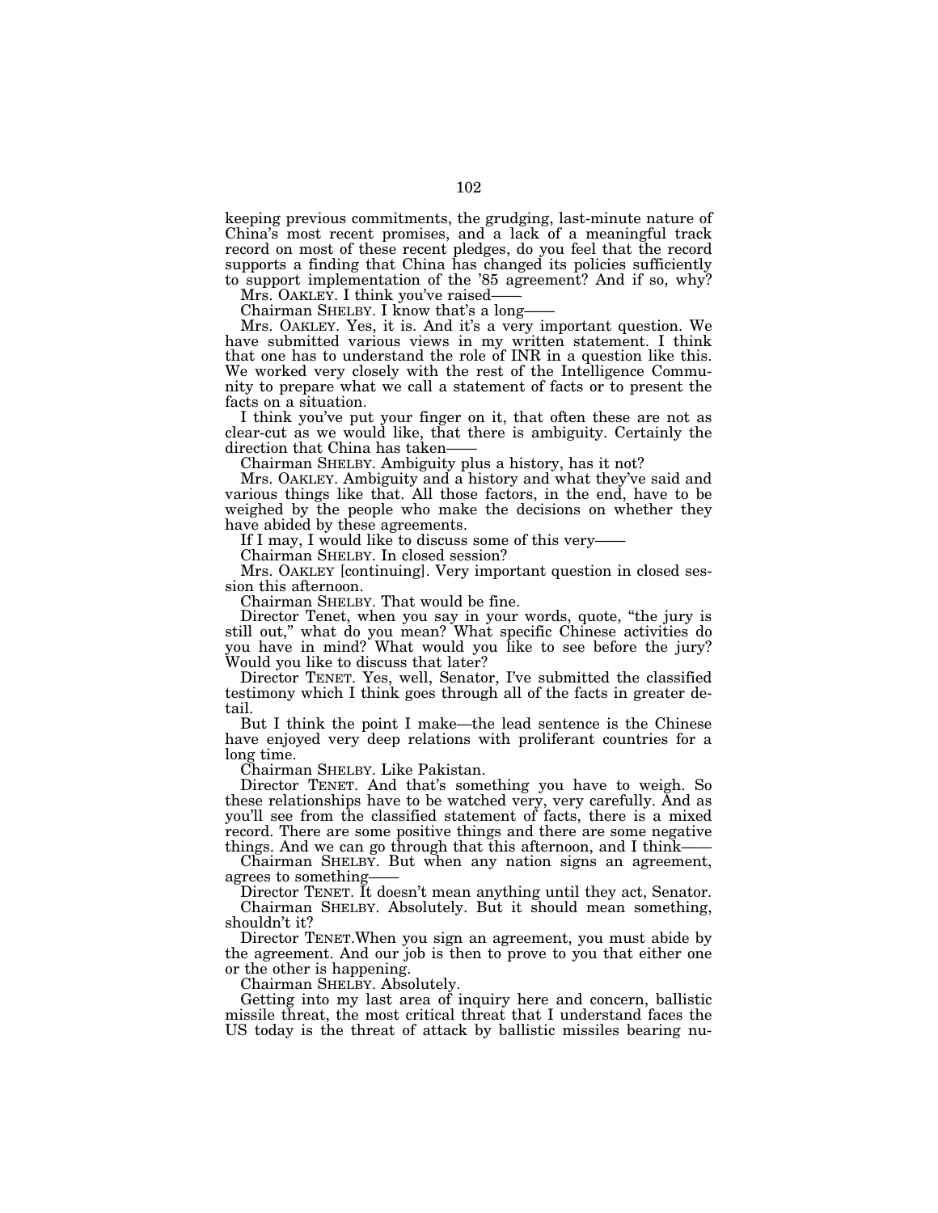keeping previous commitments, the grudging, last-minute nature of China's most recent promises, and a lack of a meaningful track record on most of these recent pledges, do you feel that the record supports a finding that China has changed its policies sufficiently to support implementation of the '85 agreement? And if so, why?

Mrs. OAKLEY. I think you've raised——

Chairman SHELBY. I know that's a long——

Mrs. OAKLEY. Yes, it is. And it's a very important question. We have submitted various views in my written statement. I think that one has to understand the role of INR in a question like this. We worked very closely with the rest of the Intelligence Community to prepare what we call a statement of facts or to present the facts on a situation.

I think you've put your finger on it, that often these are not as clear-cut as we would like, that there is ambiguity. Certainly the direction that China has taken——

Chairman SHELBY. Ambiguity plus a history, has it not?

Mrs. OAKLEY. Ambiguity and a history and what they've said and various things like that. All those factors, in the end, have to be weighed by the people who make the decisions on whether they have abided by these agreements.

If I may, I would like to discuss some of this very——

Chairman SHELBY. In closed session?

Mrs. OAKLEY [continuing]. Very important question in closed session this afternoon.

Chairman SHELBY. That would be fine.

Director Tenet, when you say in your words, quote, "the jury is still out," what do you mean? What specific Chinese activities do you have in mind? What would you like to see before the jury? Would you like to discuss that later?

Director TENET. Yes, well, Senator, I've submitted the classified testimony which I think goes through all of the facts in greater detail.

But I think the point I make—the lead sentence is the Chinese have enjoyed very deep relations with proliferant countries for a long time.

Chairman SHELBY. Like Pakistan.

Director TENET. And that's something you have to weigh. So these relationships have to be watched very, very carefully. And as you'll see from the classified statement of facts, there is a mixed record. There are some positive things and there are some negative things. And we can go through that this afternoon, and I think——

Chairman SHELBY. But when any nation signs an agreement, agrees to something——

Director TENET. It doesn't mean anything until they act, Senator.

Chairman SHELBY. Absolutely. But it should mean something, shouldn't it?

Director TENET.When you sign an agreement, you must abide by the agreement. And our job is then to prove to you that either one or the other is happening.

Chairman SHELBY. Absolutely.

Getting into my last area of inquiry here and concern, ballistic missile threat, the most critical threat that I understand faces the US today is the threat of attack by ballistic missiles bearing nu-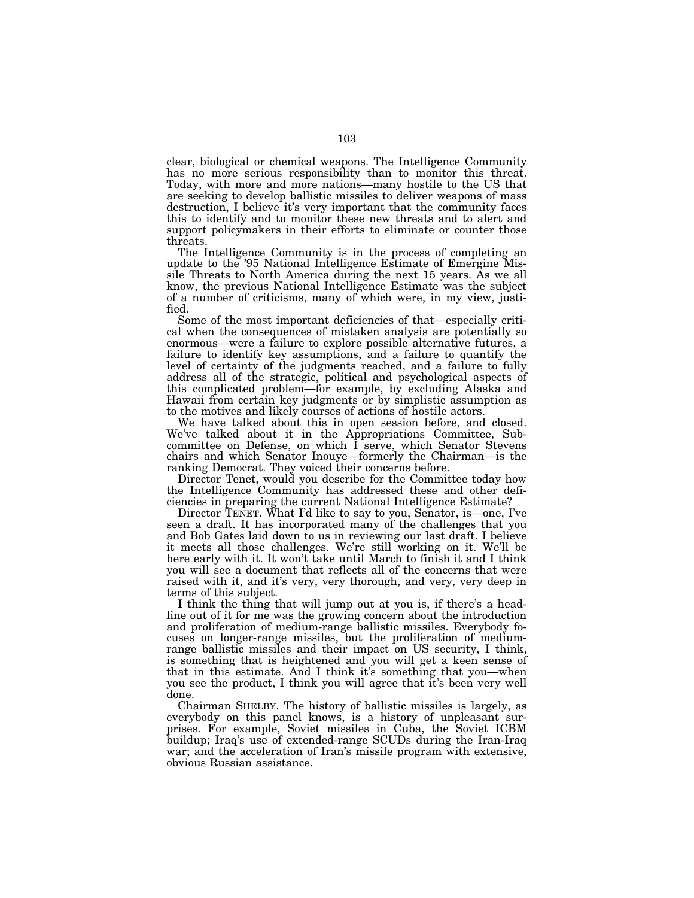clear, biological or chemical weapons. The Intelligence Community has no more serious responsibility than to monitor this threat. Today, with more and more nations—many hostile to the US that are seeking to develop ballistic missiles to deliver weapons of mass destruction, I believe it's very important that the community faces this to identify and to monitor these new threats and to alert and support policymakers in their efforts to eliminate or counter those threats.

The Intelligence Community is in the process of completing an update to the '95 National Intelligence Estimate of Emergine Missile Threats to North America during the next 15 years. As we all know, the previous National Intelligence Estimate was the subject of a number of criticisms, many of which were, in my view, justified.

Some of the most important deficiencies of that—especially critical when the consequences of mistaken analysis are potentially so enormous—were a failure to explore possible alternative futures, a failure to identify key assumptions, and a failure to quantify the level of certainty of the judgments reached, and a failure to fully address all of the strategic, political and psychological aspects of this complicated problem—for example, by excluding Alaska and Hawaii from certain key judgments or by simplistic assumption as to the motives and likely courses of actions of hostile actors.

We have talked about this in open session before, and closed. We've talked about it in the Appropriations Committee, Subcommittee on Defense, on which I serve, which Senator Stevens chairs and which Senator Inouye—formerly the Chairman—is the ranking Democrat. They voiced their concerns before.

Director Tenet, would you describe for the Committee today how the Intelligence Community has addressed these and other deficiencies in preparing the current National Intelligence Estimate?

Director TENET. What I'd like to say to you, Senator, is—one, I've seen a draft. It has incorporated many of the challenges that you and Bob Gates laid down to us in reviewing our last draft. I believe it meets all those challenges. We're still working on it. We'll be here early with it. It won't take until March to finish it and I think you will see a document that reflects all of the concerns that were raised with it, and it's very, very thorough, and very, very deep in terms of this subject.

I think the thing that will jump out at you is, if there's a headline out of it for me was the growing concern about the introduction and proliferation of medium-range ballistic missiles. Everybody focuses on longer-range missiles, but the proliferation of medium-range ballistic missiles and their impact on US security, I think, is something that is heightened and you will get a keen sense of that in this estimate. And I think it's something that you—when you see the product, I think you will agree that it's been very well done.

Chairman SHELBY. The history of ballistic missiles is largely, as everybody on this panel knows, is a history of unpleasant surprises. For example, Soviet missiles in Cuba, the Soviet ICBM buildup; Iraq's use of extended-range SCUDs during the Iran-Iraq war; and the acceleration of Iran's missile program with extensive, obvious Russian assistance.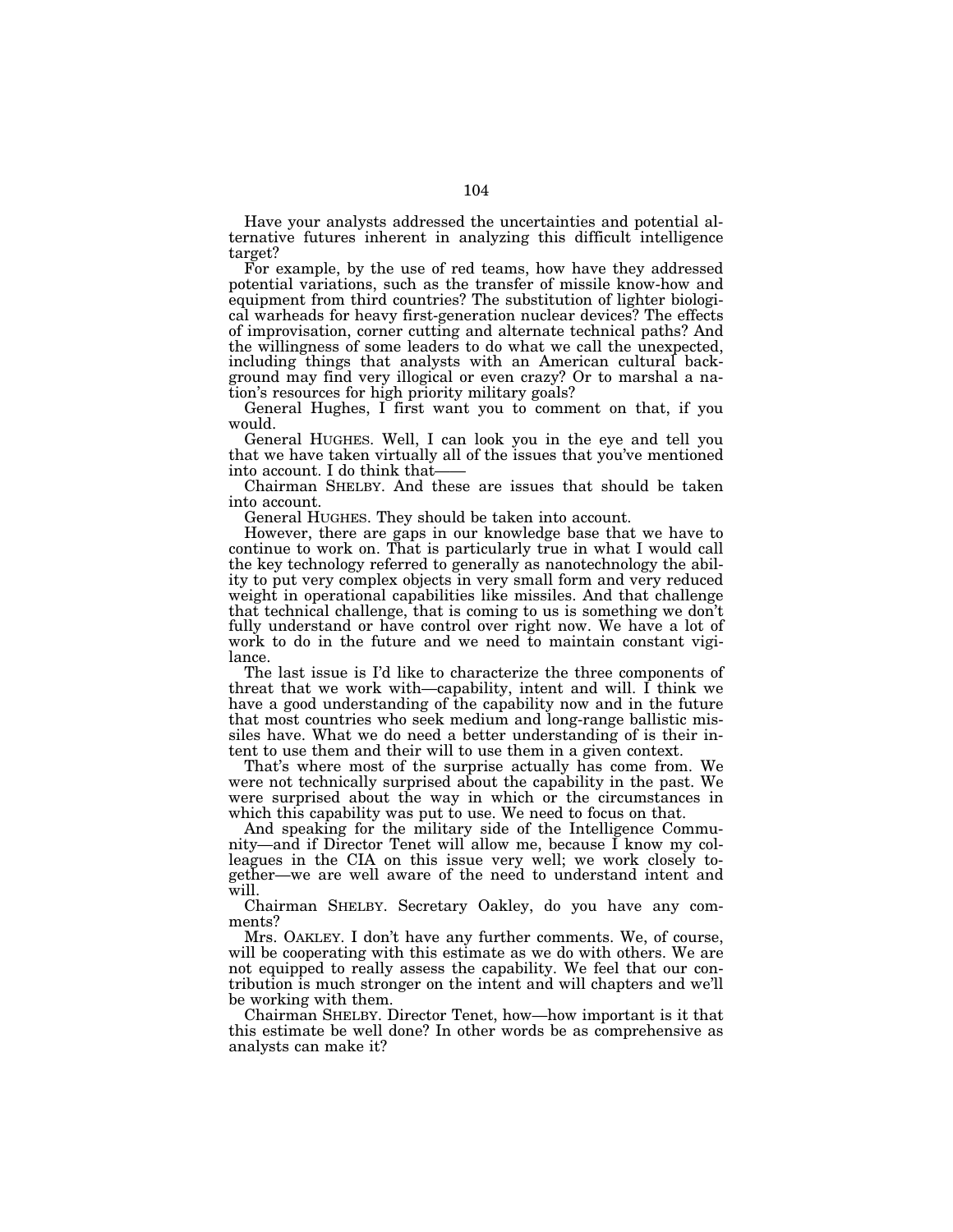Have your analysts addressed the uncertainties and potential alternative futures inherent in analyzing this difficult intelligence target?

For example, by the use of red teams, how have they addressed potential variations, such as the transfer of missile know-how and equipment from third countries? The substitution of lighter biological warheads for heavy first-generation nuclear devices? The effects of improvisation, corner cutting and alternate technical paths? And the willingness of some leaders to do what we call the unexpected, including things that analysts with an American cultural background may find very illogical or even crazy? Or to marshal a nation's resources for high priority military goals?

General Hughes, I first want you to comment on that, if you would.

General HUGHES. Well, I can look you in the eye and tell you that we have taken virtually all of the issues that you've mentioned into account. I do think that——

Chairman SHELBY. And these are issues that should be taken into account.

General HUGHES. They should be taken into account.

However, there are gaps in our knowledge base that we have to continue to work on. That is particularly true in what I would call the key technology referred to generally as nanotechnology the ability to put very complex objects in very small form and very reduced weight in operational capabilities like missiles. And that challenge that technical challenge, that is coming to us is something we don't fully understand or have control over right now. We have a lot of work to do in the future and we need to maintain constant vigilance.

The last issue is I'd like to characterize the three components of threat that we work with—capability, intent and will. I think we have a good understanding of the capability now and in the future that most countries who seek medium and long-range ballistic missiles have. What we do need a better understanding of is their intent to use them and their will to use them in a given context.

That's where most of the surprise actually has come from. We were not technically surprised about the capability in the past. We were surprised about the way in which or the circumstances in which this capability was put to use. We need to focus on that.

And speaking for the military side of the Intelligence Community—and if Director Tenet will allow me, because I know my colleagues in the CIA on this issue very well; we work closely together—we are well aware of the need to understand intent and will.

Chairman SHELBY. Secretary Oakley, do you have any comments?

Mrs. OAKLEY. I don't have any further comments. We, of course, will be cooperating with this estimate as we do with others. We are not equipped to really assess the capability. We feel that our contribution is much stronger on the intent and will chapters and we'll be working with them.

Chairman SHELBY. Director Tenet, how—how important is it that this estimate be well done? In other words be as comprehensive as analysts can make it?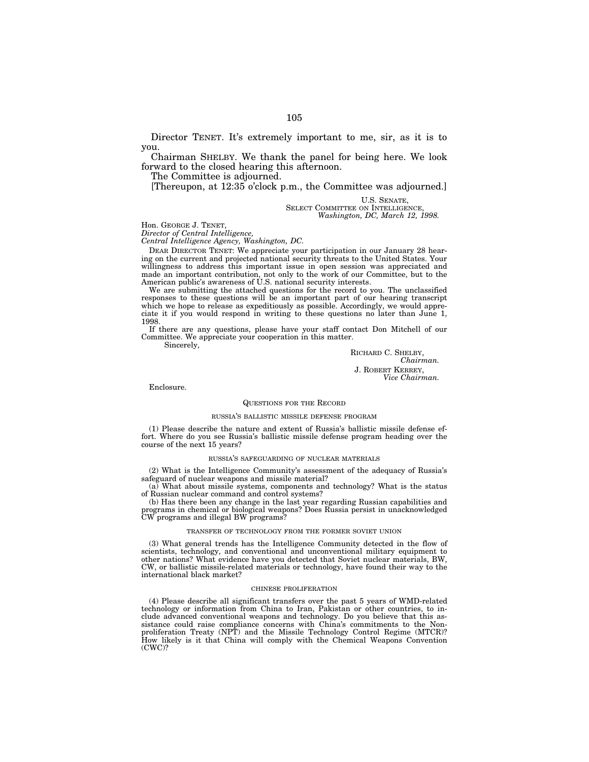Director TENET. It's extremely important to me, sir, as it is to you.

Chairman SHELBY. We thank the panel for being here. We look forward to the closed hearing this afternoon.

The Committee is adjourned.

[Thereupon, at 12:35 o'clock p.m., the Committee was adjourned.]

U.S. SENATE,
SELECT COMMITTEE ON INTELLIGENCE,
*Washington, DC, March 12, 1998.*

Hon. GEORGE J. TENET,
*Director of Central Intelligence,*
*Central Intelligence Agency, Washington, DC.*

DEAR DIRECTOR TENET: We appreciate your participation in our January 28 hearing on the current and projected national security threats to the United States. Your willingness to address this important issue in open session was appreciated and made an important contribution, not only to the work of our Committee, but to the American public's awareness of U.S. national security interests.

We are submitting the attached questions for the record to you. The unclassified responses to these questions will be an important part of our hearing transcript which we hope to release as expeditiously as possible. Accordingly, we would appreciate it if you would respond in writing to these questions no later than June 1, 1998.

If there are any questions, please have your staff contact Don Mitchell of our Committee. We appreciate your cooperation in this matter.

Sincerely,

RICHARD C. SHELBY,
*Chairman.*
J. ROBERT KERREY,
*Vice Chairman.*

Enclosure.

## QUESTIONS FOR THE RECORD

### RUSSIA'S BALLISTIC MISSILE DEFENSE PROGRAM

(1) Please describe the nature and extent of Russia's ballistic missile defense effort. Where do you see Russia's ballistic missile defense program heading over the course of the next 15 years?

### RUSSIA'S SAFEGUARDING OF NUCLEAR MATERIALS

(2) What is the Intelligence Community's assessment of the adequacy of Russia's safeguard of nuclear weapons and missile material?

(a) What about missile systems, components and technology? What is the status of Russian nuclear command and control systems?

(b) Has there been any change in the last year regarding Russian capabilities and programs in chemical or biological weapons? Does Russia persist in unacknowledged CW programs and illegal BW programs?

### TRANSFER OF TECHNOLOGY FROM THE FORMER SOVIET UNION

(3) What general trends has the Intelligence Community detected in the flow of scientists, technology, and conventional and unconventional military equipment to other nations? What evidence have you detected that Soviet nuclear materials, BW, CW, or ballistic missile-related materials or technology, have found their way to the international black market?

### CHINESE PROLIFERATION

(4) Please describe all significant transfers over the past 5 years of WMD-related technology or information from China to Iran, Pakistan or other countries, to include advanced conventional weapons and technology. Do you believe that this assistance could raise compliance concerns with China's commitments to the Nonproliferation Treaty (NPT) and the Missile Technology Control Regime (MTCR)? How likely is it that China will comply with the Chemical Weapons Convention (CWC)?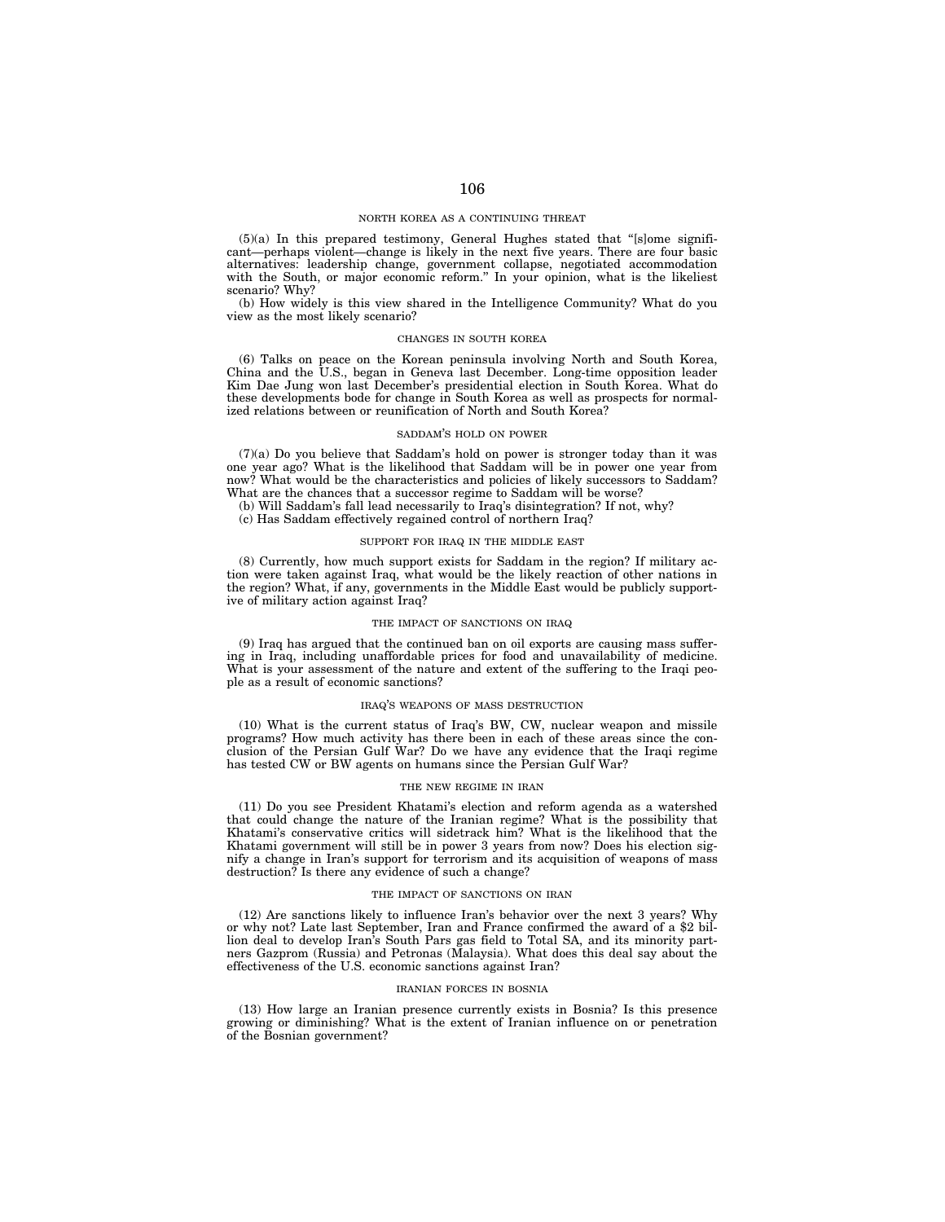### NORTH KOREA AS A CONTINUING THREAT

(5)(a) In this prepared testimony, General Hughes stated that "[s]ome significant—perhaps violent—change is likely in the next five years. There are four basic alternatives: leadership change, government collapse, negotiated accommodation with the South, or major economic reform." In your opinion, what is the likeliest scenario? Why?

(b) How widely is this view shared in the Intelligence Community? What do you view as the most likely scenario?

### CHANGES IN SOUTH KOREA

(6) Talks on peace on the Korean peninsula involving North and South Korea, China and the U.S., began in Geneva last December. Long-time opposition leader Kim Dae Jung won last December's presidential election in South Korea. What do these developments bode for change in South Korea as well as prospects for normalized relations between or reunification of North and South Korea?

### SADDAM'S HOLD ON POWER

(7)(a) Do you believe that Saddam's hold on power is stronger today than it was one year ago? What is the likelihood that Saddam will be in power one year from now? What would be the characteristics and policies of likely successors to Saddam? What are the chances that a successor regime to Saddam will be worse?

(b) Will Saddam's fall lead necessarily to Iraq's disintegration? If not, why?

(c) Has Saddam effectively regained control of northern Iraq?

### SUPPORT FOR IRAQ IN THE MIDDLE EAST

(8) Currently, how much support exists for Saddam in the region? If military action were taken against Iraq, what would be the likely reaction of other nations in the region? What, if any, governments in the Middle East would be publicly supportive of military action against Iraq?

### THE IMPACT OF SANCTIONS ON IRAQ

(9) Iraq has argued that the continued ban on oil exports are causing mass suffering in Iraq, including unaffordable prices for food and unavailability of medicine. What is your assessment of the nature and extent of the suffering to the Iraqi people as a result of economic sanctions?

### IRAQ'S WEAPONS OF MASS DESTRUCTION

(10) What is the current status of Iraq's BW, CW, nuclear weapon and missile programs? How much activity has there been in each of these areas since the conclusion of the Persian Gulf War? Do we have any evidence that the Iraqi regime has tested CW or BW agents on humans since the Persian Gulf War?

### THE NEW REGIME IN IRAN

(11) Do you see President Khatami's election and reform agenda as a watershed that could change the nature of the Iranian regime? What is the possibility that Khatami's conservative critics will sidetrack him? What is the likelihood that the Khatami government will still be in power 3 years from now? Does his election signify a change in Iran's support for terrorism and its acquisition of weapons of mass destruction? Is there any evidence of such a change?

### THE IMPACT OF SANCTIONS ON IRAN

(12) Are sanctions likely to influence Iran's behavior over the next 3 years? Why or why not? Late last September, Iran and France confirmed the award of a $2 billion deal to develop Iran's South Pars gas field to Total SA, and its minority partners Gazprom (Russia) and Petronas (Malaysia). What does this deal say about the effectiveness of the U.S. economic sanctions against Iran?

### IRANIAN FORCES IN BOSNIA

(13) How large an Iranian presence currently exists in Bosnia? Is this presence growing or diminishing? What is the extent of Iranian influence on or penetration of the Bosnian government?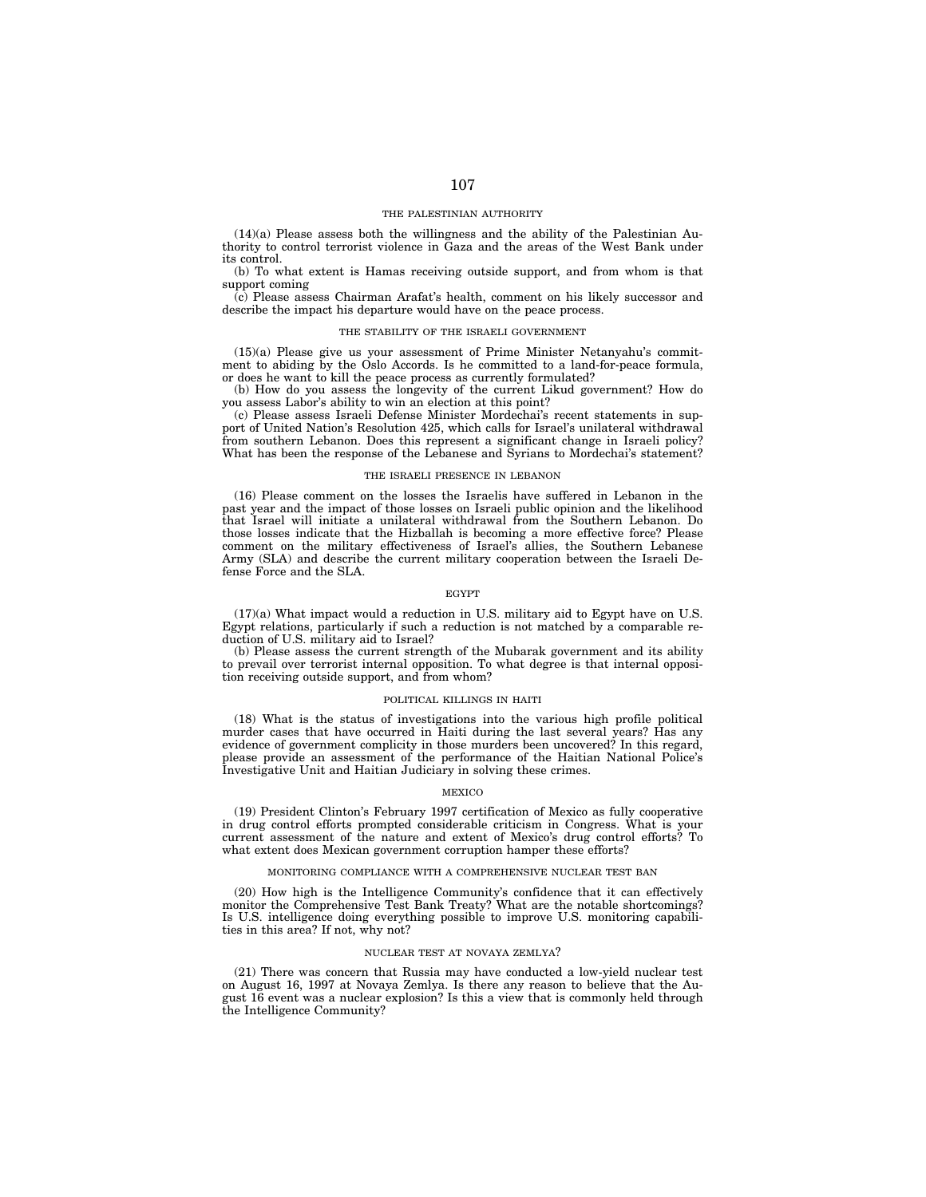### THE PALESTINIAN AUTHORITY

(14)(a) Please assess both the willingness and the ability of the Palestinian Authority to control terrorist violence in Gaza and the areas of the West Bank under its control.

(b) To what extent is Hamas receiving outside support, and from whom is that support coming

(c) Please assess Chairman Arafat's health, comment on his likely successor and describe the impact his departure would have on the peace process.

### THE STABILITY OF THE ISRAELI GOVERNMENT

(15)(a) Please give us your assessment of Prime Minister Netanyahu's commitment to abiding by the Oslo Accords. Is he committed to a land-for-peace formula, or does he want to kill the peace process as currently formulated?

(b) How do you assess the longevity of the current Likud government? How do you assess Labor's ability to win an election at this point?

(c) Please assess Israeli Defense Minister Mordechai's recent statements in support of United Nation's Resolution 425, which calls for Israel's unilateral withdrawal from southern Lebanon. Does this represent a significant change in Israeli policy? What has been the response of the Lebanese and Syrians to Mordechai's statement?

### THE ISRAELI PRESENCE IN LEBANON

(16) Please comment on the losses the Israelis have suffered in Lebanon in the past year and the impact of those losses on Israeli public opinion and the likelihood that Israel will initiate a unilateral withdrawal from the Southern Lebanon. Do those losses indicate that the Hizballah is becoming a more effective force? Please comment on the military effectiveness of Israel's allies, the Southern Lebanese Army (SLA) and describe the current military cooperation between the Israeli Defense Force and the SLA.

### EGYPT

(17)(a) What impact would a reduction in U.S. military aid to Egypt have on U.S. Egypt relations, particularly if such a reduction is not matched by a comparable reduction of U.S. military aid to Israel?

(b) Please assess the current strength of the Mubarak government and its ability to prevail over terrorist internal opposition. To what degree is that internal opposition receiving outside support, and from whom?

### POLITICAL KILLINGS IN HAITI

(18) What is the status of investigations into the various high profile political murder cases that have occurred in Haiti during the last several years? Has any evidence of government complicity in those murders been uncovered? In this regard, please provide an assessment of the performance of the Haitian National Police's Investigative Unit and Haitian Judiciary in solving these crimes.

### MEXICO

(19) President Clinton's February 1997 certification of Mexico as fully cooperative in drug control efforts prompted considerable criticism in Congress. What is your current assessment of the nature and extent of Mexico's drug control efforts? To what extent does Mexican government corruption hamper these efforts?

### MONITORING COMPLIANCE WITH A COMPREHENSIVE NUCLEAR TEST BAN

(20) How high is the Intelligence Community's confidence that it can effectively monitor the Comprehensive Test Bank Treaty? What are the notable shortcomings? Is U.S. intelligence doing everything possible to improve U.S. monitoring capabilities in this area? If not, why not?

### NUCLEAR TEST AT NOVAYA ZEMLYA?

(21) There was concern that Russia may have conducted a low-yield nuclear test on August 16, 1997 at Novaya Zemlya. Is there any reason to believe that the August 16 event was a nuclear explosion? Is this a view that is commonly held through the Intelligence Community?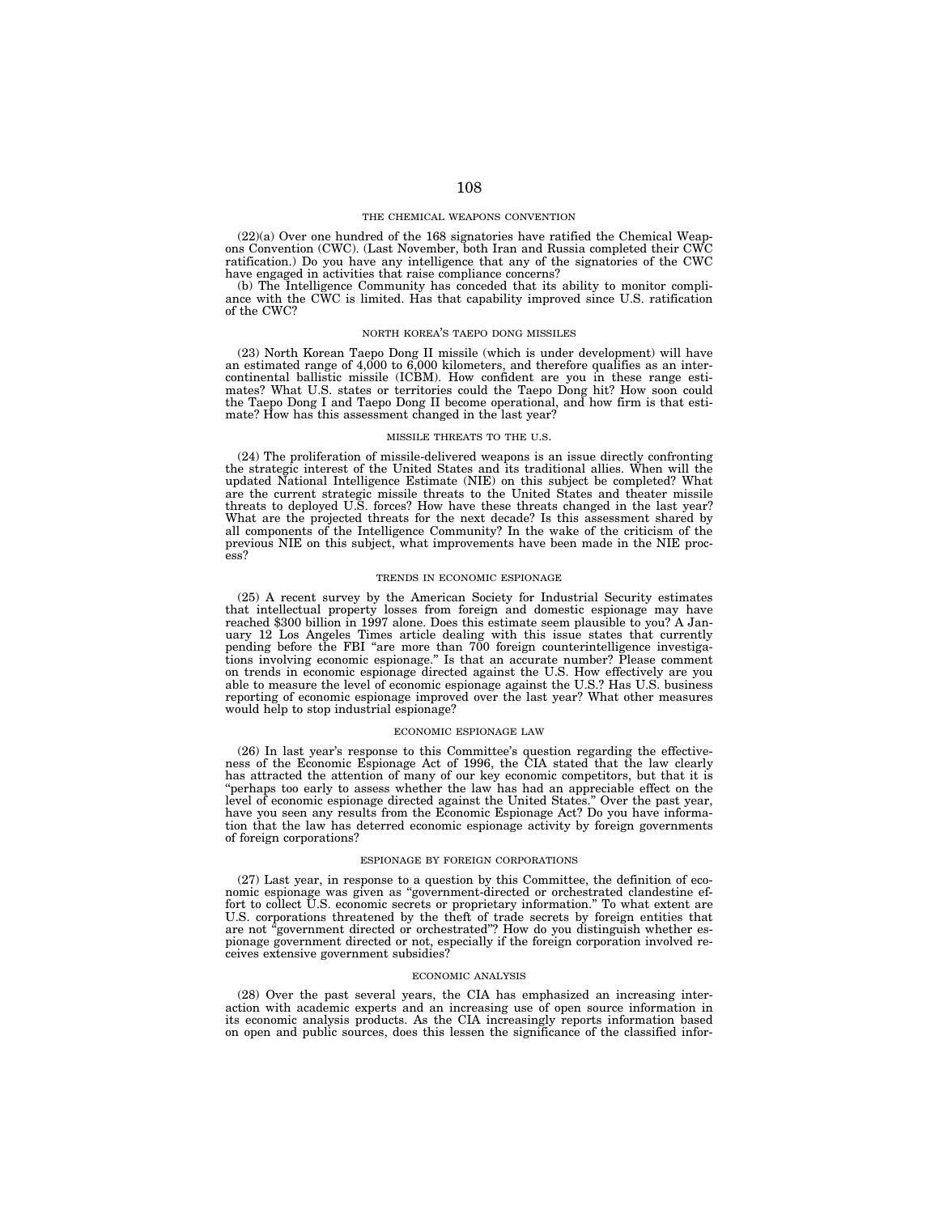## THE CHEMICAL WEAPONS CONVENTION

(22)(a) Over one hundred of the 168 signatories have ratified the Chemical Weapons Convention (CWC). (Last November, both Iran and Russia completed their CWC ratification.) Do you have any intelligence that any of the signatories of the CWC have engaged in activities that raise compliance concerns?

(b) The Intelligence Community has conceded that its ability to monitor compliance with the CWC is limited. Has that capability improved since U.S. ratification of the CWC?

## NORTH KOREA'S TAEPO DONG MISSILES

(23) North Korean Taepo Dong II missile (which is under development) will have an estimated range of 4,000 to 6,000 kilometers, and therefore qualifies as an intercontinental ballistic missile (ICBM). How confident are you in these range estimates? What U.S. states or territories could the Taepo Dong hit? How soon could the Taepo Dong I and Taepo Dong II become operational, and how firm is that estimate? How has this assessment changed in the last year?

## MISSILE THREATS TO THE U.S.

(24) The proliferation of missile-delivered weapons is an issue directly confronting the strategic interest of the United States and its traditional allies. When will the updated National Intelligence Estimate (NIE) on this subject be completed? What are the current strategic missile threats to the United States and theater missile threats to deployed U.S. forces? How have these threats changed in the last year? What are the projected threats for the next decade? Is this assessment shared by all components of the Intelligence Community? In the wake of the criticism of the previous NIE on this subject, what improvements have been made in the NIE process?

## TRENDS IN ECONOMIC ESPIONAGE

(25) A recent survey by the American Society for Industrial Security estimates that intellectual property losses from foreign and domestic espionage may have reached $300 billion in 1997 alone. Does this estimate seem plausible to you? A January 12 Los Angeles Times article dealing with this issue states that currently pending before the FBI "are more than 700 foreign counterintelligence investigations involving economic espionage." Is that an accurate number? Please comment on trends in economic espionage directed against the U.S. How effectively are you able to measure the level of economic espionage against the U.S.? Has U.S. business reporting of economic espionage improved over the last year? What other measures would help to stop industrial espionage?

## ECONOMIC ESPIONAGE LAW

(26) In last year's response to this Committee's question regarding the effectiveness of the Economic Espionage Act of 1996, the CIA stated that the law clearly has attracted the attention of many of our key economic competitors, but that it is "perhaps too early to assess whether the law has had an appreciable effect on the level of economic espionage directed against the United States." Over the past year, have you seen any results from the Economic Espionage Act? Do you have information that the law has deterred economic espionage activity by foreign governments of foreign corporations?

## ESPIONAGE BY FOREIGN CORPORATIONS

(27) Last year, in response to a question by this Committee, the definition of economic espionage was given as "government-directed or orchestrated clandestine effort to collect U.S. economic secrets or proprietary information." To what extent are U.S. corporations threatened by the theft of trade secrets by foreign entities that are not "government directed or orchestrated"? How do you distinguish whether espionage government directed or not, especially if the foreign corporation involved receives extensive government subsidies?

## ECONOMIC ANALYSIS

(28) Over the past several years, the CIA has emphasized an increasing interaction with academic experts and an increasing use of open source information in its economic analysis products. As the CIA increasingly reports information based on open and public sources, does this lessen the significance of the classified infor-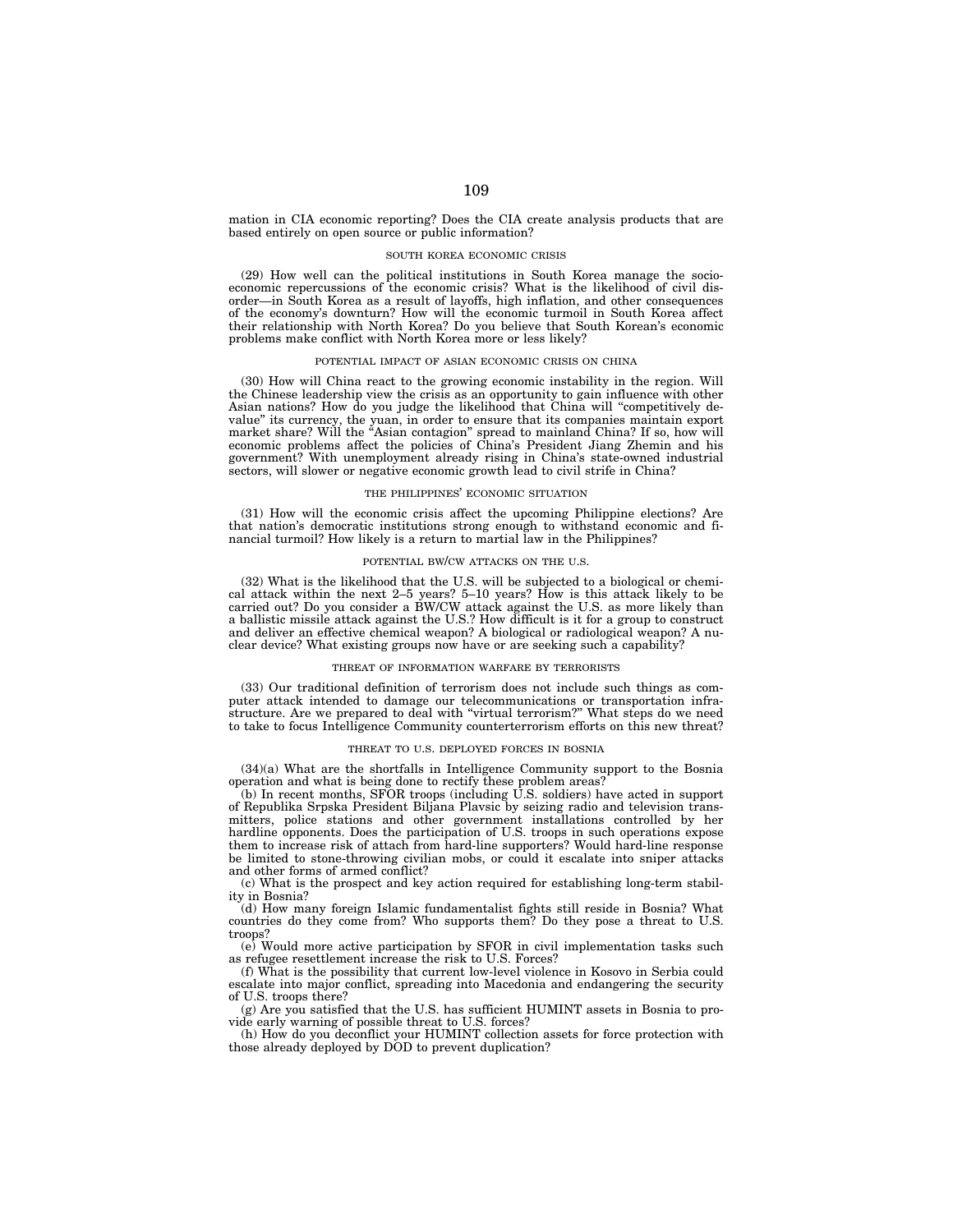mation in CIA economic reporting? Does the CIA create analysis products that are based entirely on open source or public information?

### SOUTH KOREA ECONOMIC CRISIS

(29) How well can the political institutions in South Korea manage the socio-economic repercussions of the economic crisis? What is the likelihood of civil disorder—in South Korea as a result of layoffs, high inflation, and other consequences of the economy's downturn? How will the economic turmoil in South Korea affect their relationship with North Korea? Do you believe that South Korean's economic problems make conflict with North Korea more or less likely?

### POTENTIAL IMPACT OF ASIAN ECONOMIC CRISIS ON CHINA

(30) How will China react to the growing economic instability in the region. Will the Chinese leadership view the crisis as an opportunity to gain influence with other Asian nations? How do you judge the likelihood that China will "competitively devalue" its currency, the yuan, in order to ensure that its companies maintain export market share? Will the "Asian contagion" spread to mainland China? If so, how will economic problems affect the policies of China's President Jiang Zhemin and his government? With unemployment already rising in China's state-owned industrial sectors, will slower or negative economic growth lead to civil strife in China?

### THE PHILIPPINES' ECONOMIC SITUATION

(31) How will the economic crisis affect the upcoming Philippine elections? Are that nation's democratic institutions strong enough to withstand economic and financial turmoil? How likely is a return to martial law in the Philippines?

### POTENTIAL BW/CW ATTACKS ON THE U.S.

(32) What is the likelihood that the U.S. will be subjected to a biological or chemical attack within the next 2–5 years? 5–10 years? How is this attack likely to be carried out? Do you consider a BW/CW attack against the U.S. as more likely than a ballistic missile attack against the U.S.? How difficult is it for a group to construct and deliver an effective chemical weapon? A biological or radiological weapon? A nuclear device? What existing groups now have or are seeking such a capability?

### THREAT OF INFORMATION WARFARE BY TERRORISTS

(33) Our traditional definition of terrorism does not include such things as computer attack intended to damage our telecommunications or transportation infrastructure. Are we prepared to deal with "virtual terrorism?" What steps do we need to take to focus Intelligence Community counterterrorism efforts on this new threat?

### THREAT TO U.S. DEPLOYED FORCES IN BOSNIA

(34)(a) What are the shortfalls in Intelligence Community support to the Bosnia operation and what is being done to rectify these problem areas?

(b) In recent months, SFOR troops (including U.S. soldiers) have acted in support of Republika Srpska President Biljana Plavsic by seizing radio and television transmitters, police stations and other government installations controlled by her hardline opponents. Does the participation of U.S. troops in such operations expose them to increase risk of attach from hard-line supporters? Would hard-line response be limited to stone-throwing civilian mobs, or could it escalate into sniper attacks and other forms of armed conflict?

(c) What is the prospect and key action required for establishing long-term stability in Bosnia?

(d) How many foreign Islamic fundamentalist fights still reside in Bosnia? What countries do they come from? Who supports them? Do they pose a threat to U.S. troops?

(e) Would more active participation by SFOR in civil implementation tasks such as refugee resettlement increase the risk to U.S. Forces?

(f) What is the possibility that current low-level violence in Kosovo in Serbia could escalate into major conflict, spreading into Macedonia and endangering the security of U.S. troops there?

(g) Are you satisfied that the U.S. has sufficient HUMINT assets in Bosnia to provide early warning of possible threat to U.S. forces?

(h) How do you deconflict your HUMINT collection assets for force protection with those already deployed by DOD to prevent duplication?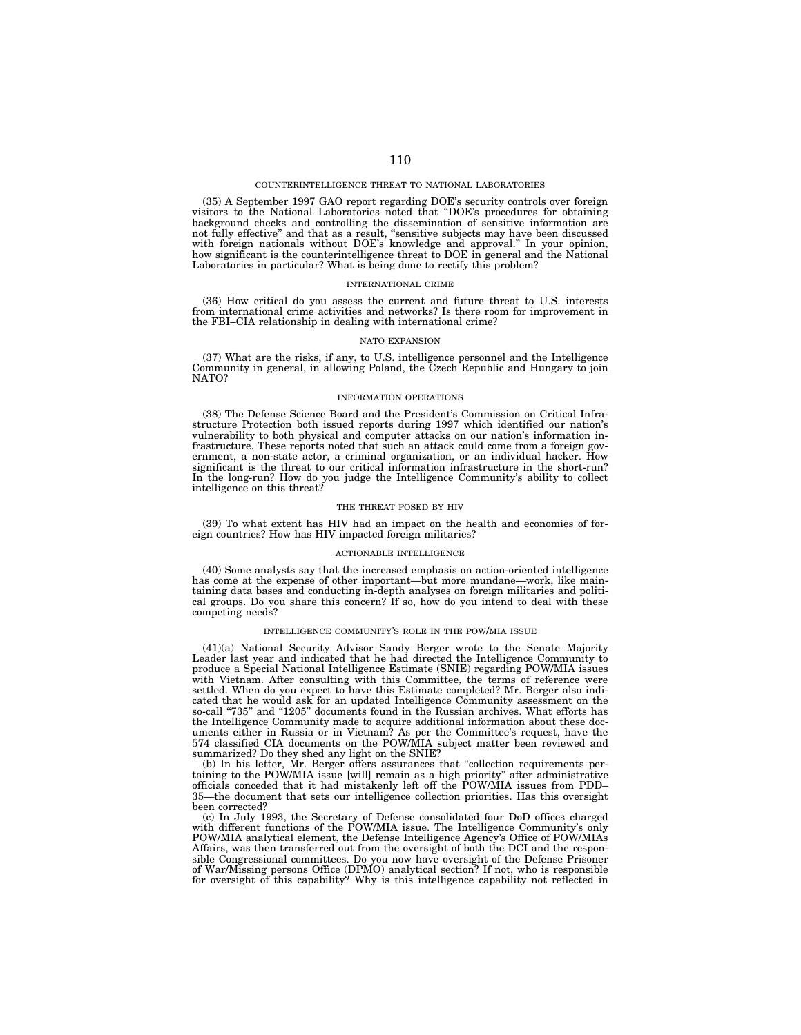### COUNTERINTELLIGENCE THREAT TO NATIONAL LABORATORIES

(35) A September 1997 GAO report regarding DOE's security controls over foreign visitors to the National Laboratories noted that "DOE's procedures for obtaining background checks and controlling the dissemination of sensitive information are not fully effective" and that as a result, "sensitive subjects may have been discussed with foreign nationals without DOE's knowledge and approval." In your opinion, how significant is the counterintelligence threat to DOE in general and the National Laboratories in particular? What is being done to rectify this problem?

### INTERNATIONAL CRIME

(36) How critical do you assess the current and future threat to U.S. interests from international crime activities and networks? Is there room for improvement in the FBI–CIA relationship in dealing with international crime?

### NATO EXPANSION

(37) What are the risks, if any, to U.S. intelligence personnel and the Intelligence Community in general, in allowing Poland, the Czech Republic and Hungary to join NATO?

### INFORMATION OPERATIONS

(38) The Defense Science Board and the President's Commission on Critical Infrastructure Protection both issued reports during 1997 which identified our nation's vulnerability to both physical and computer attacks on our nation's information infrastructure. These reports noted that such an attack could come from a foreign government, a non-state actor, a criminal organization, or an individual hacker. How significant is the threat to our critical information infrastructure in the short-run? In the long-run? How do you judge the Intelligence Community's ability to collect intelligence on this threat?

### THE THREAT POSED BY HIV

(39) To what extent has HIV had an impact on the health and economies of foreign countries? How has HIV impacted foreign militaries?

### ACTIONABLE INTELLIGENCE

(40) Some analysts say that the increased emphasis on action-oriented intelligence has come at the expense of other important—but more mundane—work, like maintaining data bases and conducting in-depth analyses on foreign militaries and political groups. Do you share this concern? If so, how do you intend to deal with these competing needs?

### INTELLIGENCE COMMUNITY'S ROLE IN THE POW/MIA ISSUE

(41)(a) National Security Advisor Sandy Berger wrote to the Senate Majority Leader last year and indicated that he had directed the Intelligence Community to produce a Special National Intelligence Estimate (SNIE) regarding POW/MIA issues with Vietnam. After consulting with this Committee, the terms of reference were settled. When do you expect to have this Estimate completed? Mr. Berger also indicated that he would ask for an updated Intelligence Community assessment on the so-call "735" and "1205" documents found in the Russian archives. What efforts has the Intelligence Community made to acquire additional information about these documents either in Russia or in Vietnam? As per the Committee's request, have the 574 classified CIA documents on the POW/MIA subject matter been reviewed and summarized? Do they shed any light on the SNIE?

(b) In his letter, Mr. Berger offers assurances that "collection requirements pertaining to the POW/MIA issue [will] remain as a high priority" after administrative officials conceded that it had mistakenly left off the POW/MIA issues from PDD–35—the document that sets our intelligence collection priorities. Has this oversight been corrected?

(c) In July 1993, the Secretary of Defense consolidated four DoD offices charged with different functions of the POW/MIA issue. The Intelligence Community's only POW/MIA analytical element, the Defense Intelligence Agency's Office of POW/MIAs Affairs, was then transferred out from the oversight of both the DCI and the responsible Congressional committees. Do you now have oversight of the Defense Prisoner of War/Missing persons Office (DPMO) analytical section? If not, who is responsible for oversight of this capability? Why is this intelligence capability not reflected in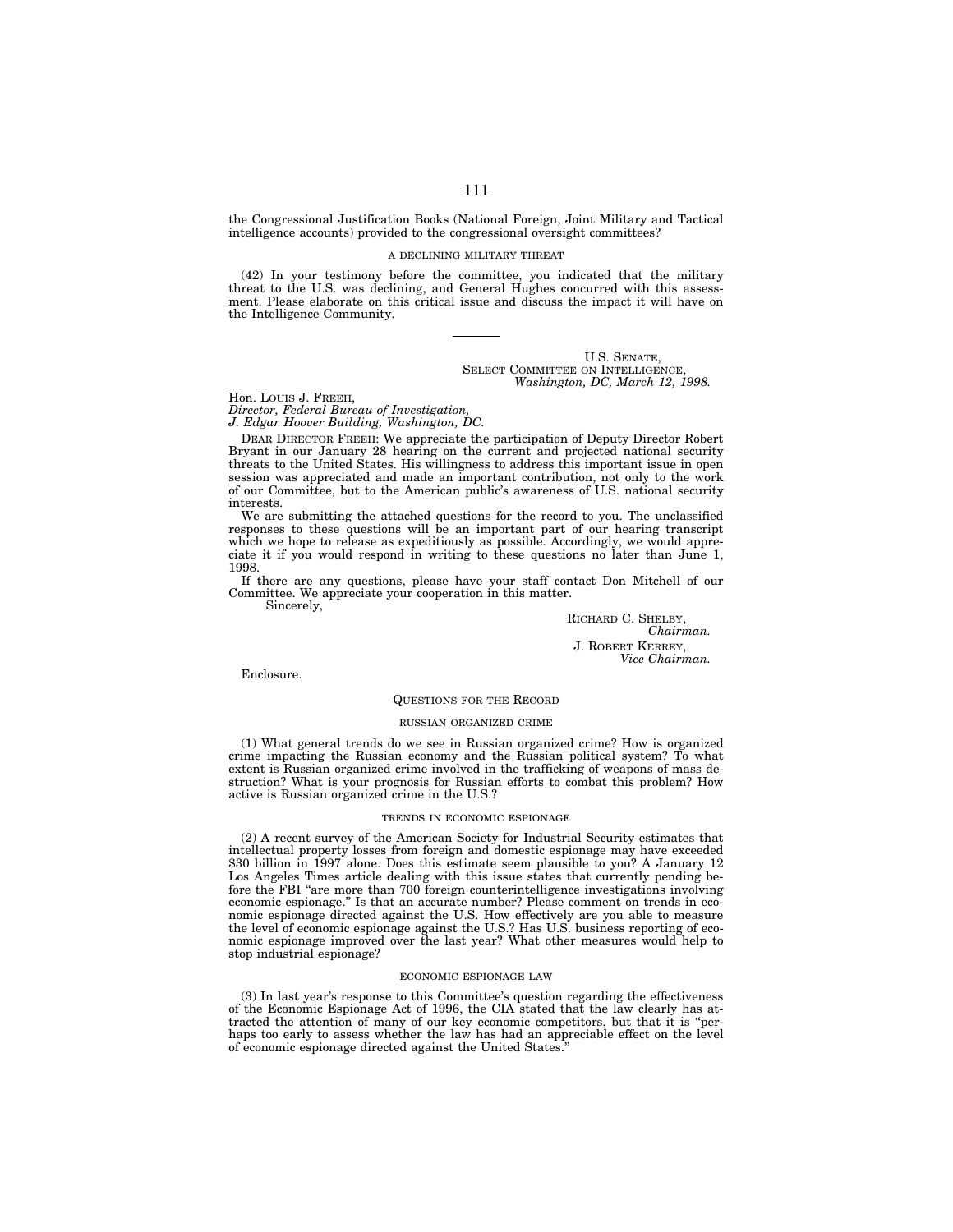the Congressional Justification Books (National Foreign, Joint Military and Tactical intelligence accounts) provided to the congressional oversight committees?

#### A DECLINING MILITARY THREAT

(42) In your testimony before the committee, you indicated that the military threat to the U.S. was declining, and General Hughes concurred with this assessment. Please elaborate on this critical issue and discuss the impact it will have on the Intelligence Community.

---

U.S. SENATE,
SELECT COMMITTEE ON INTELLIGENCE,
*Washington, DC, March 12, 1998.*

Hon. LOUIS J. FREEH,
*Director, Federal Bureau of Investigation,*
*J. Edgar Hoover Building, Washington, DC.*

DEAR DIRECTOR FREEH: We appreciate the participation of Deputy Director Robert Bryant in our January 28 hearing on the current and projected national security threats to the United States. His willingness to address this important issue in open session was appreciated and made an important contribution, not only to the work of our Committee, but to the American public's awareness of U.S. national security interests.

We are submitting the attached questions for the record to you. The unclassified responses to these questions will be an important part of our hearing transcript which we hope to release as expeditiously as possible. Accordingly, we would appreciate it if you would respond in writing to these questions no later than June 1, 1998.

If there are any questions, please have your staff contact Don Mitchell of our Committee. We appreciate your cooperation in this matter.

Sincerely,

RICHARD C. SHELBY,
*Chairman.*
J. ROBERT KERREY,
*Vice Chairman.*

Enclosure.

### QUESTIONS FOR THE RECORD

#### RUSSIAN ORGANIZED CRIME

(1) What general trends do we see in Russian organized crime? How is organized crime impacting the Russian economy and the Russian political system? To what extent is Russian organized crime involved in the trafficking of weapons of mass destruction? What is your prognosis for Russian efforts to combat this problem? How active is Russian organized crime in the U.S.?

#### TRENDS IN ECONOMIC ESPIONAGE

(2) A recent survey of the American Society for Industrial Security estimates that intellectual property losses from foreign and domestic espionage may have exceeded $30 billion in 1997 alone. Does this estimate seem plausible to you? A January 12 Los Angeles Times article dealing with this issue states that currently pending before the FBI "are more than 700 foreign counterintelligence investigations involving economic espionage." Is that an accurate number? Please comment on trends in economic espionage directed against the U.S. How effectively are you able to measure the level of economic espionage against the U.S.? Has U.S. business reporting of economic espionage improved over the last year? What other measures would help to stop industrial espionage?

#### ECONOMIC ESPIONAGE LAW

(3) In last year's response to this Committee's question regarding the effectiveness of the Economic Espionage Act of 1996, the CIA stated that the law clearly has attracted the attention of many of our key economic competitors, but that it is "perhaps too early to assess whether the law has had an appreciable effect on the level of economic espionage directed against the United States."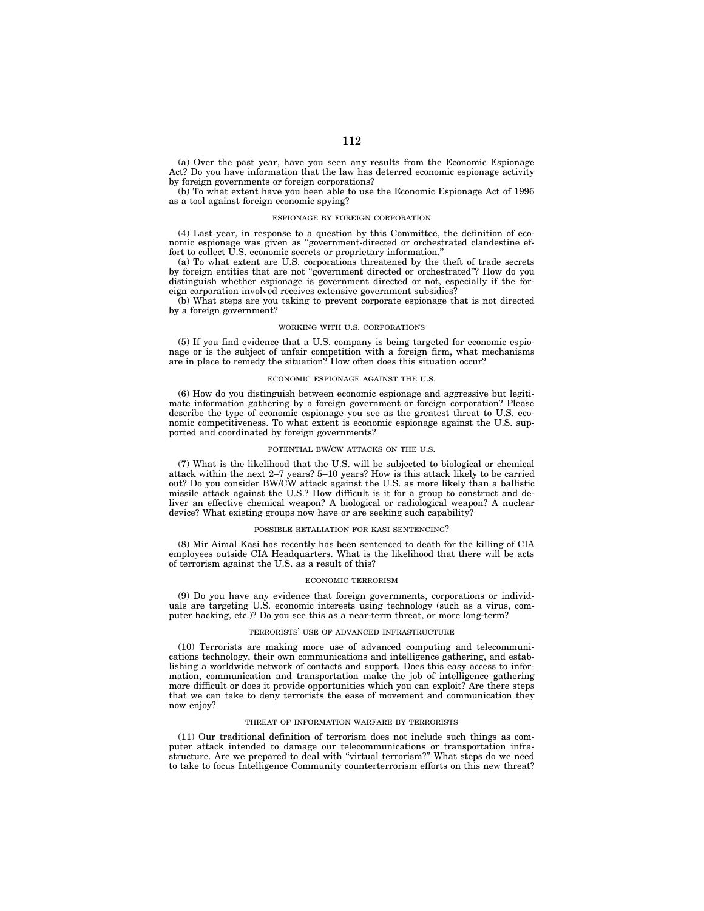(a) Over the past year, have you seen any results from the Economic Espionage Act? Do you have information that the law has deterred economic espionage activity by foreign governments or foreign corporations?

(b) To what extent have you been able to use the Economic Espionage Act of 1996 as a tool against foreign economic spying?

### ESPIONAGE BY FOREIGN CORPORATION

(4) Last year, in response to a question by this Committee, the definition of economic espionage was given as "government-directed or orchestrated clandestine effort to collect U.S. economic secrets or proprietary information."

(a) To what extent are U.S. corporations threatened by the theft of trade secrets by foreign entities that are not "government directed or orchestrated"? How do you distinguish whether espionage is government directed or not, especially if the foreign corporation involved receives extensive government subsidies?

(b) What steps are you taking to prevent corporate espionage that is not directed by a foreign government?

### WORKING WITH U.S. CORPORATIONS

(5) If you find evidence that a U.S. company is being targeted for economic espionage or is the subject of unfair competition with a foreign firm, what mechanisms are in place to remedy the situation? How often does this situation occur?

### ECONOMIC ESPIONAGE AGAINST THE U.S.

(6) How do you distinguish between economic espionage and aggressive but legitimate information gathering by a foreign government or foreign corporation? Please describe the type of economic espionage you see as the greatest threat to U.S. economic competitiveness. To what extent is economic espionage against the U.S. supported and coordinated by foreign governments?

### POTENTIAL BW/CW ATTACKS ON THE U.S.

(7) What is the likelihood that the U.S. will be subjected to biological or chemical attack within the next 2–7 years? 5–10 years? How is this attack likely to be carried out? Do you consider BW/CW attack against the U.S. as more likely than a ballistic missile attack against the U.S.? How difficult is it for a group to construct and deliver an effective chemical weapon? A biological or radiological weapon? A nuclear device? What existing groups now have or are seeking such capability?

### POSSIBLE RETALIATION FOR KASI SENTENCING?

(8) Mir Aimal Kasi has recently has been sentenced to death for the killing of CIA employees outside CIA Headquarters. What is the likelihood that there will be acts of terrorism against the U.S. as a result of this?

### ECONOMIC TERRORISM

(9) Do you have any evidence that foreign governments, corporations or individuals are targeting U.S. economic interests using technology (such as a virus, computer hacking, etc.)? Do you see this as a near-term threat, or more long-term?

### TERRORISTS' USE OF ADVANCED INFRASTRUCTURE

(10) Terrorists are making more use of advanced computing and telecommunications technology, their own communications and intelligence gathering, and establishing a worldwide network of contacts and support. Does this easy access to information, communication and transportation make the job of intelligence gathering more difficult or does it provide opportunities which you can exploit? Are there steps that we can take to deny terrorists the ease of movement and communication they now enjoy?

### THREAT OF INFORMATION WARFARE BY TERRORISTS

(11) Our traditional definition of terrorism does not include such things as computer attack intended to damage our telecommunications or transportation infrastructure. Are we prepared to deal with "virtual terrorism?" What steps do we need to take to focus Intelligence Community counterterrorism efforts on this new threat?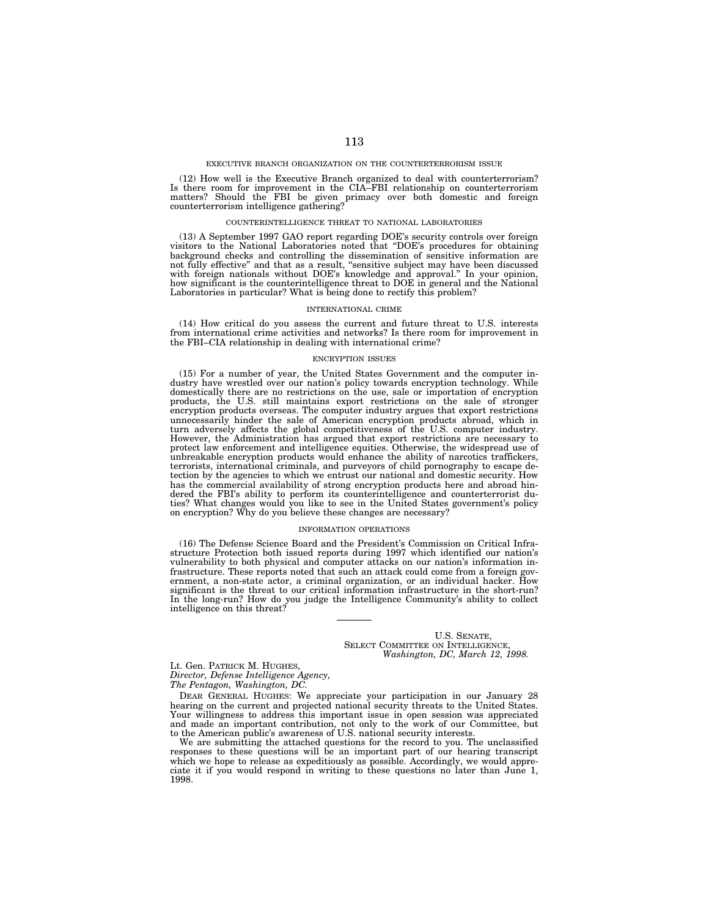EXECUTIVE BRANCH ORGANIZATION ON THE COUNTERTERRORISM ISSUE

(12) How well is the Executive Branch organized to deal with counterterrorism? Is there room for improvement in the CIA–FBI relationship on counterterrorism matters? Should the FBI be given primacy over both domestic and foreign counterterrorism intelligence gathering?

COUNTERINTELLIGENCE THREAT TO NATIONAL LABORATORIES

(13) A September 1997 GAO report regarding DOE's security controls over foreign visitors to the National Laboratories noted that "DOE's procedures for obtaining background checks and controlling the dissemination of sensitive information are not fully effective" and that as a result, "sensitive subject may have been discussed with foreign nationals without DOE's knowledge and approval." In your opinion, how significant is the counterintelligence threat to DOE in general and the National Laboratories in particular? What is being done to rectify this problem?

INTERNATIONAL CRIME

(14) How critical do you assess the current and future threat to U.S. interests from international crime activities and networks? Is there room for improvement in the FBI–CIA relationship in dealing with international crime?

ENCRYPTION ISSUES

(15) For a number of year, the United States Government and the computer industry have wrestled over our nation's policy towards encryption technology. While domestically there are no restrictions on the use, sale or importation of encryption products, the U.S. still maintains export restrictions on the sale of stronger encryption products overseas. The computer industry argues that export restrictions unnecessarily hinder the sale of American encryption products abroad, which in turn adversely affects the global competitiveness of the U.S. computer industry. However, the Administration has argued that export restrictions are necessary to protect law enforcement and intelligence equities. Otherwise, the widespread use of unbreakable encryption products would enhance the ability of narcotics traffickers, terrorists, international criminals, and purveyors of child pornography to escape detection by the agencies to which we entrust our national and domestic security. How has the commercial availability of strong encryption products here and abroad hindered the FBI's ability to perform its counterintelligence and counterterrorist duties? What changes would you like to see in the United States government's policy on encryption? Why do you believe these changes are necessary?

INFORMATION OPERATIONS

(16) The Defense Science Board and the President's Commission on Critical Infrastructure Protection both issued reports during 1997 which identified our nation's vulnerability to both physical and computer attacks on our nation's information infrastructure. These reports noted that such an attack could come from a foreign government, a non-state actor, a criminal organization, or an individual hacker. How significant is the threat to our critical information infrastructure in the short-run? In the long-run? How do you judge the Intelligence Community's ability to collect intelligence on this threat?

---

U.S. SENATE,
SELECT COMMITTEE ON INTELLIGENCE,
*Washington, DC, March 12, 1998.*

Lt. Gen. PATRICK M. HUGHES,
*Director, Defense Intelligence Agency,*
*The Pentagon, Washington, DC.*

DEAR GENERAL HUGHES: We appreciate your participation in our January 28 hearing on the current and projected national security threats to the United States. Your willingness to address this important issue in open session was appreciated and made an important contribution, not only to the work of our Committee, but to the American public's awareness of U.S. national security interests.

We are submitting the attached questions for the record to you. The unclassified responses to these questions will be an important part of our hearing transcript which we hope to release as expeditiously as possible. Accordingly, we would appreciate it if you would respond in writing to these questions no later than June 1, 1998.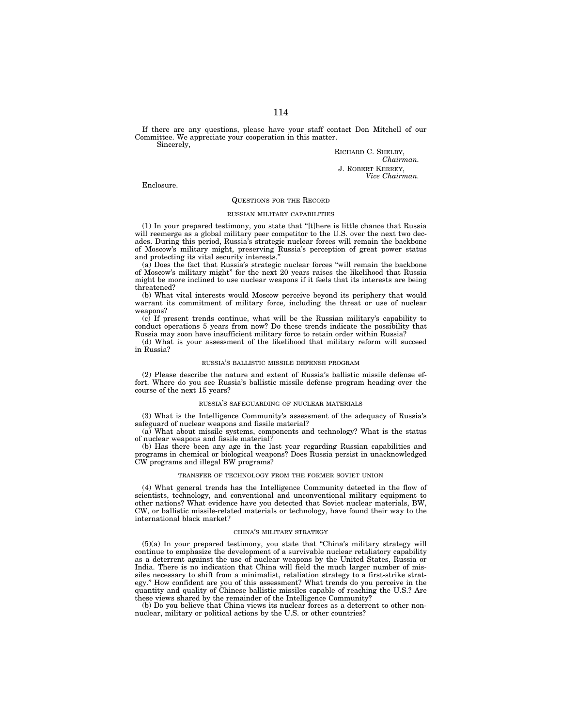If there are any questions, please have your staff contact Don Mitchell of our Committee. We appreciate your cooperation in this matter.

Sincerely,

RICHARD C. SHELBY,
*Chairman.*

J. ROBERT KERREY,
*Vice Chairman.*

Enclosure.

## QUESTIONS FOR THE RECORD

### RUSSIAN MILITARY CAPABILITIES

(1) In your prepared testimony, you state that "[t]here is little chance that Russia will reemerge as a global military peer competitor to the U.S. over the next two decades. During this period, Russia's strategic nuclear forces will remain the backbone of Moscow's military might, preserving Russia's perception of great power status and protecting its vital security interests."

(a) Does the fact that Russia's strategic nuclear forces "will remain the backbone of Moscow's military might" for the next 20 years raises the likelihood that Russia might be more inclined to use nuclear weapons if it feels that its interests are being threatened?

(b) What vital interests would Moscow perceive beyond its periphery that would warrant its commitment of military force, including the threat or use of nuclear weapons?

(c) If present trends continue, what will be the Russian military's capability to conduct operations 5 years from now? Do these trends indicate the possibility that Russia may soon have insufficient military force to retain order within Russia?

(d) What is your assessment of the likelihood that military reform will succeed in Russia?

### RUSSIA'S BALLISTIC MISSILE DEFENSE PROGRAM

(2) Please describe the nature and extent of Russia's ballistic missile defense effort. Where do you see Russia's ballistic missile defense program heading over the course of the next 15 years?

### RUSSIA'S SAFEGUARDING OF NUCLEAR MATERIALS

(3) What is the Intelligence Community's assessment of the adequacy of Russia's safeguard of nuclear weapons and fissile material?

(a) What about missile systems, components and technology? What is the status of nuclear weapons and fissile material?

(b) Has there been any age in the last year regarding Russian capabilities and programs in chemical or biological weapons? Does Russia persist in unacknowledged CW programs and illegal BW programs?

### TRANSFER OF TECHNOLOGY FROM THE FORMER SOVIET UNION

(4) What general trends has the Intelligence Community detected in the flow of scientists, technology, and conventional and unconventional military equipment to other nations? What evidence have you detected that Soviet nuclear materials, BW, CW, or ballistic missile-related materials or technology, have found their way to the international black market?

### CHINA'S MILITARY STRATEGY

(5)(a) In your prepared testimony, you state that "China's military strategy will continue to emphasize the development of a survivable nuclear retaliatory capability as a deterrent against the use of nuclear weapons by the United States, Russia or India. There is no indication that China will field the much larger number of missiles necessary to shift from a minimalist, retaliation strategy to a first-strike strategy." How confident are you of this assessment? What trends do you perceive in the quantity and quality of Chinese ballistic missiles capable of reaching the U.S.? Are these views shared by the remainder of the Intelligence Community?

(b) Do you believe that China views its nuclear forces as a deterrent to other non-nuclear, military or political actions by the U.S. or other countries?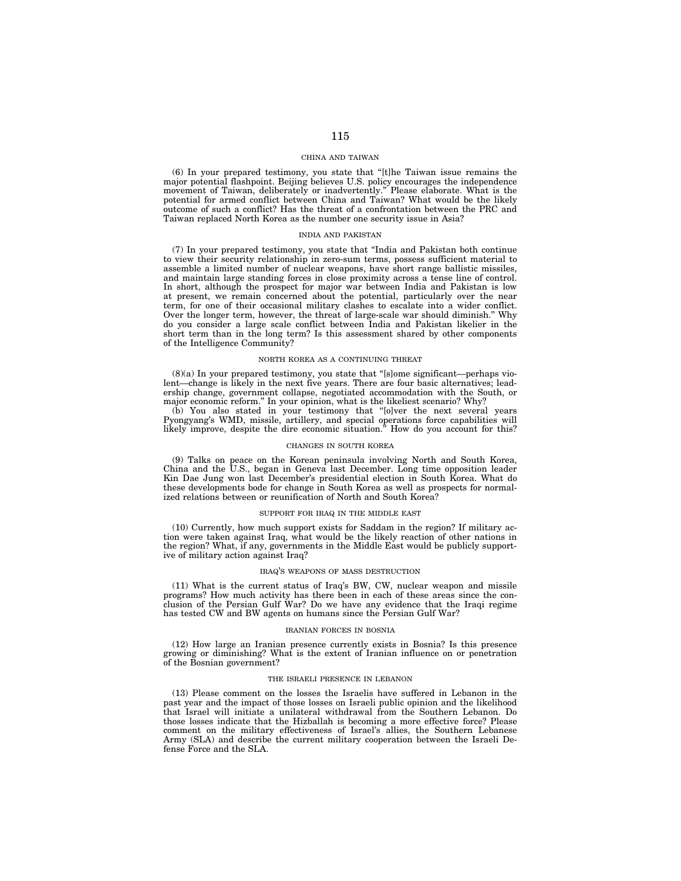## CHINA AND TAIWAN

(6) In your prepared testimony, you state that "[t]he Taiwan issue remains the major potential flashpoint. Beijing believes U.S. policy encourages the independence movement of Taiwan, deliberately or inadvertently." Please elaborate. What is the potential for armed conflict between China and Taiwan? What would be the likely outcome of such a conflict? Has the threat of a confrontation between the PRC and Taiwan replaced North Korea as the number one security issue in Asia?

## INDIA AND PAKISTAN

(7) In your prepared testimony, you state that "India and Pakistan both continue to view their security relationship in zero-sum terms, possess sufficient material to assemble a limited number of nuclear weapons, have short range ballistic missiles, and maintain large standing forces in close proximity across a tense line of control. In short, although the prospect for major war between India and Pakistan is low at present, we remain concerned about the potential, particularly over the near term, for one of their occasional military clashes to escalate into a wider conflict. Over the longer term, however, the threat of large-scale war should diminish." Why do you consider a large scale conflict between India and Pakistan likelier in the short term than in the long term? Is this assessment shared by other components of the Intelligence Community?

## NORTH KOREA AS A CONTINUING THREAT

(8)(a) In your prepared testimony, you state that "[s]ome significant—perhaps violent—change is likely in the next five years. There are four basic alternatives; leadership change, government collapse, negotiated accommodation with the South, or major economic reform." In your opinion, what is the likeliest scenario? Why?

(b) You also stated in your testimony that "[o]ver the next several years Pyongyang's WMD, missile, artillery, and special operations force capabilities will likely improve, despite the dire economic situation." How do you account for this?

## CHANGES IN SOUTH KOREA

(9) Talks on peace on the Korean peninsula involving North and South Korea, China and the U.S., began in Geneva last December. Long time opposition leader Kin Dae Jung won last December's presidential election in South Korea. What do these developments bode for change in South Korea as well as prospects for normalized relations between or reunification of North and South Korea?

## SUPPORT FOR IRAQ IN THE MIDDLE EAST

(10) Currently, how much support exists for Saddam in the region? If military action were taken against Iraq, what would be the likely reaction of other nations in the region? What, if any, governments in the Middle East would be publicly supportive of military action against Iraq?

## IRAQ'S WEAPONS OF MASS DESTRUCTION

(11) What is the current status of Iraq's BW, CW, nuclear weapon and missile programs? How much activity has there been in each of these areas since the conclusion of the Persian Gulf War? Do we have any evidence that the Iraqi regime has tested CW and BW agents on humans since the Persian Gulf War?

## IRANIAN FORCES IN BOSNIA

(12) How large an Iranian presence currently exists in Bosnia? Is this presence growing or diminishing? What is the extent of Iranian influence on or penetration of the Bosnian government?

## THE ISRAELI PRESENCE IN LEBANON

(13) Please comment on the losses the Israelis have suffered in Lebanon in the past year and the impact of those losses on Israeli public opinion and the likelihood that Israel will initiate a unilateral withdrawal from the Southern Lebanon. Do those losses indicate that the Hizballah is becoming a more effective force? Please comment on the military effectiveness of Israel's allies, the Southern Lebanese Army (SLA) and describe the current military cooperation between the Israeli Defense Force and the SLA.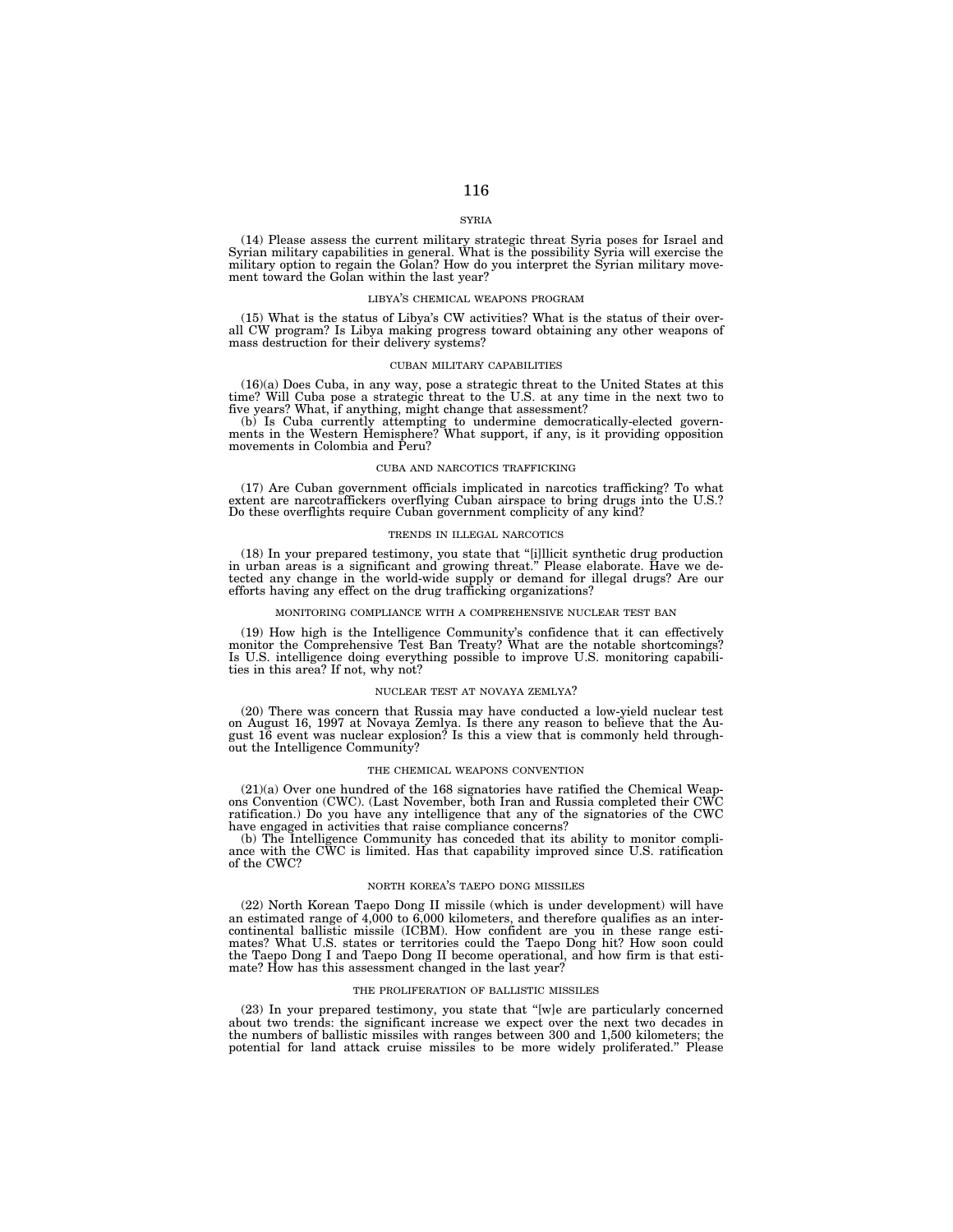## SYRIA

(14) Please assess the current military strategic threat Syria poses for Israel and Syrian military capabilities in general. What is the possibility Syria will exercise the military option to regain the Golan? How do you interpret the Syrian military movement toward the Golan within the last year?

## LIBYA'S CHEMICAL WEAPONS PROGRAM

(15) What is the status of Libya's CW activities? What is the status of their overall CW program? Is Libya making progress toward obtaining any other weapons of mass destruction for their delivery systems?

## CUBAN MILITARY CAPABILITIES

(16)(a) Does Cuba, in any way, pose a strategic threat to the United States at this time? Will Cuba pose a strategic threat to the U.S. at any time in the next two to five years? What, if anything, might change that assessment?

(b) Is Cuba currently attempting to undermine democratically-elected governments in the Western Hemisphere? What support, if any, is it providing opposition movements in Colombia and Peru?

## CUBA AND NARCOTICS TRAFFICKING

(17) Are Cuban government officials implicated in narcotics trafficking? To what extent are narcotraffickers overflying Cuban airspace to bring drugs into the U.S.? Do these overflights require Cuban government complicity of any kind?

## TRENDS IN ILLEGAL NARCOTICS

(18) In your prepared testimony, you state that "[i]llicit synthetic drug production in urban areas is a significant and growing threat." Please elaborate. Have we detected any change in the world-wide supply or demand for illegal drugs? Are our efforts having any effect on the drug trafficking organizations?

## MONITORING COMPLIANCE WITH A COMPREHENSIVE NUCLEAR TEST BAN

(19) How high is the Intelligence Community's confidence that it can effectively monitor the Comprehensive Test Ban Treaty? What are the notable shortcomings? Is U.S. intelligence doing everything possible to improve U.S. monitoring capabilities in this area? If not, why not?

## NUCLEAR TEST AT NOVAYA ZEMLYA?

(20) There was concern that Russia may have conducted a low-yield nuclear test on August 16, 1997 at Novaya Zemlya. Is there any reason to believe that the August 16 event was nuclear explosion? Is this a view that is commonly held throughout the Intelligence Community?

## THE CHEMICAL WEAPONS CONVENTION

(21)(a) Over one hundred of the 168 signatories have ratified the Chemical Weapons Convention (CWC). (Last November, both Iran and Russia completed their CWC ratification.) Do you have any intelligence that any of the signatories of the CWC have engaged in activities that raise compliance concerns?

(b) The Intelligence Community has conceded that its ability to monitor compliance with the CWC is limited. Has that capability improved since U.S. ratification of the CWC?

## NORTH KOREA'S TAEPO DONG MISSILES

(22) North Korean Taepo Dong II missile (which is under development) will have an estimated range of 4,000 to 6,000 kilometers, and therefore qualifies as an intercontinental ballistic missile (ICBM). How confident are you in these range estimates? What U.S. states or territories could the Taepo Dong hit? How soon could the Taepo Dong I and Taepo Dong II become operational, and how firm is that estimate? How has this assessment changed in the last year?

## THE PROLIFERATION OF BALLISTIC MISSILES

(23) In your prepared testimony, you state that "[w]e are particularly concerned about two trends: the significant increase we expect over the next two decades in the numbers of ballistic missiles with ranges between 300 and 1,500 kilometers; the potential for land attack cruise missiles to be more widely proliferated." Please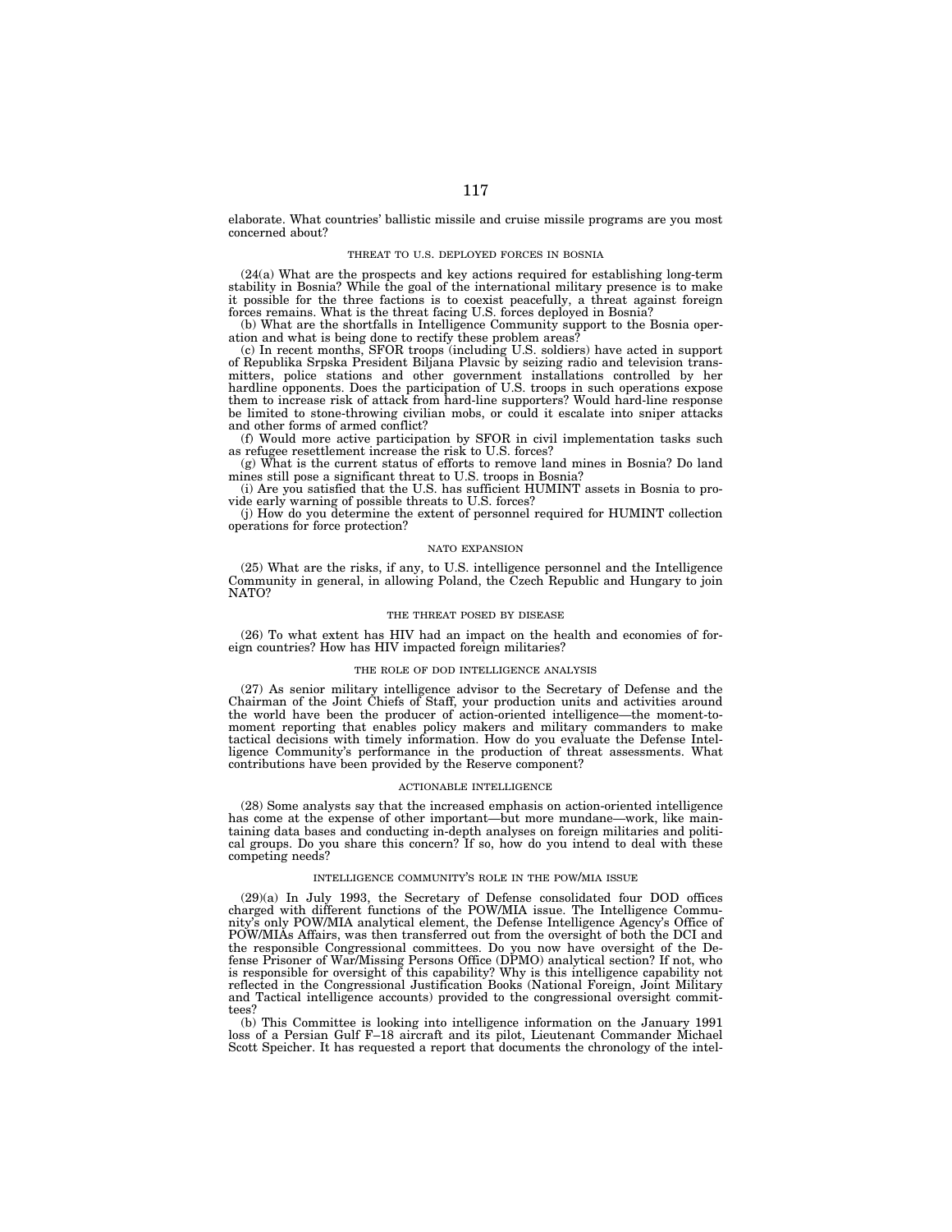elaborate. What countries' ballistic missile and cruise missile programs are you most concerned about?

## THREAT TO U.S. DEPLOYED FORCES IN BOSNIA

(24(a) What are the prospects and key actions required for establishing long-term stability in Bosnia? While the goal of the international military presence is to make it possible for the three factions is to coexist peacefully, a threat against foreign forces remains. What is the threat facing U.S. forces deployed in Bosnia?

(b) What are the shortfalls in Intelligence Community support to the Bosnia operation and what is being done to rectify these problem areas?

(c) In recent months, SFOR troops (including U.S. soldiers) have acted in support of Republika Srpska President Biljana Plavsic by seizing radio and television transmitters, police stations and other government installations controlled by her hardline opponents. Does the participation of U.S. troops in such operations expose them to increase risk of attack from hard-line supporters? Would hard-line response be limited to stone-throwing civilian mobs, or could it escalate into sniper attacks and other forms of armed conflict?

(f) Would more active participation by SFOR in civil implementation tasks such as refugee resettlement increase the risk to U.S. forces?

(g) What is the current status of efforts to remove land mines in Bosnia? Do land mines still pose a significant threat to U.S. troops in Bosnia?

(i) Are you satisfied that the U.S. has sufficient HUMINT assets in Bosnia to provide early warning of possible threats to U.S. forces?

(j) How do you determine the extent of personnel required for HUMINT collection operations for force protection?

## NATO EXPANSION

(25) What are the risks, if any, to U.S. intelligence personnel and the Intelligence Community in general, in allowing Poland, the Czech Republic and Hungary to join NATO?

## THE THREAT POSED BY DISEASE

(26) To what extent has HIV had an impact on the health and economies of foreign countries? How has HIV impacted foreign militaries?

## THE ROLE OF DOD INTELLIGENCE ANALYSIS

(27) As senior military intelligence advisor to the Secretary of Defense and the Chairman of the Joint Chiefs of Staff, your production units and activities around the world have been the producer of action-oriented intelligence—the moment-to-moment reporting that enables policy makers and military commanders to make tactical decisions with timely information. How do you evaluate the Defense Intelligence Community's performance in the production of threat assessments. What contributions have been provided by the Reserve component?

## ACTIONABLE INTELLIGENCE

(28) Some analysts say that the increased emphasis on action-oriented intelligence has come at the expense of other important—but more mundane—work, like maintaining data bases and conducting in-depth analyses on foreign militaries and political groups. Do you share this concern? If so, how do you intend to deal with these competing needs?

## INTELLIGENCE COMMUNITY'S ROLE IN THE POW/MIA ISSUE

(29)(a) In July 1993, the Secretary of Defense consolidated four DOD offices charged with different functions of the POW/MIA issue. The Intelligence Community's only POW/MIA analytical element, the Defense Intelligence Agency's Office of POW/MIAs Affairs, was then transferred out from the oversight of both the DCI and the responsible Congressional committees. Do you now have oversight of the Defense Prisoner of War/Missing Persons Office (DPMO) analytical section? If not, who is responsible for oversight of this capability? Why is this intelligence capability not reflected in the Congressional Justification Books (National Foreign, Joint Military and Tactical intelligence accounts) provided to the congressional oversight committees?

(b) This Committee is looking into intelligence information on the January 1991 loss of a Persian Gulf F–18 aircraft and its pilot, Lieutenant Commander Michael Scott Speicher. It has requested a report that documents the chronology of the intel-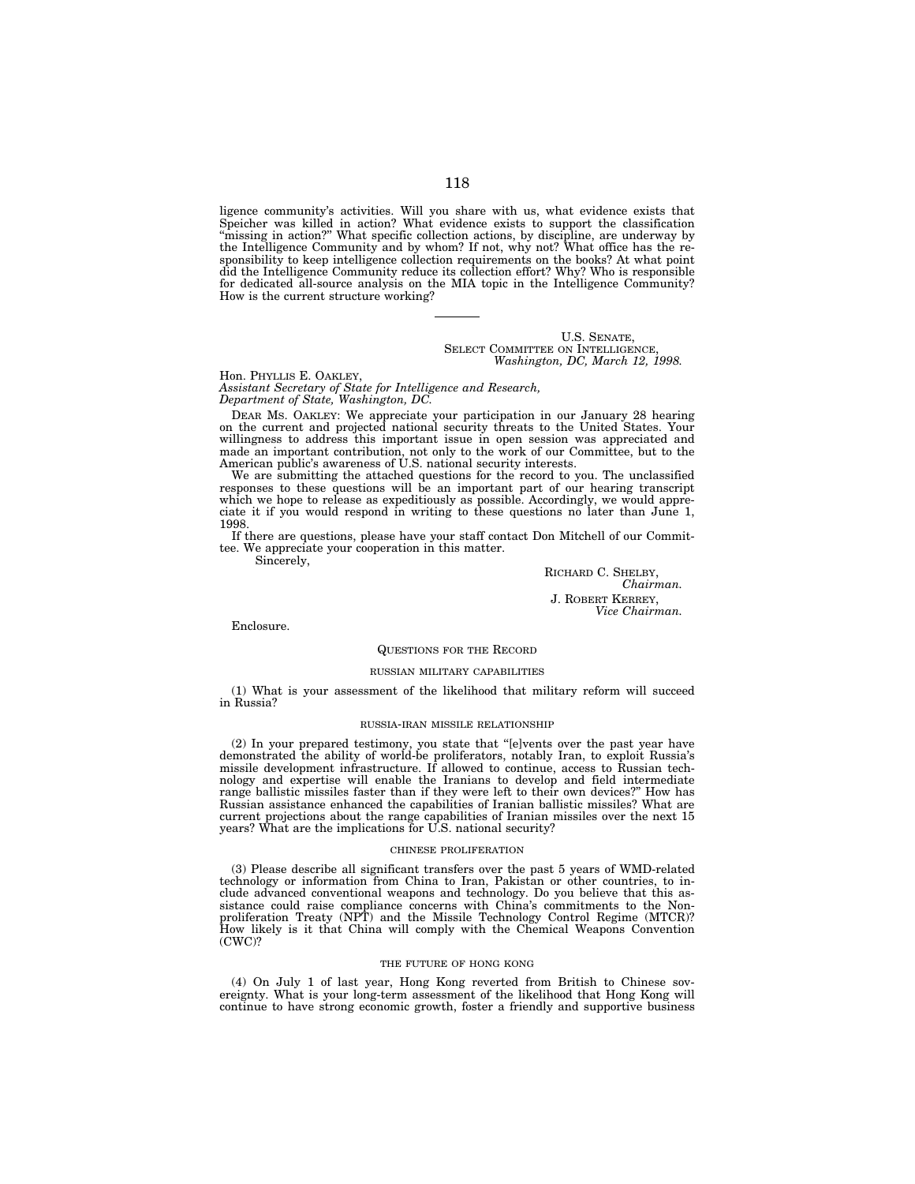ligence community's activities. Will you share with us, what evidence exists that Speicher was killed in action? What evidence exists to support the classification "missing in action?" What specific collection actions, by discipline, are underway by the Intelligence Community and by whom? If not, why not? What office has the responsibility to keep intelligence collection requirements on the books? At what point did the Intelligence Community reduce its collection effort? Why? Who is responsible for dedicated all-source analysis on the MIA topic in the Intelligence Community? How is the current structure working?

---

U.S. SENATE,
SELECT COMMITTEE ON INTELLIGENCE,
*Washington, DC, March 12, 1998.*

Hon. PHYLLIS E. OAKLEY,
*Assistant Secretary of State for Intelligence and Research,*
*Department of State, Washington, DC.*

DEAR MS. OAKLEY: We appreciate your participation in our January 28 hearing on the current and projected national security threats to the United States. Your willingness to address this important issue in open session was appreciated and made an important contribution, not only to the work of our Committee, but to the American public's awareness of U.S. national security interests.

We are submitting the attached questions for the record to you. The unclassified responses to these questions will be an important part of our hearing transcript which we hope to release as expeditiously as possible. Accordingly, we would appreciate it if you would respond in writing to these questions no later than June 1, 1998.

If there are questions, please have your staff contact Don Mitchell of our Committee. We appreciate your cooperation in this matter.

Sincerely,

RICHARD C. SHELBY,
*Chairman.*
J. ROBERT KERREY,
*Vice Chairman.*

Enclosure.

## QUESTIONS FOR THE RECORD

### RUSSIAN MILITARY CAPABILITIES

(1) What is your assessment of the likelihood that military reform will succeed in Russia?

### RUSSIA-IRAN MISSILE RELATIONSHIP

(2) In your prepared testimony, you state that "[e]vents over the past year have demonstrated the ability of world-be proliferators, notably Iran, to exploit Russia's missile development infrastructure. If allowed to continue, access to Russian technology and expertise will enable the Iranians to develop and field intermediate range ballistic missiles faster than if they were left to their own devices?" How has Russian assistance enhanced the capabilities of Iranian ballistic missiles? What are current projections about the range capabilities of Iranian missiles over the next 15 years? What are the implications for U.S. national security?

### CHINESE PROLIFERATION

(3) Please describe all significant transfers over the past 5 years of WMD-related technology or information from China to Iran, Pakistan or other countries, to include advanced conventional weapons and technology. Do you believe that this assistance could raise compliance concerns with China's commitments to the Nonproliferation Treaty (NPT) and the Missile Technology Control Regime (MTCR)? How likely is it that China will comply with the Chemical Weapons Convention (CWC)?

### THE FUTURE OF HONG KONG

(4) On July 1 of last year, Hong Kong reverted from British to Chinese sovereignty. What is your long-term assessment of the likelihood that Hong Kong will continue to have strong economic growth, foster a friendly and supportive business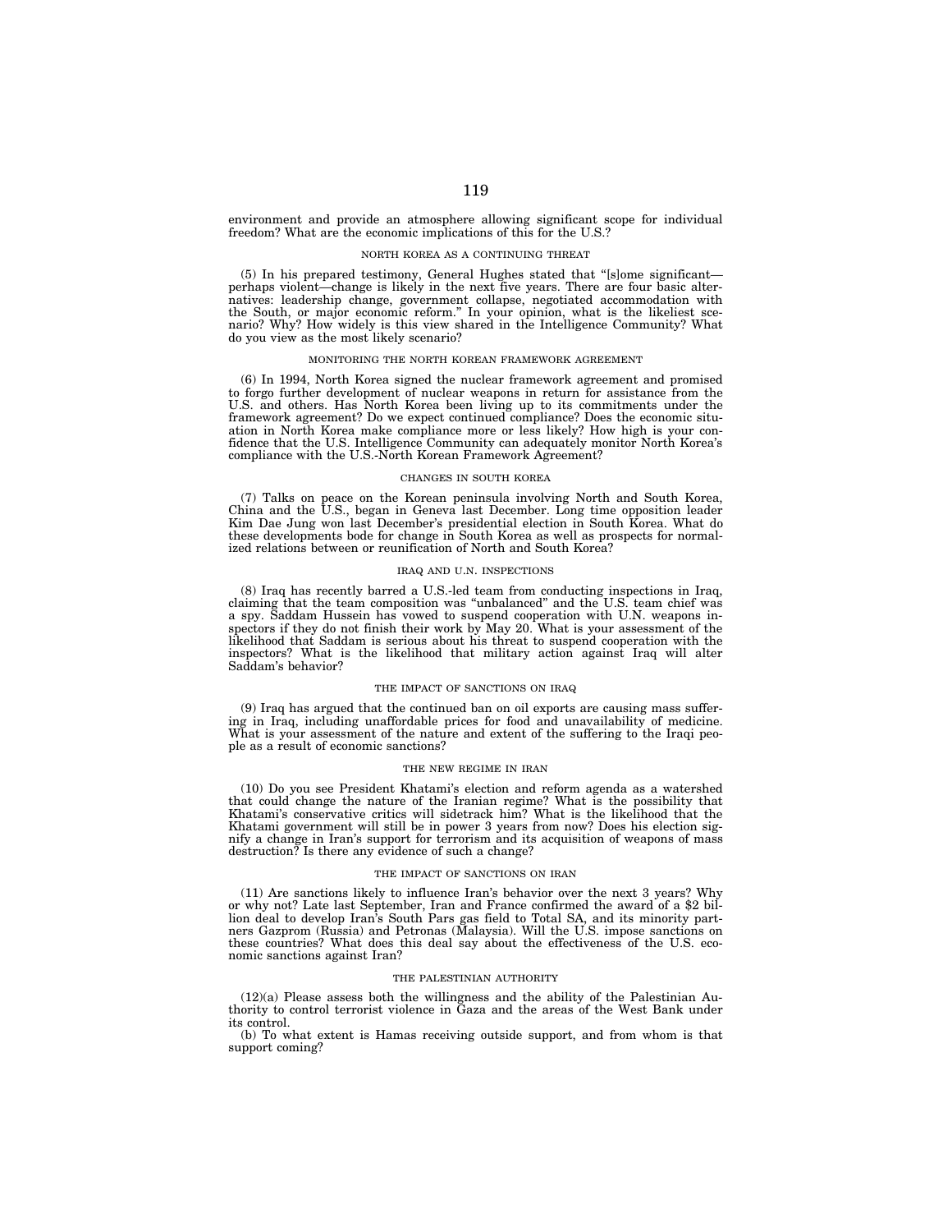environment and provide an atmosphere allowing significant scope for individual freedom? What are the economic implications of this for the U.S.?

### NORTH KOREA AS A CONTINUING THREAT

(5) In his prepared testimony, General Hughes stated that "[s]ome significant—perhaps violent—change is likely in the next five years. There are four basic alternatives: leadership change, government collapse, negotiated accommodation with the South, or major economic reform." In your opinion, what is the likeliest scenario? Why? How widely is this view shared in the Intelligence Community? What do you view as the most likely scenario?

### MONITORING THE NORTH KOREAN FRAMEWORK AGREEMENT

(6) In 1994, North Korea signed the nuclear framework agreement and promised to forgo further development of nuclear weapons in return for assistance from the U.S. and others. Has North Korea been living up to its commitments under the framework agreement? Do we expect continued compliance? Does the economic situation in North Korea make compliance more or less likely? How high is your confidence that the U.S. Intelligence Community can adequately monitor North Korea's compliance with the U.S.-North Korean Framework Agreement?

### CHANGES IN SOUTH KOREA

(7) Talks on peace on the Korean peninsula involving North and South Korea, China and the U.S., began in Geneva last December. Long time opposition leader Kim Dae Jung won last December's presidential election in South Korea. What do these developments bode for change in South Korea as well as prospects for normalized relations between or reunification of North and South Korea?

### IRAQ AND U.N. INSPECTIONS

(8) Iraq has recently barred a U.S.-led team from conducting inspections in Iraq, claiming that the team composition was "unbalanced" and the U.S. team chief was a spy. Saddam Hussein has vowed to suspend cooperation with U.N. weapons inspectors if they do not finish their work by May 20. What is your assessment of the likelihood that Saddam is serious about his threat to suspend cooperation with the inspectors? What is the likelihood that military action against Iraq will alter Saddam's behavior?

### THE IMPACT OF SANCTIONS ON IRAQ

(9) Iraq has argued that the continued ban on oil exports are causing mass suffering in Iraq, including unaffordable prices for food and unavailability of medicine. What is your assessment of the nature and extent of the suffering to the Iraqi people as a result of economic sanctions?

### THE NEW REGIME IN IRAN

(10) Do you see President Khatami's election and reform agenda as a watershed that could change the nature of the Iranian regime? What is the possibility that Khatami's conservative critics will sidetrack him? What is the likelihood that the Khatami government will still be in power 3 years from now? Does his election signify a change in Iran's support for terrorism and its acquisition of weapons of mass destruction? Is there any evidence of such a change?

### THE IMPACT OF SANCTIONS ON IRAN

(11) Are sanctions likely to influence Iran's behavior over the next 3 years? Why or why not? Late last September, Iran and France confirmed the award of a $2 billion deal to develop Iran's South Pars gas field to Total SA, and its minority partners Gazprom (Russia) and Petronas (Malaysia). Will the U.S. impose sanctions on these countries? What does this deal say about the effectiveness of the U.S. economic sanctions against Iran?

### THE PALESTINIAN AUTHORITY

(12)(a) Please assess both the willingness and the ability of the Palestinian Authority to control terrorist violence in Gaza and the areas of the West Bank under its control.

(b) To what extent is Hamas receiving outside support, and from whom is that support coming?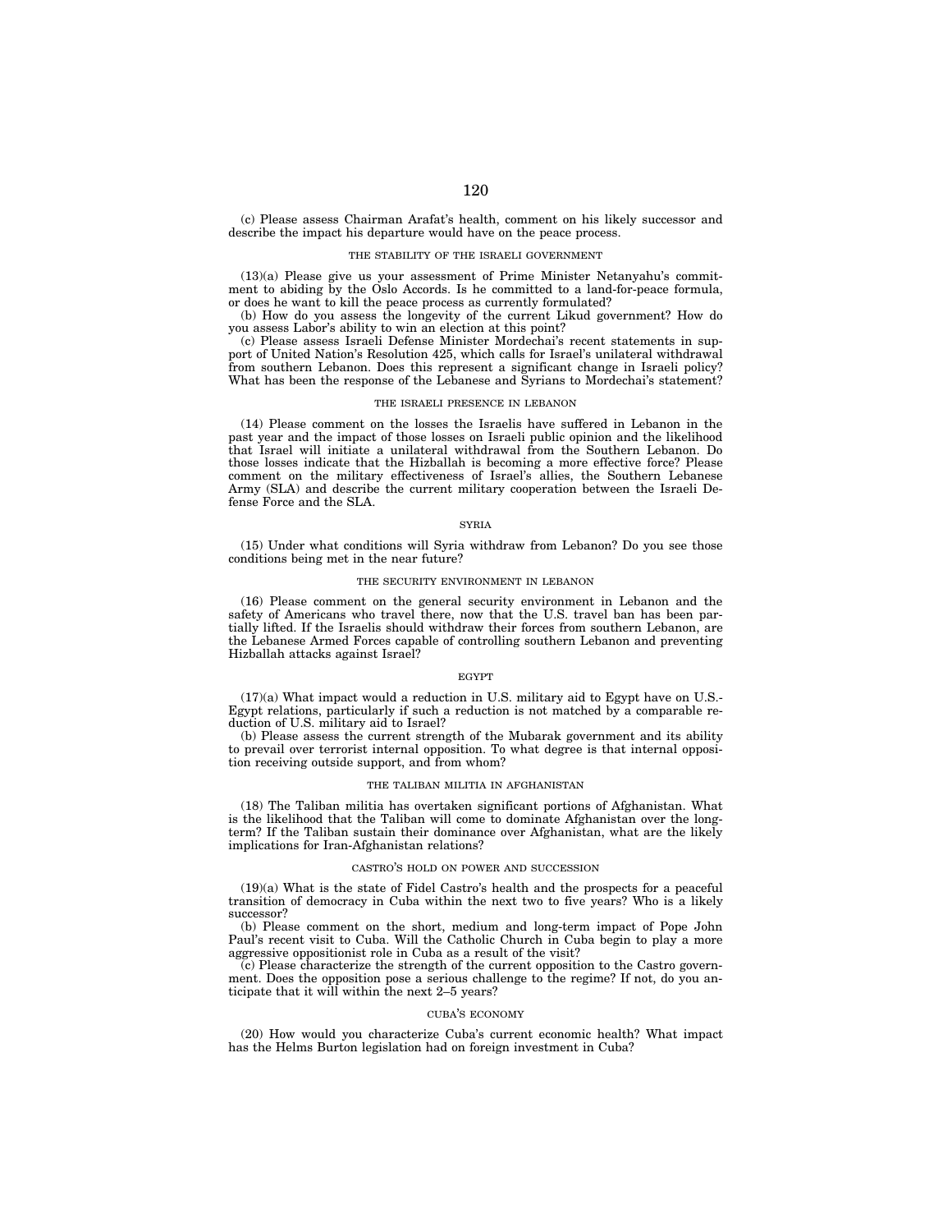(c) Please assess Chairman Arafat's health, comment on his likely successor and describe the impact his departure would have on the peace process.

### THE STABILITY OF THE ISRAELI GOVERNMENT

(13)(a) Please give us your assessment of Prime Minister Netanyahu's commitment to abiding by the Oslo Accords. Is he committed to a land-for-peace formula, or does he want to kill the peace process as currently formulated?

(b) How do you assess the longevity of the current Likud government? How do you assess Labor's ability to win an election at this point?

(c) Please assess Israeli Defense Minister Mordechai's recent statements in support of United Nation's Resolution 425, which calls for Israel's unilateral withdrawal from southern Lebanon. Does this represent a significant change in Israeli policy? What has been the response of the Lebanese and Syrians to Mordechai's statement?

### THE ISRAELI PRESENCE IN LEBANON

(14) Please comment on the losses the Israelis have suffered in Lebanon in the past year and the impact of those losses on Israeli public opinion and the likelihood that Israel will initiate a unilateral withdrawal from the Southern Lebanon. Do those losses indicate that the Hizballah is becoming a more effective force? Please comment on the military effectiveness of Israel's allies, the Southern Lebanese Army (SLA) and describe the current military cooperation between the Israeli Defense Force and the SLA.

### SYRIA

(15) Under what conditions will Syria withdraw from Lebanon? Do you see those conditions being met in the near future?

### THE SECURITY ENVIRONMENT IN LEBANON

(16) Please comment on the general security environment in Lebanon and the safety of Americans who travel there, now that the U.S. travel ban has been partially lifted. If the Israelis should withdraw their forces from southern Lebanon, are the Lebanese Armed Forces capable of controlling southern Lebanon and preventing Hizballah attacks against Israel?

### EGYPT

(17)(a) What impact would a reduction in U.S. military aid to Egypt have on U.S.-Egypt relations, particularly if such a reduction is not matched by a comparable reduction of U.S. military aid to Israel?

(b) Please assess the current strength of the Mubarak government and its ability to prevail over terrorist internal opposition. To what degree is that internal opposition receiving outside support, and from whom?

### THE TALIBAN MILITIA IN AFGHANISTAN

(18) The Taliban militia has overtaken significant portions of Afghanistan. What is the likelihood that the Taliban will come to dominate Afghanistan over the long-term? If the Taliban sustain their dominance over Afghanistan, what are the likely implications for Iran-Afghanistan relations?

### CASTRO'S HOLD ON POWER AND SUCCESSION

(19)(a) What is the state of Fidel Castro's health and the prospects for a peaceful transition of democracy in Cuba within the next two to five years? Who is a likely successor?

(b) Please comment on the short, medium and long-term impact of Pope John Paul's recent visit to Cuba. Will the Catholic Church in Cuba begin to play a more aggressive oppositionist role in Cuba as a result of the visit?

(c) Please characterize the strength of the current opposition to the Castro government. Does the opposition pose a serious challenge to the regime? If not, do you anticipate that it will within the next 2–5 years?

### CUBA'S ECONOMY

(20) How would you characterize Cuba's current economic health? What impact has the Helms Burton legislation had on foreign investment in Cuba?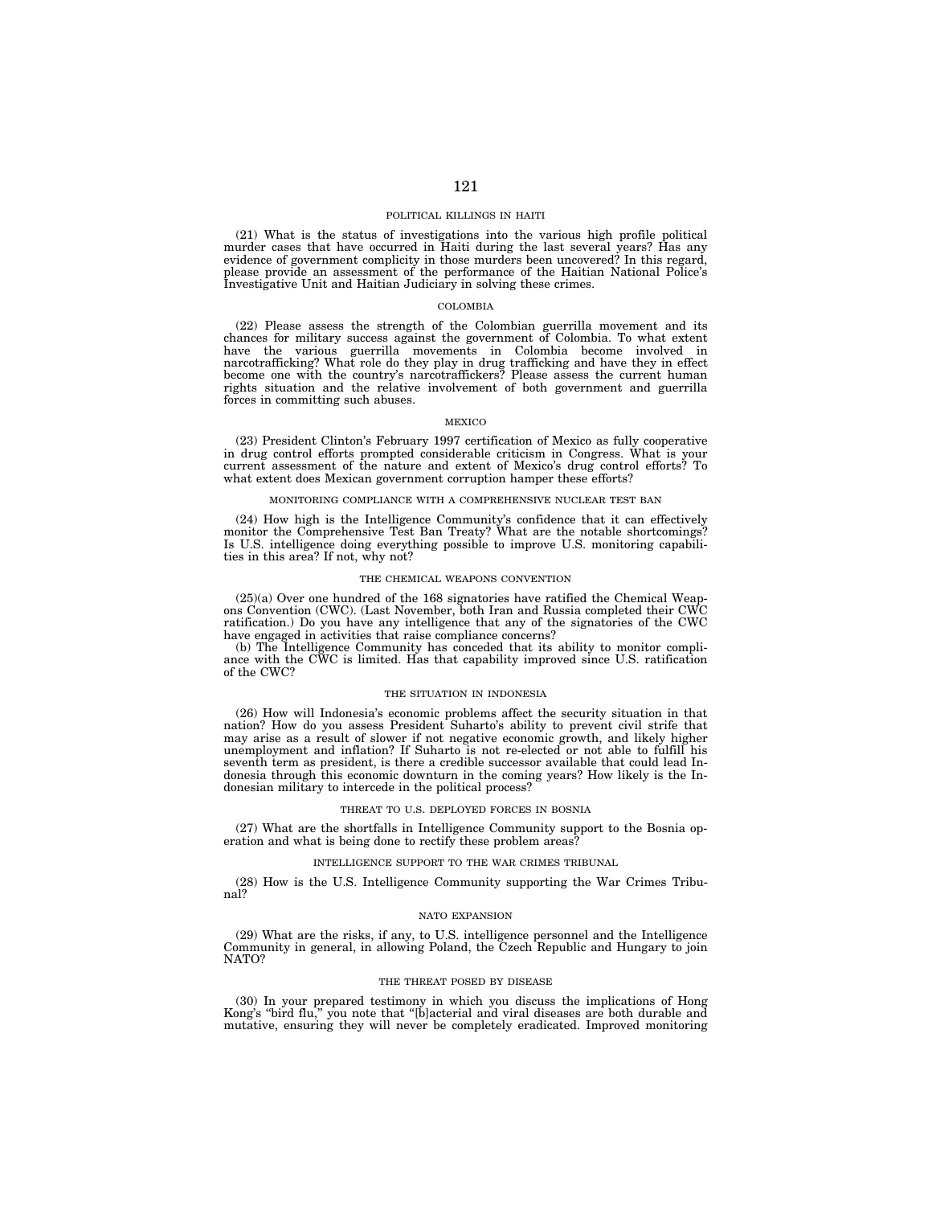### POLITICAL KILLINGS IN HAITI

(21) What is the status of investigations into the various high profile political murder cases that have occurred in Haiti during the last several years? Has any evidence of government complicity in those murders been uncovered? In this regard, please provide an assessment of the performance of the Haitian National Police's Investigative Unit and Haitian Judiciary in solving these crimes.

### COLOMBIA

(22) Please assess the strength of the Colombian guerrilla movement and its chances for military success against the government of Colombia. To what extent have the various guerrilla movements in Colombia become involved in narcotrafficking? What role do they play in drug trafficking and have they in effect become one with the country's narcotraffickers? Please assess the current human rights situation and the relative involvement of both government and guerrilla forces in committing such abuses.

### MEXICO

(23) President Clinton's February 1997 certification of Mexico as fully cooperative in drug control efforts prompted considerable criticism in Congress. What is your current assessment of the nature and extent of Mexico's drug control efforts? To what extent does Mexican government corruption hamper these efforts?

### MONITORING COMPLIANCE WITH A COMPREHENSIVE NUCLEAR TEST BAN

(24) How high is the Intelligence Community's confidence that it can effectively monitor the Comprehensive Test Ban Treaty? What are the notable shortcomings? Is U.S. intelligence doing everything possible to improve U.S. monitoring capabilities in this area? If not, why not?

### THE CHEMICAL WEAPONS CONVENTION

(25)(a) Over one hundred of the 168 signatories have ratified the Chemical Weapons Convention (CWC). (Last November, both Iran and Russia completed their CWC ratification.) Do you have any intelligence that any of the signatories of the CWC have engaged in activities that raise compliance concerns?

(b) The Intelligence Community has conceded that its ability to monitor compliance with the CWC is limited. Has that capability improved since U.S. ratification of the CWC?

### THE SITUATION IN INDONESIA

(26) How will Indonesia's economic problems affect the security situation in that nation? How do you assess President Suharto's ability to prevent civil strife that may arise as a result of slower if not negative economic growth, and likely higher unemployment and inflation? If Suharto is not re-elected or not able to fulfill his seventh term as president, is there a credible successor available that could lead Indonesia through this economic downturn in the coming years? How likely is the Indonesian military to intercede in the political process?

### THREAT TO U.S. DEPLOYED FORCES IN BOSNIA

(27) What are the shortfalls in Intelligence Community support to the Bosnia operation and what is being done to rectify these problem areas?

### INTELLIGENCE SUPPORT TO THE WAR CRIMES TRIBUNAL

(28) How is the U.S. Intelligence Community supporting the War Crimes Tribunal?

### NATO EXPANSION

(29) What are the risks, if any, to U.S. intelligence personnel and the Intelligence Community in general, in allowing Poland, the Czech Republic and Hungary to join NATO?

### THE THREAT POSED BY DISEASE

(30) In your prepared testimony in which you discuss the implications of Hong Kong's "bird flu," you note that "[b]acterial and viral diseases are both durable and mutative, ensuring they will never be completely eradicated. Improved monitoring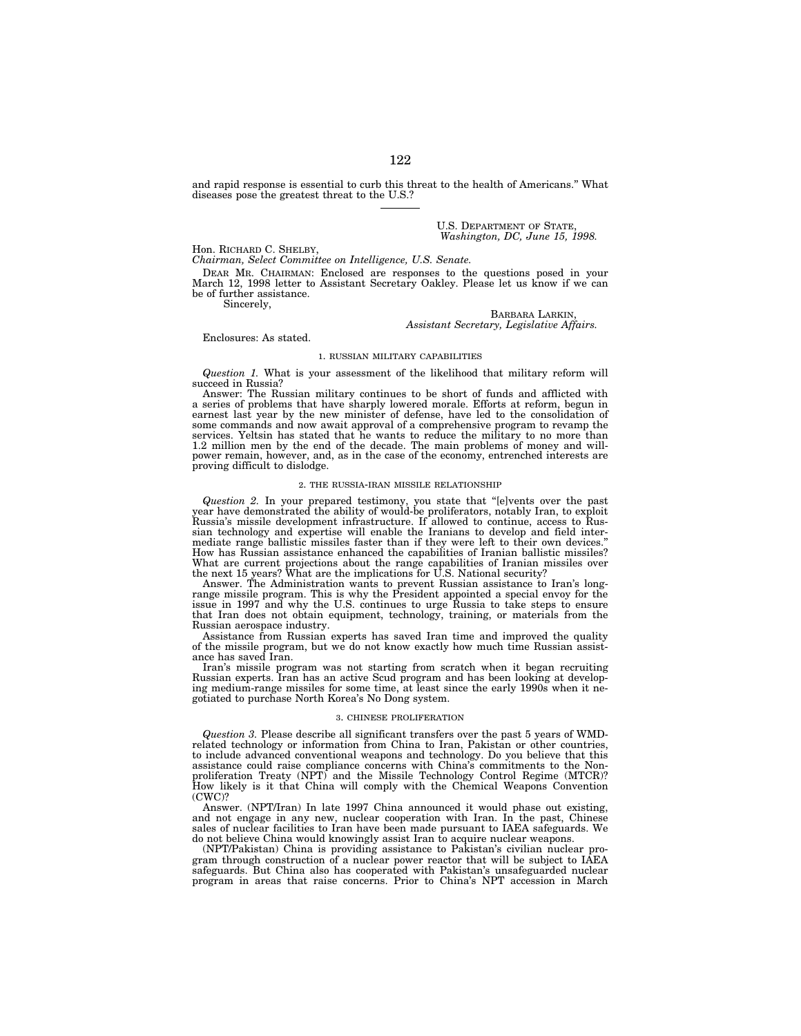and rapid response is essential to curb this threat to the health of Americans." What diseases pose the greatest threat to the U.S.?

---

U.S. DEPARTMENT OF STATE,
*Washington, DC, June 15, 1998.*

Hon. RICHARD C. SHELBY,
*Chairman, Select Committee on Intelligence, U.S. Senate.*

DEAR MR. CHAIRMAN: Enclosed are responses to the questions posed in your March 12, 1998 letter to Assistant Secretary Oakley. Please let us know if we can be of further assistance.

Sincerely,

BARBARA LARKIN,
*Assistant Secretary, Legislative Affairs.*

Enclosures: As stated.

### 1. RUSSIAN MILITARY CAPABILITIES

*Question 1.* What is your assessment of the likelihood that military reform will succeed in Russia?

Answer: The Russian military continues to be short of funds and afflicted with a series of problems that have sharply lowered morale. Efforts at reform, begun in earnest last year by the new minister of defense, have led to the consolidation of some commands and now await approval of a comprehensive program to revamp the services. Yeltsin has stated that he wants to reduce the military to no more than 1.2 million men by the end of the decade. The main problems of money and will-power remain, however, and, as in the case of the economy, entrenched interests are proving difficult to dislodge.

### 2. THE RUSSIA-IRAN MISSILE RELATIONSHIP

*Question 2.* In your prepared testimony, you state that "[e]vents over the past year have demonstrated the ability of would-be proliferators, notably Iran, to exploit Russia's missile development infrastructure. If allowed to continue, access to Russian technology and expertise will enable the Iranians to develop and field intermediate range ballistic missiles faster than if they were left to their own devices." How has Russian assistance enhanced the capabilities of Iranian ballistic missiles? What are current projections about the range capabilities of Iranian missiles over the next 15 years? What are the implications for U.S. National security?

Answer. The Administration wants to prevent Russian assistance to Iran's long-range missile program. This is why the President appointed a special envoy for the issue in 1997 and why the U.S. continues to urge Russia to take steps to ensure that Iran does not obtain equipment, technology, training, or materials from the Russian aerospace industry.

Assistance from Russian experts has saved Iran time and improved the quality of the missile program, but we do not know exactly how much time Russian assistance has saved Iran.

Iran's missile program was not starting from scratch when it began recruiting Russian experts. Iran has an active Scud program and has been looking at developing medium-range missiles for some time, at least since the early 1990s when it negotiated to purchase North Korea's No Dong system.

### 3. CHINESE PROLIFERATION

*Question 3.* Please describe all significant transfers over the past 5 years of WMD-related technology or information from China to Iran, Pakistan or other countries, to include advanced conventional weapons and technology. Do you believe that this assistance could raise compliance concerns with China's commitments to the Non-proliferation Treaty (NPT) and the Missile Technology Control Regime (MTCR)? How likely is it that China will comply with the Chemical Weapons Convention (CWC)?

Answer. (NPT/Iran) In late 1997 China announced it would phase out existing, and not engage in any new, nuclear cooperation with Iran. In the past, Chinese sales of nuclear facilities to Iran have been made pursuant to IAEA safeguards. We do not believe China would knowingly assist Iran to acquire nuclear weapons.

(NPT/Pakistan) China is providing assistance to Pakistan's civilian nuclear program through construction of a nuclear power reactor that will be subject to IAEA safeguards. But China also has cooperated with Pakistan's unsafeguarded nuclear program in areas that raise concerns. Prior to China's NPT accession in March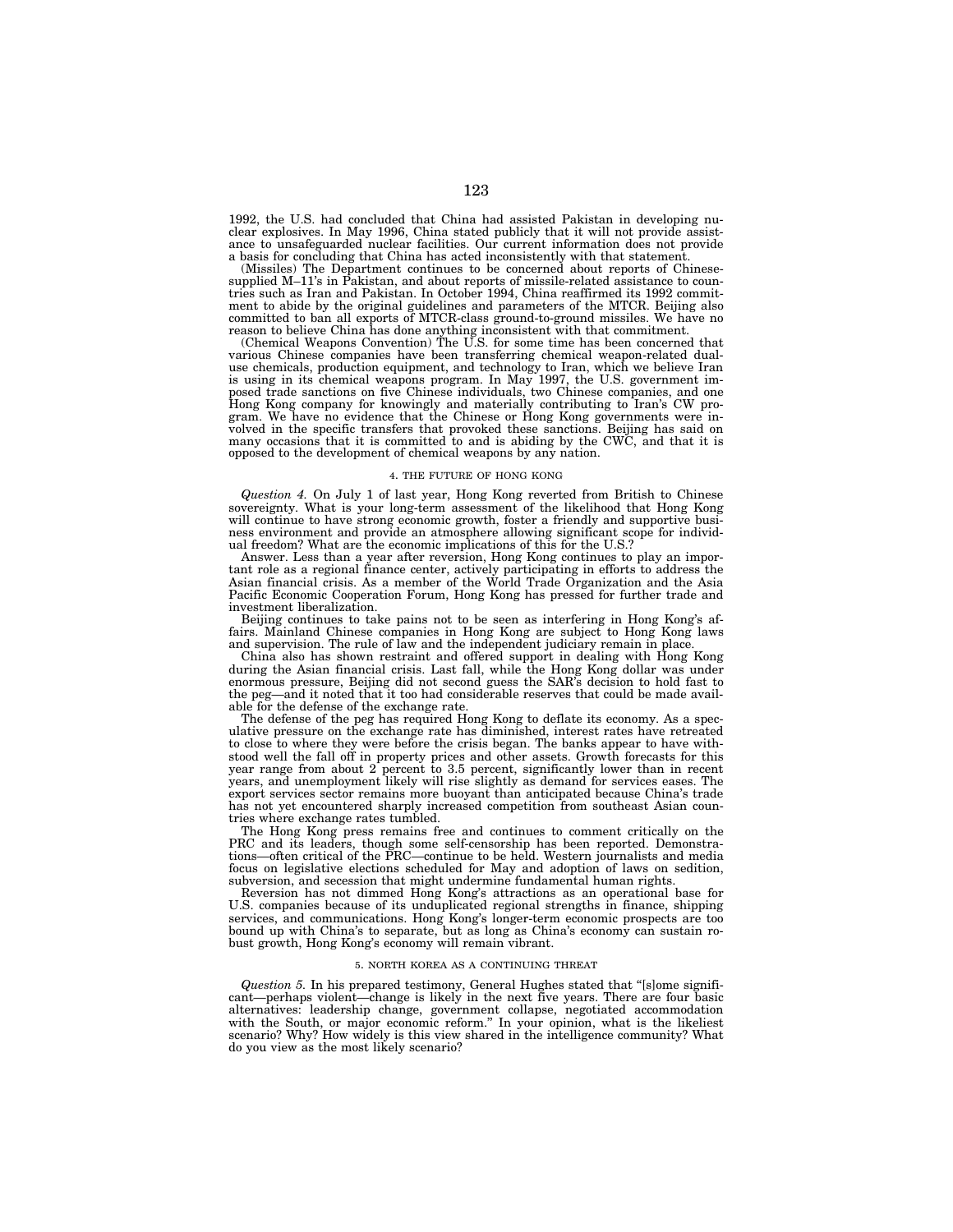1992, the U.S. had concluded that China had assisted Pakistan in developing nuclear explosives. In May 1996, China stated publicly that it will not provide assistance to unsafeguarded nuclear facilities. Our current information does not provide a basis for concluding that China has acted inconsistently with that statement.

(Missiles) The Department continues to be concerned about reports of Chinese-supplied M–11's in Pakistan, and about reports of missile-related assistance to countries such as Iran and Pakistan. In October 1994, China reaffirmed its 1992 commitment to abide by the original guidelines and parameters of the MTCR. Beijing also committed to ban all exports of MTCR-class ground-to-ground missiles. We have no reason to believe China has done anything inconsistent with that commitment.

(Chemical Weapons Convention) The U.S. for some time has been concerned that various Chinese companies have been transferring chemical weapon-related dual-use chemicals, production equipment, and technology to Iran, which we believe Iran is using in its chemical weapons program. In May 1997, the U.S. government imposed trade sanctions on five Chinese individuals, two Chinese companies, and one Hong Kong company for knowingly and materially contributing to Iran's CW program. We have no evidence that the Chinese or Hong Kong governments were involved in the specific transfers that provoked these sanctions. Beijing has said on many occasions that it is committed to and is abiding by the CWC, and that it is opposed to the development of chemical weapons by any nation.

### 4. THE FUTURE OF HONG KONG

*Question 4.* On July 1 of last year, Hong Kong reverted from British to Chinese sovereignty. What is your long-term assessment of the likelihood that Hong Kong will continue to have strong economic growth, foster a friendly and supportive business environment and provide an atmosphere allowing significant scope for individual freedom? What are the economic implications of this for the U.S.?

Answer. Less than a year after reversion, Hong Kong continues to play an important role as a regional finance center, actively participating in efforts to address the Asian financial crisis. As a member of the World Trade Organization and the Asia Pacific Economic Cooperation Forum, Hong Kong has pressed for further trade and investment liberalization.

Beijing continues to take pains not to be seen as interfering in Hong Kong's affairs. Mainland Chinese companies in Hong Kong are subject to Hong Kong laws and supervision. The rule of law and the independent judiciary remain in place.

China also has shown restraint and offered support in dealing with Hong Kong during the Asian financial crisis. Last fall, while the Hong Kong dollar was under enormous pressure, Beijing did not second guess the SAR's decision to hold fast to the peg—and it noted that it too had considerable reserves that could be made available for the defense of the exchange rate.

The defense of the peg has required Hong Kong to deflate its economy. As a speculative pressure on the exchange rate has diminished, interest rates have retreated to close to where they were before the crisis began. The banks appear to have withstood well the fall off in property prices and other assets. Growth forecasts for this year range from about 2 percent to 3.5 percent, significantly lower than in recent years, and unemployment likely will rise slightly as demand for services eases. The export services sector remains more buoyant than anticipated because China's trade has not yet encountered sharply increased competition from southeast Asian countries where exchange rates tumbled.

The Hong Kong press remains free and continues to comment critically on the PRC and its leaders, though some self-censorship has been reported. Demonstrations—often critical of the PRC—continue to be held. Western journalists and media focus on legislative elections scheduled for May and adoption of laws on sedition, subversion, and secession that might undermine fundamental human rights.

Reversion has not dimmed Hong Kong's attractions as an operational base for U.S. companies because of its unduplicated regional strengths in finance, shipping services, and communications. Hong Kong's longer-term economic prospects are too bound up with China's to separate, but as long as China's economy can sustain robust growth, Hong Kong's economy will remain vibrant.

### 5. NORTH KOREA AS A CONTINUING THREAT

*Question 5.* In his prepared testimony, General Hughes stated that "[s]ome significant—perhaps violent—change is likely in the next five years. There are four basic alternatives: leadership change, government collapse, negotiated accommodation with the South, or major economic reform." In your opinion, what is the likeliest scenario? Why? How widely is this view shared in the intelligence community? What do you view as the most likely scenario?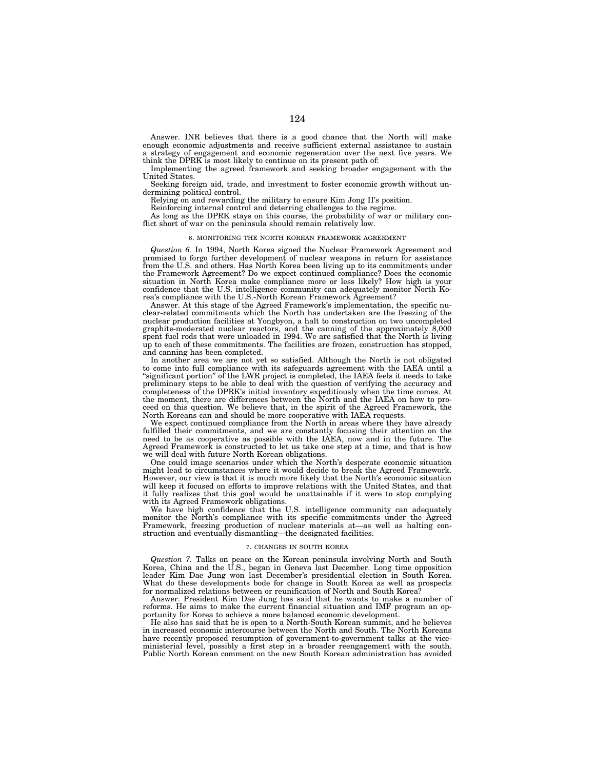Answer. INR believes that there is a good chance that the North will make enough economic adjustments and receive sufficient external assistance to sustain a strategy of engagement and economic regeneration over the next five years. We think the DPRK is most likely to continue on its present path of:

Implementing the agreed framework and seeking broader engagement with the United States.

Seeking foreign aid, trade, and investment to foster economic growth without undermining political control.

Relying on and rewarding the military to ensure Kim Jong Il's position.

Reinforcing internal control and deterring challenges to the regime.

As long as the DPRK stays on this course, the probability of war or military conflict short of war on the peninsula should remain relatively low.

### 6. MONITORING THE NORTH KOREAN FRAMEWORK AGREEMENT

*Question 6.* In 1994, North Korea signed the Nuclear Framework Agreement and promised to forgo further development of nuclear weapons in return for assistance from the U.S. and others. Has North Korea been living up to its commitments under the Framework Agreement? Do we expect continued compliance? Does the economic situation in North Korea make compliance more or less likely? How high is your confidence that the U.S. intelligence community can adequately monitor North Korea's compliance with the U.S.-North Korean Framework Agreement?

Answer. At this stage of the Agreed Framework's implementation, the specific nuclear-related commitments which the North has undertaken are the freezing of the nuclear production facilities at Yongbyon, a halt to construction on two uncompleted graphite-moderated nuclear reactors, and the canning of the approximately 8,000 spent fuel rods that were unloaded in 1994. We are satisfied that the North is living up to each of these commitments. The facilities are frozen, construction has stopped, and canning has been completed.

In another area we are not yet so satisfied. Although the North is not obligated to come into full compliance with its safeguards agreement with the IAEA until a "significant portion" of the LWR project is completed, the IAEA feels it needs to take preliminary steps to be able to deal with the question of verifying the accuracy and completeness of the DPRK's initial inventory expeditiously when the time comes. At the moment, there are differences between the North and the IAEA on how to proceed on this question. We believe that, in the spirit of the Agreed Framework, the North Koreans can and should be more cooperative with IAEA requests.

We expect continued compliance from the North in areas where they have already fulfilled their commitments, and we are constantly focusing their attention on the need to be as cooperative as possible with the IAEA, now and in the future. The Agreed Framework is constructed to let us take one step at a time, and that is how we will deal with future North Korean obligations.

One could image scenarios under which the North's desperate economic situation might lead to circumstances where it would decide to break the Agreed Framework. However, our view is that it is much more likely that the North's economic situation will keep it focused on efforts to improve relations with the United States, and that it fully realizes that this goal would be unattainable if it were to stop complying with its Agreed Framework obligations.

We have high confidence that the U.S. intelligence community can adequately monitor the North's compliance with its specific commitments under the Agreed Framework, freezing production of nuclear materials at—as well as halting construction and eventually dismantling—the designated facilities.

### 7. CHANGES IN SOUTH KOREA

*Question 7.* Talks on peace on the Korean peninsula involving North and South Korea, China and the U.S., began in Geneva last December. Long time opposition leader Kim Dae Jung won last December's presidential election in South Korea. What do these developments bode for change in South Korea as well as prospects for normalized relations between or reunification of North and South Korea?

Answer. President Kim Dae Jung has said that he wants to make a number of reforms. He aims to make the current financial situation and IMF program an opportunity for Korea to achieve a more balanced economic development.

He also has said that he is open to a North-South Korean summit, and he believes in increased economic intercourse between the North and South. The North Koreans have recently proposed resumption of government-to-government talks at the vice-ministerial level, possibly a first step in a broader reengagement with the south. Public North Korean comment on the new South Korean administration has avoided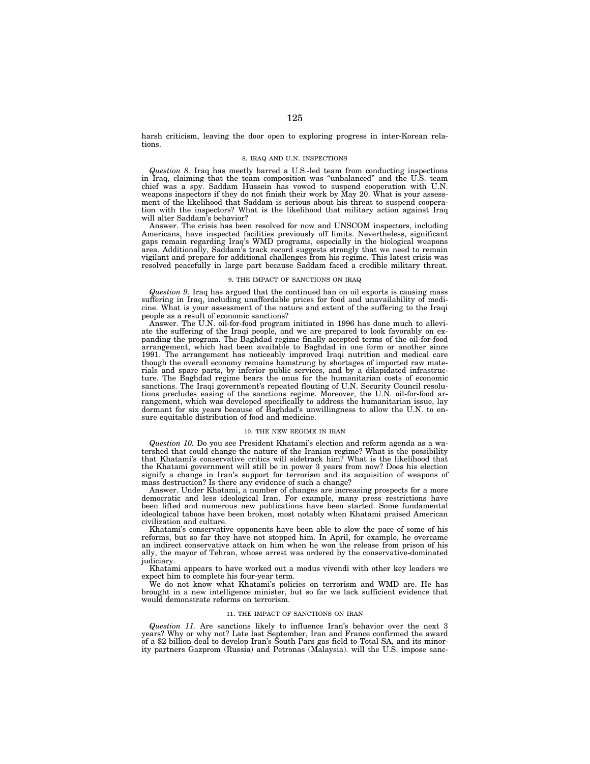harsh criticism, leaving the door open to exploring progress in inter-Korean relations.

### 8. IRAQ AND U.N. INSPECTIONS

*Question 8.* Iraq has meetly barred a U.S.-led team from conducting inspections in Iraq, claiming that the team composition was "unbalanced" and the U.S. team chief was a spy. Saddam Hussein has vowed to suspend cooperation with U.N. weapons inspectors if they do not finish their work by May 20. What is your assessment of the likelihood that Saddam is serious about his threat to suspend cooperation with the inspectors? What is the likelihood that military action against Iraq will alter Saddam's behavior?

Answer. The crisis has been resolved for now and UNSCOM inspectors, including Americans, have inspected facilities previously off limits. Nevertheless, significant gaps remain regarding Iraq's WMD programs, especially in the biological weapons area. Additionally, Saddam's track record suggests strongly that we need to remain vigilant and prepare for additional challenges from his regime. This latest crisis was resolved peacefully in large part because Saddam faced a credible military threat.

### 9. THE IMPACT OF SANCTIONS ON IRAQ

*Question 9.* Iraq has argued that the continued ban on oil exports is causing mass suffering in Iraq, including unaffordable prices for food and unavailability of medicine. What is your assessment of the nature and extent of the suffering to the Iraqi people as a result of economic sanctions?

Answer. The U.N. oil-for-food program initiated in 1996 has done much to alleviate the suffering of the Iraqi people, and we are prepared to look favorably on expanding the program. The Baghdad regime finally accepted terms of the oil-for-food arrangement, which had been available to Baghdad in one form or another since 1991. The arrangement has noticeably improved Iraqi nutrition and medical care though the overall economy remains hamstrung by shortages of imported raw materials and spare parts, by inferior public services, and by a dilapidated infrastructure. The Baghdad regime bears the onus for the humanitarian costs of economic sanctions. The Iraqi government's repeated flouting of U.N. Security Council resolutions precludes easing of the sanctions regime. Moreover, the U.N. oil-for-food arrangement, which was developed specifically to address the humanitarian issue, lay dormant for six years because of Baghdad's unwillingness to allow the U.N. to ensure equitable distribution of food and medicine.

### 10. THE NEW REGIME IN IRAN

*Question 10.* Do you see President Khatami's election and reform agenda as a watershed that could change the nature of the Iranian regime? What is the possibility that Khatami's conservative critics will sidetrack him? What is the likelihood that the Khatami government will still be in power 3 years from now? Does his election signify a change in Iran's support for terrorism and its acquisition of weapons of mass destruction? Is there any evidence of such a change?

Answer. Under Khatami, a number of changes are increasing prospects for a more democratic and less ideological Iran. For example, many press restrictions have been lifted and numerous new publications have been started. Some fundamental ideological taboos have been broken, most notably when Khatami praised American civilization and culture.

Khatami's conservative opponents have been able to slow the pace of some of his reforms, but so far they have not stopped him. In April, for example, he overcame an indirect conservative attack on him when he won the release from prison of his ally, the mayor of Tehran, whose arrest was ordered by the conservative-dominated judiciary.

Khatami appears to have worked out a modus vivendi with other key leaders we expect him to complete his four-year term.

We do not know what Khatami's policies on terrorism and WMD are. He has brought in a new intelligence minister, but so far we lack sufficient evidence that would demonstrate reforms on terrorism.

### 11. THE IMPACT OF SANCTIONS ON IRAN

*Question 11.* Are sanctions likely to influence Iran's behavior over the next 3 years? Why or why not? Late last September, Iran and France confirmed the award of a $2 billion deal to develop Iran's South Pars gas field to Total SA, and its minority partners Gazprom (Russia) and Petronas (Malaysia). will the U.S. impose sanc-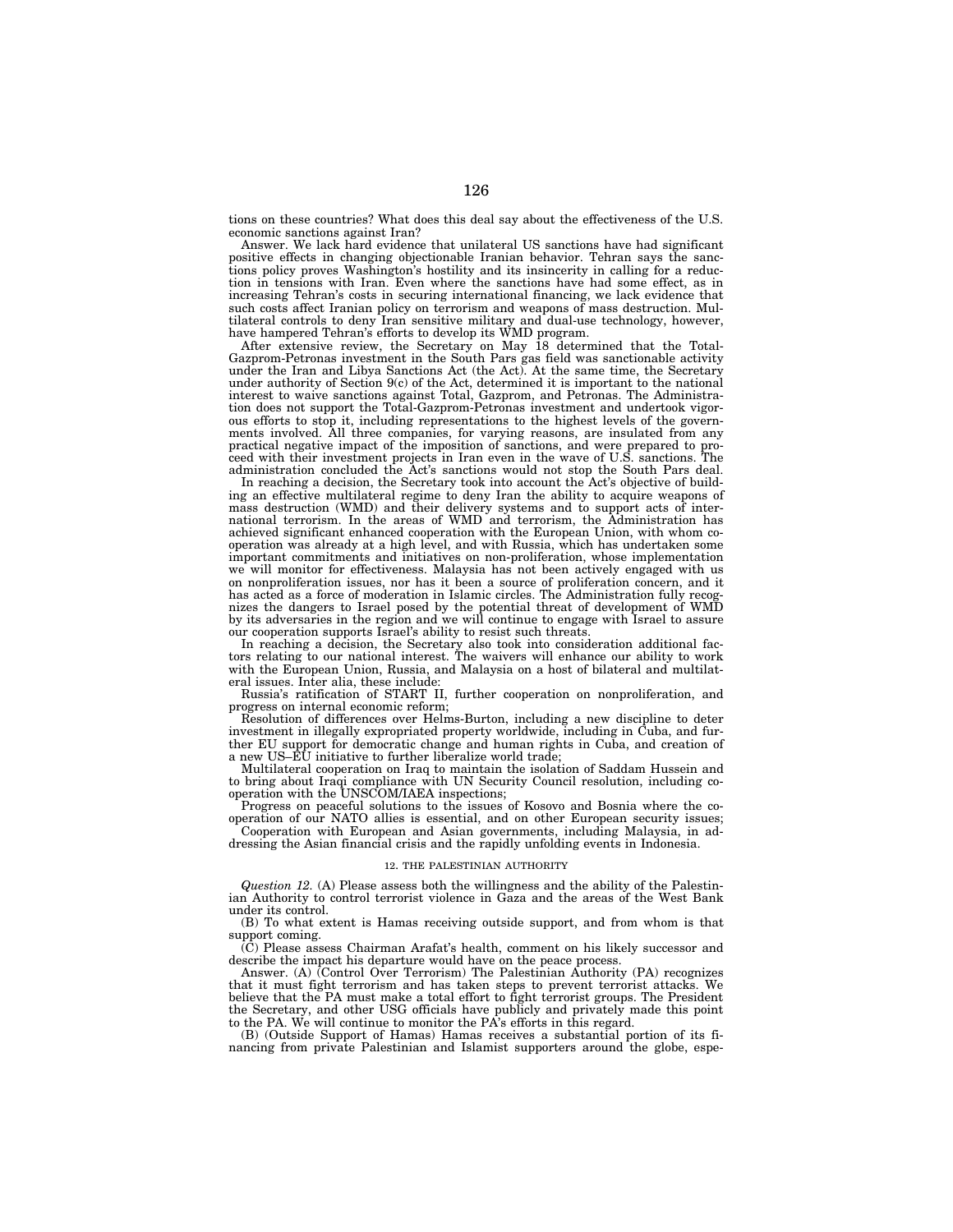tions on these countries? What does this deal say about the effectiveness of the U.S. economic sanctions against Iran?

Answer. We lack hard evidence that unilateral US sanctions have had significant positive effects in changing objectionable Iranian behavior. Tehran says the sanctions policy proves Washington's hostility and its insincerity in calling for a reduction in tensions with Iran. Even where the sanctions have had some effect, as in increasing Tehran's costs in securing international financing, we lack evidence that such costs affect Iranian policy on terrorism and weapons of mass destruction. Multilateral controls to deny Iran sensitive military and dual-use technology, however, have hampered Tehran's efforts to develop its WMD program.

After extensive review, the Secretary on May 18 determined that the Total-Gazprom-Petronas investment in the South Pars gas field was sanctionable activity under the Iran and Libya Sanctions Act (the Act). At the same time, the Secretary under authority of Section 9(c) of the Act, determined it is important to the national interest to waive sanctions against Total, Gazprom, and Petronas. The Administration does not support the Total-Gazprom-Petronas investment and undertook vigorous efforts to stop it, including representations to the highest levels of the governments involved. All three companies, for varying reasons, are insulated from any practical negative impact of the imposition of sanctions, and were prepared to proceed with their investment projects in Iran even in the wave of U.S. sanctions. The administration concluded the Act's sanctions would not stop the South Pars deal.

In reaching a decision, the Secretary took into account the Act's objective of building an effective multilateral regime to deny Iran the ability to acquire weapons of mass destruction (WMD) and their delivery systems and to support acts of international terrorism. In the areas of WMD and terrorism, the Administration has achieved significant enhanced cooperation with the European Union, with whom cooperation was already at a high level, and with Russia, which has undertaken some important commitments and initiatives on non-proliferation, whose implementation we will monitor for effectiveness. Malaysia has not been actively engaged with us on nonproliferation issues, nor has it been a source of proliferation concern, and it has acted as a force of moderation in Islamic circles. The Administration fully recognizes the dangers to Israel posed by the potential threat of development of WMD by its adversaries in the region and we will continue to engage with Israel to assure our cooperation supports Israel's ability to resist such threats.

In reaching a decision, the Secretary also took into consideration additional factors relating to our national interest. The waivers will enhance our ability to work with the European Union, Russia, and Malaysia on a host of bilateral and multilateral issues. Inter alia, these include:

Russia's ratification of START II, further cooperation on nonproliferation, and progress on internal economic reform;

Resolution of differences over Helms-Burton, including a new discipline to deter investment in illegally expropriated property worldwide, including in Cuba, and further EU support for democratic change and human rights in Cuba, and creation of a new US–EU initiative to further liberalize world trade;

Multilateral cooperation on Iraq to maintain the isolation of Saddam Hussein and to bring about Iraqi compliance with UN Security Council resolution, including cooperation with the UNSCOM/IAEA inspections;

Progress on peaceful solutions to the issues of Kosovo and Bosnia where the cooperation of our NATO allies is essential, and on other European security issues;

Cooperation with European and Asian governments, including Malaysia, in addressing the Asian financial crisis and the rapidly unfolding events in Indonesia.

## 12. THE PALESTINIAN AUTHORITY

*Question 12.* (A) Please assess both the willingness and the ability of the Palestinian Authority to control terrorist violence in Gaza and the areas of the West Bank under its control.

(B) To what extent is Hamas receiving outside support, and from whom is that support coming.

(C) Please assess Chairman Arafat's health, comment on his likely successor and describe the impact his departure would have on the peace process.

Answer. (A) (Control Over Terrorism) The Palestinian Authority (PA) recognizes that it must fight terrorism and has taken steps to prevent terrorist attacks. We believe that the PA must make a total effort to fight terrorist groups. The President the Secretary, and other USG officials have publicly and privately made this point to the PA. We will continue to monitor the PA's efforts in this regard.

(B) (Outside Support of Hamas) Hamas receives a substantial portion of its financing from private Palestinian and Islamist supporters around the globe, espe-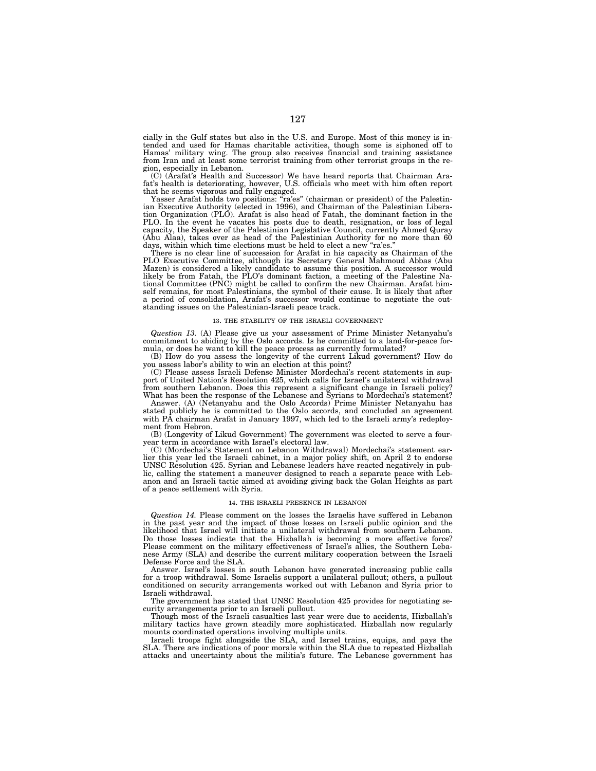cially in the Gulf states but also in the U.S. and Europe. Most of this money is intended and used for Hamas charitable activities, though some is siphoned off to Hamas' military wing. The group also receives financial and training assistance from Iran and at least some terrorist training from other terrorist groups in the region, especially in Lebanon.

(C) (Arafat's Health and Successor) We have heard reports that Chairman Arafat's health is deteriorating, however, U.S. officials who meet with him often report that he seems vigorous and fully engaged.

Yasser Arafat holds two positions: "ra'es" (chairman or president) of the Palestinian Executive Authority (elected in 1996), and Chairman of the Palestinian Liberation Organization (PLO). Arafat is also head of Fatah, the dominant faction in the PLO. In the event he vacates his posts due to death, resignation, or loss of legal capacity, the Speaker of the Palestinian Legislative Council, currently Ahmed Quray (Abu Alaa), takes over as head of the Palestinian Authority for no more than 60 days, within which time elections must be held to elect a new "ra'es."

There is no clear line of succession for Arafat in his capacity as Chairman of the PLO Executive Committee, although its Secretary General Mahmoud Abbas (Abu Mazen) is considered a likely candidate to assume this position. A successor would likely be from Fatah, the PLO's dominant faction, a meeting of the Palestine National Committee (PNC) might be called to confirm the new Chairman. Arafat himself remains, for most Palestinians, the symbol of their cause. It is likely that after a period of consolidation, Arafat's successor would continue to negotiate the outstanding issues on the Palestinian-Israeli peace track.

### 13. THE STABILITY OF THE ISRAELI GOVERNMENT

*Question 13.* (A) Please give us your assessment of Prime Minister Netanyahu's commitment to abiding by the Oslo accords. Is he committed to a land-for-peace formula, or does he want to kill the peace process as currently formulated?

(B) How do you assess the longevity of the current Likud government? How do you assess labor's ability to win an election at this point?

(C) Please assess Israeli Defense Minister Mordechai's recent statements in support of United Nation's Resolution 425, which calls for Israel's unilateral withdrawal from southern Lebanon. Does this represent a significant change in Israeli policy? What has been the response of the Lebanese and Syrians to Mordechai's statement?

Answer. (A) (Netanyahu and the Oslo Accords) Prime Minister Netanyahu has stated publicly he is committed to the Oslo accords, and concluded an agreement with PA chairman Arafat in January 1997, which led to the Israeli army's redeployment from Hebron.

(B) (Longevity of Likud Government) The government was elected to serve a four-year term in accordance with Israel's electoral law.

(C) (Mordechai's Statement on Lebanon Withdrawal) Mordechai's statement earlier this year led the Israeli cabinet, in a major policy shift, on April 2 to endorse UNSC Resolution 425. Syrian and Lebanese leaders have reacted negatively in public, calling the statement a maneuver designed to reach a separate peace with Lebanon and an Israeli tactic aimed at avoiding giving back the Golan Heights as part of a peace settlement with Syria.

### 14. THE ISRAELI PRESENCE IN LEBANON

*Question 14.* Please comment on the losses the Israelis have suffered in Lebanon in the past year and the impact of those losses on Israeli public opinion and the likelihood that Israel will initiate a unilateral withdrawal from southern Lebanon. Do those losses indicate that the Hizballah is becoming a more effective force? Please comment on the military effectiveness of Israel's allies, the Southern Lebanese Army (SLA) and describe the current military cooperation between the Israeli Defense Force and the SLA.

Answer. Israel's losses in south Lebanon have generated increasing public calls for a troop withdrawal. Some Israelis support a unilateral pullout; others, a pullout conditioned on security arrangements worked out with Lebanon and Syria prior to Israeli withdrawal.

The government has stated that UNSC Resolution 425 provides for negotiating security arrangements prior to an Israeli pullout.

Though most of the Israeli casualties last year were due to accidents, Hizballah's military tactics have grown steadily more sophisticated. Hizballah now regularly mounts coordinated operations involving multiple units.

Israeli troops fight alongside the SLA, and Israel trains, equips, and pays the SLA. There are indications of poor morale within the SLA due to repeated Hizballah attacks and uncertainty about the militia's future. The Lebanese government has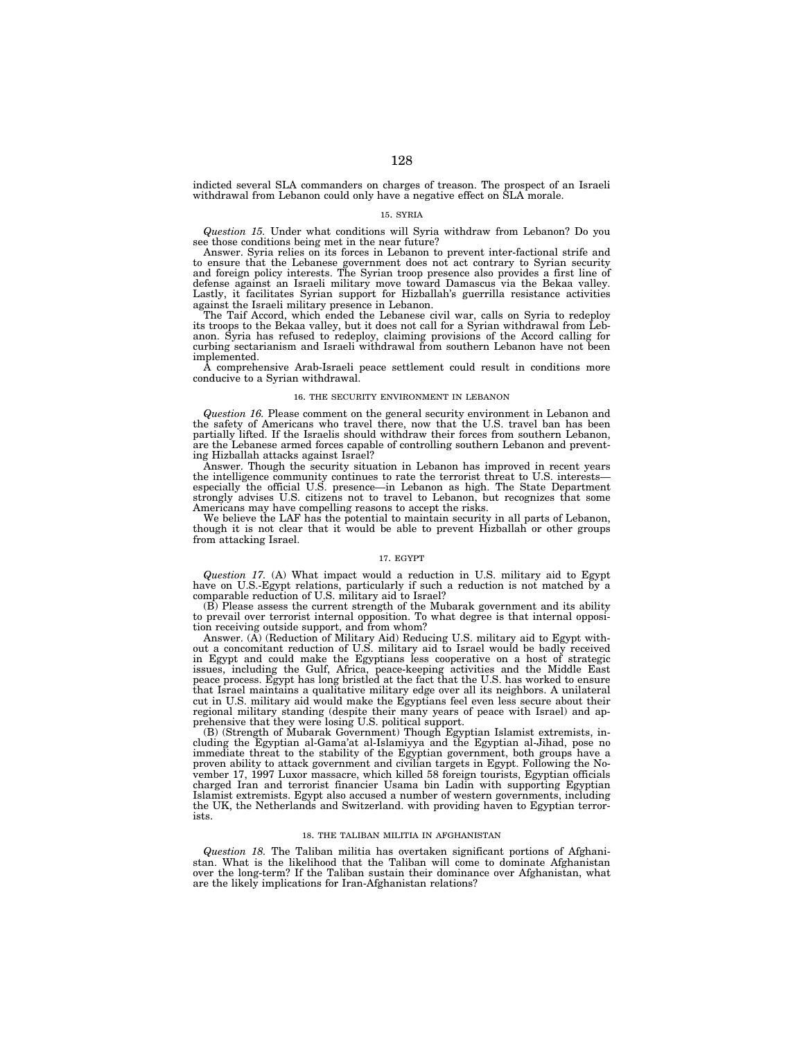indicted several SLA commanders on charges of treason. The prospect of an Israeli withdrawal from Lebanon could only have a negative effect on SLA morale.

### 15. SYRIA

*Question 15.* Under what conditions will Syria withdraw from Lebanon? Do you see those conditions being met in the near future?

Answer. Syria relies on its forces in Lebanon to prevent inter-factional strife and to ensure that the Lebanese government does not act contrary to Syrian security and foreign policy interests. The Syrian troop presence also provides a first line of defense against an Israeli military move toward Damascus via the Bekaa valley. Lastly, it facilitates Syrian support for Hizballah's guerrilla resistance activities against the Israeli military presence in Lebanon.

The Taif Accord, which ended the Lebanese civil war, calls on Syria to redeploy its troops to the Bekaa valley, but it does not call for a Syrian withdrawal from Lebanon. Syria has refused to redeploy, claiming provisions of the Accord calling for curbing sectarianism and Israeli withdrawal from southern Lebanon have not been implemented.

A comprehensive Arab-Israeli peace settlement could result in conditions more conducive to a Syrian withdrawal.

### 16. THE SECURITY ENVIRONMENT IN LEBANON

*Question 16.* Please comment on the general security environment in Lebanon and the safety of Americans who travel there, now that the U.S. travel ban has been partially lifted. If the Israelis should withdraw their forces from southern Lebanon, are the Lebanese armed forces capable of controlling southern Lebanon and preventing Hizballah attacks against Israel?

Answer. Though the security situation in Lebanon has improved in recent years the intelligence community continues to rate the terrorist threat to U.S. interests—especially the official U.S. presence—in Lebanon as high. The State Department strongly advises U.S. citizens not to travel to Lebanon, but recognizes that some Americans may have compelling reasons to accept the risks.

We believe the LAF has the potential to maintain security in all parts of Lebanon, though it is not clear that it would be able to prevent Hizballah or other groups from attacking Israel.

### 17. EGYPT

*Question 17.* (A) What impact would a reduction in U.S. military aid to Egypt have on U.S.-Egypt relations, particularly if such a reduction is not matched by a comparable reduction of U.S. military aid to Israel?

(B) Please assess the current strength of the Mubarak government and its ability to prevail over terrorist internal opposition. To what degree is that internal opposition receiving outside support, and from whom?

Answer. (A) (Reduction of Military Aid) Reducing U.S. military aid to Egypt without a concomitant reduction of U.S. military aid to Israel would be badly received in Egypt and could make the Egyptians less cooperative on a host of strategic issues, including the Gulf, Africa, peace-keeping activities and the Middle East peace process. Egypt has long bristled at the fact that the U.S. has worked to ensure that Israel maintains a qualitative military edge over all its neighbors. A unilateral cut in U.S. military aid would make the Egyptians feel even less secure about their regional military standing (despite their many years of peace with Israel) and apprehensive that they were losing U.S. political support.

(B) (Strength of Mubarak Government) Though Egyptian Islamist extremists, including the Egyptian al-Gama'at al-Islamiyya and the Egyptian al-Jihad, pose no immediate threat to the stability of the Egyptian government, both groups have a proven ability to attack government and civilian targets in Egypt. Following the November 17, 1997 Luxor massacre, which killed 58 foreign tourists, Egyptian officials charged Iran and terrorist financier Usama bin Ladin with supporting Egyptian Islamist extremists. Egypt also accused a number of western governments, including the UK, the Netherlands and Switzerland. with providing haven to Egyptian terrorists.

### 18. THE TALIBAN MILITIA IN AFGHANISTAN

*Question 18.* The Taliban militia has overtaken significant portions of Afghanistan. What is the likelihood that the Taliban will come to dominate Afghanistan over the long-term? If the Taliban sustain their dominance over Afghanistan, what are the likely implications for Iran-Afghanistan relations?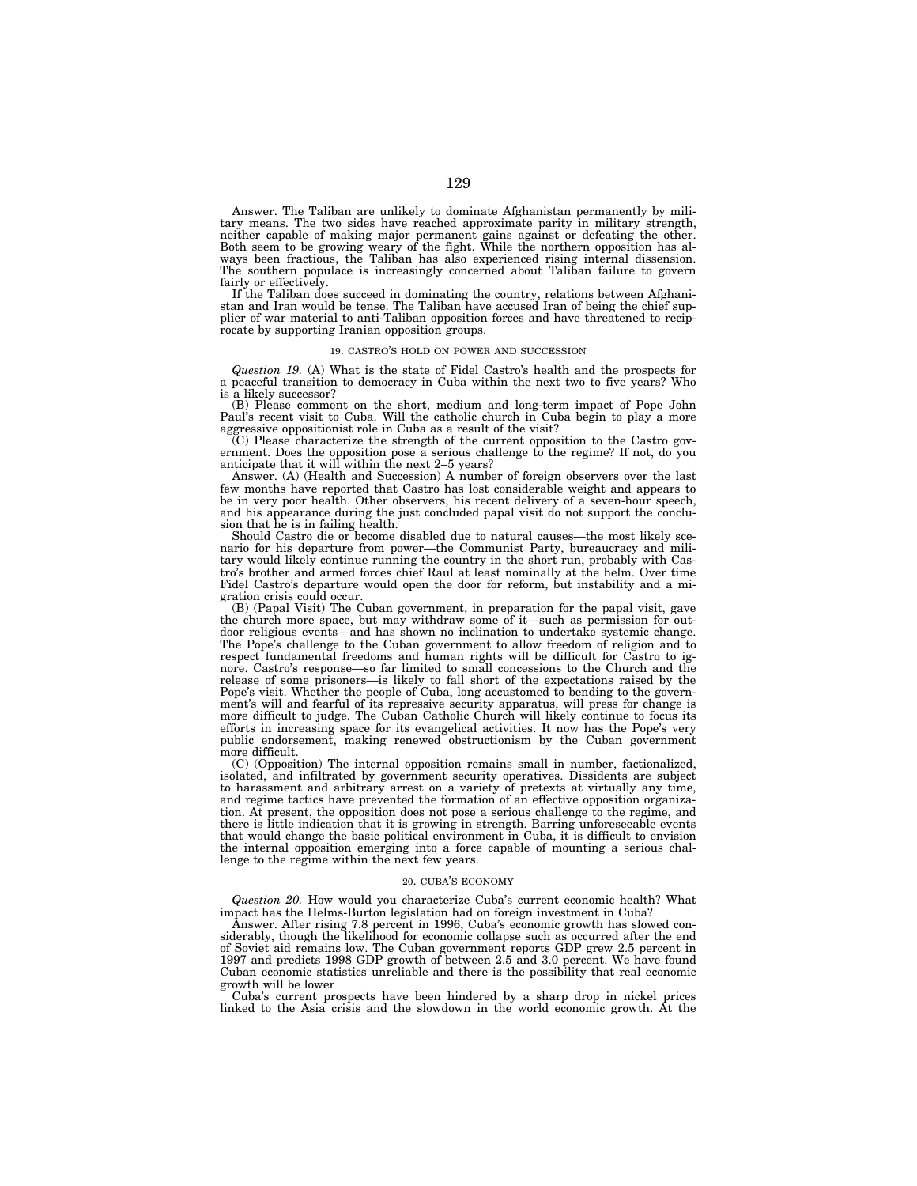Answer. The Taliban are unlikely to dominate Afghanistan permanently by military means. The two sides have reached approximate parity in military strength, neither capable of making major permanent gains against or defeating the other. Both seem to be growing weary of the fight. While the northern opposition has always been fractious, the Taliban has also experienced rising internal dissension. The southern populace is increasingly concerned about Taliban failure to govern fairly or effectively.

If the Taliban does succeed in dominating the country, relations between Afghanistan and Iran would be tense. The Taliban have accused Iran of being the chief supplier of war material to anti-Taliban opposition forces and have threatened to reciprocate by supporting Iranian opposition groups.

### 19. CASTRO'S HOLD ON POWER AND SUCCESSION

*Question 19.* (A) What is the state of Fidel Castro's health and the prospects for a peaceful transition to democracy in Cuba within the next two to five years? Who is a likely successor?

(B) Please comment on the short, medium and long-term impact of Pope John Paul's recent visit to Cuba. Will the catholic church in Cuba begin to play a more aggressive oppositionist role in Cuba as a result of the visit?

(C) Please characterize the strength of the current opposition to the Castro government. Does the opposition pose a serious challenge to the regime? If not, do you anticipate that it will within the next 2–5 years?

Answer. (A) (Health and Succession) A number of foreign observers over the last few months have reported that Castro has lost considerable weight and appears to be in very poor health. Other observers, his recent delivery of a seven-hour speech, and his appearance during the just concluded papal visit do not support the conclusion that he is in failing health.

Should Castro die or become disabled due to natural causes—the most likely scenario for his departure from power—the Communist Party, bureaucracy and military would likely continue running the country in the short run, probably with Castro's brother and armed forces chief Raul at least nominally at the helm. Over time Fidel Castro's departure would open the door for reform, but instability and a migration crisis could occur.

(B) (Papal Visit) The Cuban government, in preparation for the papal visit, gave the church more space, but may withdraw some of it—such as permission for outdoor religious events—and has shown no inclination to undertake systemic change. The Pope's challenge to the Cuban government to allow freedom of religion and to respect fundamental freedoms and human rights will be difficult for Castro to ignore. Castro's response—so far limited to small concessions to the Church and the release of some prisoners—is likely to fall short of the expectations raised by the Pope's visit. Whether the people of Cuba, long accustomed to bending to the government's will and fearful of its repressive security apparatus, will press for change is more difficult to judge. The Cuban Catholic Church will likely continue to focus its efforts in increasing space for its evangelical activities. It now has the Pope's very public endorsement, making renewed obstructionism by the Cuban government more difficult.

(C) (Opposition) The internal opposition remains small in number, factionalized, isolated, and infiltrated by government security operatives. Dissidents are subject to harassment and arbitrary arrest on a variety of pretexts at virtually any time, and regime tactics have prevented the formation of an effective opposition organization. At present, the opposition does not pose a serious challenge to the regime, and there is little indication that it is growing in strength. Barring unforeseeable events that would change the basic political environment in Cuba, it is difficult to envision the internal opposition emerging into a force capable of mounting a serious challenge to the regime within the next few years.

### 20. CUBA'S ECONOMY

*Question 20.* How would you characterize Cuba's current economic health? What impact has the Helms-Burton legislation had on foreign investment in Cuba?

Answer. After rising 7.8 percent in 1996, Cuba's economic growth has slowed considerably, though the likelihood for economic collapse such as occurred after the end of Soviet aid remains low. The Cuban government reports GDP grew 2.5 percent in 1997 and predicts 1998 GDP growth of between 2.5 and 3.0 percent. We have found Cuban economic statistics unreliable and there is the possibility that real economic growth will be lower

Cuba's current prospects have been hindered by a sharp drop in nickel prices linked to the Asia crisis and the slowdown in the world economic growth. At the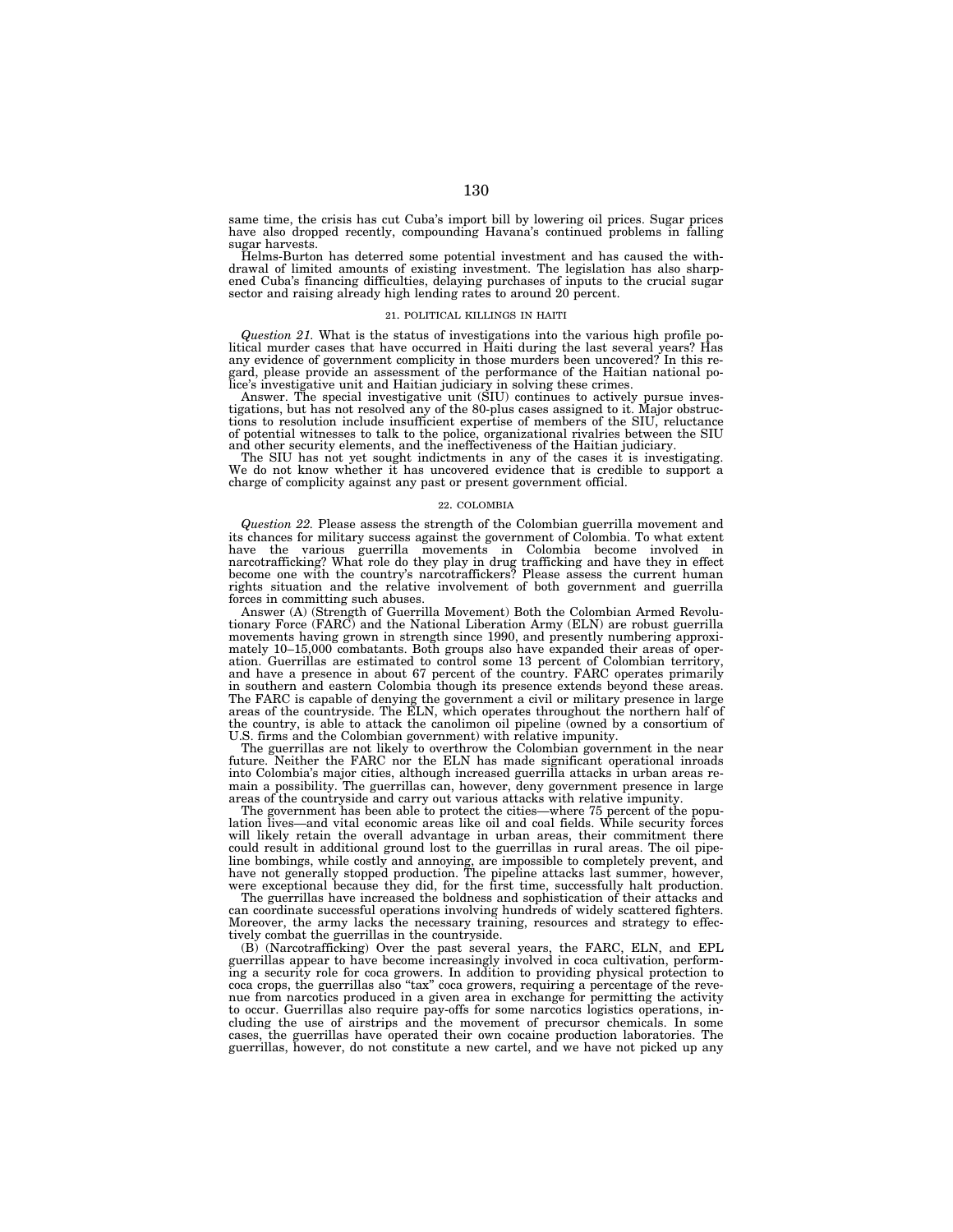same time, the crisis has cut Cuba's import bill by lowering oil prices. Sugar prices have also dropped recently, compounding Havana's continued problems in falling sugar harvests.

Helms-Burton has deterred some potential investment and has caused the withdrawal of limited amounts of existing investment. The legislation has also sharpened Cuba's financing difficulties, delaying purchases of inputs to the crucial sugar sector and raising already high lending rates to around 20 percent.

### 21. POLITICAL KILLINGS IN HAITI

*Question 21.* What is the status of investigations into the various high profile political murder cases that have occurred in Haiti during the last several years? Has any evidence of government complicity in those murders been uncovered? In this regard, please provide an assessment of the performance of the Haitian national police's investigative unit and Haitian judiciary in solving these crimes.

Answer. The special investigative unit (SIU) continues to actively pursue investigations, but has not resolved any of the 80-plus cases assigned to it. Major obstructions to resolution include insufficient expertise of members of the SIU, reluctance of potential witnesses to talk to the police, organizational rivalries between the SIU and other security elements, and the ineffectiveness of the Haitian judiciary.

The SIU has not yet sought indictments in any of the cases it is investigating. We do not know whether it has uncovered evidence that is credible to support a charge of complicity against any past or present government official.

### 22. COLOMBIA

*Question 22.* Please assess the strength of the Colombian guerrilla movement and its chances for military success against the government of Colombia. To what extent have the various guerrilla movements in Colombia become involved in narcotrafficking? What role do they play in drug trafficking and have they in effect become one with the country's narcotraffickers? Please assess the current human rights situation and the relative involvement of both government and guerrilla forces in committing such abuses.

Answer (A) (Strength of Guerrilla Movement) Both the Colombian Armed Revolutionary Force (FARC) and the National Liberation Army (ELN) are robust guerrilla movements having grown in strength since 1990, and presently numbering approximately 10–15,000 combatants. Both groups also have expanded their areas of operation. Guerrillas are estimated to control some 13 percent of Colombian territory, and have a presence in about 67 percent of the country. FARC operates primarily in southern and eastern Colombia though its presence extends beyond these areas. The FARC is capable of denying the government a civil or military presence in large areas of the countryside. The ELN, which operates throughout the northern half of the country, is able to attack the canolimon oil pipeline (owned by a consortium of U.S. firms and the Colombian government) with relative impunity.

The guerrillas are not likely to overthrow the Colombian government in the near future. Neither the FARC nor the ELN has made significant operational inroads into Colombia's major cities, although increased guerrilla attacks in urban areas remain a possibility. The guerrillas can, however, deny government presence in large areas of the countryside and carry out various attacks with relative impunity.

The government has been able to protect the cities—where 75 percent of the population lives—and vital economic areas like oil and coal fields. While security forces will likely retain the overall advantage in urban areas, their commitment there could result in additional ground lost to the guerrillas in rural areas. The oil pipeline bombings, while costly and annoying, are impossible to completely prevent, and have not generally stopped production. The pipeline attacks last summer, however, were exceptional because they did, for the first time, successfully halt production.

The guerrillas have increased the boldness and sophistication of their attacks and can coordinate successful operations involving hundreds of widely scattered fighters. Moreover, the army lacks the necessary training, resources and strategy to effectively combat the guerrillas in the countryside.

(B) (Narcotrafficking) Over the past several years, the FARC, ELN, and EPL guerrillas appear to have become increasingly involved in coca cultivation, performing a security role for coca growers. In addition to providing physical protection to coca crops, the guerrillas also "tax" coca growers, requiring a percentage of the revenue from narcotics produced in a given area in exchange for permitting the activity to occur. Guerrillas also require pay-offs for some narcotics logistics operations, including the use of airstrips and the movement of precursor chemicals. In some cases, the guerrillas have operated their own cocaine production laboratories. The guerrillas, however, do not constitute a new cartel, and we have not picked up any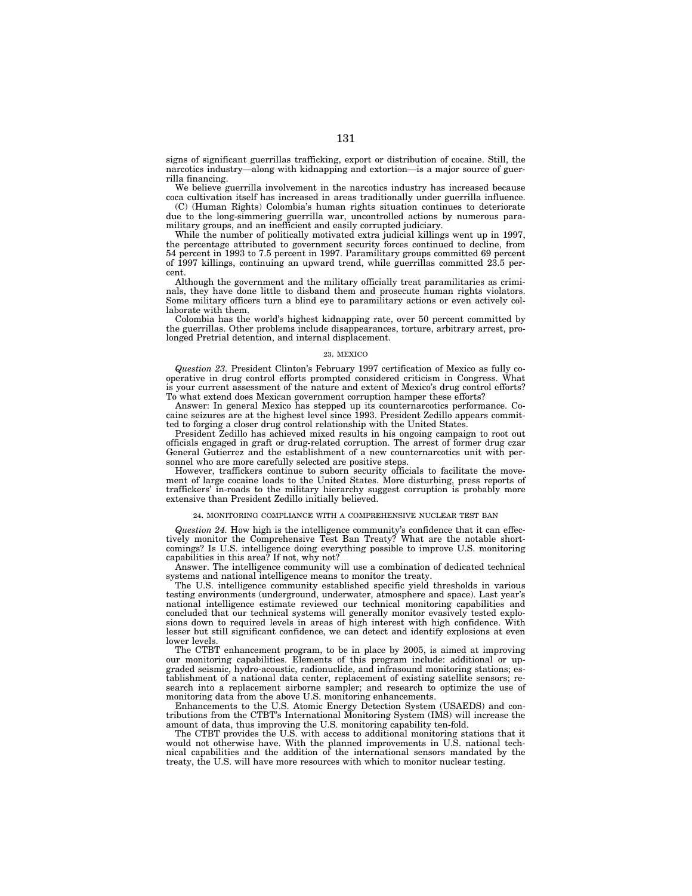signs of significant guerrillas trafficking, export or distribution of cocaine. Still, the narcotics industry—along with kidnapping and extortion—is a major source of guerrilla financing.

We believe guerrilla involvement in the narcotics industry has increased because coca cultivation itself has increased in areas traditionally under guerrilla influence.

(C) (Human Rights) Colombia's human rights situation continues to deteriorate due to the long-simmering guerrilla war, uncontrolled actions by numerous paramilitary groups, and an inefficient and easily corrupted judiciary.

While the number of politically motivated extra judicial killings went up in 1997, the percentage attributed to government security forces continued to decline, from 54 percent in 1993 to 7.5 percent in 1997. Paramilitary groups committed 69 percent of 1997 killings, continuing an upward trend, while guerrillas committed 23.5 percent.

Although the government and the military officially treat paramilitaries as criminals, they have done little to disband them and prosecute human rights violators. Some military officers turn a blind eye to paramilitary actions or even actively collaborate with them.

Colombia has the world's highest kidnapping rate, over 50 percent committed by the guerrillas. Other problems include disappearances, torture, arbitrary arrest, prolonged Pretrial detention, and internal displacement.

## 23. MEXICO

*Question 23.* President Clinton's February 1997 certification of Mexico as fully cooperative in drug control efforts prompted considered criticism in Congress. What is your current assessment of the nature and extent of Mexico's drug control efforts? To what extend does Mexican government corruption hamper these efforts?

Answer: In general Mexico has stepped up its counternarcotics performance. Cocaine seizures are at the highest level since 1993. President Zedillo appears committed to forging a closer drug control relationship with the United States.

President Zedillo has achieved mixed results in his ongoing campaign to root out officials engaged in graft or drug-related corruption. The arrest of former drug czar General Gutierrez and the establishment of a new counternarcotics unit with personnel who are more carefully selected are positive steps.

However, traffickers continue to suborn security officials to facilitate the movement of large cocaine loads to the United States. More disturbing, press reports of traffickers' in-roads to the military hierarchy suggest corruption is probably more extensive than President Zedillo initially believed.

## 24. MONITORING COMPLIANCE WITH A COMPREHENSIVE NUCLEAR TEST BAN

*Question 24.* How high is the intelligence community's confidence that it can effectively monitor the Comprehensive Test Ban Treaty? What are the notable shortcomings? Is U.S. intelligence doing everything possible to improve U.S. monitoring capabilities in this area? If not, why not?

Answer. The intelligence community will use a combination of dedicated technical systems and national intelligence means to monitor the treaty.

The U.S. intelligence community established specific yield thresholds in various testing environments (underground, underwater, atmosphere and space). Last year's national intelligence estimate reviewed our technical monitoring capabilities and concluded that our technical systems will generally monitor evasively tested explosions down to required levels in areas of high interest with high confidence. With lesser but still significant confidence, we can detect and identify explosions at even lower levels.

The CTBT enhancement program, to be in place by 2005, is aimed at improving our monitoring capabilities. Elements of this program include: additional or upgraded seismic, hydro-acoustic, radionuclide, and infrasound monitoring stations; establishment of a national data center, replacement of existing satellite sensors; research into a replacement airborne sampler; and research to optimize the use of monitoring data from the above U.S. monitoring enhancements.

Enhancements to the U.S. Atomic Energy Detection System (USAEDS) and contributions from the CTBT's International Monitoring System (IMS) will increase the amount of data, thus improving the U.S. monitoring capability ten-fold.

The CTBT provides the U.S. with access to additional monitoring stations that it would not otherwise have. With the planned improvements in U.S. national technical capabilities and the addition of the international sensors mandated by the treaty, the U.S. will have more resources with which to monitor nuclear testing.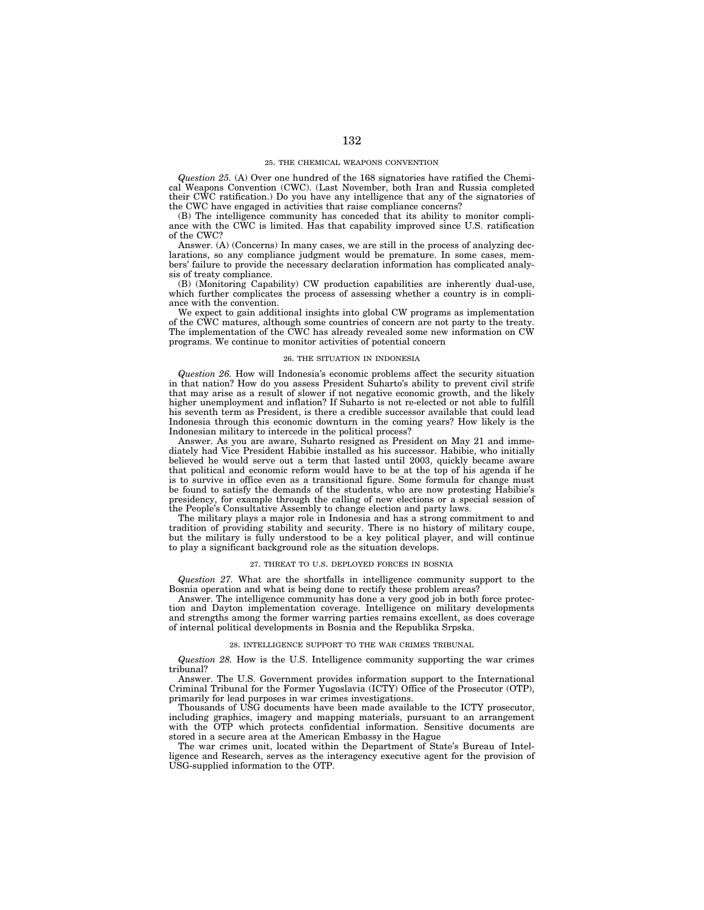### 25. THE CHEMICAL WEAPONS CONVENTION

*Question 25.* (A) Over one hundred of the 168 signatories have ratified the Chemical Weapons Convention (CWC). (Last November, both Iran and Russia completed their CWC ratification.) Do you have any intelligence that any of the signatories of the CWC have engaged in activities that raise compliance concerns?

(B) The intelligence community has conceded that its ability to monitor compliance with the CWC is limited. Has that capability improved since U.S. ratification of the CWC?

Answer. (A) (Concerns) In many cases, we are still in the process of analyzing declarations, so any compliance judgment would be premature. In some cases, members' failure to provide the necessary declaration information has complicated analysis of treaty compliance.

(B) (Monitoring Capability) CW production capabilities are inherently dual-use, which further complicates the process of assessing whether a country is in compliance with the convention.

We expect to gain additional insights into global CW programs as implementation of the CWC matures, although some countries of concern are not party to the treaty. The implementation of the CWC has already revealed some new information on CW programs. We continue to monitor activities of potential concern

### 26. THE SITUATION IN INDONESIA

*Question 26.* How will Indonesia's economic problems affect the security situation in that nation? How do you assess President Suharto's ability to prevent civil strife that may arise as a result of slower if not negative economic growth, and the likely higher unemployment and inflation? If Suharto is not re-elected or not able to fulfill his seventh term as President, is there a credible successor available that could lead Indonesia through this economic downturn in the coming years? How likely is the Indonesian military to intercede in the political process?

Answer. As you are aware, Suharto resigned as President on May 21 and immediately had Vice President Habibie installed as his successor. Habibie, who initially believed he would serve out a term that lasted until 2003, quickly became aware that political and economic reform would have to be at the top of his agenda if he is to survive in office even as a transitional figure. Some formula for change must be found to satisfy the demands of the students, who are now protesting Habibie's presidency, for example through the calling of new elections or a special session of the People's Consultative Assembly to change election and party laws.

The military plays a major role in Indonesia and has a strong commitment to and tradition of providing stability and security. There is no history of military coupe, but the military is fully understood to be a key political player, and will continue to play a significant background role as the situation develops.

### 27. THREAT TO U.S. DEPLOYED FORCES IN BOSNIA

*Question 27.* What are the shortfalls in intelligence community support to the Bosnia operation and what is being done to rectify these problem areas?

Answer. The intelligence community has done a very good job in both force protection and Dayton implementation coverage. Intelligence on military developments and strengths among the former warring parties remains excellent, as does coverage of internal political developments in Bosnia and the Republika Srpska.

### 28. INTELLIGENCE SUPPORT TO THE WAR CRIMES TRIBUNAL

*Question 28.* How is the U.S. Intelligence community supporting the war crimes tribunal?

Answer. The U.S. Government provides information support to the International Criminal Tribunal for the Former Yugoslavia (ICTY) Office of the Prosecutor (OTP), primarily for lead purposes in war crimes investigations.

Thousands of USG documents have been made available to the ICTY prosecutor, including graphics, imagery and mapping materials, pursuant to an arrangement with the OTP which protects confidential information. Sensitive documents are stored in a secure area at the American Embassy in the Hague

The war crimes unit, located within the Department of State's Bureau of Intelligence and Research, serves as the interagency executive agent for the provision of USG-supplied information to the OTP.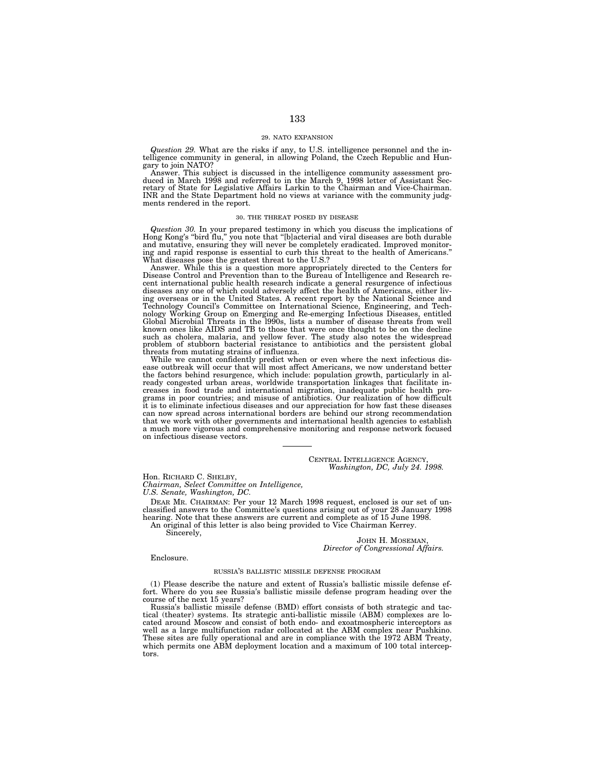### 29. NATO EXPANSION

*Question 29.* What are the risks if any, to U.S. intelligence personnel and the intelligence community in general, in allowing Poland, the Czech Republic and Hungary to join NATO?

Answer. This subject is discussed in the intelligence community assessment produced in March 1998 and referred to in the March 9, 1998 letter of Assistant Secretary of State for Legislative Affairs Larkin to the Chairman and Vice-Chairman. INR and the State Department hold no views at variance with the community judgments rendered in the report.

### 30. THE THREAT POSED BY DISEASE

*Question 30.* In your prepared testimony in which you discuss the implications of Hong Kong's "bird flu," you note that "[b]acterial and viral diseases are both durable and mutative, ensuring they will never be completely eradicated. Improved monitoring and rapid response is essential to curb this threat to the health of Americans." What diseases pose the greatest threat to the U.S.?

Answer. While this is a question more appropriately directed to the Centers for Disease Control and Prevention than to the Bureau of Intelligence and Research recent international public health research indicate a general resurgence of infectious diseases any one of which could adversely affect the health of Americans, either living overseas or in the United States. A recent report by the National Science and Technology Council's Committee on International Science, Engineering, and Technology Working Group on Emerging and Re-emerging Infectious Diseases, entitled Global Microbial Threats in the 1990s, lists a number of disease threats from well known ones like AIDS and TB to those that were once thought to be on the decline such as cholera, malaria, and yellow fever. The study also notes the widespread problem of stubborn bacterial resistance to antibiotics and the persistent global threats from mutating strains of influenza.

While we cannot confidently predict when or even where the next infectious disease outbreak will occur that will most affect Americans, we now understand better the factors behind resurgence, which include: population growth, particularly in already congested urban areas, worldwide transportation linkages that facilitate increases in food trade and international migration, inadequate public health programs in poor countries; and misuse of antibiotics. Our realization of how difficult it is to eliminate infectious diseases and our appreciation for how fast these diseases can now spread across international borders are behind our strong recommendation that we work with other governments and international health agencies to establish a much more vigorous and comprehensive monitoring and response network focused on infectious disease vectors.

---

CENTRAL INTELLIGENCE AGENCY,
*Washington, DC, July 24. 1998.*

Hon. RICHARD C. SHELBY,
*Chairman, Select Committee on Intelligence,*
*U.S. Senate, Washington, DC.*

DEAR MR. CHAIRMAN: Per your 12 March 1998 request, enclosed is our set of unclassified answers to the Committee's questions arising out of your 28 January 1998 hearing. Note that these answers are current and complete as of 15 June 1998.

An original of this letter is also being provided to Vice Chairman Kerrey.

Sincerely,

JOHN H. MOSEMAN,
*Director of Congressional Affairs.*

Enclosure.

### RUSSIA'S BALLISTIC MISSILE DEFENSE PROGRAM

(1) Please describe the nature and extent of Russia's ballistic missile defense effort. Where do you see Russia's ballistic missile defense program heading over the course of the next 15 years?

Russia's ballistic missile defense (BMD) effort consists of both strategic and tactical (theater) systems. Its strategic anti-ballistic missile (ABM) complexes are located around Moscow and consist of both endo- and exoatmospheric interceptors as well as a large multifunction radar collocated at the ABM complex near Pushkino. These sites are fully operational and are in compliance with the 1972 ABM Treaty, which permits one ABM deployment location and a maximum of 100 total interceptors.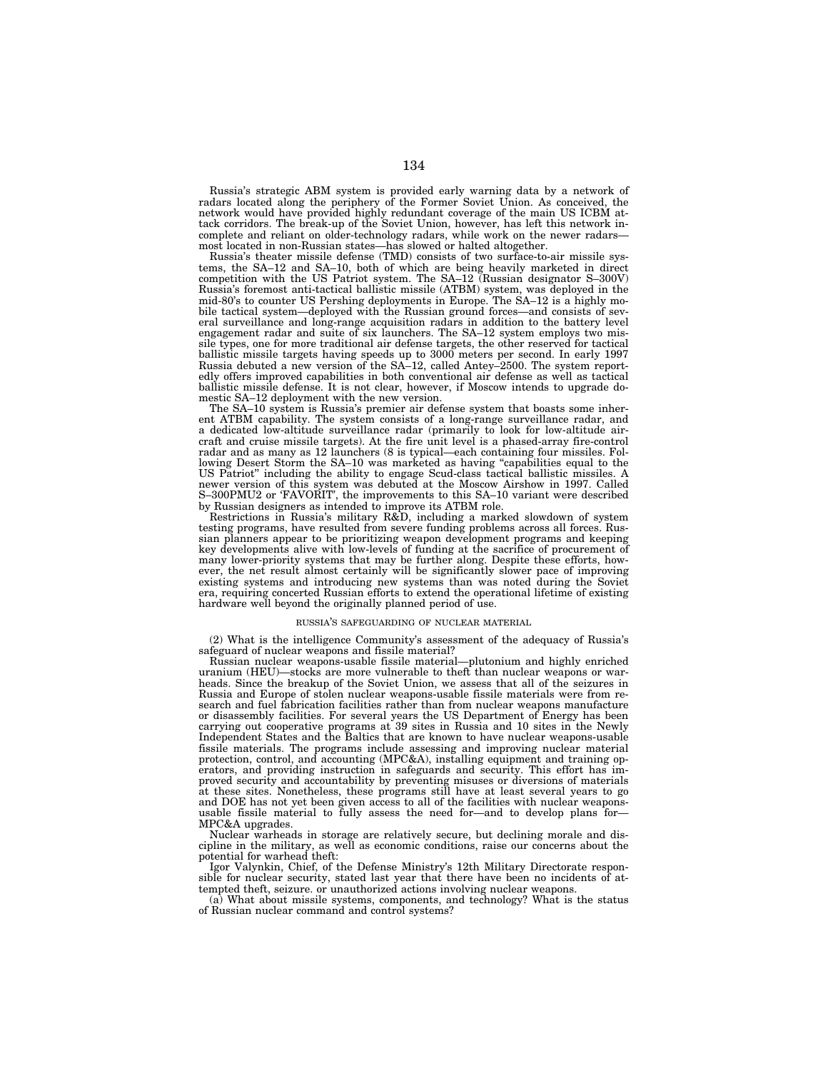Russia's strategic ABM system is provided early warning data by a network of radars located along the periphery of the Former Soviet Union. As conceived, the network would have provided highly redundant coverage of the main US ICBM attack corridors. The break-up of the Soviet Union, however, has left this network incomplete and reliant on older-technology radars, while work on the newer radars—most located in non-Russian states—has slowed or halted altogether.

Russia's theater missile defense (TMD) consists of two surface-to-air missile systems, the SA–12 and SA–10, both of which are being heavily marketed in direct competition with the US Patriot system. The SA–12 (Russian designator S–300V) Russia's foremost anti-tactical ballistic missile (ATBM) system, was deployed in the mid-80's to counter US Pershing deployments in Europe. The SA–12 is a highly mobile tactical system—deployed with the Russian ground forces—and consists of several surveillance and long-range acquisition radars in addition to the battery level engagement radar and suite of six launchers. The SA–12 system employs two missile types, one for more traditional air defense targets, the other reserved for tactical ballistic missile targets having speeds up to 3000 meters per second. In early 1997 Russia debuted a new version of the SA–12, called Antey–2500. The system reportedly offers improved capabilities in both conventional air defense as well as tactical ballistic missile defense. It is not clear, however, if Moscow intends to upgrade domestic SA–12 deployment with the new version.

The SA–10 system is Russia's premier air defense system that boasts some inherent ATBM capability. The system consists of a long-range surveillance radar, and a dedicated low-altitude surveillance radar (primarily to look for low-altitude aircraft and cruise missile targets). At the fire unit level is a phased-array fire-control radar and as many as 12 launchers (8 is typical—each containing four missiles. Following Desert Storm the SA–10 was marketed as having "capabilities equal to the US Patriot" including the ability to engage Scud-class tactical ballistic missiles. A newer version of this system was debuted at the Moscow Airshow in 1997. Called S–300PMU2 or 'FAVORIT', the improvements to this SA–10 variant were described by Russian designers as intended to improve its ATBM role.

Restrictions in Russia's military R&D, including a marked slowdown of system testing programs, have resulted from severe funding problems across all forces. Russian planners appear to be prioritizing weapon development programs and keeping key developments alive with low-levels of funding at the sacrifice of procurement of many lower-priority systems that may be further along. Despite these efforts, however, the net result almost certainly will be significantly slower pace of improving existing systems and introducing new systems than was noted during the Soviet era, requiring concerted Russian efforts to extend the operational lifetime of existing hardware well beyond the originally planned period of use.

### RUSSIA'S SAFEGUARDING OF NUCLEAR MATERIAL

(2) What is the intelligence Community's assessment of the adequacy of Russia's safeguard of nuclear weapons and fissile material?

Russian nuclear weapons-usable fissile material—plutonium and highly enriched uranium (HEU)—stocks are more vulnerable to theft than nuclear weapons or warheads. Since the breakup of the Soviet Union, we assess that all of the seizures in Russia and Europe of stolen nuclear weapons-usable fissile materials were from research and fuel fabrication facilities rather than from nuclear weapons manufacture or disassembly facilities. For several years the US Department of Energy has been carrying out cooperative programs at 39 sites in Russia and 10 sites in the Newly Independent States and the Baltics that are known to have nuclear weapons-usable fissile materials. The programs include assessing and improving nuclear material protection, control, and accounting (MPC&A), installing equipment and training operators, and providing instruction in safeguards and security. This effort has improved security and accountability by preventing misuses or diversions of materials at these sites. Nonetheless, these programs still have at least several years to go and DOE has not yet been given access to all of the facilities with nuclear weapons-usable fissile material to fully assess the need for—and to develop plans for—MPC&A upgrades.

Nuclear warheads in storage are relatively secure, but declining morale and discipline in the military, as well as economic conditions, raise our concerns about the potential for warhead theft:

Igor Valynkin, Chief, of the Defense Ministry's 12th Military Directorate responsible for nuclear security, stated last year that there have been no incidents of attempted theft, seizure. or unauthorized actions involving nuclear weapons.

(a) What about missile systems, components, and technology? What is the status of Russian nuclear command and control systems?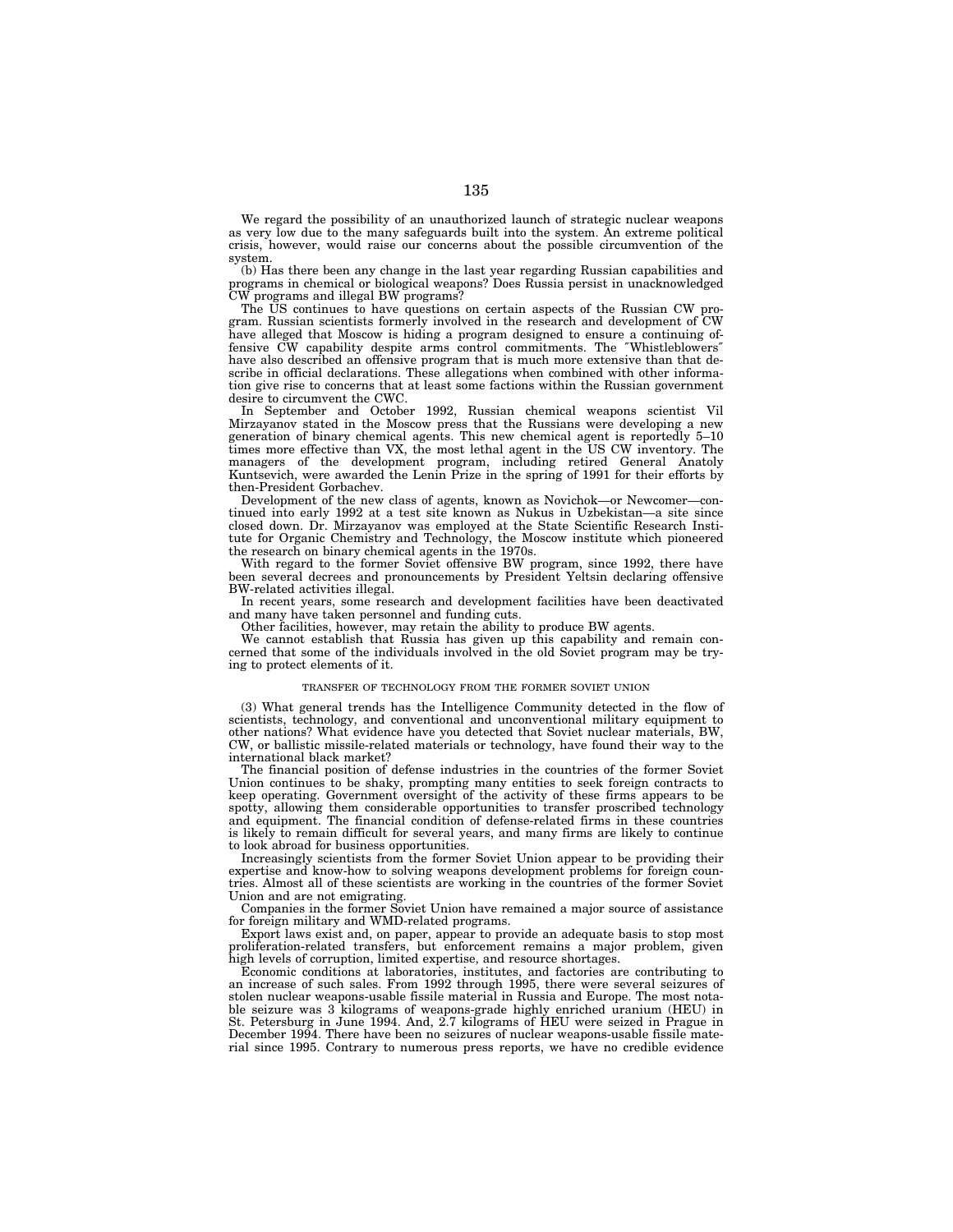We regard the possibility of an unauthorized launch of strategic nuclear weapons as very low due to the many safeguards built into the system. An extreme political crisis, however, would raise our concerns about the possible circumvention of the system.

(b) Has there been any change in the last year regarding Russian capabilities and programs in chemical or biological weapons? Does Russia persist in unacknowledged CW programs and illegal BW programs?

The US continues to have questions on certain aspects of the Russian CW program. Russian scientists formerly involved in the research and development of CW have alleged that Moscow is hiding a program designed to ensure a continuing offensive CW capability despite arms control commitments. The "Whistleblowers" have also described an offensive program that is much more extensive than that describe in official declarations. These allegations when combined with other information give rise to concerns that at least some factions within the Russian government desire to circumvent the CWC.

In September and October 1992, Russian chemical weapons scientist Vil Mirzayanov stated in the Moscow press that the Russians were developing a new generation of binary chemical agents. This new chemical agent is reportedly 5–10 times more effective than VX, the most lethal agent in the US CW inventory. The managers of the development program, including retired General Anatoly Kuntsevich, were awarded the Lenin Prize in the spring of 1991 for their efforts by then-President Gorbachev.

Development of the new class of agents, known as Novichok—or Newcomer—continued into early 1992 at a test site known as Nukus in Uzbekistan—a site since closed down. Dr. Mirzayanov was employed at the State Scientific Research Institute for Organic Chemistry and Technology, the Moscow institute which pioneered the research on binary chemical agents in the 1970s.

With regard to the former Soviet offensive BW program, since 1992, there have been several decrees and pronouncements by President Yeltsin declaring offensive BW-related activities illegal.

In recent years, some research and development facilities have been deactivated and many have taken personnel and funding cuts.

Other facilities, however, may retain the ability to produce BW agents.

We cannot establish that Russia has given up this capability and remain concerned that some of the individuals involved in the old Soviet program may be trying to protect elements of it.

## TRANSFER OF TECHNOLOGY FROM THE FORMER SOVIET UNION

(3) What general trends has the Intelligence Community detected in the flow of scientists, technology, and conventional and unconventional military equipment to other nations? What evidence have you detected that Soviet nuclear materials, BW, CW, or ballistic missile-related materials or technology, have found their way to the international black market?

The financial position of defense industries in the countries of the former Soviet Union continues to be shaky, prompting many entities to seek foreign contracts to keep operating. Government oversight of the activity of these firms appears to be spotty, allowing them considerable opportunities to transfer proscribed technology and equipment. The financial condition of defense-related firms in these countries is likely to remain difficult for several years, and many firms are likely to continue to look abroad for business opportunities.

Increasingly scientists from the former Soviet Union appear to be providing their expertise and know-how to solving weapons development problems for foreign countries. Almost all of these scientists are working in the countries of the former Soviet Union and are not emigrating.

Companies in the former Soviet Union have remained a major source of assistance for foreign military and WMD-related programs.

Export laws exist and, on paper, appear to provide an adequate basis to stop most proliferation-related transfers, but enforcement remains a major problem, given high levels of corruption, limited expertise, and resource shortages.

Economic conditions at laboratories, institutes, and factories are contributing to an increase of such sales. From 1992 through 1995, there were several seizures of stolen nuclear weapons-usable fissile material in Russia and Europe. The most notable seizure was 3 kilograms of weapons-grade highly enriched uranium (HEU) in St. Petersburg in June 1994. And, 2.7 kilograms of HEU were seized in Prague in December 1994. There have been no seizures of nuclear weapons-usable fissile material since 1995. Contrary to numerous press reports, we have no credible evidence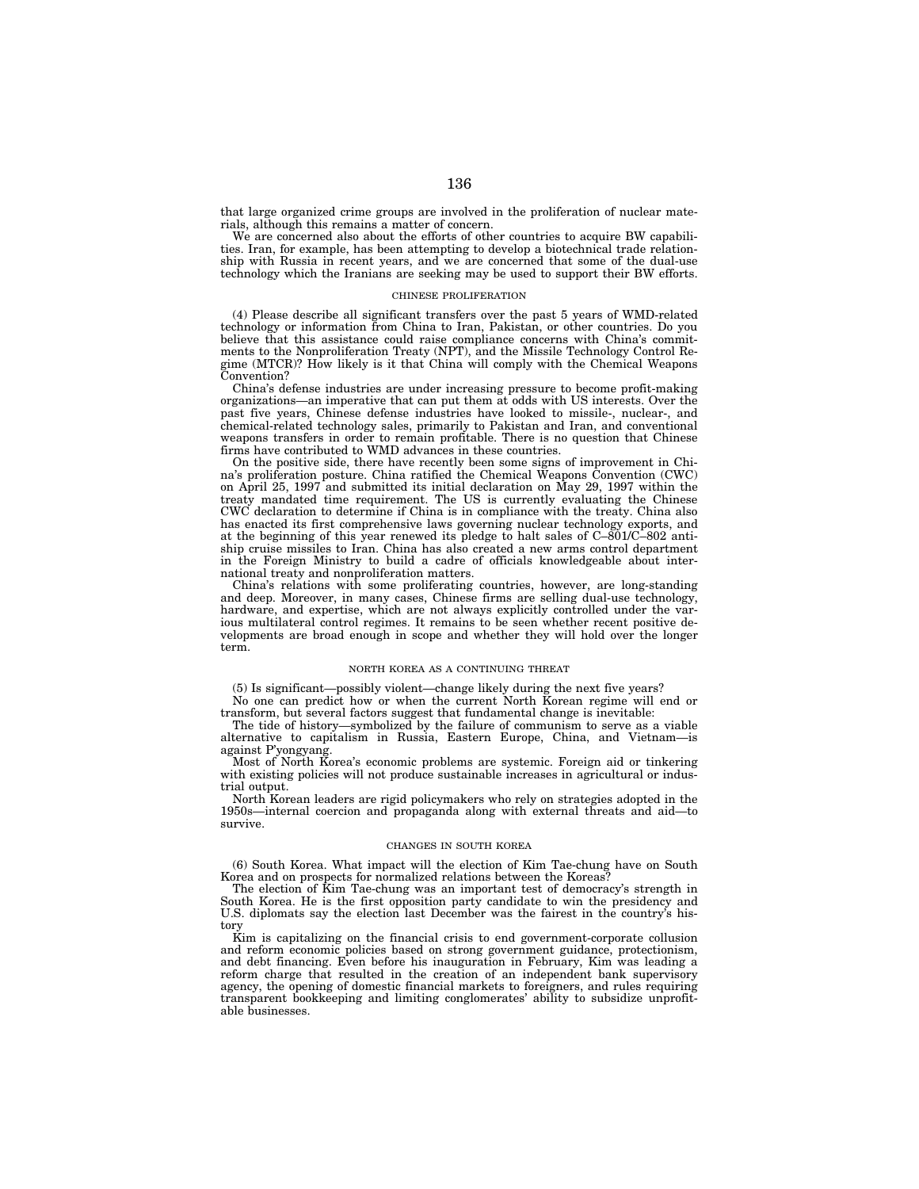that large organized crime groups are involved in the proliferation of nuclear materials, although this remains a matter of concern.

We are concerned also about the efforts of other countries to acquire BW capabilities. Iran, for example, has been attempting to develop a biotechnical trade relationship with Russia in recent years, and we are concerned that some of the dual-use technology which the Iranians are seeking may be used to support their BW efforts.

## CHINESE PROLIFERATION

(4) Please describe all significant transfers over the past 5 years of WMD-related technology or information from China to Iran, Pakistan, or other countries. Do you believe that this assistance could raise compliance concerns with China's commitments to the Nonproliferation Treaty (NPT), and the Missile Technology Control Regime (MTCR)? How likely is it that China will comply with the Chemical Weapons Convention?

China's defense industries are under increasing pressure to become profit-making organizations—an imperative that can put them at odds with US interests. Over the past five years, Chinese defense industries have looked to missile-, nuclear-, and chemical-related technology sales, primarily to Pakistan and Iran, and conventional weapons transfers in order to remain profitable. There is no question that Chinese firms have contributed to WMD advances in these countries.

On the positive side, there have recently been some signs of improvement in China's proliferation posture. China ratified the Chemical Weapons Convention (CWC) on April 25, 1997 and submitted its initial declaration on May 29, 1997 within the treaty mandated time requirement. The US is currently evaluating the Chinese CWC declaration to determine if China is in compliance with the treaty. China also has enacted its first comprehensive laws governing nuclear technology exports, and at the beginning of this year renewed its pledge to halt sales of C–801/C–802 antiship cruise missiles to Iran. China has also created a new arms control department in the Foreign Ministry to build a cadre of officials knowledgeable about international treaty and nonproliferation matters.

China's relations with some proliferating countries, however, are long-standing and deep. Moreover, in many cases, Chinese firms are selling dual-use technology, hardware, and expertise, which are not always explicitly controlled under the various multilateral control regimes. It remains to be seen whether recent positive developments are broad enough in scope and whether they will hold over the longer term.

## NORTH KOREA AS A CONTINUING THREAT

(5) Is significant—possibly violent—change likely during the next five years?

No one can predict how or when the current North Korean regime will end or transform, but several factors suggest that fundamental change is inevitable:

The tide of history—symbolized by the failure of communism to serve as a viable alternative to capitalism in Russia, Eastern Europe, China, and Vietnam—is against P'yongyang.

Most of North Korea's economic problems are systemic. Foreign aid or tinkering with existing policies will not produce sustainable increases in agricultural or industrial output.

North Korean leaders are rigid policymakers who rely on strategies adopted in the 1950s—internal coercion and propaganda along with external threats and aid—to survive.

## CHANGES IN SOUTH KOREA

(6) South Korea. What impact will the election of Kim Tae-chung have on South Korea and on prospects for normalized relations between the Koreas?

The election of Kim Tae-chung was an important test of democracy's strength in South Korea. He is the first opposition party candidate to win the presidency and U.S. diplomats say the election last December was the fairest in the country's history

Kim is capitalizing on the financial crisis to end government-corporate collusion and reform economic policies based on strong government guidance, protectionism, and debt financing. Even before his inauguration in February, Kim was leading a reform charge that resulted in the creation of an independent bank supervisory agency, the opening of domestic financial markets to foreigners, and rules requiring transparent bookkeeping and limiting conglomerates' ability to subsidize unprofitable businesses.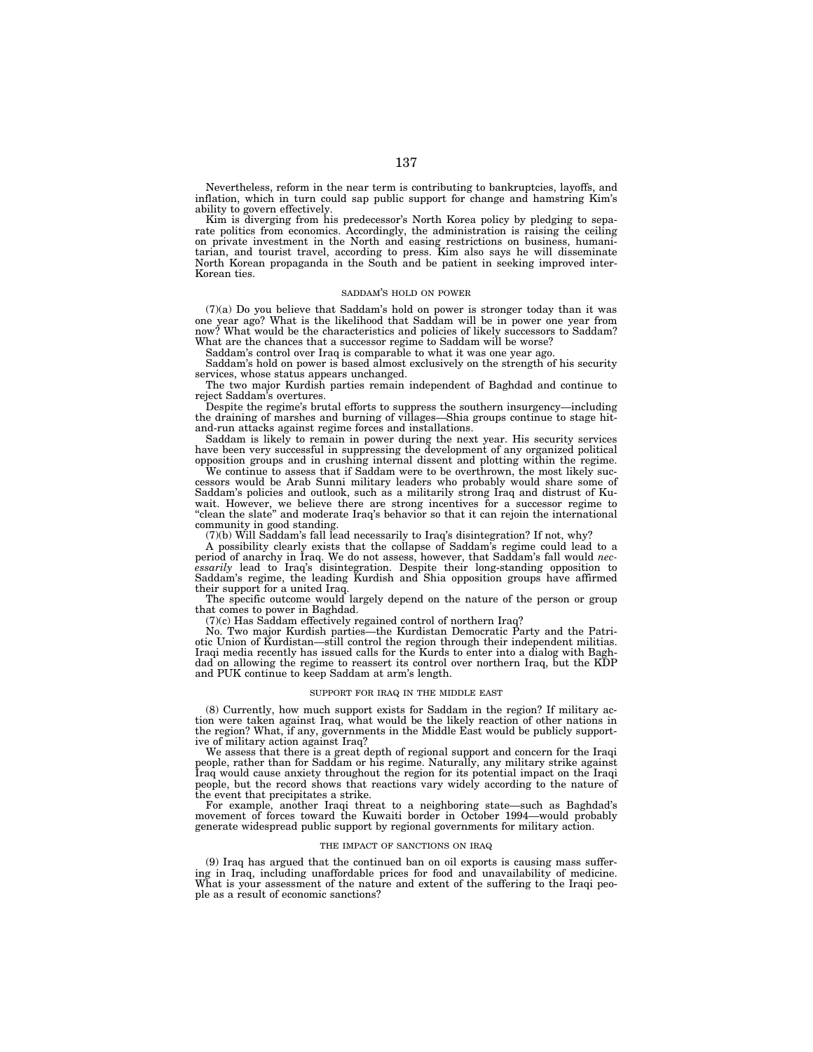Nevertheless, reform in the near term is contributing to bankruptcies, layoffs, and inflation, which in turn could sap public support for change and hamstring Kim's ability to govern effectively.

Kim is diverging from his predecessor's North Korea policy by pledging to separate politics from economics. Accordingly, the administration is raising the ceiling on private investment in the North and easing restrictions on business, humanitarian, and tourist travel, according to press. Kim also says he will disseminate North Korean propaganda in the South and be patient in seeking improved inter-Korean ties.

## SADDAM'S HOLD ON POWER

(7)(a) Do you believe that Saddam's hold on power is stronger today than it was one year ago? What is the likelihood that Saddam will be in power one year from now? What would be the characteristics and policies of likely successors to Saddam? What are the chances that a successor regime to Saddam will be worse?

Saddam's control over Iraq is comparable to what it was one year ago.

Saddam's hold on power is based almost exclusively on the strength of his security services, whose status appears unchanged.

The two major Kurdish parties remain independent of Baghdad and continue to reject Saddam's overtures.

Despite the regime's brutal efforts to suppress the southern insurgency—including the draining of marshes and burning of villages—Shia groups continue to stage hit-and-run attacks against regime forces and installations.

Saddam is likely to remain in power during the next year. His security services have been very successful in suppressing the development of any organized political opposition groups and in crushing internal dissent and plotting within the regime.

We continue to assess that if Saddam were to be overthrown, the most likely successors would be Arab Sunni military leaders who probably would share some of Saddam's policies and outlook, such as a militarily strong Iraq and distrust of Kuwait. However, we believe there are strong incentives for a successor regime to "clean the slate" and moderate Iraq's behavior so that it can rejoin the international community in good standing.

(7)(b) Will Saddam's fall lead necessarily to Iraq's disintegration? If not, why?

A possibility clearly exists that the collapse of Saddam's regime could lead to a period of anarchy in Iraq. We do not assess, however, that Saddam's fall would *necessarily* lead to Iraq's disintegration. Despite their long-standing opposition to Saddam's regime, the leading Kurdish and Shia opposition groups have affirmed their support for a united Iraq.

The specific outcome would largely depend on the nature of the person or group that comes to power in Baghdad.

(7)(c) Has Saddam effectively regained control of northern Iraq?

No. Two major Kurdish parties—the Kurdistan Democratic Party and the Patriotic Union of Kurdistan—still control the region through their independent militias. Iraqi media recently has issued calls for the Kurds to enter into a dialog with Baghdad on allowing the regime to reassert its control over northern Iraq, but the KDP and PUK continue to keep Saddam at arm's length.

## SUPPORT FOR IRAQ IN THE MIDDLE EAST

(8) Currently, how much support exists for Saddam in the region? If military action were taken against Iraq, what would be the likely reaction of other nations in the region? What, if any, governments in the Middle East would be publicly supportive of military action against Iraq?

We assess that there is a great depth of regional support and concern for the Iraqi people, rather than for Saddam or his regime. Naturally, any military strike against Iraq would cause anxiety throughout the region for its potential impact on the Iraqi people, but the record shows that reactions vary widely according to the nature of the event that precipitates a strike.

For example, another Iraqi threat to a neighboring state—such as Baghdad's movement of forces toward the Kuwaiti border in October 1994—would probably generate widespread public support by regional governments for military action.

## THE IMPACT OF SANCTIONS ON IRAQ

(9) Iraq has argued that the continued ban on oil exports is causing mass suffering in Iraq, including unaffordable prices for food and unavailability of medicine. What is your assessment of the nature and extent of the suffering to the Iraqi people as a result of economic sanctions?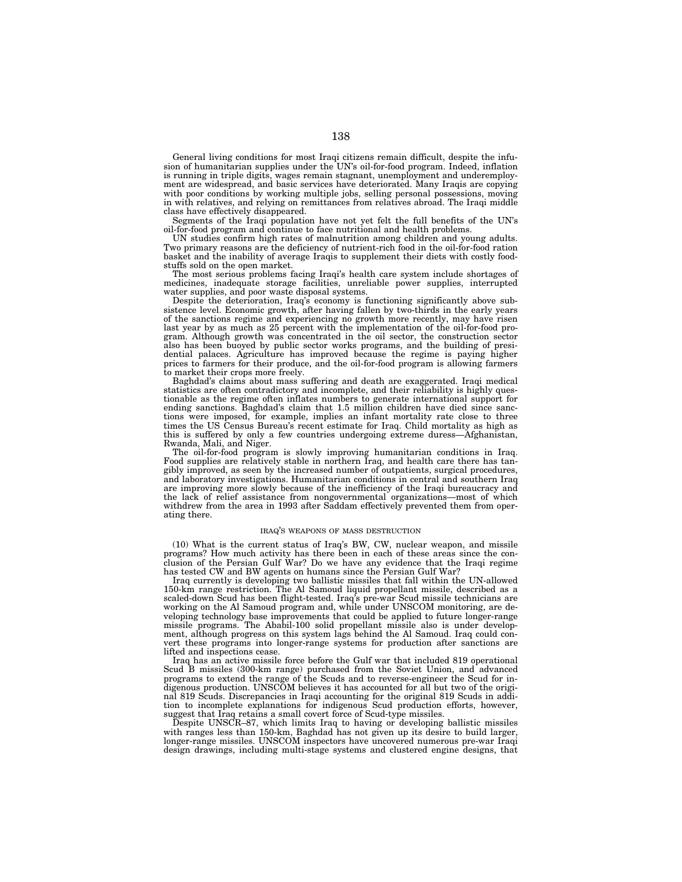General living conditions for most Iraqi citizens remain difficult, despite the infusion of humanitarian supplies under the UN's oil-for-food program. Indeed, inflation is running in triple digits, wages remain stagnant, unemployment and underemployment are widespread, and basic services have deteriorated. Many Iraqis are copying with poor conditions by working multiple jobs, selling personal possessions, moving in with relatives, and relying on remittances from relatives abroad. The Iraqi middle class have effectively disappeared.

Segments of the Iraqi population have not yet felt the full benefits of the UN's oil-for-food program and continue to face nutritional and health problems.

UN studies confirm high rates of malnutrition among children and young adults. Two primary reasons are the deficiency of nutrient-rich food in the oil-for-food ration basket and the inability of average Iraqis to supplement their diets with costly foodstuffs sold on the open market.

The most serious problems facing Iraqi's health care system include shortages of medicines, inadequate storage facilities, unreliable power supplies, interrupted water supplies, and poor waste disposal systems.

Despite the deterioration, Iraq's economy is functioning significantly above subsistence level. Economic growth, after having fallen by two-thirds in the early years of the sanctions regime and experiencing no growth more recently, may have risen last year by as much as 25 percent with the implementation of the oil-for-food program. Although growth was concentrated in the oil sector, the construction sector also has been buoyed by public sector works programs, and the building of presidential palaces. Agriculture has improved because the regime is paying higher prices to farmers for their produce, and the oil-for-food program is allowing farmers to market their crops more freely.

Baghdad's claims about mass suffering and death are exaggerated. Iraqi medical statistics are often contradictory and incomplete, and their reliability is highly questionable as the regime often inflates numbers to generate international support for ending sanctions. Baghdad's claim that 1.5 million children have died since sanctions were imposed, for example, implies an infant mortality rate close to three times the US Census Bureau's recent estimate for Iraq. Child mortality as high as this is suffered by only a few countries undergoing extreme duress—Afghanistan, Rwanda, Mali, and Niger.

The oil-for-food program is slowly improving humanitarian conditions in Iraq. Food supplies are relatively stable in northern Iraq, and health care there has tangibly improved, as seen by the increased number of outpatients, surgical procedures, and laboratory investigations. Humanitarian conditions in central and southern Iraq are improving more slowly because of the inefficiency of the Iraqi bureaucracy and the lack of relief assistance from nongovernmental organizations—most of which withdrew from the area in 1993 after Saddam effectively prevented them from operating there.

## IRAQ'S WEAPONS OF MASS DESTRUCTION

(10) What is the current status of Iraq's BW, CW, nuclear weapon, and missile programs? How much activity has there been in each of these areas since the conclusion of the Persian Gulf War? Do we have any evidence that the Iraqi regime has tested CW and BW agents on humans since the Persian Gulf War?

Iraq currently is developing two ballistic missiles that fall within the UN-allowed 150-km range restriction. The Al Samoud liquid propellant missile, described as a scaled-down Scud has been flight-tested. Iraq's pre-war Scud missile technicians are working on the Al Samoud program and, while under UNSCOM monitoring, are developing technology base improvements that could be applied to future longer-range missile programs. The Ababil-100 solid propellant missile also is under development, although progress on this system lags behind the Al Samoud. Iraq could convert these programs into longer-range systems for production after sanctions are lifted and inspections cease.

Iraq has an active missile force before the Gulf war that included 819 operational Scud B missiles (300-km range) purchased from the Soviet Union, and advanced programs to extend the range of the Scuds and to reverse-engineer the Scud for indigenous production. UNSCOM believes it has accounted for all but two of the original 819 Scuds. Discrepancies in Iraqi accounting for the original 819 Scuds in addition to incomplete explanations for indigenous Scud production efforts, however, suggest that Iraq retains a small covert force of Scud-type missiles.

Despite UNSCR–87, which limits Iraq to having or developing ballistic missiles with ranges less than 150-km, Baghdad has not given up its desire to build larger, longer-range missiles. UNSCOM inspectors have uncovered numerous pre-war Iraqi design drawings, including multi-stage systems and clustered engine designs, that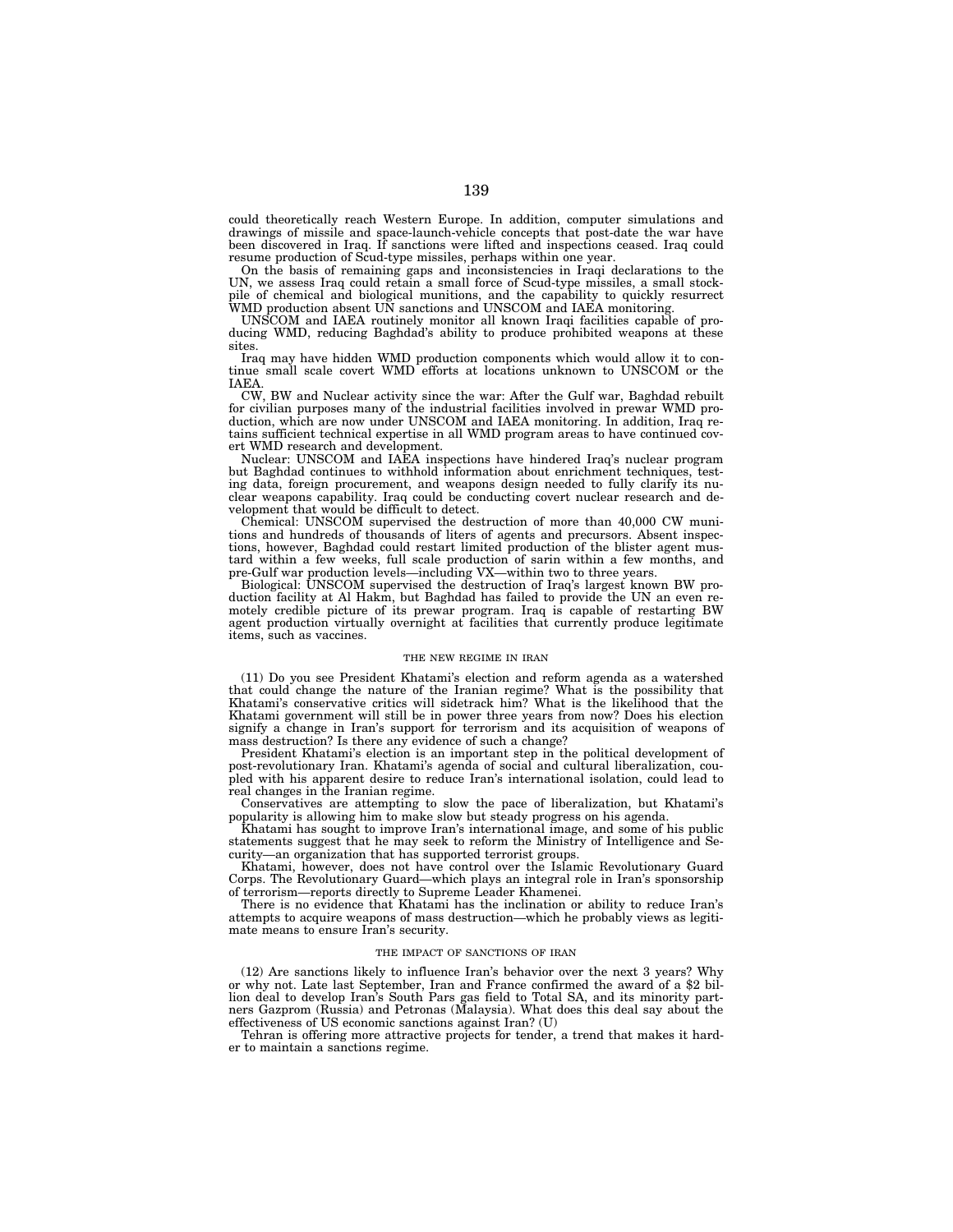could theoretically reach Western Europe. In addition, computer simulations and drawings of missile and space-launch-vehicle concepts that post-date the war have been discovered in Iraq. If sanctions were lifted and inspections ceased. Iraq could resume production of Scud-type missiles, perhaps within one year.

On the basis of remaining gaps and inconsistencies in Iraqi declarations to the UN, we assess Iraq could retain a small force of Scud-type missiles, a small stockpile of chemical and biological munitions, and the capability to quickly resurrect WMD production absent UN sanctions and UNSCOM and IAEA monitoring.

UNSCOM and IAEA routinely monitor all known Iraqi facilities capable of producing WMD, reducing Baghdad's ability to produce prohibited weapons at these sites.

Iraq may have hidden WMD production components which would allow it to continue small scale covert WMD efforts at locations unknown to UNSCOM or the IAEA.

CW, BW and Nuclear activity since the war: After the Gulf war, Baghdad rebuilt for civilian purposes many of the industrial facilities involved in prewar WMD production, which are now under UNSCOM and IAEA monitoring. In addition, Iraq retains sufficient technical expertise in all WMD program areas to have continued covert WMD research and development.

Nuclear: UNSCOM and IAEA inspections have hindered Iraq's nuclear program but Baghdad continues to withhold information about enrichment techniques, testing data, foreign procurement, and weapons design needed to fully clarify its nuclear weapons capability. Iraq could be conducting covert nuclear research and development that would be difficult to detect.

Chemical: UNSCOM supervised the destruction of more than 40,000 CW munitions and hundreds of thousands of liters of agents and precursors. Absent inspections, however, Baghdad could restart limited production of the blister agent mustard within a few weeks, full scale production of sarin within a few months, and pre-Gulf war production levels—including VX—within two to three years.

Biological: UNSCOM supervised the destruction of Iraq's largest known BW production facility at Al Hakm, but Baghdad has failed to provide the UN an even remotely credible picture of its prewar program. Iraq is capable of restarting BW agent production virtually overnight at facilities that currently produce legitimate items, such as vaccines.

## THE NEW REGIME IN IRAN

(11) Do you see President Khatami's election and reform agenda as a watershed that could change the nature of the Iranian regime? What is the possibility that Khatami's conservative critics will sidetrack him? What is the likelihood that the Khatami government will still be in power three years from now? Does his election signify a change in Iran's support for terrorism and its acquisition of weapons of mass destruction? Is there any evidence of such a change?

President Khatami's election is an important step in the political development of post-revolutionary Iran. Khatami's agenda of social and cultural liberalization, coupled with his apparent desire to reduce Iran's international isolation, could lead to real changes in the Iranian regime.

Conservatives are attempting to slow the pace of liberalization, but Khatami's popularity is allowing him to make slow but steady progress on his agenda.

Khatami has sought to improve Iran's international image, and some of his public statements suggest that he may seek to reform the Ministry of Intelligence and Security—an organization that has supported terrorist groups.

Khatami, however, does not have control over the Islamic Revolutionary Guard Corps. The Revolutionary Guard—which plays an integral role in Iran's sponsorship of terrorism—reports directly to Supreme Leader Khamenei.

There is no evidence that Khatami has the inclination or ability to reduce Iran's attempts to acquire weapons of mass destruction—which he probably views as legitimate means to ensure Iran's security.

## THE IMPACT OF SANCTIONS OF IRAN

(12) Are sanctions likely to influence Iran's behavior over the next 3 years? Why or why not. Late last September, Iran and France confirmed the award of a $2 billion deal to develop Iran's South Pars gas field to Total SA, and its minority partners Gazprom (Russia) and Petronas (Malaysia). What does this deal say about the effectiveness of US economic sanctions against Iran? (U)

Tehran is offering more attractive projects for tender, a trend that makes it harder to maintain a sanctions regime.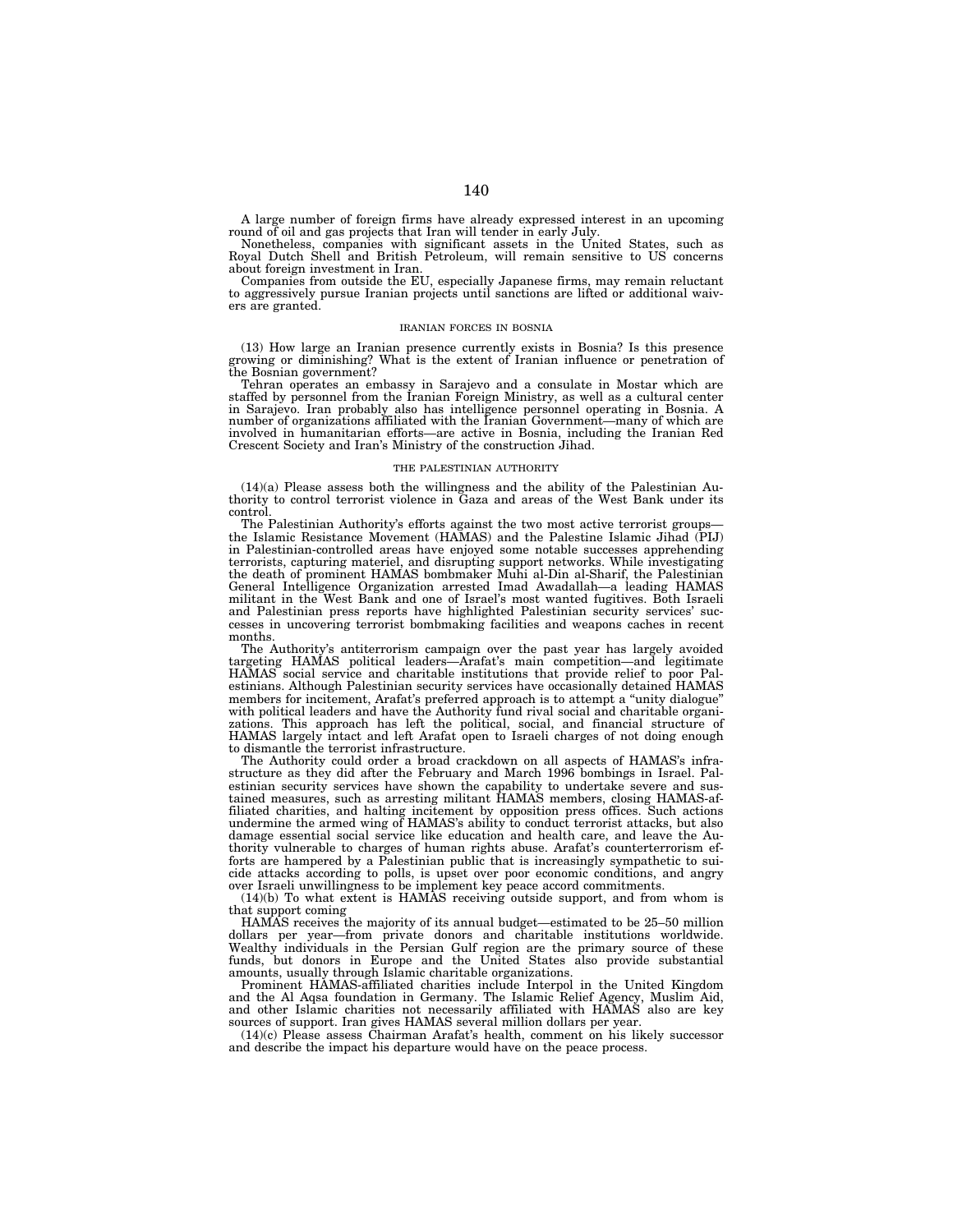A large number of foreign firms have already expressed interest in an upcoming round of oil and gas projects that Iran will tender in early July.

Nonetheless, companies with significant assets in the United States, such as Royal Dutch Shell and British Petroleum, will remain sensitive to US concerns about foreign investment in Iran.

Companies from outside the EU, especially Japanese firms, may remain reluctant to aggressively pursue Iranian projects until sanctions are lifted or additional waivers are granted.

## IRANIAN FORCES IN BOSNIA

(13) How large an Iranian presence currently exists in Bosnia? Is this presence growing or diminishing? What is the extent of Iranian influence or penetration of the Bosnian government?

Tehran operates an embassy in Sarajevo and a consulate in Mostar which are staffed by personnel from the Iranian Foreign Ministry, as well as a cultural center in Sarajevo. Iran probably also has intelligence personnel operating in Bosnia. A number of organizations affiliated with the Iranian Government—many of which are involved in humanitarian efforts—are active in Bosnia, including the Iranian Red Crescent Society and Iran's Ministry of the construction Jihad.

## THE PALESTINIAN AUTHORITY

(14)(a) Please assess both the willingness and the ability of the Palestinian Authority to control terrorist violence in Gaza and areas of the West Bank under its control.

The Palestinian Authority's efforts against the two most active terrorist groups—the Islamic Resistance Movement (HAMAS) and the Palestine Islamic Jihad (PIJ) in Palestinian-controlled areas have enjoyed some notable successes apprehending terrorists, capturing materiel, and disrupting support networks. While investigating the death of prominent HAMAS bombmaker Muhi al-Din al-Sharif, the Palestinian General Intelligence Organization arrested Imad Awadallah—a leading HAMAS militant in the West Bank and one of Israel's most wanted fugitives. Both Israeli and Palestinian press reports have highlighted Palestinian security services' successes in uncovering terrorist bombmaking facilities and weapons caches in recent months.

The Authority's antiterrorism campaign over the past year has largely avoided targeting HAMAS political leaders—Arafat's main competition—and legitimate HAMAS social service and charitable institutions that provide relief to poor Palestinians. Although Palestinian security services have occasionally detained HAMAS members for incitement, Arafat's preferred approach is to attempt a "unity dialogue" with political leaders and have the Authority fund rival social and charitable organizations. This approach has left the political, social, and financial structure of HAMAS largely intact and left Arafat open to Israeli charges of not doing enough to dismantle the terrorist infrastructure.

The Authority could order a broad crackdown on all aspects of HAMAS's infrastructure as they did after the February and March 1996 bombings in Israel. Palestinian security services have shown the capability to undertake severe and sustained measures, such as arresting militant HAMAS members, closing HAMAS-affiliated charities, and halting incitement by opposition press offices. Such actions undermine the armed wing of HAMAS's ability to conduct terrorist attacks, but also damage essential social service like education and health care, and leave the Authority vulnerable to charges of human rights abuse. Arafat's counterterrorism efforts are hampered by a Palestinian public that is increasingly sympathetic to suicide attacks according to polls, is upset over poor economic conditions, and angry over Israeli unwillingness to be implement key peace accord commitments.

(14)(b) To what extent is HAMAS receiving outside support, and from whom is that support coming

HAMAS receives the majority of its annual budget—estimated to be 25–50 million dollars per year—from private donors and charitable institutions worldwide. Wealthy individuals in the Persian Gulf region are the primary source of these funds, but donors in Europe and the United States also provide substantial amounts, usually through Islamic charitable organizations.

Prominent HAMAS-affiliated charities include Interpol in the United Kingdom and the Al Aqsa foundation in Germany. The Islamic Relief Agency, Muslim Aid, and other Islamic charities not necessarily affiliated with HAMAS also are key sources of support. Iran gives HAMAS several million dollars per year.

(14)(c) Please assess Chairman Arafat's health, comment on his likely successor and describe the impact his departure would have on the peace process.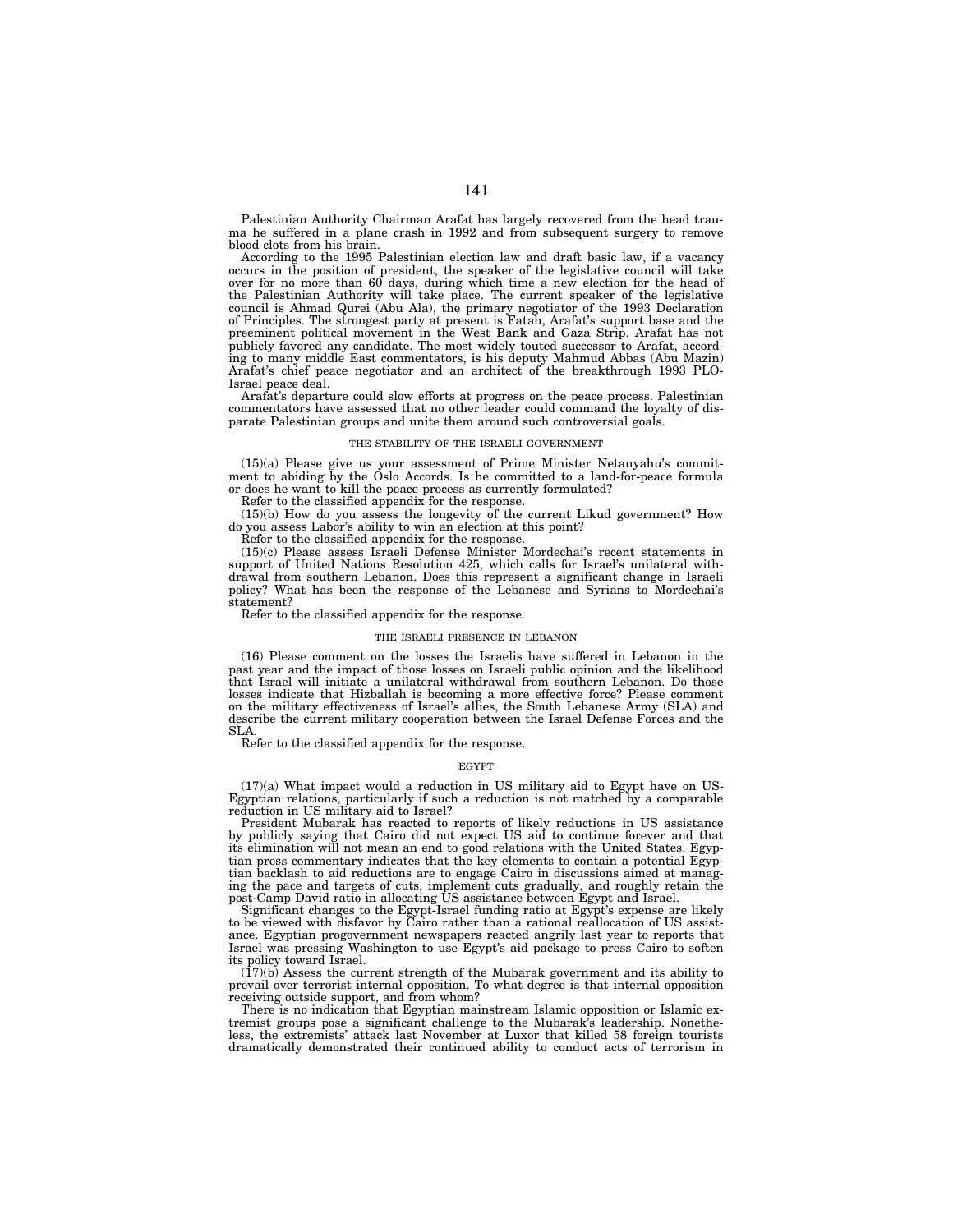Palestinian Authority Chairman Arafat has largely recovered from the head trauma he suffered in a plane crash in 1992 and from subsequent surgery to remove blood clots from his brain.

According to the 1995 Palestinian election law and draft basic law, if a vacancy occurs in the position of president, the speaker of the legislative council will take over for no more than 60 days, during which time a new election for the head of the Palestinian Authority will take place. The current speaker of the legislative council is Ahmad Qurei (Abu Ala), the primary negotiator of the 1993 Declaration of Principles. The strongest party at present is Fatah, Arafat's support base and the preeminent political movement in the West Bank and Gaza Strip. Arafat has not publicly favored any candidate. The most widely touted successor to Arafat, according to many middle East commentators, is his deputy Mahmud Abbas (Abu Mazin) Arafat's chief peace negotiator and an architect of the breakthrough 1993 PLO-Israel peace deal.

Arafat's departure could slow efforts at progress on the peace process. Palestinian commentators have assessed that no other leader could command the loyalty of disparate Palestinian groups and unite them around such controversial goals.

### THE STABILITY OF THE ISRAELI GOVERNMENT

(15)(a) Please give us your assessment of Prime Minister Netanyahu's commitment to abiding by the Oslo Accords. Is he committed to a land-for-peace formula or does he want to kill the peace process as currently formulated?

Refer to the classified appendix for the response.

(15)(b) How do you assess the longevity of the current Likud government? How do you assess Labor's ability to win an election at this point?

Refer to the classified appendix for the response.

(15)(c) Please assess Israeli Defense Minister Mordechai's recent statements in support of United Nations Resolution 425, which calls for Israel's unilateral withdrawal from southern Lebanon. Does this represent a significant change in Israeli policy? What has been the response of the Lebanese and Syrians to Mordechai's statement?

Refer to the classified appendix for the response.

### THE ISRAELI PRESENCE IN LEBANON

(16) Please comment on the losses the Israelis have suffered in Lebanon in the past year and the impact of those losses on Israeli public opinion and the likelihood that Israel will initiate a unilateral withdrawal from southern Lebanon. Do those losses indicate that Hizballah is becoming a more effective force? Please comment on the military effectiveness of Israel's allies, the South Lebanese Army (SLA) and describe the current military cooperation between the Israel Defense Forces and the SLA.

Refer to the classified appendix for the response.

### EGYPT

(17)(a) What impact would a reduction in US military aid to Egypt have on US-Egyptian relations, particularly if such a reduction is not matched by a comparable reduction in US military aid to Israel?

President Mubarak has reacted to reports of likely reductions in US assistance by publicly saying that Cairo did not expect US aid to continue forever and that its elimination will not mean an end to good relations with the United States. Egyptian press commentary indicates that the key elements to contain a potential Egyptian backlash to aid reductions are to engage Cairo in discussions aimed at managing the pace and targets of cuts, implement cuts gradually, and roughly retain the post-Camp David ratio in allocating US assistance between Egypt and Israel.

Significant changes to the Egypt-Israel funding ratio at Egypt's expense are likely to be viewed with disfavor by Cairo rather than a rational reallocation of US assistance. Egyptian progovernment newspapers reacted angrily last year to reports that Israel was pressing Washington to use Egypt's aid package to press Cairo to soften its policy toward Israel.

(17)(b) Assess the current strength of the Mubarak government and its ability to prevail over terrorist internal opposition. To what degree is that internal opposition receiving outside support, and from whom?

There is no indication that Egyptian mainstream Islamic opposition or Islamic extremist groups pose a significant challenge to the Mubarak's leadership. Nonetheless, the extremists' attack last November at Luxor that killed 58 foreign tourists dramatically demonstrated their continued ability to conduct acts of terrorism in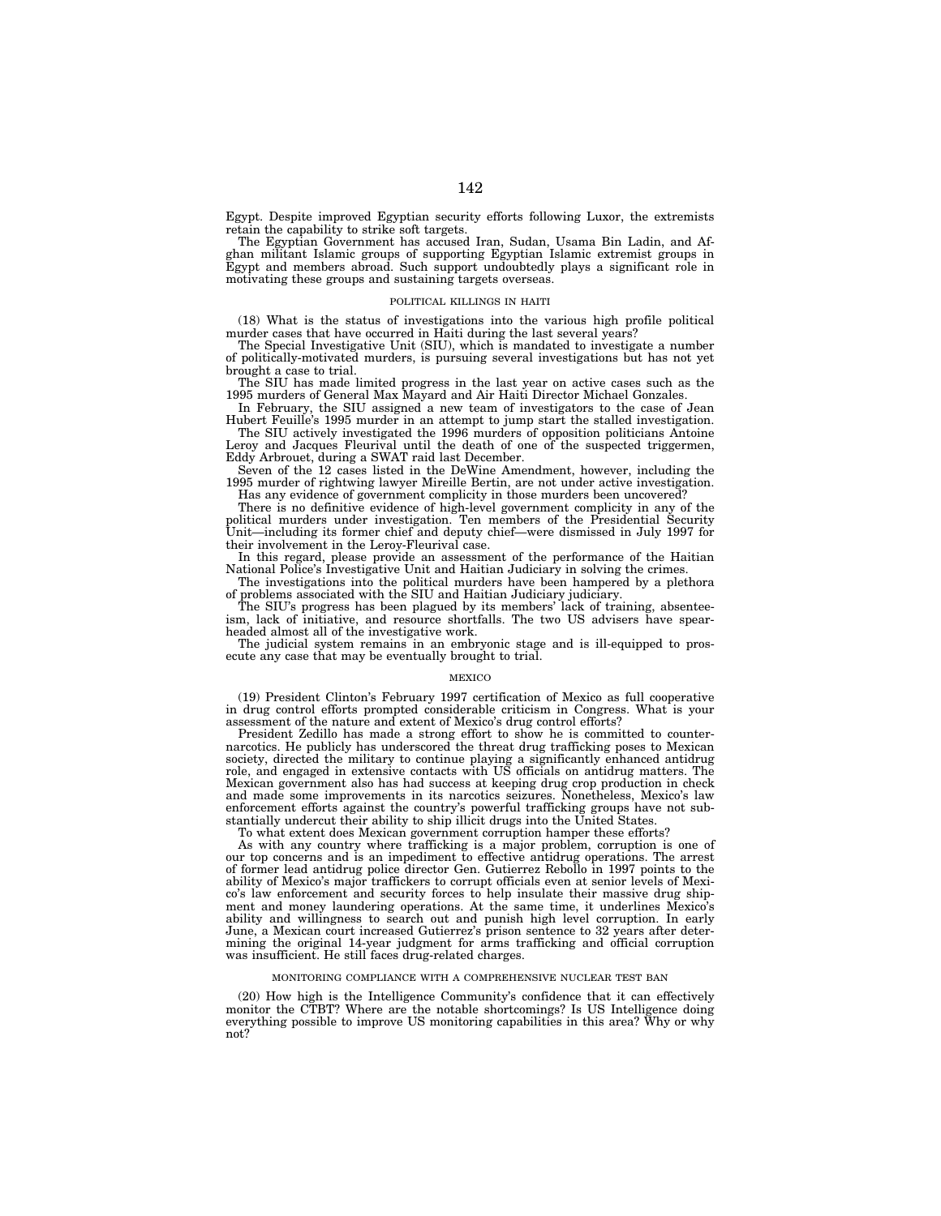Egypt. Despite improved Egyptian security efforts following Luxor, the extremists retain the capability to strike soft targets.

The Egyptian Government has accused Iran, Sudan, Usama Bin Ladin, and Afghan militant Islamic groups of supporting Egyptian Islamic extremist groups in Egypt and members abroad. Such support undoubtedly plays a significant role in motivating these groups and sustaining targets overseas.

## POLITICAL KILLINGS IN HAITI

(18) What is the status of investigations into the various high profile political murder cases that have occurred in Haiti during the last several years?

The Special Investigative Unit (SIU), which is mandated to investigate a number of politically-motivated murders, is pursuing several investigations but has not yet brought a case to trial.

The SIU has made limited progress in the last year on active cases such as the 1995 murders of General Max Mayard and Air Haiti Director Michael Gonzales.

In February, the SIU assigned a new team of investigators to the case of Jean Hubert Feuille's 1995 murder in an attempt to jump start the stalled investigation.

The SIU actively investigated the 1996 murders of opposition politicians Antoine Leroy and Jacques Fleurival until the death of one of the suspected triggermen, Eddy Arbrouet, during a SWAT raid last December.

Seven of the 12 cases listed in the DeWine Amendment, however, including the 1995 murder of rightwing lawyer Mireille Bertin, are not under active investigation.

Has any evidence of government complicity in those murders been uncovered?

There is no definitive evidence of high-level government complicity in any of the political murders under investigation. Ten members of the Presidential Security Unit—including its former chief and deputy chief—were dismissed in July 1997 for their involvement in the Leroy-Fleurival case.

In this regard, please provide an assessment of the performance of the Haitian National Police's Investigative Unit and Haitian Judiciary in solving the crimes.

The investigations into the political murders have been hampered by a plethora of problems associated with the SIU and Haitian Judiciary judiciary.

The SIU's progress has been plagued by its members' lack of training, absenteeism, lack of initiative, and resource shortfalls. The two US advisers have spearheaded almost all of the investigative work.

The judicial system remains in an embryonic stage and is ill-equipped to prosecute any case that may be eventually brought to trial.

## MEXICO

(19) President Clinton's February 1997 certification of Mexico as full cooperative in drug control efforts prompted considerable criticism in Congress. What is your assessment of the nature and extent of Mexico's drug control efforts?

President Zedillo has made a strong effort to show he is committed to counternarcotics. He publicly has underscored the threat drug trafficking poses to Mexican society, directed the military to continue playing a significantly enhanced antidrug role, and engaged in extensive contacts with US officials on antidrug matters. The Mexican government also has had success at keeping drug crop production in check and made some improvements in its narcotics seizures. Nonetheless, Mexico's law enforcement efforts against the country's powerful trafficking groups have not substantially undercut their ability to ship illicit drugs into the United States.

To what extent does Mexican government corruption hamper these efforts?

As with any country where trafficking is a major problem, corruption is one of our top concerns and is an impediment to effective antidrug operations. The arrest of former lead antidrug police director Gen. Gutierrez Rebollo in 1997 points to the ability of Mexico's major traffickers to corrupt officials even at senior levels of Mexico's law enforcement and security forces to help insulate their massive drug shipment and money laundering operations. At the same time, it underlines Mexico's ability and willingness to search out and punish high level corruption. In early June, a Mexican court increased Gutierrez's prison sentence to 32 years after determining the original 14-year judgment for arms trafficking and official corruption was insufficient. He still faces drug-related charges.

## MONITORING COMPLIANCE WITH A COMPREHENSIVE NUCLEAR TEST BAN

(20) How high is the Intelligence Community's confidence that it can effectively monitor the CTBT? Where are the notable shortcomings? Is US Intelligence doing everything possible to improve US monitoring capabilities in this area? Why or why not?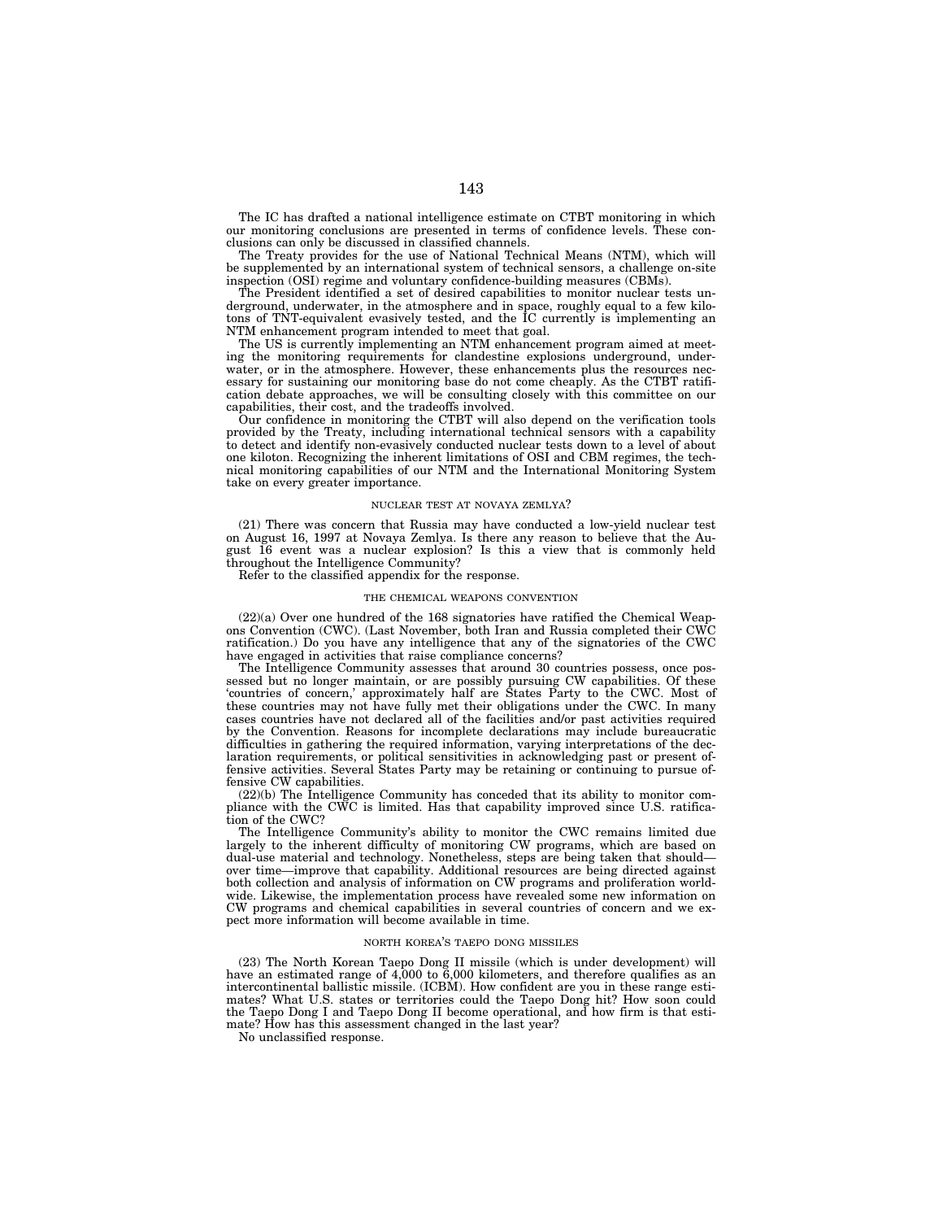The IC has drafted a national intelligence estimate on CTBT monitoring in which our monitoring conclusions are presented in terms of confidence levels. These conclusions can only be discussed in classified channels.

The Treaty provides for the use of National Technical Means (NTM), which will be supplemented by an international system of technical sensors, a challenge on-site inspection (OSI) regime and voluntary confidence-building measures (CBMs).

The President identified a set of desired capabilities to monitor nuclear tests underground, underwater, in the atmosphere and in space, roughly equal to a few kilotons of TNT-equivalent evasively tested, and the IC currently is implementing an NTM enhancement program intended to meet that goal.

The US is currently implementing an NTM enhancement program aimed at meeting the monitoring requirements for clandestine explosions underground, underwater, or in the atmosphere. However, these enhancements plus the resources necessary for sustaining our monitoring base do not come cheaply. As the CTBT ratification debate approaches, we will be consulting closely with this committee on our capabilities, their cost, and the tradeoffs involved.

Our confidence in monitoring the CTBT will also depend on the verification tools provided by the Treaty, including international technical sensors with a capability to detect and identify non-evasively conducted nuclear tests down to a level of about one kiloton. Recognizing the inherent limitations of OSI and CBM regimes, the technical monitoring capabilities of our NTM and the International Monitoring System take on every greater importance.

### NUCLEAR TEST AT NOVAYA ZEMLYA?

(21) There was concern that Russia may have conducted a low-yield nuclear test on August 16, 1997 at Novaya Zemlya. Is there any reason to believe that the August 16 event was a nuclear explosion? Is this a view that is commonly held throughout the Intelligence Community?

Refer to the classified appendix for the response.

### THE CHEMICAL WEAPONS CONVENTION

(22)(a) Over one hundred of the 168 signatories have ratified the Chemical Weapons Convention (CWC). (Last November, both Iran and Russia completed their CWC ratification.) Do you have any intelligence that any of the signatories of the CWC have engaged in activities that raise compliance concerns?

The Intelligence Community assesses that around 30 countries possess, once possessed but no longer maintain, or are possibly pursuing CW capabilities. Of these 'countries of concern,' approximately half are States Party to the CWC. Most of these countries may not have fully met their obligations under the CWC. In many cases countries have not declared all of the facilities and/or past activities required by the Convention. Reasons for incomplete declarations may include bureaucratic difficulties in gathering the required information, varying interpretations of the declaration requirements, or political sensitivities in acknowledging past or present offensive activities. Several States Party may be retaining or continuing to pursue offensive CW capabilities.

(22)(b) The Intelligence Community has conceded that its ability to monitor compliance with the CWC is limited. Has that capability improved since U.S. ratification of the CWC?

The Intelligence Community's ability to monitor the CWC remains limited due largely to the inherent difficulty of monitoring CW programs, which are based on dual-use material and technology. Nonetheless, steps are being taken that should—over time—improve that capability. Additional resources are being directed against both collection and analysis of information on CW programs and proliferation worldwide. Likewise, the implementation process have revealed some new information on CW programs and chemical capabilities in several countries of concern and we expect more information will become available in time.

### NORTH KOREA'S TAEPO DONG MISSILES

(23) The North Korean Taepo Dong II missile (which is under development) will have an estimated range of 4,000 to 6,000 kilometers, and therefore qualifies as an intercontinental ballistic missile. (ICBM). How confident are you in these range estimates? What U.S. states or territories could the Taepo Dong hit? How soon could the Taepo Dong I and Taepo Dong II become operational, and how firm is that estimate? How has this assessment changed in the last year?

No unclassified response.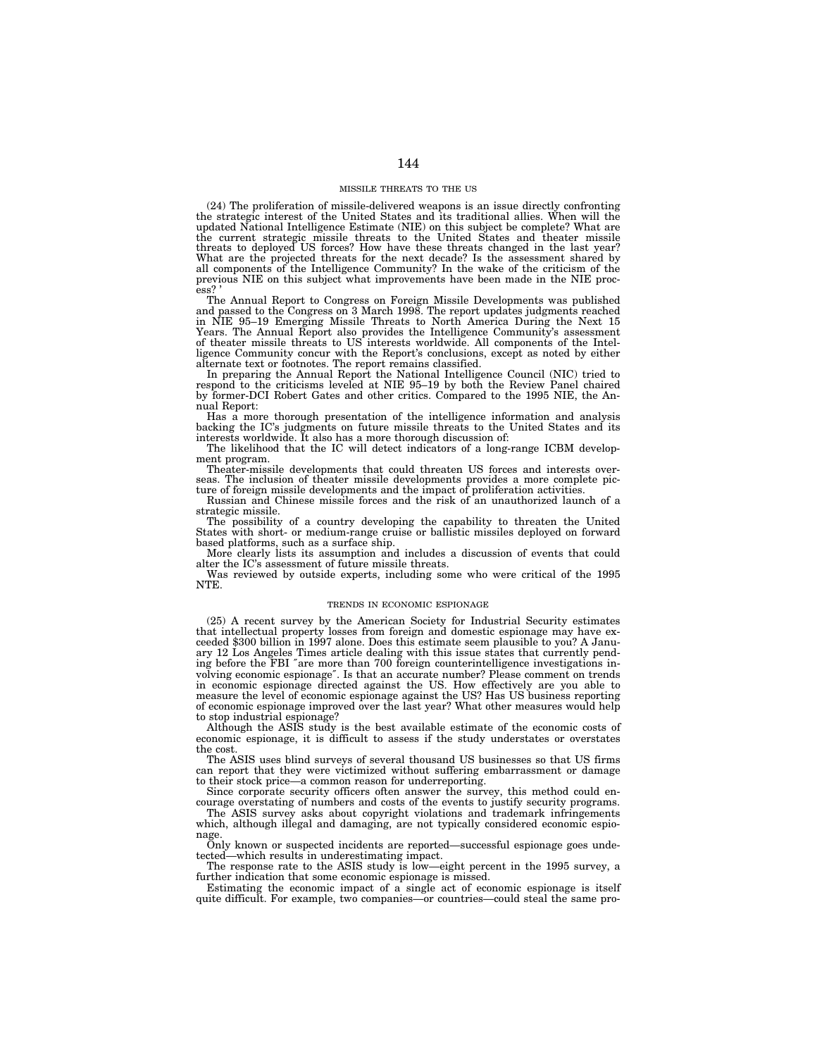## MISSILE THREATS TO THE US

(24) The proliferation of missile-delivered weapons is an issue directly confronting the strategic interest of the United States and its traditional allies. When will the updated National Intelligence Estimate (NIE) on this subject be complete? What are the current strategic missile threats to the United States and theater missile threats to deployed US forces? How have these threats changed in the last year? What are the projected threats for the next decade? Is the assessment shared by all components of the Intelligence Community? In the wake of the criticism of the previous NIE on this subject what improvements have been made in the NIE process? '

The Annual Report to Congress on Foreign Missile Developments was published and passed to the Congress on 3 March 1998. The report updates judgments reached in NIE 95–19 Emerging Missile Threats to North America During the Next 15 Years. The Annual Report also provides the Intelligence Community's assessment of theater missile threats to US interests worldwide. All components of the Intelligence Community concur with the Report's conclusions, except as noted by either alternate text or footnotes. The report remains classified.

In preparing the Annual Report the National Intelligence Council (NIC) tried to respond to the criticisms leveled at NIE 95–19 by both the Review Panel chaired by former-DCI Robert Gates and other critics. Compared to the 1995 NIE, the Annual Report:

Has a more thorough presentation of the intelligence information and analysis backing the IC's judgments on future missile threats to the United States and its interests worldwide. It also has a more thorough discussion of:

The likelihood that the IC will detect indicators of a long-range ICBM development program.

Theater-missile developments that could threaten US forces and interests overseas. The inclusion of theater missile developments provides a more complete picture of foreign missile developments and the impact of proliferation activities.

Russian and Chinese missile forces and the risk of an unauthorized launch of a strategic missile.

The possibility of a country developing the capability to threaten the United States with short- or medium-range cruise or ballistic missiles deployed on forward based platforms, such as a surface ship.

More clearly lists its assumption and includes a discussion of events that could alter the IC's assessment of future missile threats.

Was reviewed by outside experts, including some who were critical of the 1995 NTE.

## TRENDS IN ECONOMIC ESPIONAGE

(25) A recent survey by the American Society for Industrial Security estimates that intellectual property losses from foreign and domestic espionage may have exceeded $300 billion in 1997 alone. Does this estimate seem plausible to you? A January 12 Los Angeles Times article dealing with this issue states that currently pending before the FBI ″are more than 700 foreign counterintelligence investigations involving economic espionage″. Is that an accurate number? Please comment on trends in economic espionage directed against the US. How effectively are you able to measure the level of economic espionage against the US? Has US business reporting of economic espionage improved over the last year? What other measures would help to stop industrial espionage?

Although the ASIS study is the best available estimate of the economic costs of economic espionage, it is difficult to assess if the study understates or overstates the cost.

The ASIS uses blind surveys of several thousand US businesses so that US firms can report that they were victimized without suffering embarrassment or damage to their stock price—a common reason for underreporting.

Since corporate security officers often answer the survey, this method could encourage overstating of numbers and costs of the events to justify security programs.

The ASIS survey asks about copyright violations and trademark infringements which, although illegal and damaging, are not typically considered economic espionage.

Only known or suspected incidents are reported—successful espionage goes undetected—which results in underestimating impact.

The response rate to the ASIS study is low—eight percent in the 1995 survey, a further indication that some economic espionage is missed.

Estimating the economic impact of a single act of economic espionage is itself quite difficult. For example, two companies—or countries—could steal the same pro-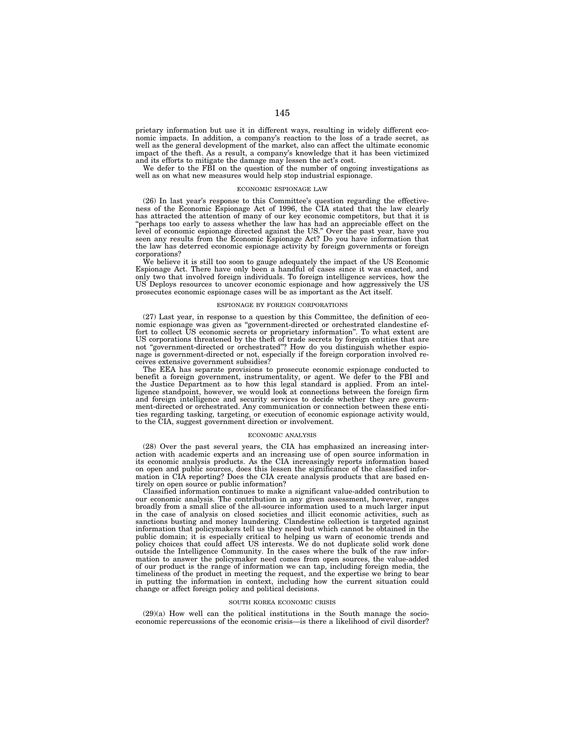prietary information but use it in different ways, resulting in widely different economic impacts. In addition, a company's reaction to the loss of a trade secret, as well as the general development of the market, also can affect the ultimate economic impact of the theft. As a result, a company's knowledge that it has been victimized and its efforts to mitigate the damage may lessen the act's cost.

We defer to the FBI on the question of the number of ongoing investigations as well as on what new measures would help stop industrial espionage.

### ECONOMIC ESPIONAGE LAW

(26) In last year's response to this Committee's question regarding the effectiveness of the Economic Espionage Act of 1996, the CIA stated that the law clearly has attracted the attention of many of our key economic competitors, but that it is "perhaps too early to assess whether the law has had an appreciable effect on the level of economic espionage directed against the US." Over the past year, have you seen any results from the Economic Espionage Act? Do you have information that the law has deterred economic espionage activity by foreign governments or foreign corporations?

We believe it is still too soon to gauge adequately the impact of the US Economic Espionage Act. There have only been a handful of cases since it was enacted, and only two that involved foreign individuals. To foreign intelligence services, how the US Deploys resources to uncover economic espionage and how aggressively the US prosecutes economic espionage cases will be as important as the Act itself.

### ESPIONAGE BY FOREIGN CORPORATIONS

(27) Last year, in response to a question by this Committee, the definition of economic espionage was given as "government-directed or orchestrated clandestine effort to collect US economic secrets or proprietary information". To what extent are US corporations threatened by the theft of trade secrets by foreign entities that are not "government-directed or orchestrated"? How do you distinguish whether espionage is government-directed or not, especially if the foreign corporation involved receives extensive government subsidies?

The EEA has separate provisions to prosecute economic espionage conducted to benefit a foreign government, instrumentality, or agent. We defer to the FBI and the Justice Department as to how this legal standard is applied. From an intelligence standpoint, however, we would look at connections between the foreign firm and foreign intelligence and security services to decide whether they are government-directed or orchestrated. Any communication or connection between these entities regarding tasking, targeting, or execution of economic espionage activity would, to the CIA, suggest government direction or involvement.

### ECONOMIC ANALYSIS

(28) Over the past several years, the CIA has emphasized an increasing interaction with academic experts and an increasing use of open source information in its economic analysis products. As the CIA increasingly reports information based on open and public sources, does this lessen the significance of the classified information in CIA reporting? Does the CIA create analysis products that are based entirely on open source or public information?

Classified information continues to make a significant value-added contribution to our economic analysis. The contribution in any given assessment, however, ranges broadly from a small slice of the all-source information used to a much larger input in the case of analysis on closed societies and illicit economic activities, such as sanctions busting and money laundering. Clandestine collection is targeted against information that policymakers tell us they need but which cannot be obtained in the public domain; it is especially critical to helping us warn of economic trends and policy choices that could affect US interests. We do not duplicate solid work done outside the Intelligence Community. In the cases where the bulk of the raw information to answer the policymaker need comes from open sources, the value-added of our product is the range of information we can tap, including foreign media, the timeliness of the product in meeting the request, and the expertise we bring to bear in putting the information in context, including how the current situation could change or affect foreign policy and political decisions.

### SOUTH KOREA ECONOMIC CRISIS

(29)(a) How well can the political institutions in the South manage the socioeconomic repercussions of the economic crisis—is there a likelihood of civil disorder?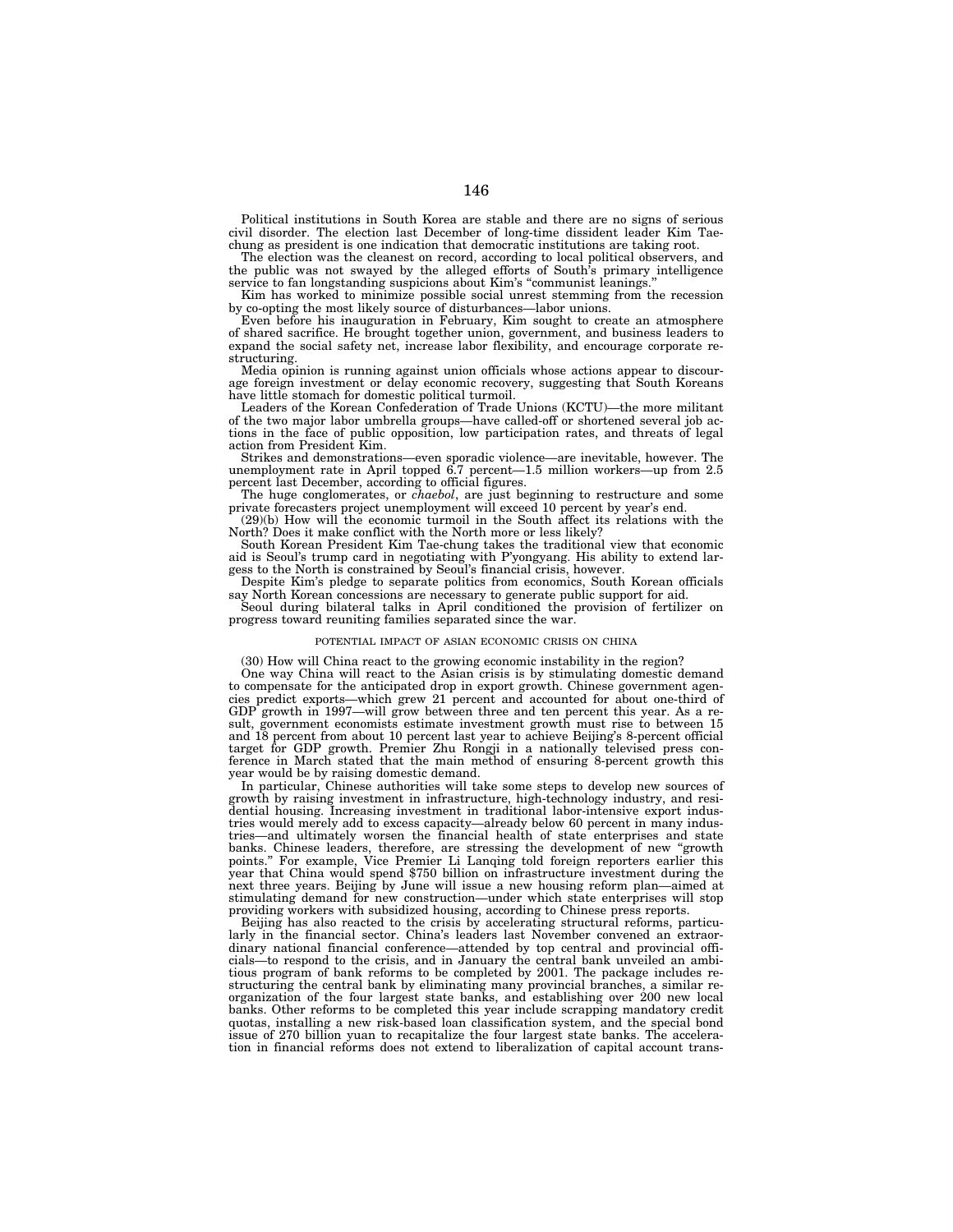Political institutions in South Korea are stable and there are no signs of serious civil disorder. The election last December of long-time dissident leader Kim Tae-chung as president is one indication that democratic institutions are taking root.

The election was the cleanest on record, according to local political observers, and the public was not swayed by the alleged efforts of South's primary intelligence service to fan longstanding suspicions about Kim's "communist leanings."

Kim has worked to minimize possible social unrest stemming from the recession by co-opting the most likely source of disturbances—labor unions.

Even before his inauguration in February, Kim sought to create an atmosphere of shared sacrifice. He brought together union, government, and business leaders to expand the social safety net, increase labor flexibility, and encourage corporate restructuring.

Media opinion is running against union officials whose actions appear to discourage foreign investment or delay economic recovery, suggesting that South Koreans have little stomach for domestic political turmoil.

Leaders of the Korean Confederation of Trade Unions (KCTU)—the more militant of the two major labor umbrella groups—have called-off or shortened several job actions in the face of public opposition, low participation rates, and threats of legal action from President Kim.

Strikes and demonstrations—even sporadic violence—are inevitable, however. The unemployment rate in April topped 6.7 percent—1.5 million workers—up from 2.5 percent last December, according to official figures.

The huge conglomerates, or *chaebol*, are just beginning to restructure and some private forecasters project unemployment will exceed 10 percent by year's end.

(29)(b) How will the economic turmoil in the South affect its relations with the North? Does it make conflict with the North more or less likely?

South Korean President Kim Tae-chung takes the traditional view that economic aid is Seoul's trump card in negotiating with P'yongyang. His ability to extend largess to the North is constrained by Seoul's financial crisis, however.

Despite Kim's pledge to separate politics from economics, South Korean officials say North Korean concessions are necessary to generate public support for aid.

Seoul during bilateral talks in April conditioned the provision of fertilizer on progress toward reuniting families separated since the war.

## POTENTIAL IMPACT OF ASIAN ECONOMIC CRISIS ON CHINA

(30) How will China react to the growing economic instability in the region?

One way China will react to the Asian crisis is by stimulating domestic demand to compensate for the anticipated drop in export growth. Chinese government agencies predict exports—which grew 21 percent and accounted for about one-third of GDP growth in 1997—will grow between three and ten percent this year. As a result, government economists estimate investment growth must rise to between 15 and 18 percent from about 10 percent last year to achieve Beijing's 8-percent official target for GDP growth. Premier Zhu Rongji in a nationally televised press conference in March stated that the main method of ensuring 8-percent growth this year would be by raising domestic demand.

In particular, Chinese authorities will take some steps to develop new sources of growth by raising investment in infrastructure, high-technology industry, and residential housing. Increasing investment in traditional labor-intensive export industries would merely add to excess capacity—already below 60 percent in many industries—and ultimately worsen the financial health of state enterprises and state banks. Chinese leaders, therefore, are stressing the development of new "growth points." For example, Vice Premier Li Lanqing told foreign reporters earlier this year that China would spend $750 billion on infrastructure investment during the next three years. Beijing by June will issue a new housing reform plan—aimed at stimulating demand for new construction—under which state enterprises will stop providing workers with subsidized housing, according to Chinese press reports.

Beijing has also reacted to the crisis by accelerating structural reforms, particularly in the financial sector. China's leaders last November convened an extraordinary national financial conference—attended by top central and provincial officials—to respond to the crisis, and in January the central bank unveiled an ambitious program of bank reforms to be completed by 2001. The package includes restructuring the central bank by eliminating many provincial branches, a similar reorganization of the four largest state banks, and establishing over 200 new local banks. Other reforms to be completed this year include scrapping mandatory credit quotas, installing a new risk-based loan classification system, and the special bond issue of 270 billion yuan to recapitalize the four largest state banks. The acceleration in financial reforms does not extend to liberalization of capital account trans-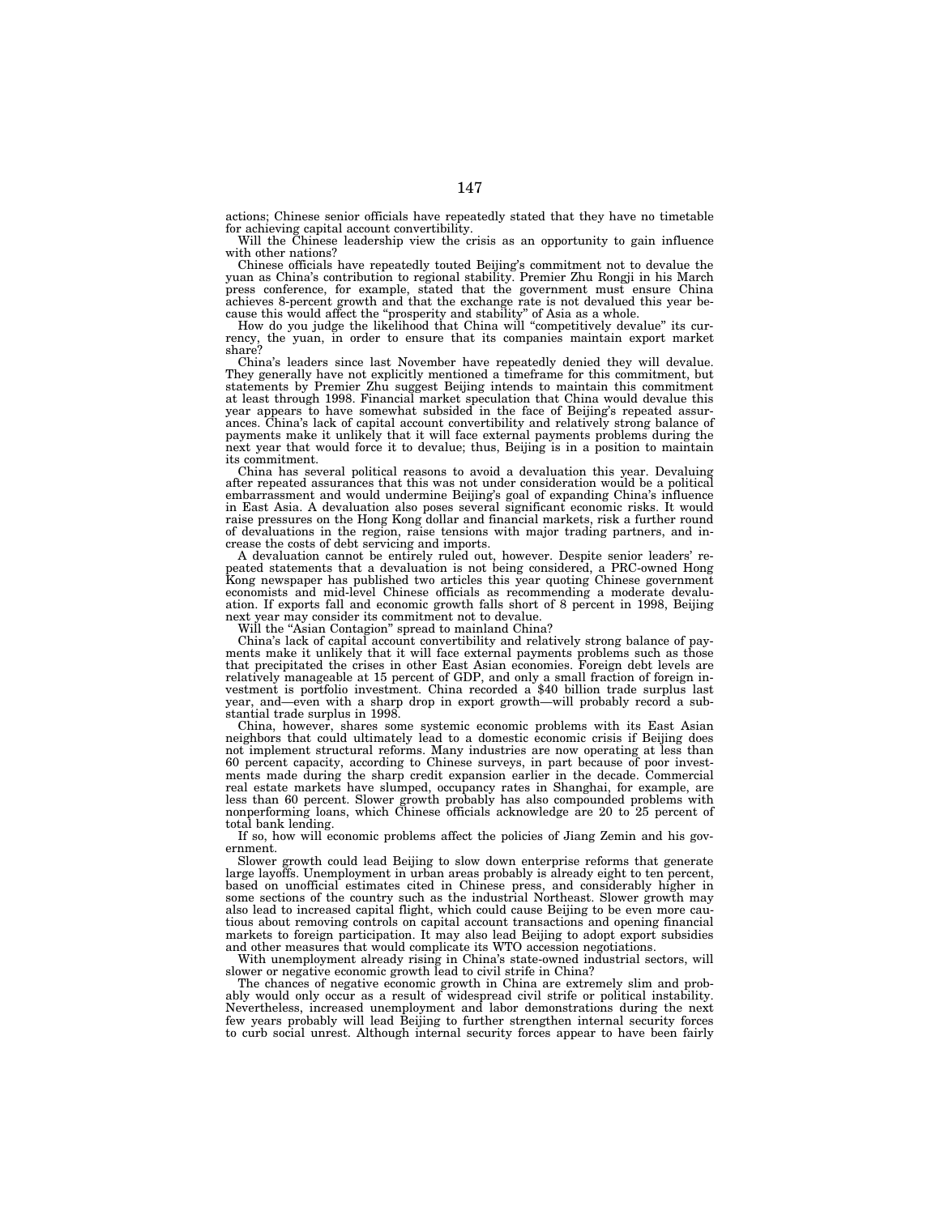actions; Chinese senior officials have repeatedly stated that they have no timetable for achieving capital account convertibility.

Will the Chinese leadership view the crisis as an opportunity to gain influence with other nations?

Chinese officials have repeatedly touted Beijing's commitment not to devalue the yuan as China's contribution to regional stability. Premier Zhu Rongji in his March press conference, for example, stated that the government must ensure China achieves 8-percent growth and that the exchange rate is not devalued this year because this would affect the "prosperity and stability" of Asia as a whole.

How do you judge the likelihood that China will "competitively devalue" its currency, the yuan, in order to ensure that its companies maintain export market share?

China's leaders since last November have repeatedly denied they will devalue. They generally have not explicitly mentioned a timeframe for this commitment, but statements by Premier Zhu suggest Beijing intends to maintain this commitment at least through 1998. Financial market speculation that China would devalue this year appears to have somewhat subsided in the face of Beijing's repeated assurances. China's lack of capital account convertibility and relatively strong balance of payments make it unlikely that it will face external payments problems during the next year that would force it to devalue; thus, Beijing is in a position to maintain its commitment.

China has several political reasons to avoid a devaluation this year. Devaluing after repeated assurances that this was not under consideration would be a political embarrassment and would undermine Beijing's goal of expanding China's influence in East Asia. A devaluation also poses several significant economic risks. It would raise pressures on the Hong Kong dollar and financial markets, risk a further round of devaluations in the region, raise tensions with major trading partners, and increase the costs of debt servicing and imports.

A devaluation cannot be entirely ruled out, however. Despite senior leaders' repeated statements that a devaluation is not being considered, a PRC-owned Hong Kong newspaper has published two articles this year quoting Chinese government economists and mid-level Chinese officials as recommending a moderate devaluation. If exports fall and economic growth falls short of 8 percent in 1998, Beijing next year may consider its commitment not to devalue.

Will the "Asian Contagion" spread to mainland China?

China's lack of capital account convertibility and relatively strong balance of payments make it unlikely that it will face external payments problems such as those that precipitated the crises in other East Asian economies. Foreign debt levels are relatively manageable at 15 percent of GDP, and only a small fraction of foreign investment is portfolio investment. China recorded a $40 billion trade surplus last year, and—even with a sharp drop in export growth—will probably record a substantial trade surplus in 1998.

China, however, shares some systemic economic problems with its East Asian neighbors that could ultimately lead to a domestic economic crisis if Beijing does not implement structural reforms. Many industries are now operating at less than 60 percent capacity, according to Chinese surveys, in part because of poor investments made during the sharp credit expansion earlier in the decade. Commercial real estate markets have slumped, occupancy rates in Shanghai, for example, are less than 60 percent. Slower growth probably has also compounded problems with nonperforming loans, which Chinese officials acknowledge are 20 to 25 percent of total bank lending.

If so, how will economic problems affect the policies of Jiang Zemin and his government.

Slower growth could lead Beijing to slow down enterprise reforms that generate large layoffs. Unemployment in urban areas probably is already eight to ten percent, based on unofficial estimates cited in Chinese press, and considerably higher in some sections of the country such as the industrial Northeast. Slower growth may also lead to increased capital flight, which could cause Beijing to be even more cautious about removing controls on capital account transactions and opening financial markets to foreign participation. It may also lead Beijing to adopt export subsidies and other measures that would complicate its WTO accession negotiations.

With unemployment already rising in China's state-owned industrial sectors, will slower or negative economic growth lead to civil strife in China?

The chances of negative economic growth in China are extremely slim and probably would only occur as a result of widespread civil strife or political instability. Nevertheless, increased unemployment and labor demonstrations during the next few years probably will lead Beijing to further strengthen internal security forces to curb social unrest. Although internal security forces appear to have been fairly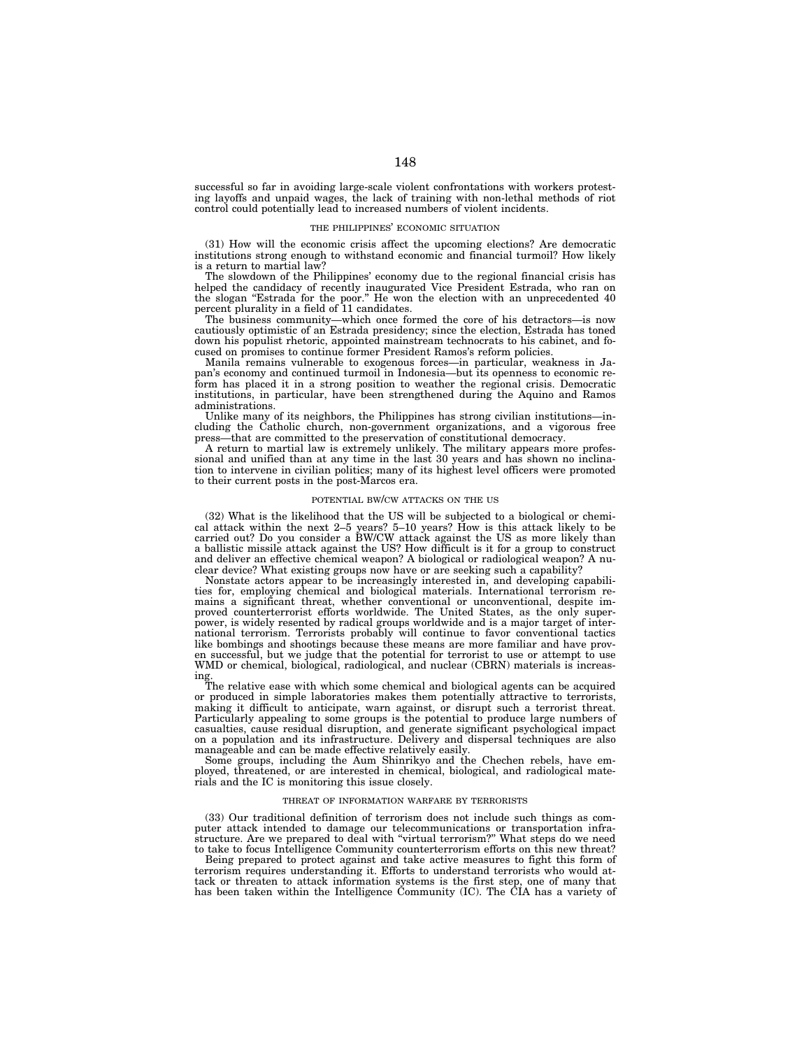successful so far in avoiding large-scale violent confrontations with workers protesting layoffs and unpaid wages, the lack of training with non-lethal methods of riot control could potentially lead to increased numbers of violent incidents.

### THE PHILIPPINES' ECONOMIC SITUATION

(31) How will the economic crisis affect the upcoming elections? Are democratic institutions strong enough to withstand economic and financial turmoil? How likely is a return to martial law?

The slowdown of the Philippines' economy due to the regional financial crisis has helped the candidacy of recently inaugurated Vice President Estrada, who ran on the slogan "Estrada for the poor." He won the election with an unprecedented 40 percent plurality in a field of 11 candidates.

The business community—which once formed the core of his detractors—is now cautiously optimistic of an Estrada presidency; since the election, Estrada has toned down his populist rhetoric, appointed mainstream technocrats to his cabinet, and focused on promises to continue former President Ramos's reform policies.

Manila remains vulnerable to exogenous forces—in particular, weakness in Japan's economy and continued turmoil in Indonesia—but its openness to economic reform has placed it in a strong position to weather the regional crisis. Democratic institutions, in particular, have been strengthened during the Aquino and Ramos administrations.

Unlike many of its neighbors, the Philippines has strong civilian institutions—including the Catholic church, non-government organizations, and a vigorous free press—that are committed to the preservation of constitutional democracy.

A return to martial law is extremely unlikely. The military appears more professional and unified than at any time in the last 30 years and has shown no inclination to intervene in civilian politics; many of its highest level officers were promoted to their current posts in the post-Marcos era.

### POTENTIAL BW/CW ATTACKS ON THE US

(32) What is the likelihood that the US will be subjected to a biological or chemical attack within the next 2–5 years? 5–10 years? How is this attack likely to be carried out? Do you consider a BW/CW attack against the US as more likely than a ballistic missile attack against the US? How difficult is it for a group to construct and deliver an effective chemical weapon? A biological or radiological weapon? A nuclear device? What existing groups now have or are seeking such a capability?

Nonstate actors appear to be increasingly interested in, and developing capabilities for, employing chemical and biological materials. International terrorism remains a significant threat, whether conventional or unconventional, despite improved counterterrorist efforts worldwide. The United States, as the only superpower, is widely resented by radical groups worldwide and is a major target of international terrorism. Terrorists probably will continue to favor conventional tactics like bombings and shootings because these means are more familiar and have proven successful, but we judge that the potential for terrorist to use or attempt to use WMD or chemical, biological, radiological, and nuclear (CBRN) materials is increasing.

The relative ease with which some chemical and biological agents can be acquired or produced in simple laboratories makes them potentially attractive to terrorists, making it difficult to anticipate, warn against, or disrupt such a terrorist threat. Particularly appealing to some groups is the potential to produce large numbers of casualties, cause residual disruption, and generate significant psychological impact on a population and its infrastructure. Delivery and dispersal techniques are also manageable and can be made effective relatively easily.

Some groups, including the Aum Shinrikyo and the Chechen rebels, have employed, threatened, or are interested in chemical, biological, and radiological materials and the IC is monitoring this issue closely.

### THREAT OF INFORMATION WARFARE BY TERRORISTS

(33) Our traditional definition of terrorism does not include such things as computer attack intended to damage our telecommunications or transportation infrastructure. Are we prepared to deal with "virtual terrorism?" What steps do we need to take to focus Intelligence Community counterterrorism efforts on this new threat?

Being prepared to protect against and take active measures to fight this form of terrorism requires understanding it. Efforts to understand terrorists who would attack or threaten to attack information systems is the first step, one of many that has been taken within the Intelligence Community (IC). The CIA has a variety of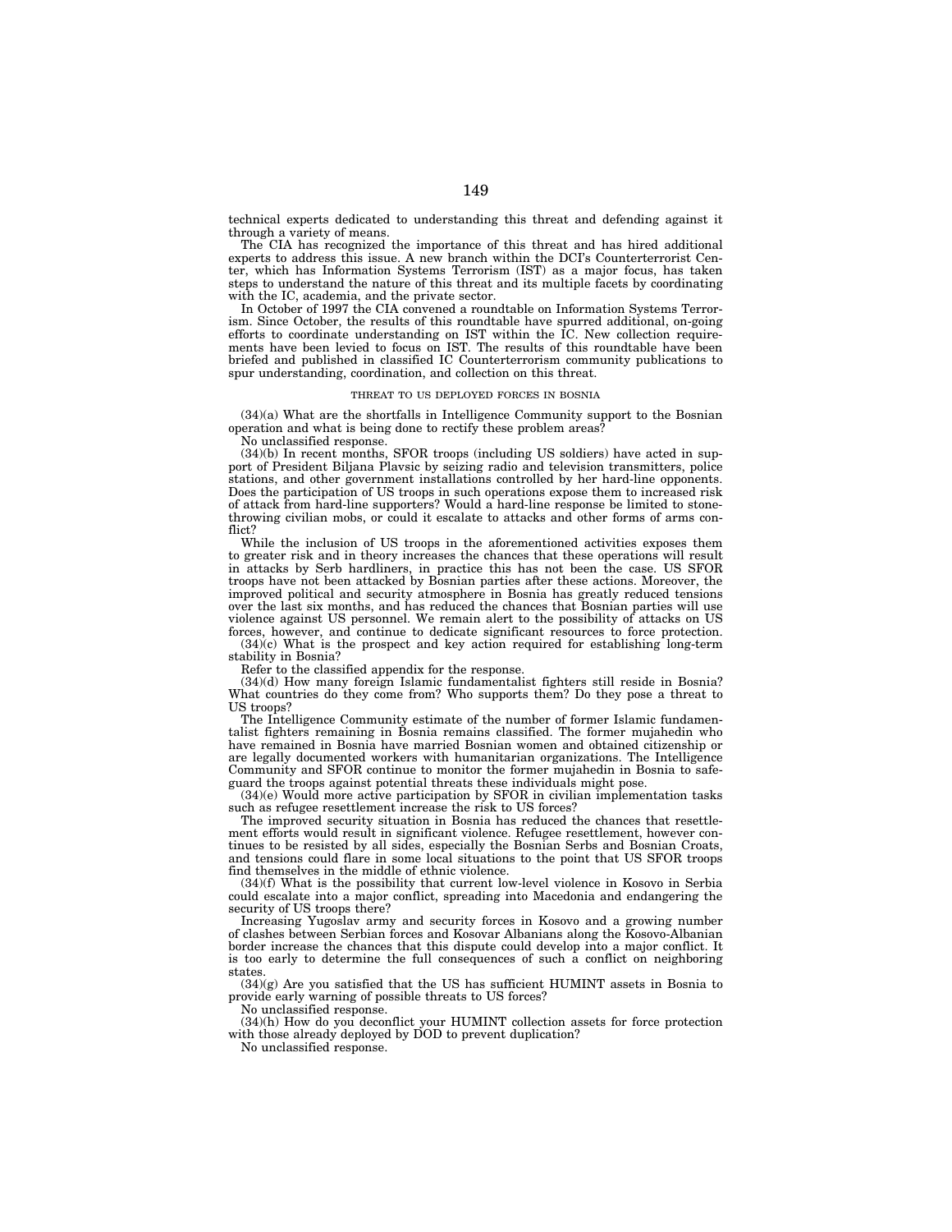technical experts dedicated to understanding this threat and defending against it through a variety of means.

The CIA has recognized the importance of this threat and has hired additional experts to address this issue. A new branch within the DCI's Counterterrorist Center, which has Information Systems Terrorism (IST) as a major focus, has taken steps to understand the nature of this threat and its multiple facets by coordinating with the IC, academia, and the private sector.

In October of 1997 the CIA convened a roundtable on Information Systems Terrorism. Since October, the results of this roundtable have spurred additional, on-going efforts to coordinate understanding on IST within the IC. New collection requirements have been levied to focus on IST. The results of this roundtable have been briefed and published in classified IC Counterterrorism community publications to spur understanding, coordination, and collection on this threat.

### THREAT TO US DEPLOYED FORCES IN BOSNIA

(34)(a) What are the shortfalls in Intelligence Community support to the Bosnian operation and what is being done to rectify these problem areas?

No unclassified response.

(34)(b) In recent months, SFOR troops (including US soldiers) have acted in support of President Biljana Plavsic by seizing radio and television transmitters, police stations, and other government installations controlled by her hard-line opponents. Does the participation of US troops in such operations expose them to increased risk of attack from hard-line supporters? Would a hard-line response be limited to stone-throwing civilian mobs, or could it escalate to attacks and other forms of arms conflict?

While the inclusion of US troops in the aforementioned activities exposes them to greater risk and in theory increases the chances that these operations will result in attacks by Serb hardliners, in practice this has not been the case. US SFOR troops have not been attacked by Bosnian parties after these actions. Moreover, the improved political and security atmosphere in Bosnia has greatly reduced tensions over the last six months, and has reduced the chances that Bosnian parties will use violence against US personnel. We remain alert to the possibility of attacks on US forces, however, and continue to dedicate significant resources to force protection.

(34)(c) What is the prospect and key action required for establishing long-term stability in Bosnia?

Refer to the classified appendix for the response.

(34)(d) How many foreign Islamic fundamentalist fighters still reside in Bosnia? What countries do they come from? Who supports them? Do they pose a threat to US troops?

The Intelligence Community estimate of the number of former Islamic fundamentalist fighters remaining in Bosnia remains classified. The former mujahedin who have remained in Bosnia have married Bosnian women and obtained citizenship or are legally documented workers with humanitarian organizations. The Intelligence Community and SFOR continue to monitor the former mujahedin in Bosnia to safeguard the troops against potential threats these individuals might pose.

(34)(e) Would more active participation by SFOR in civilian implementation tasks such as refugee resettlement increase the risk to US forces?

The improved security situation in Bosnia has reduced the chances that resettlement efforts would result in significant violence. Refugee resettlement, however continues to be resisted by all sides, especially the Bosnian Serbs and Bosnian Croats, and tensions could flare in some local situations to the point that US SFOR troops find themselves in the middle of ethnic violence.

(34)(f) What is the possibility that current low-level violence in Kosovo in Serbia could escalate into a major conflict, spreading into Macedonia and endangering the security of US troops there?

Increasing Yugoslav army and security forces in Kosovo and a growing number of clashes between Serbian forces and Kosovar Albanians along the Kosovo-Albanian border increase the chances that this dispute could develop into a major conflict. It is too early to determine the full consequences of such a conflict on neighboring states.

(34)(g) Are you satisfied that the US has sufficient HUMINT assets in Bosnia to provide early warning of possible threats to US forces?

No unclassified response.

(34)(h) How do you deconflict your HUMINT collection assets for force protection with those already deployed by DOD to prevent duplication?

No unclassified response.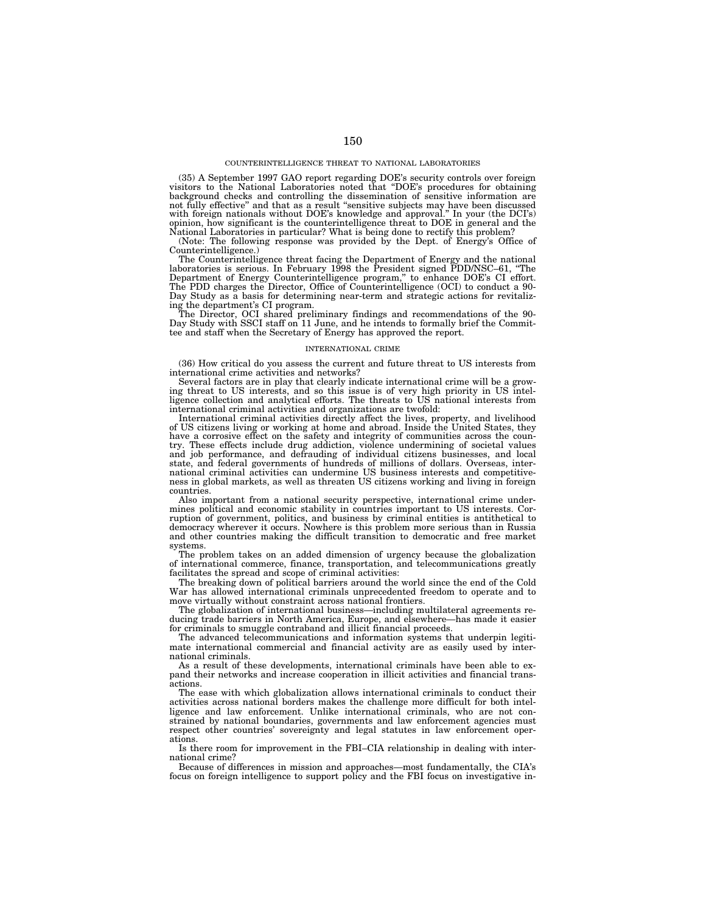## COUNTERINTELLIGENCE THREAT TO NATIONAL LABORATORIES

(35) A September 1997 GAO report regarding DOE's security controls over foreign visitors to the National Laboratories noted that "DOE's procedures for obtaining background checks and controlling the dissemination of sensitive information are not fully effective" and that as a result "sensitive subjects may have been discussed with foreign nationals without DOE's knowledge and approval." In your (the DCI's) opinion, how significant is the counterintelligence threat to DOE in general and the National Laboratories in particular? What is being done to rectify this problem?

(Note: The following response was provided by the Dept. of Energy's Office of Counterintelligence.)

The Counterintelligence threat facing the Department of Energy and the national laboratories is serious. In February 1998 the President signed PDD/NSC–61, "The Department of Energy Counterintelligence program," to enhance DOE's CI effort. The PDD charges the Director, Office of Counterintelligence (OCI) to conduct a 90-Day Study as a basis for determining near-term and strategic actions for revitalizing the department's CI program.

The Director, OCI shared preliminary findings and recommendations of the 90-Day Study with SSCI staff on 11 June, and he intends to formally brief the Committee and staff when the Secretary of Energy has approved the report.

## INTERNATIONAL CRIME

(36) How critical do you assess the current and future threat to US interests from international crime activities and networks?

Several factors are in play that clearly indicate international crime will be a growing threat to US interests, and so this issue is of very high priority in US intelligence collection and analytical efforts. The threats to US national interests from international criminal activities and organizations are twofold:

International criminal activities directly affect the lives, property, and livelihood of US citizens living or working at home and abroad. Inside the United States, they have a corrosive effect on the safety and integrity of communities across the country. These effects include drug addiction, violence undermining of societal values and job performance, and defrauding of individual citizens businesses, and local state, and federal governments of hundreds of millions of dollars. Overseas, international criminal activities can undermine US business interests and competitiveness in global markets, as well as threaten US citizens working and living in foreign countries.

Also important from a national security perspective, international crime undermines political and economic stability in countries important to US interests. Corruption of government, politics, and business by criminal entities is antithetical to democracy wherever it occurs. Nowhere is this problem more serious than in Russia and other countries making the difficult transition to democratic and free market systems.

The problem takes on an added dimension of urgency because the globalization of international commerce, finance, transportation, and telecommunications greatly facilitates the spread and scope of criminal activities:

The breaking down of political barriers around the world since the end of the Cold War has allowed international criminals unprecedented freedom to operate and to move virtually without constraint across national frontiers.

The globalization of international business—including multilateral agreements reducing trade barriers in North America, Europe, and elsewhere—has made it easier for criminals to smuggle contraband and illicit financial proceeds.

The advanced telecommunications and information systems that underpin legitimate international commercial and financial activity are as easily used by international criminals.

As a result of these developments, international criminals have been able to expand their networks and increase cooperation in illicit activities and financial transactions.

The ease with which globalization allows international criminals to conduct their activities across national borders makes the challenge more difficult for both intelligence and law enforcement. Unlike international criminals, who are not constrained by national boundaries, governments and law enforcement agencies must respect other countries' sovereignty and legal statutes in law enforcement operations.

Is there room for improvement in the FBI–CIA relationship in dealing with international crime?

Because of differences in mission and approaches—most fundamentally, the CIA's focus on foreign intelligence to support policy and the FBI focus on investigative in-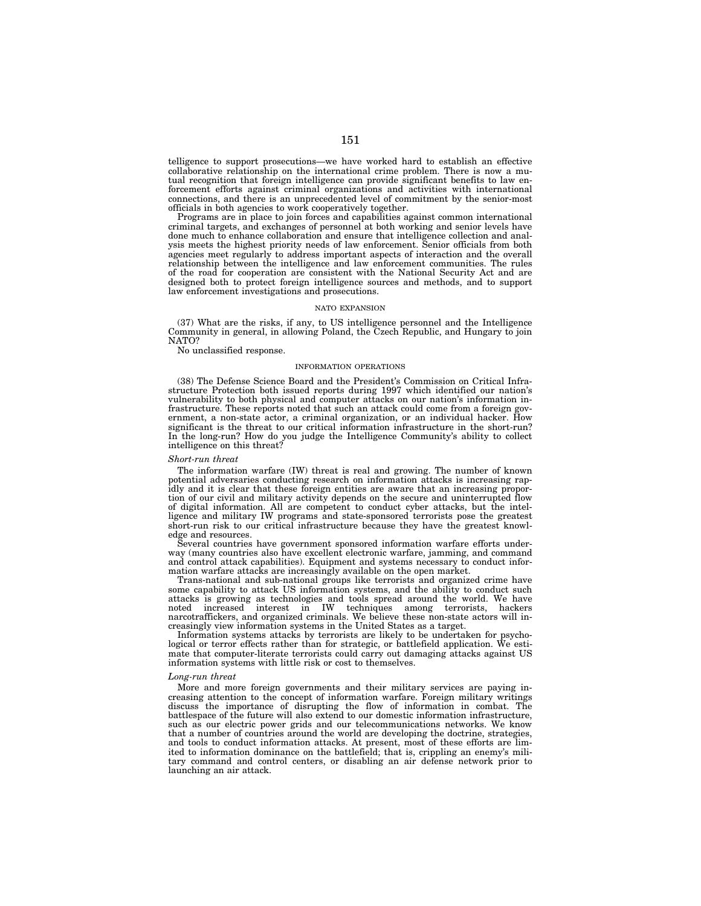telligence to support prosecutions—we have worked hard to establish an effective collaborative relationship on the international crime problem. There is now a mutual recognition that foreign intelligence can provide significant benefits to law enforcement efforts against criminal organizations and activities with international connections, and there is an unprecedented level of commitment by the senior-most officials in both agencies to work cooperatively together.

Programs are in place to join forces and capabilities against common international criminal targets, and exchanges of personnel at both working and senior levels have done much to enhance collaboration and ensure that intelligence collection and analysis meets the highest priority needs of law enforcement. Senior officials from both agencies meet regularly to address important aspects of interaction and the overall relationship between the intelligence and law enforcement communities. The rules of the road for cooperation are consistent with the National Security Act and are designed both to protect foreign intelligence sources and methods, and to support law enforcement investigations and prosecutions.

## NATO EXPANSION

(37) What are the risks, if any, to US intelligence personnel and the Intelligence Community in general, in allowing Poland, the Czech Republic, and Hungary to join NATO?

No unclassified response.

## INFORMATION OPERATIONS

(38) The Defense Science Board and the President's Commission on Critical Infrastructure Protection both issued reports during 1997 which identified our nation's vulnerability to both physical and computer attacks on our nation's information infrastructure. These reports noted that such an attack could come from a foreign government, a non-state actor, a criminal organization, or an individual hacker. How significant is the threat to our critical information infrastructure in the short-run? In the long-run? How do you judge the Intelligence Community's ability to collect intelligence on this threat?

*Short-run threat*

The information warfare (IW) threat is real and growing. The number of known potential adversaries conducting research on information attacks is increasing rapidly and it is clear that these foreign entities are aware that an increasing proportion of our civil and military activity depends on the secure and uninterrupted flow of digital information. All are competent to conduct cyber attacks, but the intelligence and military IW programs and state-sponsored terrorists pose the greatest short-run risk to our critical infrastructure because they have the greatest knowledge and resources.

Several countries have government sponsored information warfare efforts underway (many countries also have excellent electronic warfare, jamming, and command and control attack capabilities). Equipment and systems necessary to conduct information warfare attacks are increasingly available on the open market.

Trans-national and sub-national groups like terrorists and organized crime have some capability to attack US information systems, and the ability to conduct such attacks is growing as technologies and tools spread around the world. We have noted increased interest in IW techniques among terrorists, hackers narcotraffickers, and organized criminals. We believe these non-state actors will increasingly view information systems in the United States as a target.

Information systems attacks by terrorists are likely to be undertaken for psychological or terror effects rather than for strategic, or battlefield application. We estimate that computer-literate terrorists could carry out damaging attacks against US information systems with little risk or cost to themselves.

*Long-run threat*

More and more foreign governments and their military services are paying increasing attention to the concept of information warfare. Foreign military writings discuss the importance of disrupting the flow of information in combat. The battlespace of the future will also extend to our domestic information infrastructure, such as our electric power grids and our telecommunications networks. We know that a number of countries around the world are developing the doctrine, strategies, and tools to conduct information attacks. At present, most of these efforts are limited to information dominance on the battlefield; that is, crippling an enemy's military command and control centers, or disabling an air defense network prior to launching an air attack.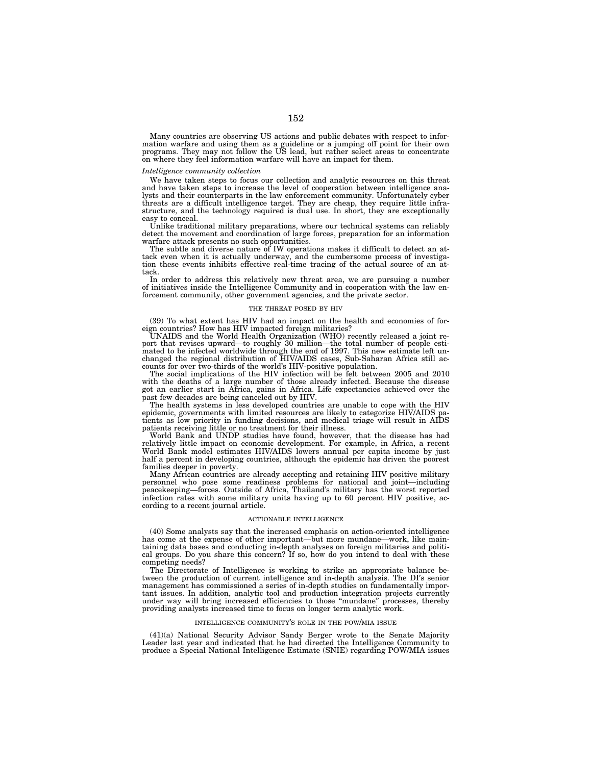Many countries are observing US actions and public debates with respect to information warfare and using them as a guideline or a jumping off point for their own programs. They may not follow the US lead, but rather select areas to concentrate on where they feel information warfare will have an impact for them.

*Intelligence community collection*

We have taken steps to focus our collection and analytic resources on this threat and have taken steps to increase the level of cooperation between intelligence analysts and their counterparts in the law enforcement community. Unfortunately cyber threats are a difficult intelligence target. They are cheap, they require little infrastructure, and the technology required is dual use. In short, they are exceptionally easy to conceal.

Unlike traditional military preparations, where our technical systems can reliably detect the movement and coordination of large forces, preparation for an information warfare attack presents no such opportunities.

The subtle and diverse nature of IW operations makes it difficult to detect an attack even when it is actually underway, and the cumbersome process of investigation these events inhibits effective real-time tracing of the actual source of an attack.

In order to address this relatively new threat area, we are pursuing a number of initiatives inside the Intelligence Community and in cooperation with the law enforcement community, other government agencies, and the private sector.

## THE THREAT POSED BY HIV

(39) To what extent has HIV had an impact on the health and economies of foreign countries? How has HIV impacted foreign militaries?

UNAIDS and the World Health Organization (WHO) recently released a joint report that revises upward—to roughly 30 million—the total number of people estimated to be infected worldwide through the end of 1997. This new estimate left unchanged the regional distribution of HIV/AIDS cases, Sub-Saharan Africa still accounts for over two-thirds of the world's HIV-positive population.

The social implications of the HIV infection will be felt between 2005 and 2010 with the deaths of a large number of those already infected. Because the disease got an earlier start in Africa, gains in Africa. Life expectancies achieved over the past few decades are being canceled out by HIV.

The health systems in less developed countries are unable to cope with the HIV epidemic, governments with limited resources are likely to categorize HIV/AIDS patients as low priority in funding decisions, and medical triage will result in AIDS patients receiving little or no treatment for their illness.

World Bank and UNDP studies have found, however, that the disease has had relatively little impact on economic development. For example, in Africa, a recent World Bank model estimates HIV/AIDS lowers annual per capita income by just half a percent in developing countries, although the epidemic has driven the poorest families deeper in poverty.

Many African countries are already accepting and retaining HIV positive military personnel who pose some readiness problems for national and joint—including peacekeeping—forces. Outside of Africa, Thailand's military has the worst reported infection rates with some military units having up to 60 percent HIV positive, according to a recent journal article.

## ACTIONABLE INTELLIGENCE

(40) Some analysts say that the increased emphasis on action-oriented intelligence has come at the expense of other important—but more mundane—work, like maintaining data bases and conducting in-depth analyses on foreign militaries and political groups. Do you share this concern? If so, how do you intend to deal with these competing needs?

The Directorate of Intelligence is working to strike an appropriate balance between the production of current intelligence and in-depth analysis. The DI's senior management has commissioned a series of in-depth studies on fundamentally important issues. In addition, analytic tool and production integration projects currently under way will bring increased efficiencies to those "mundane" processes, thereby providing analysts increased time to focus on longer term analytic work.

## INTELLIGENCE COMMUNITY'S ROLE IN THE POW/MIA ISSUE

(41)(a) National Security Advisor Sandy Berger wrote to the Senate Majority Leader last year and indicated that he had directed the Intelligence Community to produce a Special National Intelligence Estimate (SNIE) regarding POW/MIA issues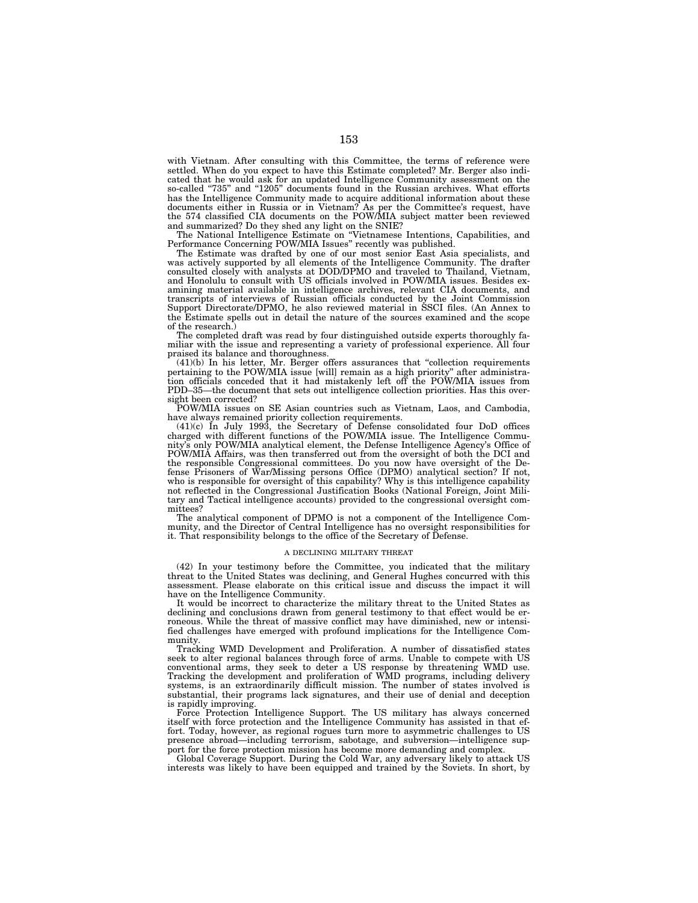with Vietnam. After consulting with this Committee, the terms of reference were settled. When do you expect to have this Estimate completed? Mr. Berger also indicated that he would ask for an updated Intelligence Community assessment on the so-called "735" and "1205" documents found in the Russian archives. What efforts has the Intelligence Community made to acquire additional information about these documents either in Russia or in Vietnam? As per the Committee's request, have the 574 classified CIA documents on the POW/MIA subject matter been reviewed and summarized? Do they shed any light on the SNIE?

The National Intelligence Estimate on "Vietnamese Intentions, Capabilities, and Performance Concerning POW/MIA Issues" recently was published.

The Estimate was drafted by one of our most senior East Asia specialists, and was actively supported by all elements of the Intelligence Community. The drafter consulted closely with analysts at DOD/DPMO and traveled to Thailand, Vietnam, and Honolulu to consult with US officials involved in POW/MIA issues. Besides examining material available in intelligence archives, relevant CIA documents, and transcripts of interviews of Russian officials conducted by the Joint Commission Support Directorate/DPMO, he also reviewed material in SSCI files. (An Annex to the Estimate spells out in detail the nature of the sources examined and the scope of the research.)

The completed draft was read by four distinguished outside experts thoroughly familiar with the issue and representing a variety of professional experience. All four praised its balance and thoroughness.

(41)(b) In his letter, Mr. Berger offers assurances that "collection requirements pertaining to the POW/MIA issue [will] remain as a high priority" after administration officials conceded that it had mistakenly left off the POW/MIA issues from PDD–35—the document that sets out intelligence collection priorities. Has this oversight been corrected?

POW/MIA issues on SE Asian countries such as Vietnam, Laos, and Cambodia, have always remained priority collection requirements.

(41)(c) In July 1993, the Secretary of Defense consolidated four DoD offices charged with different functions of the POW/MIA issue. The Intelligence Community's only POW/MIA analytical element, the Defense Intelligence Agency's Office of POW/MIA Affairs, was then transferred out from the oversight of both the DCI and the responsible Congressional committees. Do you now have oversight of the Defense Prisoners of War/Missing persons Office (DPMO) analytical section? If not, who is responsible for oversight of this capability? Why is this intelligence capability not reflected in the Congressional Justification Books (National Foreign, Joint Military and Tactical intelligence accounts) provided to the congressional oversight committees?

The analytical component of DPMO is not a component of the Intelligence Community, and the Director of Central Intelligence has no oversight responsibilities for it. That responsibility belongs to the office of the Secretary of Defense.

### A DECLINING MILITARY THREAT

(42) In your testimony before the Committee, you indicated that the military threat to the United States was declining, and General Hughes concurred with this assessment. Please elaborate on this critical issue and discuss the impact it will have on the Intelligence Community.

It would be incorrect to characterize the military threat to the United States as declining and conclusions drawn from general testimony to that effect would be erroneous. While the threat of massive conflict may have diminished, new or intensified challenges have emerged with profound implications for the Intelligence Community.

Tracking WMD Development and Proliferation. A number of dissatisfied states seek to alter regional balances through force of arms. Unable to compete with US conventional arms, they seek to deter a US response by threatening WMD use. Tracking the development and proliferation of WMD programs, including delivery systems, is an extraordinarily difficult mission. The number of states involved is substantial, their programs lack signatures, and their use of denial and deception is rapidly improving.

Force Protection Intelligence Support. The US military has always concerned itself with force protection and the Intelligence Community has assisted in that effort. Today, however, as regional rogues turn more to asymmetric challenges to US presence abroad—including terrorism, sabotage, and subversion—intelligence support for the force protection mission has become more demanding and complex.

Global Coverage Support. During the Cold War, any adversary likely to attack US interests was likely to have been equipped and trained by the Soviets. In short, by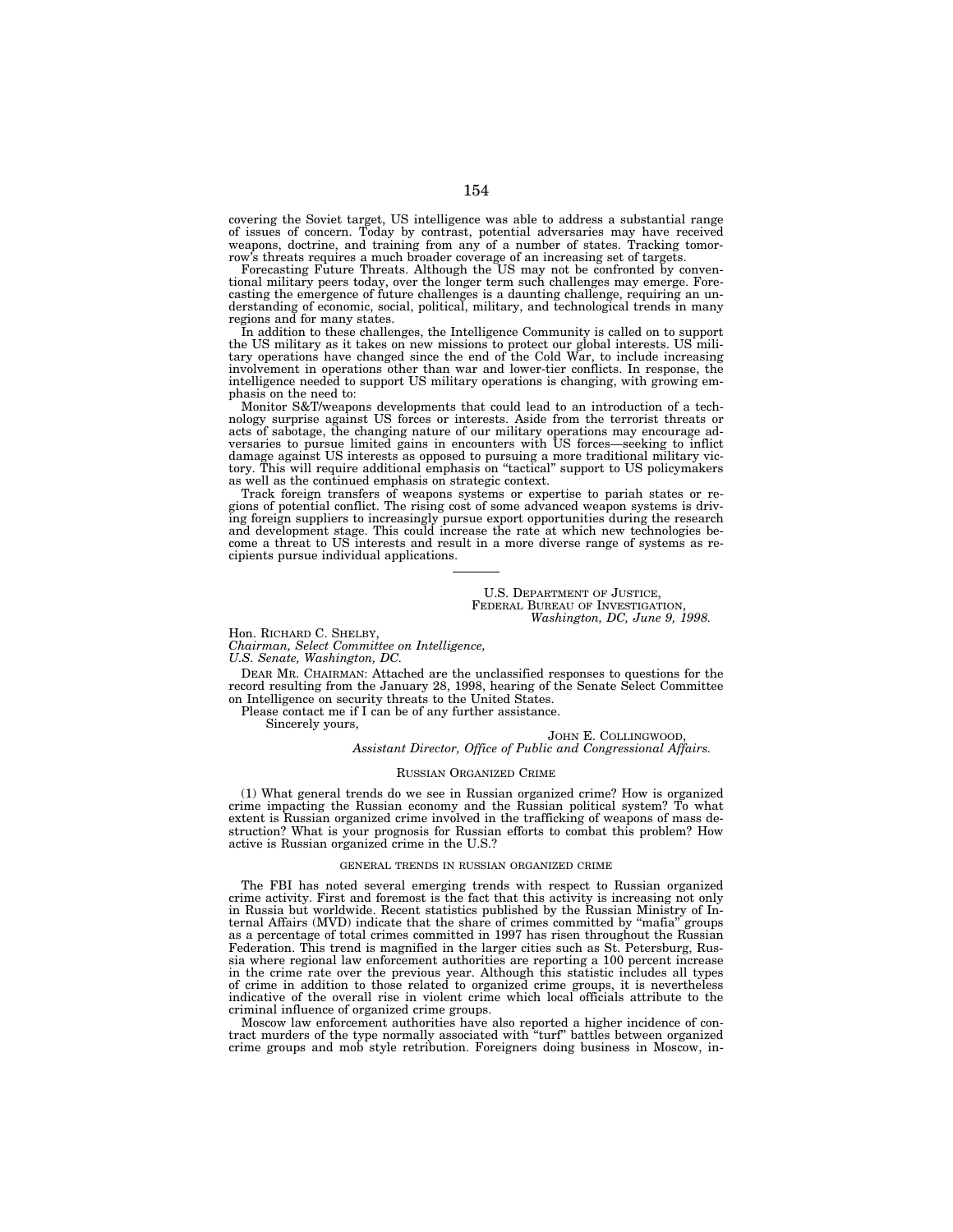covering the Soviet target, US intelligence was able to address a substantial range of issues of concern. Today by contrast, potential adversaries may have received weapons, doctrine, and training from any of a number of states. Tracking tomorrow's threats requires a much broader coverage of an increasing set of targets.

Forecasting Future Threats. Although the US may not be confronted by conventional military peers today, over the longer term such challenges may emerge. Forecasting the emergence of future challenges is a daunting challenge, requiring an understanding of economic, social, political, military, and technological trends in many regions and for many states.

In addition to these challenges, the Intelligence Community is called on to support the US military as it takes on new missions to protect our global interests. US military operations have changed since the end of the Cold War, to include increasing involvement in operations other than war and lower-tier conflicts. In response, the intelligence needed to support US military operations is changing, with growing emphasis on the need to:

Monitor S&T/weapons developments that could lead to an introduction of a technology surprise against US forces or interests. Aside from the terrorist threats or acts of sabotage, the changing nature of our military operations may encourage adversaries to pursue limited gains in encounters with US forces—seeking to inflict damage against US interests as opposed to pursuing a more traditional military victory. This will require additional emphasis on "tactical" support to US policymakers as well as the continued emphasis on strategic context.

Track foreign transfers of weapons systems or expertise to pariah states or regions of potential conflict. The rising cost of some advanced weapon systems is driving foreign suppliers to increasingly pursue export opportunities during the research and development stage. This could increase the rate at which new technologies become a threat to US interests and result in a more diverse range of systems as recipients pursue individual applications.

---

U.S. DEPARTMENT OF JUSTICE,
FEDERAL BUREAU OF INVESTIGATION,
*Washington, DC, June 9, 1998.*

Hon. RICHARD C. SHELBY,
*Chairman, Select Committee on Intelligence,*
*U.S. Senate, Washington, DC.*

DEAR MR. CHAIRMAN: Attached are the unclassified responses to questions for the record resulting from the January 28, 1998, hearing of the Senate Select Committee on Intelligence on security threats to the United States.

Please contact me if I can be of any further assistance.

Sincerely yours,

JOHN E. COLLINGWOOD,
*Assistant Director, Office of Public and Congressional Affairs.*

## RUSSIAN ORGANIZED CRIME

(1) What general trends do we see in Russian organized crime? How is organized crime impacting the Russian economy and the Russian political system? To what extent is Russian organized crime involved in the trafficking of weapons of mass destruction? What is your prognosis for Russian efforts to combat this problem? How active is Russian organized crime in the U.S.?

### GENERAL TRENDS IN RUSSIAN ORGANIZED CRIME

The FBI has noted several emerging trends with respect to Russian organized crime activity. First and foremost is the fact that this activity is increasing not only in Russia but worldwide. Recent statistics published by the Russian Ministry of Internal Affairs (MVD) indicate that the share of crimes committed by "mafia" groups as a percentage of total crimes committed in 1997 has risen throughout the Russian Federation. This trend is magnified in the larger cities such as St. Petersburg, Russia where regional law enforcement authorities are reporting a 100 percent increase in the crime rate over the previous year. Although this statistic includes all types of crime in addition to those related to organized crime groups, it is nevertheless indicative of the overall rise in violent crime which local officials attribute to the criminal influence of organized crime groups.

Moscow law enforcement authorities have also reported a higher incidence of contract murders of the type normally associated with "turf" battles between organized crime groups and mob style retribution. Foreigners doing business in Moscow, in-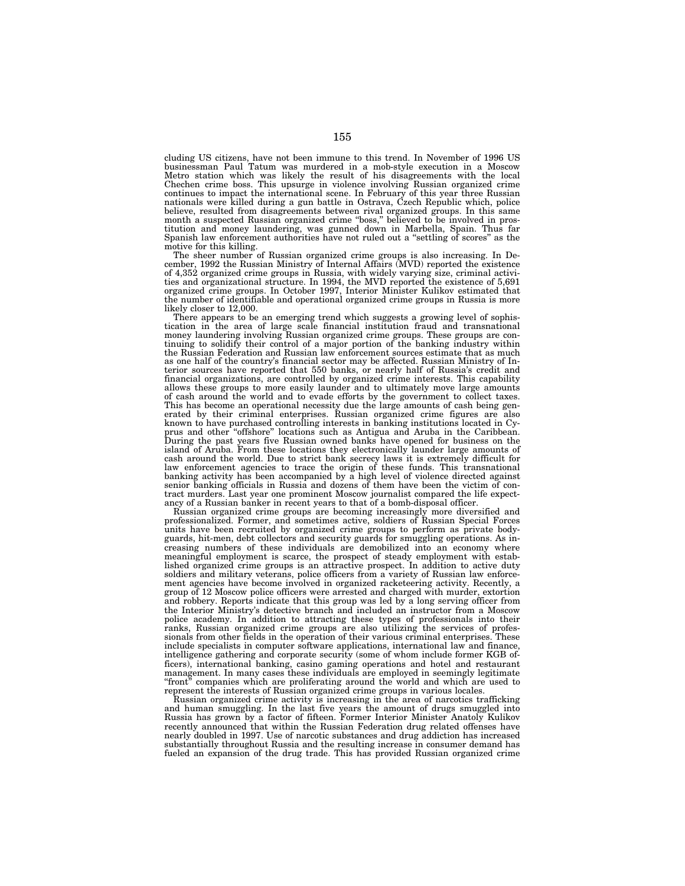cluding US citizens, have not been immune to this trend. In November of 1996 US businessman Paul Tatum was murdered in a mob-style execution in a Moscow Metro station which was likely the result of his disagreements with the local Chechen crime boss. This upsurge in violence involving Russian organized crime continues to impact the international scene. In February of this year three Russian nationals were killed during a gun battle in Ostrava, Czech Republic which, police believe, resulted from disagreements between rival organized groups. In this same month a suspected Russian organized crime "boss," believed to be involved in prostitution and money laundering, was gunned down in Marbella, Spain. Thus far Spanish law enforcement authorities have not ruled out a "settling of scores" as the motive for this killing.

The sheer number of Russian organized crime groups is also increasing. In December, 1992 the Russian Ministry of Internal Affairs (MVD) reported the existence of 4,352 organized crime groups in Russia, with widely varying size, criminal activities and organizational structure. In 1994, the MVD reported the existence of 5,691 organized crime groups. In October 1997, Interior Minister Kulikov estimated that the number of identifiable and operational organized crime groups in Russia is more likely closer to 12,000.

There appears to be an emerging trend which suggests a growing level of sophistication in the area of large scale financial institution fraud and transnational money laundering involving Russian organized crime groups. These groups are continuing to solidify their control of a major portion of the banking industry within the Russian Federation and Russian law enforcement sources estimate that as much as one half of the country's financial sector may be affected. Russian Ministry of Interior sources have reported that 550 banks, or nearly half of Russia's credit and financial organizations, are controlled by organized crime interests. This capability allows these groups to more easily launder and to ultimately move large amounts of cash around the world and to evade efforts by the government to collect taxes. This has become an operational necessity due the large amounts of cash being generated by their criminal enterprises. Russian organized crime figures are also known to have purchased controlling interests in banking institutions located in Cyprus and other "offshore" locations such as Antigua and Aruba in the Caribbean. During the past years five Russian owned banks have opened for business on the island of Aruba. From these locations they electronically launder large amounts of cash around the world. Due to strict bank secrecy laws it is extremely difficult for law enforcement agencies to trace the origin of these funds. This transnational banking activity has been accompanied by a high level of violence directed against senior banking officials in Russia and dozens of them have been the victim of contract murders. Last year one prominent Moscow journalist compared the life expectancy of a Russian banker in recent years to that of a bomb-disposal officer.

Russian organized crime groups are becoming increasingly more diversified and professionalized. Former, and sometimes active, soldiers of Russian Special Forces units have been recruited by organized crime groups to perform as private bodyguards, hit-men, debt collectors and security guards for smuggling operations. As increasing numbers of these individuals are demobilized into an economy where meaningful employment is scarce, the prospect of steady employment with established organized crime groups is an attractive prospect. In addition to active duty soldiers and military veterans, police officers from a variety of Russian law enforcement agencies have become involved in organized racketeering activity. Recently, a group of 12 Moscow police officers were arrested and charged with murder, extortion and robbery. Reports indicate that this group was led by a long serving officer from the Interior Ministry's detective branch and included an instructor from a Moscow police academy. In addition to attracting these types of professionals into their ranks, Russian organized crime groups are also utilizing the services of professionals from other fields in the operation of their various criminal enterprises. These include specialists in computer software applications, international law and finance, intelligence gathering and corporate security (some of whom include former KGB officers), international banking, casino gaming operations and hotel and restaurant management. In many cases these individuals are employed in seemingly legitimate "front" companies which are proliferating around the world and which are used to represent the interests of Russian organized crime groups in various locales.

Russian organized crime activity is increasing in the area of narcotics trafficking and human smuggling. In the last five years the amount of drugs smuggled into Russia has grown by a factor of fifteen. Former Interior Minister Anatoly Kulikov recently announced that within the Russian Federation drug related offenses have nearly doubled in 1997. Use of narcotic substances and drug addiction has increased substantially throughout Russia and the resulting increase in consumer demand has fueled an expansion of the drug trade. This has provided Russian organized crime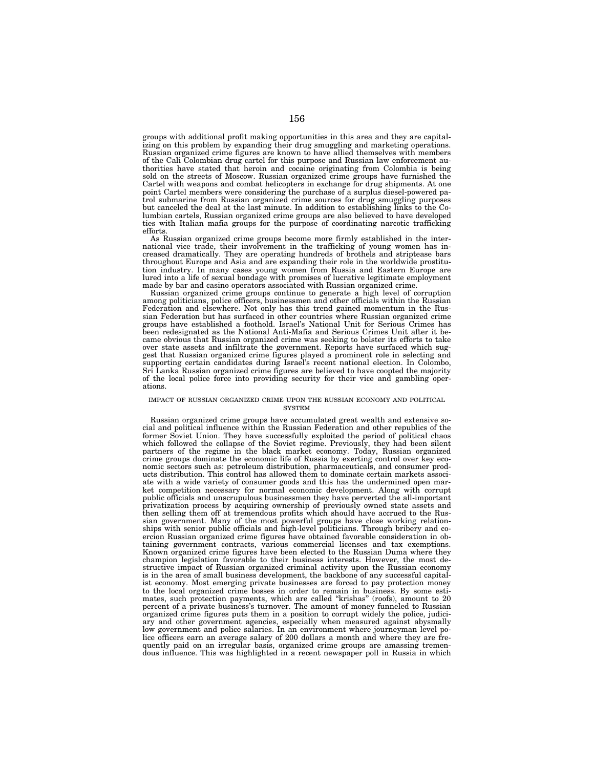groups with additional profit making opportunities in this area and they are capitalizing on this problem by expanding their drug smuggling and marketing operations. Russian organized crime figures are known to have allied themselves with members of the Cali Colombian drug cartel for this purpose and Russian law enforcement authorities have stated that heroin and cocaine originating from Colombia is being sold on the streets of Moscow. Russian organized crime groups have furnished the Cartel with weapons and combat helicopters in exchange for drug shipments. At one point Cartel members were considering the purchase of a surplus diesel-powered patrol submarine from Russian organized crime sources for drug smuggling purposes but canceled the deal at the last minute. In addition to establishing links to the Columbian cartels, Russian organized crime groups are also believed to have developed ties with Italian mafia groups for the purpose of coordinating narcotic trafficking efforts.

As Russian organized crime groups become more firmly established in the international vice trade, their involvement in the trafficking of young women has increased dramatically. They are operating hundreds of brothels and striptease bars throughout Europe and Asia and are expanding their role in the worldwide prostitution industry. In many cases young women from Russia and Eastern Europe are lured into a life of sexual bondage with promises of lucrative legitimate employment made by bar and casino operators associated with Russian organized crime.

Russian organized crime groups continue to generate a high level of corruption among politicians, police officers, businessmen and other officials within the Russian Federation and elsewhere. Not only has this trend gained momentum in the Russian Federation but has surfaced in other countries where Russian organized crime groups have established a foothold. Israel's National Unit for Serious Crimes has been redesignated as the National Anti-Mafia and Serious Crimes Unit after it became obvious that Russian organized crime was seeking to bolster its efforts to take over state assets and infiltrate the government. Reports have surfaced which suggest that Russian organized crime figures played a prominent role in selecting and supporting certain candidates during Israel's recent national election. In Colombo, Sri Lanka Russian organized crime figures are believed to have coopted the majority of the local police force into providing security for their vice and gambling operations.

IMPACT OF RUSSIAN ORGANIZED CRIME UPON THE RUSSIAN ECONOMY AND POLITICAL SYSTEM

Russian organized crime groups have accumulated great wealth and extensive social and political influence within the Russian Federation and other republics of the former Soviet Union. They have successfully exploited the period of political chaos which followed the collapse of the Soviet regime. Previously, they had been silent partners of the regime in the black market economy. Today, Russian organized crime groups dominate the economic life of Russia by exerting control over key economic sectors such as: petroleum distribution, pharmaceuticals, and consumer products distribution. This control has allowed them to dominate certain markets associate with a wide variety of consumer goods and this has the undermined open market competition necessary for normal economic development. Along with corrupt public officials and unscrupulous businessmen they have perverted the all-important privatization process by acquiring ownership of previously owned state assets and then selling them off at tremendous profits which should have accrued to the Russian government. Many of the most powerful groups have close working relationships with senior public officials and high-level politicians. Through bribery and coercion Russian organized crime figures have obtained favorable consideration in obtaining government contracts, various commercial licenses and tax exemptions. Known organized crime figures have been elected to the Russian Duma where they champion legislation favorable to their business interests. However, the most destructive impact of Russian organized criminal activity upon the Russian economy is in the area of small business development, the backbone of any successful capitalist economy. Most emerging private businesses are forced to pay protection money to the local organized crime bosses in order to remain in business. By some estimates, such protection payments, which are called "krishas" (roofs), amount to 20 percent of a private business's turnover. The amount of money funneled to Russian organized crime figures puts them in a position to corrupt widely the police, judiciary and other government agencies, especially when measured against abysmally low government and police salaries. In an environment where journeyman level police officers earn an average salary of 200 dollars a month and where they are frequently paid on an irregular basis, organized crime groups are amassing tremendous influence. This was highlighted in a recent newspaper poll in Russia in which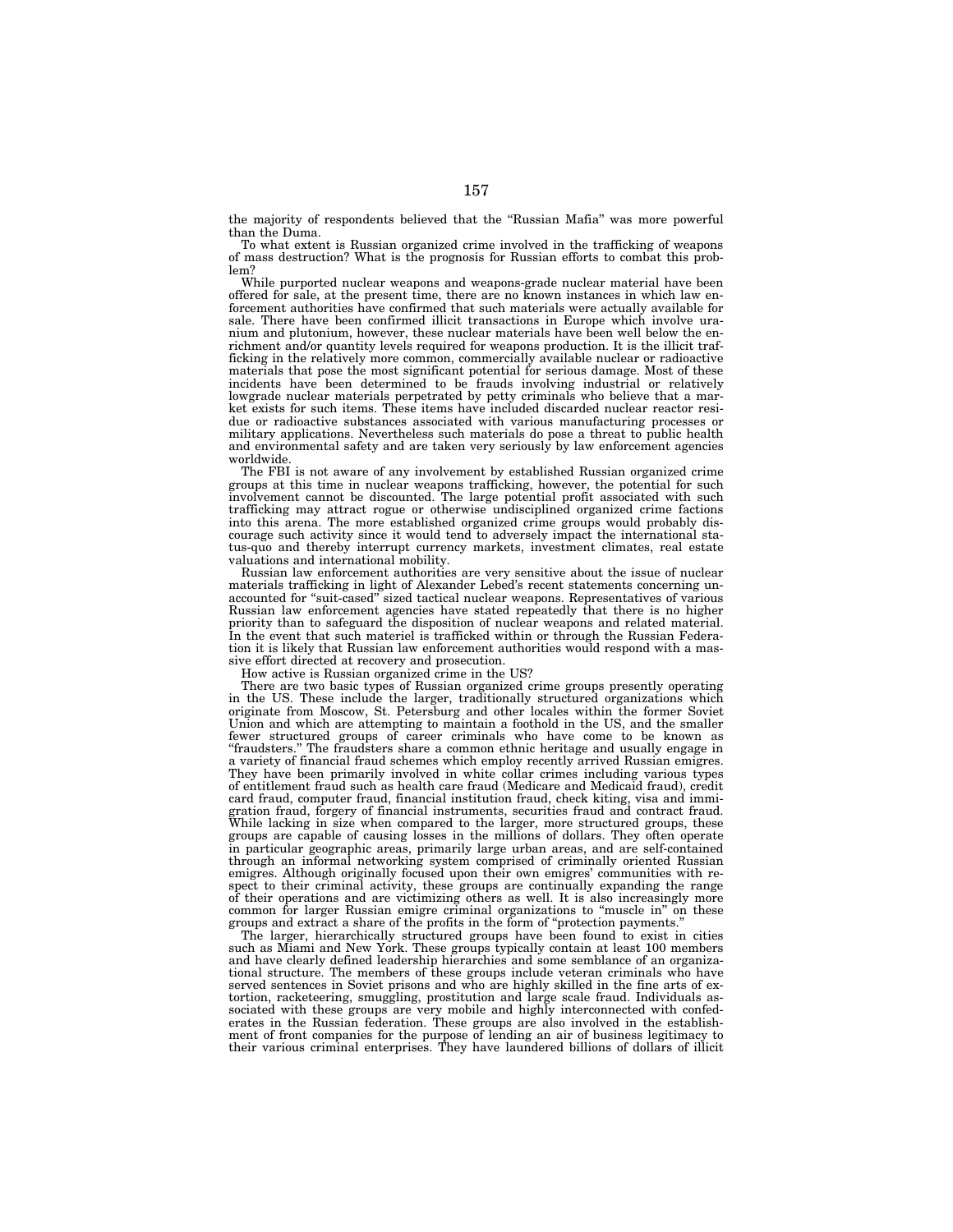the majority of respondents believed that the "Russian Mafia" was more powerful than the Duma.

To what extent is Russian organized crime involved in the trafficking of weapons of mass destruction? What is the prognosis for Russian efforts to combat this problem?

While purported nuclear weapons and weapons-grade nuclear material have been offered for sale, at the present time, there are no known instances in which law enforcement authorities have confirmed that such materials were actually available for sale. There have been confirmed illicit transactions in Europe which involve uranium and plutonium, however, these nuclear materials have been well below the enrichment and/or quantity levels required for weapons production. It is the illicit trafficking in the relatively more common, commercially available nuclear or radioactive materials that pose the most significant potential for serious damage. Most of these incidents have been determined to be frauds involving industrial or relatively lowgrade nuclear materials perpetrated by petty criminals who believe that a market exists for such items. These items have included discarded nuclear reactor residue or radioactive substances associated with various manufacturing processes or military applications. Nevertheless such materials do pose a threat to public health and environmental safety and are taken very seriously by law enforcement agencies worldwide.

The FBI is not aware of any involvement by established Russian organized crime groups at this time in nuclear weapons trafficking, however, the potential for such involvement cannot be discounted. The large potential profit associated with such trafficking may attract rogue or otherwise undisciplined organized crime factions into this arena. The more established organized crime groups would probably discourage such activity since it would tend to adversely impact the international status-quo and thereby interrupt currency markets, investment climates, real estate valuations and international mobility.

Russian law enforcement authorities are very sensitive about the issue of nuclear materials trafficking in light of Alexander Lebed's recent statements concerning unaccounted for "suit-cased" sized tactical nuclear weapons. Representatives of various Russian law enforcement agencies have stated repeatedly that there is no higher priority than to safeguard the disposition of nuclear weapons and related material. In the event that such materiel is trafficked within or through the Russian Federation it is likely that Russian law enforcement authorities would respond with a massive effort directed at recovery and prosecution.

How active is Russian organized crime in the US?

There are two basic types of Russian organized crime groups presently operating in the US. These include the larger, traditionally structured organizations which originate from Moscow, St. Petersburg and other locales within the former Soviet Union and which are attempting to maintain a foothold in the US, and the smaller fewer structured groups of career criminals who have come to be known as "fraudsters." The fraudsters share a common ethnic heritage and usually engage in a variety of financial fraud schemes which employ recently arrived Russian emigres. They have been primarily involved in white collar crimes including various types of entitlement fraud such as health care fraud (Medicare and Medicaid fraud), credit card fraud, computer fraud, financial institution fraud, check kiting, visa and immigration fraud, forgery of financial instruments, securities fraud and contract fraud. While lacking in size when compared to the larger, more structured groups, these groups are capable of causing losses in the millions of dollars. They often operate in particular geographic areas, primarily large urban areas, and are self-contained through an informal networking system comprised of criminally oriented Russian emigres. Although originally focused upon their own emigres' communities with respect to their criminal activity, these groups are continually expanding the range of their operations and are victimizing others as well. It is also increasingly more common for larger Russian emigre criminal organizations to "muscle in" on these groups and extract a share of the profits in the form of "protection payments."

The larger, hierarchically structured groups have been found to exist in cities such as Miami and New York. These groups typically contain at least 100 members and have clearly defined leadership hierarchies and some semblance of an organizational structure. The members of these groups include veteran criminals who have served sentences in Soviet prisons and who are highly skilled in the fine arts of extortion, racketeering, smuggling, prostitution and large scale fraud. Individuals associated with these groups are very mobile and highly interconnected with confederates in the Russian federation. These groups are also involved in the establishment of front companies for the purpose of lending an air of business legitimacy to their various criminal enterprises. They have laundered billions of dollars of illicit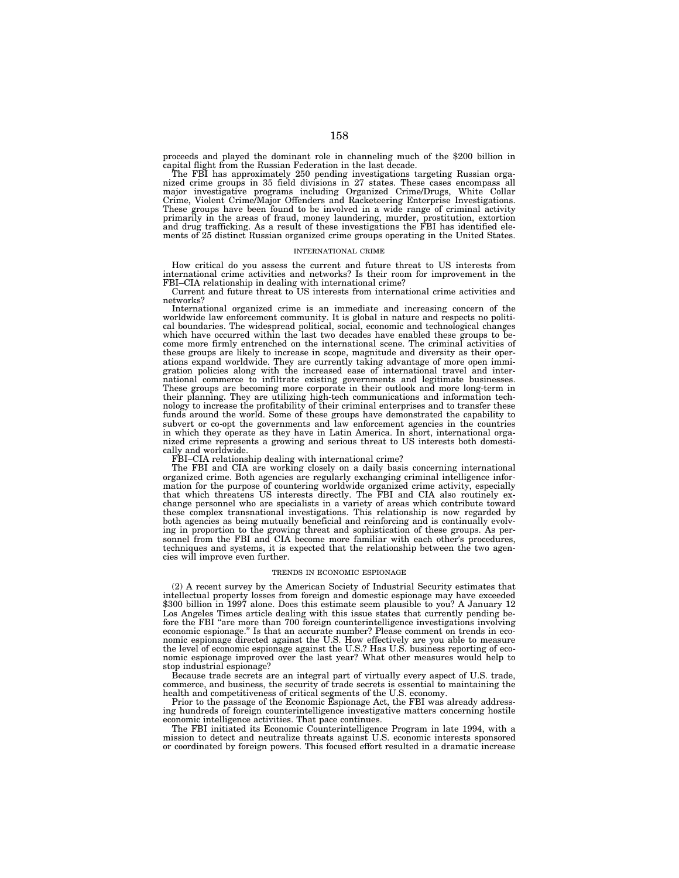proceeds and played the dominant role in channeling much of the $200 billion in capital flight from the Russian Federation in the last decade.

The FBI has approximately 250 pending investigations targeting Russian organized crime groups in 35 field divisions in 27 states. These cases encompass all major investigative programs including Organized Crime/Drugs, White Collar Crime, Violent Crime/Major Offenders and Racketeering Enterprise Investigations. These groups have been found to be involved in a wide range of criminal activity primarily in the areas of fraud, money laundering, murder, prostitution, extortion and drug trafficking. As a result of these investigations the FBI has identified elements of 25 distinct Russian organized crime groups operating in the United States.

## INTERNATIONAL CRIME

How critical do you assess the current and future threat to US interests from international crime activities and networks? Is their room for improvement in the FBI–CIA relationship in dealing with international crime?

Current and future threat to US interests from international crime activities and networks?

International organized crime is an immediate and increasing concern of the worldwide law enforcement community. It is global in nature and respects no political boundaries. The widespread political, social, economic and technological changes which have occurred within the last two decades have enabled these groups to become more firmly entrenched on the international scene. The criminal activities of these groups are likely to increase in scope, magnitude and diversity as their operations expand worldwide. They are currently taking advantage of more open immigration policies along with the increased ease of international travel and international commerce to infiltrate existing governments and legitimate businesses. These groups are becoming more corporate in their outlook and more long-term in their planning. They are utilizing high-tech communications and information technology to increase the profitability of their criminal enterprises and to transfer these funds around the world. Some of these groups have demonstrated the capability to subvert or co-opt the governments and law enforcement agencies in the countries in which they operate as they have in Latin America. In short, international organized crime represents a growing and serious threat to US interests both domestically and worldwide.

FBI–CIA relationship dealing with international crime?

The FBI and CIA are working closely on a daily basis concerning international organized crime. Both agencies are regularly exchanging criminal intelligence information for the purpose of countering worldwide organized crime activity, especially that which threatens US interests directly. The FBI and CIA also routinely exchange personnel who are specialists in a variety of areas which contribute toward these complex transnational investigations. This relationship is now regarded by both agencies as being mutually beneficial and reinforcing and is continually evolving in proportion to the growing threat and sophistication of these groups. As personnel from the FBI and CIA become more familiar with each other's procedures, techniques and systems, it is expected that the relationship between the two agencies will improve even further.

## TRENDS IN ECONOMIC ESPIONAGE

(2) A recent survey by the American Society of Industrial Security estimates that intellectual property losses from foreign and domestic espionage may have exceeded $300 billion in 1997 alone. Does this estimate seem plausible to you? A January 12 Los Angeles Times article dealing with this issue states that currently pending before the FBI "are more than 700 foreign counterintelligence investigations involving economic espionage." Is that an accurate number? Please comment on trends in economic espionage directed against the U.S. How effectively are you able to measure the level of economic espionage against the U.S.? Has U.S. business reporting of economic espionage improved over the last year? What other measures would help to stop industrial espionage?

Because trade secrets are an integral part of virtually every aspect of U.S. trade, commerce, and business, the security of trade secrets is essential to maintaining the health and competitiveness of critical segments of the U.S. economy.

Prior to the passage of the Economic Espionage Act, the FBI was already addressing hundreds of foreign counterintelligence investigative matters concerning hostile economic intelligence activities. That pace continues.

The FBI initiated its Economic Counterintelligence Program in late 1994, with a mission to detect and neutralize threats against U.S. economic interests sponsored or coordinated by foreign powers. This focused effort resulted in a dramatic increase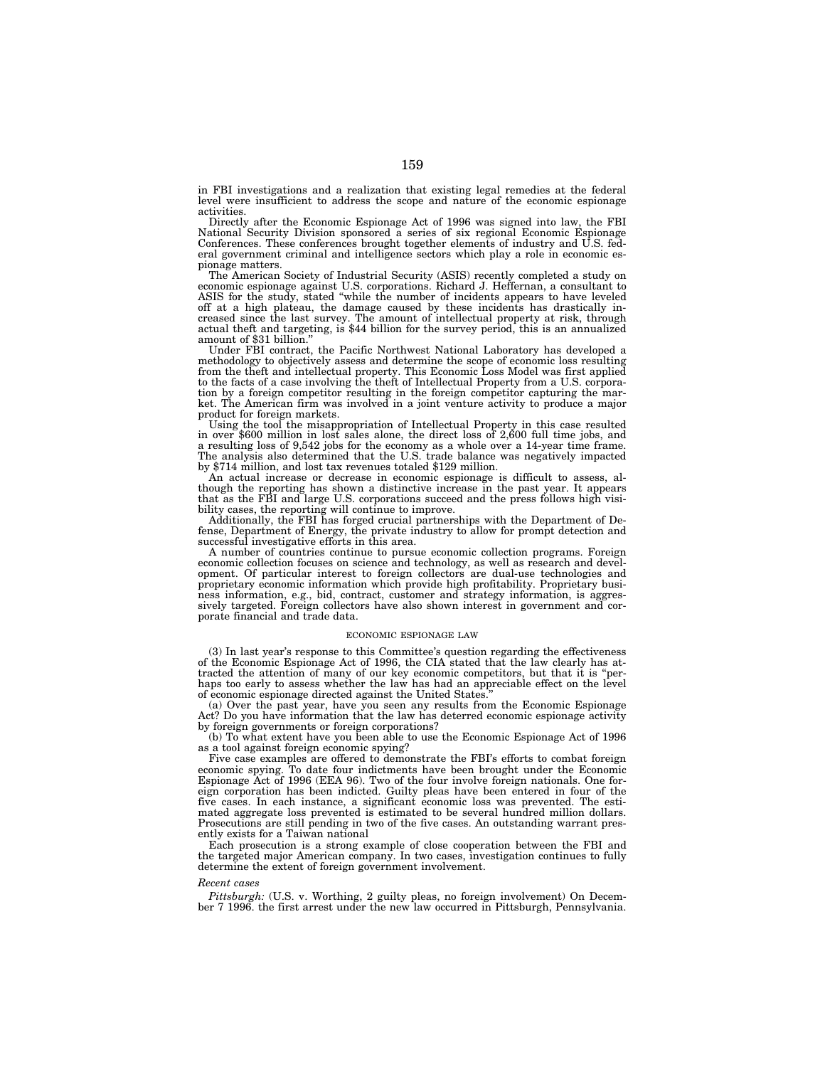in FBI investigations and a realization that existing legal remedies at the federal level were insufficient to address the scope and nature of the economic espionage activities.

Directly after the Economic Espionage Act of 1996 was signed into law, the FBI National Security Division sponsored a series of six regional Economic Espionage Conferences. These conferences brought together elements of industry and U.S. federal government criminal and intelligence sectors which play a role in economic espionage matters.

The American Society of Industrial Security (ASIS) recently completed a study on economic espionage against U.S. corporations. Richard J. Heffernan, a consultant to ASIS for the study, stated "while the number of incidents appears to have leveled off at a high plateau, the damage caused by these incidents has drastically increased since the last survey. The amount of intellectual property at risk, through actual theft and targeting, is $44 billion for the survey period, this is an annualized amount of $31 billion."

Under FBI contract, the Pacific Northwest National Laboratory has developed a methodology to objectively assess and determine the scope of economic loss resulting from the theft and intellectual property. This Economic Loss Model was first applied to the facts of a case involving the theft of Intellectual Property from a U.S. corporation by a foreign competitor resulting in the foreign competitor capturing the market. The American firm was involved in a joint venture activity to produce a major product for foreign markets.

Using the tool the misappropriation of Intellectual Property in this case resulted in over $600 million in lost sales alone, the direct loss of 2,600 full time jobs, and a resulting loss of 9,542 jobs for the economy as a whole over a 14-year time frame. The analysis also determined that the U.S. trade balance was negatively impacted by $714 million, and lost tax revenues totaled $129 million.

An actual increase or decrease in economic espionage is difficult to assess, although the reporting has shown a distinctive increase in the past year. It appears that as the FBI and large U.S. corporations succeed and the press follows high visibility cases, the reporting will continue to improve.

Additionally, the FBI has forged crucial partnerships with the Department of Defense, Department of Energy, the private industry to allow for prompt detection and successful investigative efforts in this area.

A number of countries continue to pursue economic collection programs. Foreign economic collection focuses on science and technology, as well as research and development. Of particular interest to foreign collectors are dual-use technologies and proprietary economic information which provide high profitability. Proprietary business information, e.g., bid, contract, customer and strategy information, is aggressively targeted. Foreign collectors have also shown interest in government and corporate financial and trade data.

## ECONOMIC ESPIONAGE LAW

(3) In last year's response to this Committee's question regarding the effectiveness of the Economic Espionage Act of 1996, the CIA stated that the law clearly has attracted the attention of many of our key economic competitors, but that it is "perhaps too early to assess whether the law has had an appreciable effect on the level of economic espionage directed against the United States."

(a) Over the past year, have you seen any results from the Economic Espionage Act? Do you have information that the law has deterred economic espionage activity by foreign governments or foreign corporations?

(b) To what extent have you been able to use the Economic Espionage Act of 1996 as a tool against foreign economic spying?

Five case examples are offered to demonstrate the FBI's efforts to combat foreign economic spying. To date four indictments have been brought under the Economic Espionage Act of 1996 (EEA 96). Two of the four involve foreign nationals. One foreign corporation has been indicted. Guilty pleas have been entered in four of the five cases. In each instance, a significant economic loss was prevented. The estimated aggregate loss prevented is estimated to be several hundred million dollars. Prosecutions are still pending in two of the five cases. An outstanding warrant presently exists for a Taiwan national

Each prosecution is a strong example of close cooperation between the FBI and the targeted major American company. In two cases, investigation continues to fully determine the extent of foreign government involvement.

*Recent cases*

*Pittsburgh:* (U.S. v. Worthing, 2 guilty pleas, no foreign involvement) On December 7 1996. the first arrest under the new law occurred in Pittsburgh, Pennsylvania.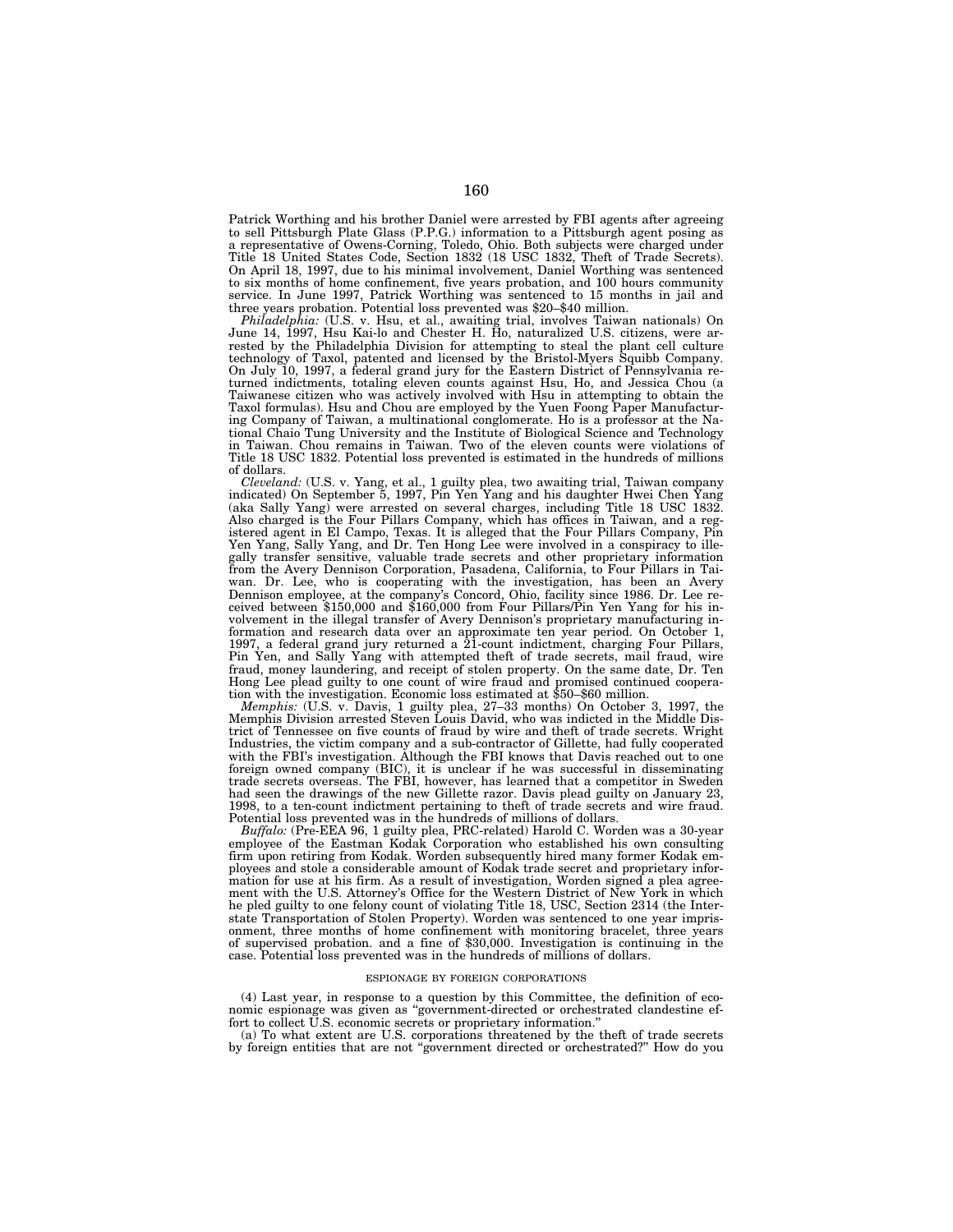Patrick Worthing and his brother Daniel were arrested by FBI agents after agreeing to sell Pittsburgh Plate Glass (P.P.G.) information to a Pittsburgh agent posing as a representative of Owens-Corning, Toledo, Ohio. Both subjects were charged under Title 18 United States Code, Section 1832 (18 USC 1832, Theft of Trade Secrets). On April 18, 1997, due to his minimal involvement, Daniel Worthing was sentenced to six months of home confinement, five years probation, and 100 hours community service. In June 1997, Patrick Worthing was sentenced to 15 months in jail and three years probation. Potential loss prevented was $20–$40 million.

*Philadelphia:* (U.S. v. Hsu, et al., awaiting trial, involves Taiwan nationals) On June 14, 1997, Hsu Kai-lo and Chester H. Ho, naturalized U.S. citizens, were arrested by the Philadelphia Division for attempting to steal the plant cell culture technology of Taxol, patented and licensed by the Bristol-Myers Squibb Company. On July 10, 1997, a federal grand jury for the Eastern District of Pennsylvania returned indictments, totaling eleven counts against Hsu, Ho, and Jessica Chou (a Taiwanese citizen who was actively involved with Hsu in attempting to obtain the Taxol formulas). Hsu and Chou are employed by the Yuen Foong Paper Manufacturing Company of Taiwan, a multinational conglomerate. Ho is a professor at the National Chaio Tung University and the Institute of Biological Science and Technology in Taiwan. Chou remains in Taiwan. Two of the eleven counts were violations of Title 18 USC 1832. Potential loss prevented is estimated in the hundreds of millions of dollars.

*Cleveland:* (U.S. v. Yang, et al., 1 guilty plea, two awaiting trial, Taiwan company indicated) On September 5, 1997, Pin Yen Yang and his daughter Hwei Chen Yang (aka Sally Yang) were arrested on several charges, including Title 18 USC 1832. Also charged is the Four Pillars Company, which has offices in Taiwan, and a registered agent in El Campo, Texas. It is alleged that the Four Pillars Company, Pin Yen Yang, Sally Yang, and Dr. Ten Hong Lee were involved in a conspiracy to illegally transfer sensitive, valuable trade secrets and other proprietary information from the Avery Dennison Corporation, Pasadena, California, to Four Pillars in Taiwan. Dr. Lee, who is cooperating with the investigation, has been an Avery Dennison employee, at the company's Concord, Ohio, facility since 1986. Dr. Lee received between $150,000 and $160,000 from Four Pillars/Pin Yen Yang for his involvement in the illegal transfer of Avery Dennison's proprietary manufacturing information and research data over an approximate ten year period. On October 1, 1997, a federal grand jury returned a 21-count indictment, charging Four Pillars, Pin Yen, and Sally Yang with attempted theft of trade secrets, mail fraud, wire fraud, money laundering, and receipt of stolen property. On the same date, Dr. Ten Hong Lee plead guilty to one count of wire fraud and promised continued cooperation with the investigation. Economic loss estimated at $50–$60 million.

*Memphis:* (U.S. v. Davis, 1 guilty plea, 27–33 months) On October 3, 1997, the Memphis Division arrested Steven Louis David, who was indicted in the Middle District of Tennessee on five counts of fraud by wire and theft of trade secrets. Wright Industries, the victim company and a sub-contractor of Gillette, had fully cooperated with the FBI's investigation. Although the FBI knows that Davis reached out to one foreign owned company (BIC), it is unclear if he was successful in disseminating trade secrets overseas. The FBI, however, has learned that a competitor in Sweden had seen the drawings of the new Gillette razor. Davis plead guilty on January 23, 1998, to a ten-count indictment pertaining to theft of trade secrets and wire fraud. Potential loss prevented was in the hundreds of millions of dollars.

*Buffalo:* (Pre-EEA 96, 1 guilty plea, PRC-related) Harold C. Worden was a 30-year employee of the Eastman Kodak Corporation who established his own consulting firm upon retiring from Kodak. Worden subsequently hired many former Kodak employees and stole a considerable amount of Kodak trade secret and proprietary information for use at his firm. As a result of investigation, Worden signed a plea agreement with the U.S. Attorney's Office for the Western District of New York in which he pled guilty to one felony count of violating Title 18, USC, Section 2314 (the Interstate Transportation of Stolen Property). Worden was sentenced to one year imprisonment, three months of home confinement with monitoring bracelet, three years of supervised probation. and a fine of $30,000. Investigation is continuing in the case. Potential loss prevented was in the hundreds of millions of dollars.

## ESPIONAGE BY FOREIGN CORPORATIONS

(4) Last year, in response to a question by this Committee, the definition of economic espionage was given as "government-directed or orchestrated clandestine effort to collect U.S. economic secrets or proprietary information."

(a) To what extent are U.S. corporations threatened by the theft of trade secrets by foreign entities that are not "government directed or orchestrated?" How do you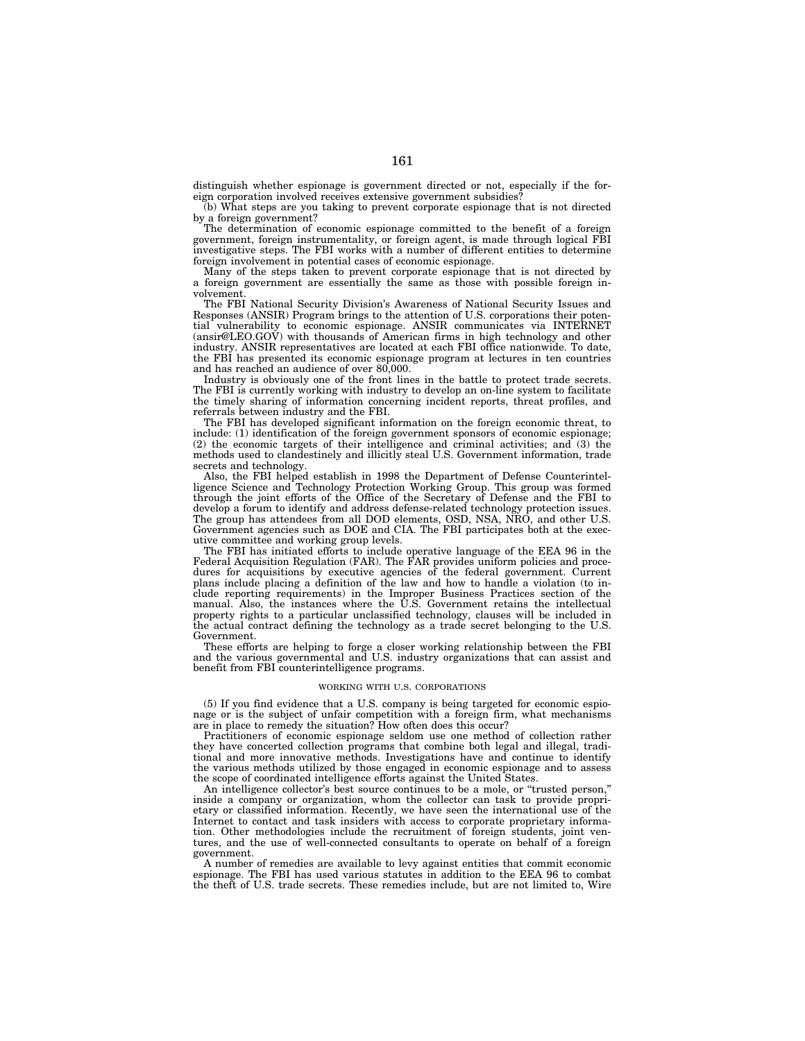distinguish whether espionage is government directed or not, especially if the foreign corporation involved receives extensive government subsidies?

(b) What steps are you taking to prevent corporate espionage that is not directed by a foreign government?

The determination of economic espionage committed to the benefit of a foreign government, foreign instrumentality, or foreign agent, is made through logical FBI investigative steps. The FBI works with a number of different entities to determine foreign involvement in potential cases of economic espionage.

Many of the steps taken to prevent corporate espionage that is not directed by a foreign government are essentially the same as those with possible foreign involvement.

The FBI National Security Division's Awareness of National Security Issues and Responses (ANSIR) Program brings to the attention of U.S. corporations their potential vulnerability to economic espionage. ANSIR communicates via INTERNET (ansir@LEO.GOV) with thousands of American firms in high technology and other industry. ANSIR representatives are located at each FBI office nationwide. To date, the FBI has presented its economic espionage program at lectures in ten countries and has reached an audience of over 80,000.

Industry is obviously one of the front lines in the battle to protect trade secrets. The FBI is currently working with industry to develop an on-line system to facilitate the timely sharing of information concerning incident reports, threat profiles, and referrals between industry and the FBI.

The FBI has developed significant information on the foreign economic threat, to include: (1) identification of the foreign government sponsors of economic espionage; (2) the economic targets of their intelligence and criminal activities; and (3) the methods used to clandestinely and illicitly steal U.S. Government information, trade secrets and technology.

Also, the FBI helped establish in 1998 the Department of Defense Counterintelligence Science and Technology Protection Working Group. This group was formed through the joint efforts of the Office of the Secretary of Defense and the FBI to develop a forum to identify and address defense-related technology protection issues. The group has attendees from all DOD elements, OSD, NSA, NRO, and other U.S. Government agencies such as DOE and CIA. The FBI participates both at the executive committee and working group levels.

The FBI has initiated efforts to include operative language of the EEA 96 in the Federal Acquisition Regulation (FAR). The FAR provides uniform policies and procedures for acquisitions by executive agencies of the federal government. Current plans include placing a definition of the law and how to handle a violation (to include reporting requirements) in the Improper Business Practices section of the manual. Also, the instances where the U.S. Government retains the intellectual property rights to a particular unclassified technology, clauses will be included in the actual contract defining the technology as a trade secret belonging to the U.S. Government.

These efforts are helping to forge a closer working relationship between the FBI and the various governmental and U.S. industry organizations that can assist and benefit from FBI counterintelligence programs.

## WORKING WITH U.S. CORPORATIONS

(5) If you find evidence that a U.S. company is being targeted for economic espionage or is the subject of unfair competition with a foreign firm, what mechanisms are in place to remedy the situation? How often does this occur?

Practitioners of economic espionage seldom use one method of collection rather they have concerted collection programs that combine both legal and illegal, traditional and more innovative methods. Investigations have and continue to identify the various methods utilized by those engaged in economic espionage and to assess the scope of coordinated intelligence efforts against the United States.

An intelligence collector's best source continues to be a mole, or "trusted person," inside a company or organization, whom the collector can task to provide proprietary or classified information. Recently, we have seen the international use of the Internet to contact and task insiders with access to corporate proprietary information. Other methodologies include the recruitment of foreign students, joint ventures, and the use of well-connected consultants to operate on behalf of a foreign government.

A number of remedies are available to levy against entities that commit economic espionage. The FBI has used various statutes in addition to the EEA 96 to combat the theft of U.S. trade secrets. These remedies include, but are not limited to, Wire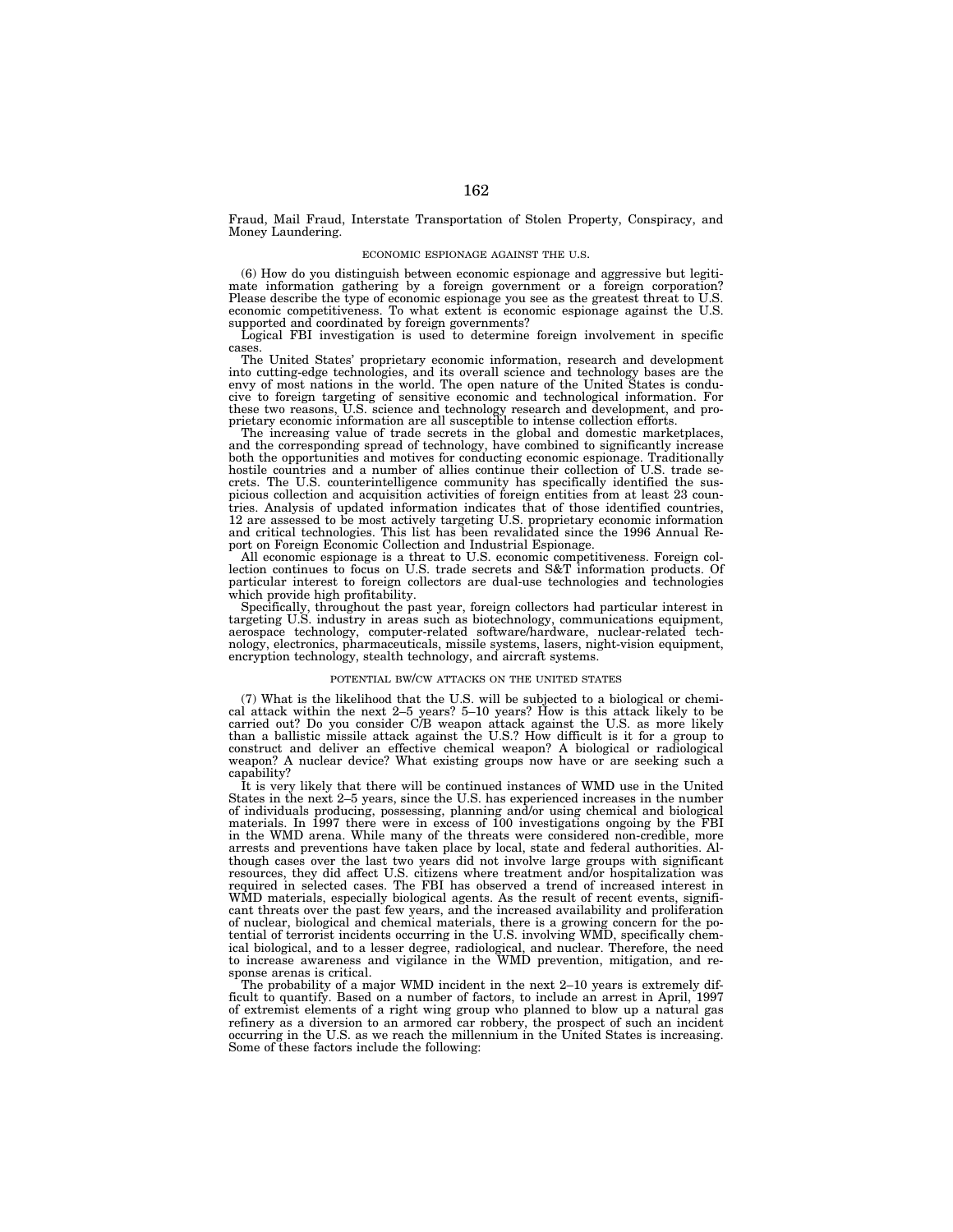Fraud, Mail Fraud, Interstate Transportation of Stolen Property, Conspiracy, and Money Laundering.

## ECONOMIC ESPIONAGE AGAINST THE U.S.

(6) How do you distinguish between economic espionage and aggressive but legitimate information gathering by a foreign government or a foreign corporation? Please describe the type of economic espionage you see as the greatest threat to U.S. economic competitiveness. To what extent is economic espionage against the U.S. supported and coordinated by foreign governments?

Logical FBI investigation is used to determine foreign involvement in specific cases.

The United States' proprietary economic information, research and development into cutting-edge technologies, and its overall science and technology bases are the envy of most nations in the world. The open nature of the United States is conducive to foreign targeting of sensitive economic and technological information. For these two reasons, U.S. science and technology research and development, and proprietary economic information are all susceptible to intense collection efforts.

The increasing value of trade secrets in the global and domestic marketplaces, and the corresponding spread of technology, have combined to significantly increase both the opportunities and motives for conducting economic espionage. Traditionally hostile countries and a number of allies continue their collection of U.S. trade secrets. The U.S. counterintelligence community has specifically identified the suspicious collection and acquisition activities of foreign entities from at least 23 countries. Analysis of updated information indicates that of those identified countries, 12 are assessed to be most actively targeting U.S. proprietary economic information and critical technologies. This list has been revalidated since the 1996 Annual Report on Foreign Economic Collection and Industrial Espionage.

All economic espionage is a threat to U.S. economic competitiveness. Foreign collection continues to focus on U.S. trade secrets and S&T information products. Of particular interest to foreign collectors are dual-use technologies and technologies which provide high profitability.

Specifically, throughout the past year, foreign collectors had particular interest in targeting U.S. industry in areas such as biotechnology, communications equipment, aerospace technology, computer-related software/hardware, nuclear-related technology, electronics, pharmaceuticals, missile systems, lasers, night-vision equipment, encryption technology, stealth technology, and aircraft systems.

## POTENTIAL BW/CW ATTACKS ON THE UNITED STATES

(7) What is the likelihood that the U.S. will be subjected to a biological or chemical attack within the next 2–5 years? 5–10 years? How is this attack likely to be carried out? Do you consider C/B weapon attack against the U.S. as more likely than a ballistic missile attack against the U.S.? How difficult is it for a group to construct and deliver an effective chemical weapon? A biological or radiological weapon? A nuclear device? What existing groups now have or are seeking such a capability?

It is very likely that there will be continued instances of WMD use in the United States in the next 2–5 years, since the U.S. has experienced increases in the number of individuals producing, possessing, planning and/or using chemical and biological materials. In 1997 there were in excess of 100 investigations ongoing by the FBI in the WMD arena. While many of the threats were considered non-credible, more arrests and preventions have taken place by local, state and federal authorities. Although cases over the last two years did not involve large groups with significant resources, they did affect U.S. citizens where treatment and/or hospitalization was required in selected cases. The FBI has observed a trend of increased interest in WMD materials, especially biological agents. As the result of recent events, significant threats over the past few years, and the increased availability and proliferation of nuclear, biological and chemical materials, there is a growing concern for the potential of terrorist incidents occurring in the U.S. involving WMD, specifically chemical biological, and to a lesser degree, radiological, and nuclear. Therefore, the need to increase awareness and vigilance in the WMD prevention, mitigation, and response arenas is critical.

The probability of a major WMD incident in the next 2–10 years is extremely difficult to quantify. Based on a number of factors, to include an arrest in April, 1997 of extremist elements of a right wing group who planned to blow up a natural gas refinery as a diversion to an armored car robbery, the prospect of such an incident occurring in the U.S. as we reach the millennium in the United States is increasing. Some of these factors include the following: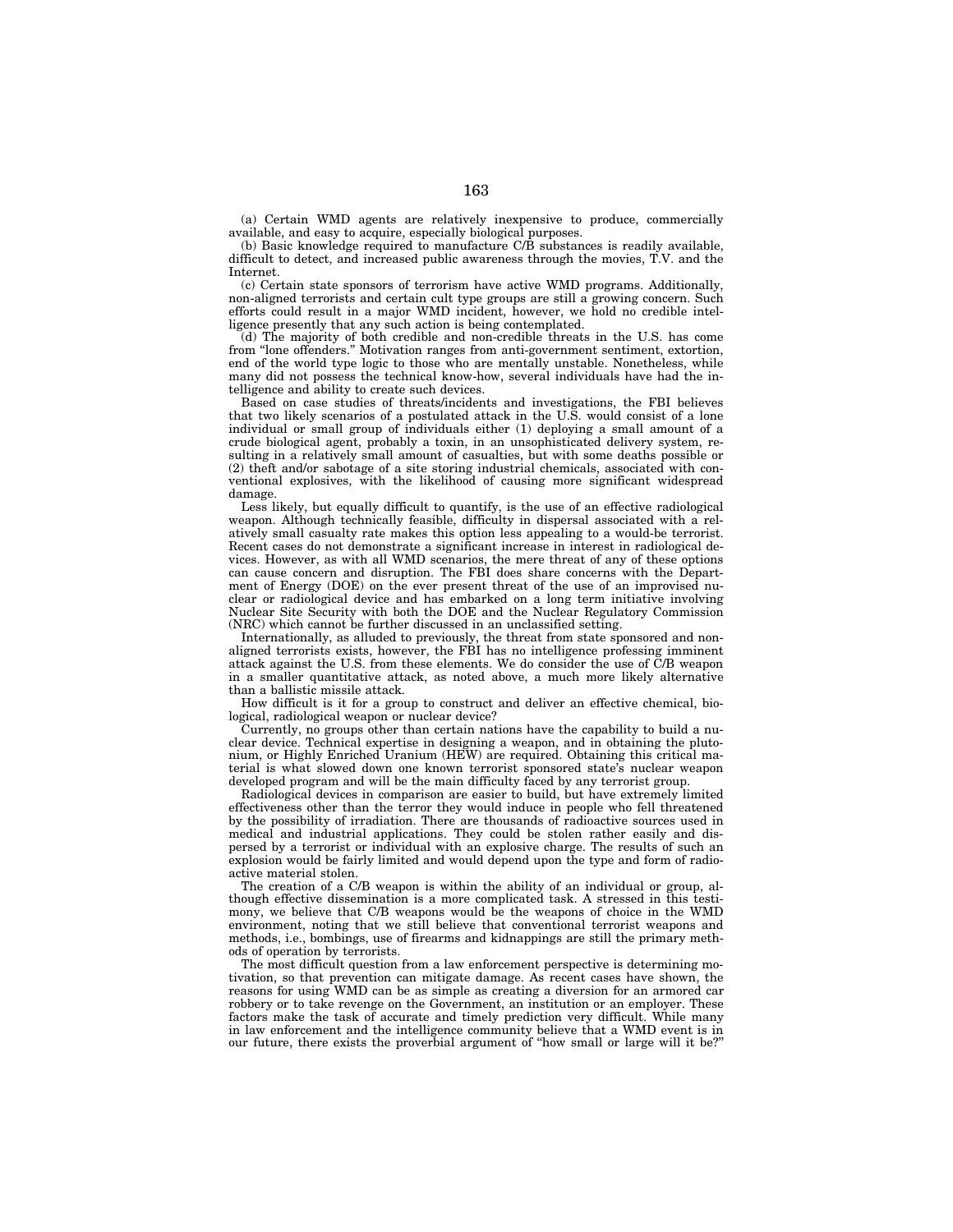(a) Certain WMD agents are relatively inexpensive to produce, commercially available, and easy to acquire, especially biological purposes.

(b) Basic knowledge required to manufacture C/B substances is readily available, difficult to detect, and increased public awareness through the movies, T.V. and the Internet.

(c) Certain state sponsors of terrorism have active WMD programs. Additionally, non-aligned terrorists and certain cult type groups are still a growing concern. Such efforts could result in a major WMD incident, however, we hold no credible intelligence presently that any such action is being contemplated.

(d) The majority of both credible and non-credible threats in the U.S. has come from "lone offenders." Motivation ranges from anti-government sentiment, extortion, end of the world type logic to those who are mentally unstable. Nonetheless, while many did not possess the technical know-how, several individuals have had the intelligence and ability to create such devices.

Based on case studies of threats/incidents and investigations, the FBI believes that two likely scenarios of a postulated attack in the U.S. would consist of a lone individual or small group of individuals either (1) deploying a small amount of a crude biological agent, probably a toxin, in an unsophisticated delivery system, resulting in a relatively small amount of casualties, but with some deaths possible or (2) theft and/or sabotage of a site storing industrial chemicals, associated with conventional explosives, with the likelihood of causing more significant widespread damage.

Less likely, but equally difficult to quantify, is the use of an effective radiological weapon. Although technically feasible, difficulty in dispersal associated with a relatively small casualty rate makes this option less appealing to a would-be terrorist. Recent cases do not demonstrate a significant increase in interest in radiological devices. However, as with all WMD scenarios, the mere threat of any of these options can cause concern and disruption. The FBI does share concerns with the Department of Energy (DOE) on the ever present threat of the use of an improvised nuclear or radiological device and has embarked on a long term initiative involving Nuclear Site Security with both the DOE and the Nuclear Regulatory Commission (NRC) which cannot be further discussed in an unclassified setting.

Internationally, as alluded to previously, the threat from state sponsored and non-aligned terrorists exists, however, the FBI has no intelligence professing imminent attack against the U.S. from these elements. We do consider the use of C/B weapon in a smaller quantitative attack, as noted above, a much more likely alternative than a ballistic missile attack.

How difficult is it for a group to construct and deliver an effective chemical, biological, radiological weapon or nuclear device?

Currently, no groups other than certain nations have the capability to build a nuclear device. Technical expertise in designing a weapon, and in obtaining the plutonium, or Highly Enriched Uranium (HEW) are required. Obtaining this critical material is what slowed down one known terrorist sponsored state's nuclear weapon developed program and will be the main difficulty faced by any terrorist group.

Radiological devices in comparison are easier to build, but have extremely limited effectiveness other than the terror they would induce in people who fell threatened by the possibility of irradiation. There are thousands of radioactive sources used in medical and industrial applications. They could be stolen rather easily and dispersed by a terrorist or individual with an explosive charge. The results of such an explosion would be fairly limited and would depend upon the type and form of radioactive material stolen.

The creation of a C/B weapon is within the ability of an individual or group, although effective dissemination is a more complicated task. A stressed in this testimony, we believe that C/B weapons would be the weapons of choice in the WMD environment, noting that we still believe that conventional terrorist weapons and methods, i.e., bombings, use of firearms and kidnappings are still the primary methods of operation by terrorists.

The most difficult question from a law enforcement perspective is determining motivation, so that prevention can mitigate damage. As recent cases have shown, the reasons for using WMD can be as simple as creating a diversion for an armored car robbery or to take revenge on the Government, an institution or an employer. These factors make the task of accurate and timely prediction very difficult. While many in law enforcement and the intelligence community believe that a WMD event is in our future, there exists the proverbial argument of "how small or large will it be?"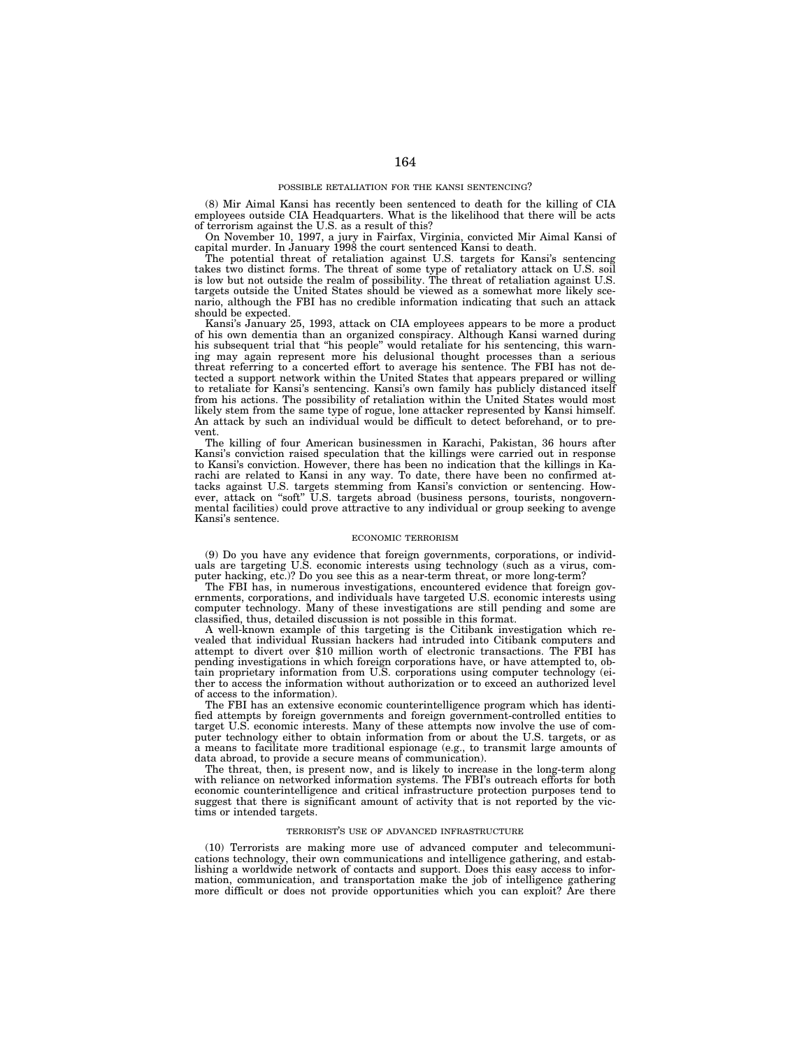## POSSIBLE RETALIATION FOR THE KANSI SENTENCING?

(8) Mir Aimal Kansi has recently been sentenced to death for the killing of CIA employees outside CIA Headquarters. What is the likelihood that there will be acts of terrorism against the U.S. as a result of this?

On November 10, 1997, a jury in Fairfax, Virginia, convicted Mir Aimal Kansi of capital murder. In January 1998 the court sentenced Kansi to death.

The potential threat of retaliation against U.S. targets for Kansi's sentencing takes two distinct forms. The threat of some type of retaliatory attack on U.S. soil is low but not outside the realm of possibility. The threat of retaliation against U.S. targets outside the United States should be viewed as a somewhat more likely scenario, although the FBI has no credible information indicating that such an attack should be expected.

Kansi's January 25, 1993, attack on CIA employees appears to be more a product of his own dementia than an organized conspiracy. Although Kansi warned during his subsequent trial that "his people" would retaliate for his sentencing, this warning may again represent more his delusional thought processes than a serious threat referring to a concerted effort to average his sentence. The FBI has not detected a support network within the United States that appears prepared or willing to retaliate for Kansi's sentencing. Kansi's own family has publicly distanced itself from his actions. The possibility of retaliation within the United States would most likely stem from the same type of rogue, lone attacker represented by Kansi himself. An attack by such an individual would be difficult to detect beforehand, or to prevent.

The killing of four American businessmen in Karachi, Pakistan, 36 hours after Kansi's conviction raised speculation that the killings were carried out in response to Kansi's conviction. However, there has been no indication that the killings in Karachi are related to Kansi in any way. To date, there have been no confirmed attacks against U.S. targets stemming from Kansi's conviction or sentencing. However, attack on "soft" U.S. targets abroad (business persons, tourists, nongovernmental facilities) could prove attractive to any individual or group seeking to avenge Kansi's sentence.

## ECONOMIC TERRORISM

(9) Do you have any evidence that foreign governments, corporations, or individuals are targeting U.S. economic interests using technology (such as a virus, computer hacking, etc.)? Do you see this as a near-term threat, or more long-term?

The FBI has, in numerous investigations, encountered evidence that foreign governments, corporations, and individuals have targeted U.S. economic interests using computer technology. Many of these investigations are still pending and some are classified, thus, detailed discussion is not possible in this format.

A well-known example of this targeting is the Citibank investigation which revealed that individual Russian hackers had intruded into Citibank computers and attempt to divert over $10 million worth of electronic transactions. The FBI has pending investigations in which foreign corporations have, or have attempted to, obtain proprietary information from U.S. corporations using computer technology (either to access the information without authorization or to exceed an authorized level of access to the information).

The FBI has an extensive economic counterintelligence program which has identified attempts by foreign governments and foreign government-controlled entities to target U.S. economic interests. Many of these attempts now involve the use of computer technology either to obtain information from or about the U.S. targets, or as a means to facilitate more traditional espionage (e.g., to transmit large amounts of data abroad, to provide a secure means of communication).

The threat, then, is present now, and is likely to increase in the long-term along with reliance on networked information systems. The FBI's outreach efforts for both economic counterintelligence and critical infrastructure protection purposes tend to suggest that there is significant amount of activity that is not reported by the victims or intended targets.

## TERRORIST'S USE OF ADVANCED INFRASTRUCTURE

(10) Terrorists are making more use of advanced computer and telecommunications technology, their own communications and intelligence gathering, and establishing a worldwide network of contacts and support. Does this easy access to information, communication, and transportation make the job of intelligence gathering more difficult or does not provide opportunities which you can exploit? Are there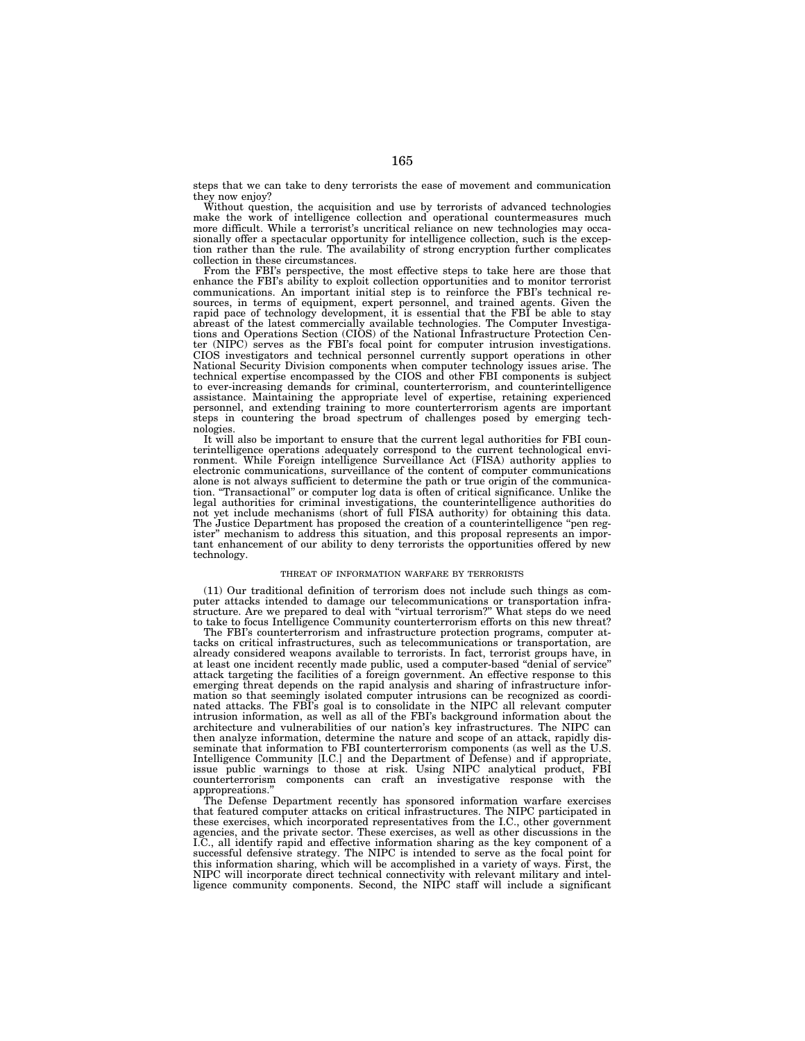steps that we can take to deny terrorists the ease of movement and communication they now enjoy?

Without question, the acquisition and use by terrorists of advanced technologies make the work of intelligence collection and operational countermeasures much more difficult. While a terrorist's uncritical reliance on new technologies may occasionally offer a spectacular opportunity for intelligence collection, such is the exception rather than the rule. The availability of strong encryption further complicates collection in these circumstances.

From the FBI's perspective, the most effective steps to take here are those that enhance the FBI's ability to exploit collection opportunities and to monitor terrorist communications. An important initial step is to reinforce the FBI's technical resources, in terms of equipment, expert personnel, and trained agents. Given the rapid pace of technology development, it is essential that the FBI be able to stay abreast of the latest commercially available technologies. The Computer Investigations and Operations Section (CIOS) of the National Infrastructure Protection Center (NIPC) serves as the FBI's focal point for computer intrusion investigations. CIOS investigators and technical personnel currently support operations in other National Security Division components when computer technology issues arise. The technical expertise encompassed by the CIOS and other FBI components is subject to ever-increasing demands for criminal, counterterrorism, and counterintelligence assistance. Maintaining the appropriate level of expertise, retaining experienced personnel, and extending training to more counterterrorism agents are important steps in countering the broad spectrum of challenges posed by emerging technologies.

It will also be important to ensure that the current legal authorities for FBI counterintelligence operations adequately correspond to the current technological environment. While Foreign intelligence Surveillance Act (FISA) authority applies to electronic communications, surveillance of the content of computer communications alone is not always sufficient to determine the path or true origin of the communication. "Transactional" or computer log data is often of critical significance. Unlike the legal authorities for criminal investigations, the counterintelligence authorities do not yet include mechanisms (short of full FISA authority) for obtaining this data. The Justice Department has proposed the creation of a counterintelligence "pen register" mechanism to address this situation, and this proposal represents an important enhancement of our ability to deny terrorists the opportunities offered by new technology.

### THREAT OF INFORMATION WARFARE BY TERRORISTS

(11) Our traditional definition of terrorism does not include such things as computer attacks intended to damage our telecommunications or transportation infrastructure. Are we prepared to deal with "virtual terrorism?" What steps do we need to take to focus Intelligence Community counterterrorism efforts on this new threat?

The FBI's counterterrorism and infrastructure protection programs, computer attacks on critical infrastructures, such as telecommunications or transportation, are already considered weapons available to terrorists. In fact, terrorist groups have, in at least one incident recently made public, used a computer-based "denial of service" attack targeting the facilities of a foreign government. An effective response to this emerging threat depends on the rapid analysis and sharing of infrastructure information so that seemingly isolated computer intrusions can be recognized as coordinated attacks. The FBI's goal is to consolidate in the NIPC all relevant computer intrusion information, as well as all of the FBI's background information about the architecture and vulnerabilities of our nation's key infrastructures. The NIPC can then analyze information, determine the nature and scope of an attack, rapidly disseminate that information to FBI counterterrorism components (as well as the U.S. Intelligence Community [I.C.] and the Department of Defense) and if appropriate, issue public warnings to those at risk. Using NIPC analytical product, FBI counterterrorism components can craft an investigative response with the appropreations."

The Defense Department recently has sponsored information warfare exercises that featured computer attacks on critical infrastructures. The NIPC participated in these exercises, which incorporated representatives from the I.C., other government agencies, and the private sector. These exercises, as well as other discussions in the I.C., all identify rapid and effective information sharing as the key component of a successful defensive strategy. The NIPC is intended to serve as the focal point for this information sharing, which will be accomplished in a variety of ways. First, the NIPC will incorporate direct technical connectivity with relevant military and intelligence community components. Second, the NIPC staff will include a significant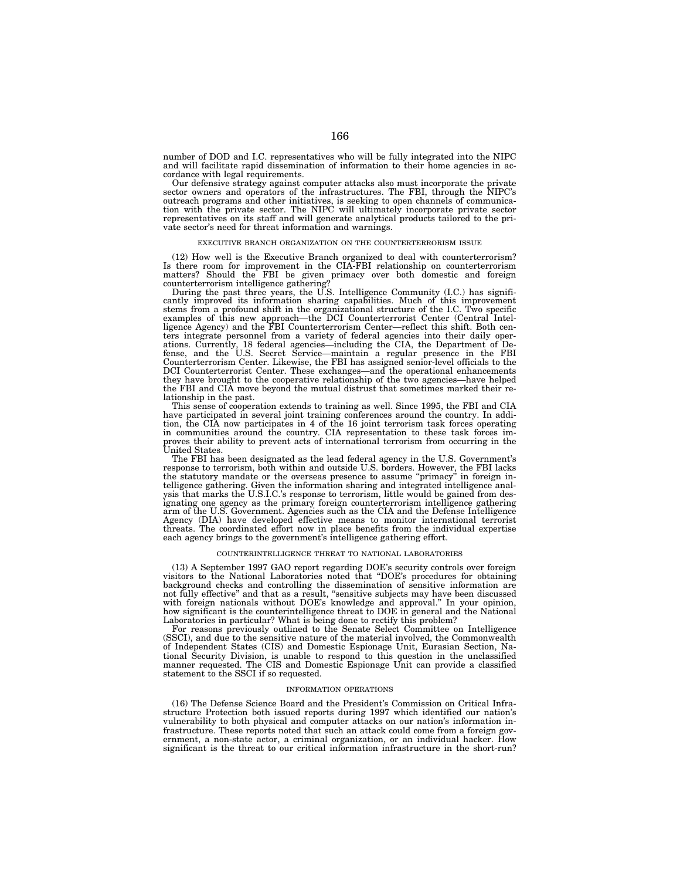number of DOD and I.C. representatives who will be fully integrated into the NIPC and will facilitate rapid dissemination of information to their home agencies in accordance with legal requirements.

Our defensive strategy against computer attacks also must incorporate the private sector owners and operators of the infrastructures. The FBI, through the NIPC's outreach programs and other initiatives, is seeking to open channels of communication with the private sector. The NIPC will ultimately incorporate private sector representatives on its staff and will generate analytical products tailored to the private sector's need for threat information and warnings.

### EXECUTIVE BRANCH ORGANIZATION ON THE COUNTERTERRORISM ISSUE

(12) How well is the Executive Branch organized to deal with counterterrorism? Is there room for improvement in the CIA-FBI relationship on counterterrorism matters? Should the FBI be given primacy over both domestic and foreign counterterrorism intelligence gathering?

During the past three years, the U.S. Intelligence Community (I.C.) has significantly improved its information sharing capabilities. Much of this improvement stems from a profound shift in the organizational structure of the I.C. Two specific examples of this new approach—the DCI Counterterrorist Center (Central Intelligence Agency) and the FBI Counterterrorism Center—reflect this shift. Both centers integrate personnel from a variety of federal agencies into their daily operations. Currently, 18 federal agencies—including the CIA, the Department of Defense, and the U.S. Secret Service—maintain a regular presence in the FBI Counterterrorism Center. Likewise, the FBI has assigned senior-level officials to the DCI Counterterrorist Center. These exchanges—and the operational enhancements they have brought to the cooperative relationship of the two agencies—have helped the FBI and CIA move beyond the mutual distrust that sometimes marked their relationship in the past.

This sense of cooperation extends to training as well. Since 1995, the FBI and CIA have participated in several joint training conferences around the country. In addition, the CIA now participates in 4 of the 16 joint terrorism task forces operating in communities around the country. CIA representation to these task forces improves their ability to prevent acts of international terrorism from occurring in the United States.

The FBI has been designated as the lead federal agency in the U.S. Government's response to terrorism, both within and outside U.S. borders. However, the FBI lacks the statutory mandate or the overseas presence to assume "primacy" in foreign intelligence gathering. Given the information sharing and integrated intelligence analysis that marks the U.S.I.C.'s response to terrorism, little would be gained from designating one agency as the primary foreign counterterrorism intelligence gathering arm of the U.S. Government. Agencies such as the CIA and the Defense Intelligence Agency (DIA) have developed effective means to monitor international terrorist threats. The coordinated effort now in place benefits from the individual expertise each agency brings to the government's intelligence gathering effort.

### COUNTERINTELLIGENCE THREAT TO NATIONAL LABORATORIES

(13) A September 1997 GAO report regarding DOE's security controls over foreign visitors to the National Laboratories noted that "DOE's procedures for obtaining background checks and controlling the dissemination of sensitive information are not fully effective" and that as a result, "sensitive subjects may have been discussed with foreign nationals without DOE's knowledge and approval." In your opinion, how significant is the counterintelligence threat to DOE in general and the National Laboratories in particular? What is being done to rectify this problem?

For reasons previously outlined to the Senate Select Committee on Intelligence (SSCI), and due to the sensitive nature of the material involved, the Commonwealth of Independent States (CIS) and Domestic Espionage Unit, Eurasian Section, National Security Division, is unable to respond to this question in the unclassified manner requested. The CIS and Domestic Espionage Unit can provide a classified statement to the SSCI if so requested.

### INFORMATION OPERATIONS

(16) The Defense Science Board and the President's Commission on Critical Infrastructure Protection both issued reports during 1997 which identified our nation's vulnerability to both physical and computer attacks on our nation's information infrastructure. These reports noted that such an attack could come from a foreign government, a non-state actor, a criminal organization, or an individual hacker. How significant is the threat to our critical information infrastructure in the short-run?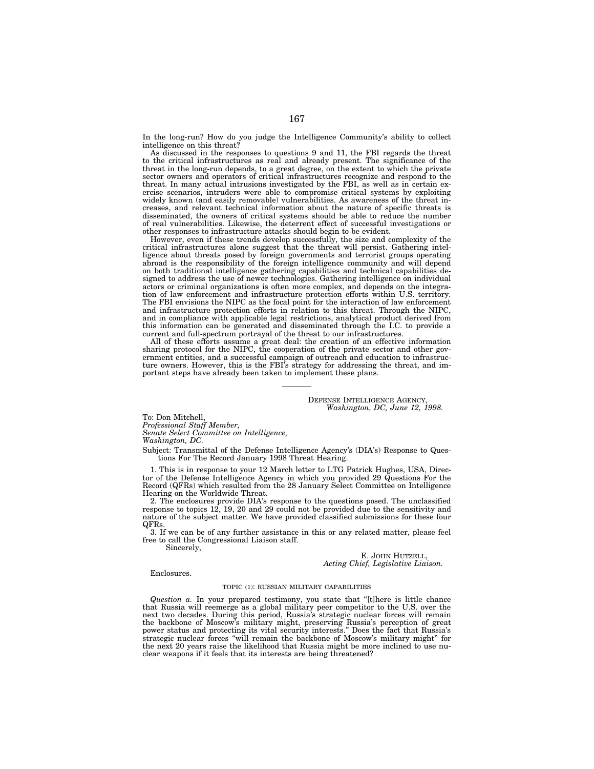In the long-run? How do you judge the Intelligence Community's ability to collect intelligence on this threat?

As discussed in the responses to questions 9 and 11, the FBI regards the threat to the critical infrastructures as real and already present. The significance of the threat in the long-run depends, to a great degree, on the extent to which the private sector owners and operators of critical infrastructures recognize and respond to the threat. In many actual intrusions investigated by the FBI, as well as in certain exercise scenarios, intruders were able to compromise critical systems by exploiting widely known (and easily removable) vulnerabilities. As awareness of the threat increases, and relevant technical information about the nature of specific threats is disseminated, the owners of critical systems should be able to reduce the number of real vulnerabilities. Likewise, the deterrent effect of successful investigations or other responses to infrastructure attacks should begin to be evident.

However, even if these trends develop successfully, the size and complexity of the critical infrastructures alone suggest that the threat will persist. Gathering intelligence about threats posed by foreign governments and terrorist groups operating abroad is the responsibility of the foreign intelligence community and will depend on both traditional intelligence gathering capabilities and technical capabilities designed to address the use of newer technologies. Gathering intelligence on individual actors or criminal organizations is often more complex, and depends on the integration of law enforcement and infrastructure protection efforts within U.S. territory. The FBI envisions the NIPC as the focal point for the interaction of law enforcement and infrastructure protection efforts in relation to this threat. Through the NIPC, and in compliance with applicable legal restrictions, analytical product derived from this information can be generated and disseminated through the I.C. to provide a current and full-spectrum portrayal of the threat to our infrastructures.

All of these efforts assume a great deal: the creation of an effective information sharing protocol for the NIPC, the cooperation of the private sector and other government entities, and a successful campaign of outreach and education to infrastructure owners. However, this is the FBI's strategy for addressing the threat, and important steps have already been taken to implement these plans.

---

DEFENSE INTELLIGENCE AGENCY,
*Washington, DC, June 12, 1998.*

To: Don Mitchell,
*Professional Staff Member,*
*Senate Select Committee on Intelligence,*
*Washington, DC.*

Subject: Transmittal of the Defense Intelligence Agency's (DIA's) Response to Questions For The Record January 1998 Threat Hearing.

1. This is in response to your 12 March letter to LTG Patrick Hughes, USA, Director of the Defense Intelligence Agency in which you provided 29 Questions For the Record (QFRs) which resulted from the 28 January Select Committee on Intelligence Hearing on the Worldwide Threat.

2. The enclosures provide DIA's response to the questions posed. The unclassified response to topics 12, 19, 20 and 29 could not be provided due to the sensitivity and nature of the subject matter. We have provided classified submissions for these four QFRs.

3. If we can be of any further assistance in this or any related matter, please feel free to call the Congressional Liaison staff.

Sincerely,

E. JOHN HUTZELL,
*Acting Chief, Legislative Liaison.*

Enclosures.

TOPIC (1): RUSSIAN MILITARY CAPABILITIES

*Question a.* In your prepared testimony, you state that "[t]here is little chance that Russia will reemerge as a global military peer competitor to the U.S. over the next two decades. During this period, Russia's strategic nuclear forces will remain the backbone of Moscow's military might, preserving Russia's perception of great power status and protecting its vital security interests." Does the fact that Russia's strategic nuclear forces "will remain the backbone of Moscow's military might" for the next 20 years raise the likelihood that Russia might be more inclined to use nuclear weapons if it feels that its interests are being threatened?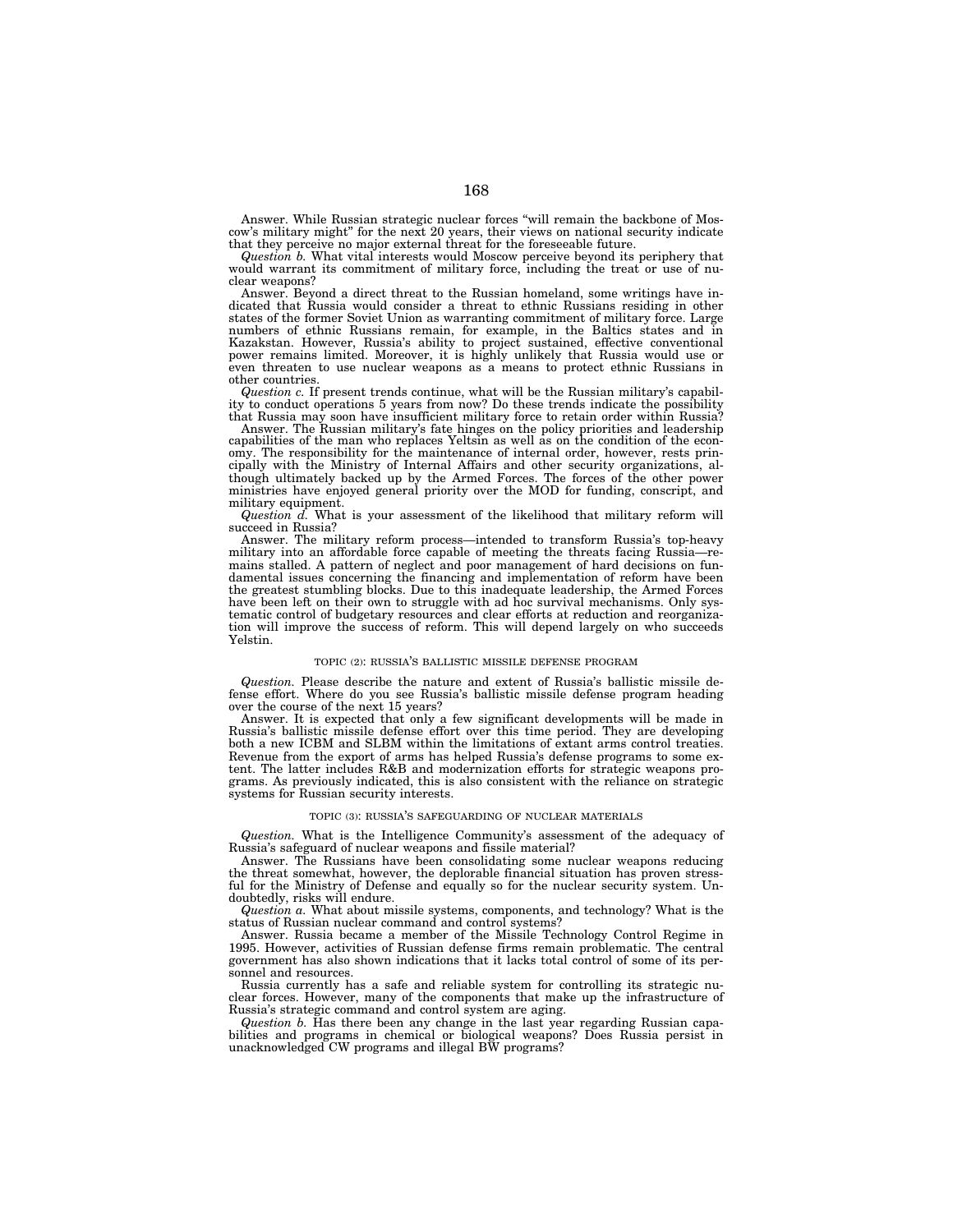Answer. While Russian strategic nuclear forces "will remain the backbone of Moscow's military might" for the next 20 years, their views on national security indicate that they perceive no major external threat for the foreseeable future.

*Question b.* What vital interests would Moscow perceive beyond its periphery that would warrant its commitment of military force, including the treat or use of nuclear weapons?

Answer. Beyond a direct threat to the Russian homeland, some writings have indicated that Russia would consider a threat to ethnic Russians residing in other states of the former Soviet Union as warranting commitment of military force. Large numbers of ethnic Russians remain, for example, in the Baltics states and in Kazakstan. However, Russia's ability to project sustained, effective conventional power remains limited. Moreover, it is highly unlikely that Russia would use or even threaten to use nuclear weapons as a means to protect ethnic Russians in other countries.

*Question c.* If present trends continue, what will be the Russian military's capability to conduct operations 5 years from now? Do these trends indicate the possibility that Russia may soon have insufficient military force to retain order within Russia?

Answer. The Russian military's fate hinges on the policy priorities and leadership capabilities of the man who replaces Yeltsin as well as on the condition of the economy. The responsibility for the maintenance of internal order, however, rests principally with the Ministry of Internal Affairs and other security organizations, although ultimately backed up by the Armed Forces. The forces of the other power ministries have enjoyed general priority over the MOD for funding, conscript, and military equipment.

*Question d.* What is your assessment of the likelihood that military reform will succeed in Russia?

Answer. The military reform process—intended to transform Russia's top-heavy military into an affordable force capable of meeting the threats facing Russia—remains stalled. A pattern of neglect and poor management of hard decisions on fundamental issues concerning the financing and implementation of reform have been the greatest stumbling blocks. Due to this inadequate leadership, the Armed Forces have been left on their own to struggle with ad hoc survival mechanisms. Only systematic control of budgetary resources and clear efforts at reduction and reorganization will improve the success of reform. This will depend largely on who succeeds Yelstin.

## TOPIC (2): RUSSIA'S BALLISTIC MISSILE DEFENSE PROGRAM

*Question.* Please describe the nature and extent of Russia's ballistic missile defense effort. Where do you see Russia's ballistic missile defense program heading over the course of the next 15 years?

Answer. It is expected that only a few significant developments will be made in Russia's ballistic missile defense effort over this time period. They are developing both a new ICBM and SLBM within the limitations of extant arms control treaties. Revenue from the export of arms has helped Russia's defense programs to some extent. The latter includes R&B and modernization efforts for strategic weapons programs. As previously indicated, this is also consistent with the reliance on strategic systems for Russian security interests.

## TOPIC (3): RUSSIA'S SAFEGUARDING OF NUCLEAR MATERIALS

*Question.* What is the Intelligence Community's assessment of the adequacy of Russia's safeguard of nuclear weapons and fissile material?

Answer. The Russians have been consolidating some nuclear weapons reducing the threat somewhat, however, the deplorable financial situation has proven stressful for the Ministry of Defense and equally so for the nuclear security system. Undoubtedly, risks will endure.

*Question a.* What about missile systems, components, and technology? What is the status of Russian nuclear command and control systems?

Answer. Russia became a member of the Missile Technology Control Regime in 1995. However, activities of Russian defense firms remain problematic. The central government has also shown indications that it lacks total control of some of its personnel and resources.

Russia currently has a safe and reliable system for controlling its strategic nuclear forces. However, many of the components that make up the infrastructure of Russia's strategic command and control system are aging.

*Question b.* Has there been any change in the last year regarding Russian capabilities and programs in chemical or biological weapons? Does Russia persist in unacknowledged CW programs and illegal BW programs?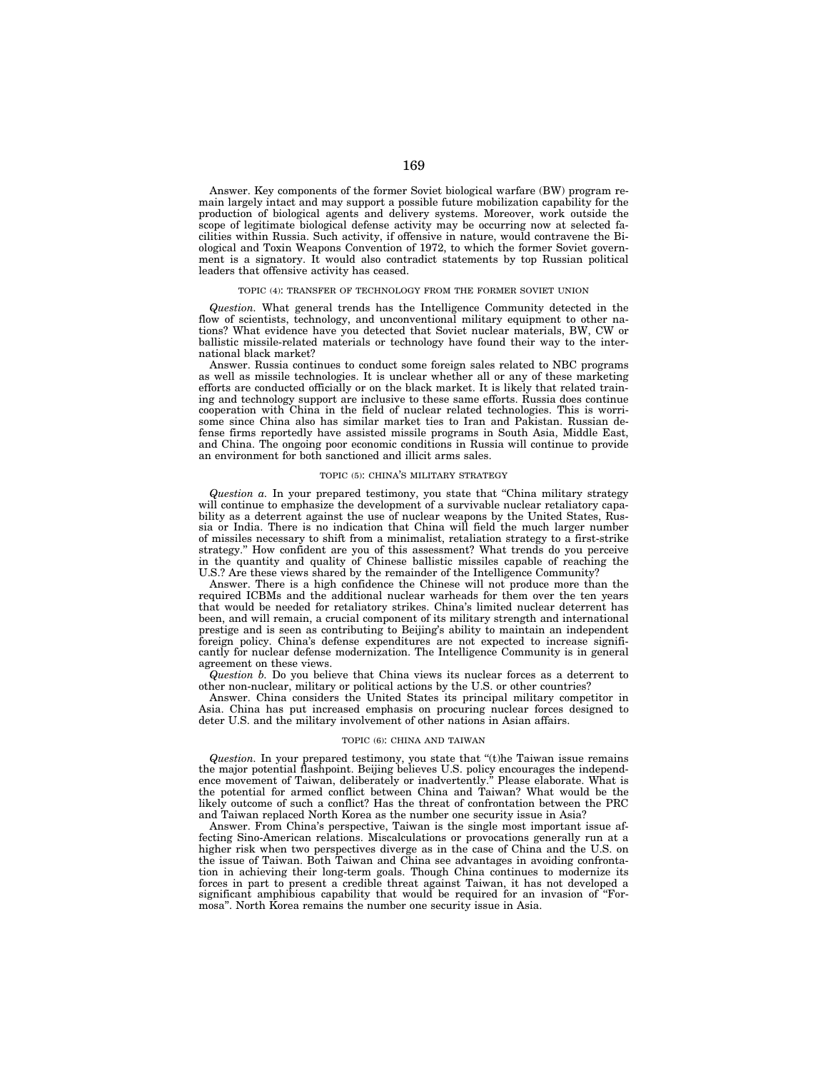Answer. Key components of the former Soviet biological warfare (BW) program remain largely intact and may support a possible future mobilization capability for the production of biological agents and delivery systems. Moreover, work outside the scope of legitimate biological defense activity may be occurring now at selected facilities within Russia. Such activity, if offensive in nature, would contravene the Biological and Toxin Weapons Convention of 1972, to which the former Soviet government is a signatory. It would also contradict statements by top Russian political leaders that offensive activity has ceased.

###### TOPIC (4): TRANSFER OF TECHNOLOGY FROM THE FORMER SOVIET UNION

*Question.* What general trends has the Intelligence Community detected in the flow of scientists, technology, and unconventional military equipment to other nations? What evidence have you detected that Soviet nuclear materials, BW, CW or ballistic missile-related materials or technology have found their way to the international black market?

Answer. Russia continues to conduct some foreign sales related to NBC programs as well as missile technologies. It is unclear whether all or any of these marketing efforts are conducted officially or on the black market. It is likely that related training and technology support are inclusive to these same efforts. Russia does continue cooperation with China in the field of nuclear related technologies. This is worrisome since China also has similar market ties to Iran and Pakistan. Russian defense firms reportedly have assisted missile programs in South Asia, Middle East, and China. The ongoing poor economic conditions in Russia will continue to provide an environment for both sanctioned and illicit arms sales.

###### TOPIC (5): CHINA'S MILITARY STRATEGY

*Question a.* In your prepared testimony, you state that "China military strategy will continue to emphasize the development of a survivable nuclear retaliatory capability as a deterrent against the use of nuclear weapons by the United States, Russia or India. There is no indication that China will field the much larger number of missiles necessary to shift from a minimalist, retaliation strategy to a first-strike strategy." How confident are you of this assessment? What trends do you perceive in the quantity and quality of Chinese ballistic missiles capable of reaching the U.S.? Are these views shared by the remainder of the Intelligence Community?

Answer. There is a high confidence the Chinese will not produce more than the required ICBMs and the additional nuclear warheads for them over the ten years that would be needed for retaliatory strikes. China's limited nuclear deterrent has been, and will remain, a crucial component of its military strength and international prestige and is seen as contributing to Beijing's ability to maintain an independent foreign policy. China's defense expenditures are not expected to increase significantly for nuclear defense modernization. The Intelligence Community is in general agreement on these views.

*Question b.* Do you believe that China views its nuclear forces as a deterrent to other non-nuclear, military or political actions by the U.S. or other countries?

Answer. China considers the United States its principal military competitor in Asia. China has put increased emphasis on procuring nuclear forces designed to deter U.S. and the military involvement of other nations in Asian affairs.

###### TOPIC (6): CHINA AND TAIWAN

*Question.* In your prepared testimony, you state that "(t)he Taiwan issue remains the major potential flashpoint. Beijing believes U.S. policy encourages the independence movement of Taiwan, deliberately or inadvertently." Please elaborate. What is the potential for armed conflict between China and Taiwan? What would be the likely outcome of such a conflict? Has the threat of confrontation between the PRC and Taiwan replaced North Korea as the number one security issue in Asia?

Answer. From China's perspective, Taiwan is the single most important issue affecting Sino-American relations. Miscalculations or provocations generally run at a higher risk when two perspectives diverge as in the case of China and the U.S. on the issue of Taiwan. Both Taiwan and China see advantages in avoiding confrontation in achieving their long-term goals. Though China continues to modernize its forces in part to present a credible threat against Taiwan, it has not developed a significant amphibious capability that would be required for an invasion of "Formosa". North Korea remains the number one security issue in Asia.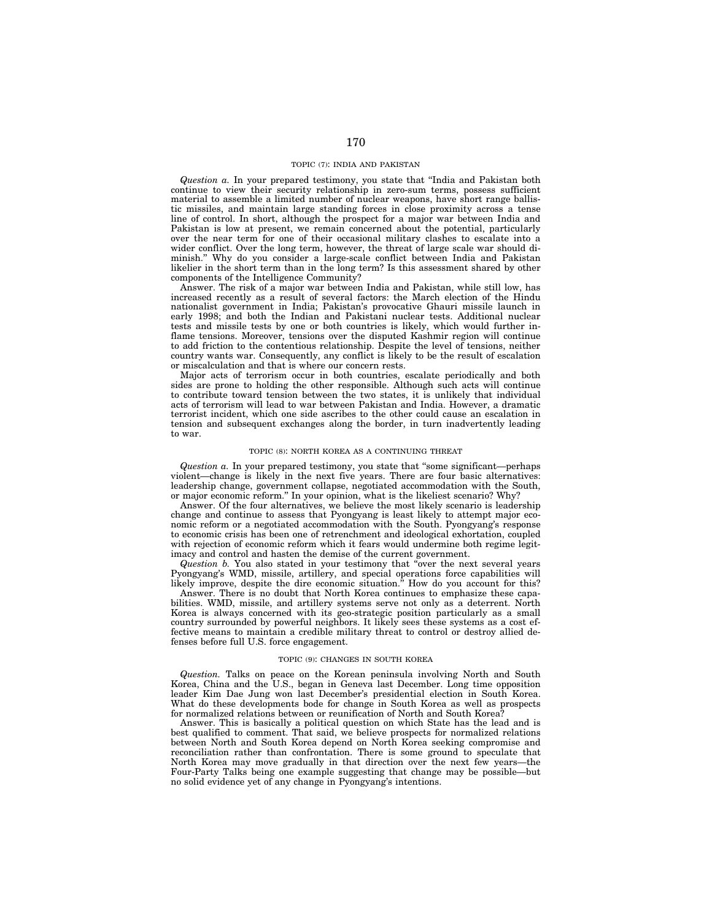### TOPIC (7): INDIA AND PAKISTAN

*Question a.* In your prepared testimony, you state that "India and Pakistan both continue to view their security relationship in zero-sum terms, possess sufficient material to assemble a limited number of nuclear weapons, have short range ballistic missiles, and maintain large standing forces in close proximity across a tense line of control. In short, although the prospect for a major war between India and Pakistan is low at present, we remain concerned about the potential, particularly over the near term for one of their occasional military clashes to escalate into a wider conflict. Over the long term, however, the threat of large scale war should diminish." Why do you consider a large-scale conflict between India and Pakistan likelier in the short term than in the long term? Is this assessment shared by other components of the Intelligence Community?

Answer. The risk of a major war between India and Pakistan, while still low, has increased recently as a result of several factors: the March election of the Hindu nationalist government in India; Pakistan's provocative Ghauri missile launch in early 1998; and both the Indian and Pakistani nuclear tests. Additional nuclear tests and missile tests by one or both countries is likely, which would further inflame tensions. Moreover, tensions over the disputed Kashmir region will continue to add friction to the contentious relationship. Despite the level of tensions, neither country wants war. Consequently, any conflict is likely to be the result of escalation or miscalculation and that is where our concern rests.

Major acts of terrorism occur in both countries, escalate periodically and both sides are prone to holding the other responsible. Although such acts will continue to contribute toward tension between the two states, it is unlikely that individual acts of terrorism will lead to war between Pakistan and India. However, a dramatic terrorist incident, which one side ascribes to the other could cause an escalation in tension and subsequent exchanges along the border, in turn inadvertently leading to war.

### TOPIC (8): NORTH KOREA AS A CONTINUING THREAT

*Question a.* In your prepared testimony, you state that "some significant—perhaps violent—change is likely in the next five years. There are four basic alternatives: leadership change, government collapse, negotiated accommodation with the South, or major economic reform." In your opinion, what is the likeliest scenario? Why?

Answer. Of the four alternatives, we believe the most likely scenario is leadership change and continue to assess that Pyongyang is least likely to attempt major economic reform or a negotiated accommodation with the South. Pyongyang's response to economic crisis has been one of retrenchment and ideological exhortation, coupled with rejection of economic reform which it fears would undermine both regime legitimacy and control and hasten the demise of the current government.

*Question b.* You also stated in your testimony that "over the next several years Pyongyang's WMD, missile, artillery, and special operations force capabilities will likely improve, despite the dire economic situation." How do you account for this?

Answer. There is no doubt that North Korea continues to emphasize these capabilities. WMD, missile, and artillery systems serve not only as a deterrent. North Korea is always concerned with its geo-strategic position particularly as a small country surrounded by powerful neighbors. It likely sees these systems as a cost effective means to maintain a credible military threat to control or destroy allied defenses before full U.S. force engagement.

### TOPIC (9): CHANGES IN SOUTH KOREA

*Question.* Talks on peace on the Korean peninsula involving North and South Korea, China and the U.S., began in Geneva last December. Long time opposition leader Kim Dae Jung won last December's presidential election in South Korea. What do these developments bode for change in South Korea as well as prospects for normalized relations between or reunification of North and South Korea?

Answer. This is basically a political question on which State has the lead and is best qualified to comment. That said, we believe prospects for normalized relations between North and South Korea depend on North Korea seeking compromise and reconciliation rather than confrontation. There is some ground to speculate that North Korea may move gradually in that direction over the next few years—the Four-Party Talks being one example suggesting that change may be possible—but no solid evidence yet of any change in Pyongyang's intentions.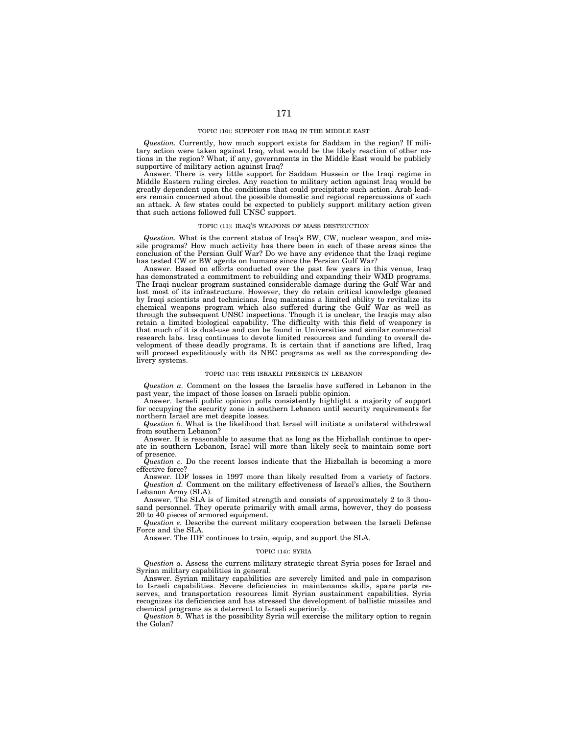### TOPIC (10): SUPPORT FOR IRAQ IN THE MIDDLE EAST

*Question.* Currently, how much support exists for Saddam in the region? If military action were taken against Iraq, what would be the likely reaction of other nations in the region? What, if any, governments in the Middle East would be publicly supportive of military action against Iraq?

Answer. There is very little support for Saddam Hussein or the Iraqi regime in Middle Eastern ruling circles. Any reaction to military action against Iraq would be greatly dependent upon the conditions that could precipitate such action. Arab leaders remain concerned about the possible domestic and regional repercussions of such an attack. A few states could be expected to publicly support military action given that such actions followed full UNSC support.

### TOPIC (11): IRAQ'S WEAPONS OF MASS DESTRUCTION

*Question.* What is the current status of Iraq's BW, CW, nuclear weapon, and missile programs? How much activity has there been in each of these areas since the conclusion of the Persian Gulf War? Do we have any evidence that the Iraqi regime has tested CW or BW agents on humans since the Persian Gulf War?

Answer. Based on efforts conducted over the past few years in this venue, Iraq has demonstrated a commitment to rebuilding and expanding their WMD programs. The Iraqi nuclear program sustained considerable damage during the Gulf War and lost most of its infrastructure. However, they do retain critical knowledge gleaned by Iraqi scientists and technicians. Iraq maintains a limited ability to revitalize its chemical weapons program which also suffered during the Gulf War as well as through the subsequent UNSC inspections. Though it is unclear, the Iraqis may also retain a limited biological capability. The difficulty with this field of weaponry is that much of it is dual-use and can be found in Universities and similar commercial research labs. Iraq continues to devote limited resources and funding to overall development of these deadly programs. It is certain that if sanctions are lifted, Iraq will proceed expeditiously with its NBC programs as well as the corresponding delivery systems.

### TOPIC (13): THE ISRAELI PRESENCE IN LEBANON

*Question a.* Comment on the losses the Israelis have suffered in Lebanon in the past year, the impact of those losses on Israeli public opinion.

Answer. Israeli public opinion polls consistently highlight a majority of support for occupying the security zone in southern Lebanon until security requirements for northern Israel are met despite losses.

*Question b.* What is the likelihood that Israel will initiate a unilateral withdrawal from southern Lebanon?

Answer. It is reasonable to assume that as long as the Hizballah continue to operate in southern Lebanon, Israel will more than likely seek to maintain some sort of presence.

*Question c.* Do the recent losses indicate that the Hizballah is becoming a more effective force?

Answer. IDF losses in 1997 more than likely resulted from a variety of factors.

*Question d.* Comment on the military effectiveness of Israel's allies, the Southern Lebanon Army (SLA).

Answer. The SLA is of limited strength and consists of approximately 2 to 3 thousand personnel. They operate primarily with small arms, however, they do possess 20 to 40 pieces of armored equipment.

*Question e.* Describe the current military cooperation between the Israeli Defense Force and the SLA.

Answer. The IDF continues to train, equip, and support the SLA.

### TOPIC (14): SYRIA

*Question a.* Assess the current military strategic threat Syria poses for Israel and Syrian military capabilities in general.

Answer. Syrian military capabilities are severely limited and pale in comparison to Israeli capabilities. Severe deficiencies in maintenance skills, spare parts reserves, and transportation resources limit Syrian sustainment capabilities. Syria recognizes its deficiencies and has stressed the development of ballistic missiles and chemical programs as a deterrent to Israeli superiority.

*Question b.* What is the possibility Syria will exercise the military option to regain the Golan?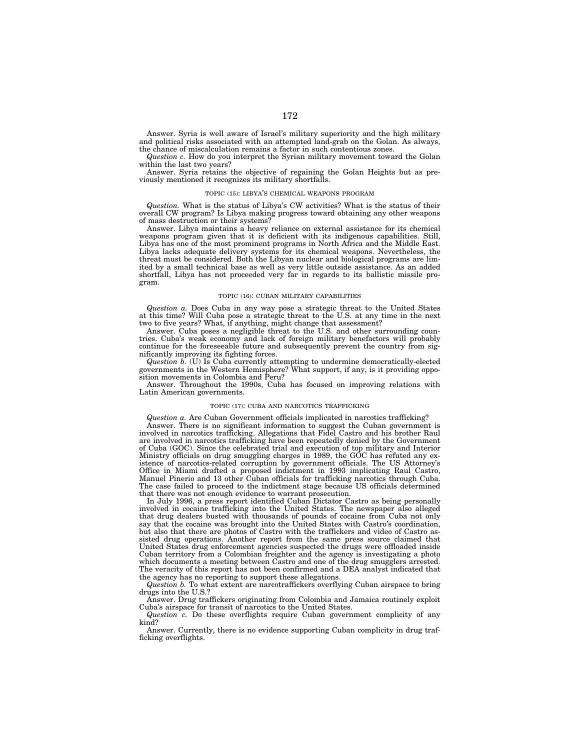Answer. Syria is well aware of Israel's military superiority and the high military and political risks associated with an attempted land-grab on the Golan. As always, the chance of miscalculation remains a factor in such contentious zones.

*Question c.* How do you interpret the Syrian military movement toward the Golan within the last two years?

Answer. Syria retains the objective of regaining the Golan Heights but as previously mentioned it recognizes its military shortfalls.

### TOPIC (15): LIBYA'S CHEMICAL WEAPONS PROGRAM

*Question.* What is the status of Libya's CW activities? What is the status of their overall CW program? Is Libya making progress toward obtaining any other weapons of mass destruction or their systems?

Answer. Libya maintains a heavy reliance on external assistance for its chemical weapons program given that it is deficient with its indigenous capabilities. Still, Libya has one of the most prominent programs in North Africa and the Middle East. Libya lacks adequate delivery systems for its chemical weapons. Nevertheless, the threat must be considered. Both the Libyan nuclear and biological programs are limited by a small technical base as well as very little outside assistance. As an added shortfall, Libya has not proceeded very far in regards to its ballistic missile program.

### TOPIC (16): CUBAN MILITARY CAPABILITIES

*Question a.* Does Cuba in any way pose a strategic threat to the United States at this time? Will Cuba pose a strategic threat to the U.S. at any time in the next two to five years? What, if anything, might change that assessment?

Answer. Cuba poses a negligible threat to the U.S. and other surrounding countries. Cuba's weak economy and lack of foreign military benefactors will probably continue for the foreseeable future and subsequently prevent the country from significantly improving its fighting forces.

*Question b.* (U) Is Cuba currently attempting to undermine democratically-elected governments in the Western Hemisphere? What support, if any, is it providing opposition movements in Colombia and Peru?

Answer. Throughout the 1990s, Cuba has focused on improving relations with Latin American governments.

### TOPIC (17): CUBA AND NARCOTICS TRAFFICKING

*Question a.* Are Cuban Government officials implicated in narcotics trafficking?

Answer. There is no significant information to suggest the Cuban government is involved in narcotics trafficking. Allegations that Fidel Castro and his brother Raul are involved in narcotics trafficking have been repeatedly denied by the Government of Cuba (GOC). Since the celebrated trial and execution of top military and Interior Ministry officials on drug smuggling charges in 1989, the GOC has refuted any existence of narcotics-related corruption by government officials. The US Attorney's Office in Miami drafted a proposed indictment in 1993 implicating Raul Castro, Manuel Pinerio and 13 other Cuban officials for trafficking narcotics through Cuba. The case failed to proceed to the indictment stage because US officials determined that there was not enough evidence to warrant prosecution.

In July 1996, a press report identified Cuban Dictator Castro as being personally involved in cocaine trafficking into the United States. The newspaper also alleged that drug dealers busted with thousands of pounds of cocaine from Cuba not only say that the cocaine was brought into the United States with Castro's coordination, but also that there are photos of Castro with the traffickers and video of Castro assisted drug operations. Another report from the same press source claimed that United States drug enforcement agencies suspected the drugs were offloaded inside Cuban territory from a Colombian freighter and the agency is investigating a photo which documents a meeting between Castro and one of the drug smugglers arrested. The veracity of this report has not been confirmed and a DEA analyst indicated that the agency has no reporting to support these allegations.

*Question b.* To what extent are narcotraffickers overflying Cuban airspace to bring drugs into the U.S.?

Answer. Drug traffickers originating from Colombia and Jamaica routinely exploit Cuba's airspace for transit of narcotics to the United States.

*Question c.* Do these overflights require Cuban government complicity of any kind?

Answer. Currently, there is no evidence supporting Cuban complicity in drug trafficking overflights.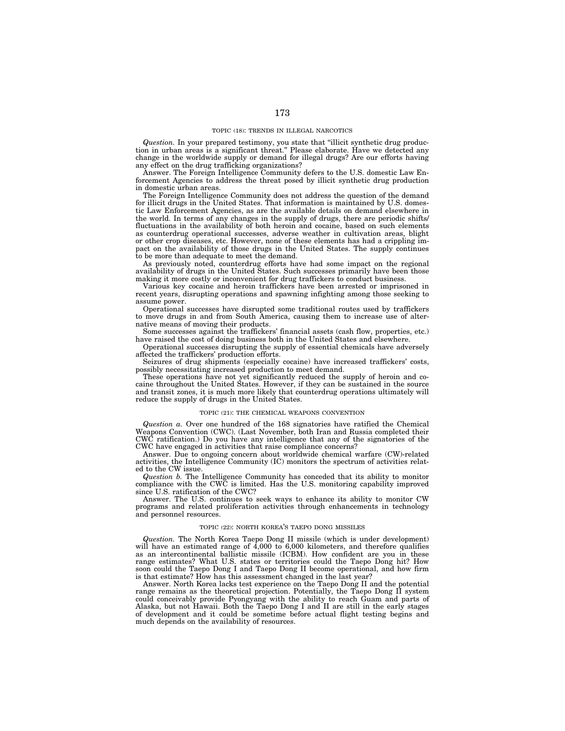### TOPIC (18): TRENDS IN ILLEGAL NARCOTICS

*Question.* In your prepared testimony, you state that "illicit synthetic drug production in urban areas is a significant threat." Please elaborate. Have we detected any change in the worldwide supply or demand for illegal drugs? Are our efforts having any effect on the drug trafficking organizations?

Answer. The Foreign Intelligence Community defers to the U.S. domestic Law Enforcement Agencies to address the threat posed by illicit synthetic drug production in domestic urban areas.

The Foreign Intelligence Community does not address the question of the demand for illicit drugs in the United States. That information is maintained by U.S. domestic Law Enforcement Agencies, as are the available details on demand elsewhere in the world. In terms of any changes in the supply of drugs, there are periodic shifts/fluctuations in the availability of both heroin and cocaine, based on such elements as counterdrug operational successes, adverse weather in cultivation areas, blight or other crop diseases, etc. However, none of these elements has had a crippling impact on the availability of those drugs in the United States. The supply continues to be more than adequate to meet the demand.

As previously noted, counterdrug efforts have had some impact on the regional availability of drugs in the United States. Such successes primarily have been those making it more costly or inconvenient for drug traffickers to conduct business.

Various key cocaine and heroin traffickers have been arrested or imprisoned in recent years, disrupting operations and spawning infighting among those seeking to assume power.

Operational successes have disrupted some traditional routes used by traffickers to move drugs in and from South America, causing them to increase use of alternative means of moving their products.

Some successes against the traffickers' financial assets (cash flow, properties, etc.) have raised the cost of doing business both in the United States and elsewhere.

Operational successes disrupting the supply of essential chemicals have adversely affected the traffickers' production efforts.

Seizures of drug shipments (especially cocaine) have increased traffickers' costs, possibly necessitating increased production to meet demand.

These operations have not yet significantly reduced the supply of heroin and cocaine throughout the United States. However, if they can be sustained in the source and transit zones, it is much more likely that counterdrug operations ultimately will reduce the supply of drugs in the United States.

### TOPIC (21): THE CHEMICAL WEAPONS CONVENTION

*Question a.* Over one hundred of the 168 signatories have ratified the Chemical Weapons Convention (CWC). (Last November, both Iran and Russia completed their CWC ratification.) Do you have any intelligence that any of the signatories of the CWC have engaged in activities that raise compliance concerns?

Answer. Due to ongoing concern about worldwide chemical warfare (CW)-related activities, the Intelligence Community (IC) monitors the spectrum of activities related to the CW issue.

*Question b.* The Intelligence Community has conceded that its ability to monitor compliance with the CWC is limited. Has the U.S. monitoring capability improved since U.S. ratification of the CWC?

Answer. The U.S. continues to seek ways to enhance its ability to monitor CW programs and related proliferation activities through enhancements in technology and personnel resources.

### TOPIC (22): NORTH KOREA'S TAEPO DONG MISSILES

*Question.* The North Korea Taepo Dong II missile (which is under development) will have an estimated range of 4,000 to 6,000 kilometers, and therefore qualifies as an intercontinental ballistic missile (ICBM). How confident are you in these range estimates? What U.S. states or territories could the Taepo Dong hit? How soon could the Taepo Dong I and Taepo Dong II become operational, and how firm is that estimate? How has this assessment changed in the last year?

Answer. North Korea lacks test experience on the Taepo Dong II and the potential range remains as the theoretical projection. Potentially, the Taepo Dong II system could conceivably provide Pyongyang with the ability to reach Guam and parts of Alaska, but not Hawaii. Both the Taepo Dong I and II are still in the early stages of development and it could be sometime before actual flight testing begins and much depends on the availability of resources.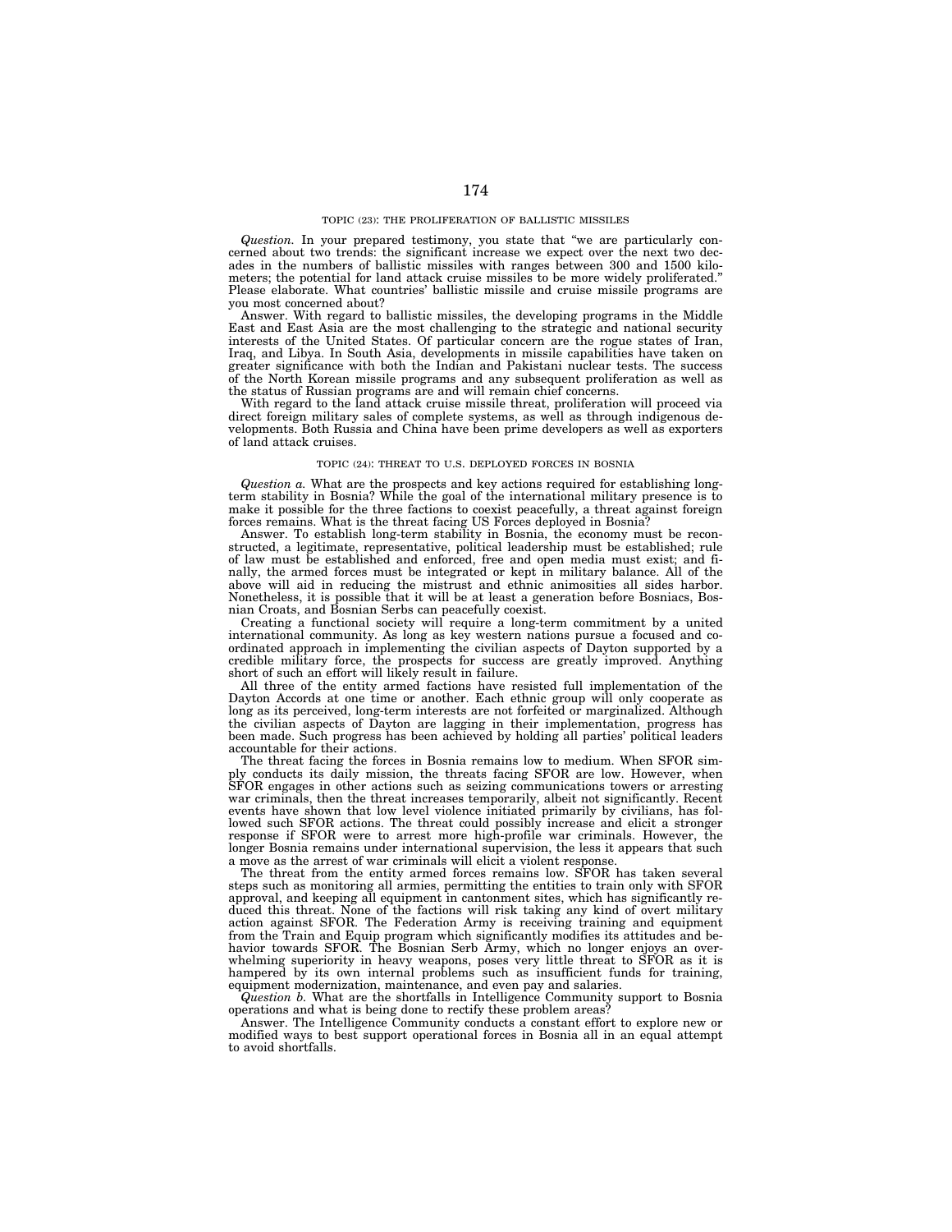TOPIC (23): THE PROLIFERATION OF BALLISTIC MISSILES

*Question.* In your prepared testimony, you state that "we are particularly concerned about two trends: the significant increase we expect over the next two decades in the numbers of ballistic missiles with ranges between 300 and 1500 kilometers; the potential for land attack cruise missiles to be more widely proliferated." Please elaborate. What countries' ballistic missile and cruise missile programs are you most concerned about?

Answer. With regard to ballistic missiles, the developing programs in the Middle East and East Asia are the most challenging to the strategic and national security interests of the United States. Of particular concern are the rogue states of Iran, Iraq, and Libya. In South Asia, developments in missile capabilities have taken on greater significance with both the Indian and Pakistani nuclear tests. The success of the North Korean missile programs and any subsequent proliferation as well as the status of Russian programs are and will remain chief concerns.

With regard to the land attack cruise missile threat, proliferation will proceed via direct foreign military sales of complete systems, as well as through indigenous developments. Both Russia and China have been prime developers as well as exporters of land attack cruises.

TOPIC (24): THREAT TO U.S. DEPLOYED FORCES IN BOSNIA

*Question a.* What are the prospects and key actions required for establishing long-term stability in Bosnia? While the goal of the international military presence is to make it possible for the three factions to coexist peacefully, a threat against foreign forces remains. What is the threat facing US Forces deployed in Bosnia?

Answer. To establish long-term stability in Bosnia, the economy must be reconstructed, a legitimate, representative, political leadership must be established; rule of law must be established and enforced, free and open media must exist; and finally, the armed forces must be integrated or kept in military balance. All of the above will aid in reducing the mistrust and ethnic animosities all sides harbor. Nonetheless, it is possible that it will be at least a generation before Bosniacs, Bosnian Croats, and Bosnian Serbs can peacefully coexist.

Creating a functional society will require a long-term commitment by a united international community. As long as key western nations pursue a focused and coordinated approach in implementing the civilian aspects of Dayton supported by a credible military force, the prospects for success are greatly improved. Anything short of such an effort will likely result in failure.

All three of the entity armed factions have resisted full implementation of the Dayton Accords at one time or another. Each ethnic group will only cooperate as long as its perceived, long-term interests are not forfeited or marginalized. Although the civilian aspects of Dayton are lagging in their implementation, progress has been made. Such progress has been achieved by holding all parties' political leaders accountable for their actions.

The threat facing the forces in Bosnia remains low to medium. When SFOR simply conducts its daily mission, the threats facing SFOR are low. However, when SFOR engages in other actions such as seizing communications towers or arresting war criminals, then the threat increases temporarily, albeit not significantly. Recent events have shown that low level violence initiated primarily by civilians, has followed such SFOR actions. The threat could possibly increase and elicit a stronger response if SFOR were to arrest more high-profile war criminals. However, the longer Bosnia remains under international supervision, the less it appears that such a move as the arrest of war criminals will elicit a violent response.

The threat from the entity armed forces remains low. SFOR has taken several steps such as monitoring all armies, permitting the entities to train only with SFOR approval, and keeping all equipment in cantonment sites, which has significantly reduced this threat. None of the factions will risk taking any kind of overt military action against SFOR. The Federation Army is receiving training and equipment from the Train and Equip program which significantly modifies its attitudes and behavior towards SFOR. The Bosnian Serb Army, which no longer enjoys an overwhelming superiority in heavy weapons, poses very little threat to SFOR as it is hampered by its own internal problems such as insufficient funds for training, equipment modernization, maintenance, and even pay and salaries.

*Question b.* What are the shortfalls in Intelligence Community support to Bosnia operations and what is being done to rectify these problem areas?

Answer. The Intelligence Community conducts a constant effort to explore new or modified ways to best support operational forces in Bosnia all in an equal attempt to avoid shortfalls.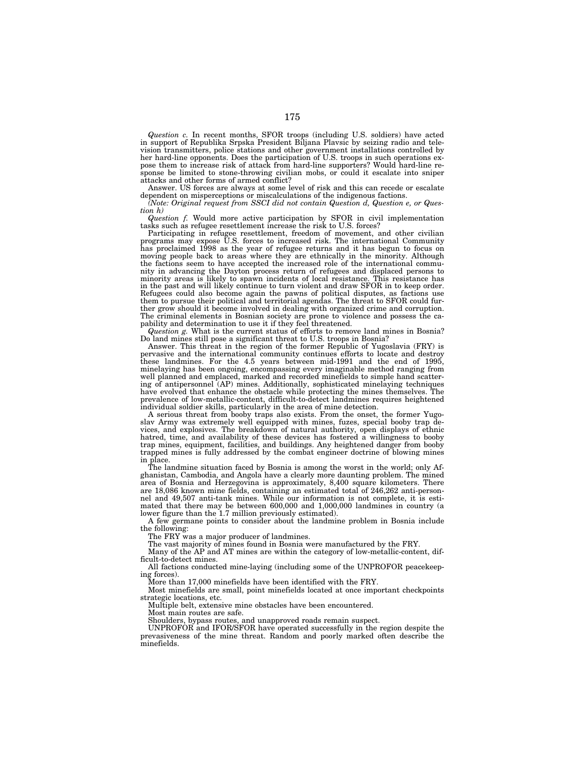*Question c.* In recent months, SFOR troops (including U.S. soldiers) have acted in support of Republika Srpska President Biljana Plavsic by seizing radio and television transmitters, police stations and other government installations controlled by her hard-line opponents. Does the participation of U.S. troops in such operations expose them to increase risk of attack from hard-line supporters? Would hard-line response be limited to stone-throwing civilian mobs, or could it escalate into sniper attacks and other forms of armed conflict?

Answer. US forces are always at some level of risk and this can recede or escalate dependent on misperceptions or miscalculations of the indigenous factions.

*(Note: Original request from SSCI did not contain Question d, Question e, or Question h)*

*Question f.* Would more active participation by SFOR in civil implementation tasks such as refugee resettlement increase the risk to U.S. forces?

Participating in refugee resettlement, freedom of movement, and other civilian programs may expose U.S. forces to increased risk. The international Community has proclaimed 1998 as the year of refugee returns and it has begun to focus on moving people back to areas where they are ethnically in the minority. Although the factions seem to have accepted the increased role of the international community in advancing the Dayton process return of refugees and displaced persons to minority areas is likely to spawn incidents of local resistance. This resistance has in the past and will likely continue to turn violent and draw SFOR in to keep order. Refugees could also become again the pawns of political disputes, as factions use them to pursue their political and territorial agendas. The threat to SFOR could further grow should it become involved in dealing with organized crime and corruption. The criminal elements in Bosnian society are prone to violence and possess the capability and determination to use it if they feel threatened.

*Question g.* What is the current status of efforts to remove land mines in Bosnia? Do land mines still pose a significant threat to U.S. troops in Bosnia?

Answer. This threat in the region of the former Republic of Yugoslavia (FRY) is pervasive and the international community continues efforts to locate and destroy these landmines. For the 4.5 years between mid-1991 and the end of 1995, minelaying has been ongoing, encompassing every imaginable method ranging from well planned and emplaced, marked and recorded minefields to simple hand scattering of antipersonnel (AP) mines. Additionally, sophisticated minelaying techniques have evolved that enhance the obstacle while protecting the mines themselves. The prevalence of low-metallic-content, difficult-to-detect landmines requires heightened individual soldier skills, particularly in the area of mine detection.

A serious threat from booby traps also exists. From the onset, the former Yugoslav Army was extremely well equipped with mines, fuzes, special booby trap devices, and explosives. The breakdown of natural authority, open displays of ethnic hatred, time, and availability of these devices has fostered a willingness to booby trap mines, equipment, facilities, and buildings. Any heightened danger from booby trapped mines is fully addressed by the combat engineer doctrine of blowing mines in place.

The landmine situation faced by Bosnia is among the worst in the world; only Afghanistan, Cambodia, and Angola have a clearly more daunting problem. The mined area of Bosnia and Herzegovina is approximately, 8,400 square kilometers. There are 18,086 known mine fields, containing an estimated total of 246,262 anti-personnel and 49,507 anti-tank mines. While our information is not complete, it is estimated that there may be between 600,000 and 1,000,000 landmines in country (a lower figure than the 1.7 million previously estimated).

A few germane points to consider about the landmine problem in Bosnia include the following:

The FRY was a major producer of landmines.

The vast majority of mines found in Bosnia were manufactured by the FRY.

Many of the AP and AT mines are within the category of low-metallic-content, difficult-to-detect mines.

All factions conducted mine-laying (including some of the UNPROFOR peacekeeping forces).

More than 17,000 minefields have been identified with the FRY.

Most minefields are small, point minefields located at once important checkpoints strategic locations, etc.

Multiple belt, extensive mine obstacles have been encountered.

Most main routes are safe.

Shoulders, bypass routes, and unapproved roads remain suspect.

UNPROFOR and IFOR/SFOR have operated successfully in the region despite the prevasiveness of the mine threat. Random and poorly marked often describe the minefields.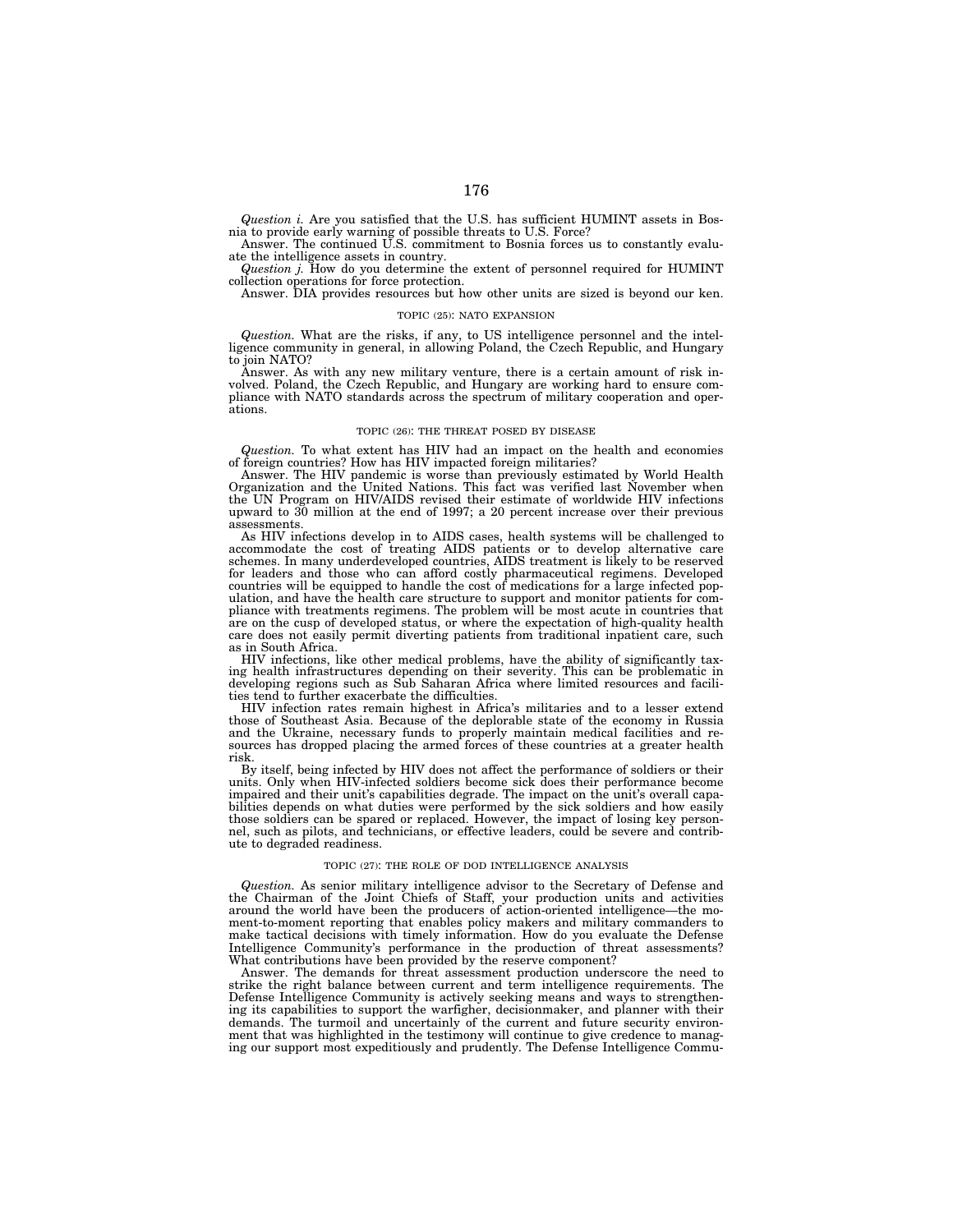*Question i.* Are you satisfied that the U.S. has sufficient HUMINT assets in Bosnia to provide early warning of possible threats to U.S. Force?

Answer. The continued U.S. commitment to Bosnia forces us to constantly evaluate the intelligence assets in country.

*Question j.* How do you determine the extent of personnel required for HUMINT collection operations for force protection.

Answer. DIA provides resources but how other units are sized is beyond our ken.

### TOPIC (25): NATO EXPANSION

*Question.* What are the risks, if any, to US intelligence personnel and the intelligence community in general, in allowing Poland, the Czech Republic, and Hungary to join NATO?

Answer. As with any new military venture, there is a certain amount of risk involved. Poland, the Czech Republic, and Hungary are working hard to ensure compliance with NATO standards across the spectrum of military cooperation and operations.

### TOPIC (26): THE THREAT POSED BY DISEASE

*Question.* To what extent has HIV had an impact on the health and economies of foreign countries? How has HIV impacted foreign militaries?

Answer. The HIV pandemic is worse than previously estimated by World Health Organization and the United Nations. This fact was verified last November when the UN Program on HIV/AIDS revised their estimate of worldwide HIV infections upward to 30 million at the end of 1997; a 20 percent increase over their previous assessments.

As HIV infections develop in to AIDS cases, health systems will be challenged to accommodate the cost of treating AIDS patients or to develop alternative care schemes. In many underdeveloped countries, AIDS treatment is likely to be reserved for leaders and those who can afford costly pharmaceutical regimens. Developed countries will be equipped to handle the cost of medications for a large infected population, and have the health care structure to support and monitor patients for compliance with treatments regimens. The problem will be most acute in countries that are on the cusp of developed status, or where the expectation of high-quality health care does not easily permit diverting patients from traditional inpatient care, such as in South Africa.

HIV infections, like other medical problems, have the ability of significantly taxing health infrastructures depending on their severity. This can be problematic in developing regions such as Sub Saharan Africa where limited resources and facilities tend to further exacerbate the difficulties.

HIV infection rates remain highest in Africa's militaries and to a lesser extend those of Southeast Asia. Because of the deplorable state of the economy in Russia and the Ukraine, necessary funds to properly maintain medical facilities and resources has dropped placing the armed forces of these countries at a greater health risk.

By itself, being infected by HIV does not affect the performance of soldiers or their units. Only when HIV-infected soldiers become sick does their performance become impaired and their unit's capabilities degrade. The impact on the unit's overall capabilities depends on what duties were performed by the sick soldiers and how easily those soldiers can be spared or replaced. However, the impact of losing key personnel, such as pilots, and technicians, or effective leaders, could be severe and contribute to degraded readiness.

### TOPIC (27): THE ROLE OF DOD INTELLIGENCE ANALYSIS

*Question.* As senior military intelligence advisor to the Secretary of Defense and the Chairman of the Joint Chiefs of Staff, your production units and activities around the world have been the producers of action-oriented intelligence—the moment-to-moment reporting that enables policy makers and military commanders to make tactical decisions with timely information. How do you evaluate the Defense Intelligence Community's performance in the production of threat assessments? What contributions have been provided by the reserve component?

Answer. The demands for threat assessment production underscore the need to strike the right balance between current and term intelligence requirements. The Defense Intelligence Community is actively seeking means and ways to strengthening its capabilities to support the warfigher, decisionmaker, and planner with their demands. The turmoil and uncertainly of the current and future security environment that was highlighted in the testimony will continue to give credence to managing our support most expeditiously and prudently. The Defense Intelligence Commu-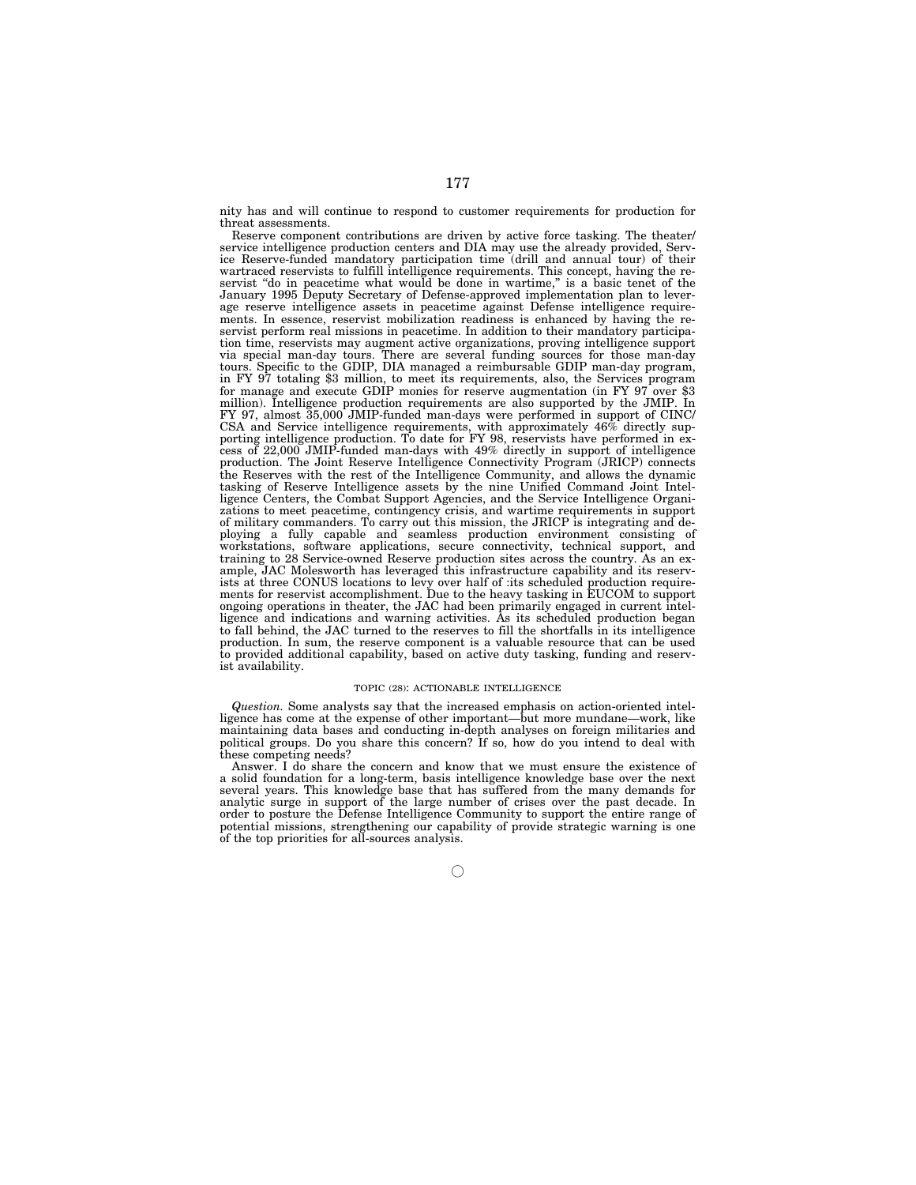nity has and will continue to respond to customer requirements for production for threat assessments.

Reserve component contributions are driven by active force tasking. The theater/service intelligence production centers and DIA may use the already provided, Service Reserve-funded mandatory participation time (drill and annual tour) of their wartraced reservists to fulfill intelligence requirements. This concept, having the reservist "do in peacetime what would be done in wartime," is a basic tenet of the January 1995 Deputy Secretary of Defense-approved implementation plan to leverage reserve intelligence assets in peacetime against Defense intelligence requirements. In essence, reservist mobilization readiness is enhanced by having the reservist perform real missions in peacetime. In addition to their mandatory participation time, reservists may augment active organizations, proving intelligence support via special man-day tours. There are several funding sources for those man-day tours. Specific to the GDIP, DIA managed a reimbursable GDIP man-day program, in FY 97 totaling $3 million, to meet its requirements, also, the Services program for manage and execute GDIP monies for reserve augmentation (in FY 97 over $3 million). Intelligence production requirements are also supported by the JMIP. In FY 97, almost 35,000 JMIP-funded man-days were performed in support of CINC/CSA and Service intelligence requirements, with approximately 46% directly supporting intelligence production. To date for FY 98, reservists have performed in excess of 22,000 JMIP-funded man-days with 49% directly in support of intelligence production. The Joint Reserve Intelligence Connectivity Program (JRICP) connects the Reserves with the rest of the Intelligence Community, and allows the dynamic tasking of Reserve Intelligence assets by the nine Unified Command Joint Intelligence Centers, the Combat Support Agencies, and the Service Intelligence Organizations to meet peacetime, contingency crisis, and wartime requirements in support of military commanders. To carry out this mission, the JRICP is integrating and deploying a fully capable and seamless production environment consisting of workstations, software applications, secure connectivity, technical support, and training to 28 Service-owned Reserve production sites across the country. As an example, JAC Molesworth has leveraged this infrastructure capability and its reservists at three CONUS locations to levy over half of :its scheduled production requirements for reservist accomplishment. Due to the heavy tasking in EUCOM to support ongoing operations in theater, the JAC had been primarily engaged in current intelligence and indications and warning activities. As its scheduled production began to fall behind, the JAC turned to the reserves to fill the shortfalls in its intelligence production. In sum, the reserve component is a valuable resource that can be used to provided additional capability, based on active duty tasking, funding and reservist availability.

TOPIC (28): ACTIONABLE INTELLIGENCE

*Question.* Some analysts say that the increased emphasis on action-oriented intelligence has come at the expense of other important—but more mundane—work, like maintaining data bases and conducting in-depth analyses on foreign militaries and political groups. Do you share this concern? If so, how do you intend to deal with these competing needs?

Answer. I do share the concern and know that we must ensure the existence of a solid foundation for a long-term, basis intelligence knowledge base over the next several years. This knowledge base that has suffered from the many demands for analytic surge in support of the large number of crises over the past decade. In order to posture the Defense Intelligence Community to support the entire range of potential missions, strengthening our capability of provide strategic warning is one of the top priorities for all-sources analysis.

○